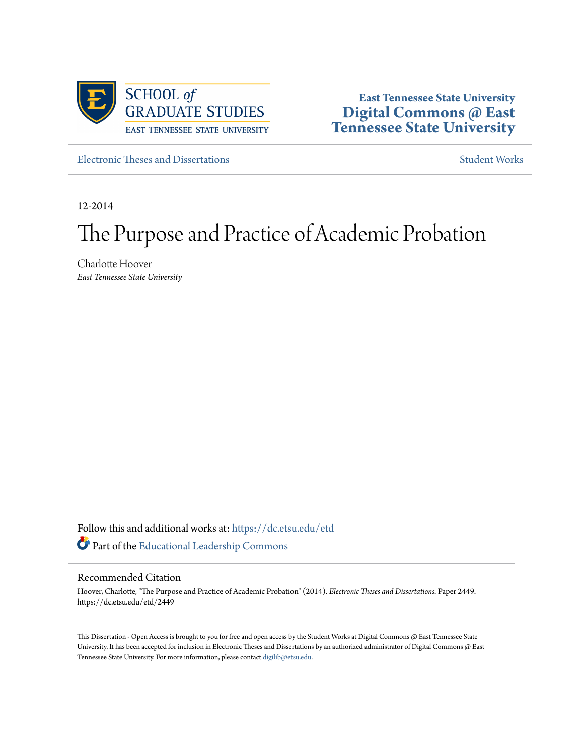SCHOOL *of* GRADUATE STUDIES
EAST TENNESSEE STATE UNIVERSITY

**East Tennessee State University**
**Digital Commons @ East Tennessee State University**

Electronic Theses and Dissertations

Student Works

12-2014

# The Purpose and Practice of Academic Probation

Charlotte Hoover
*East Tennessee State University*

Follow this and additional works at: https://dc.etsu.edu/etd

Part of the Educational Leadership Commons

## Recommended Citation

Hoover, Charlotte, "The Purpose and Practice of Academic Probation" (2014). *Electronic Theses and Dissertations.* Paper 2449. https://dc.etsu.edu/etd/2449

This Dissertation - Open Access is brought to you for free and open access by the Student Works at Digital Commons @ East Tennessee State University. It has been accepted for inclusion in Electronic Theses and Dissertations by an authorized administrator of Digital Commons @ East Tennessee State University. For more information, please contact digilib@etsu.edu.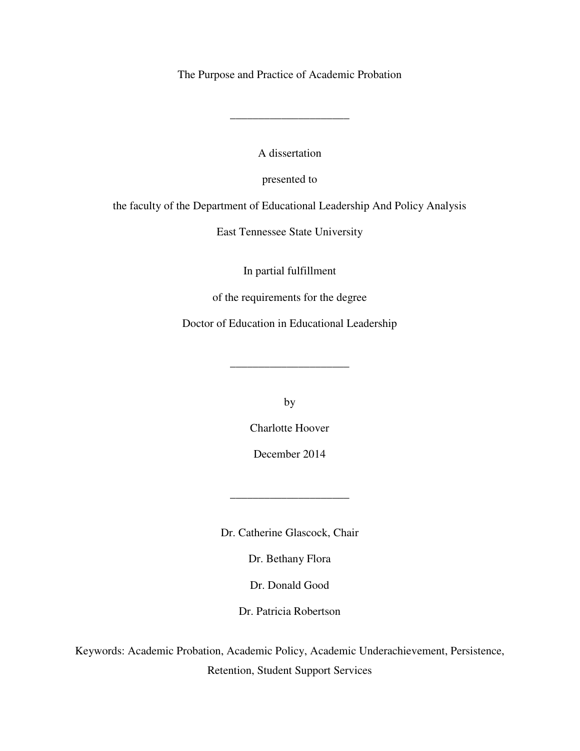# The Purpose and Practice of Academic Probation

---

A dissertation

presented to

the faculty of the Department of Educational Leadership And Policy Analysis

East Tennessee State University

In partial fulfillment

of the requirements for the degree

Doctor of Education in Educational Leadership

---

by

Charlotte Hoover

December 2014

---

Dr. Catherine Glascock, Chair

Dr. Bethany Flora

Dr. Donald Good

Dr. Patricia Robertson

Keywords: Academic Probation, Academic Policy, Academic Underachievement, Persistence, Retention, Student Support Services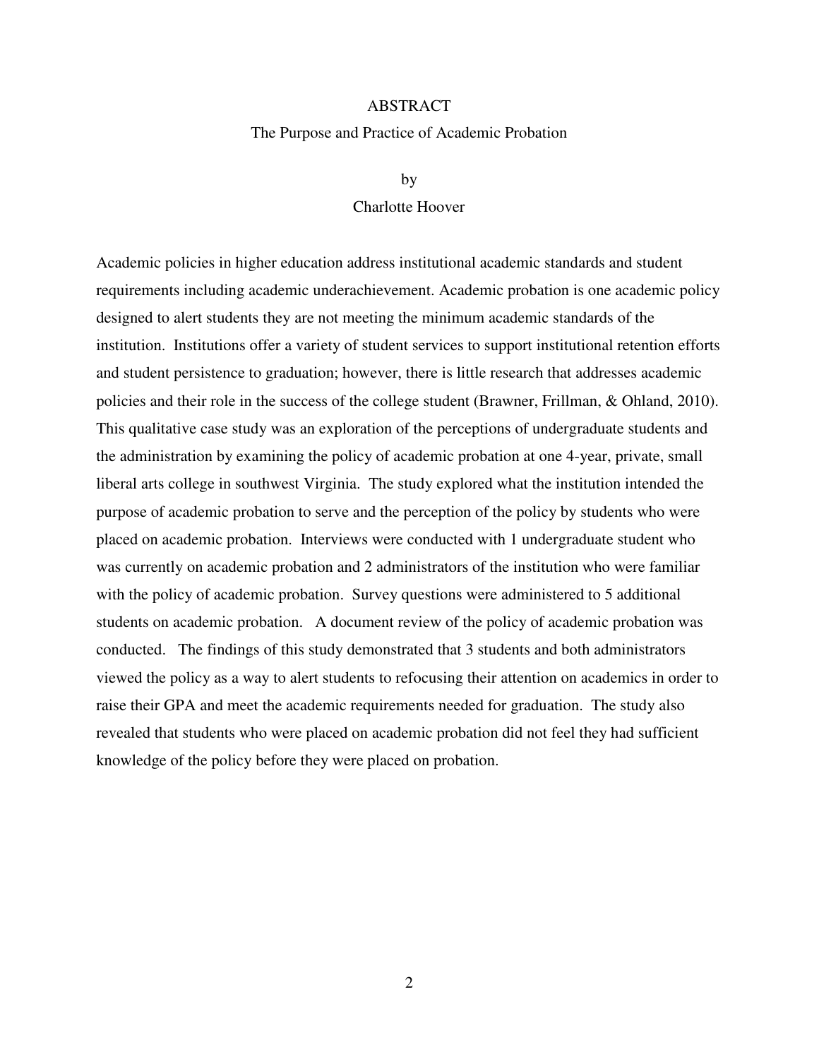# ABSTRACT

## The Purpose and Practice of Academic Probation

by

Charlotte Hoover

Academic policies in higher education address institutional academic standards and student requirements including academic underachievement. Academic probation is one academic policy designed to alert students they are not meeting the minimum academic standards of the institution. Institutions offer a variety of student services to support institutional retention efforts and student persistence to graduation; however, there is little research that addresses academic policies and their role in the success of the college student (Brawner, Frillman, & Ohland, 2010). This qualitative case study was an exploration of the perceptions of undergraduate students and the administration by examining the policy of academic probation at one 4-year, private, small liberal arts college in southwest Virginia. The study explored what the institution intended the purpose of academic probation to serve and the perception of the policy by students who were placed on academic probation. Interviews were conducted with 1 undergraduate student who was currently on academic probation and 2 administrators of the institution who were familiar with the policy of academic probation. Survey questions were administered to 5 additional students on academic probation. A document review of the policy of academic probation was conducted. The findings of this study demonstrated that 3 students and both administrators viewed the policy as a way to alert students to refocusing their attention on academics in order to raise their GPA and meet the academic requirements needed for graduation. The study also revealed that students who were placed on academic probation did not feel they had sufficient knowledge of the policy before they were placed on probation.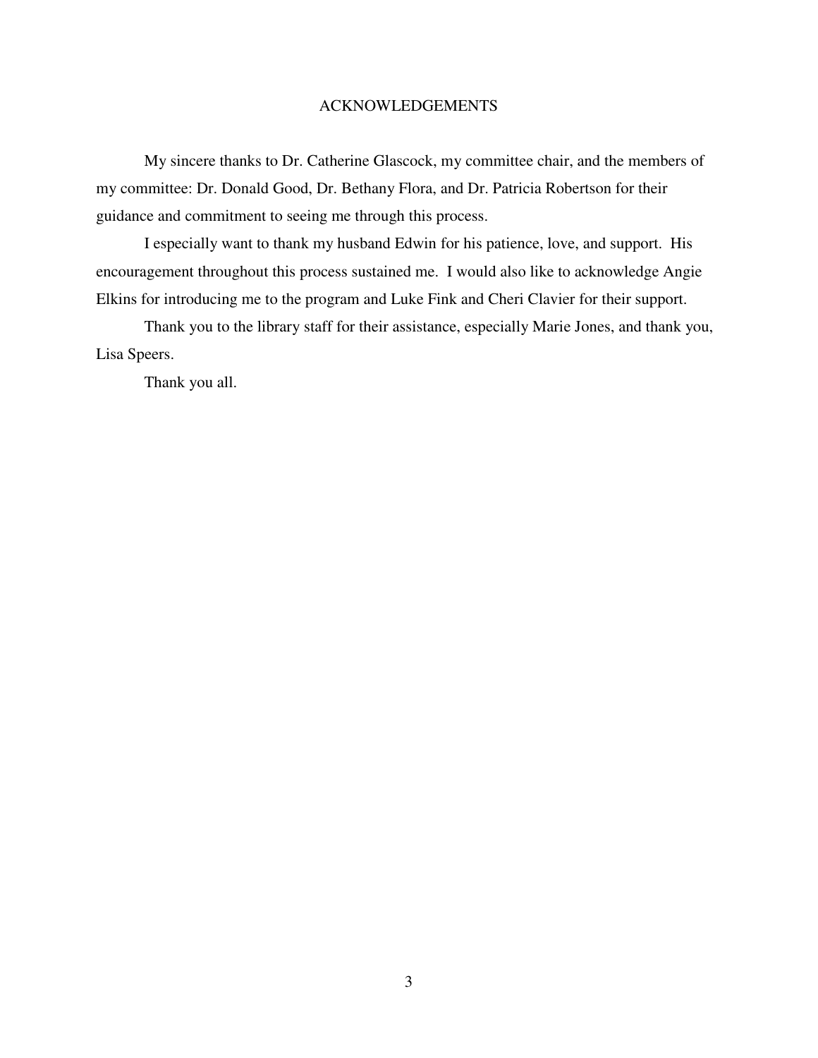# ACKNOWLEDGEMENTS

My sincere thanks to Dr. Catherine Glascock, my committee chair, and the members of my committee: Dr. Donald Good, Dr. Bethany Flora, and Dr. Patricia Robertson for their guidance and commitment to seeing me through this process.

I especially want to thank my husband Edwin for his patience, love, and support. His encouragement throughout this process sustained me. I would also like to acknowledge Angie Elkins for introducing me to the program and Luke Fink and Cheri Clavier for their support.

Thank you to the library staff for their assistance, especially Marie Jones, and thank you, Lisa Speers.

Thank you all.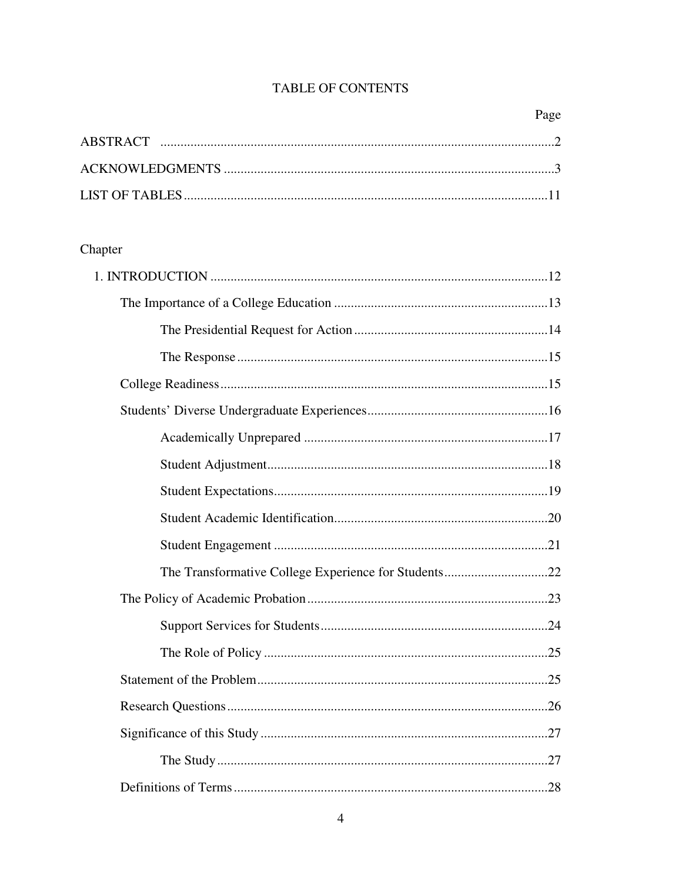# TABLE OF CONTENTS

| | Page |
|---|---|
| ABSTRACT | 2 |
| ACKNOWLEDGMENTS | 3 |
| LIST OF TABLES | 11 |

Chapter

| | |
|---|---|
| 1. INTRODUCTION | 12 |
| The Importance of a College Education | 13 |
| The Presidential Request for Action | 14 |
| The Response | 15 |
| College Readiness | 15 |
| Students' Diverse Undergraduate Experiences | 16 |
| Academically Unprepared | 17 |
| Student Adjustment | 18 |
| Student Expectations | 19 |
| Student Academic Identification | 20 |
| Student Engagement | 21 |
| The Transformative College Experience for Students | 22 |
| The Policy of Academic Probation | 23 |
| Support Services for Students | 24 |
| The Role of Policy | 25 |
| Statement of the Problem | 25 |
| Research Questions | 26 |
| Significance of this Study | 27 |
| The Study | 27 |
| Definitions of Terms | 28 |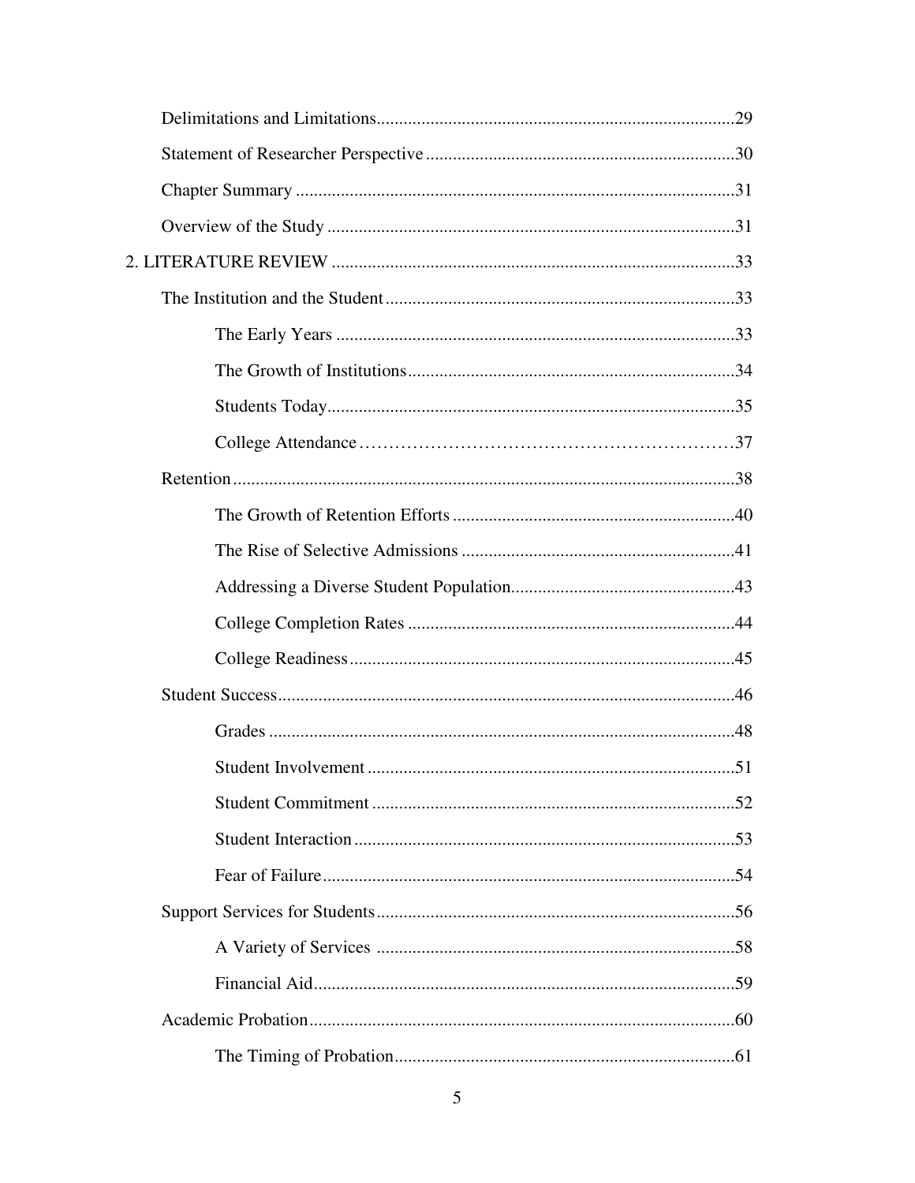Delimitations and Limitations....................................................................................29

Statement of Researcher Perspective.....................................................................30

Chapter Summary ..................................................................................................31

Overview of the Study ...........................................................................................31

2. LITERATURE REVIEW ...........................................................................................33

The Institution and the Student..............................................................................33

The Early Years .........................................................................................33

The Growth of Institutions.........................................................................34

Students Today...........................................................................................35

College Attendance ……………………………………………………37

Retention ................................................................................................................38

The Growth of Retention Efforts ...............................................................40

The Rise of Selective Admissions .............................................................41

Addressing a Diverse Student Population..................................................43

College Completion Rates .........................................................................44

College Readiness ......................................................................................45

Student Success......................................................................................................46

Grades ........................................................................................................48

Student Involvement ..................................................................................51

Student Commitment .................................................................................52

Student Interaction .....................................................................................53

Fear of Failure............................................................................................54

Support Services for Students.................................................................................56

A Variety of Services ................................................................................58

Financial Aid..............................................................................................59

Academic Probation................................................................................................60

The Timing of Probation............................................................................61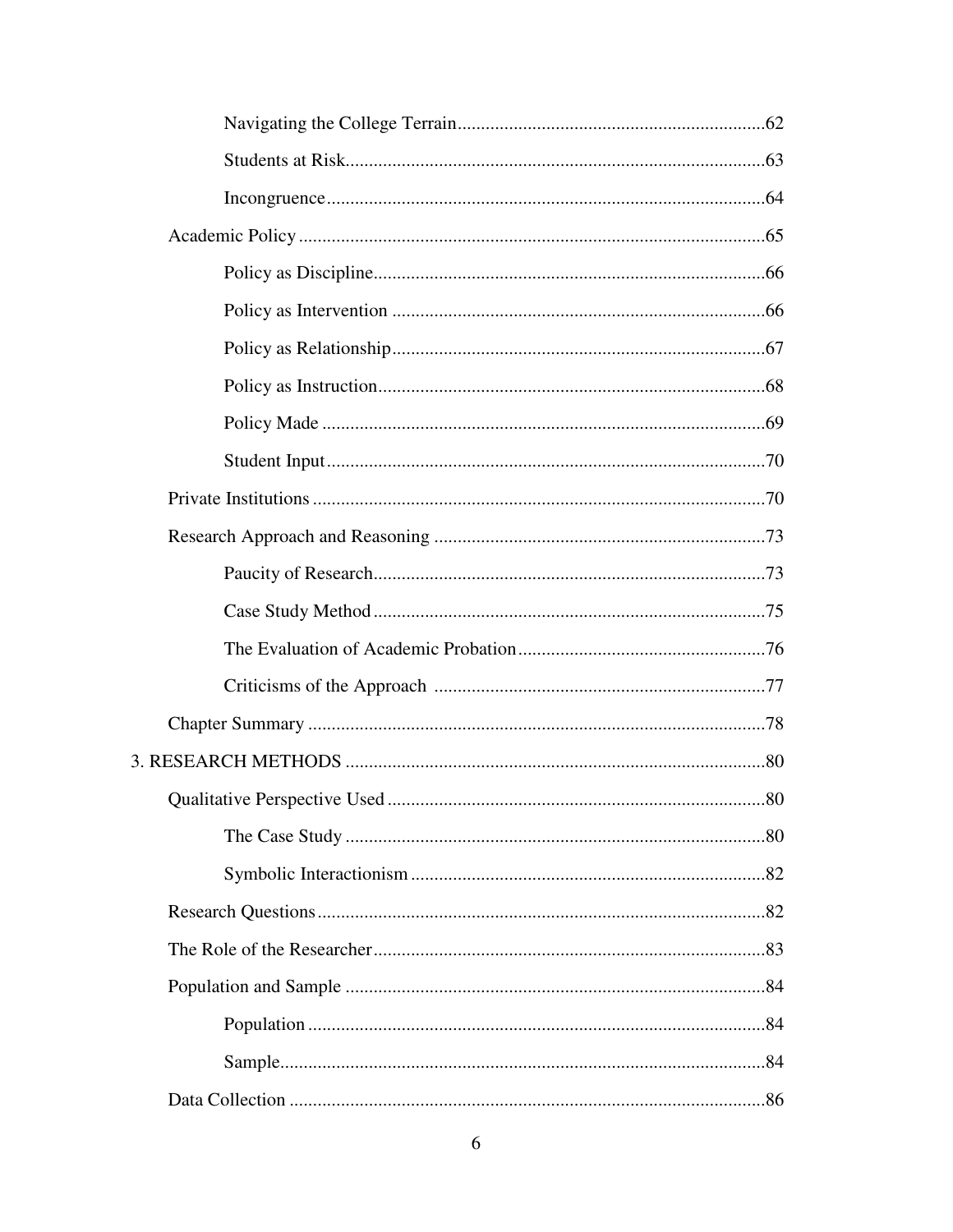Navigating the College Terrain ..... 62

Students at Risk ..... 63

Incongruence ..... 64

Academic Policy ..... 65

Policy as Discipline ..... 66

Policy as Intervention ..... 66

Policy as Relationship ..... 67

Policy as Instruction ..... 68

Policy Made ..... 69

Student Input ..... 70

Private Institutions ..... 70

Research Approach and Reasoning ..... 73

Paucity of Research ..... 73

Case Study Method ..... 75

The Evaluation of Academic Probation ..... 76

Criticisms of the Approach ..... 77

Chapter Summary ..... 78

3. RESEARCH METHODS ..... 80

Qualitative Perspective Used ..... 80

The Case Study ..... 80

Symbolic Interactionism ..... 82

Research Questions ..... 82

The Role of the Researcher ..... 83

Population and Sample ..... 84

Population ..... 84

Sample ..... 84

Data Collection ..... 86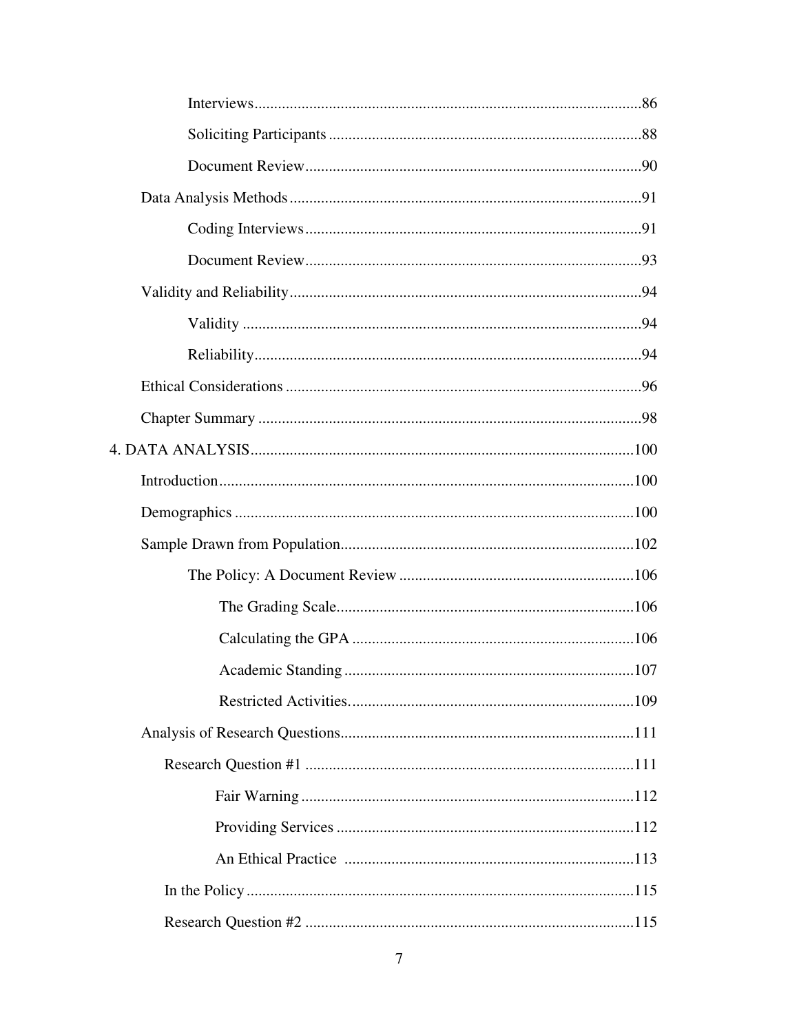Interviews....................................................................................................86

Soliciting Participants...............................................................................88

Document Review.....................................................................................90

Data Analysis Methods.........................................................................................91

Coding Interviews.....................................................................................91

Document Review.....................................................................................93

Validity and Reliability.........................................................................................94

Validity .....................................................................................................94

Reliability..................................................................................................94

Ethical Considerations ..........................................................................................96

Chapter Summary .................................................................................................98

4. DATA ANALYSIS.................................................................................................100

Introduction.........................................................................................................100

Demographics .....................................................................................................100

Sample Drawn from Population..........................................................................102

The Policy: A Document Review ............................................................106

The Grading Scale............................................................................106

Calculating the GPA ........................................................................106

Academic Standing ..........................................................................107

Restricted Activities.........................................................................109

Analysis of Research Questions..........................................................................111

Research Question #1 ....................................................................................111

Fair Warning .....................................................................................112

Providing Services ............................................................................112

An Ethical Practice ..........................................................................113

In the Policy ...................................................................................................115

Research Question #2 ....................................................................................115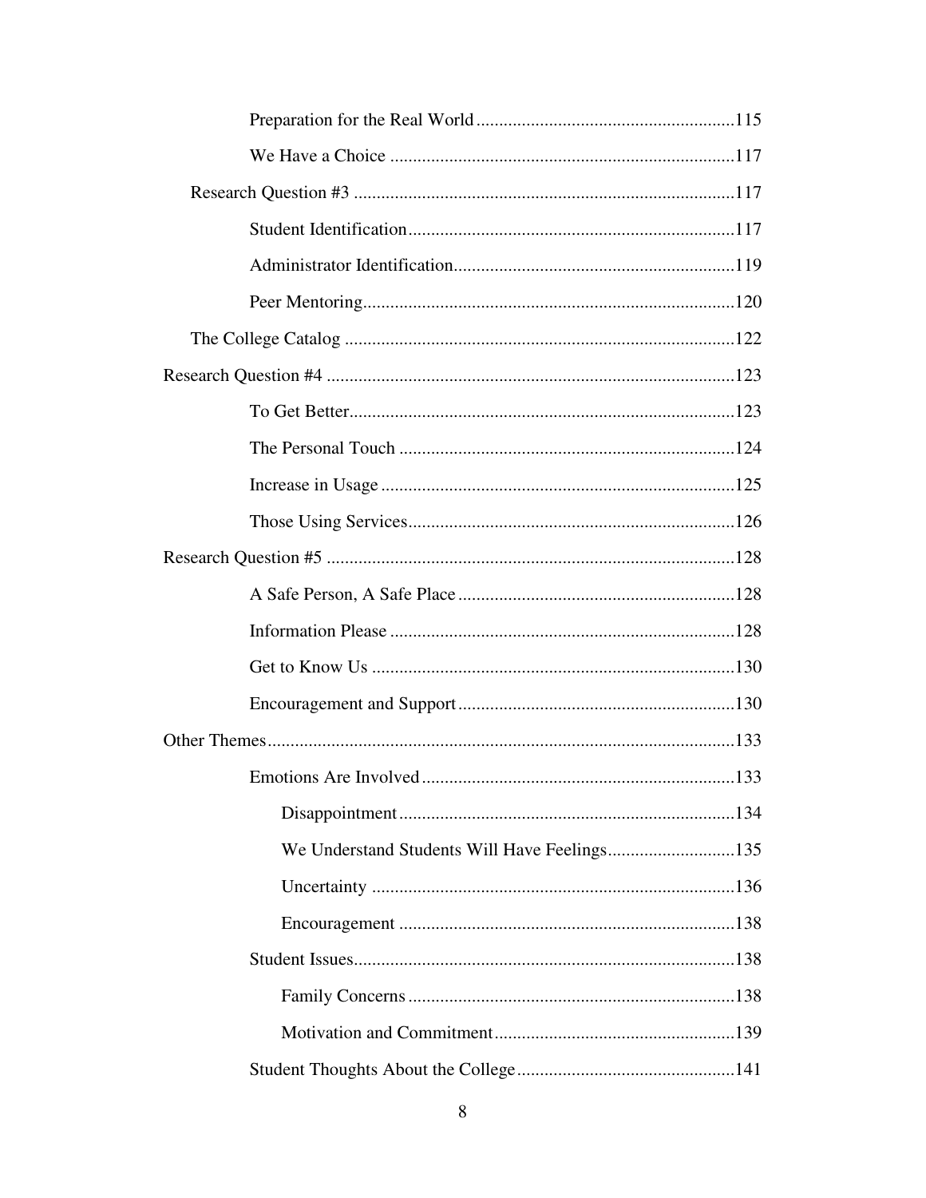Preparation for the Real World ........................................................115

We Have a Choice ...........................................................................117

Research Question #3 ...................................................................................117

Student Identification.......................................................................117

Administrator Identification.............................................................119

Peer Mentoring.................................................................................120

The College Catalog .....................................................................................122

Research Question #4 .........................................................................................123

To Get Better....................................................................................123

The Personal Touch .........................................................................124

Increase in Usage .............................................................................125

Those Using Services.......................................................................126

Research Question #5 .........................................................................................128

A Safe Person, A Safe Place ............................................................128

Information Please ...........................................................................128

Get to Know Us ...............................................................................130

Encouragement and Support............................................................130

Other Themes......................................................................................................133

Emotions Are Involved....................................................................133

Disappointment.........................................................................134

We Understand Students Will Have Feelings...........................135

Uncertainty ...............................................................................136

Encouragement .........................................................................138

Student Issues...................................................................................138

Family Concerns .......................................................................138

Motivation and Commitment....................................................139

Student Thoughts About the College...............................................141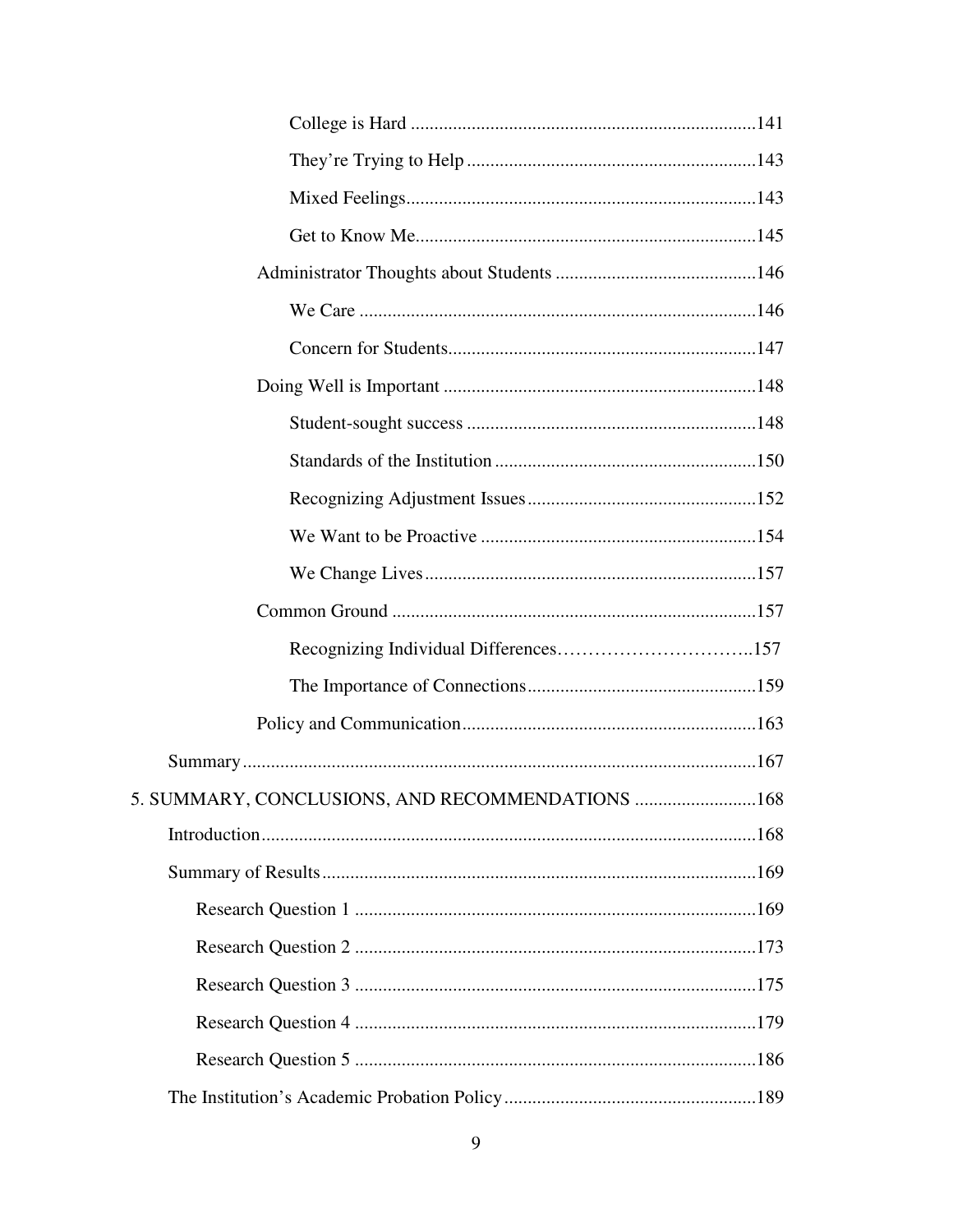College is Hard ......................................................................... 141

They're Trying to Help ............................................................. 143

Mixed Feelings........................................................................... 143

Get to Know Me......................................................................... 145

Administrator Thoughts about Students ........................................... 146

We Care ..................................................................................... 146

Concern for Students.................................................................. 147

Doing Well is Important ................................................................... 148

Student-sought success ............................................................. 148

Standards of the Institution ....................................................... 150

Recognizing Adjustment Issues................................................. 152

We Want to be Proactive ........................................................... 154

We Change Lives....................................................................... 157

Common Ground ............................................................................. 157

Recognizing Individual Differences………………………….. 157

The Importance of Connections................................................. 159

Policy and Communication.............................................................. 163

Summary ............................................................................................... 167

5. SUMMARY, CONCLUSIONS, AND RECOMMENDATIONS .......................... 168

Introduction........................................................................................... 168

Summary of Results.............................................................................. 169

Research Question 1 ...................................................................... 169

Research Question 2 ...................................................................... 173

Research Question 3 ...................................................................... 175

Research Question 4 ...................................................................... 179

Research Question 5 ...................................................................... 186

The Institution's Academic Probation Policy...................................... 189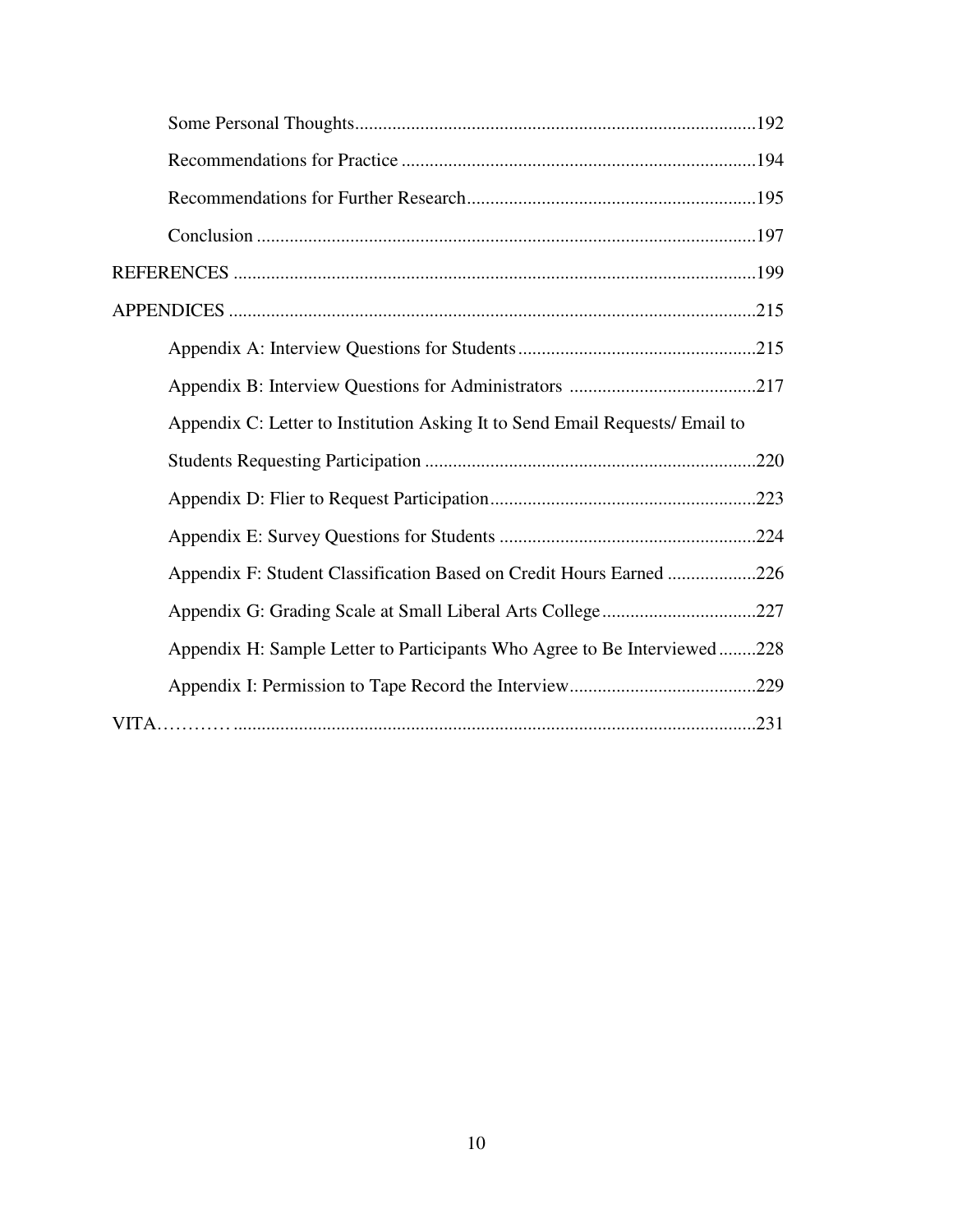Some Personal Thoughts.....................................................................................192

Recommendations for Practice ............................................................................194

Recommendations for Further Research..............................................................195

Conclusion ...........................................................................................................197

REFERENCES ...............................................................................................................199

APPENDICES ................................................................................................................215

Appendix A: Interview Questions for Students...................................................215

Appendix B: Interview Questions for Administrators ........................................217

Appendix C: Letter to Institution Asking It to Send Email Requests/ Email to Students Requesting Participation .......................................................................220

Appendix D: Flier to Request Participation.........................................................223

Appendix E: Survey Questions for Students .......................................................224

Appendix F: Student Classification Based on Credit Hours Earned ...................226

Appendix G: Grading Scale at Small Liberal Arts College.................................227

Appendix H: Sample Letter to Participants Who Agree to Be Interviewed........228

Appendix I: Permission to Tape Record the Interview........................................229

VITA………….............................................................................................................231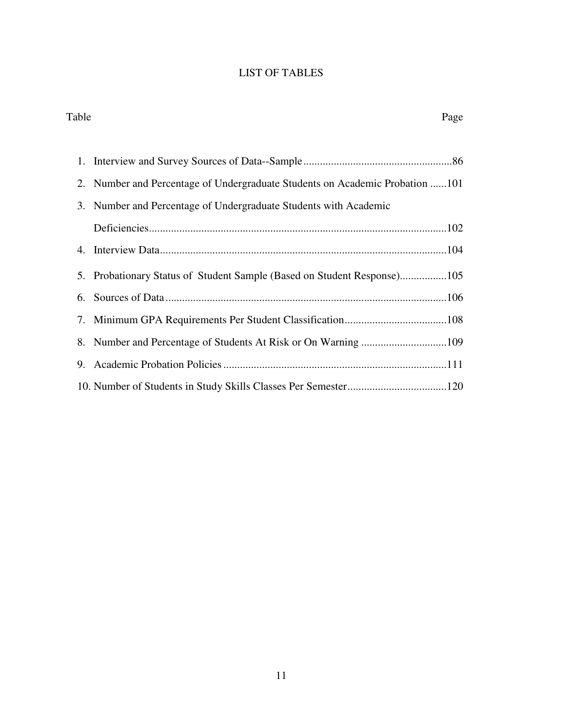# LIST OF TABLES

Table — Page

1. Interview and Survey Sources of Data--Sample.....................................................86
2. Number and Percentage of Undergraduate Students on Academic Probation ......101
3. Number and Percentage of Undergraduate Students with Academic Deficiencies...........................................................................................................102
4. Interview Data.......................................................................................................104
5. Probationary Status of Student Sample (Based on Student Response).................105
6. Sources of Data.....................................................................................................106
7. Minimum GPA Requirements Per Student Classification.....................................108
8. Number and Percentage of Students At Risk or On Warning ...............................109
9. Academic Probation Policies.................................................................................111
10. Number of Students in Study Skills Classes Per Semester....................................120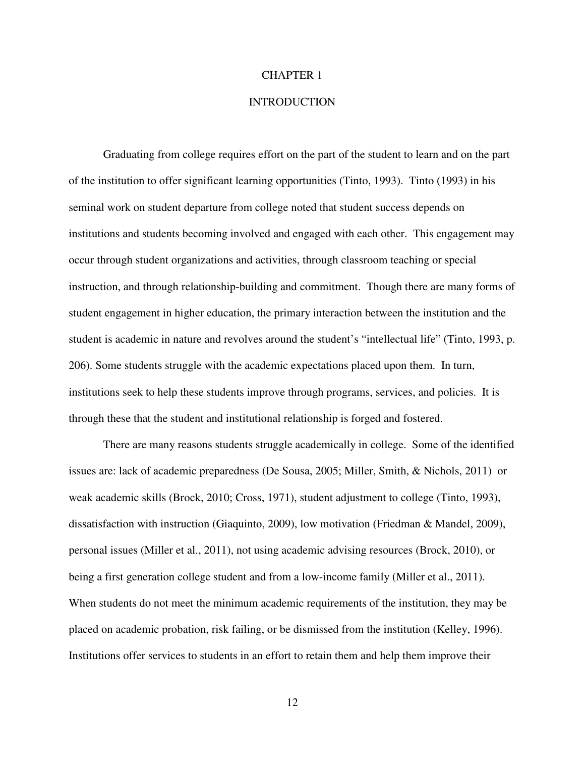# CHAPTER 1

# INTRODUCTION

Graduating from college requires effort on the part of the student to learn and on the part of the institution to offer significant learning opportunities (Tinto, 1993). Tinto (1993) in his seminal work on student departure from college noted that student success depends on institutions and students becoming involved and engaged with each other. This engagement may occur through student organizations and activities, through classroom teaching or special instruction, and through relationship-building and commitment. Though there are many forms of student engagement in higher education, the primary interaction between the institution and the student is academic in nature and revolves around the student's "intellectual life" (Tinto, 1993, p. 206). Some students struggle with the academic expectations placed upon them. In turn, institutions seek to help these students improve through programs, services, and policies. It is through these that the student and institutional relationship is forged and fostered.

There are many reasons students struggle academically in college. Some of the identified issues are: lack of academic preparedness (De Sousa, 2005; Miller, Smith, & Nichols, 2011) or weak academic skills (Brock, 2010; Cross, 1971), student adjustment to college (Tinto, 1993), dissatisfaction with instruction (Giaquinto, 2009), low motivation (Friedman & Mandel, 2009), personal issues (Miller et al., 2011), not using academic advising resources (Brock, 2010), or being a first generation college student and from a low-income family (Miller et al., 2011). When students do not meet the minimum academic requirements of the institution, they may be placed on academic probation, risk failing, or be dismissed from the institution (Kelley, 1996). Institutions offer services to students in an effort to retain them and help them improve their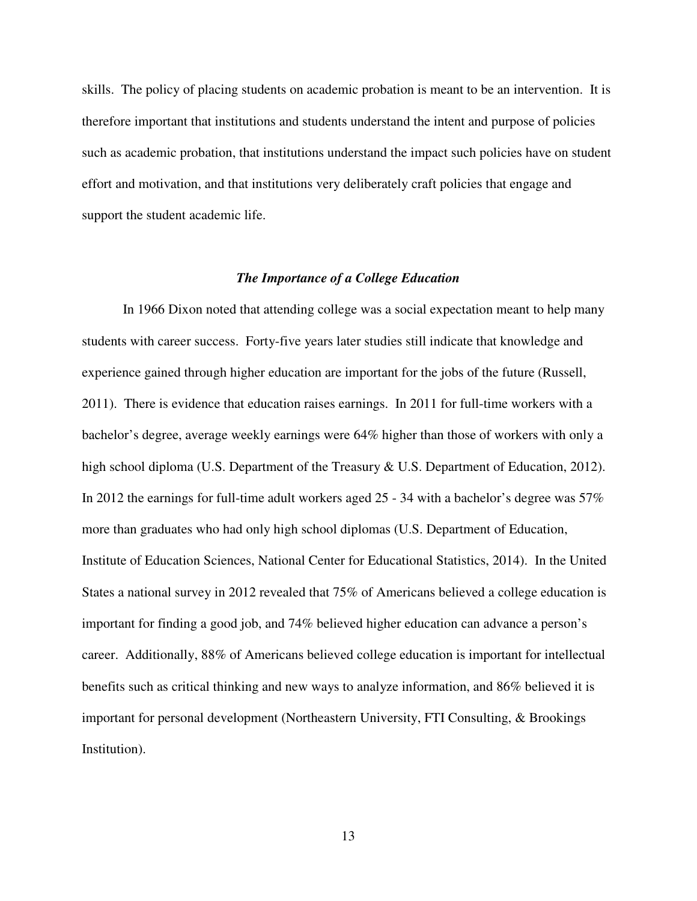skills. The policy of placing students on academic probation is meant to be an intervention. It is therefore important that institutions and students understand the intent and purpose of policies such as academic probation, that institutions understand the impact such policies have on student effort and motivation, and that institutions very deliberately craft policies that engage and support the student academic life.

### *The Importance of a College Education*

In 1966 Dixon noted that attending college was a social expectation meant to help many students with career success. Forty-five years later studies still indicate that knowledge and experience gained through higher education are important for the jobs of the future (Russell, 2011). There is evidence that education raises earnings. In 2011 for full-time workers with a bachelor's degree, average weekly earnings were 64% higher than those of workers with only a high school diploma (U.S. Department of the Treasury & U.S. Department of Education, 2012). In 2012 the earnings for full-time adult workers aged 25 - 34 with a bachelor's degree was 57% more than graduates who had only high school diplomas (U.S. Department of Education, Institute of Education Sciences, National Center for Educational Statistics, 2014). In the United States a national survey in 2012 revealed that 75% of Americans believed a college education is important for finding a good job, and 74% believed higher education can advance a person's career. Additionally, 88% of Americans believed college education is important for intellectual benefits such as critical thinking and new ways to analyze information, and 86% believed it is important for personal development (Northeastern University, FTI Consulting, & Brookings Institution).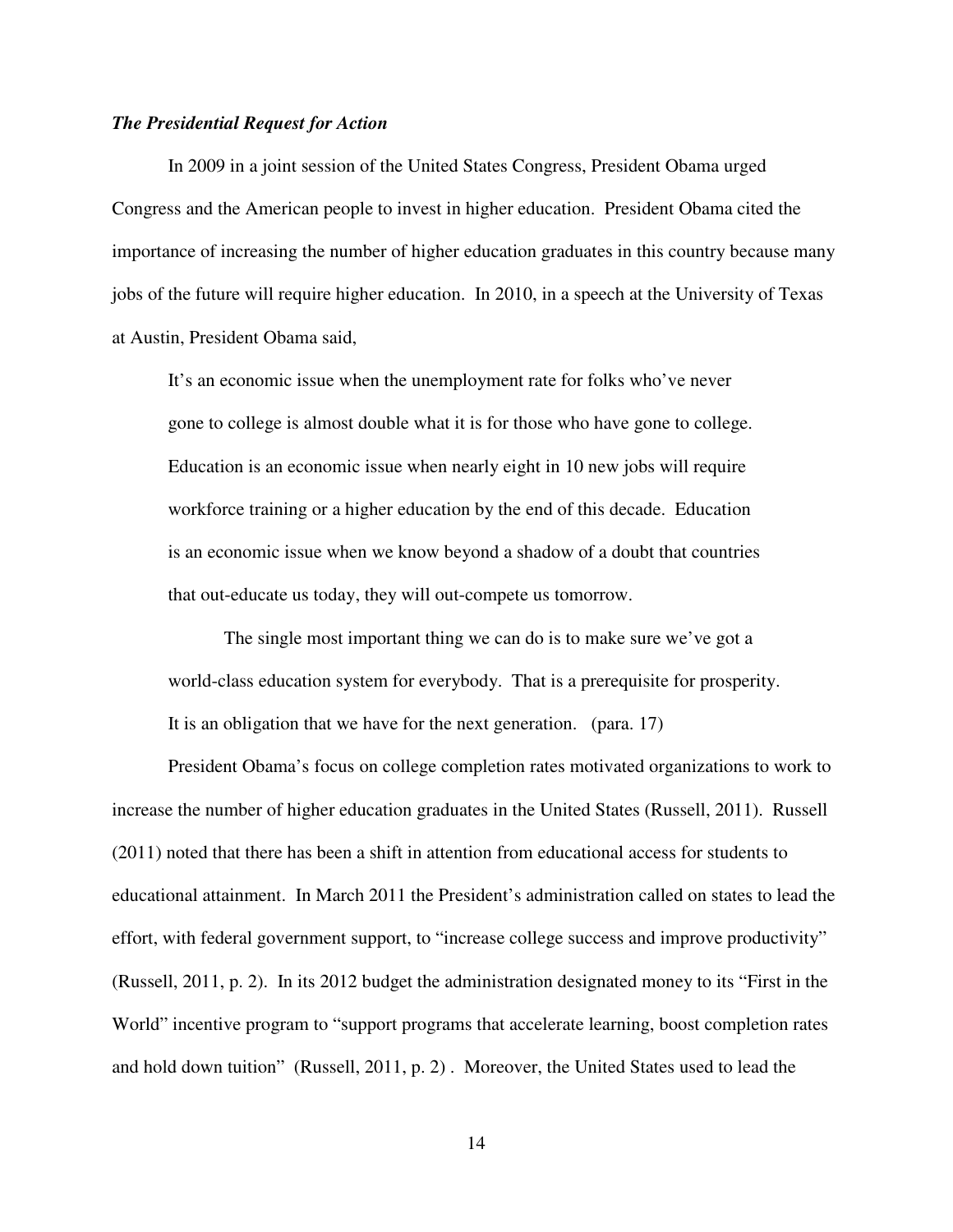***The Presidential Request for Action***

In 2009 in a joint session of the United States Congress, President Obama urged Congress and the American people to invest in higher education. President Obama cited the importance of increasing the number of higher education graduates in this country because many jobs of the future will require higher education. In 2010, in a speech at the University of Texas at Austin, President Obama said,

> It's an economic issue when the unemployment rate for folks who've never gone to college is almost double what it is for those who have gone to college. Education is an economic issue when nearly eight in 10 new jobs will require workforce training or a higher education by the end of this decade. Education is an economic issue when we know beyond a shadow of a doubt that countries that out-educate us today, they will out-compete us tomorrow.
>
> The single most important thing we can do is to make sure we've got a world-class education system for everybody. That is a prerequisite for prosperity. It is an obligation that we have for the next generation. (para. 17)

President Obama's focus on college completion rates motivated organizations to work to increase the number of higher education graduates in the United States (Russell, 2011). Russell (2011) noted that there has been a shift in attention from educational access for students to educational attainment. In March 2011 the President's administration called on states to lead the effort, with federal government support, to "increase college success and improve productivity" (Russell, 2011, p. 2). In its 2012 budget the administration designated money to its "First in the World" incentive program to "support programs that accelerate learning, boost completion rates and hold down tuition" (Russell, 2011, p. 2) . Moreover, the United States used to lead the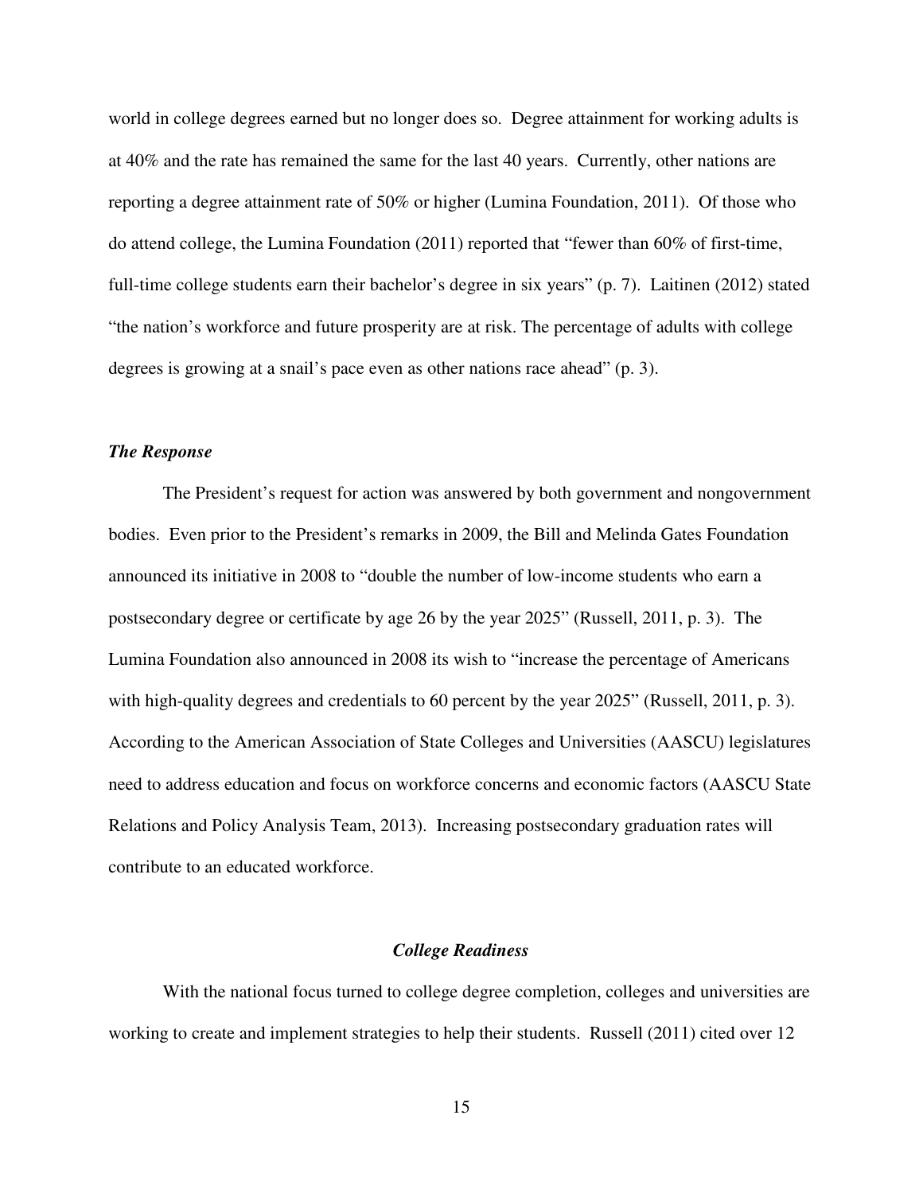world in college degrees earned but no longer does so. Degree attainment for working adults is at 40% and the rate has remained the same for the last 40 years. Currently, other nations are reporting a degree attainment rate of 50% or higher (Lumina Foundation, 2011). Of those who do attend college, the Lumina Foundation (2011) reported that "fewer than 60% of first-time, full-time college students earn their bachelor's degree in six years" (p. 7). Laitinen (2012) stated "the nation's workforce and future prosperity are at risk. The percentage of adults with college degrees is growing at a snail's pace even as other nations race ahead" (p. 3).

### *The Response*

The President's request for action was answered by both government and nongovernment bodies. Even prior to the President's remarks in 2009, the Bill and Melinda Gates Foundation announced its initiative in 2008 to "double the number of low-income students who earn a postsecondary degree or certificate by age 26 by the year 2025" (Russell, 2011, p. 3). The Lumina Foundation also announced in 2008 its wish to "increase the percentage of Americans with high-quality degrees and credentials to 60 percent by the year 2025" (Russell, 2011, p. 3). According to the American Association of State Colleges and Universities (AASCU) legislatures need to address education and focus on workforce concerns and economic factors (AASCU State Relations and Policy Analysis Team, 2013). Increasing postsecondary graduation rates will contribute to an educated workforce.

## *College Readiness*

With the national focus turned to college degree completion, colleges and universities are working to create and implement strategies to help their students. Russell (2011) cited over 12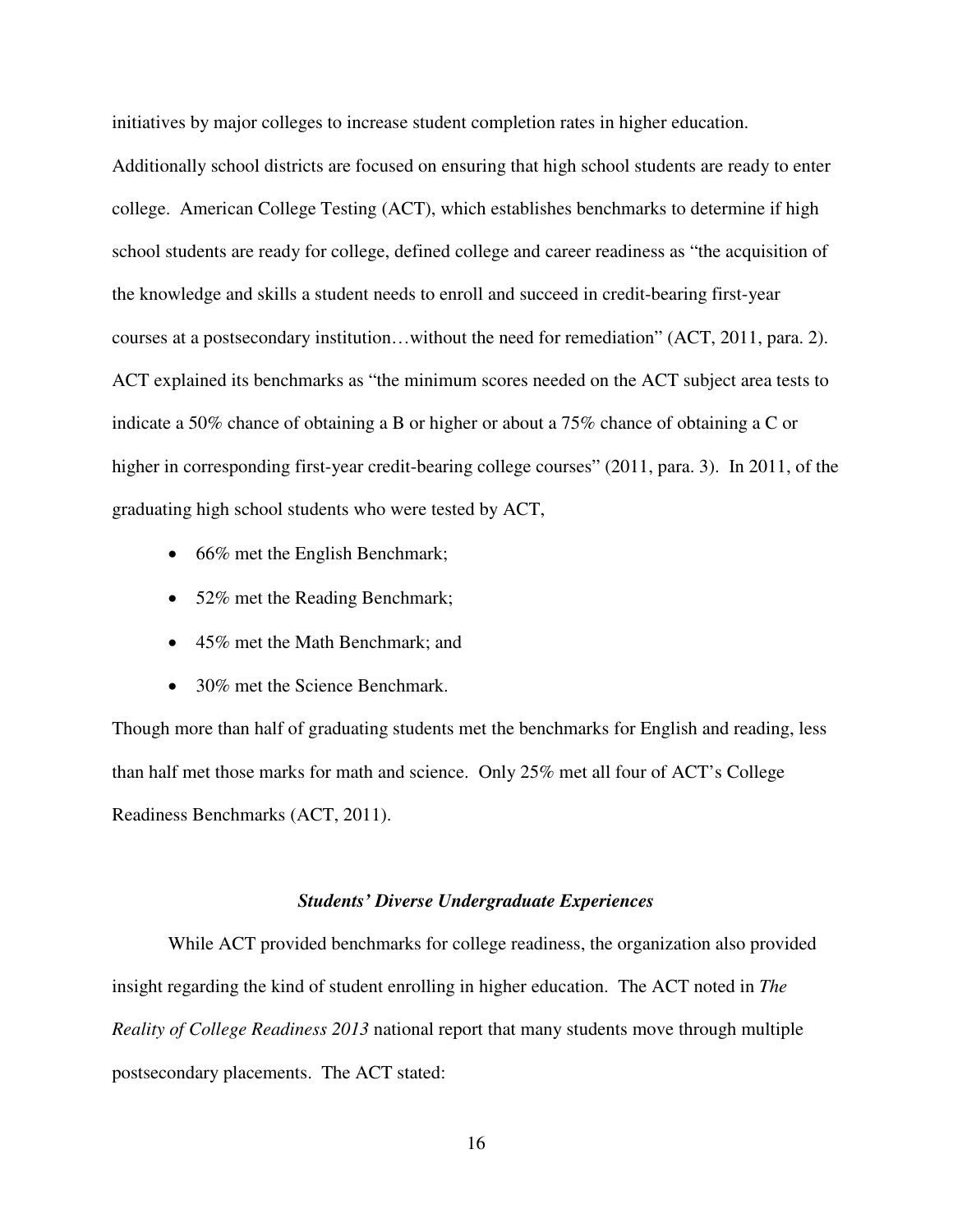initiatives by major colleges to increase student completion rates in higher education. Additionally school districts are focused on ensuring that high school students are ready to enter college. American College Testing (ACT), which establishes benchmarks to determine if high school students are ready for college, defined college and career readiness as "the acquisition of the knowledge and skills a student needs to enroll and succeed in credit-bearing first-year courses at a postsecondary institution…without the need for remediation" (ACT, 2011, para. 2). ACT explained its benchmarks as "the minimum scores needed on the ACT subject area tests to indicate a 50% chance of obtaining a B or higher or about a 75% chance of obtaining a C or higher in corresponding first-year credit-bearing college courses" (2011, para. 3). In 2011, of the graduating high school students who were tested by ACT,

- 66% met the English Benchmark;
- 52% met the Reading Benchmark;
- 45% met the Math Benchmark; and
- 30% met the Science Benchmark.

Though more than half of graduating students met the benchmarks for English and reading, less than half met those marks for math and science. Only 25% met all four of ACT's College Readiness Benchmarks (ACT, 2011).

### *Students' Diverse Undergraduate Experiences*

While ACT provided benchmarks for college readiness, the organization also provided insight regarding the kind of student enrolling in higher education. The ACT noted in *The Reality of College Readiness 2013* national report that many students move through multiple postsecondary placements. The ACT stated: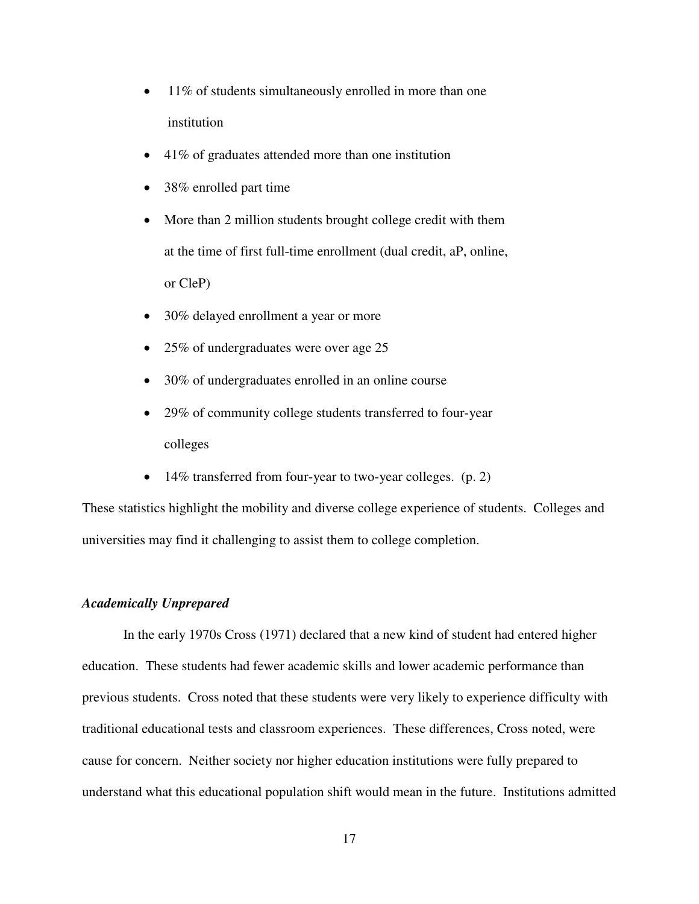- 11% of students simultaneously enrolled in more than one institution
- 41% of graduates attended more than one institution
- 38% enrolled part time
- More than 2 million students brought college credit with them at the time of first full-time enrollment (dual credit, aP, online, or CleP)
- 30% delayed enrollment a year or more
- 25% of undergraduates were over age 25
- 30% of undergraduates enrolled in an online course
- 29% of community college students transferred to four-year colleges
- 14% transferred from four-year to two-year colleges. (p. 2)

These statistics highlight the mobility and diverse college experience of students. Colleges and universities may find it challenging to assist them to college completion.

### *Academically Unprepared*

In the early 1970s Cross (1971) declared that a new kind of student had entered higher education. These students had fewer academic skills and lower academic performance than previous students. Cross noted that these students were very likely to experience difficulty with traditional educational tests and classroom experiences. These differences, Cross noted, were cause for concern. Neither society nor higher education institutions were fully prepared to understand what this educational population shift would mean in the future. Institutions admitted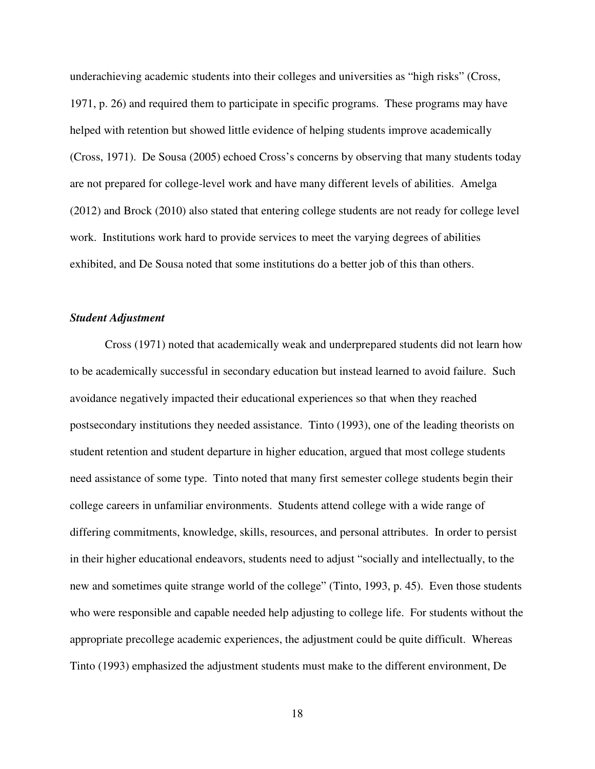underachieving academic students into their colleges and universities as "high risks" (Cross, 1971, p. 26) and required them to participate in specific programs. These programs may have helped with retention but showed little evidence of helping students improve academically (Cross, 1971). De Sousa (2005) echoed Cross's concerns by observing that many students today are not prepared for college-level work and have many different levels of abilities. Amelga (2012) and Brock (2010) also stated that entering college students are not ready for college level work. Institutions work hard to provide services to meet the varying degrees of abilities exhibited, and De Sousa noted that some institutions do a better job of this than others.

### ***Student Adjustment***

Cross (1971) noted that academically weak and underprepared students did not learn how to be academically successful in secondary education but instead learned to avoid failure. Such avoidance negatively impacted their educational experiences so that when they reached postsecondary institutions they needed assistance. Tinto (1993), one of the leading theorists on student retention and student departure in higher education, argued that most college students need assistance of some type. Tinto noted that many first semester college students begin their college careers in unfamiliar environments. Students attend college with a wide range of differing commitments, knowledge, skills, resources, and personal attributes. In order to persist in their higher educational endeavors, students need to adjust "socially and intellectually, to the new and sometimes quite strange world of the college" (Tinto, 1993, p. 45). Even those students who were responsible and capable needed help adjusting to college life. For students without the appropriate precollege academic experiences, the adjustment could be quite difficult. Whereas Tinto (1993) emphasized the adjustment students must make to the different environment, De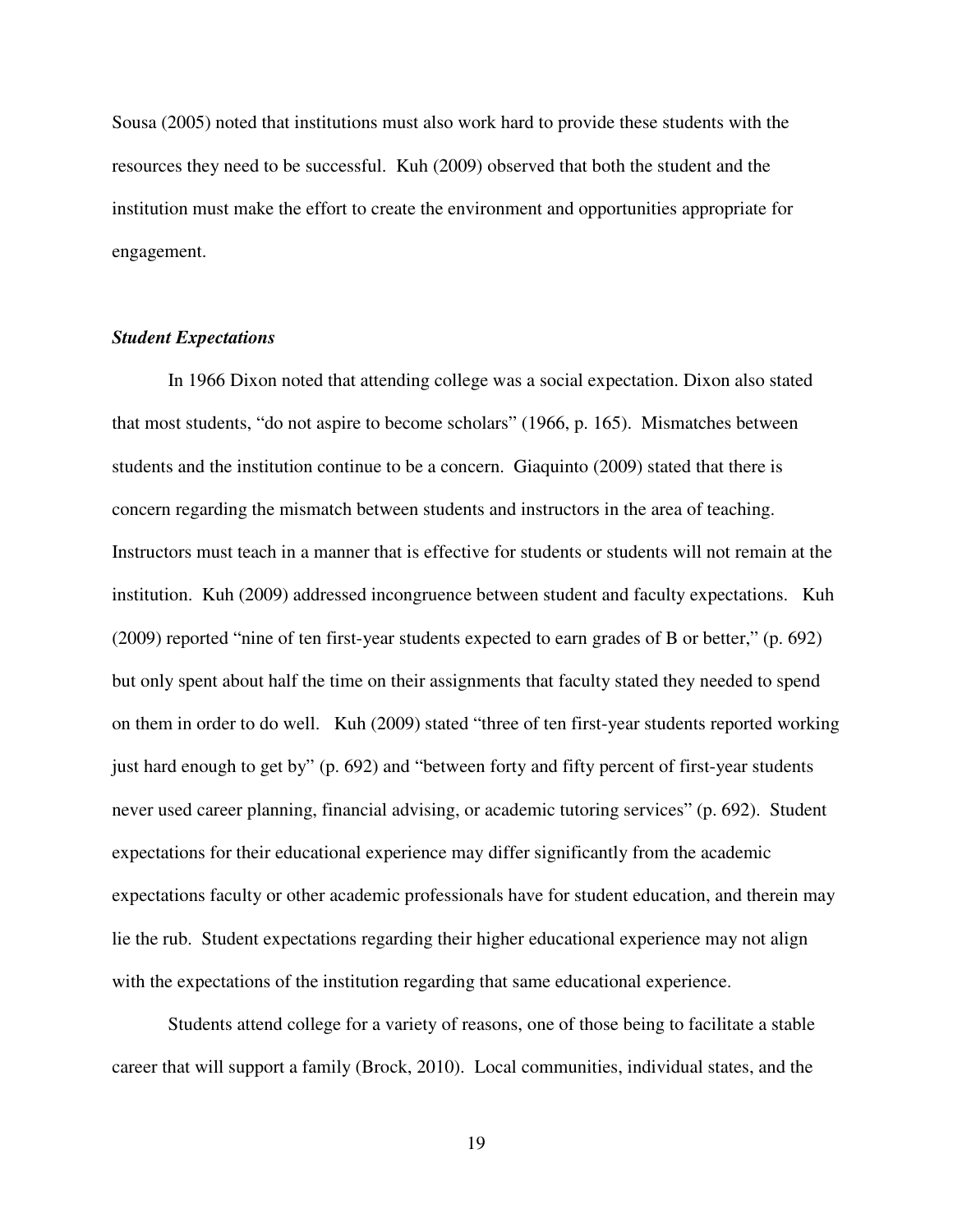Sousa (2005) noted that institutions must also work hard to provide these students with the resources they need to be successful. Kuh (2009) observed that both the student and the institution must make the effort to create the environment and opportunities appropriate for engagement.

### *Student Expectations*

In 1966 Dixon noted that attending college was a social expectation. Dixon also stated that most students, "do not aspire to become scholars" (1966, p. 165). Mismatches between students and the institution continue to be a concern. Giaquinto (2009) stated that there is concern regarding the mismatch between students and instructors in the area of teaching. Instructors must teach in a manner that is effective for students or students will not remain at the institution. Kuh (2009) addressed incongruence between student and faculty expectations. Kuh (2009) reported "nine of ten first-year students expected to earn grades of B or better," (p. 692) but only spent about half the time on their assignments that faculty stated they needed to spend on them in order to do well. Kuh (2009) stated "three of ten first-year students reported working just hard enough to get by" (p. 692) and "between forty and fifty percent of first-year students never used career planning, financial advising, or academic tutoring services" (p. 692). Student expectations for their educational experience may differ significantly from the academic expectations faculty or other academic professionals have for student education, and therein may lie the rub. Student expectations regarding their higher educational experience may not align with the expectations of the institution regarding that same educational experience.

Students attend college for a variety of reasons, one of those being to facilitate a stable career that will support a family (Brock, 2010). Local communities, individual states, and the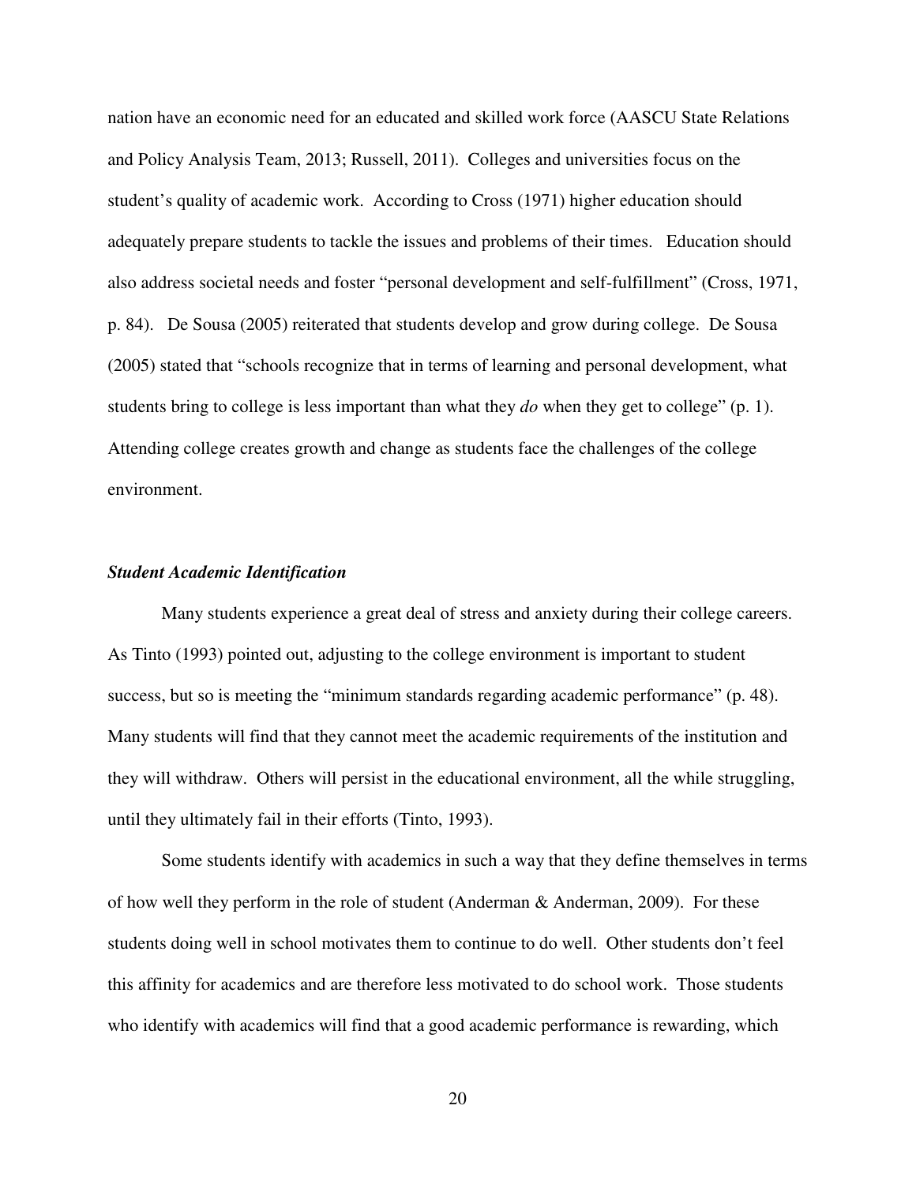nation have an economic need for an educated and skilled work force (AASCU State Relations and Policy Analysis Team, 2013; Russell, 2011). Colleges and universities focus on the student's quality of academic work. According to Cross (1971) higher education should adequately prepare students to tackle the issues and problems of their times. Education should also address societal needs and foster "personal development and self-fulfillment" (Cross, 1971, p. 84). De Sousa (2005) reiterated that students develop and grow during college. De Sousa (2005) stated that "schools recognize that in terms of learning and personal development, what students bring to college is less important than what they *do* when they get to college" (p. 1). Attending college creates growth and change as students face the challenges of the college environment.

### *Student Academic Identification*

Many students experience a great deal of stress and anxiety during their college careers. As Tinto (1993) pointed out, adjusting to the college environment is important to student success, but so is meeting the "minimum standards regarding academic performance" (p. 48). Many students will find that they cannot meet the academic requirements of the institution and they will withdraw. Others will persist in the educational environment, all the while struggling, until they ultimately fail in their efforts (Tinto, 1993).

Some students identify with academics in such a way that they define themselves in terms of how well they perform in the role of student (Anderman & Anderman, 2009). For these students doing well in school motivates them to continue to do well. Other students don't feel this affinity for academics and are therefore less motivated to do school work. Those students who identify with academics will find that a good academic performance is rewarding, which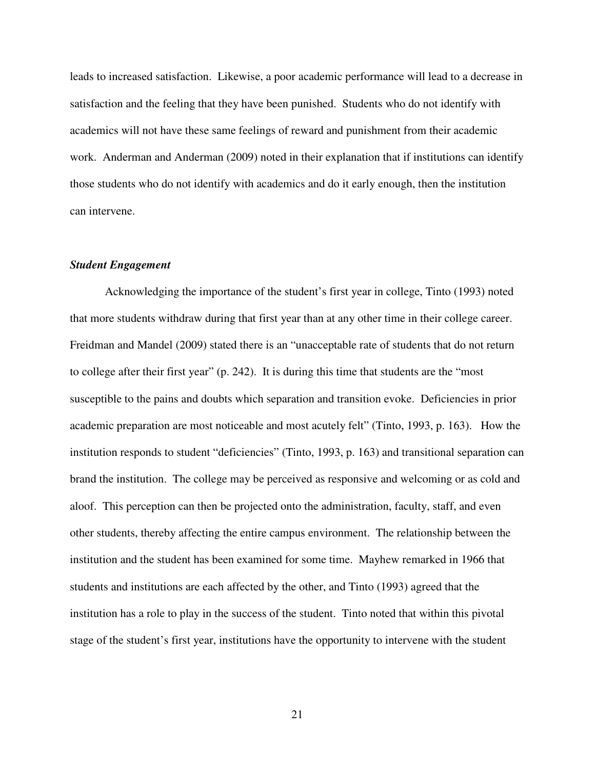leads to increased satisfaction. Likewise, a poor academic performance will lead to a decrease in satisfaction and the feeling that they have been punished. Students who do not identify with academics will not have these same feelings of reward and punishment from their academic work. Anderman and Anderman (2009) noted in their explanation that if institutions can identify those students who do not identify with academics and do it early enough, then the institution can intervene.

### *Student Engagement*

Acknowledging the importance of the student's first year in college, Tinto (1993) noted that more students withdraw during that first year than at any other time in their college career. Freidman and Mandel (2009) stated there is an "unacceptable rate of students that do not return to college after their first year" (p. 242). It is during this time that students are the "most susceptible to the pains and doubts which separation and transition evoke. Deficiencies in prior academic preparation are most noticeable and most acutely felt" (Tinto, 1993, p. 163). How the institution responds to student "deficiencies" (Tinto, 1993, p. 163) and transitional separation can brand the institution. The college may be perceived as responsive and welcoming or as cold and aloof. This perception can then be projected onto the administration, faculty, staff, and even other students, thereby affecting the entire campus environment. The relationship between the institution and the student has been examined for some time. Mayhew remarked in 1966 that students and institutions are each affected by the other, and Tinto (1993) agreed that the institution has a role to play in the success of the student. Tinto noted that within this pivotal stage of the student's first year, institutions have the opportunity to intervene with the student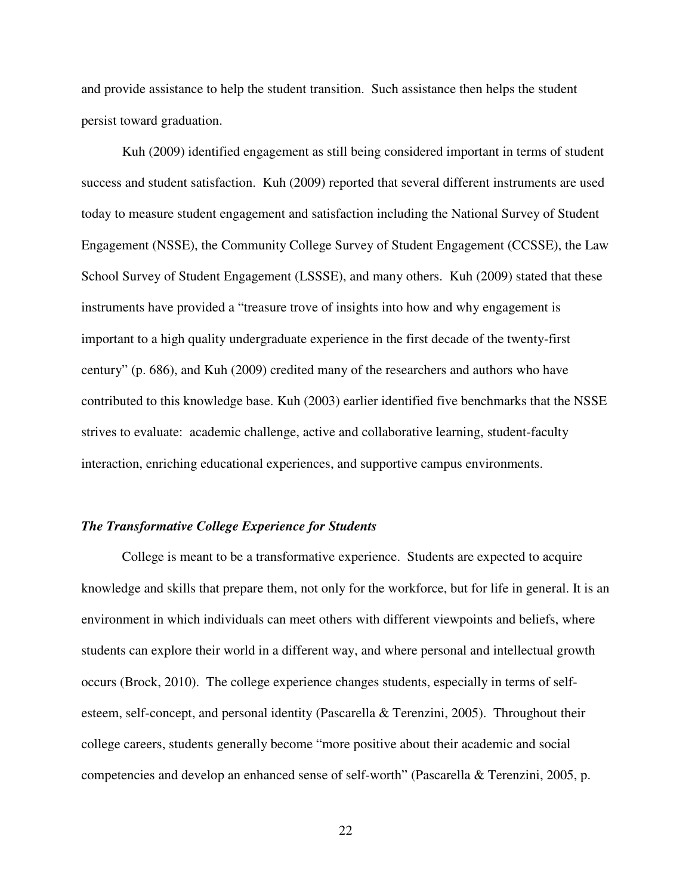and provide assistance to help the student transition. Such assistance then helps the student persist toward graduation.

Kuh (2009) identified engagement as still being considered important in terms of student success and student satisfaction. Kuh (2009) reported that several different instruments are used today to measure student engagement and satisfaction including the National Survey of Student Engagement (NSSE), the Community College Survey of Student Engagement (CCSSE), the Law School Survey of Student Engagement (LSSSE), and many others. Kuh (2009) stated that these instruments have provided a "treasure trove of insights into how and why engagement is important to a high quality undergraduate experience in the first decade of the twenty-first century" (p. 686), and Kuh (2009) credited many of the researchers and authors who have contributed to this knowledge base. Kuh (2003) earlier identified five benchmarks that the NSSE strives to evaluate: academic challenge, active and collaborative learning, student-faculty interaction, enriching educational experiences, and supportive campus environments.

### *The Transformative College Experience for Students*

College is meant to be a transformative experience. Students are expected to acquire knowledge and skills that prepare them, not only for the workforce, but for life in general. It is an environment in which individuals can meet others with different viewpoints and beliefs, where students can explore their world in a different way, and where personal and intellectual growth occurs (Brock, 2010). The college experience changes students, especially in terms of self-esteem, self-concept, and personal identity (Pascarella & Terenzini, 2005). Throughout their college careers, students generally become "more positive about their academic and social competencies and develop an enhanced sense of self-worth" (Pascarella & Terenzini, 2005, p.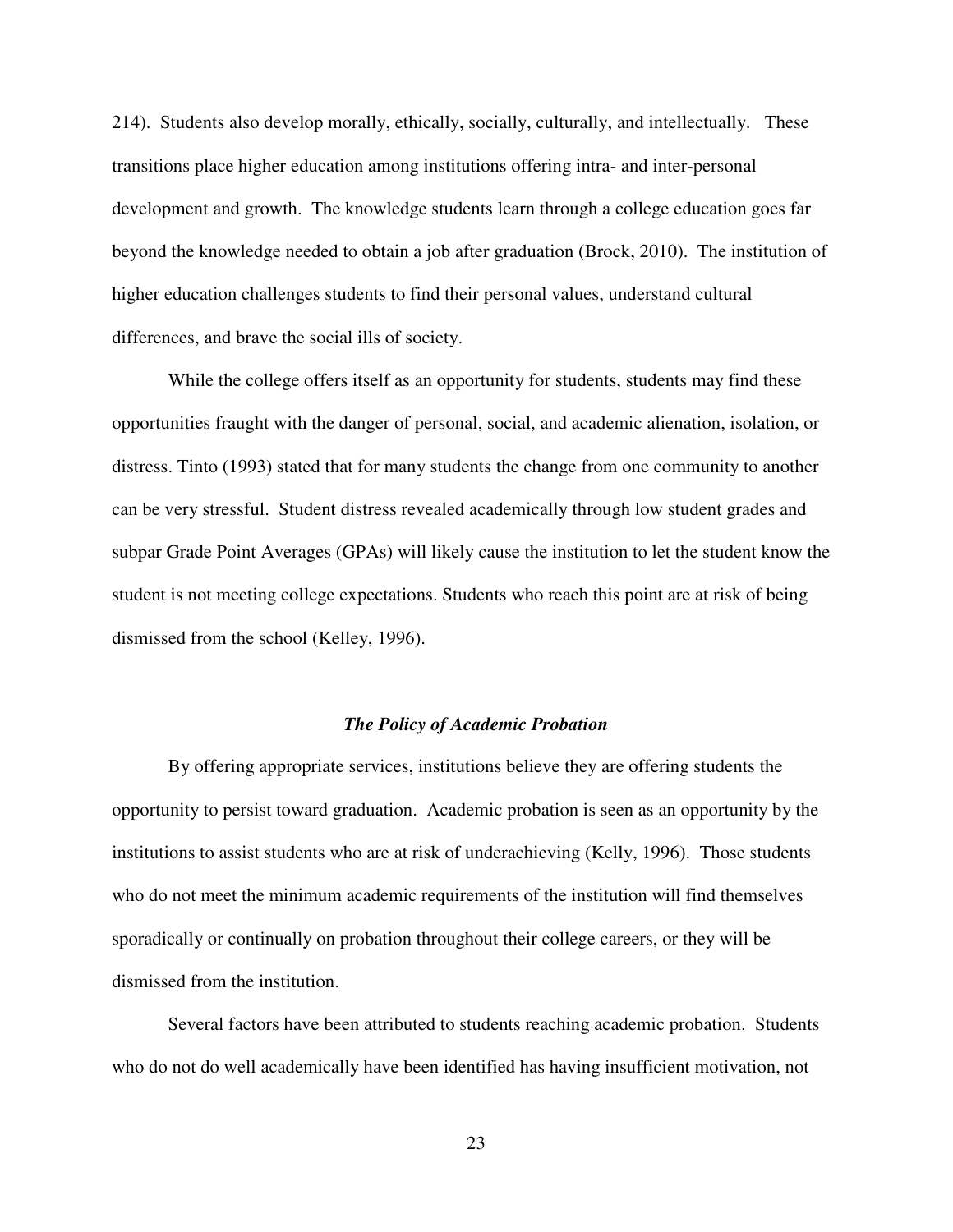214). Students also develop morally, ethically, socially, culturally, and intellectually. These transitions place higher education among institutions offering intra- and inter-personal development and growth. The knowledge students learn through a college education goes far beyond the knowledge needed to obtain a job after graduation (Brock, 2010). The institution of higher education challenges students to find their personal values, understand cultural differences, and brave the social ills of society.

While the college offers itself as an opportunity for students, students may find these opportunities fraught with the danger of personal, social, and academic alienation, isolation, or distress. Tinto (1993) stated that for many students the change from one community to another can be very stressful. Student distress revealed academically through low student grades and subpar Grade Point Averages (GPAs) will likely cause the institution to let the student know the student is not meeting college expectations. Students who reach this point are at risk of being dismissed from the school (Kelley, 1996).

### *The Policy of Academic Probation*

By offering appropriate services, institutions believe they are offering students the opportunity to persist toward graduation. Academic probation is seen as an opportunity by the institutions to assist students who are at risk of underachieving (Kelly, 1996). Those students who do not meet the minimum academic requirements of the institution will find themselves sporadically or continually on probation throughout their college careers, or they will be dismissed from the institution.

Several factors have been attributed to students reaching academic probation. Students who do not do well academically have been identified has having insufficient motivation, not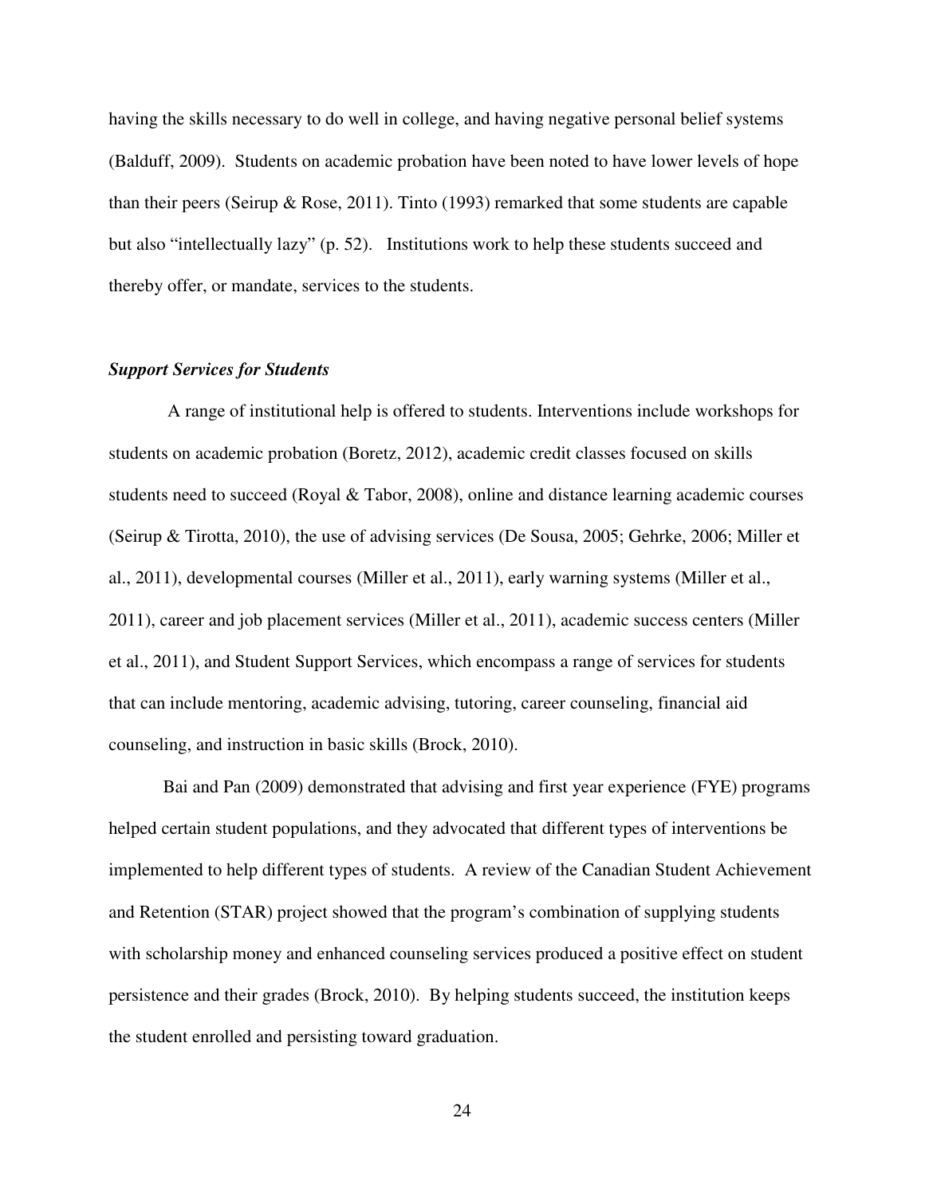having the skills necessary to do well in college, and having negative personal belief systems (Balduff, 2009). Students on academic probation have been noted to have lower levels of hope than their peers (Seirup & Rose, 2011). Tinto (1993) remarked that some students are capable but also "intellectually lazy" (p. 52). Institutions work to help these students succeed and thereby offer, or mandate, services to the students.

### ***Support Services for Students***

A range of institutional help is offered to students. Interventions include workshops for students on academic probation (Boretz, 2012), academic credit classes focused on skills students need to succeed (Royal & Tabor, 2008), online and distance learning academic courses (Seirup & Tirotta, 2010), the use of advising services (De Sousa, 2005; Gehrke, 2006; Miller et al., 2011), developmental courses (Miller et al., 2011), early warning systems (Miller et al., 2011), career and job placement services (Miller et al., 2011), academic success centers (Miller et al., 2011), and Student Support Services, which encompass a range of services for students that can include mentoring, academic advising, tutoring, career counseling, financial aid counseling, and instruction in basic skills (Brock, 2010).

Bai and Pan (2009) demonstrated that advising and first year experience (FYE) programs helped certain student populations, and they advocated that different types of interventions be implemented to help different types of students. A review of the Canadian Student Achievement and Retention (STAR) project showed that the program's combination of supplying students with scholarship money and enhanced counseling services produced a positive effect on student persistence and their grades (Brock, 2010). By helping students succeed, the institution keeps the student enrolled and persisting toward graduation.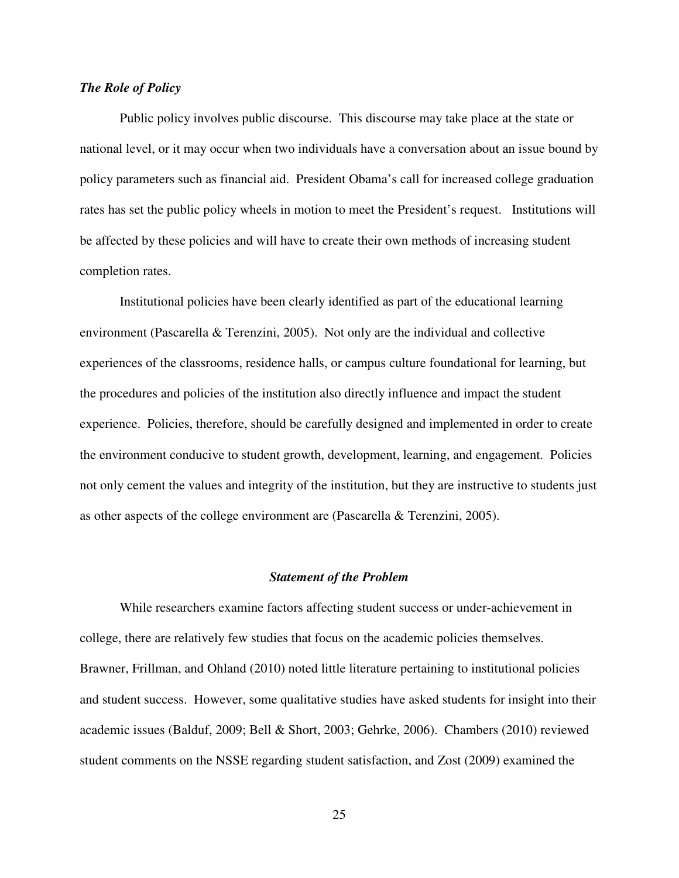### *The Role of Policy*

Public policy involves public discourse. This discourse may take place at the state or national level, or it may occur when two individuals have a conversation about an issue bound by policy parameters such as financial aid. President Obama's call for increased college graduation rates has set the public policy wheels in motion to meet the President's request. Institutions will be affected by these policies and will have to create their own methods of increasing student completion rates.

Institutional policies have been clearly identified as part of the educational learning environment (Pascarella & Terenzini, 2005). Not only are the individual and collective experiences of the classrooms, residence halls, or campus culture foundational for learning, but the procedures and policies of the institution also directly influence and impact the student experience. Policies, therefore, should be carefully designed and implemented in order to create the environment conducive to student growth, development, learning, and engagement. Policies not only cement the values and integrity of the institution, but they are instructive to students just as other aspects of the college environment are (Pascarella & Terenzini, 2005).

## *Statement of the Problem*

While researchers examine factors affecting student success or under-achievement in college, there are relatively few studies that focus on the academic policies themselves. Brawner, Frillman, and Ohland (2010) noted little literature pertaining to institutional policies and student success. However, some qualitative studies have asked students for insight into their academic issues (Balduf, 2009; Bell & Short, 2003; Gehrke, 2006). Chambers (2010) reviewed student comments on the NSSE regarding student satisfaction, and Zost (2009) examined the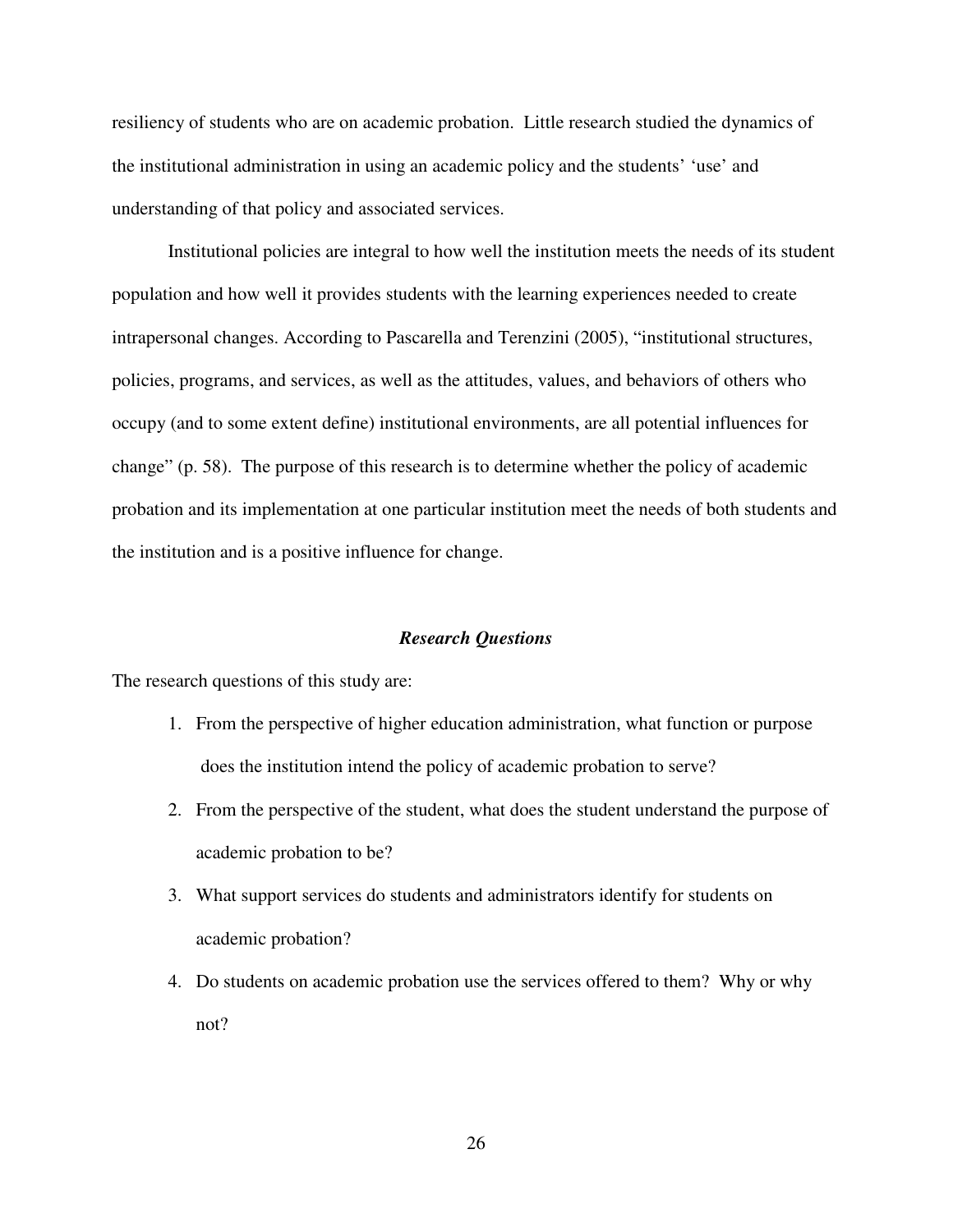resiliency of students who are on academic probation. Little research studied the dynamics of the institutional administration in using an academic policy and the students' 'use' and understanding of that policy and associated services.

Institutional policies are integral to how well the institution meets the needs of its student population and how well it provides students with the learning experiences needed to create intrapersonal changes. According to Pascarella and Terenzini (2005), "institutional structures, policies, programs, and services, as well as the attitudes, values, and behaviors of others who occupy (and to some extent define) institutional environments, are all potential influences for change" (p. 58). The purpose of this research is to determine whether the policy of academic probation and its implementation at one particular institution meet the needs of both students and the institution and is a positive influence for change.

### ***Research Questions***

The research questions of this study are:

1. From the perspective of higher education administration, what function or purpose does the institution intend the policy of academic probation to serve?
2. From the perspective of the student, what does the student understand the purpose of academic probation to be?
3. What support services do students and administrators identify for students on academic probation?
4. Do students on academic probation use the services offered to them? Why or why not?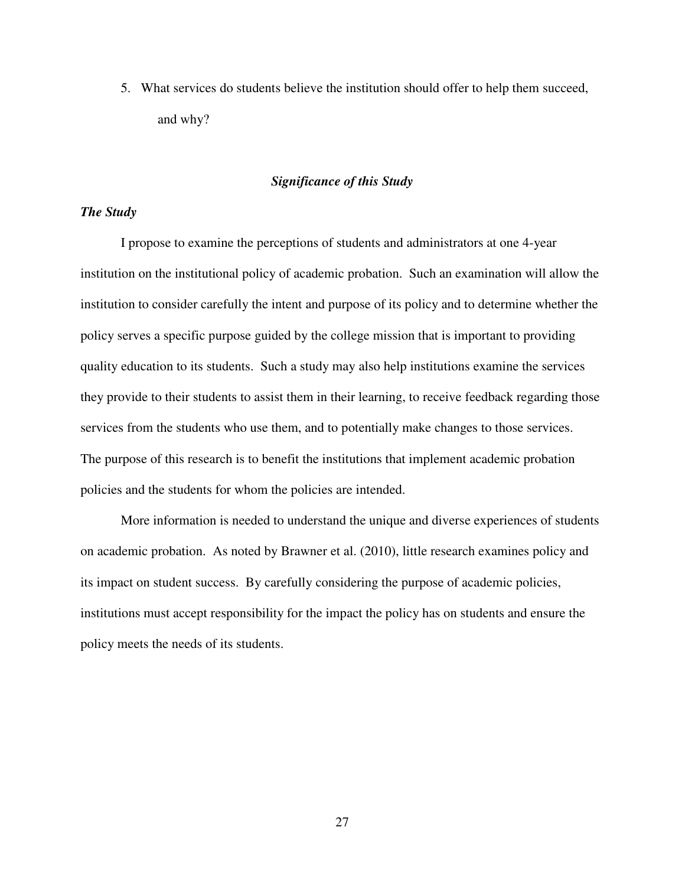5. What services do students believe the institution should offer to help them succeed, and why?

## *Significance of this Study*

### *The Study*

I propose to examine the perceptions of students and administrators at one 4-year institution on the institutional policy of academic probation. Such an examination will allow the institution to consider carefully the intent and purpose of its policy and to determine whether the policy serves a specific purpose guided by the college mission that is important to providing quality education to its students. Such a study may also help institutions examine the services they provide to their students to assist them in their learning, to receive feedback regarding those services from the students who use them, and to potentially make changes to those services. The purpose of this research is to benefit the institutions that implement academic probation policies and the students for whom the policies are intended.

More information is needed to understand the unique and diverse experiences of students on academic probation. As noted by Brawner et al. (2010), little research examines policy and its impact on student success. By carefully considering the purpose of academic policies, institutions must accept responsibility for the impact the policy has on students and ensure the policy meets the needs of its students.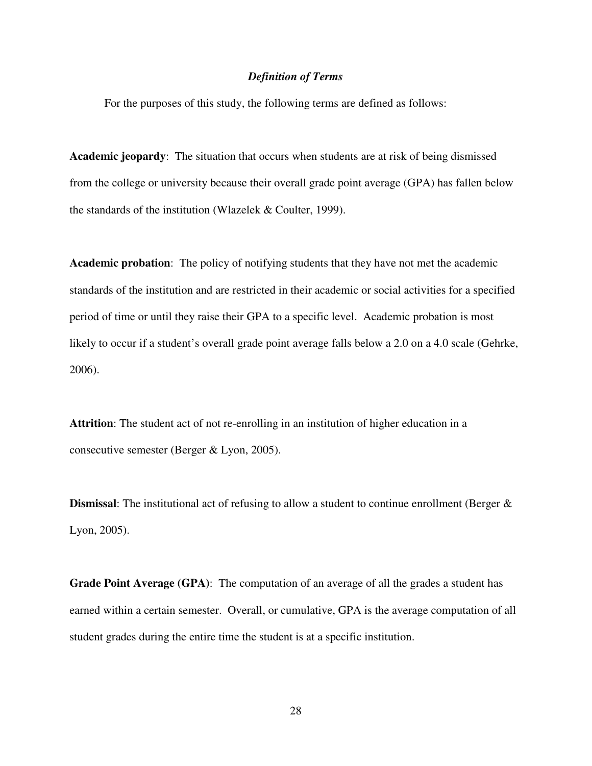### *Definition of Terms*

For the purposes of this study, the following terms are defined as follows:

**Academic jeopardy**: The situation that occurs when students are at risk of being dismissed from the college or university because their overall grade point average (GPA) has fallen below the standards of the institution (Wlazelek & Coulter, 1999).

**Academic probation**: The policy of notifying students that they have not met the academic standards of the institution and are restricted in their academic or social activities for a specified period of time or until they raise their GPA to a specific level. Academic probation is most likely to occur if a student's overall grade point average falls below a 2.0 on a 4.0 scale (Gehrke, 2006).

**Attrition**: The student act of not re-enrolling in an institution of higher education in a consecutive semester (Berger & Lyon, 2005).

**Dismissal**: The institutional act of refusing to allow a student to continue enrollment (Berger & Lyon, 2005).

**Grade Point Average (GPA)**: The computation of an average of all the grades a student has earned within a certain semester. Overall, or cumulative, GPA is the average computation of all student grades during the entire time the student is at a specific institution.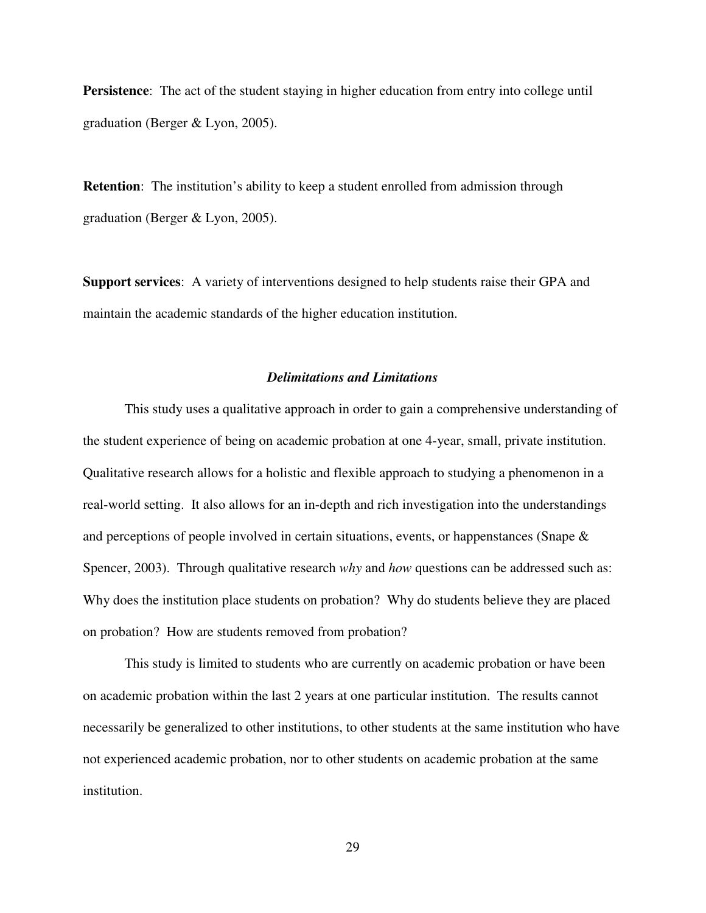**Persistence**: The act of the student staying in higher education from entry into college until graduation (Berger & Lyon, 2005).

**Retention**: The institution's ability to keep a student enrolled from admission through graduation (Berger & Lyon, 2005).

**Support services**: A variety of interventions designed to help students raise their GPA and maintain the academic standards of the higher education institution.

### *Delimitations and Limitations*

This study uses a qualitative approach in order to gain a comprehensive understanding of the student experience of being on academic probation at one 4-year, small, private institution. Qualitative research allows for a holistic and flexible approach to studying a phenomenon in a real-world setting. It also allows for an in-depth and rich investigation into the understandings and perceptions of people involved in certain situations, events, or happenstances (Snape & Spencer, 2003). Through qualitative research *why* and *how* questions can be addressed such as: Why does the institution place students on probation? Why do students believe they are placed on probation? How are students removed from probation?

This study is limited to students who are currently on academic probation or have been on academic probation within the last 2 years at one particular institution. The results cannot necessarily be generalized to other institutions, to other students at the same institution who have not experienced academic probation, nor to other students on academic probation at the same institution.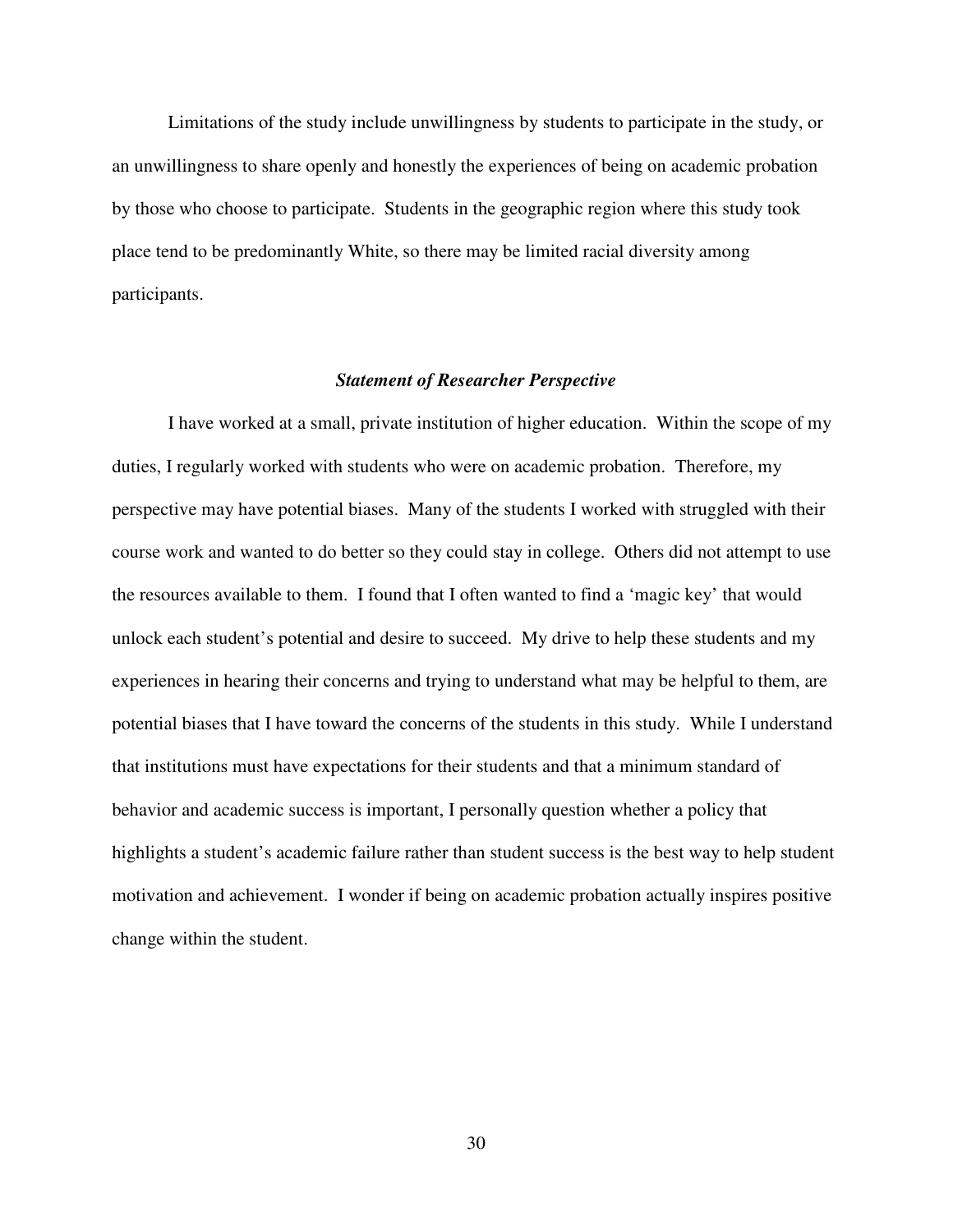Limitations of the study include unwillingness by students to participate in the study, or an unwillingness to share openly and honestly the experiences of being on academic probation by those who choose to participate. Students in the geographic region where this study took place tend to be predominantly White, so there may be limited racial diversity among participants.

### *Statement of Researcher Perspective*

I have worked at a small, private institution of higher education. Within the scope of my duties, I regularly worked with students who were on academic probation. Therefore, my perspective may have potential biases. Many of the students I worked with struggled with their course work and wanted to do better so they could stay in college. Others did not attempt to use the resources available to them. I found that I often wanted to find a 'magic key' that would unlock each student's potential and desire to succeed. My drive to help these students and my experiences in hearing their concerns and trying to understand what may be helpful to them, are potential biases that I have toward the concerns of the students in this study. While I understand that institutions must have expectations for their students and that a minimum standard of behavior and academic success is important, I personally question whether a policy that highlights a student's academic failure rather than student success is the best way to help student motivation and achievement. I wonder if being on academic probation actually inspires positive change within the student.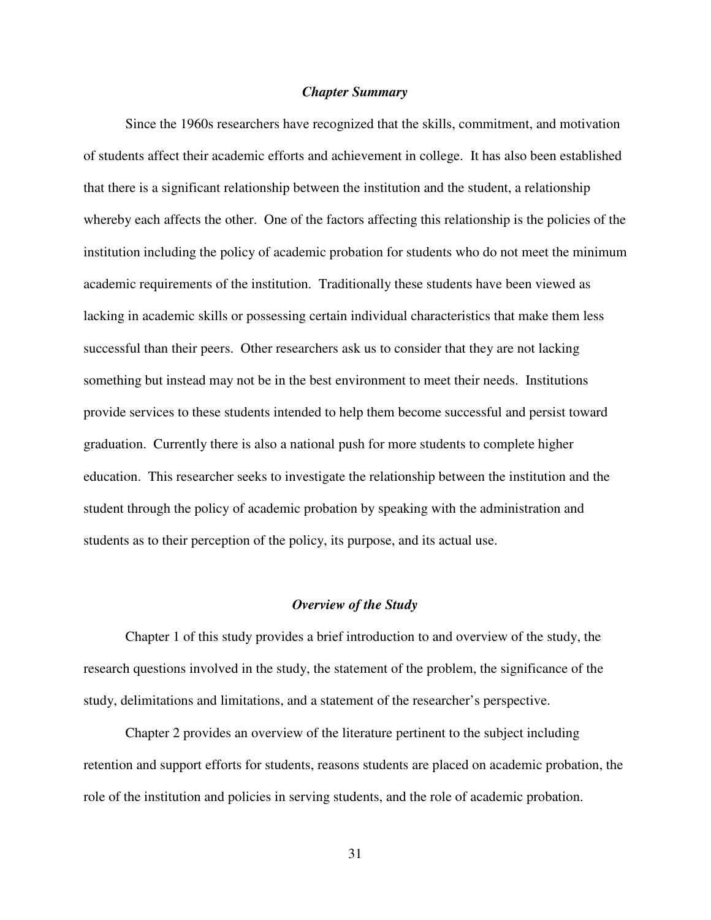### *Chapter Summary*

Since the 1960s researchers have recognized that the skills, commitment, and motivation of students affect their academic efforts and achievement in college. It has also been established that there is a significant relationship between the institution and the student, a relationship whereby each affects the other. One of the factors affecting this relationship is the policies of the institution including the policy of academic probation for students who do not meet the minimum academic requirements of the institution. Traditionally these students have been viewed as lacking in academic skills or possessing certain individual characteristics that make them less successful than their peers. Other researchers ask us to consider that they are not lacking something but instead may not be in the best environment to meet their needs. Institutions provide services to these students intended to help them become successful and persist toward graduation. Currently there is also a national push for more students to complete higher education. This researcher seeks to investigate the relationship between the institution and the student through the policy of academic probation by speaking with the administration and students as to their perception of the policy, its purpose, and its actual use.

### *Overview of the Study*

Chapter 1 of this study provides a brief introduction to and overview of the study, the research questions involved in the study, the statement of the problem, the significance of the study, delimitations and limitations, and a statement of the researcher's perspective.

Chapter 2 provides an overview of the literature pertinent to the subject including retention and support efforts for students, reasons students are placed on academic probation, the role of the institution and policies in serving students, and the role of academic probation.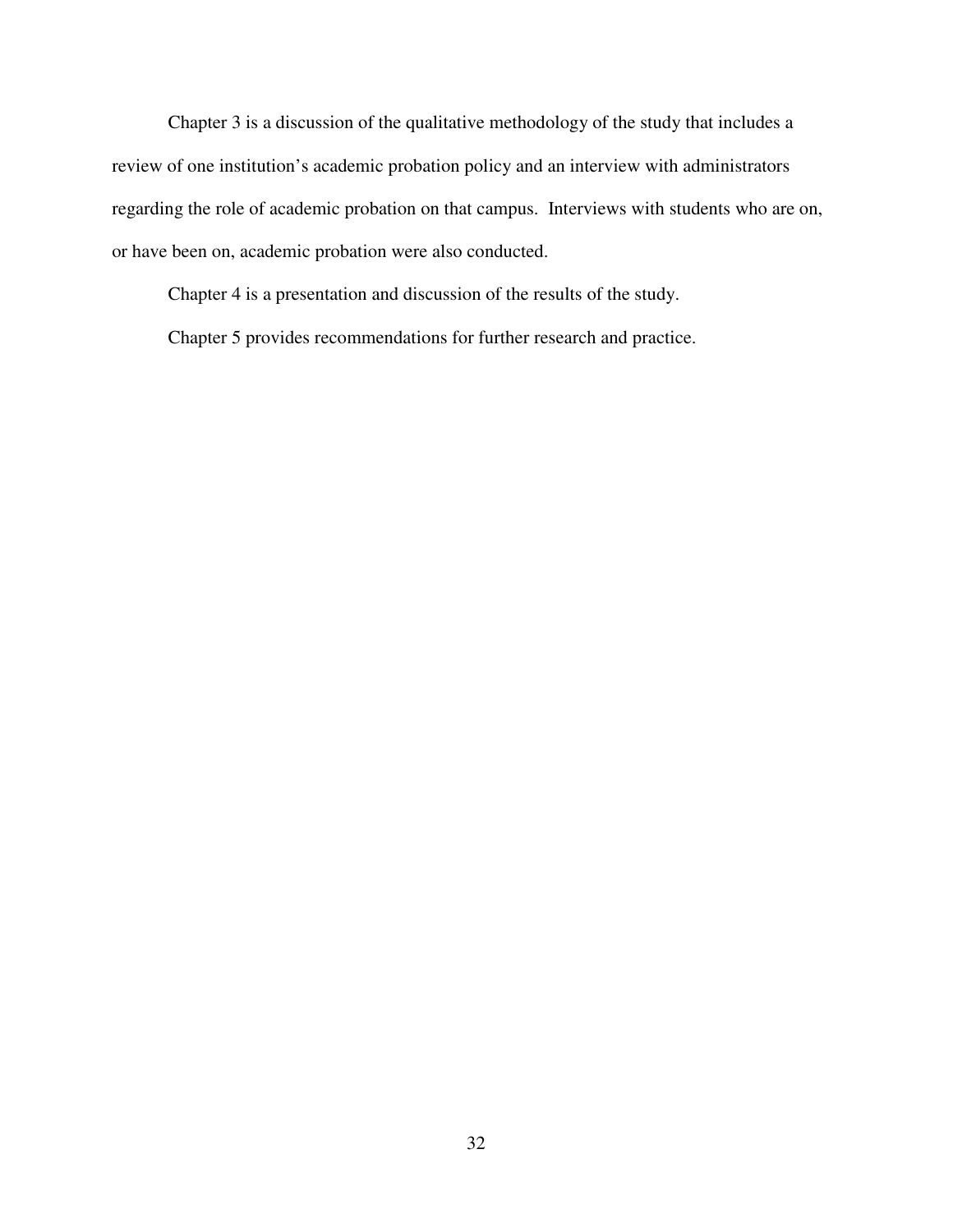Chapter 3 is a discussion of the qualitative methodology of the study that includes a review of one institution's academic probation policy and an interview with administrators regarding the role of academic probation on that campus. Interviews with students who are on, or have been on, academic probation were also conducted.

Chapter 4 is a presentation and discussion of the results of the study.

Chapter 5 provides recommendations for further research and practice.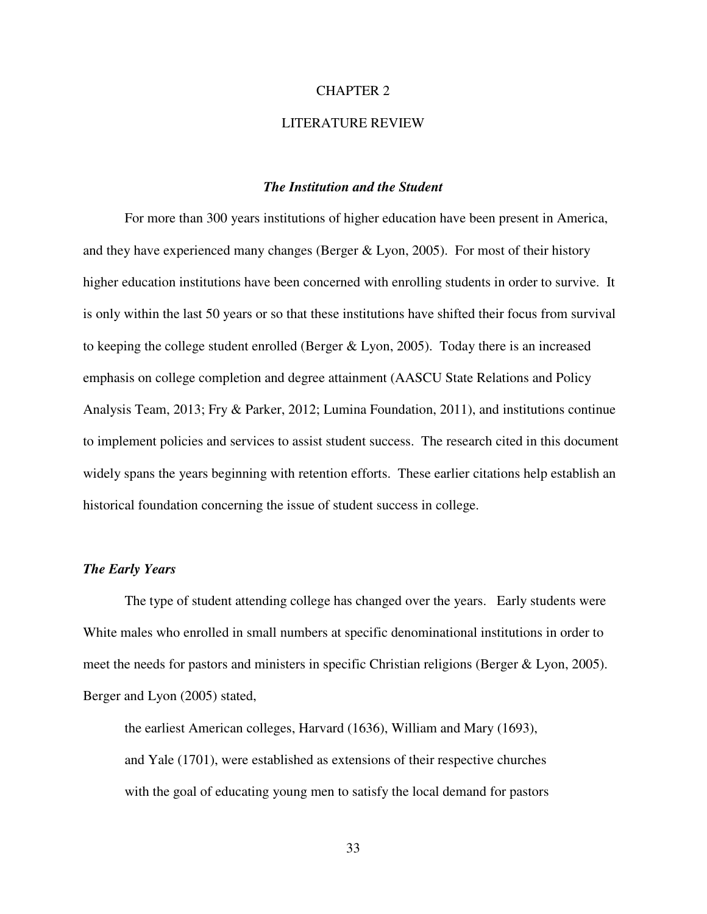# CHAPTER 2

# LITERATURE REVIEW

## *The Institution and the Student*

For more than 300 years institutions of higher education have been present in America, and they have experienced many changes (Berger & Lyon, 2005). For most of their history higher education institutions have been concerned with enrolling students in order to survive. It is only within the last 50 years or so that these institutions have shifted their focus from survival to keeping the college student enrolled (Berger & Lyon, 2005). Today there is an increased emphasis on college completion and degree attainment (AASCU State Relations and Policy Analysis Team, 2013; Fry & Parker, 2012; Lumina Foundation, 2011), and institutions continue to implement policies and services to assist student success. The research cited in this document widely spans the years beginning with retention efforts. These earlier citations help establish an historical foundation concerning the issue of student success in college.

### *The Early Years*

The type of student attending college has changed over the years. Early students were White males who enrolled in small numbers at specific denominational institutions in order to meet the needs for pastors and ministers in specific Christian religions (Berger & Lyon, 2005). Berger and Lyon (2005) stated,

> the earliest American colleges, Harvard (1636), William and Mary (1693), and Yale (1701), were established as extensions of their respective churches with the goal of educating young men to satisfy the local demand for pastors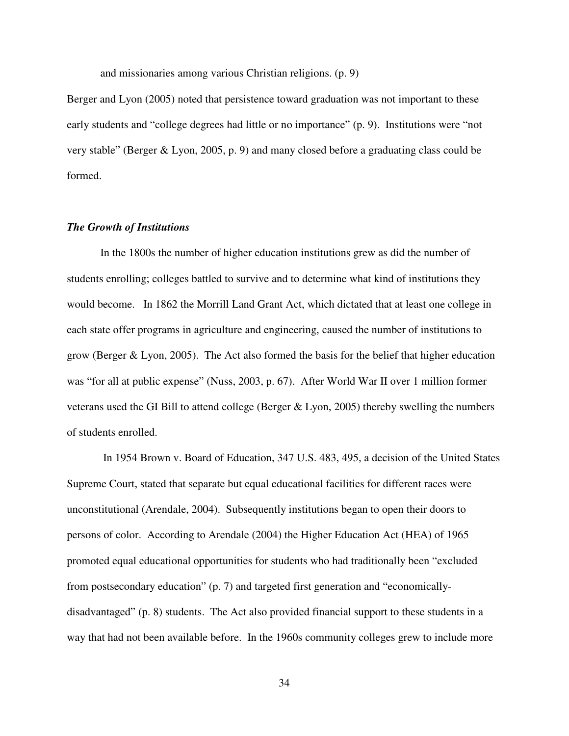and missionaries among various Christian religions. (p. 9)

Berger and Lyon (2005) noted that persistence toward graduation was not important to these early students and “college degrees had little or no importance” (p. 9). Institutions were “not very stable” (Berger & Lyon, 2005, p. 9) and many closed before a graduating class could be formed.

### *The Growth of Institutions*

In the 1800s the number of higher education institutions grew as did the number of students enrolling; colleges battled to survive and to determine what kind of institutions they would become. In 1862 the Morrill Land Grant Act, which dictated that at least one college in each state offer programs in agriculture and engineering, caused the number of institutions to grow (Berger & Lyon, 2005). The Act also formed the basis for the belief that higher education was “for all at public expense” (Nuss, 2003, p. 67). After World War II over 1 million former veterans used the GI Bill to attend college (Berger & Lyon, 2005) thereby swelling the numbers of students enrolled.

In 1954 Brown v. Board of Education, 347 U.S. 483, 495, a decision of the United States Supreme Court, stated that separate but equal educational facilities for different races were unconstitutional (Arendale, 2004). Subsequently institutions began to open their doors to persons of color. According to Arendale (2004) the Higher Education Act (HEA) of 1965 promoted equal educational opportunities for students who had traditionally been “excluded from postsecondary education” (p. 7) and targeted first generation and “economically-disadvantaged” (p. 8) students. The Act also provided financial support to these students in a way that had not been available before. In the 1960s community colleges grew to include more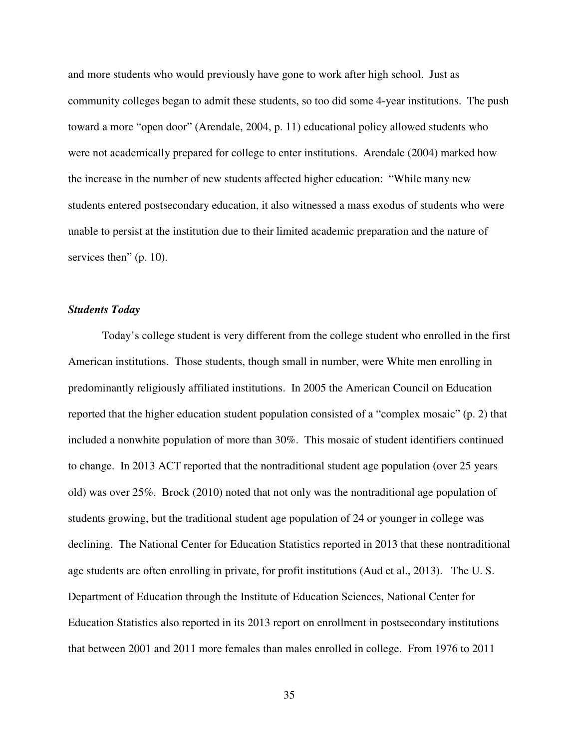and more students who would previously have gone to work after high school. Just as community colleges began to admit these students, so too did some 4-year institutions. The push toward a more "open door" (Arendale, 2004, p. 11) educational policy allowed students who were not academically prepared for college to enter institutions. Arendale (2004) marked how the increase in the number of new students affected higher education: "While many new students entered postsecondary education, it also witnessed a mass exodus of students who were unable to persist at the institution due to their limited academic preparation and the nature of services then" (p. 10).

### *Students Today*

Today's college student is very different from the college student who enrolled in the first American institutions. Those students, though small in number, were White men enrolling in predominantly religiously affiliated institutions. In 2005 the American Council on Education reported that the higher education student population consisted of a "complex mosaic" (p. 2) that included a nonwhite population of more than 30%. This mosaic of student identifiers continued to change. In 2013 ACT reported that the nontraditional student age population (over 25 years old) was over 25%. Brock (2010) noted that not only was the nontraditional age population of students growing, but the traditional student age population of 24 or younger in college was declining. The National Center for Education Statistics reported in 2013 that these nontraditional age students are often enrolling in private, for profit institutions (Aud et al., 2013). The U. S. Department of Education through the Institute of Education Sciences, National Center for Education Statistics also reported in its 2013 report on enrollment in postsecondary institutions that between 2001 and 2011 more females than males enrolled in college. From 1976 to 2011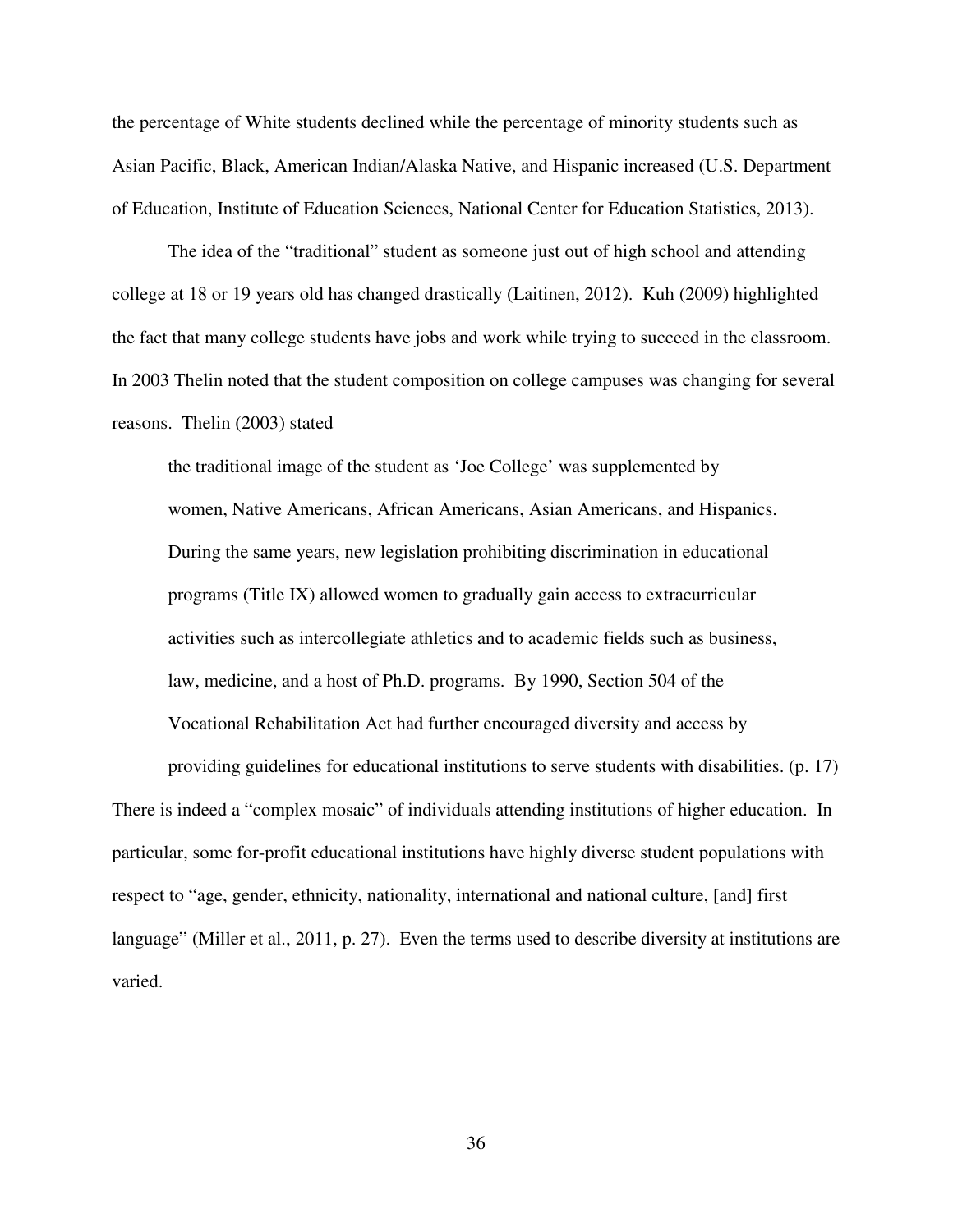the percentage of White students declined while the percentage of minority students such as Asian Pacific, Black, American Indian/Alaska Native, and Hispanic increased (U.S. Department of Education, Institute of Education Sciences, National Center for Education Statistics, 2013).

The idea of the "traditional" student as someone just out of high school and attending college at 18 or 19 years old has changed drastically (Laitinen, 2012). Kuh (2009) highlighted the fact that many college students have jobs and work while trying to succeed in the classroom. In 2003 Thelin noted that the student composition on college campuses was changing for several reasons. Thelin (2003) stated

> the traditional image of the student as 'Joe College' was supplemented by women, Native Americans, African Americans, Asian Americans, and Hispanics. During the same years, new legislation prohibiting discrimination in educational programs (Title IX) allowed women to gradually gain access to extracurricular activities such as intercollegiate athletics and to academic fields such as business, law, medicine, and a host of Ph.D. programs. By 1990, Section 504 of the Vocational Rehabilitation Act had further encouraged diversity and access by providing guidelines for educational institutions to serve students with disabilities. (p. 17)

There is indeed a "complex mosaic" of individuals attending institutions of higher education. In particular, some for-profit educational institutions have highly diverse student populations with respect to "age, gender, ethnicity, nationality, international and national culture, [and] first language" (Miller et al., 2011, p. 27). Even the terms used to describe diversity at institutions are varied.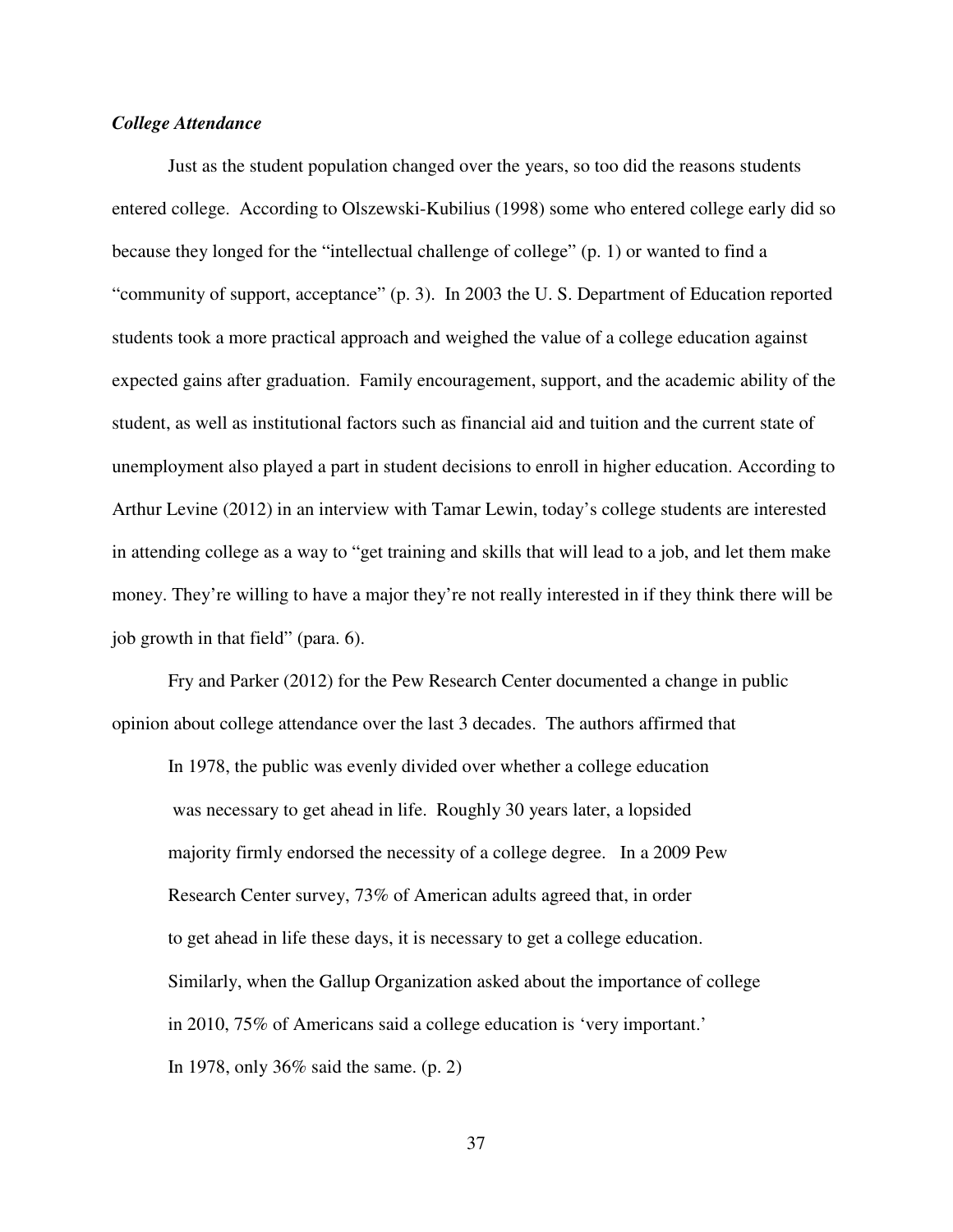***College Attendance***

Just as the student population changed over the years, so too did the reasons students entered college. According to Olszewski-Kubilius (1998) some who entered college early did so because they longed for the "intellectual challenge of college" (p. 1) or wanted to find a "community of support, acceptance" (p. 3). In 2003 the U. S. Department of Education reported students took a more practical approach and weighed the value of a college education against expected gains after graduation. Family encouragement, support, and the academic ability of the student, as well as institutional factors such as financial aid and tuition and the current state of unemployment also played a part in student decisions to enroll in higher education. According to Arthur Levine (2012) in an interview with Tamar Lewin, today's college students are interested in attending college as a way to "get training and skills that will lead to a job, and let them make money. They're willing to have a major they're not really interested in if they think there will be job growth in that field" (para. 6).

Fry and Parker (2012) for the Pew Research Center documented a change in public opinion about college attendance over the last 3 decades. The authors affirmed that

> In 1978, the public was evenly divided over whether a college education was necessary to get ahead in life. Roughly 30 years later, a lopsided majority firmly endorsed the necessity of a college degree. In a 2009 Pew Research Center survey, 73% of American adults agreed that, in order to get ahead in life these days, it is necessary to get a college education. Similarly, when the Gallup Organization asked about the importance of college in 2010, 75% of Americans said a college education is 'very important.' In 1978, only 36% said the same. (p. 2)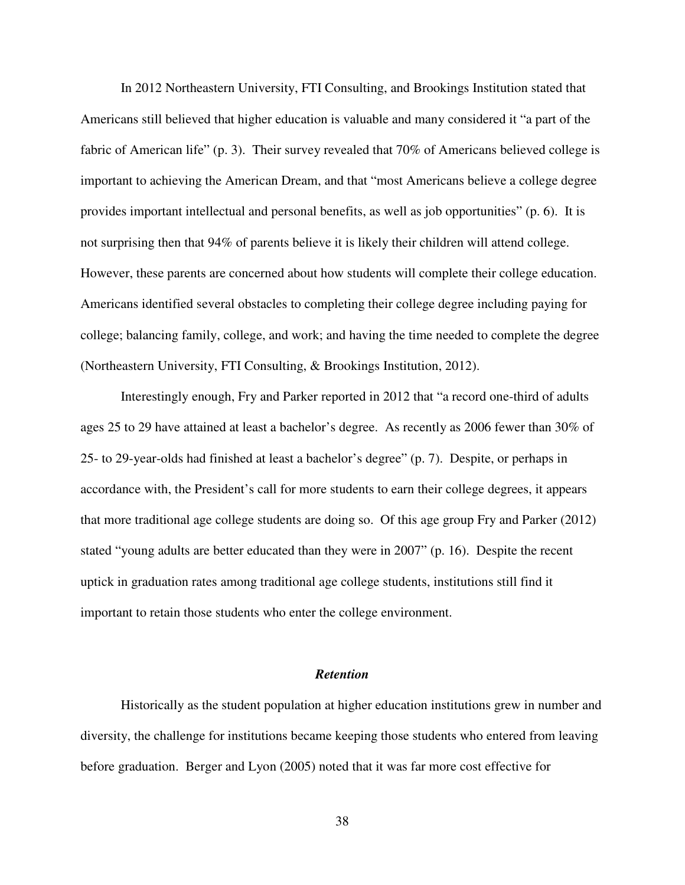In 2012 Northeastern University, FTI Consulting, and Brookings Institution stated that Americans still believed that higher education is valuable and many considered it "a part of the fabric of American life" (p. 3). Their survey revealed that 70% of Americans believed college is important to achieving the American Dream, and that "most Americans believe a college degree provides important intellectual and personal benefits, as well as job opportunities" (p. 6). It is not surprising then that 94% of parents believe it is likely their children will attend college. However, these parents are concerned about how students will complete their college education. Americans identified several obstacles to completing their college degree including paying for college; balancing family, college, and work; and having the time needed to complete the degree (Northeastern University, FTI Consulting, & Brookings Institution, 2012).

Interestingly enough, Fry and Parker reported in 2012 that "a record one-third of adults ages 25 to 29 have attained at least a bachelor's degree. As recently as 2006 fewer than 30% of 25- to 29-year-olds had finished at least a bachelor's degree" (p. 7). Despite, or perhaps in accordance with, the President's call for more students to earn their college degrees, it appears that more traditional age college students are doing so. Of this age group Fry and Parker (2012) stated "young adults are better educated than they were in 2007" (p. 16). Despite the recent uptick in graduation rates among traditional age college students, institutions still find it important to retain those students who enter the college environment.

### ***Retention***

Historically as the student population at higher education institutions grew in number and diversity, the challenge for institutions became keeping those students who entered from leaving before graduation. Berger and Lyon (2005) noted that it was far more cost effective for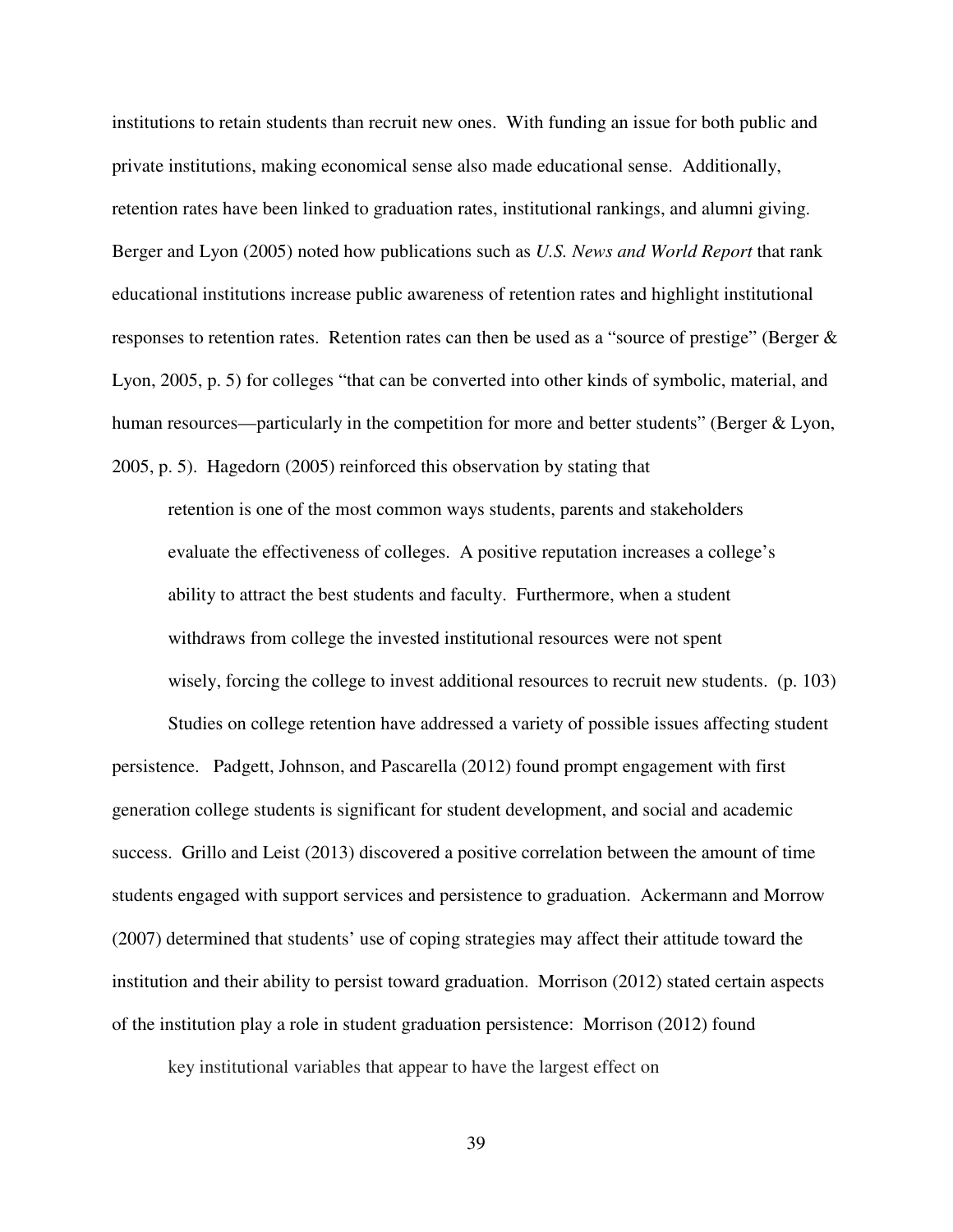institutions to retain students than recruit new ones. With funding an issue for both public and private institutions, making economical sense also made educational sense. Additionally, retention rates have been linked to graduation rates, institutional rankings, and alumni giving. Berger and Lyon (2005) noted how publications such as *U.S. News and World Report* that rank educational institutions increase public awareness of retention rates and highlight institutional responses to retention rates. Retention rates can then be used as a "source of prestige" (Berger & Lyon, 2005, p. 5) for colleges "that can be converted into other kinds of symbolic, material, and human resources—particularly in the competition for more and better students" (Berger & Lyon, 2005, p. 5). Hagedorn (2005) reinforced this observation by stating that

> retention is one of the most common ways students, parents and stakeholders evaluate the effectiveness of colleges. A positive reputation increases a college's ability to attract the best students and faculty. Furthermore, when a student withdraws from college the invested institutional resources were not spent wisely, forcing the college to invest additional resources to recruit new students. (p. 103)

Studies on college retention have addressed a variety of possible issues affecting student persistence. Padgett, Johnson, and Pascarella (2012) found prompt engagement with first generation college students is significant for student development, and social and academic success. Grillo and Leist (2013) discovered a positive correlation between the amount of time students engaged with support services and persistence to graduation. Ackermann and Morrow (2007) determined that students' use of coping strategies may affect their attitude toward the institution and their ability to persist toward graduation. Morrison (2012) stated certain aspects of the institution play a role in student graduation persistence: Morrison (2012) found

> key institutional variables that appear to have the largest effect on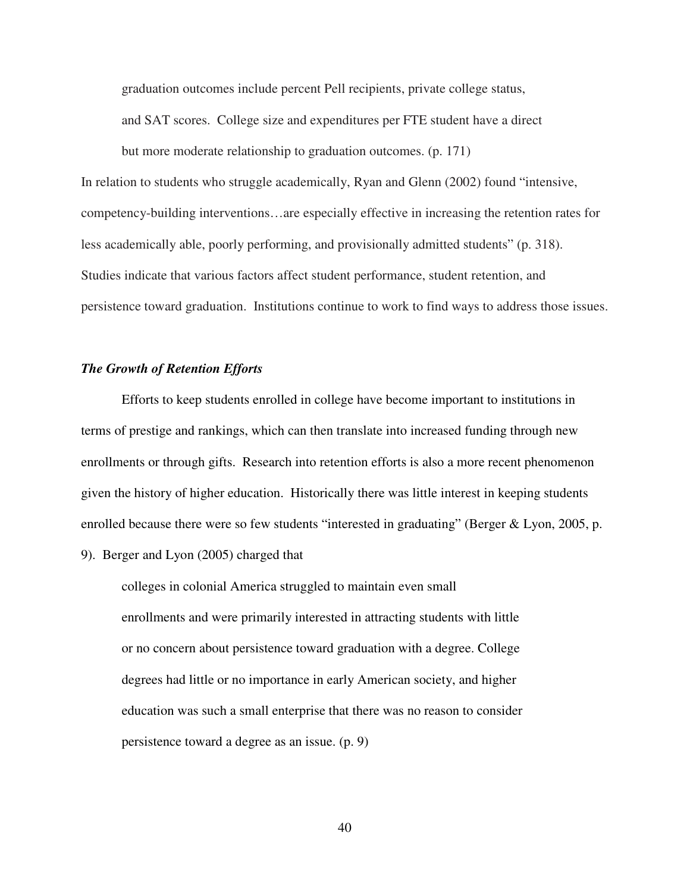> graduation outcomes include percent Pell recipients, private college status, and SAT scores. College size and expenditures per FTE student have a direct but more moderate relationship to graduation outcomes. (p. 171)

In relation to students who struggle academically, Ryan and Glenn (2002) found "intensive, competency-building interventions…are especially effective in increasing the retention rates for less academically able, poorly performing, and provisionally admitted students" (p. 318). Studies indicate that various factors affect student performance, student retention, and persistence toward graduation. Institutions continue to work to find ways to address those issues.

### ***The Growth of Retention Efforts***

Efforts to keep students enrolled in college have become important to institutions in terms of prestige and rankings, which can then translate into increased funding through new enrollments or through gifts. Research into retention efforts is also a more recent phenomenon given the history of higher education. Historically there was little interest in keeping students enrolled because there were so few students "interested in graduating" (Berger & Lyon, 2005, p. 9). Berger and Lyon (2005) charged that

> colleges in colonial America struggled to maintain even small enrollments and were primarily interested in attracting students with little or no concern about persistence toward graduation with a degree. College degrees had little or no importance in early American society, and higher education was such a small enterprise that there was no reason to consider persistence toward a degree as an issue. (p. 9)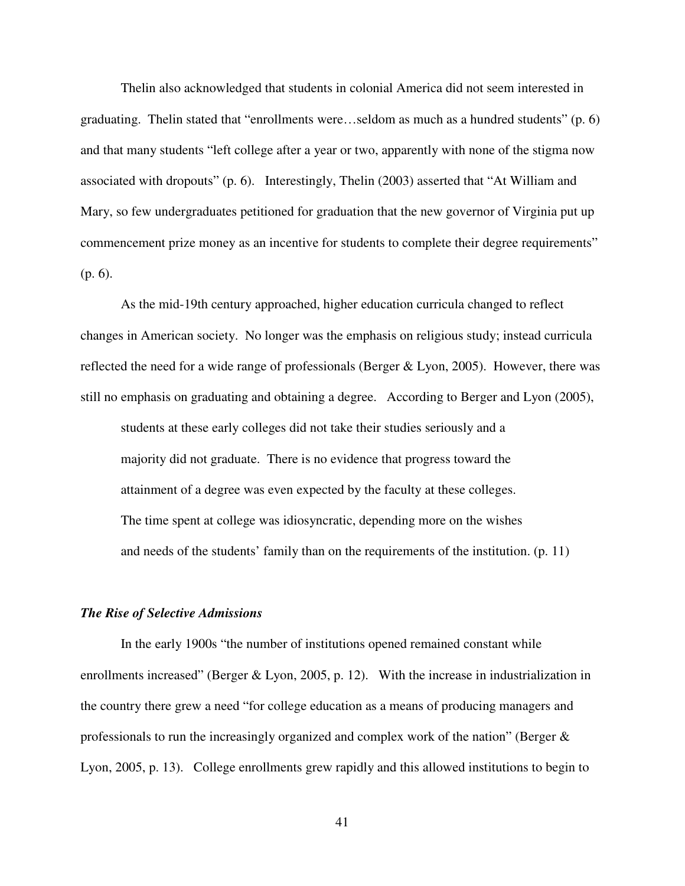Thelin also acknowledged that students in colonial America did not seem interested in graduating. Thelin stated that "enrollments were…seldom as much as a hundred students" (p. 6) and that many students "left college after a year or two, apparently with none of the stigma now associated with dropouts" (p. 6). Interestingly, Thelin (2003) asserted that "At William and Mary, so few undergraduates petitioned for graduation that the new governor of Virginia put up commencement prize money as an incentive for students to complete their degree requirements" (p. 6).

As the mid-19th century approached, higher education curricula changed to reflect changes in American society. No longer was the emphasis on religious study; instead curricula reflected the need for a wide range of professionals (Berger & Lyon, 2005). However, there was still no emphasis on graduating and obtaining a degree. According to Berger and Lyon (2005),

> students at these early colleges did not take their studies seriously and a majority did not graduate. There is no evidence that progress toward the attainment of a degree was even expected by the faculty at these colleges. The time spent at college was idiosyncratic, depending more on the wishes and needs of the students' family than on the requirements of the institution. (p. 11)

### *The Rise of Selective Admissions*

In the early 1900s "the number of institutions opened remained constant while enrollments increased" (Berger & Lyon, 2005, p. 12). With the increase in industrialization in the country there grew a need "for college education as a means of producing managers and professionals to run the increasingly organized and complex work of the nation" (Berger & Lyon, 2005, p. 13). College enrollments grew rapidly and this allowed institutions to begin to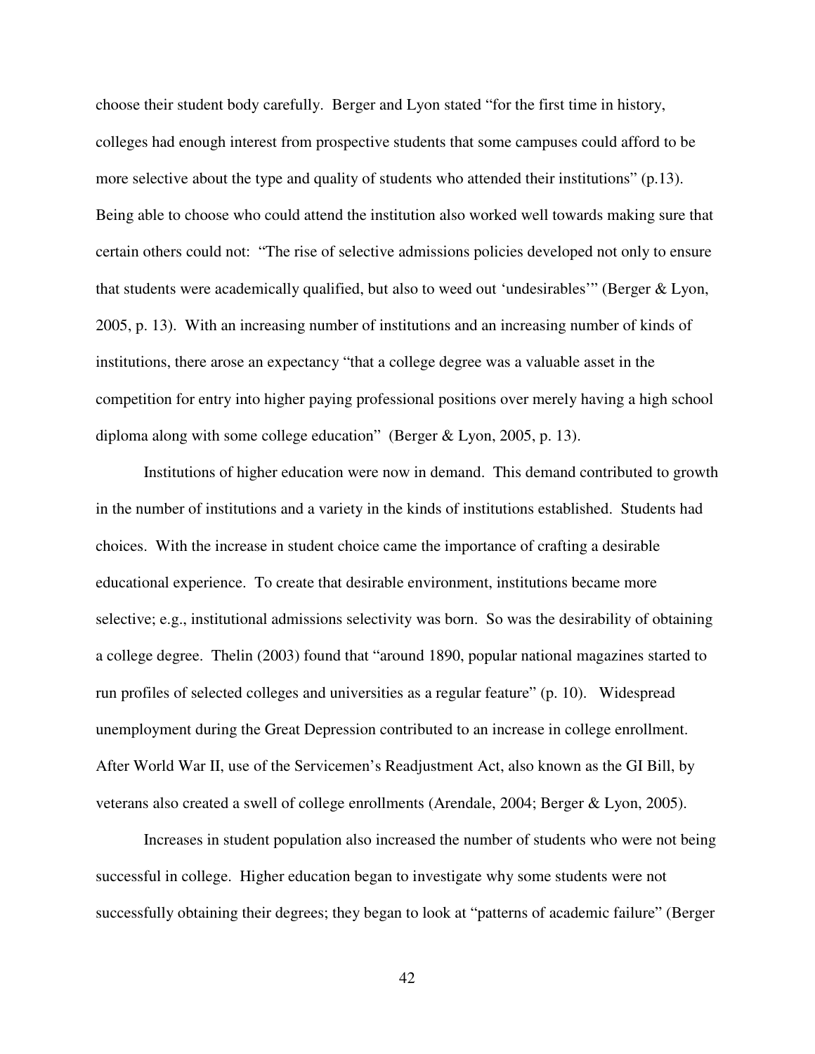choose their student body carefully. Berger and Lyon stated "for the first time in history, colleges had enough interest from prospective students that some campuses could afford to be more selective about the type and quality of students who attended their institutions" (p.13). Being able to choose who could attend the institution also worked well towards making sure that certain others could not: "The rise of selective admissions policies developed not only to ensure that students were academically qualified, but also to weed out 'undesirables'" (Berger & Lyon, 2005, p. 13). With an increasing number of institutions and an increasing number of kinds of institutions, there arose an expectancy "that a college degree was a valuable asset in the competition for entry into higher paying professional positions over merely having a high school diploma along with some college education" (Berger & Lyon, 2005, p. 13).

Institutions of higher education were now in demand. This demand contributed to growth in the number of institutions and a variety in the kinds of institutions established. Students had choices. With the increase in student choice came the importance of crafting a desirable educational experience. To create that desirable environment, institutions became more selective; e.g., institutional admissions selectivity was born. So was the desirability of obtaining a college degree. Thelin (2003) found that "around 1890, popular national magazines started to run profiles of selected colleges and universities as a regular feature" (p. 10). Widespread unemployment during the Great Depression contributed to an increase in college enrollment. After World War II, use of the Servicemen's Readjustment Act, also known as the GI Bill, by veterans also created a swell of college enrollments (Arendale, 2004; Berger & Lyon, 2005).

Increases in student population also increased the number of students who were not being successful in college. Higher education began to investigate why some students were not successfully obtaining their degrees; they began to look at "patterns of academic failure" (Berger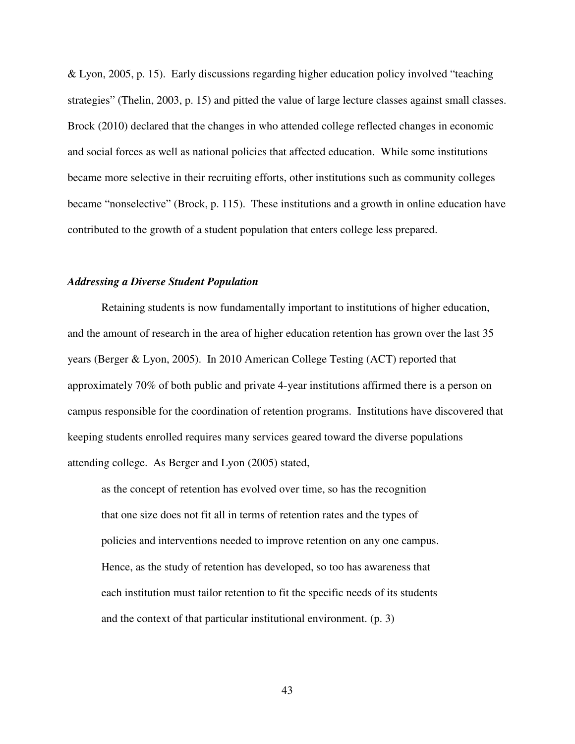& Lyon, 2005, p. 15). Early discussions regarding higher education policy involved "teaching strategies" (Thelin, 2003, p. 15) and pitted the value of large lecture classes against small classes. Brock (2010) declared that the changes in who attended college reflected changes in economic and social forces as well as national policies that affected education. While some institutions became more selective in their recruiting efforts, other institutions such as community colleges became "nonselective" (Brock, p. 115). These institutions and a growth in online education have contributed to the growth of a student population that enters college less prepared.

### *Addressing a Diverse Student Population*

Retaining students is now fundamentally important to institutions of higher education, and the amount of research in the area of higher education retention has grown over the last 35 years (Berger & Lyon, 2005). In 2010 American College Testing (ACT) reported that approximately 70% of both public and private 4-year institutions affirmed there is a person on campus responsible for the coordination of retention programs. Institutions have discovered that keeping students enrolled requires many services geared toward the diverse populations attending college. As Berger and Lyon (2005) stated,

> as the concept of retention has evolved over time, so has the recognition that one size does not fit all in terms of retention rates and the types of policies and interventions needed to improve retention on any one campus. Hence, as the study of retention has developed, so too has awareness that each institution must tailor retention to fit the specific needs of its students and the context of that particular institutional environment. (p. 3)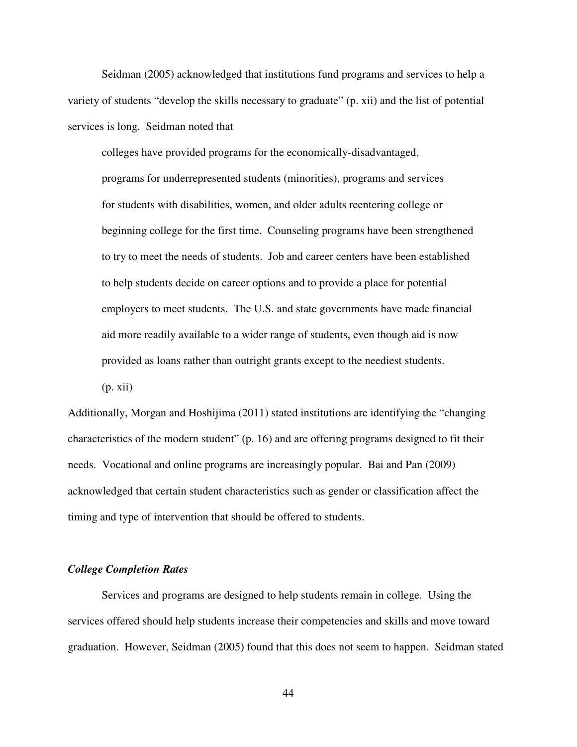Seidman (2005) acknowledged that institutions fund programs and services to help a variety of students "develop the skills necessary to graduate" (p. xii) and the list of potential services is long. Seidman noted that

> colleges have provided programs for the economically-disadvantaged, programs for underrepresented students (minorities), programs and services for students with disabilities, women, and older adults reentering college or beginning college for the first time. Counseling programs have been strengthened to try to meet the needs of students. Job and career centers have been established to help students decide on career options and to provide a place for potential employers to meet students. The U.S. and state governments have made financial aid more readily available to a wider range of students, even though aid is now provided as loans rather than outright grants except to the neediest students. (p. xii)

Additionally, Morgan and Hoshijima (2011) stated institutions are identifying the "changing characteristics of the modern student" (p. 16) and are offering programs designed to fit their needs. Vocational and online programs are increasingly popular. Bai and Pan (2009) acknowledged that certain student characteristics such as gender or classification affect the timing and type of intervention that should be offered to students.

### *College Completion Rates*

Services and programs are designed to help students remain in college. Using the services offered should help students increase their competencies and skills and move toward graduation. However, Seidman (2005) found that this does not seem to happen. Seidman stated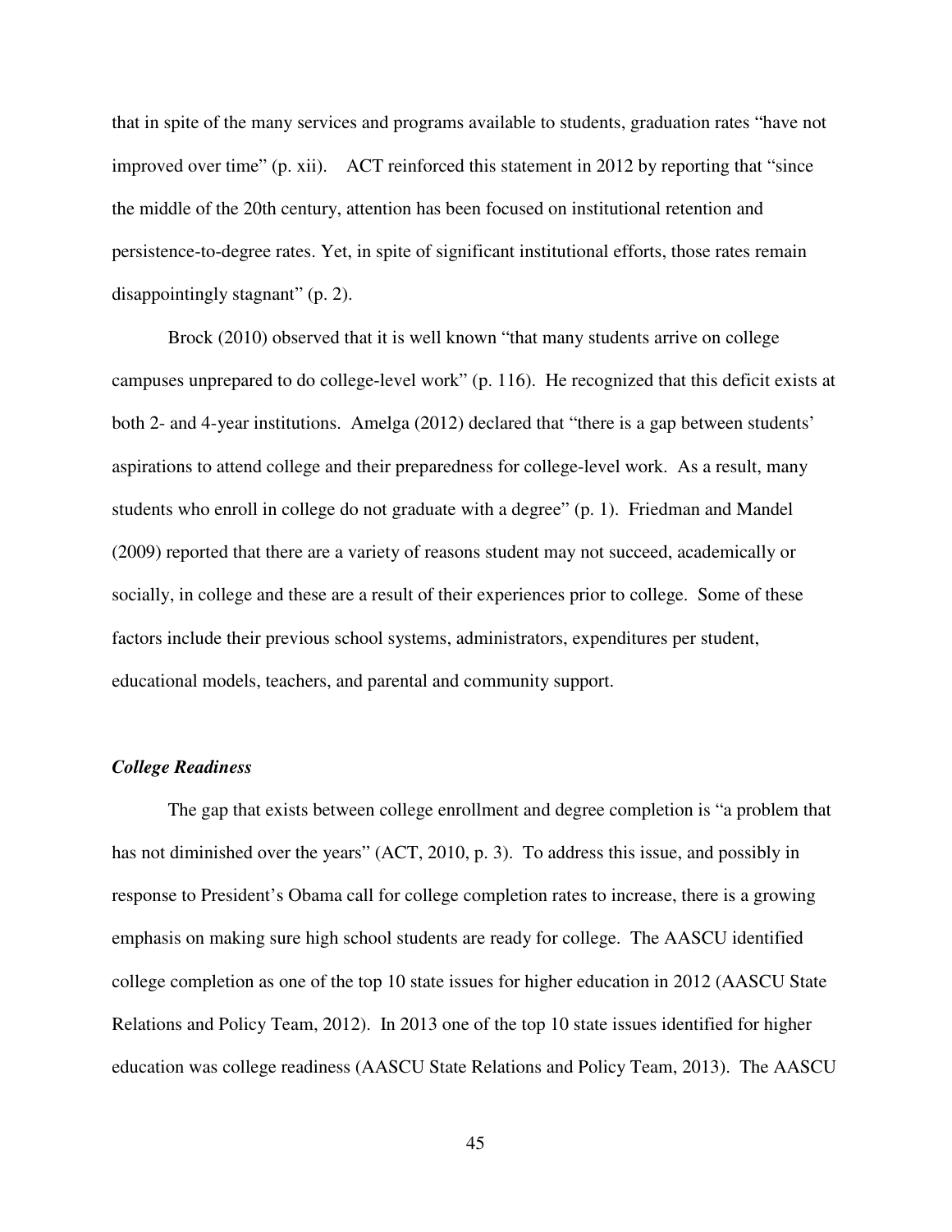that in spite of the many services and programs available to students, graduation rates "have not improved over time" (p. xii). ACT reinforced this statement in 2012 by reporting that "since the middle of the 20th century, attention has been focused on institutional retention and persistence-to-degree rates. Yet, in spite of significant institutional efforts, those rates remain disappointingly stagnant" (p. 2).

Brock (2010) observed that it is well known "that many students arrive on college campuses unprepared to do college-level work" (p. 116). He recognized that this deficit exists at both 2- and 4-year institutions. Amelga (2012) declared that "there is a gap between students' aspirations to attend college and their preparedness for college-level work. As a result, many students who enroll in college do not graduate with a degree" (p. 1). Friedman and Mandel (2009) reported that there are a variety of reasons student may not succeed, academically or socially, in college and these are a result of their experiences prior to college. Some of these factors include their previous school systems, administrators, expenditures per student, educational models, teachers, and parental and community support.

### *College Readiness*

The gap that exists between college enrollment and degree completion is "a problem that has not diminished over the years" (ACT, 2010, p. 3). To address this issue, and possibly in response to President's Obama call for college completion rates to increase, there is a growing emphasis on making sure high school students are ready for college. The AASCU identified college completion as one of the top 10 state issues for higher education in 2012 (AASCU State Relations and Policy Team, 2012). In 2013 one of the top 10 state issues identified for higher education was college readiness (AASCU State Relations and Policy Team, 2013). The AASCU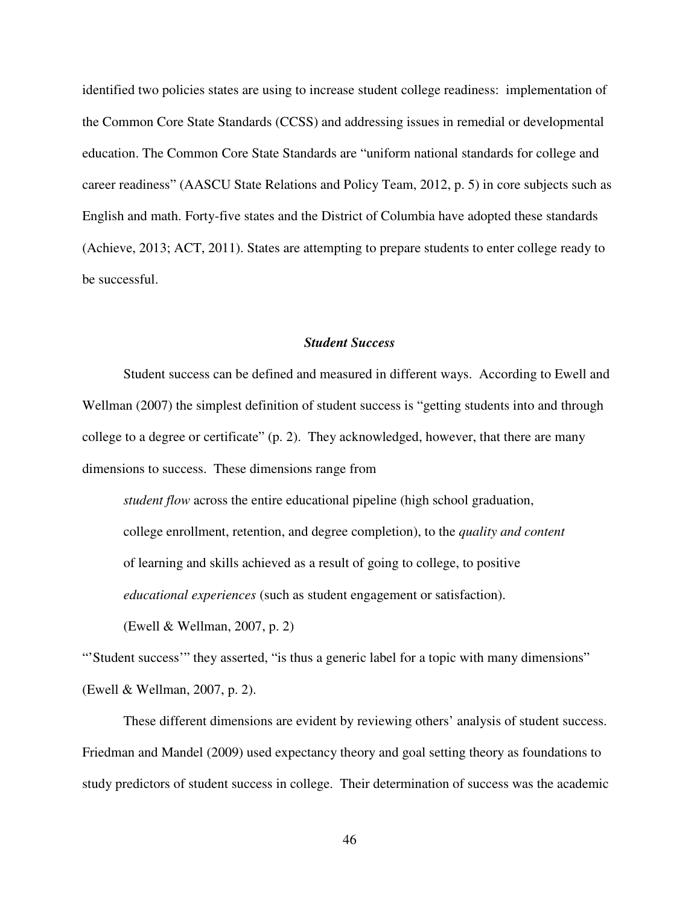identified two policies states are using to increase student college readiness: implementation of the Common Core State Standards (CCSS) and addressing issues in remedial or developmental education. The Common Core State Standards are "uniform national standards for college and career readiness" (AASCU State Relations and Policy Team, 2012, p. 5) in core subjects such as English and math. Forty-five states and the District of Columbia have adopted these standards (Achieve, 2013; ACT, 2011). States are attempting to prepare students to enter college ready to be successful.

### ***Student Success***

Student success can be defined and measured in different ways. According to Ewell and Wellman (2007) the simplest definition of student success is "getting students into and through college to a degree or certificate" (p. 2). They acknowledged, however, that there are many dimensions to success. These dimensions range from

> *student flow* across the entire educational pipeline (high school graduation, college enrollment, retention, and degree completion), to the *quality and content* of learning and skills achieved as a result of going to college, to positive *educational experiences* (such as student engagement or satisfaction). (Ewell & Wellman, 2007, p. 2)

"'Student success'" they asserted, "is thus a generic label for a topic with many dimensions" (Ewell & Wellman, 2007, p. 2).

These different dimensions are evident by reviewing others' analysis of student success. Friedman and Mandel (2009) used expectancy theory and goal setting theory as foundations to study predictors of student success in college. Their determination of success was the academic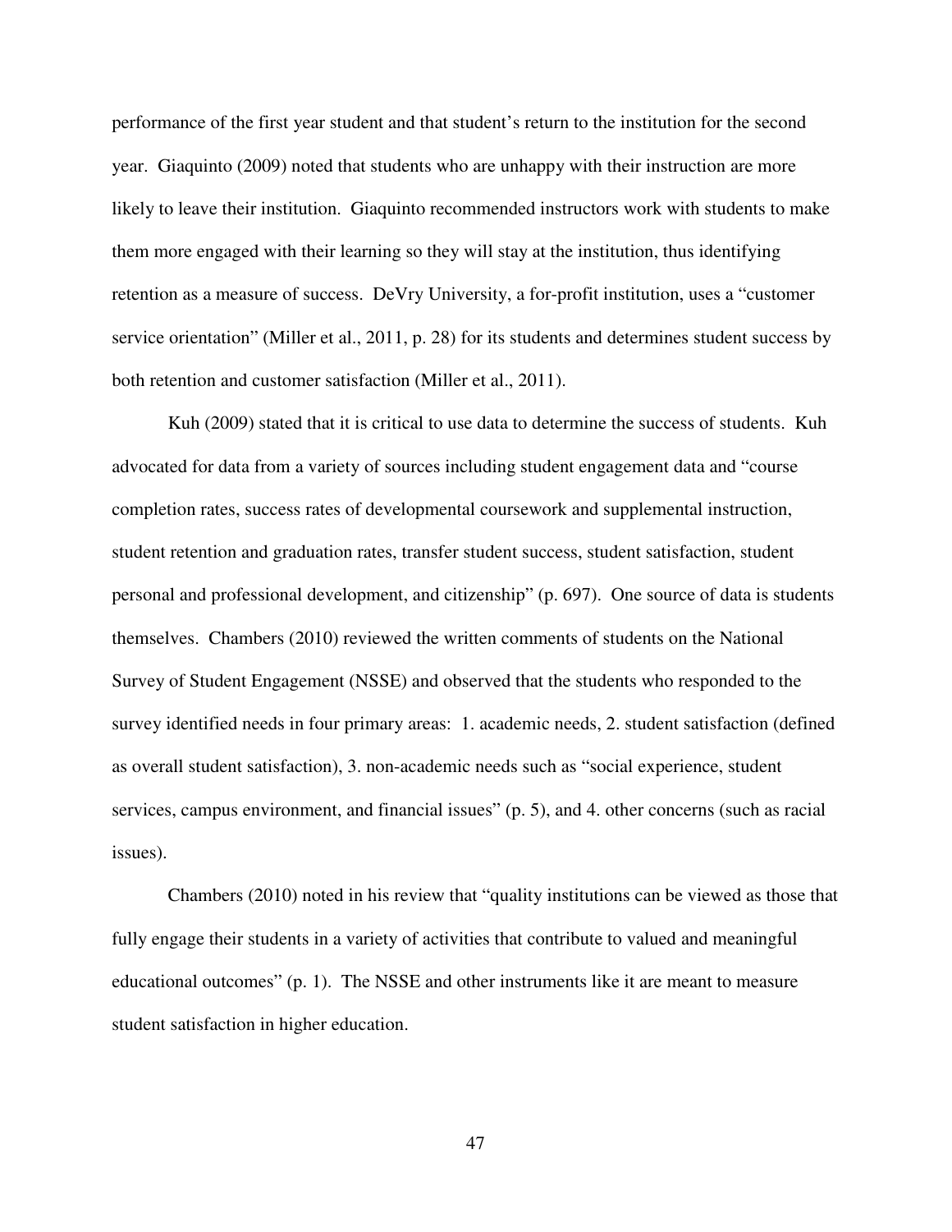performance of the first year student and that student's return to the institution for the second year. Giaquinto (2009) noted that students who are unhappy with their instruction are more likely to leave their institution. Giaquinto recommended instructors work with students to make them more engaged with their learning so they will stay at the institution, thus identifying retention as a measure of success. DeVry University, a for-profit institution, uses a "customer service orientation" (Miller et al., 2011, p. 28) for its students and determines student success by both retention and customer satisfaction (Miller et al., 2011).

Kuh (2009) stated that it is critical to use data to determine the success of students. Kuh advocated for data from a variety of sources including student engagement data and "course completion rates, success rates of developmental coursework and supplemental instruction, student retention and graduation rates, transfer student success, student satisfaction, student personal and professional development, and citizenship" (p. 697). One source of data is students themselves. Chambers (2010) reviewed the written comments of students on the National Survey of Student Engagement (NSSE) and observed that the students who responded to the survey identified needs in four primary areas: 1. academic needs, 2. student satisfaction (defined as overall student satisfaction), 3. non-academic needs such as "social experience, student services, campus environment, and financial issues" (p. 5), and 4. other concerns (such as racial issues).

Chambers (2010) noted in his review that "quality institutions can be viewed as those that fully engage their students in a variety of activities that contribute to valued and meaningful educational outcomes" (p. 1). The NSSE and other instruments like it are meant to measure student satisfaction in higher education.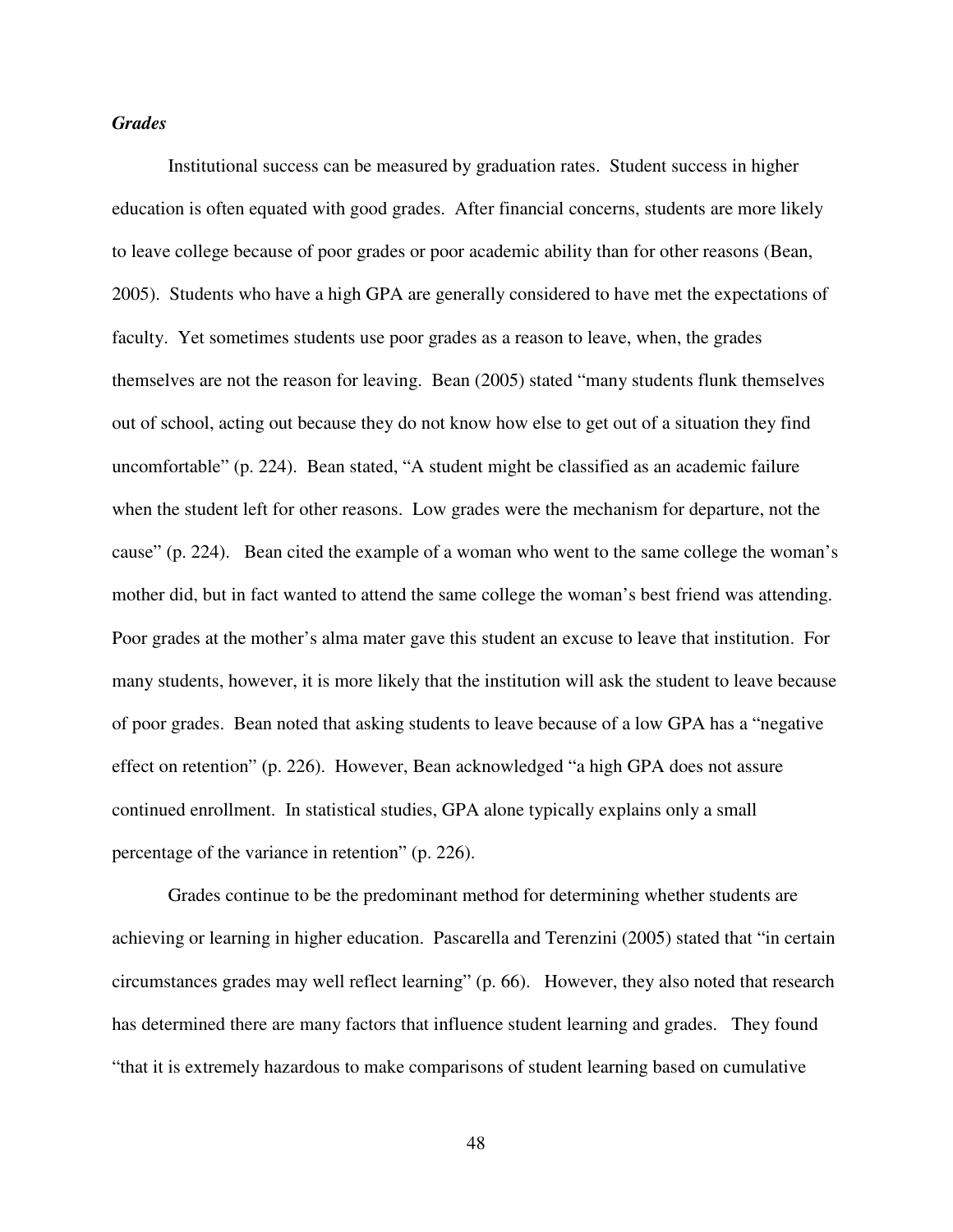### *Grades*

Institutional success can be measured by graduation rates. Student success in higher education is often equated with good grades. After financial concerns, students are more likely to leave college because of poor grades or poor academic ability than for other reasons (Bean, 2005). Students who have a high GPA are generally considered to have met the expectations of faculty. Yet sometimes students use poor grades as a reason to leave, when, the grades themselves are not the reason for leaving. Bean (2005) stated "many students flunk themselves out of school, acting out because they do not know how else to get out of a situation they find uncomfortable" (p. 224). Bean stated, "A student might be classified as an academic failure when the student left for other reasons. Low grades were the mechanism for departure, not the cause" (p. 224). Bean cited the example of a woman who went to the same college the woman's mother did, but in fact wanted to attend the same college the woman's best friend was attending. Poor grades at the mother's alma mater gave this student an excuse to leave that institution. For many students, however, it is more likely that the institution will ask the student to leave because of poor grades. Bean noted that asking students to leave because of a low GPA has a "negative effect on retention" (p. 226). However, Bean acknowledged "a high GPA does not assure continued enrollment. In statistical studies, GPA alone typically explains only a small percentage of the variance in retention" (p. 226).

Grades continue to be the predominant method for determining whether students are achieving or learning in higher education. Pascarella and Terenzini (2005) stated that "in certain circumstances grades may well reflect learning" (p. 66). However, they also noted that research has determined there are many factors that influence student learning and grades. They found "that it is extremely hazardous to make comparisons of student learning based on cumulative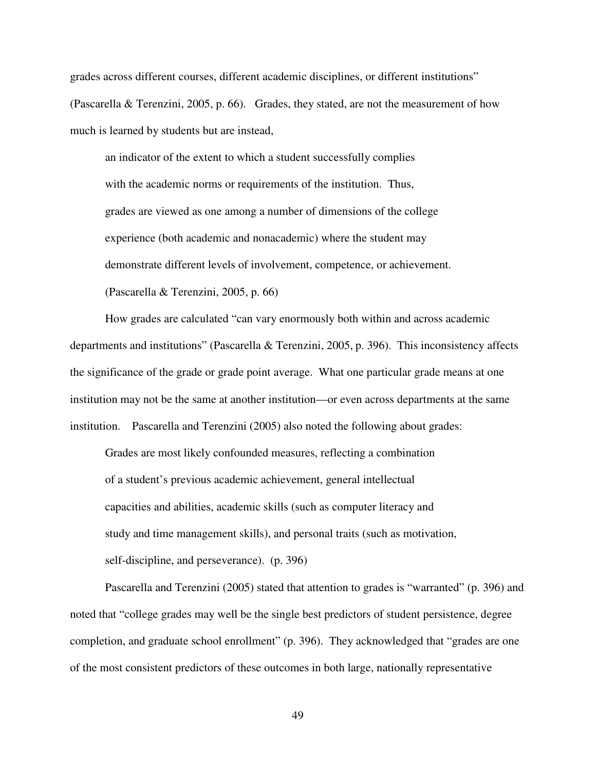grades across different courses, different academic disciplines, or different institutions" (Pascarella & Terenzini, 2005, p. 66). Grades, they stated, are not the measurement of how much is learned by students but are instead,

> an indicator of the extent to which a student successfully complies with the academic norms or requirements of the institution. Thus, grades are viewed as one among a number of dimensions of the college experience (both academic and nonacademic) where the student may demonstrate different levels of involvement, competence, or achievement. (Pascarella & Terenzini, 2005, p. 66)

How grades are calculated "can vary enormously both within and across academic departments and institutions" (Pascarella & Terenzini, 2005, p. 396). This inconsistency affects the significance of the grade or grade point average. What one particular grade means at one institution may not be the same at another institution—or even across departments at the same institution. Pascarella and Terenzini (2005) also noted the following about grades:

> Grades are most likely confounded measures, reflecting a combination of a student's previous academic achievement, general intellectual capacities and abilities, academic skills (such as computer literacy and study and time management skills), and personal traits (such as motivation, self-discipline, and perseverance). (p. 396)

Pascarella and Terenzini (2005) stated that attention to grades is "warranted" (p. 396) and noted that "college grades may well be the single best predictors of student persistence, degree completion, and graduate school enrollment" (p. 396). They acknowledged that "grades are one of the most consistent predictors of these outcomes in both large, nationally representative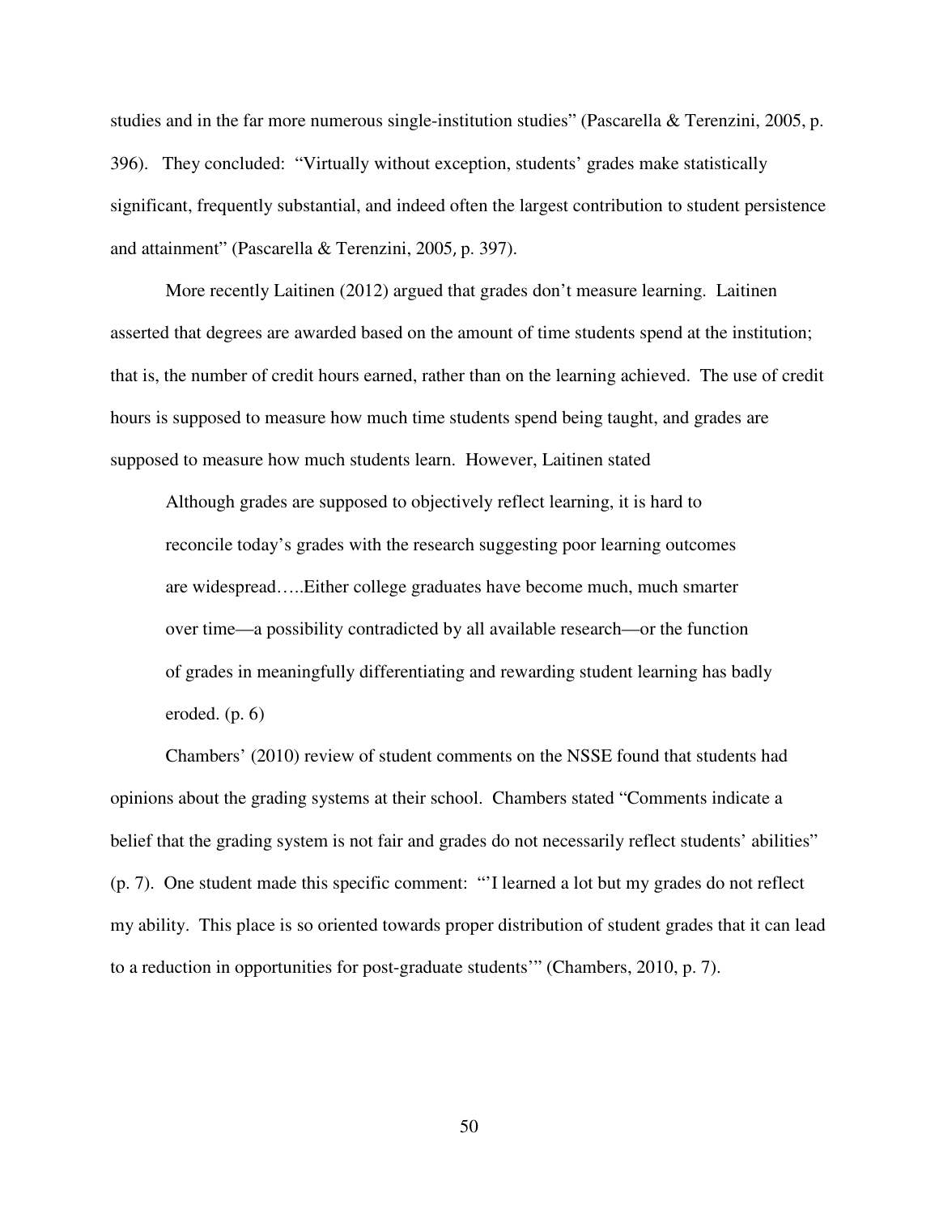studies and in the far more numerous single-institution studies" (Pascarella & Terenzini, 2005, p. 396). They concluded: "Virtually without exception, students' grades make statistically significant, frequently substantial, and indeed often the largest contribution to student persistence and attainment" (Pascarella & Terenzini, 2005, p. 397).

More recently Laitinen (2012) argued that grades don't measure learning. Laitinen asserted that degrees are awarded based on the amount of time students spend at the institution; that is, the number of credit hours earned, rather than on the learning achieved. The use of credit hours is supposed to measure how much time students spend being taught, and grades are supposed to measure how much students learn. However, Laitinen stated

> Although grades are supposed to objectively reflect learning, it is hard to reconcile today's grades with the research suggesting poor learning outcomes are widespread…..Either college graduates have become much, much smarter over time—a possibility contradicted by all available research—or the function of grades in meaningfully differentiating and rewarding student learning has badly eroded. (p. 6)

Chambers' (2010) review of student comments on the NSSE found that students had opinions about the grading systems at their school. Chambers stated "Comments indicate a belief that the grading system is not fair and grades do not necessarily reflect students' abilities" (p. 7). One student made this specific comment: "'I learned a lot but my grades do not reflect my ability. This place is so oriented towards proper distribution of student grades that it can lead to a reduction in opportunities for post-graduate students'" (Chambers, 2010, p. 7).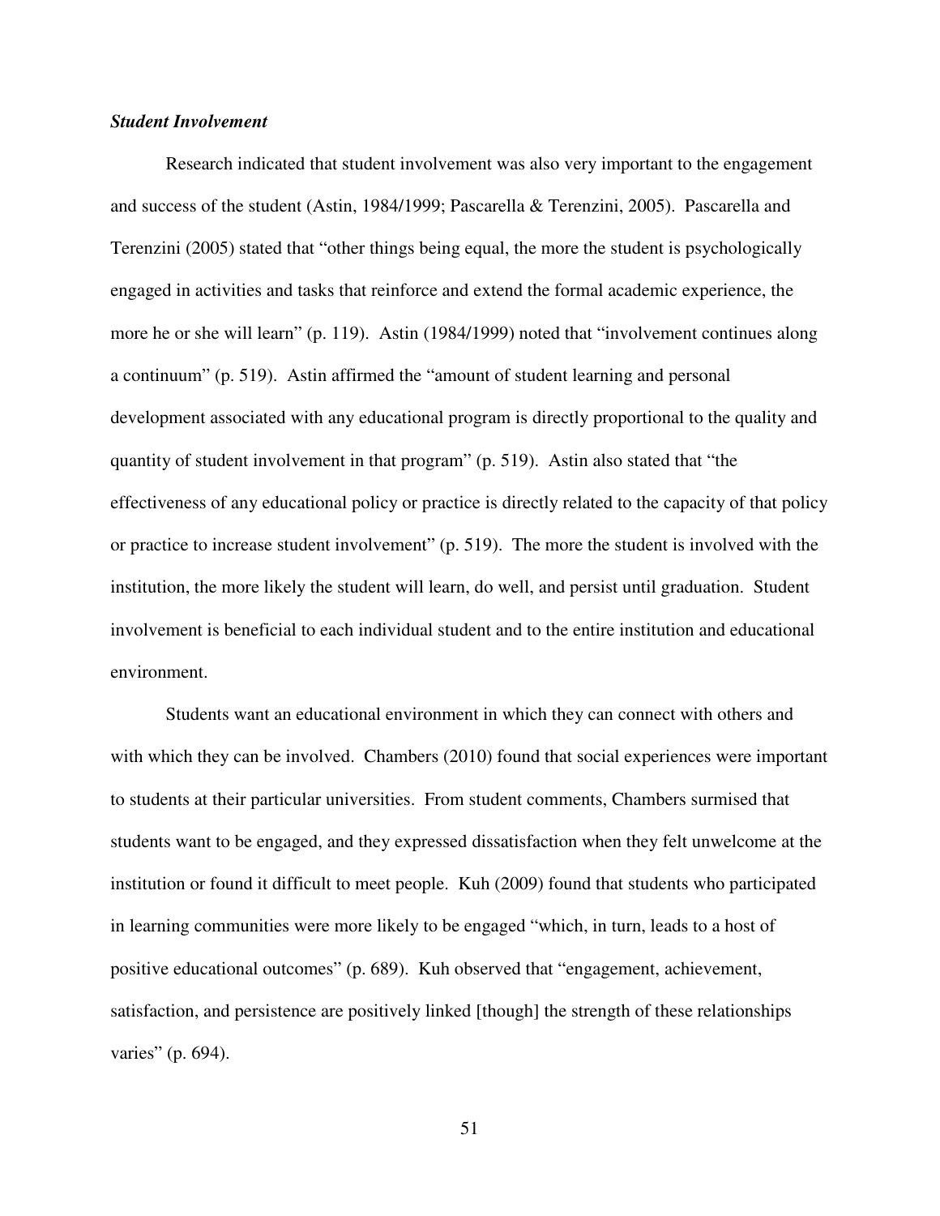### *Student Involvement*

Research indicated that student involvement was also very important to the engagement and success of the student (Astin, 1984/1999; Pascarella & Terenzini, 2005). Pascarella and Terenzini (2005) stated that "other things being equal, the more the student is psychologically engaged in activities and tasks that reinforce and extend the formal academic experience, the more he or she will learn" (p. 119). Astin (1984/1999) noted that "involvement continues along a continuum" (p. 519). Astin affirmed the "amount of student learning and personal development associated with any educational program is directly proportional to the quality and quantity of student involvement in that program" (p. 519). Astin also stated that "the effectiveness of any educational policy or practice is directly related to the capacity of that policy or practice to increase student involvement" (p. 519). The more the student is involved with the institution, the more likely the student will learn, do well, and persist until graduation. Student involvement is beneficial to each individual student and to the entire institution and educational environment.

Students want an educational environment in which they can connect with others and with which they can be involved. Chambers (2010) found that social experiences were important to students at their particular universities. From student comments, Chambers surmised that students want to be engaged, and they expressed dissatisfaction when they felt unwelcome at the institution or found it difficult to meet people. Kuh (2009) found that students who participated in learning communities were more likely to be engaged "which, in turn, leads to a host of positive educational outcomes" (p. 689). Kuh observed that "engagement, achievement, satisfaction, and persistence are positively linked [though] the strength of these relationships varies" (p. 694).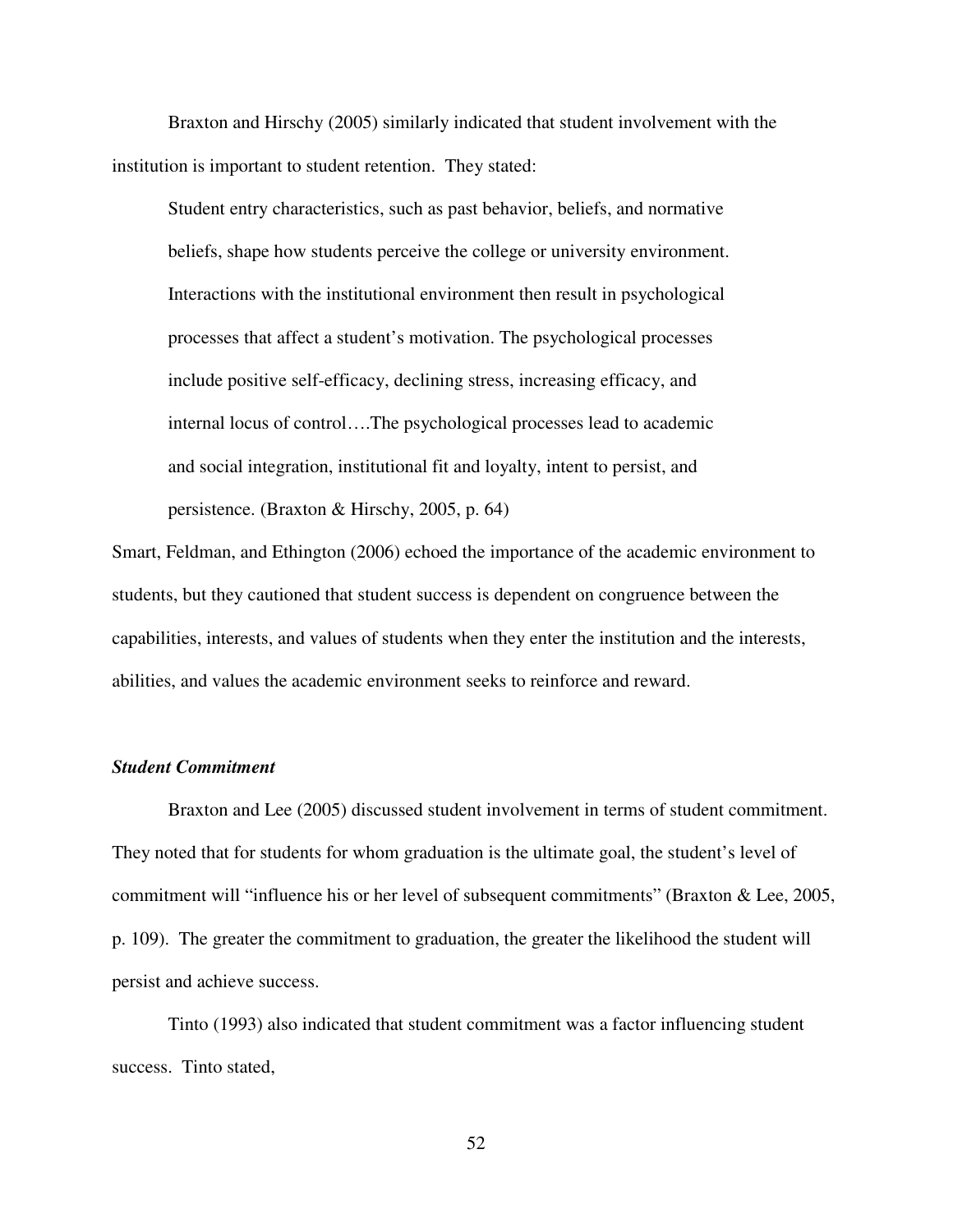Braxton and Hirschy (2005) similarly indicated that student involvement with the institution is important to student retention. They stated:

> Student entry characteristics, such as past behavior, beliefs, and normative beliefs, shape how students perceive the college or university environment. Interactions with the institutional environment then result in psychological processes that affect a student's motivation. The psychological processes include positive self-efficacy, declining stress, increasing efficacy, and internal locus of control….The psychological processes lead to academic and social integration, institutional fit and loyalty, intent to persist, and persistence. (Braxton & Hirschy, 2005, p. 64)

Smart, Feldman, and Ethington (2006) echoed the importance of the academic environment to students, but they cautioned that student success is dependent on congruence between the capabilities, interests, and values of students when they enter the institution and the interests, abilities, and values the academic environment seeks to reinforce and reward.

### ***Student Commitment***

Braxton and Lee (2005) discussed student involvement in terms of student commitment. They noted that for students for whom graduation is the ultimate goal, the student's level of commitment will "influence his or her level of subsequent commitments" (Braxton & Lee, 2005, p. 109). The greater the commitment to graduation, the greater the likelihood the student will persist and achieve success.

Tinto (1993) also indicated that student commitment was a factor influencing student success. Tinto stated,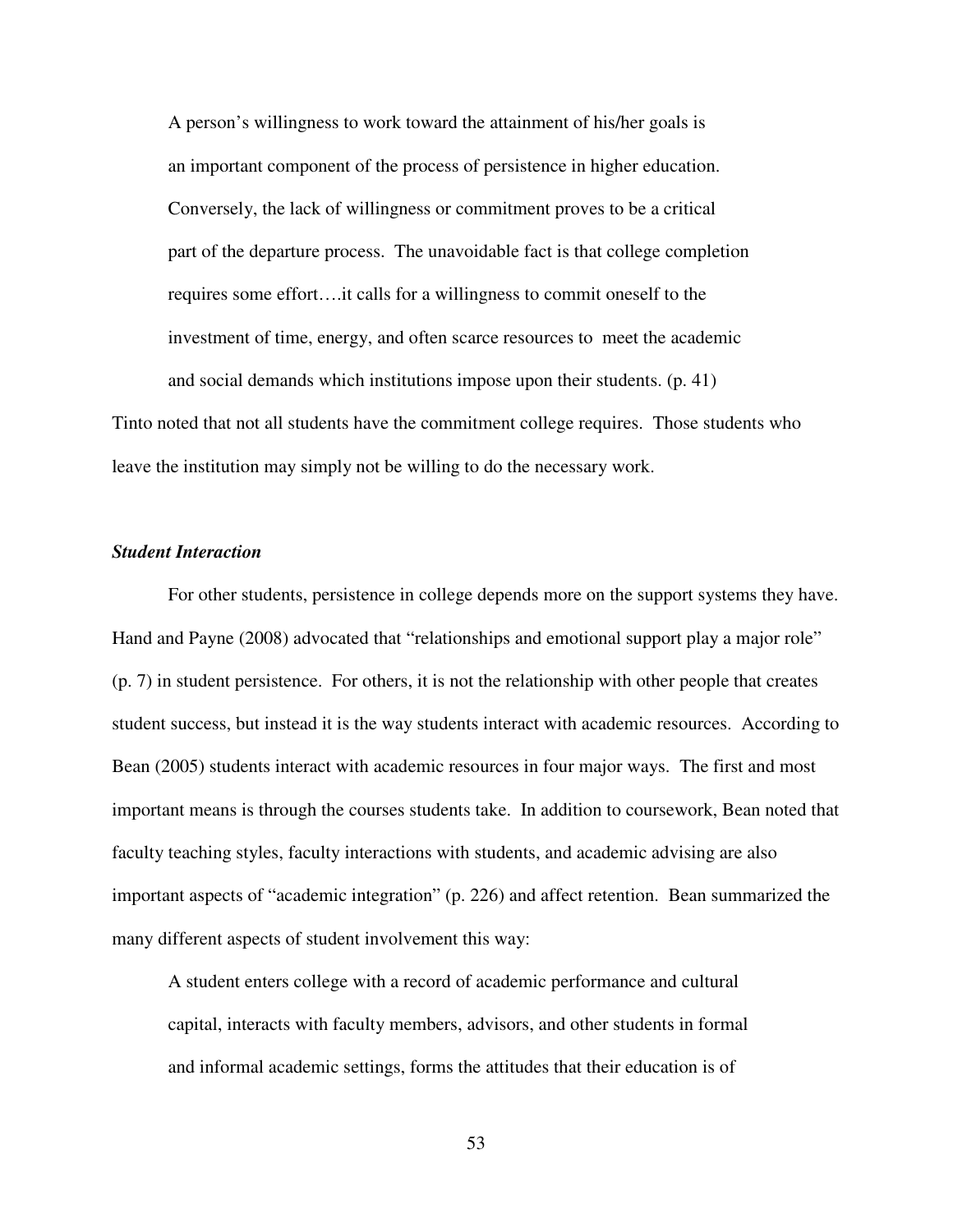> A person's willingness to work toward the attainment of his/her goals is an important component of the process of persistence in higher education. Conversely, the lack of willingness or commitment proves to be a critical part of the departure process. The unavoidable fact is that college completion requires some effort….it calls for a willingness to commit oneself to the investment of time, energy, and often scarce resources to meet the academic and social demands which institutions impose upon their students. (p. 41)

Tinto noted that not all students have the commitment college requires. Those students who leave the institution may simply not be willing to do the necessary work.

### *Student Interaction*

For other students, persistence in college depends more on the support systems they have. Hand and Payne (2008) advocated that "relationships and emotional support play a major role" (p. 7) in student persistence. For others, it is not the relationship with other people that creates student success, but instead it is the way students interact with academic resources. According to Bean (2005) students interact with academic resources in four major ways. The first and most important means is through the courses students take. In addition to coursework, Bean noted that faculty teaching styles, faculty interactions with students, and academic advising are also important aspects of "academic integration" (p. 226) and affect retention. Bean summarized the many different aspects of student involvement this way:

> A student enters college with a record of academic performance and cultural capital, interacts with faculty members, advisors, and other students in formal and informal academic settings, forms the attitudes that their education is of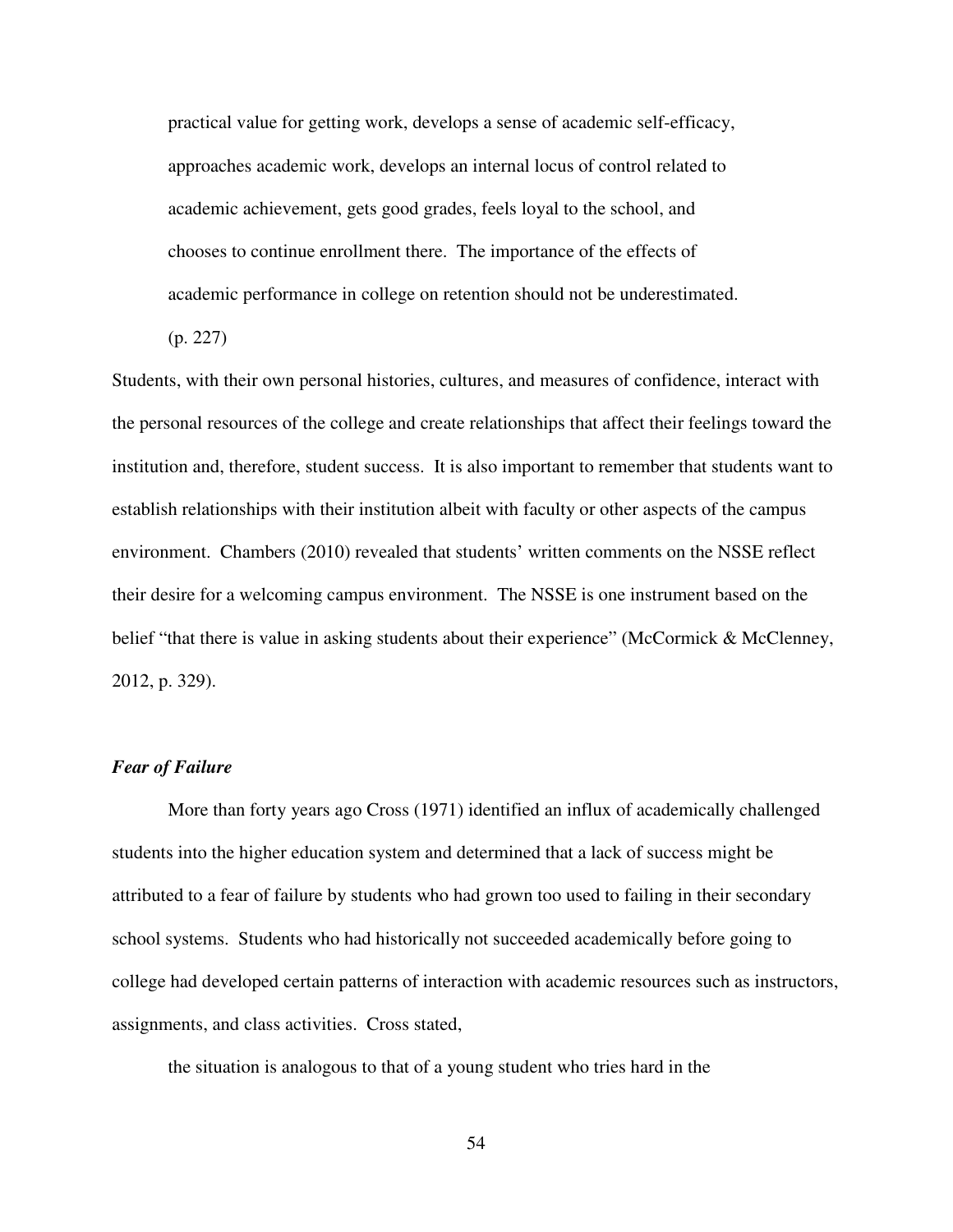> practical value for getting work, develops a sense of academic self-efficacy, approaches academic work, develops an internal locus of control related to academic achievement, gets good grades, feels loyal to the school, and chooses to continue enrollment there. The importance of the effects of academic performance in college on retention should not be underestimated. (p. 227)

Students, with their own personal histories, cultures, and measures of confidence, interact with the personal resources of the college and create relationships that affect their feelings toward the institution and, therefore, student success. It is also important to remember that students want to establish relationships with their institution albeit with faculty or other aspects of the campus environment. Chambers (2010) revealed that students' written comments on the NSSE reflect their desire for a welcoming campus environment. The NSSE is one instrument based on the belief "that there is value in asking students about their experience" (McCormick & McClenney, 2012, p. 329).

### *Fear of Failure*

More than forty years ago Cross (1971) identified an influx of academically challenged students into the higher education system and determined that a lack of success might be attributed to a fear of failure by students who had grown too used to failing in their secondary school systems. Students who had historically not succeeded academically before going to college had developed certain patterns of interaction with academic resources such as instructors, assignments, and class activities. Cross stated,

> the situation is analogous to that of a young student who tries hard in the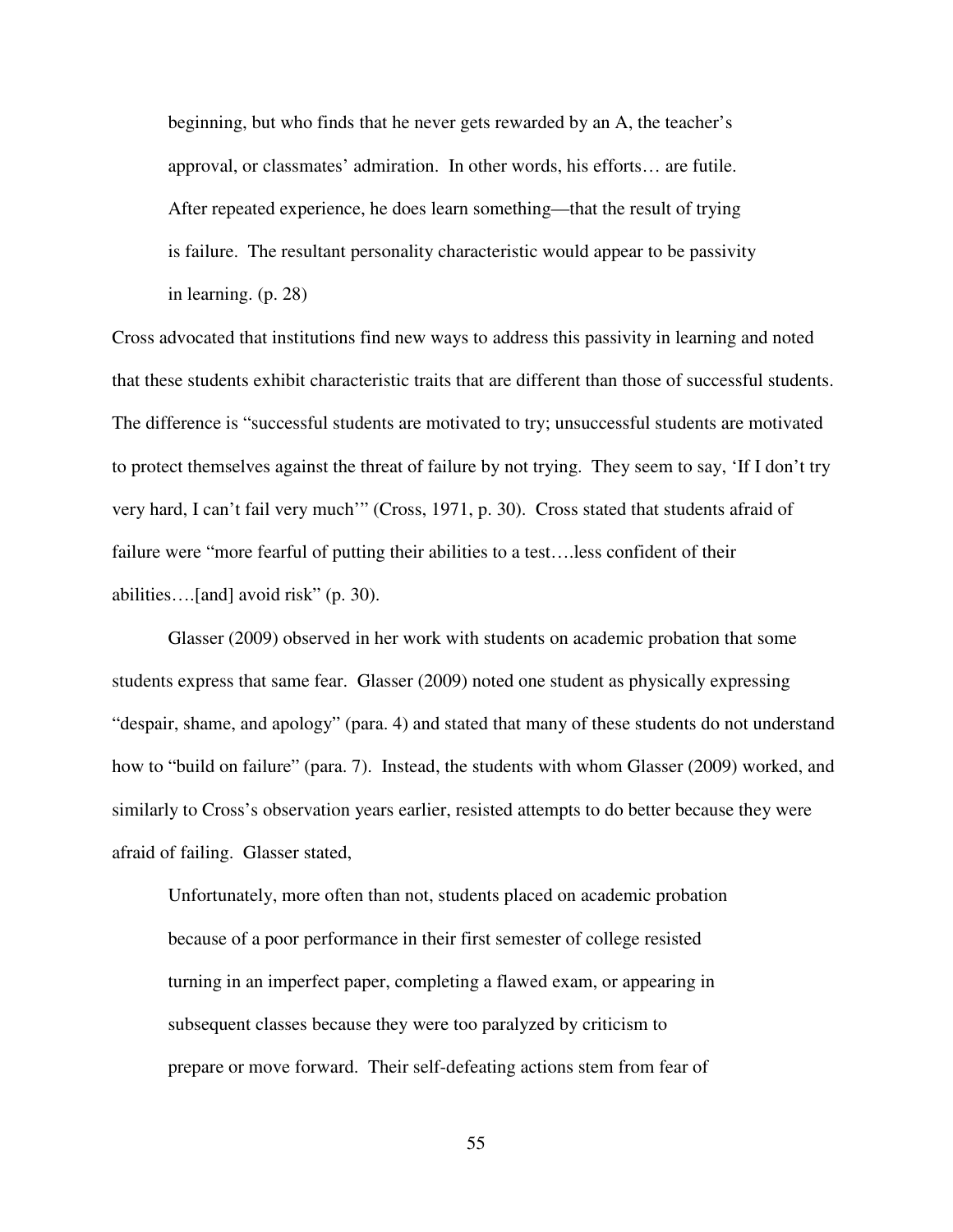> beginning, but who finds that he never gets rewarded by an A, the teacher's approval, or classmates' admiration. In other words, his efforts… are futile. After repeated experience, he does learn something—that the result of trying is failure. The resultant personality characteristic would appear to be passivity in learning. (p. 28)

Cross advocated that institutions find new ways to address this passivity in learning and noted that these students exhibit characteristic traits that are different than those of successful students. The difference is "successful students are motivated to try; unsuccessful students are motivated to protect themselves against the threat of failure by not trying. They seem to say, 'If I don't try very hard, I can't fail very much'" (Cross, 1971, p. 30). Cross stated that students afraid of failure were "more fearful of putting their abilities to a test….less confident of their abilities….[and] avoid risk" (p. 30).

Glasser (2009) observed in her work with students on academic probation that some students express that same fear. Glasser (2009) noted one student as physically expressing "despair, shame, and apology" (para. 4) and stated that many of these students do not understand how to "build on failure" (para. 7). Instead, the students with whom Glasser (2009) worked, and similarly to Cross's observation years earlier, resisted attempts to do better because they were afraid of failing. Glasser stated,

> Unfortunately, more often than not, students placed on academic probation because of a poor performance in their first semester of college resisted turning in an imperfect paper, completing a flawed exam, or appearing in subsequent classes because they were too paralyzed by criticism to prepare or move forward. Their self-defeating actions stem from fear of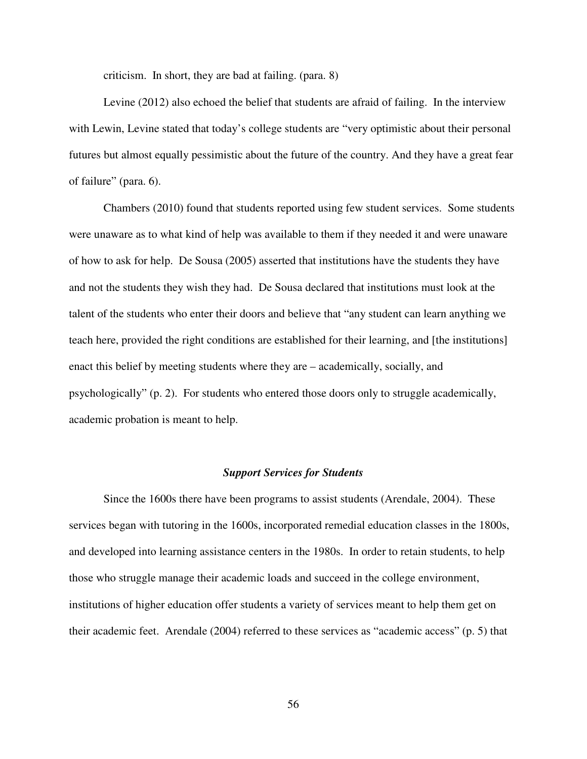criticism. In short, they are bad at failing. (para. 8)

Levine (2012) also echoed the belief that students are afraid of failing. In the interview with Lewin, Levine stated that today's college students are "very optimistic about their personal futures but almost equally pessimistic about the future of the country. And they have a great fear of failure" (para. 6).

Chambers (2010) found that students reported using few student services. Some students were unaware as to what kind of help was available to them if they needed it and were unaware of how to ask for help. De Sousa (2005) asserted that institutions have the students they have and not the students they wish they had. De Sousa declared that institutions must look at the talent of the students who enter their doors and believe that "any student can learn anything we teach here, provided the right conditions are established for their learning, and [the institutions] enact this belief by meeting students where they are – academically, socially, and psychologically" (p. 2). For students who entered those doors only to struggle academically, academic probation is meant to help.

### ***Support Services for Students***

Since the 1600s there have been programs to assist students (Arendale, 2004). These services began with tutoring in the 1600s, incorporated remedial education classes in the 1800s, and developed into learning assistance centers in the 1980s. In order to retain students, to help those who struggle manage their academic loads and succeed in the college environment, institutions of higher education offer students a variety of services meant to help them get on their academic feet. Arendale (2004) referred to these services as "academic access" (p. 5) that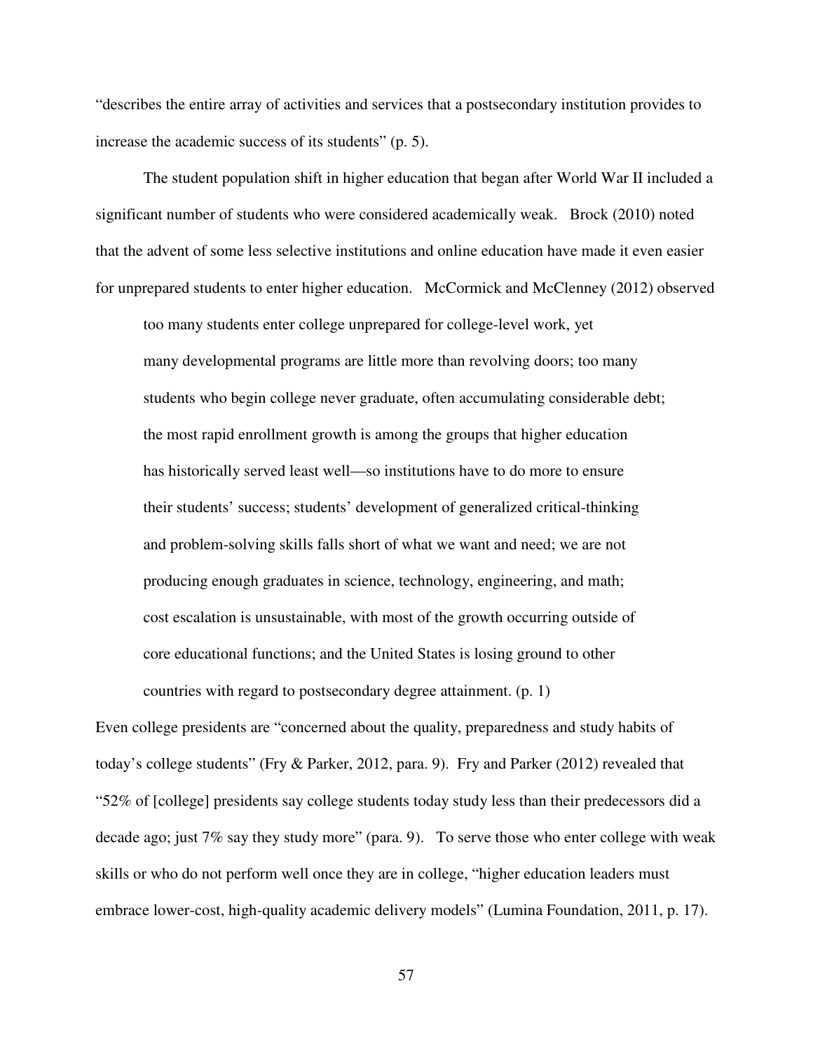"describes the entire array of activities and services that a postsecondary institution provides to increase the academic success of its students" (p. 5).

The student population shift in higher education that began after World War II included a significant number of students who were considered academically weak. Brock (2010) noted that the advent of some less selective institutions and online education have made it even easier for unprepared students to enter higher education. McCormick and McClenney (2012) observed

> too many students enter college unprepared for college-level work, yet many developmental programs are little more than revolving doors; too many students who begin college never graduate, often accumulating considerable debt; the most rapid enrollment growth is among the groups that higher education has historically served least well—so institutions have to do more to ensure their students' success; students' development of generalized critical-thinking and problem-solving skills falls short of what we want and need; we are not producing enough graduates in science, technology, engineering, and math; cost escalation is unsustainable, with most of the growth occurring outside of core educational functions; and the United States is losing ground to other countries with regard to postsecondary degree attainment. (p. 1)

Even college presidents are "concerned about the quality, preparedness and study habits of today's college students" (Fry & Parker, 2012, para. 9). Fry and Parker (2012) revealed that "52% of [college] presidents say college students today study less than their predecessors did a decade ago; just 7% say they study more" (para. 9). To serve those who enter college with weak skills or who do not perform well once they are in college, "higher education leaders must embrace lower-cost, high-quality academic delivery models" (Lumina Foundation, 2011, p. 17).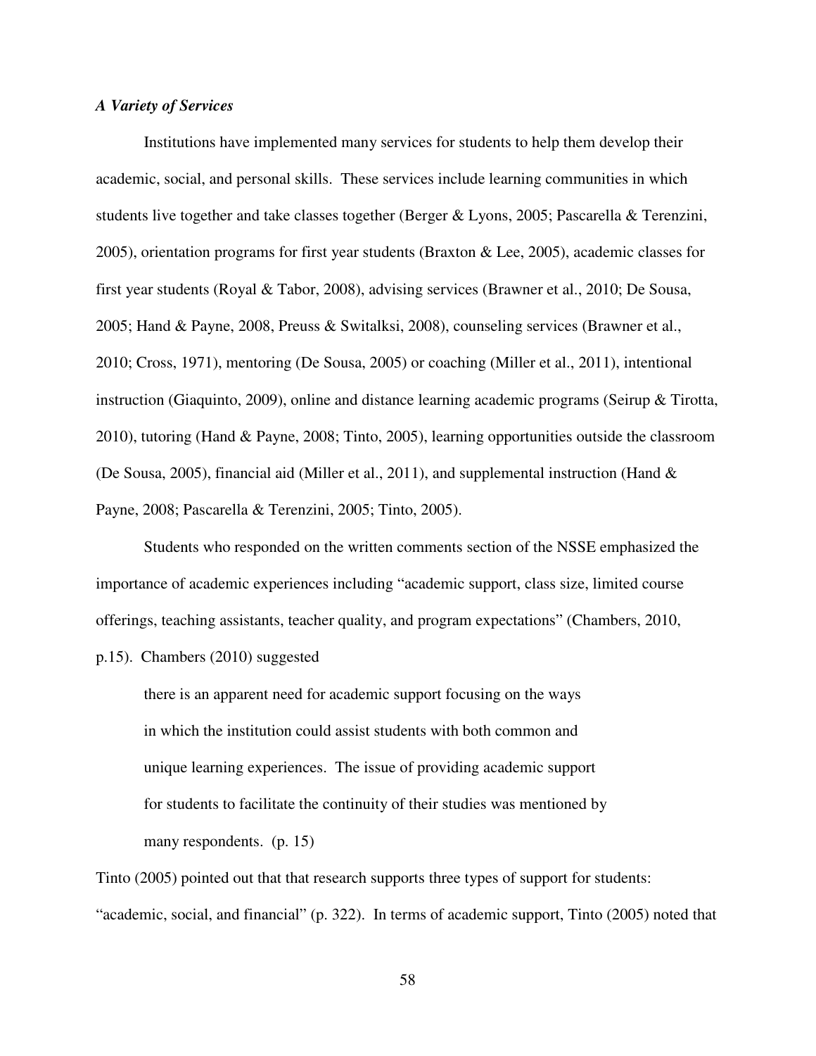### *A Variety of Services*

Institutions have implemented many services for students to help them develop their academic, social, and personal skills. These services include learning communities in which students live together and take classes together (Berger & Lyons, 2005; Pascarella & Terenzini, 2005), orientation programs for first year students (Braxton & Lee, 2005), academic classes for first year students (Royal & Tabor, 2008), advising services (Brawner et al., 2010; De Sousa, 2005; Hand & Payne, 2008, Preuss & Switalksi, 2008), counseling services (Brawner et al., 2010; Cross, 1971), mentoring (De Sousa, 2005) or coaching (Miller et al., 2011), intentional instruction (Giaquinto, 2009), online and distance learning academic programs (Seirup & Tirotta, 2010), tutoring (Hand & Payne, 2008; Tinto, 2005), learning opportunities outside the classroom (De Sousa, 2005), financial aid (Miller et al., 2011), and supplemental instruction (Hand & Payne, 2008; Pascarella & Terenzini, 2005; Tinto, 2005).

Students who responded on the written comments section of the NSSE emphasized the importance of academic experiences including "academic support, class size, limited course offerings, teaching assistants, teacher quality, and program expectations" (Chambers, 2010, p.15). Chambers (2010) suggested

> there is an apparent need for academic support focusing on the ways in which the institution could assist students with both common and unique learning experiences. The issue of providing academic support for students to facilitate the continuity of their studies was mentioned by many respondents. (p. 15)

Tinto (2005) pointed out that that research supports three types of support for students: "academic, social, and financial" (p. 322). In terms of academic support, Tinto (2005) noted that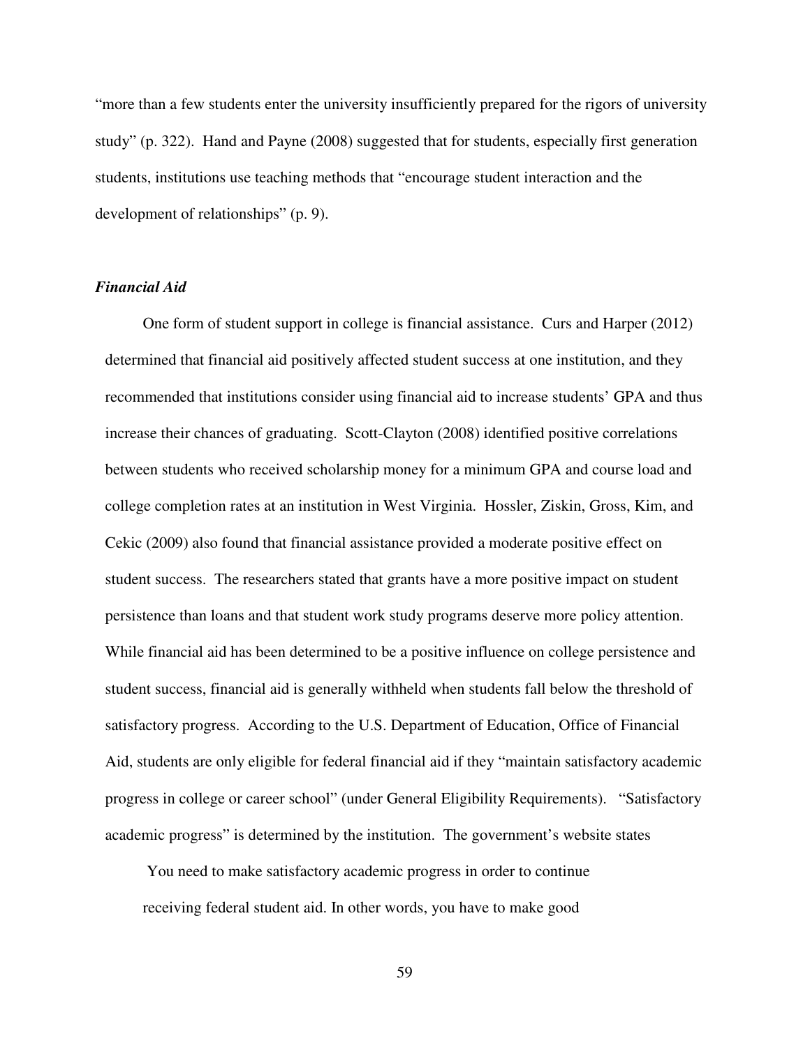"more than a few students enter the university insufficiently prepared for the rigors of university study" (p. 322). Hand and Payne (2008) suggested that for students, especially first generation students, institutions use teaching methods that "encourage student interaction and the development of relationships" (p. 9).

### *Financial Aid*

One form of student support in college is financial assistance. Curs and Harper (2012) determined that financial aid positively affected student success at one institution, and they recommended that institutions consider using financial aid to increase students' GPA and thus increase their chances of graduating. Scott-Clayton (2008) identified positive correlations between students who received scholarship money for a minimum GPA and course load and college completion rates at an institution in West Virginia. Hossler, Ziskin, Gross, Kim, and Cekic (2009) also found that financial assistance provided a moderate positive effect on student success. The researchers stated that grants have a more positive impact on student persistence than loans and that student work study programs deserve more policy attention. While financial aid has been determined to be a positive influence on college persistence and student success, financial aid is generally withheld when students fall below the threshold of satisfactory progress. According to the U.S. Department of Education, Office of Financial Aid, students are only eligible for federal financial aid if they "maintain satisfactory academic progress in college or career school" (under General Eligibility Requirements). "Satisfactory academic progress" is determined by the institution. The government's website states

> You need to make satisfactory academic progress in order to continue receiving federal student aid. In other words, you have to make good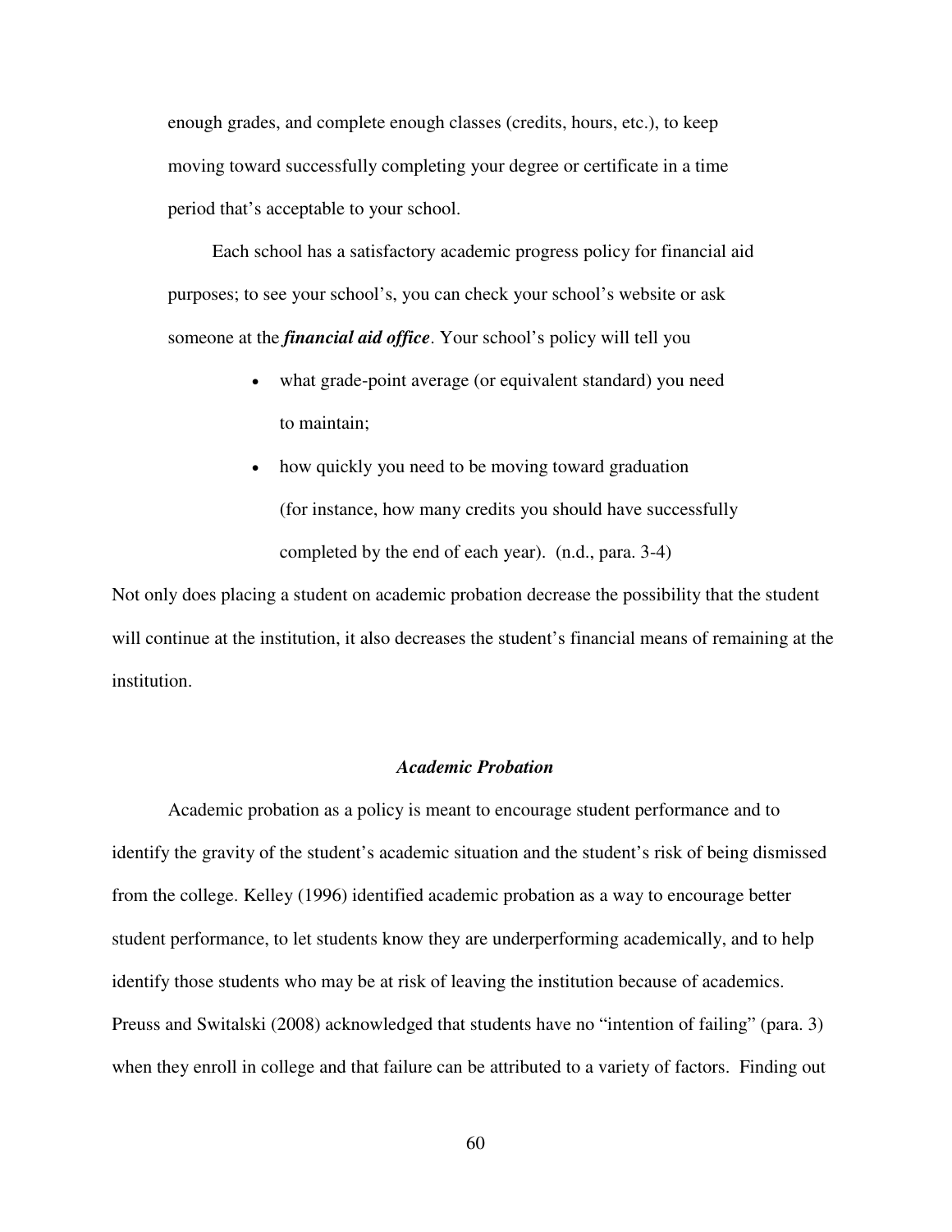> enough grades, and complete enough classes (credits, hours, etc.), to keep moving toward successfully completing your degree or certificate in a time period that's acceptable to your school.
>
> Each school has a satisfactory academic progress policy for financial aid purposes; to see your school's, you can check your school's website or ask someone at the ***financial aid office***. Your school's policy will tell you
>
> - what grade-point average (or equivalent standard) you need to maintain;
> - how quickly you need to be moving toward graduation (for instance, how many credits you should have successfully completed by the end of each year). (n.d., para. 3-4)

Not only does placing a student on academic probation decrease the possibility that the student will continue at the institution, it also decreases the student's financial means of remaining at the institution.

### *Academic Probation*

Academic probation as a policy is meant to encourage student performance and to identify the gravity of the student's academic situation and the student's risk of being dismissed from the college. Kelley (1996) identified academic probation as a way to encourage better student performance, to let students know they are underperforming academically, and to help identify those students who may be at risk of leaving the institution because of academics. Preuss and Switalski (2008) acknowledged that students have no "intention of failing" (para. 3) when they enroll in college and that failure can be attributed to a variety of factors. Finding out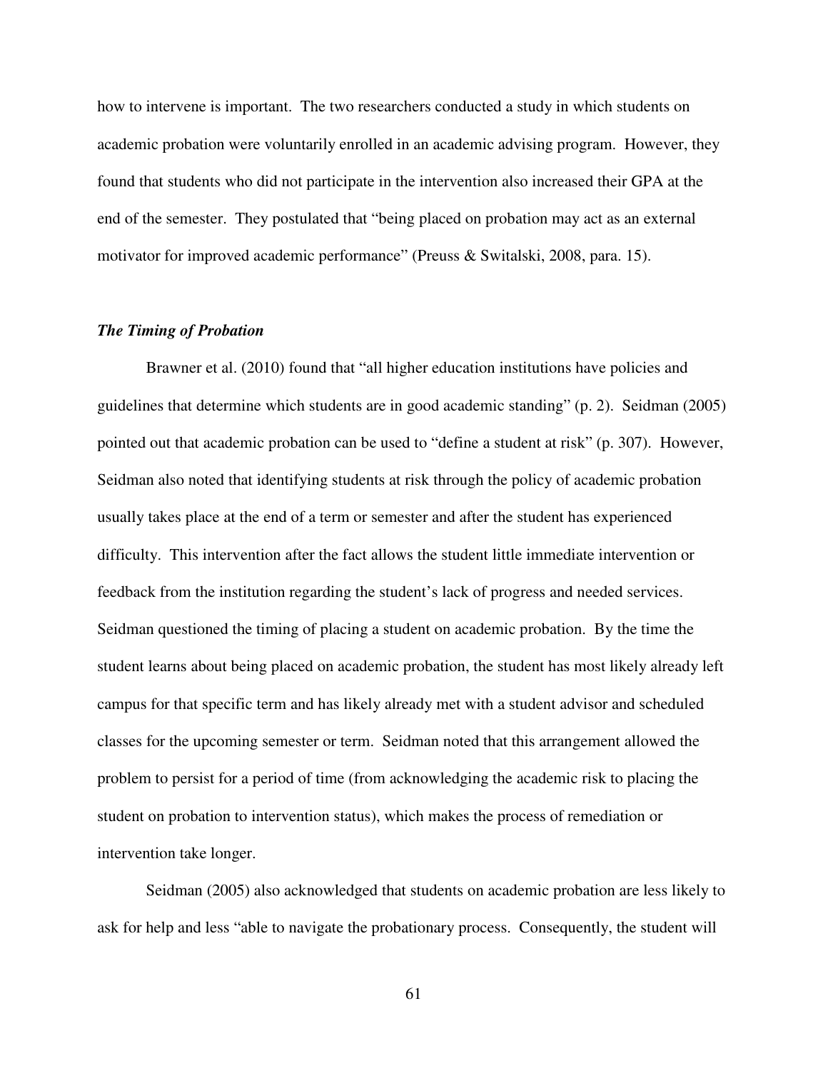how to intervene is important. The two researchers conducted a study in which students on academic probation were voluntarily enrolled in an academic advising program. However, they found that students who did not participate in the intervention also increased their GPA at the end of the semester. They postulated that "being placed on probation may act as an external motivator for improved academic performance" (Preuss & Switalski, 2008, para. 15).

### *The Timing of Probation*

Brawner et al. (2010) found that "all higher education institutions have policies and guidelines that determine which students are in good academic standing" (p. 2). Seidman (2005) pointed out that academic probation can be used to "define a student at risk" (p. 307). However, Seidman also noted that identifying students at risk through the policy of academic probation usually takes place at the end of a term or semester and after the student has experienced difficulty. This intervention after the fact allows the student little immediate intervention or feedback from the institution regarding the student's lack of progress and needed services. Seidman questioned the timing of placing a student on academic probation. By the time the student learns about being placed on academic probation, the student has most likely already left campus for that specific term and has likely already met with a student advisor and scheduled classes for the upcoming semester or term. Seidman noted that this arrangement allowed the problem to persist for a period of time (from acknowledging the academic risk to placing the student on probation to intervention status), which makes the process of remediation or intervention take longer.

Seidman (2005) also acknowledged that students on academic probation are less likely to ask for help and less "able to navigate the probationary process. Consequently, the student will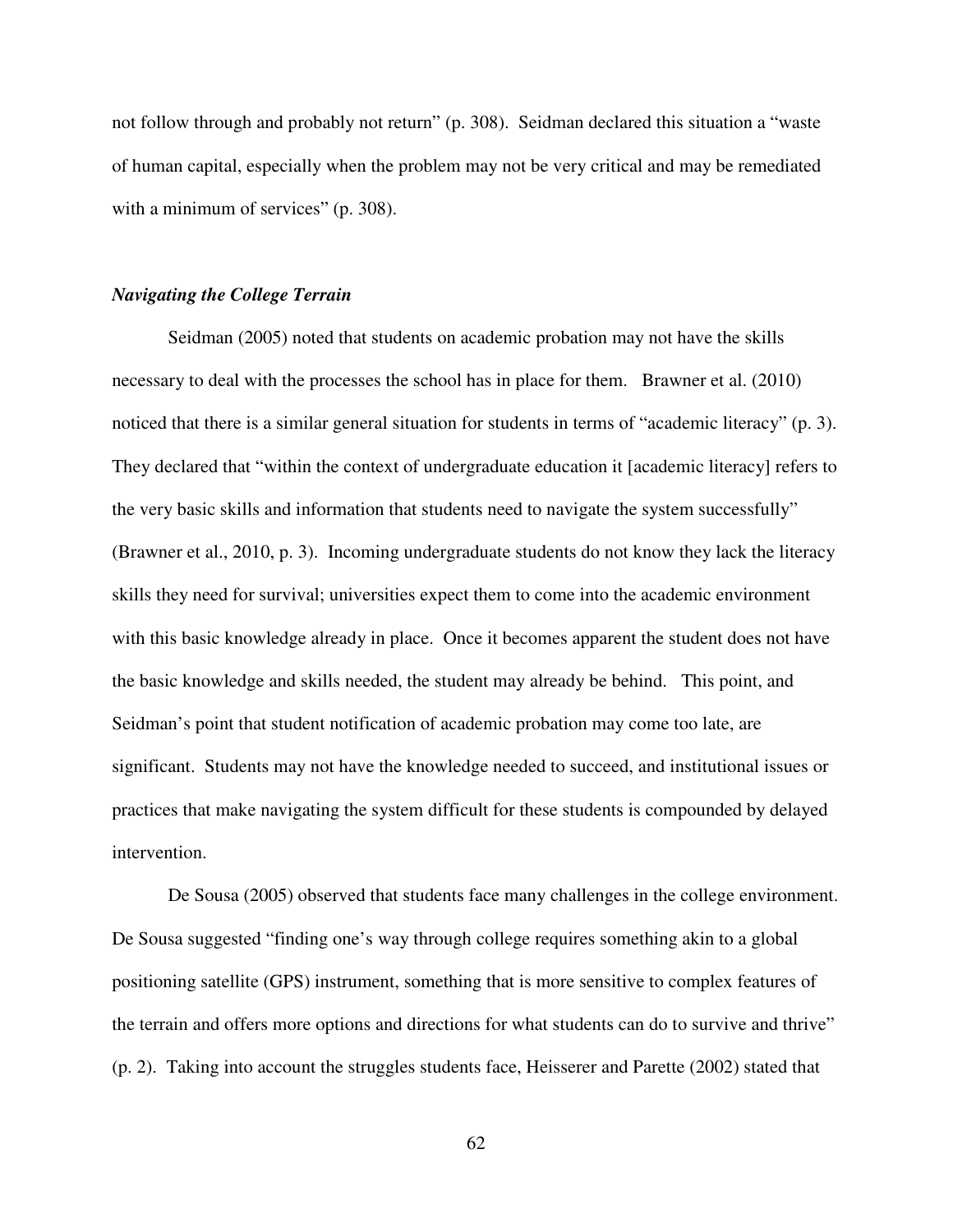not follow through and probably not return" (p. 308). Seidman declared this situation a "waste of human capital, especially when the problem may not be very critical and may be remediated with a minimum of services" (p. 308).

### *Navigating the College Terrain*

Seidman (2005) noted that students on academic probation may not have the skills necessary to deal with the processes the school has in place for them. Brawner et al. (2010) noticed that there is a similar general situation for students in terms of "academic literacy" (p. 3). They declared that "within the context of undergraduate education it [academic literacy] refers to the very basic skills and information that students need to navigate the system successfully" (Brawner et al., 2010, p. 3). Incoming undergraduate students do not know they lack the literacy skills they need for survival; universities expect them to come into the academic environment with this basic knowledge already in place. Once it becomes apparent the student does not have the basic knowledge and skills needed, the student may already be behind. This point, and Seidman's point that student notification of academic probation may come too late, are significant. Students may not have the knowledge needed to succeed, and institutional issues or practices that make navigating the system difficult for these students is compounded by delayed intervention.

De Sousa (2005) observed that students face many challenges in the college environment. De Sousa suggested "finding one's way through college requires something akin to a global positioning satellite (GPS) instrument, something that is more sensitive to complex features of the terrain and offers more options and directions for what students can do to survive and thrive" (p. 2). Taking into account the struggles students face, Heisserer and Parette (2002) stated that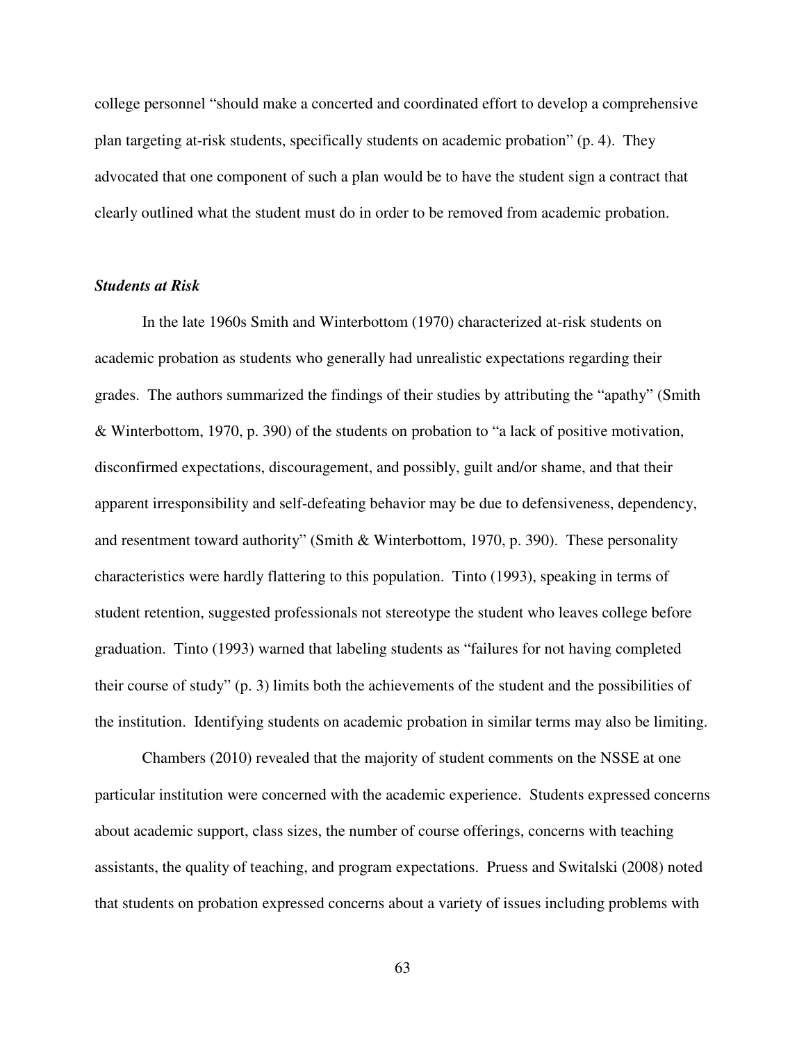college personnel "should make a concerted and coordinated effort to develop a comprehensive plan targeting at-risk students, specifically students on academic probation" (p. 4). They advocated that one component of such a plan would be to have the student sign a contract that clearly outlined what the student must do in order to be removed from academic probation.

### ***Students at Risk***

In the late 1960s Smith and Winterbottom (1970) characterized at-risk students on academic probation as students who generally had unrealistic expectations regarding their grades. The authors summarized the findings of their studies by attributing the "apathy" (Smith & Winterbottom, 1970, p. 390) of the students on probation to "a lack of positive motivation, disconfirmed expectations, discouragement, and possibly, guilt and/or shame, and that their apparent irresponsibility and self-defeating behavior may be due to defensiveness, dependency, and resentment toward authority" (Smith & Winterbottom, 1970, p. 390). These personality characteristics were hardly flattering to this population. Tinto (1993), speaking in terms of student retention, suggested professionals not stereotype the student who leaves college before graduation. Tinto (1993) warned that labeling students as "failures for not having completed their course of study" (p. 3) limits both the achievements of the student and the possibilities of the institution. Identifying students on academic probation in similar terms may also be limiting.

Chambers (2010) revealed that the majority of student comments on the NSSE at one particular institution were concerned with the academic experience. Students expressed concerns about academic support, class sizes, the number of course offerings, concerns with teaching assistants, the quality of teaching, and program expectations. Pruess and Switalski (2008) noted that students on probation expressed concerns about a variety of issues including problems with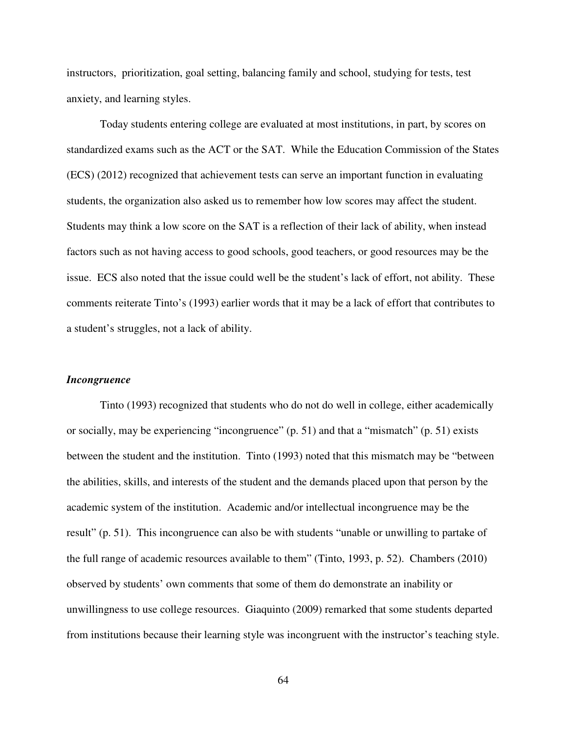instructors, prioritization, goal setting, balancing family and school, studying for tests, test anxiety, and learning styles.

Today students entering college are evaluated at most institutions, in part, by scores on standardized exams such as the ACT or the SAT. While the Education Commission of the States (ECS) (2012) recognized that achievement tests can serve an important function in evaluating students, the organization also asked us to remember how low scores may affect the student. Students may think a low score on the SAT is a reflection of their lack of ability, when instead factors such as not having access to good schools, good teachers, or good resources may be the issue. ECS also noted that the issue could well be the student's lack of effort, not ability. These comments reiterate Tinto's (1993) earlier words that it may be a lack of effort that contributes to a student's struggles, not a lack of ability.

### *Incongruence*

Tinto (1993) recognized that students who do not do well in college, either academically or socially, may be experiencing "incongruence" (p. 51) and that a "mismatch" (p. 51) exists between the student and the institution. Tinto (1993) noted that this mismatch may be "between the abilities, skills, and interests of the student and the demands placed upon that person by the academic system of the institution. Academic and/or intellectual incongruence may be the result" (p. 51). This incongruence can also be with students "unable or unwilling to partake of the full range of academic resources available to them" (Tinto, 1993, p. 52). Chambers (2010) observed by students' own comments that some of them do demonstrate an inability or unwillingness to use college resources. Giaquinto (2009) remarked that some students departed from institutions because their learning style was incongruent with the instructor's teaching style.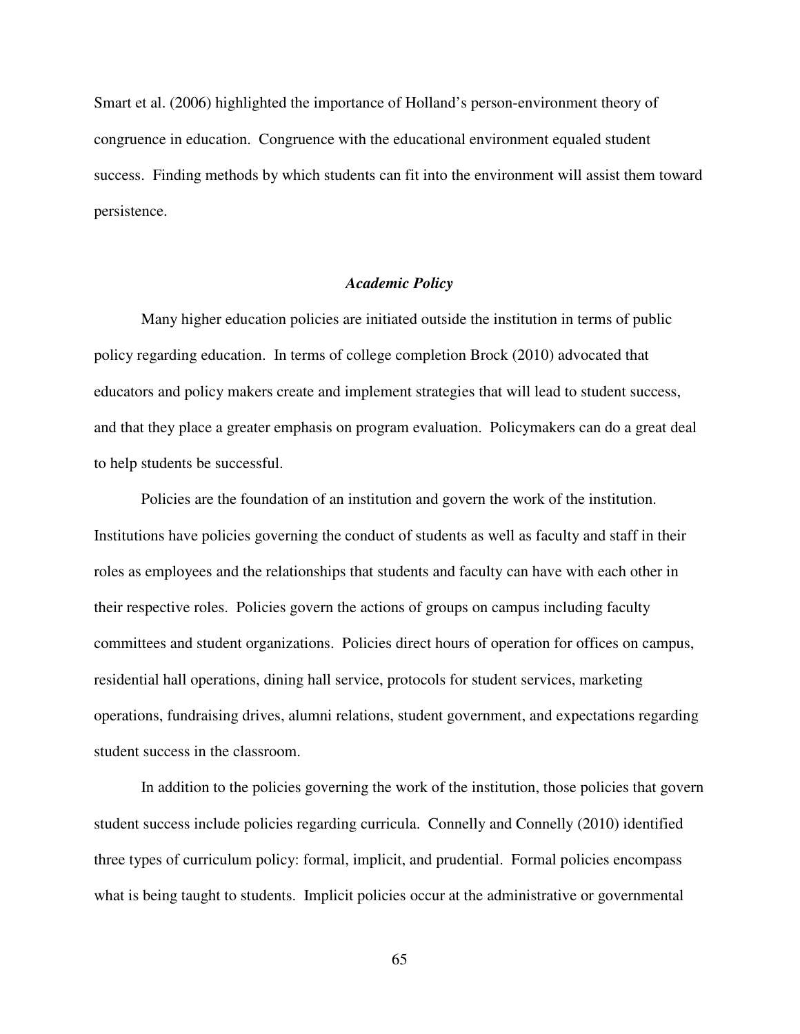Smart et al. (2006) highlighted the importance of Holland's person-environment theory of congruence in education. Congruence with the educational environment equaled student success. Finding methods by which students can fit into the environment will assist them toward persistence.

### *Academic Policy*

Many higher education policies are initiated outside the institution in terms of public policy regarding education. In terms of college completion Brock (2010) advocated that educators and policy makers create and implement strategies that will lead to student success, and that they place a greater emphasis on program evaluation. Policymakers can do a great deal to help students be successful.

Policies are the foundation of an institution and govern the work of the institution. Institutions have policies governing the conduct of students as well as faculty and staff in their roles as employees and the relationships that students and faculty can have with each other in their respective roles. Policies govern the actions of groups on campus including faculty committees and student organizations. Policies direct hours of operation for offices on campus, residential hall operations, dining hall service, protocols for student services, marketing operations, fundraising drives, alumni relations, student government, and expectations regarding student success in the classroom.

In addition to the policies governing the work of the institution, those policies that govern student success include policies regarding curricula. Connelly and Connelly (2010) identified three types of curriculum policy: formal, implicit, and prudential. Formal policies encompass what is being taught to students. Implicit policies occur at the administrative or governmental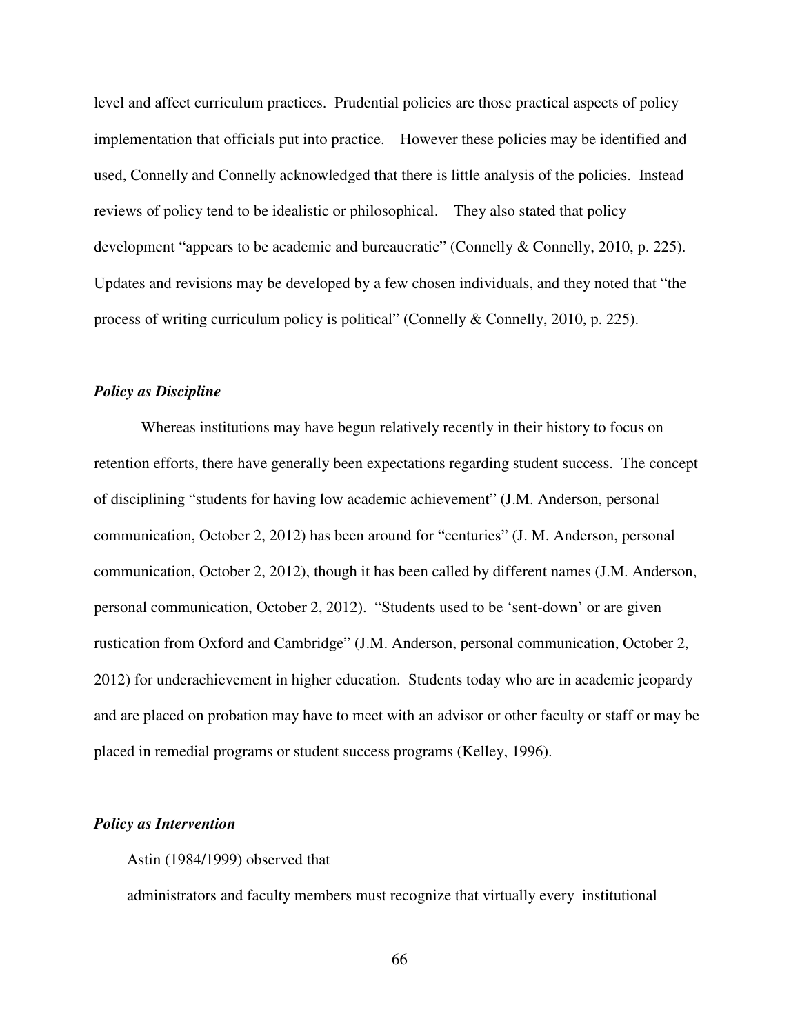level and affect curriculum practices. Prudential policies are those practical aspects of policy implementation that officials put into practice. However these policies may be identified and used, Connelly and Connelly acknowledged that there is little analysis of the policies. Instead reviews of policy tend to be idealistic or philosophical. They also stated that policy development "appears to be academic and bureaucratic" (Connelly & Connelly, 2010, p. 225). Updates and revisions may be developed by a few chosen individuals, and they noted that "the process of writing curriculum policy is political" (Connelly & Connelly, 2010, p. 225).

### *Policy as Discipline*

Whereas institutions may have begun relatively recently in their history to focus on retention efforts, there have generally been expectations regarding student success. The concept of disciplining "students for having low academic achievement" (J.M. Anderson, personal communication, October 2, 2012) has been around for "centuries" (J. M. Anderson, personal communication, October 2, 2012), though it has been called by different names (J.M. Anderson, personal communication, October 2, 2012). "Students used to be 'sent-down' or are given rustication from Oxford and Cambridge" (J.M. Anderson, personal communication, October 2, 2012) for underachievement in higher education. Students today who are in academic jeopardy and are placed on probation may have to meet with an advisor or other faculty or staff or may be placed in remedial programs or student success programs (Kelley, 1996).

### *Policy as Intervention*

Astin (1984/1999) observed that

administrators and faculty members must recognize that virtually every institutional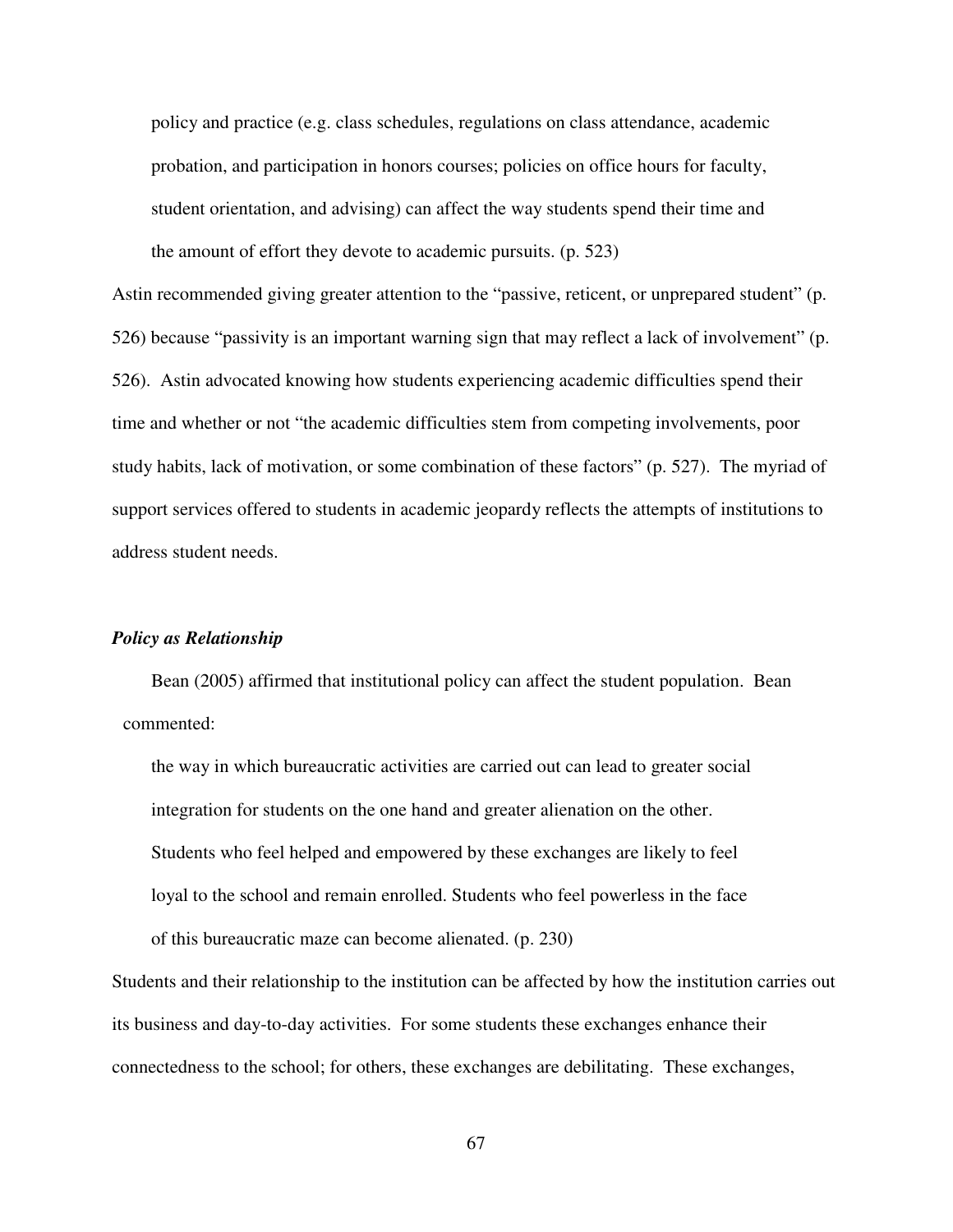> policy and practice (e.g. class schedules, regulations on class attendance, academic probation, and participation in honors courses; policies on office hours for faculty, student orientation, and advising) can affect the way students spend their time and the amount of effort they devote to academic pursuits. (p. 523)

Astin recommended giving greater attention to the "passive, reticent, or unprepared student" (p. 526) because "passivity is an important warning sign that may reflect a lack of involvement" (p. 526). Astin advocated knowing how students experiencing academic difficulties spend their time and whether or not "the academic difficulties stem from competing involvements, poor study habits, lack of motivation, or some combination of these factors" (p. 527). The myriad of support services offered to students in academic jeopardy reflects the attempts of institutions to address student needs.

### *Policy as Relationship*

Bean (2005) affirmed that institutional policy can affect the student population. Bean commented:

> the way in which bureaucratic activities are carried out can lead to greater social integration for students on the one hand and greater alienation on the other. Students who feel helped and empowered by these exchanges are likely to feel loyal to the school and remain enrolled. Students who feel powerless in the face of this bureaucratic maze can become alienated. (p. 230)

Students and their relationship to the institution can be affected by how the institution carries out its business and day-to-day activities. For some students these exchanges enhance their connectedness to the school; for others, these exchanges are debilitating. These exchanges,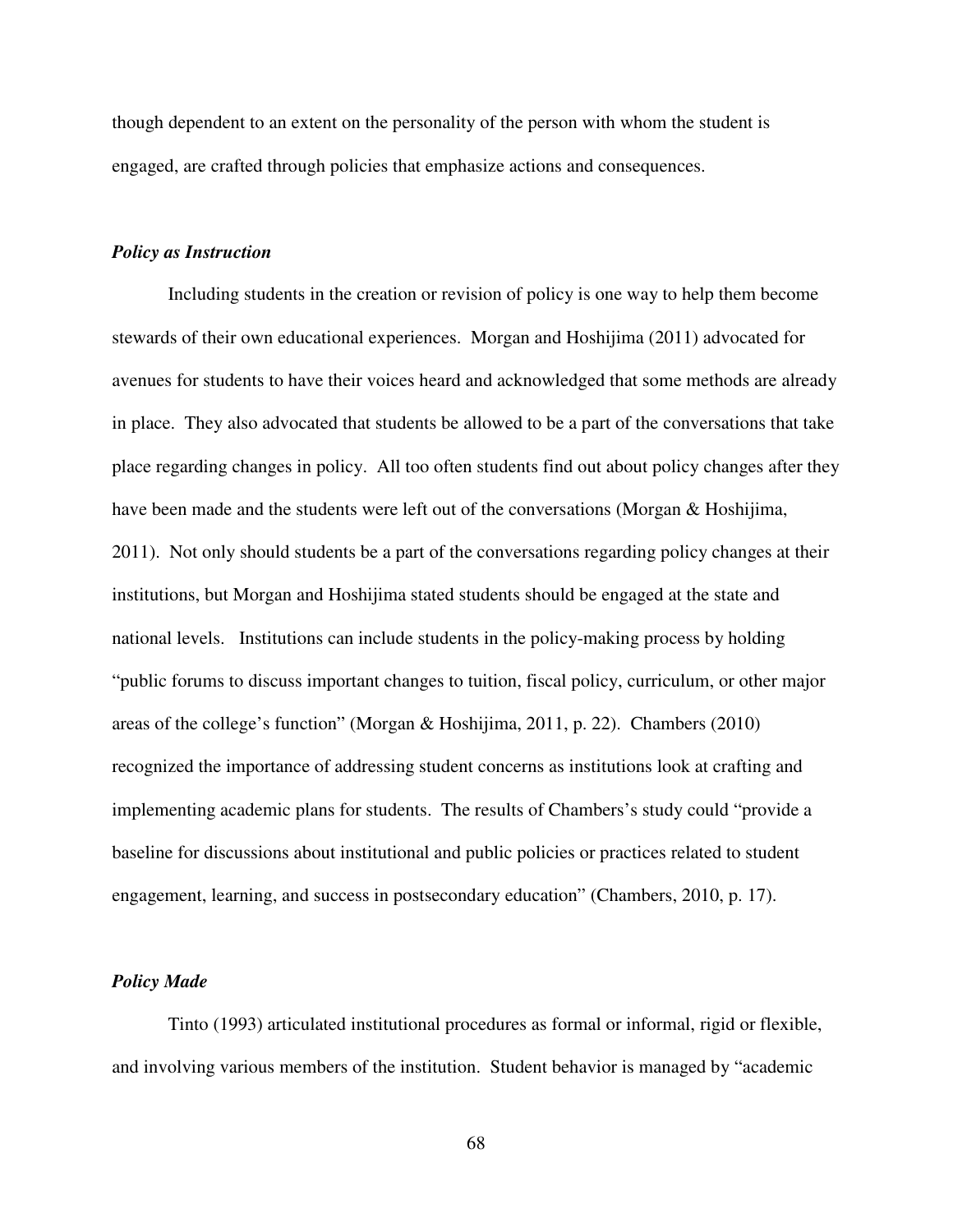though dependent to an extent on the personality of the person with whom the student is engaged, are crafted through policies that emphasize actions and consequences.

### *Policy as Instruction*

Including students in the creation or revision of policy is one way to help them become stewards of their own educational experiences. Morgan and Hoshijima (2011) advocated for avenues for students to have their voices heard and acknowledged that some methods are already in place. They also advocated that students be allowed to be a part of the conversations that take place regarding changes in policy. All too often students find out about policy changes after they have been made and the students were left out of the conversations (Morgan & Hoshijima, 2011). Not only should students be a part of the conversations regarding policy changes at their institutions, but Morgan and Hoshijima stated students should be engaged at the state and national levels. Institutions can include students in the policy-making process by holding "public forums to discuss important changes to tuition, fiscal policy, curriculum, or other major areas of the college's function" (Morgan & Hoshijima, 2011, p. 22). Chambers (2010) recognized the importance of addressing student concerns as institutions look at crafting and implementing academic plans for students. The results of Chambers's study could "provide a baseline for discussions about institutional and public policies or practices related to student engagement, learning, and success in postsecondary education" (Chambers, 2010, p. 17).

### *Policy Made*

Tinto (1993) articulated institutional procedures as formal or informal, rigid or flexible, and involving various members of the institution. Student behavior is managed by "academic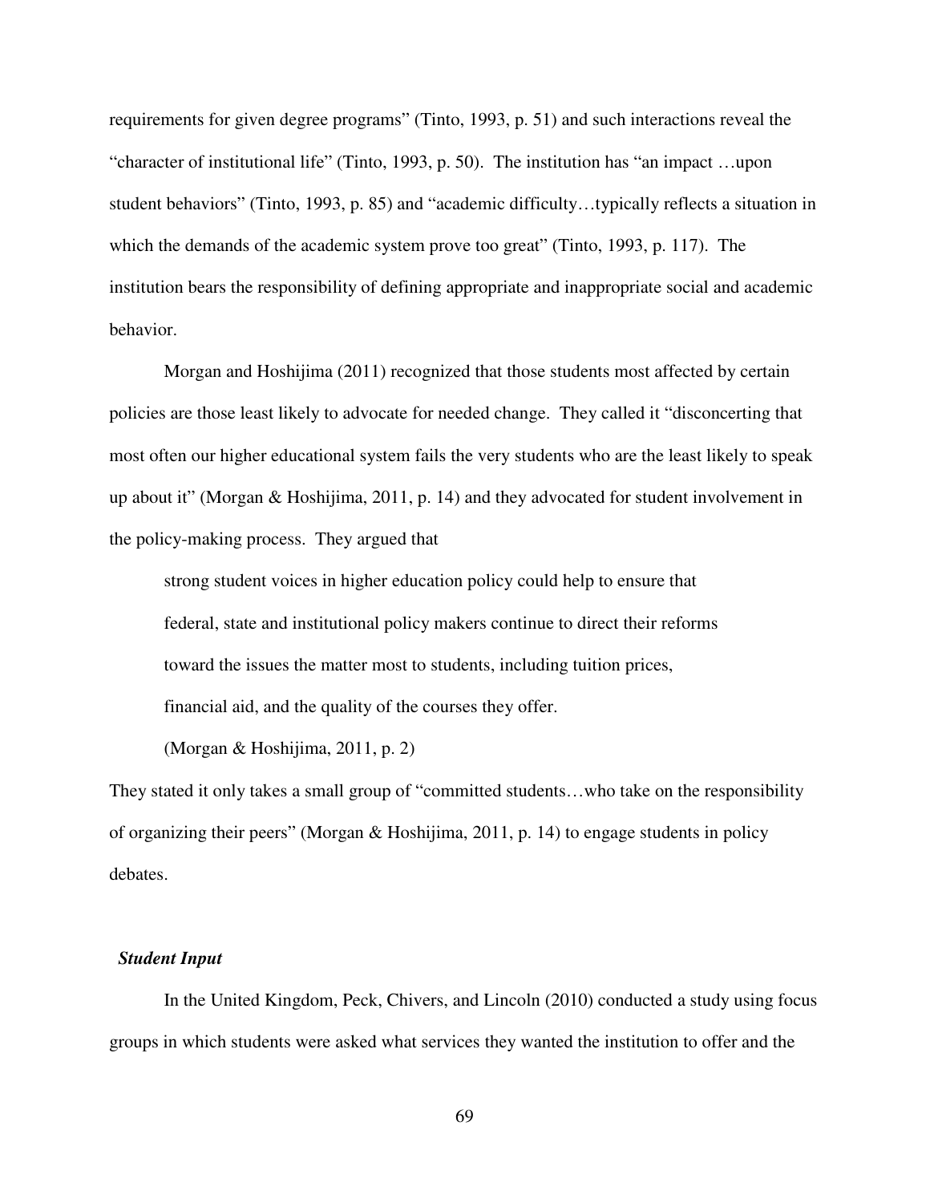requirements for given degree programs" (Tinto, 1993, p. 51) and such interactions reveal the "character of institutional life" (Tinto, 1993, p. 50). The institution has "an impact …upon student behaviors" (Tinto, 1993, p. 85) and "academic difficulty…typically reflects a situation in which the demands of the academic system prove too great" (Tinto, 1993, p. 117). The institution bears the responsibility of defining appropriate and inappropriate social and academic behavior.

Morgan and Hoshijima (2011) recognized that those students most affected by certain policies are those least likely to advocate for needed change. They called it "disconcerting that most often our higher educational system fails the very students who are the least likely to speak up about it" (Morgan & Hoshijima, 2011, p. 14) and they advocated for student involvement in the policy-making process. They argued that

> strong student voices in higher education policy could help to ensure that federal, state and institutional policy makers continue to direct their reforms toward the issues the matter most to students, including tuition prices, financial aid, and the quality of the courses they offer.
>
> (Morgan & Hoshijima, 2011, p. 2)

They stated it only takes a small group of "committed students…who take on the responsibility of organizing their peers" (Morgan & Hoshijima, 2011, p. 14) to engage students in policy debates.

### *Student Input*

In the United Kingdom, Peck, Chivers, and Lincoln (2010) conducted a study using focus groups in which students were asked what services they wanted the institution to offer and the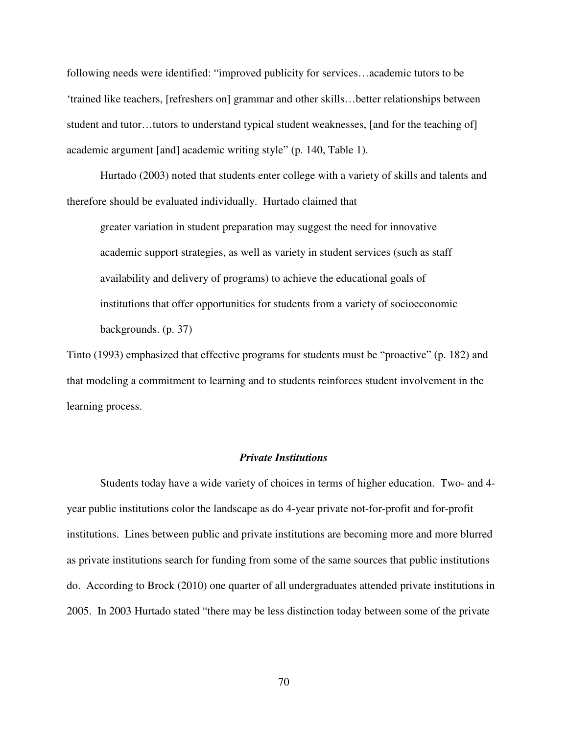following needs were identified: "improved publicity for services…academic tutors to be 'trained like teachers, [refreshers on] grammar and other skills…better relationships between student and tutor…tutors to understand typical student weaknesses, [and for the teaching of] academic argument [and] academic writing style" (p. 140, Table 1).

Hurtado (2003) noted that students enter college with a variety of skills and talents and therefore should be evaluated individually. Hurtado claimed that

> greater variation in student preparation may suggest the need for innovative academic support strategies, as well as variety in student services (such as staff availability and delivery of programs) to achieve the educational goals of institutions that offer opportunities for students from a variety of socioeconomic backgrounds. (p. 37)

Tinto (1993) emphasized that effective programs for students must be "proactive" (p. 182) and that modeling a commitment to learning and to students reinforces student involvement in the learning process.

### *Private Institutions*

Students today have a wide variety of choices in terms of higher education. Two- and 4-year public institutions color the landscape as do 4-year private not-for-profit and for-profit institutions. Lines between public and private institutions are becoming more and more blurred as private institutions search for funding from some of the same sources that public institutions do. According to Brock (2010) one quarter of all undergraduates attended private institutions in 2005. In 2003 Hurtado stated "there may be less distinction today between some of the private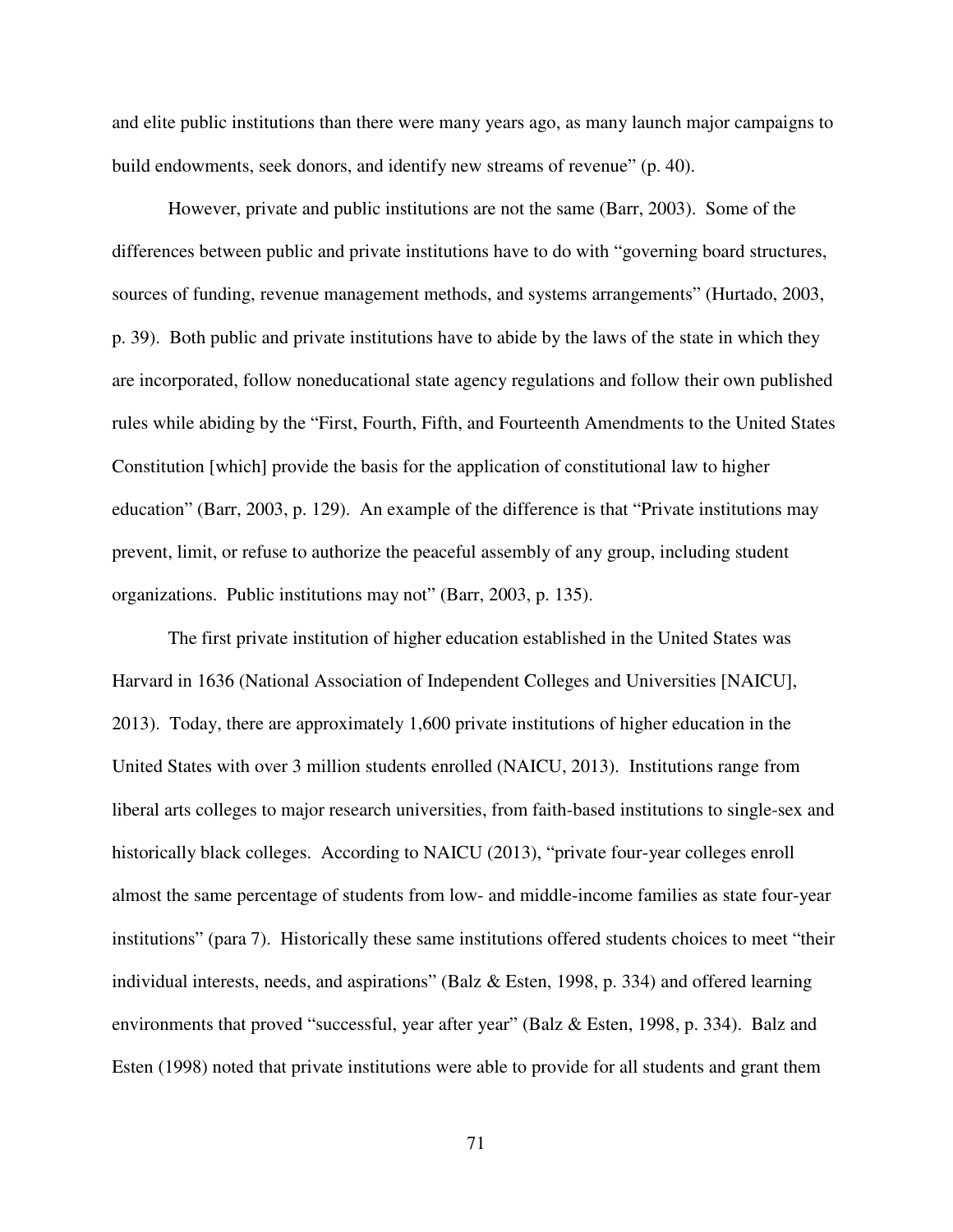and elite public institutions than there were many years ago, as many launch major campaigns to build endowments, seek donors, and identify new streams of revenue" (p. 40).

However, private and public institutions are not the same (Barr, 2003). Some of the differences between public and private institutions have to do with "governing board structures, sources of funding, revenue management methods, and systems arrangements" (Hurtado, 2003, p. 39). Both public and private institutions have to abide by the laws of the state in which they are incorporated, follow noneducational state agency regulations and follow their own published rules while abiding by the "First, Fourth, Fifth, and Fourteenth Amendments to the United States Constitution [which] provide the basis for the application of constitutional law to higher education" (Barr, 2003, p. 129). An example of the difference is that "Private institutions may prevent, limit, or refuse to authorize the peaceful assembly of any group, including student organizations. Public institutions may not" (Barr, 2003, p. 135).

The first private institution of higher education established in the United States was Harvard in 1636 (National Association of Independent Colleges and Universities [NAICU], 2013). Today, there are approximately 1,600 private institutions of higher education in the United States with over 3 million students enrolled (NAICU, 2013). Institutions range from liberal arts colleges to major research universities, from faith-based institutions to single-sex and historically black colleges. According to NAICU (2013), "private four-year colleges enroll almost the same percentage of students from low- and middle-income families as state four-year institutions" (para 7). Historically these same institutions offered students choices to meet "their individual interests, needs, and aspirations" (Balz & Esten, 1998, p. 334) and offered learning environments that proved "successful, year after year" (Balz & Esten, 1998, p. 334). Balz and Esten (1998) noted that private institutions were able to provide for all students and grant them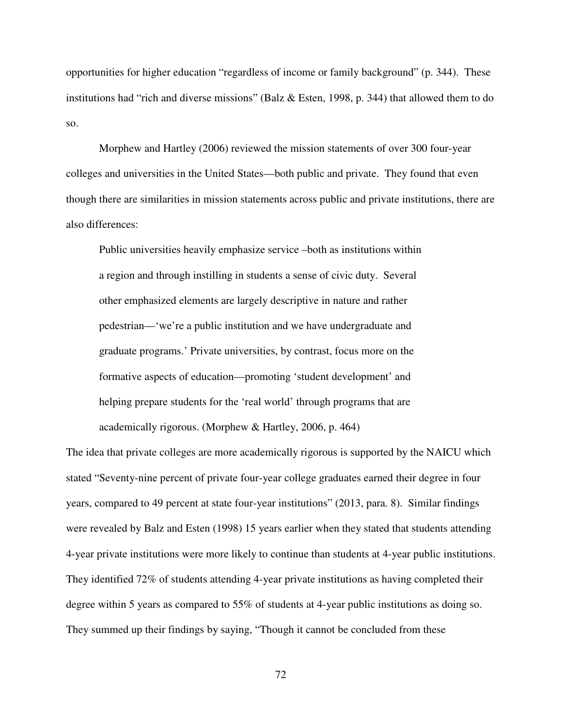opportunities for higher education "regardless of income or family background" (p. 344). These institutions had "rich and diverse missions" (Balz & Esten, 1998, p. 344) that allowed them to do so.

Morphew and Hartley (2006) reviewed the mission statements of over 300 four-year colleges and universities in the United States—both public and private. They found that even though there are similarities in mission statements across public and private institutions, there are also differences:

> Public universities heavily emphasize service –both as institutions within a region and through instilling in students a sense of civic duty. Several other emphasized elements are largely descriptive in nature and rather pedestrian—'we're a public institution and we have undergraduate and graduate programs.' Private universities, by contrast, focus more on the formative aspects of education—promoting 'student development' and helping prepare students for the 'real world' through programs that are academically rigorous. (Morphew & Hartley, 2006, p. 464)

The idea that private colleges are more academically rigorous is supported by the NAICU which stated "Seventy-nine percent of private four-year college graduates earned their degree in four years, compared to 49 percent at state four-year institutions" (2013, para. 8). Similar findings were revealed by Balz and Esten (1998) 15 years earlier when they stated that students attending 4-year private institutions were more likely to continue than students at 4-year public institutions. They identified 72% of students attending 4-year private institutions as having completed their degree within 5 years as compared to 55% of students at 4-year public institutions as doing so. They summed up their findings by saying, "Though it cannot be concluded from these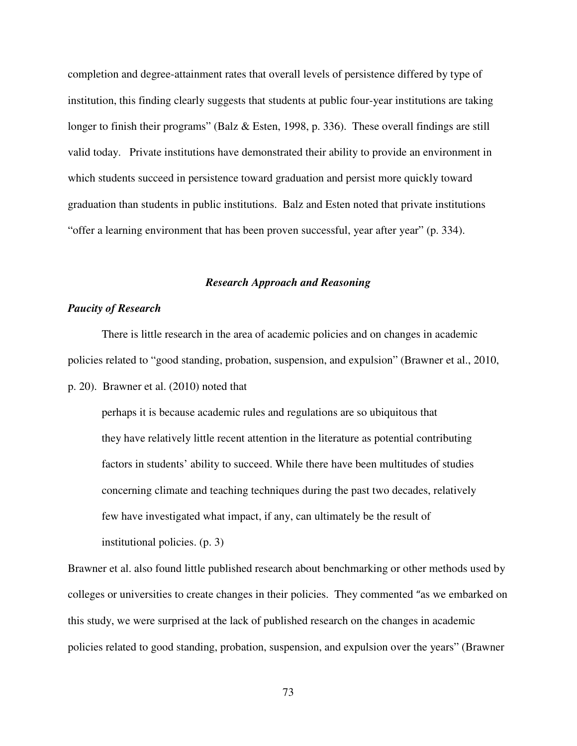completion and degree-attainment rates that overall levels of persistence differed by type of institution, this finding clearly suggests that students at public four-year institutions are taking longer to finish their programs" (Balz & Esten, 1998, p. 336). These overall findings are still valid today. Private institutions have demonstrated their ability to provide an environment in which students succeed in persistence toward graduation and persist more quickly toward graduation than students in public institutions. Balz and Esten noted that private institutions "offer a learning environment that has been proven successful, year after year" (p. 334).

## *Research Approach and Reasoning*

### *Paucity of Research*

There is little research in the area of academic policies and on changes in academic policies related to "good standing, probation, suspension, and expulsion" (Brawner et al., 2010, p. 20). Brawner et al. (2010) noted that

> perhaps it is because academic rules and regulations are so ubiquitous that they have relatively little recent attention in the literature as potential contributing factors in students' ability to succeed. While there have been multitudes of studies concerning climate and teaching techniques during the past two decades, relatively few have investigated what impact, if any, can ultimately be the result of institutional policies. (p. 3)

Brawner et al. also found little published research about benchmarking or other methods used by colleges or universities to create changes in their policies. They commented "as we embarked on this study, we were surprised at the lack of published research on the changes in academic policies related to good standing, probation, suspension, and expulsion over the years" (Brawner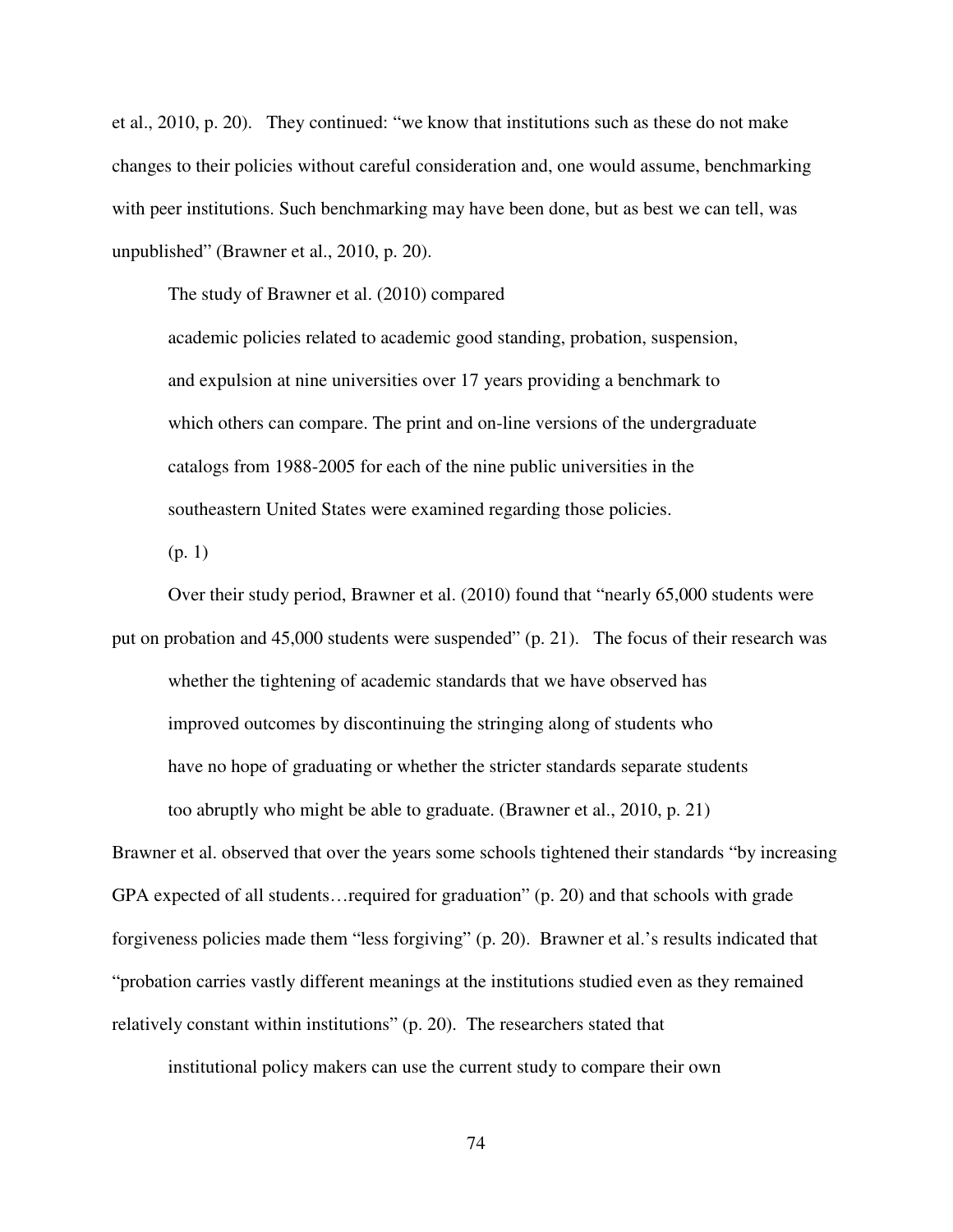et al., 2010, p. 20). They continued: "we know that institutions such as these do not make changes to their policies without careful consideration and, one would assume, benchmarking with peer institutions. Such benchmarking may have been done, but as best we can tell, was unpublished" (Brawner et al., 2010, p. 20).

The study of Brawner et al. (2010) compared

> academic policies related to academic good standing, probation, suspension, and expulsion at nine universities over 17 years providing a benchmark to which others can compare. The print and on-line versions of the undergraduate catalogs from 1988-2005 for each of the nine public universities in the southeastern United States were examined regarding those policies. (p. 1)

Over their study period, Brawner et al. (2010) found that "nearly 65,000 students were put on probation and 45,000 students were suspended" (p. 21). The focus of their research was

> whether the tightening of academic standards that we have observed has improved outcomes by discontinuing the stringing along of students who have no hope of graduating or whether the stricter standards separate students too abruptly who might be able to graduate. (Brawner et al., 2010, p. 21)

Brawner et al. observed that over the years some schools tightened their standards "by increasing GPA expected of all students…required for graduation" (p. 20) and that schools with grade forgiveness policies made them "less forgiving" (p. 20). Brawner et al.'s results indicated that "probation carries vastly different meanings at the institutions studied even as they remained relatively constant within institutions" (p. 20). The researchers stated that

> institutional policy makers can use the current study to compare their own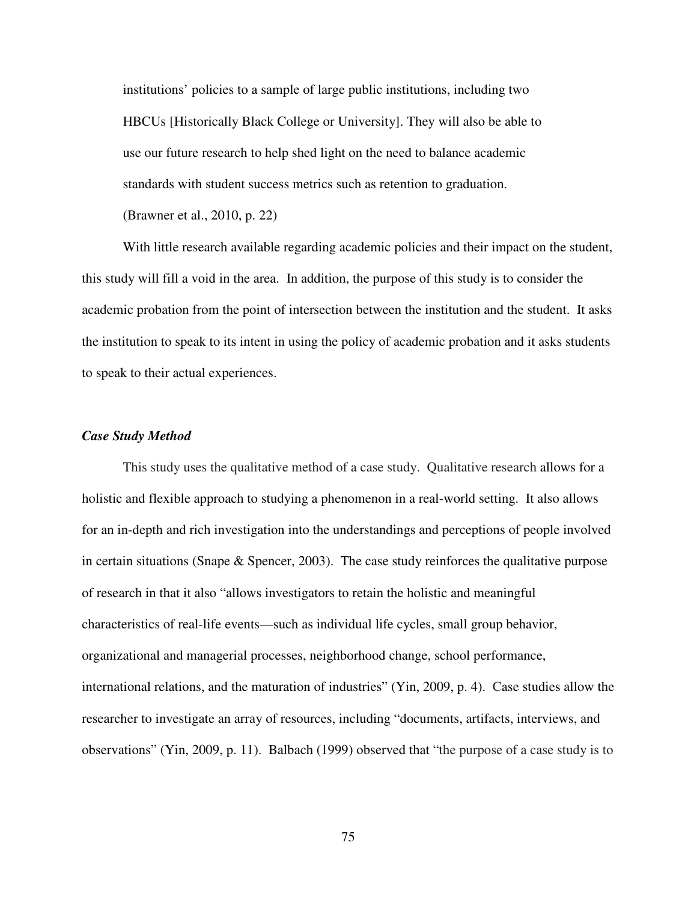> institutions' policies to a sample of large public institutions, including two HBCUs [Historically Black College or University]. They will also be able to use our future research to help shed light on the need to balance academic standards with student success metrics such as retention to graduation. (Brawner et al., 2010, p. 22)

With little research available regarding academic policies and their impact on the student, this study will fill a void in the area. In addition, the purpose of this study is to consider the academic probation from the point of intersection between the institution and the student. It asks the institution to speak to its intent in using the policy of academic probation and it asks students to speak to their actual experiences.

### *Case Study Method*

This study uses the qualitative method of a case study. Qualitative research allows for a holistic and flexible approach to studying a phenomenon in a real-world setting. It also allows for an in-depth and rich investigation into the understandings and perceptions of people involved in certain situations (Snape & Spencer, 2003). The case study reinforces the qualitative purpose of research in that it also "allows investigators to retain the holistic and meaningful characteristics of real-life events—such as individual life cycles, small group behavior, organizational and managerial processes, neighborhood change, school performance, international relations, and the maturation of industries" (Yin, 2009, p. 4). Case studies allow the researcher to investigate an array of resources, including "documents, artifacts, interviews, and observations" (Yin, 2009, p. 11). Balbach (1999) observed that "the purpose of a case study is to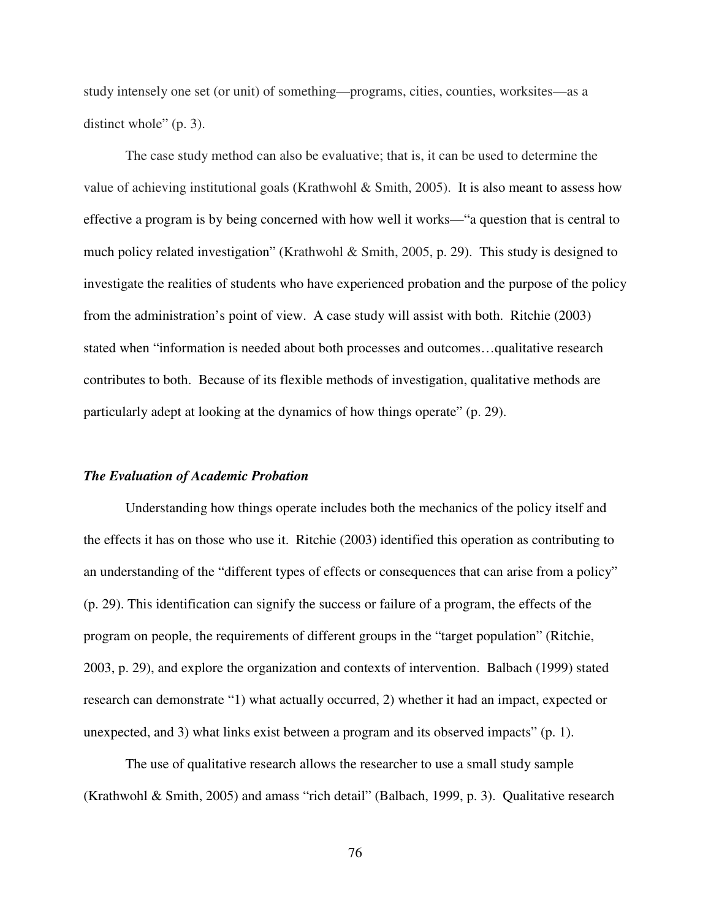study intensely one set (or unit) of something—programs, cities, counties, worksites—as a distinct whole" (p. 3).

The case study method can also be evaluative; that is, it can be used to determine the value of achieving institutional goals (Krathwohl & Smith, 2005). It is also meant to assess how effective a program is by being concerned with how well it works—"a question that is central to much policy related investigation" (Krathwohl & Smith, 2005, p. 29). This study is designed to investigate the realities of students who have experienced probation and the purpose of the policy from the administration's point of view. A case study will assist with both. Ritchie (2003) stated when "information is needed about both processes and outcomes…qualitative research contributes to both. Because of its flexible methods of investigation, qualitative methods are particularly adept at looking at the dynamics of how things operate" (p. 29).

### *The Evaluation of Academic Probation*

Understanding how things operate includes both the mechanics of the policy itself and the effects it has on those who use it. Ritchie (2003) identified this operation as contributing to an understanding of the "different types of effects or consequences that can arise from a policy" (p. 29). This identification can signify the success or failure of a program, the effects of the program on people, the requirements of different groups in the "target population" (Ritchie, 2003, p. 29), and explore the organization and contexts of intervention. Balbach (1999) stated research can demonstrate "1) what actually occurred, 2) whether it had an impact, expected or unexpected, and 3) what links exist between a program and its observed impacts" (p. 1).

The use of qualitative research allows the researcher to use a small study sample (Krathwohl & Smith, 2005) and amass "rich detail" (Balbach, 1999, p. 3). Qualitative research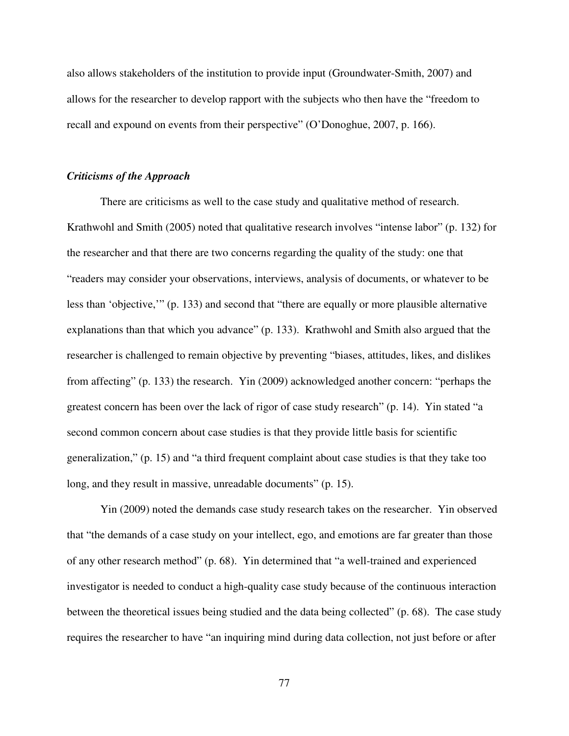also allows stakeholders of the institution to provide input (Groundwater-Smith, 2007) and allows for the researcher to develop rapport with the subjects who then have the "freedom to recall and expound on events from their perspective" (O'Donoghue, 2007, p. 166).

### ***Criticisms of the Approach***

There are criticisms as well to the case study and qualitative method of research. Krathwohl and Smith (2005) noted that qualitative research involves "intense labor" (p. 132) for the researcher and that there are two concerns regarding the quality of the study: one that "readers may consider your observations, interviews, analysis of documents, or whatever to be less than 'objective,'" (p. 133) and second that "there are equally or more plausible alternative explanations than that which you advance" (p. 133). Krathwohl and Smith also argued that the researcher is challenged to remain objective by preventing "biases, attitudes, likes, and dislikes from affecting" (p. 133) the research. Yin (2009) acknowledged another concern: "perhaps the greatest concern has been over the lack of rigor of case study research" (p. 14). Yin stated "a second common concern about case studies is that they provide little basis for scientific generalization," (p. 15) and "a third frequent complaint about case studies is that they take too long, and they result in massive, unreadable documents" (p. 15).

Yin (2009) noted the demands case study research takes on the researcher. Yin observed that "the demands of a case study on your intellect, ego, and emotions are far greater than those of any other research method" (p. 68). Yin determined that "a well-trained and experienced investigator is needed to conduct a high-quality case study because of the continuous interaction between the theoretical issues being studied and the data being collected" (p. 68). The case study requires the researcher to have "an inquiring mind during data collection, not just before or after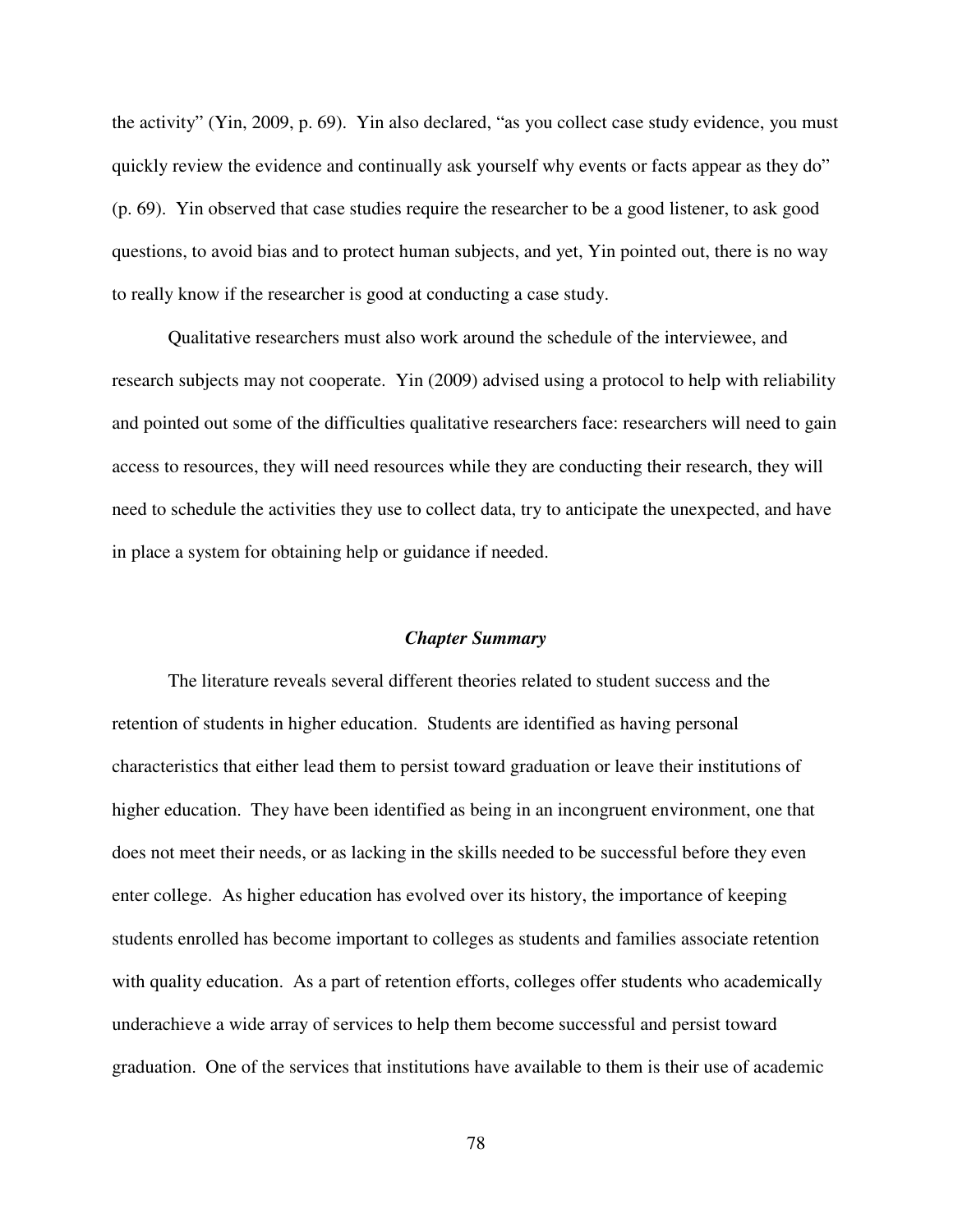the activity" (Yin, 2009, p. 69). Yin also declared, "as you collect case study evidence, you must quickly review the evidence and continually ask yourself why events or facts appear as they do" (p. 69). Yin observed that case studies require the researcher to be a good listener, to ask good questions, to avoid bias and to protect human subjects, and yet, Yin pointed out, there is no way to really know if the researcher is good at conducting a case study.

Qualitative researchers must also work around the schedule of the interviewee, and research subjects may not cooperate. Yin (2009) advised using a protocol to help with reliability and pointed out some of the difficulties qualitative researchers face: researchers will need to gain access to resources, they will need resources while they are conducting their research, they will need to schedule the activities they use to collect data, try to anticipate the unexpected, and have in place a system for obtaining help or guidance if needed.

### ***Chapter Summary***

The literature reveals several different theories related to student success and the retention of students in higher education. Students are identified as having personal characteristics that either lead them to persist toward graduation or leave their institutions of higher education. They have been identified as being in an incongruent environment, one that does not meet their needs, or as lacking in the skills needed to be successful before they even enter college. As higher education has evolved over its history, the importance of keeping students enrolled has become important to colleges as students and families associate retention with quality education. As a part of retention efforts, colleges offer students who academically underachieve a wide array of services to help them become successful and persist toward graduation. One of the services that institutions have available to them is their use of academic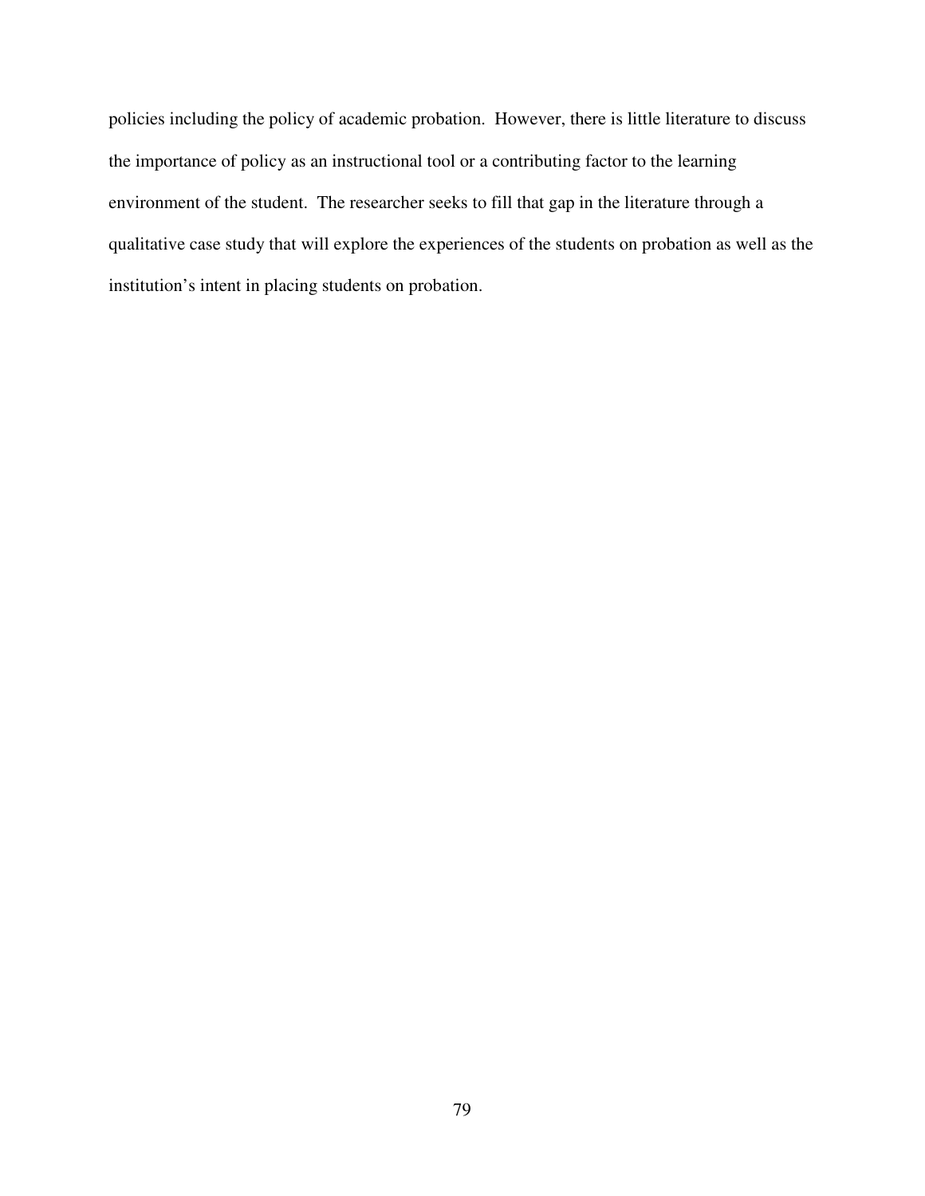policies including the policy of academic probation. However, there is little literature to discuss the importance of policy as an instructional tool or a contributing factor to the learning environment of the student. The researcher seeks to fill that gap in the literature through a qualitative case study that will explore the experiences of the students on probation as well as the institution's intent in placing students on probation.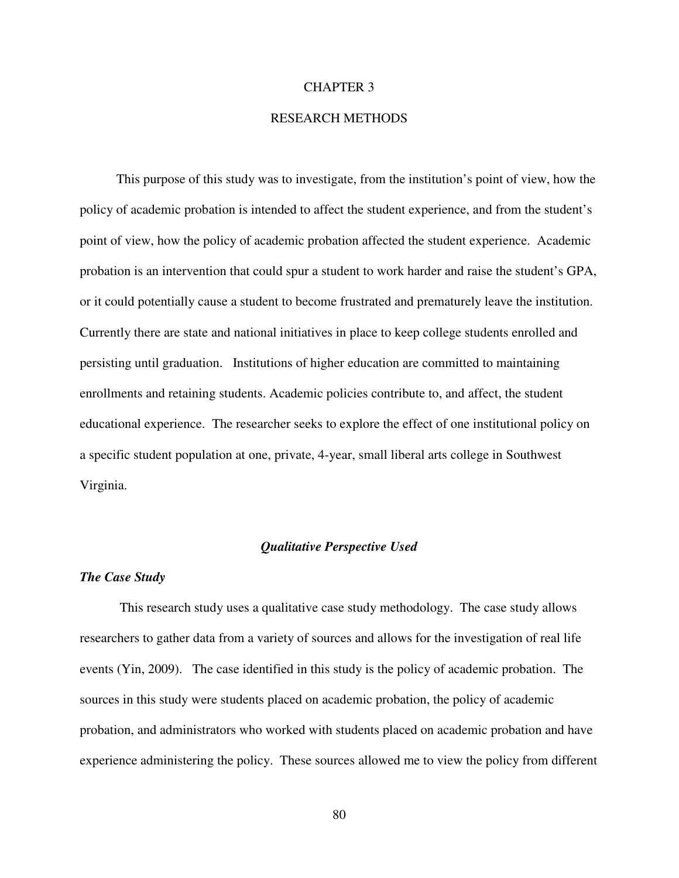# CHAPTER 3

# RESEARCH METHODS

This purpose of this study was to investigate, from the institution's point of view, how the policy of academic probation is intended to affect the student experience, and from the student's point of view, how the policy of academic probation affected the student experience. Academic probation is an intervention that could spur a student to work harder and raise the student's GPA, or it could potentially cause a student to become frustrated and prematurely leave the institution. Currently there are state and national initiatives in place to keep college students enrolled and persisting until graduation. Institutions of higher education are committed to maintaining enrollments and retaining students. Academic policies contribute to, and affect, the student educational experience. The researcher seeks to explore the effect of one institutional policy on a specific student population at one, private, 4-year, small liberal arts college in Southwest Virginia.

## *Qualitative Perspective Used*

### *The Case Study*

This research study uses a qualitative case study methodology. The case study allows researchers to gather data from a variety of sources and allows for the investigation of real life events (Yin, 2009). The case identified in this study is the policy of academic probation. The sources in this study were students placed on academic probation, the policy of academic probation, and administrators who worked with students placed on academic probation and have experience administering the policy. These sources allowed me to view the policy from different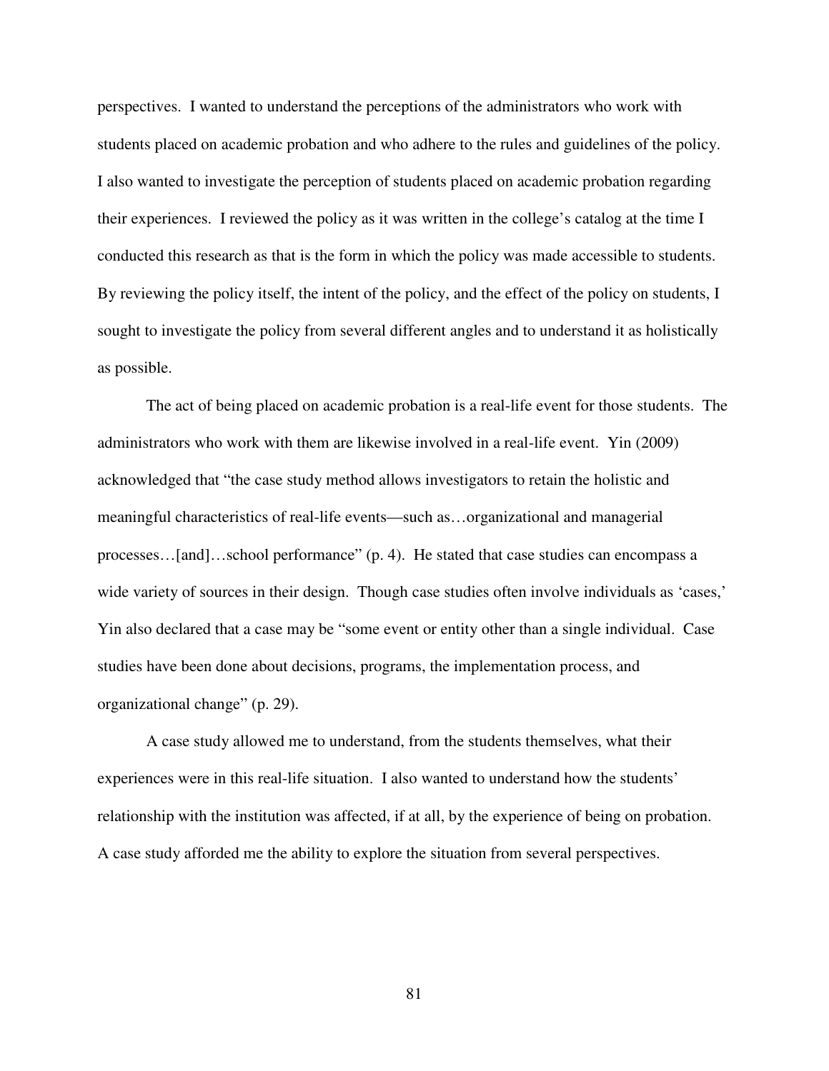perspectives. I wanted to understand the perceptions of the administrators who work with students placed on academic probation and who adhere to the rules and guidelines of the policy. I also wanted to investigate the perception of students placed on academic probation regarding their experiences. I reviewed the policy as it was written in the college's catalog at the time I conducted this research as that is the form in which the policy was made accessible to students. By reviewing the policy itself, the intent of the policy, and the effect of the policy on students, I sought to investigate the policy from several different angles and to understand it as holistically as possible.

The act of being placed on academic probation is a real-life event for those students. The administrators who work with them are likewise involved in a real-life event. Yin (2009) acknowledged that "the case study method allows investigators to retain the holistic and meaningful characteristics of real-life events—such as…organizational and managerial processes…[and]…school performance" (p. 4). He stated that case studies can encompass a wide variety of sources in their design. Though case studies often involve individuals as 'cases,' Yin also declared that a case may be "some event or entity other than a single individual. Case studies have been done about decisions, programs, the implementation process, and organizational change" (p. 29).

A case study allowed me to understand, from the students themselves, what their experiences were in this real-life situation. I also wanted to understand how the students' relationship with the institution was affected, if at all, by the experience of being on probation. A case study afforded me the ability to explore the situation from several perspectives.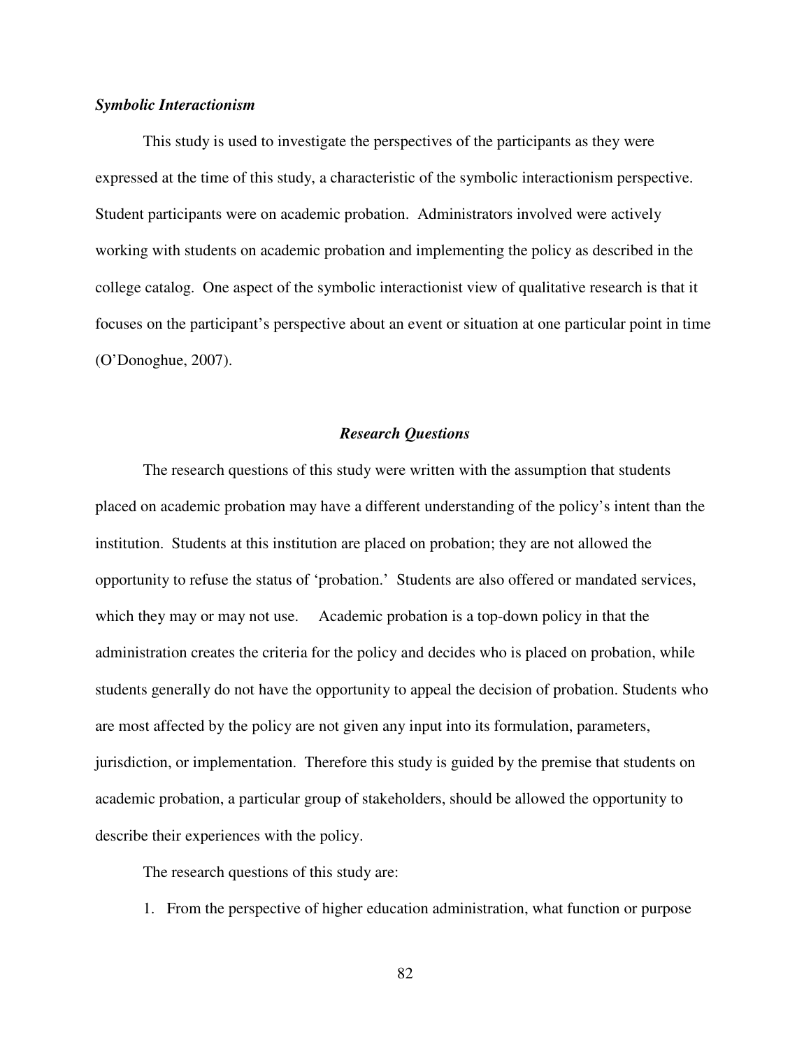### *Symbolic Interactionism*

This study is used to investigate the perspectives of the participants as they were expressed at the time of this study, a characteristic of the symbolic interactionism perspective. Student participants were on academic probation. Administrators involved were actively working with students on academic probation and implementing the policy as described in the college catalog. One aspect of the symbolic interactionist view of qualitative research is that it focuses on the participant's perspective about an event or situation at one particular point in time (O'Donoghue, 2007).

## *Research Questions*

The research questions of this study were written with the assumption that students placed on academic probation may have a different understanding of the policy's intent than the institution. Students at this institution are placed on probation; they are not allowed the opportunity to refuse the status of 'probation.' Students are also offered or mandated services, which they may or may not use. Academic probation is a top-down policy in that the administration creates the criteria for the policy and decides who is placed on probation, while students generally do not have the opportunity to appeal the decision of probation. Students who are most affected by the policy are not given any input into its formulation, parameters, jurisdiction, or implementation. Therefore this study is guided by the premise that students on academic probation, a particular group of stakeholders, should be allowed the opportunity to describe their experiences with the policy.

The research questions of this study are:

1. From the perspective of higher education administration, what function or purpose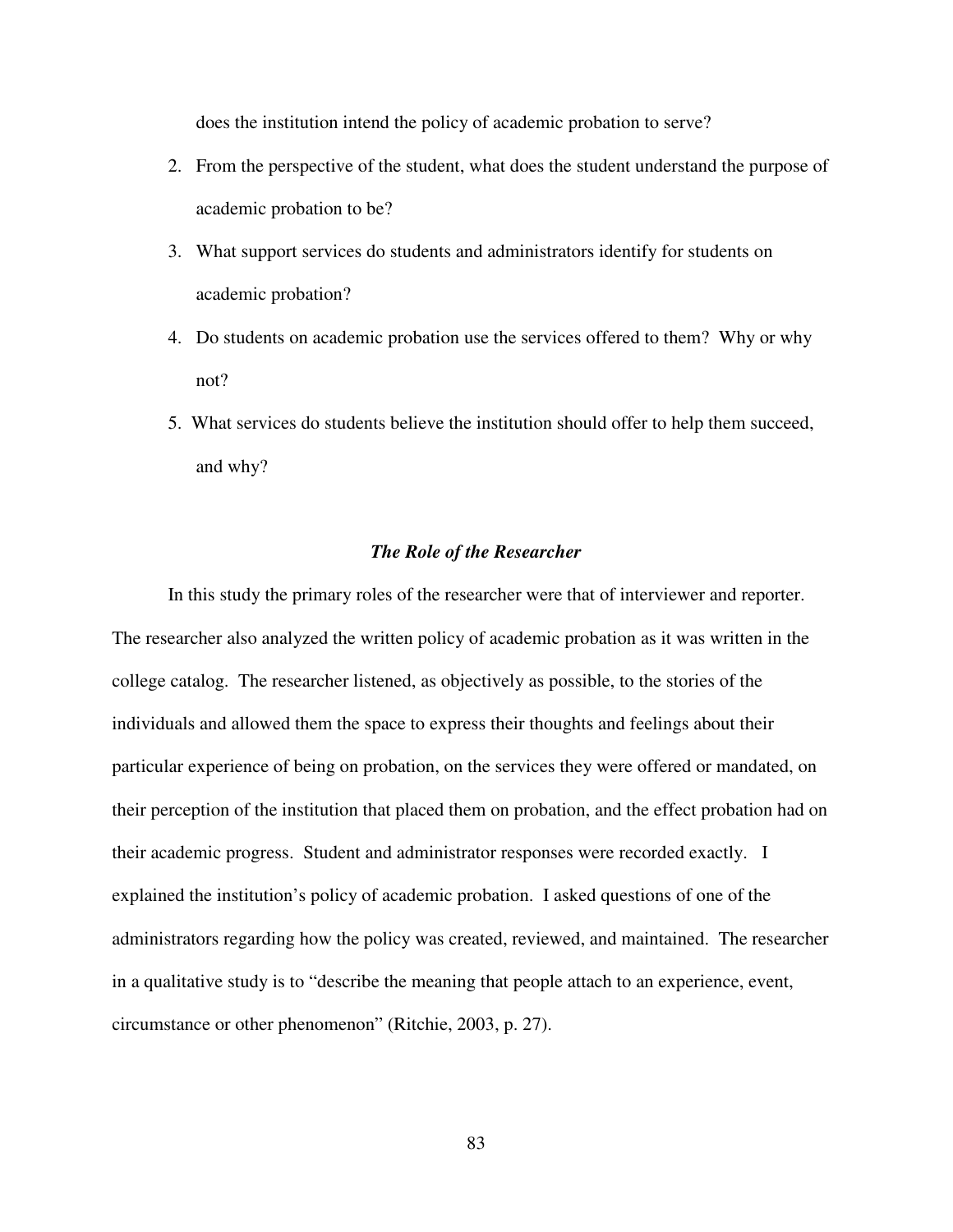does the institution intend the policy of academic probation to serve?

2. From the perspective of the student, what does the student understand the purpose of academic probation to be?
3. What support services do students and administrators identify for students on academic probation?
4. Do students on academic probation use the services offered to them? Why or why not?
5. What services do students believe the institution should offer to help them succeed, and why?

### *The Role of the Researcher*

In this study the primary roles of the researcher were that of interviewer and reporter. The researcher also analyzed the written policy of academic probation as it was written in the college catalog. The researcher listened, as objectively as possible, to the stories of the individuals and allowed them the space to express their thoughts and feelings about their particular experience of being on probation, on the services they were offered or mandated, on their perception of the institution that placed them on probation, and the effect probation had on their academic progress. Student and administrator responses were recorded exactly. I explained the institution's policy of academic probation. I asked questions of one of the administrators regarding how the policy was created, reviewed, and maintained. The researcher in a qualitative study is to "describe the meaning that people attach to an experience, event, circumstance or other phenomenon" (Ritchie, 2003, p. 27).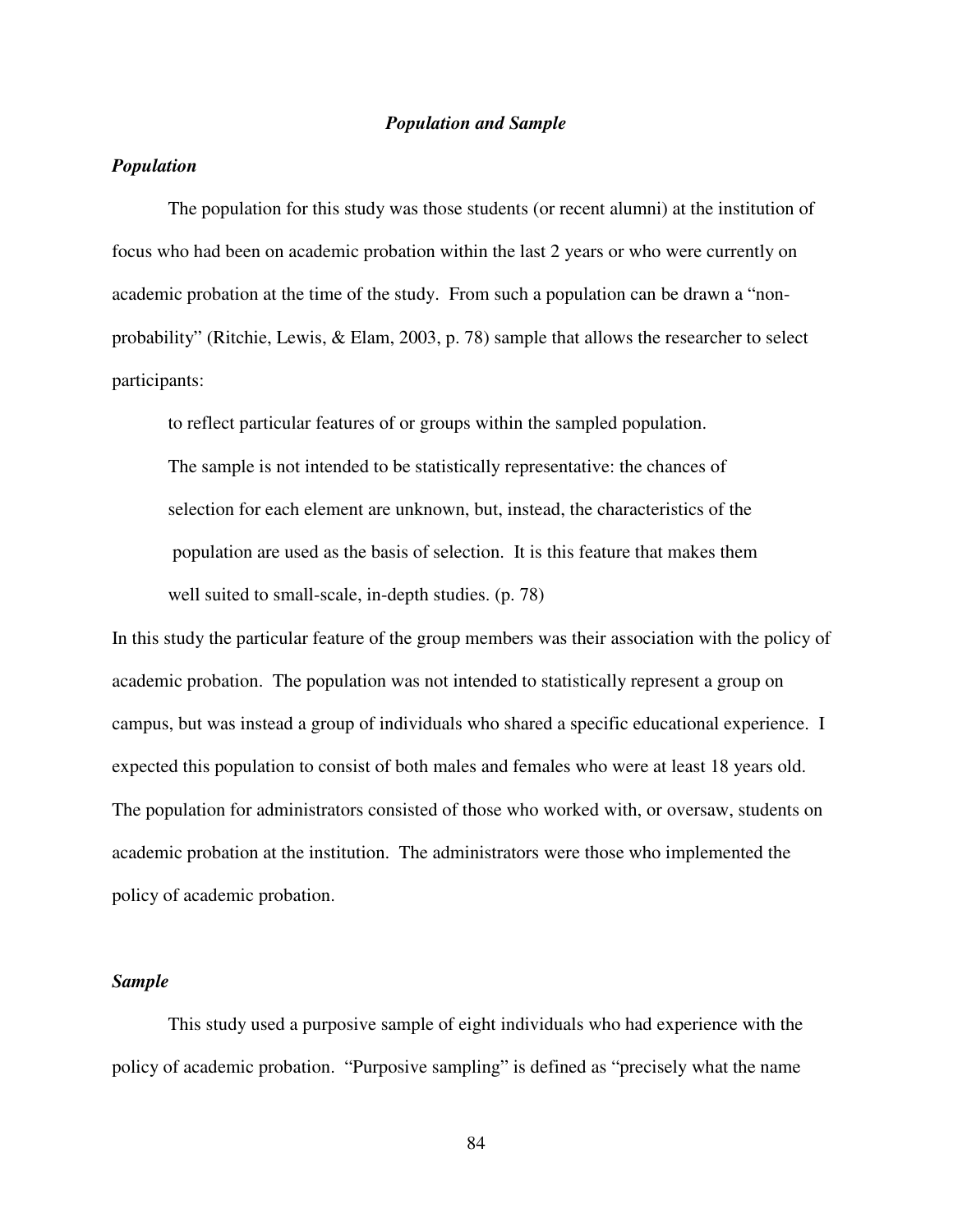### *Population and Sample*

#### *Population*

The population for this study was those students (or recent alumni) at the institution of focus who had been on academic probation within the last 2 years or who were currently on academic probation at the time of the study. From such a population can be drawn a "non-probability" (Ritchie, Lewis, & Elam, 2003, p. 78) sample that allows the researcher to select participants:

> to reflect particular features of or groups within the sampled population. The sample is not intended to be statistically representative: the chances of selection for each element are unknown, but, instead, the characteristics of the population are used as the basis of selection. It is this feature that makes them well suited to small-scale, in-depth studies. (p. 78)

In this study the particular feature of the group members was their association with the policy of academic probation. The population was not intended to statistically represent a group on campus, but was instead a group of individuals who shared a specific educational experience. I expected this population to consist of both males and females who were at least 18 years old. The population for administrators consisted of those who worked with, or oversaw, students on academic probation at the institution. The administrators were those who implemented the policy of academic probation.

#### *Sample*

This study used a purposive sample of eight individuals who had experience with the policy of academic probation. "Purposive sampling" is defined as "precisely what the name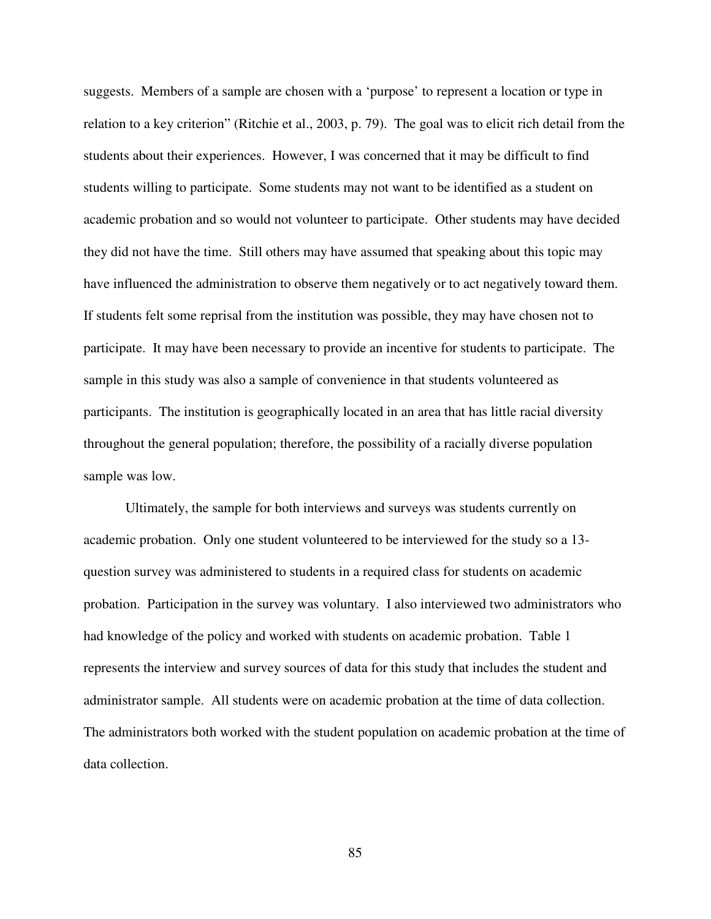suggests. Members of a sample are chosen with a 'purpose' to represent a location or type in relation to a key criterion" (Ritchie et al., 2003, p. 79). The goal was to elicit rich detail from the students about their experiences. However, I was concerned that it may be difficult to find students willing to participate. Some students may not want to be identified as a student on academic probation and so would not volunteer to participate. Other students may have decided they did not have the time. Still others may have assumed that speaking about this topic may have influenced the administration to observe them negatively or to act negatively toward them. If students felt some reprisal from the institution was possible, they may have chosen not to participate. It may have been necessary to provide an incentive for students to participate. The sample in this study was also a sample of convenience in that students volunteered as participants. The institution is geographically located in an area that has little racial diversity throughout the general population; therefore, the possibility of a racially diverse population sample was low.

Ultimately, the sample for both interviews and surveys was students currently on academic probation. Only one student volunteered to be interviewed for the study so a 13-question survey was administered to students in a required class for students on academic probation. Participation in the survey was voluntary. I also interviewed two administrators who had knowledge of the policy and worked with students on academic probation. Table 1 represents the interview and survey sources of data for this study that includes the student and administrator sample. All students were on academic probation at the time of data collection. The administrators both worked with the student population on academic probation at the time of data collection.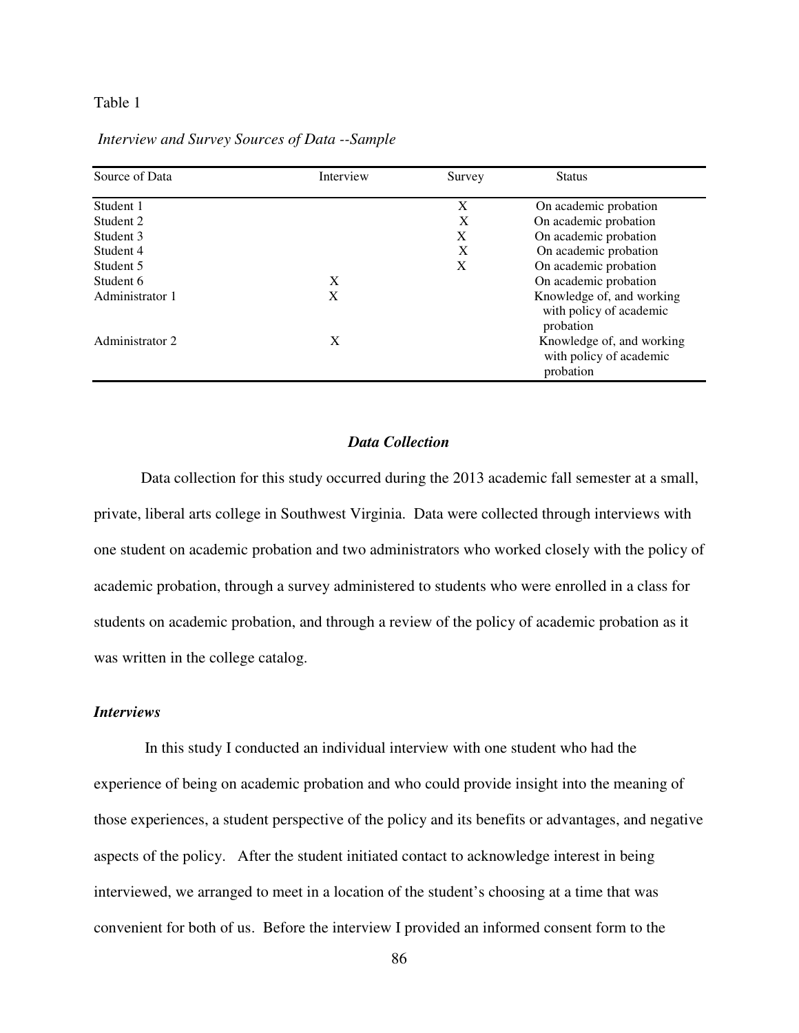Table 1

*Interview and Survey Sources of Data --Sample*

| Source of Data | Interview | Survey | Status |
|---|---|---|---|
| Student 1 | | X | On academic probation |
| Student 2 | | X | On academic probation |
| Student 3 | | X | On academic probation |
| Student 4 | | X | On academic probation |
| Student 5 | | X | On academic probation |
| Student 6 | X | | On academic probation |
| Administrator 1 | X | | Knowledge of, and working with policy of academic probation |
| Administrator 2 | X | | Knowledge of, and working with policy of academic probation |

### ***Data Collection***

Data collection for this study occurred during the 2013 academic fall semester at a small, private, liberal arts college in Southwest Virginia. Data were collected through interviews with one student on academic probation and two administrators who worked closely with the policy of academic probation, through a survey administered to students who were enrolled in a class for students on academic probation, and through a review of the policy of academic probation as it was written in the college catalog.

#### ***Interviews***

In this study I conducted an individual interview with one student who had the experience of being on academic probation and who could provide insight into the meaning of those experiences, a student perspective of the policy and its benefits or advantages, and negative aspects of the policy. After the student initiated contact to acknowledge interest in being interviewed, we arranged to meet in a location of the student's choosing at a time that was convenient for both of us. Before the interview I provided an informed consent form to the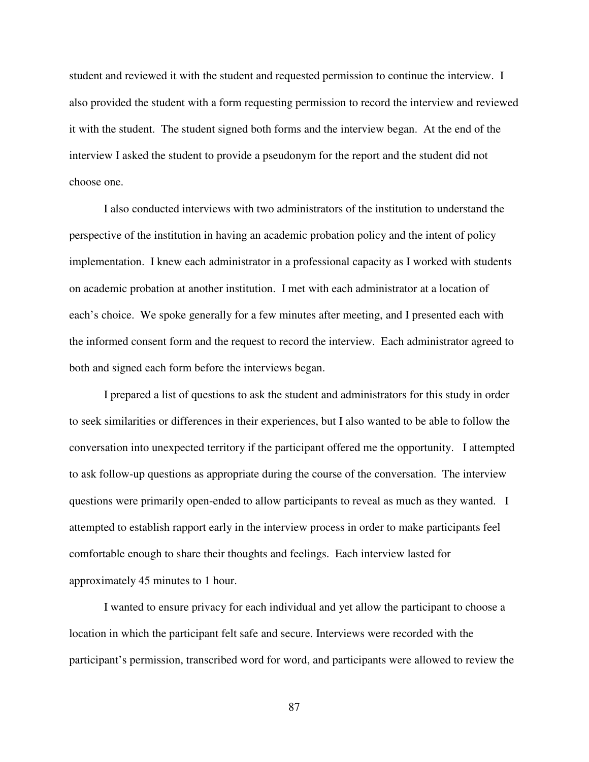student and reviewed it with the student and requested permission to continue the interview. I also provided the student with a form requesting permission to record the interview and reviewed it with the student. The student signed both forms and the interview began. At the end of the interview I asked the student to provide a pseudonym for the report and the student did not choose one.

I also conducted interviews with two administrators of the institution to understand the perspective of the institution in having an academic probation policy and the intent of policy implementation. I knew each administrator in a professional capacity as I worked with students on academic probation at another institution. I met with each administrator at a location of each's choice. We spoke generally for a few minutes after meeting, and I presented each with the informed consent form and the request to record the interview. Each administrator agreed to both and signed each form before the interviews began.

I prepared a list of questions to ask the student and administrators for this study in order to seek similarities or differences in their experiences, but I also wanted to be able to follow the conversation into unexpected territory if the participant offered me the opportunity. I attempted to ask follow-up questions as appropriate during the course of the conversation. The interview questions were primarily open-ended to allow participants to reveal as much as they wanted. I attempted to establish rapport early in the interview process in order to make participants feel comfortable enough to share their thoughts and feelings. Each interview lasted for approximately 45 minutes to 1 hour.

I wanted to ensure privacy for each individual and yet allow the participant to choose a location in which the participant felt safe and secure. Interviews were recorded with the participant's permission, transcribed word for word, and participants were allowed to review the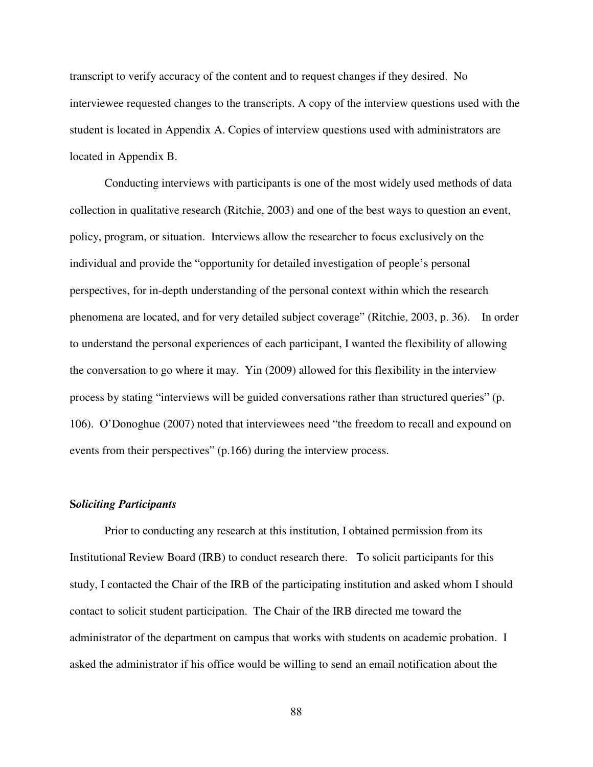transcript to verify accuracy of the content and to request changes if they desired. No interviewee requested changes to the transcripts. A copy of the interview questions used with the student is located in Appendix A. Copies of interview questions used with administrators are located in Appendix B.

Conducting interviews with participants is one of the most widely used methods of data collection in qualitative research (Ritchie, 2003) and one of the best ways to question an event, policy, program, or situation. Interviews allow the researcher to focus exclusively on the individual and provide the "opportunity for detailed investigation of people's personal perspectives, for in-depth understanding of the personal context within which the research phenomena are located, and for very detailed subject coverage" (Ritchie, 2003, p. 36). In order to understand the personal experiences of each participant, I wanted the flexibility of allowing the conversation to go where it may. Yin (2009) allowed for this flexibility in the interview process by stating "interviews will be guided conversations rather than structured queries" (p. 106). O'Donoghue (2007) noted that interviewees need "the freedom to recall and expound on events from their perspectives" (p.166) during the interview process.

### S*oliciting Participants*

Prior to conducting any research at this institution, I obtained permission from its Institutional Review Board (IRB) to conduct research there. To solicit participants for this study, I contacted the Chair of the IRB of the participating institution and asked whom I should contact to solicit student participation. The Chair of the IRB directed me toward the administrator of the department on campus that works with students on academic probation. I asked the administrator if his office would be willing to send an email notification about the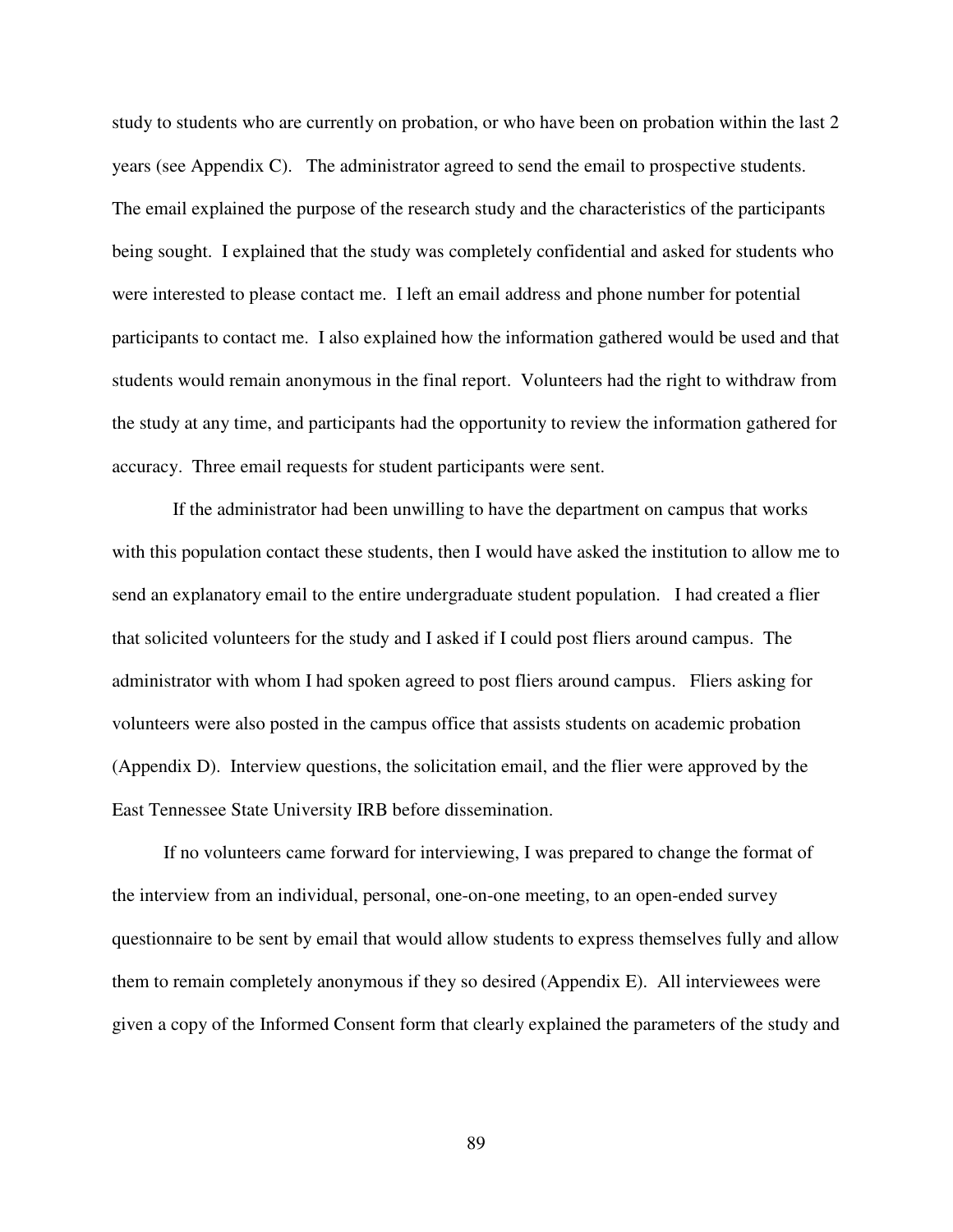study to students who are currently on probation, or who have been on probation within the last 2 years (see Appendix C). The administrator agreed to send the email to prospective students. The email explained the purpose of the research study and the characteristics of the participants being sought. I explained that the study was completely confidential and asked for students who were interested to please contact me. I left an email address and phone number for potential participants to contact me. I also explained how the information gathered would be used and that students would remain anonymous in the final report. Volunteers had the right to withdraw from the study at any time, and participants had the opportunity to review the information gathered for accuracy. Three email requests for student participants were sent.

If the administrator had been unwilling to have the department on campus that works with this population contact these students, then I would have asked the institution to allow me to send an explanatory email to the entire undergraduate student population. I had created a flier that solicited volunteers for the study and I asked if I could post fliers around campus. The administrator with whom I had spoken agreed to post fliers around campus. Fliers asking for volunteers were also posted in the campus office that assists students on academic probation (Appendix D). Interview questions, the solicitation email, and the flier were approved by the East Tennessee State University IRB before dissemination.

If no volunteers came forward for interviewing, I was prepared to change the format of the interview from an individual, personal, one-on-one meeting, to an open-ended survey questionnaire to be sent by email that would allow students to express themselves fully and allow them to remain completely anonymous if they so desired (Appendix E). All interviewees were given a copy of the Informed Consent form that clearly explained the parameters of the study and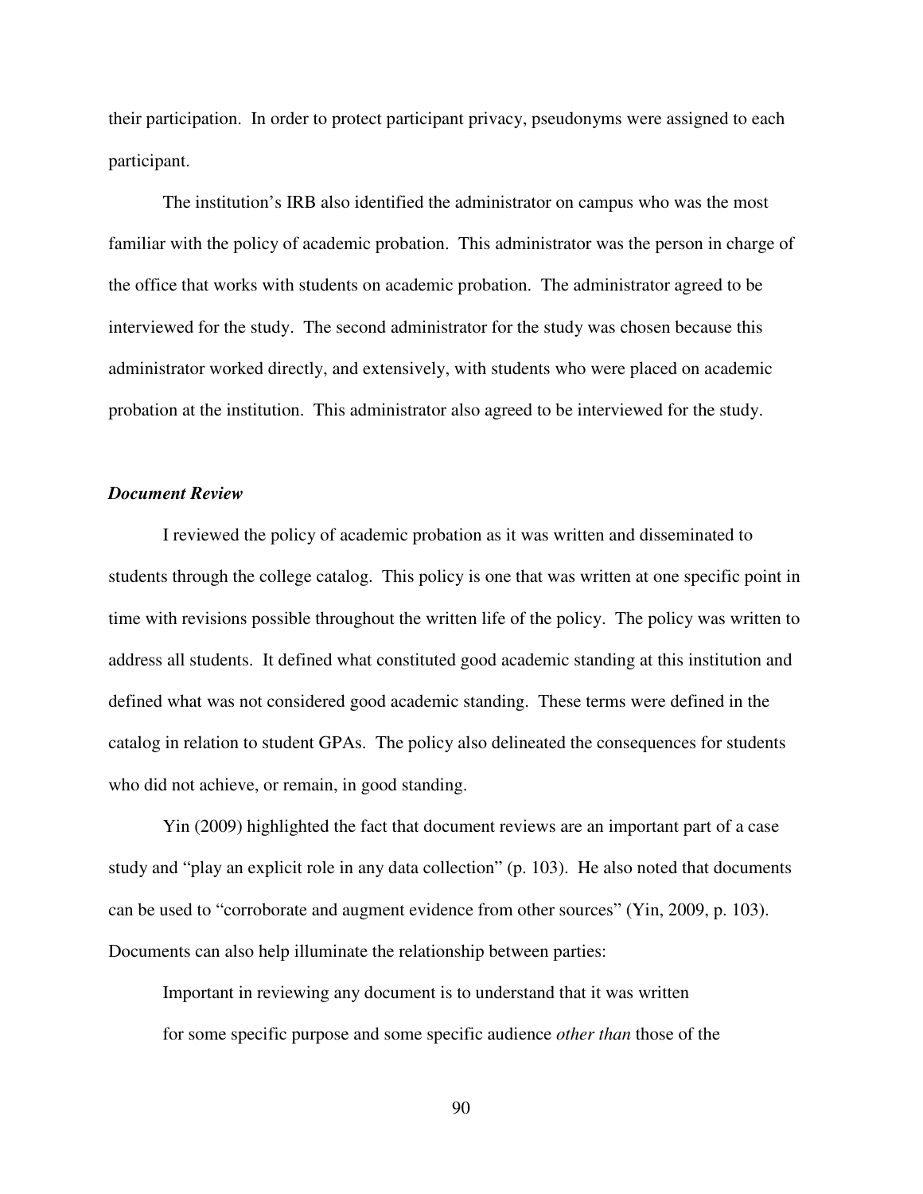their participation. In order to protect participant privacy, pseudonyms were assigned to each participant.

The institution's IRB also identified the administrator on campus who was the most familiar with the policy of academic probation. This administrator was the person in charge of the office that works with students on academic probation. The administrator agreed to be interviewed for the study. The second administrator for the study was chosen because this administrator worked directly, and extensively, with students who were placed on academic probation at the institution. This administrator also agreed to be interviewed for the study.

### *Document Review*

I reviewed the policy of academic probation as it was written and disseminated to students through the college catalog. This policy is one that was written at one specific point in time with revisions possible throughout the written life of the policy. The policy was written to address all students. It defined what constituted good academic standing at this institution and defined what was not considered good academic standing. These terms were defined in the catalog in relation to student GPAs. The policy also delineated the consequences for students who did not achieve, or remain, in good standing.

Yin (2009) highlighted the fact that document reviews are an important part of a case study and "play an explicit role in any data collection" (p. 103). He also noted that documents can be used to "corroborate and augment evidence from other sources" (Yin, 2009, p. 103). Documents can also help illuminate the relationship between parties:

> Important in reviewing any document is to understand that it was written for some specific purpose and some specific audience *other than* those of the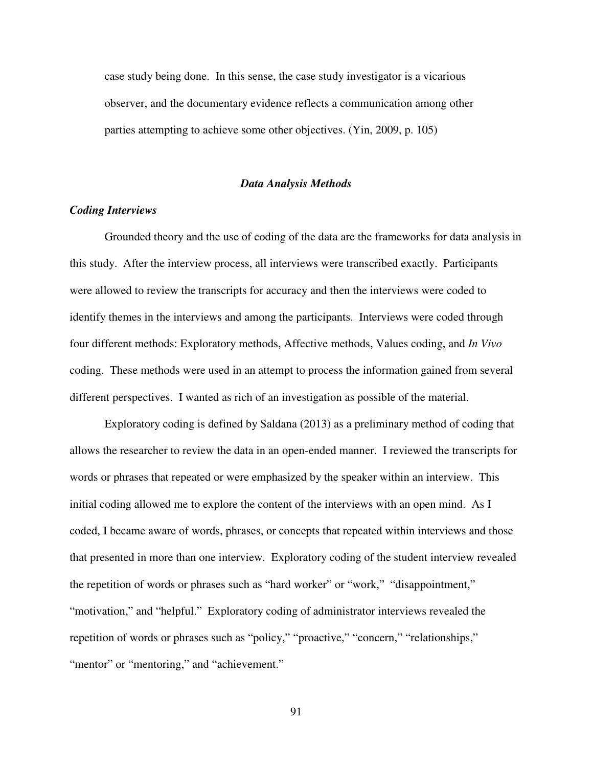case study being done. In this sense, the case study investigator is a vicarious observer, and the documentary evidence reflects a communication among other parties attempting to achieve some other objectives. (Yin, 2009, p. 105)

## *Data Analysis Methods*

### *Coding Interviews*

Grounded theory and the use of coding of the data are the frameworks for data analysis in this study. After the interview process, all interviews were transcribed exactly. Participants were allowed to review the transcripts for accuracy and then the interviews were coded to identify themes in the interviews and among the participants. Interviews were coded through four different methods: Exploratory methods, Affective methods, Values coding, and *In Vivo* coding. These methods were used in an attempt to process the information gained from several different perspectives. I wanted as rich of an investigation as possible of the material.

Exploratory coding is defined by Saldana (2013) as a preliminary method of coding that allows the researcher to review the data in an open-ended manner. I reviewed the transcripts for words or phrases that repeated or were emphasized by the speaker within an interview. This initial coding allowed me to explore the content of the interviews with an open mind. As I coded, I became aware of words, phrases, or concepts that repeated within interviews and those that presented in more than one interview. Exploratory coding of the student interview revealed the repetition of words or phrases such as "hard worker" or "work," "disappointment," "motivation," and "helpful." Exploratory coding of administrator interviews revealed the repetition of words or phrases such as "policy," "proactive," "concern," "relationships," "mentor" or "mentoring," and "achievement."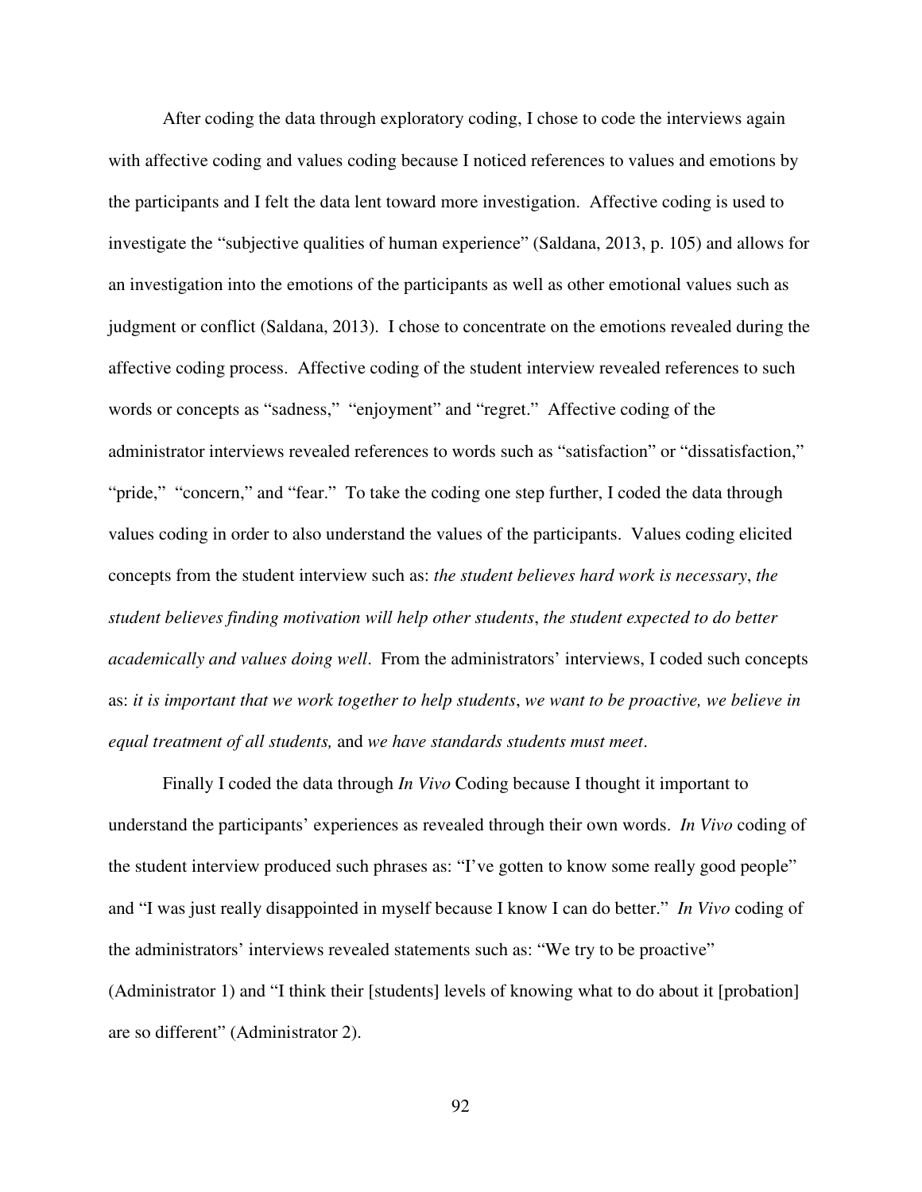After coding the data through exploratory coding, I chose to code the interviews again with affective coding and values coding because I noticed references to values and emotions by the participants and I felt the data lent toward more investigation. Affective coding is used to investigate the "subjective qualities of human experience" (Saldana, 2013, p. 105) and allows for an investigation into the emotions of the participants as well as other emotional values such as judgment or conflict (Saldana, 2013). I chose to concentrate on the emotions revealed during the affective coding process. Affective coding of the student interview revealed references to such words or concepts as "sadness," "enjoyment" and "regret." Affective coding of the administrator interviews revealed references to words such as "satisfaction" or "dissatisfaction," "pride," "concern," and "fear." To take the coding one step further, I coded the data through values coding in order to also understand the values of the participants. Values coding elicited concepts from the student interview such as: *the student believes hard work is necessary*, *the student believes finding motivation will help other students*, *the student expected to do better academically and values doing well*. From the administrators' interviews, I coded such concepts as: *it is important that we work together to help students*, *we want to be proactive, we believe in equal treatment of all students,* and *we have standards students must meet*.

Finally I coded the data through *In Vivo* Coding because I thought it important to understand the participants' experiences as revealed through their own words. *In Vivo* coding of the student interview produced such phrases as: "I've gotten to know some really good people" and "I was just really disappointed in myself because I know I can do better." *In Vivo* coding of the administrators' interviews revealed statements such as: "We try to be proactive" (Administrator 1) and "I think their [students] levels of knowing what to do about it [probation] are so different" (Administrator 2).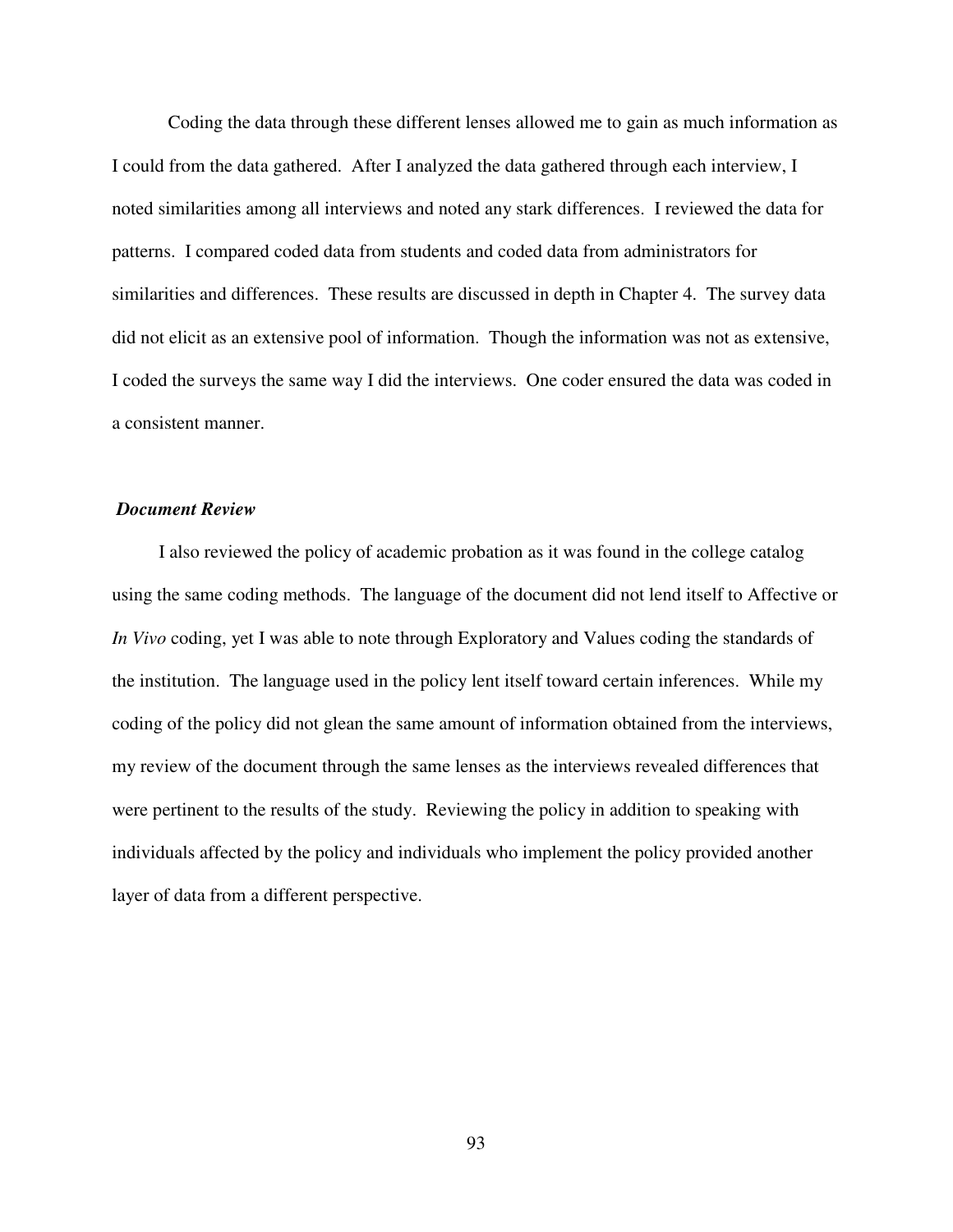Coding the data through these different lenses allowed me to gain as much information as I could from the data gathered. After I analyzed the data gathered through each interview, I noted similarities among all interviews and noted any stark differences. I reviewed the data for patterns. I compared coded data from students and coded data from administrators for similarities and differences. These results are discussed in depth in Chapter 4. The survey data did not elicit as an extensive pool of information. Though the information was not as extensive, I coded the surveys the same way I did the interviews. One coder ensured the data was coded in a consistent manner.

***Document Review***

I also reviewed the policy of academic probation as it was found in the college catalog using the same coding methods. The language of the document did not lend itself to Affective or *In Vivo* coding, yet I was able to note through Exploratory and Values coding the standards of the institution. The language used in the policy lent itself toward certain inferences. While my coding of the policy did not glean the same amount of information obtained from the interviews, my review of the document through the same lenses as the interviews revealed differences that were pertinent to the results of the study. Reviewing the policy in addition to speaking with individuals affected by the policy and individuals who implement the policy provided another layer of data from a different perspective.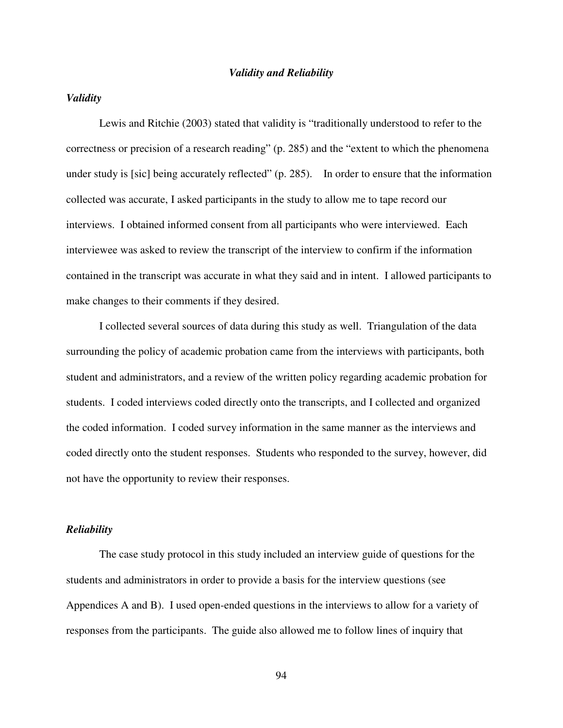### *Validity and Reliability*

#### *Validity*

Lewis and Ritchie (2003) stated that validity is "traditionally understood to refer to the correctness or precision of a research reading" (p. 285) and the "extent to which the phenomena under study is [sic] being accurately reflected" (p. 285). In order to ensure that the information collected was accurate, I asked participants in the study to allow me to tape record our interviews. I obtained informed consent from all participants who were interviewed. Each interviewee was asked to review the transcript of the interview to confirm if the information contained in the transcript was accurate in what they said and in intent. I allowed participants to make changes to their comments if they desired.

I collected several sources of data during this study as well. Triangulation of the data surrounding the policy of academic probation came from the interviews with participants, both student and administrators, and a review of the written policy regarding academic probation for students. I coded interviews coded directly onto the transcripts, and I collected and organized the coded information. I coded survey information in the same manner as the interviews and coded directly onto the student responses. Students who responded to the survey, however, did not have the opportunity to review their responses.

#### *Reliability*

The case study protocol in this study included an interview guide of questions for the students and administrators in order to provide a basis for the interview questions (see Appendices A and B). I used open-ended questions in the interviews to allow for a variety of responses from the participants. The guide also allowed me to follow lines of inquiry that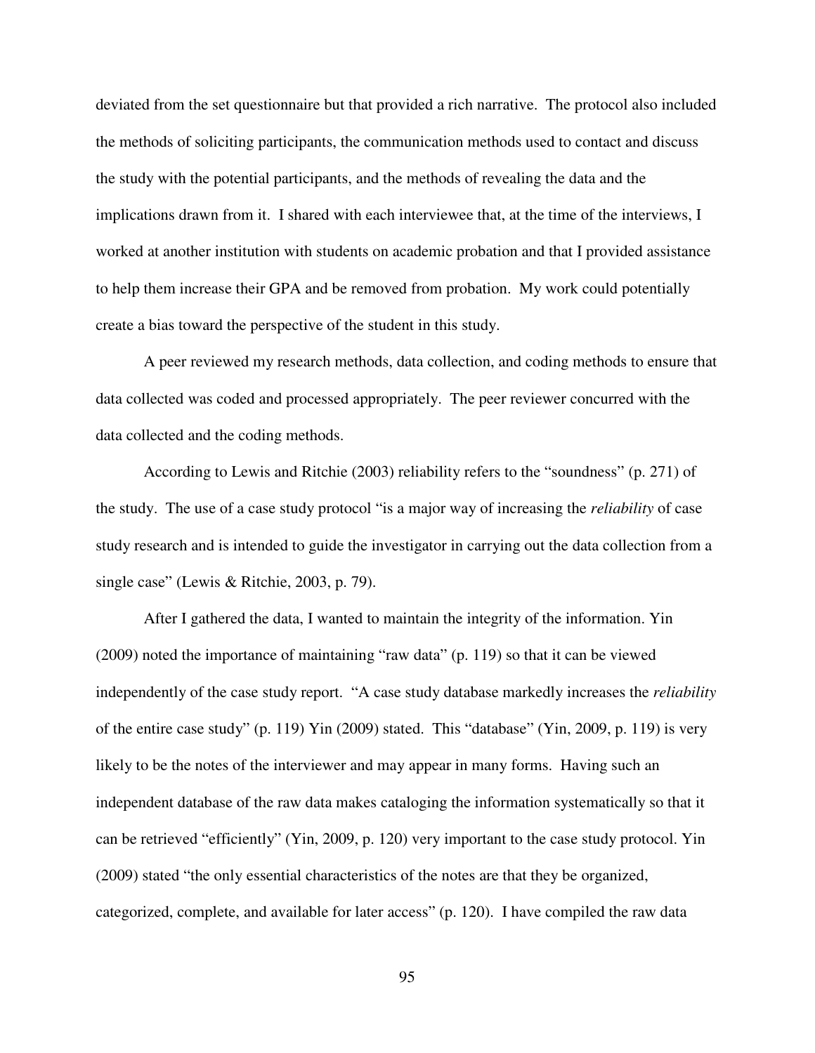deviated from the set questionnaire but that provided a rich narrative. The protocol also included the methods of soliciting participants, the communication methods used to contact and discuss the study with the potential participants, and the methods of revealing the data and the implications drawn from it. I shared with each interviewee that, at the time of the interviews, I worked at another institution with students on academic probation and that I provided assistance to help them increase their GPA and be removed from probation. My work could potentially create a bias toward the perspective of the student in this study.

A peer reviewed my research methods, data collection, and coding methods to ensure that data collected was coded and processed appropriately. The peer reviewer concurred with the data collected and the coding methods.

According to Lewis and Ritchie (2003) reliability refers to the "soundness" (p. 271) of the study. The use of a case study protocol "is a major way of increasing the *reliability* of case study research and is intended to guide the investigator in carrying out the data collection from a single case" (Lewis & Ritchie, 2003, p. 79).

After I gathered the data, I wanted to maintain the integrity of the information. Yin (2009) noted the importance of maintaining "raw data" (p. 119) so that it can be viewed independently of the case study report. "A case study database markedly increases the *reliability* of the entire case study" (p. 119) Yin (2009) stated. This "database" (Yin, 2009, p. 119) is very likely to be the notes of the interviewer and may appear in many forms. Having such an independent database of the raw data makes cataloging the information systematically so that it can be retrieved "efficiently" (Yin, 2009, p. 120) very important to the case study protocol. Yin (2009) stated "the only essential characteristics of the notes are that they be organized, categorized, complete, and available for later access" (p. 120). I have compiled the raw data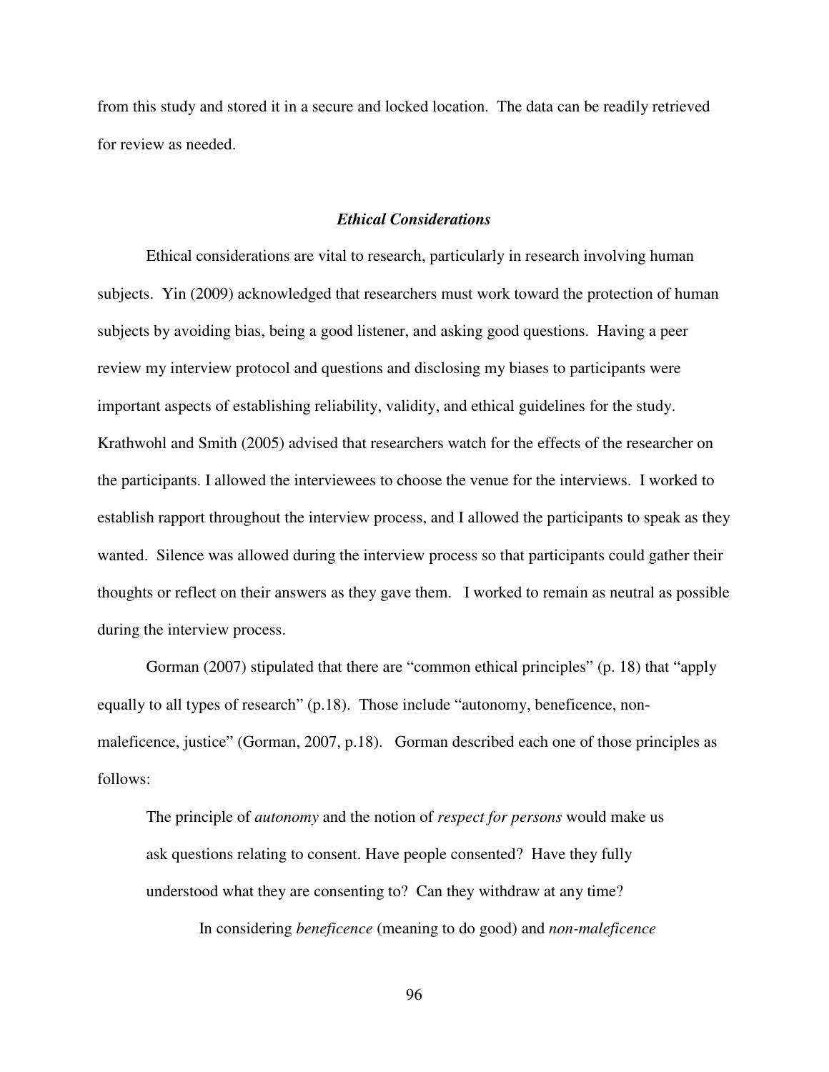from this study and stored it in a secure and locked location. The data can be readily retrieved for review as needed.

### *Ethical Considerations*

Ethical considerations are vital to research, particularly in research involving human subjects. Yin (2009) acknowledged that researchers must work toward the protection of human subjects by avoiding bias, being a good listener, and asking good questions. Having a peer review my interview protocol and questions and disclosing my biases to participants were important aspects of establishing reliability, validity, and ethical guidelines for the study. Krathwohl and Smith (2005) advised that researchers watch for the effects of the researcher on the participants. I allowed the interviewees to choose the venue for the interviews. I worked to establish rapport throughout the interview process, and I allowed the participants to speak as they wanted. Silence was allowed during the interview process so that participants could gather their thoughts or reflect on their answers as they gave them. I worked to remain as neutral as possible during the interview process.

Gorman (2007) stipulated that there are "common ethical principles" (p. 18) that "apply equally to all types of research" (p.18). Those include "autonomy, beneficence, non-maleficence, justice" (Gorman, 2007, p.18). Gorman described each one of those principles as follows:

> The principle of *autonomy* and the notion of *respect for persons* would make us ask questions relating to consent. Have people consented? Have they fully understood what they are consenting to? Can they withdraw at any time?
>
> In considering *beneficence* (meaning to do good) and *non-maleficence*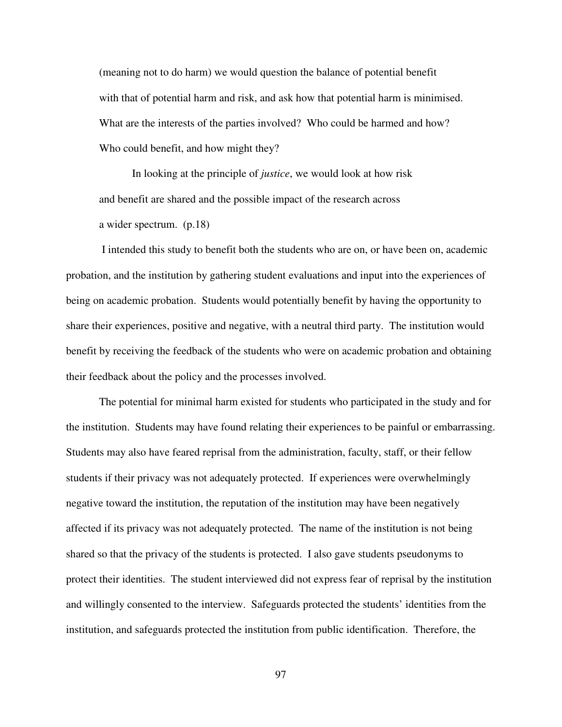> (meaning not to do harm) we would question the balance of potential benefit with that of potential harm and risk, and ask how that potential harm is minimised. What are the interests of the parties involved? Who could be harmed and how? Who could benefit, and how might they?
>
> In looking at the principle of *justice*, we would look at how risk and benefit are shared and the possible impact of the research across a wider spectrum. (p.18)

I intended this study to benefit both the students who are on, or have been on, academic probation, and the institution by gathering student evaluations and input into the experiences of being on academic probation. Students would potentially benefit by having the opportunity to share their experiences, positive and negative, with a neutral third party. The institution would benefit by receiving the feedback of the students who were on academic probation and obtaining their feedback about the policy and the processes involved.

The potential for minimal harm existed for students who participated in the study and for the institution. Students may have found relating their experiences to be painful or embarrassing. Students may also have feared reprisal from the administration, faculty, staff, or their fellow students if their privacy was not adequately protected. If experiences were overwhelmingly negative toward the institution, the reputation of the institution may have been negatively affected if its privacy was not adequately protected. The name of the institution is not being shared so that the privacy of the students is protected. I also gave students pseudonyms to protect their identities. The student interviewed did not express fear of reprisal by the institution and willingly consented to the interview. Safeguards protected the students' identities from the institution, and safeguards protected the institution from public identification. Therefore, the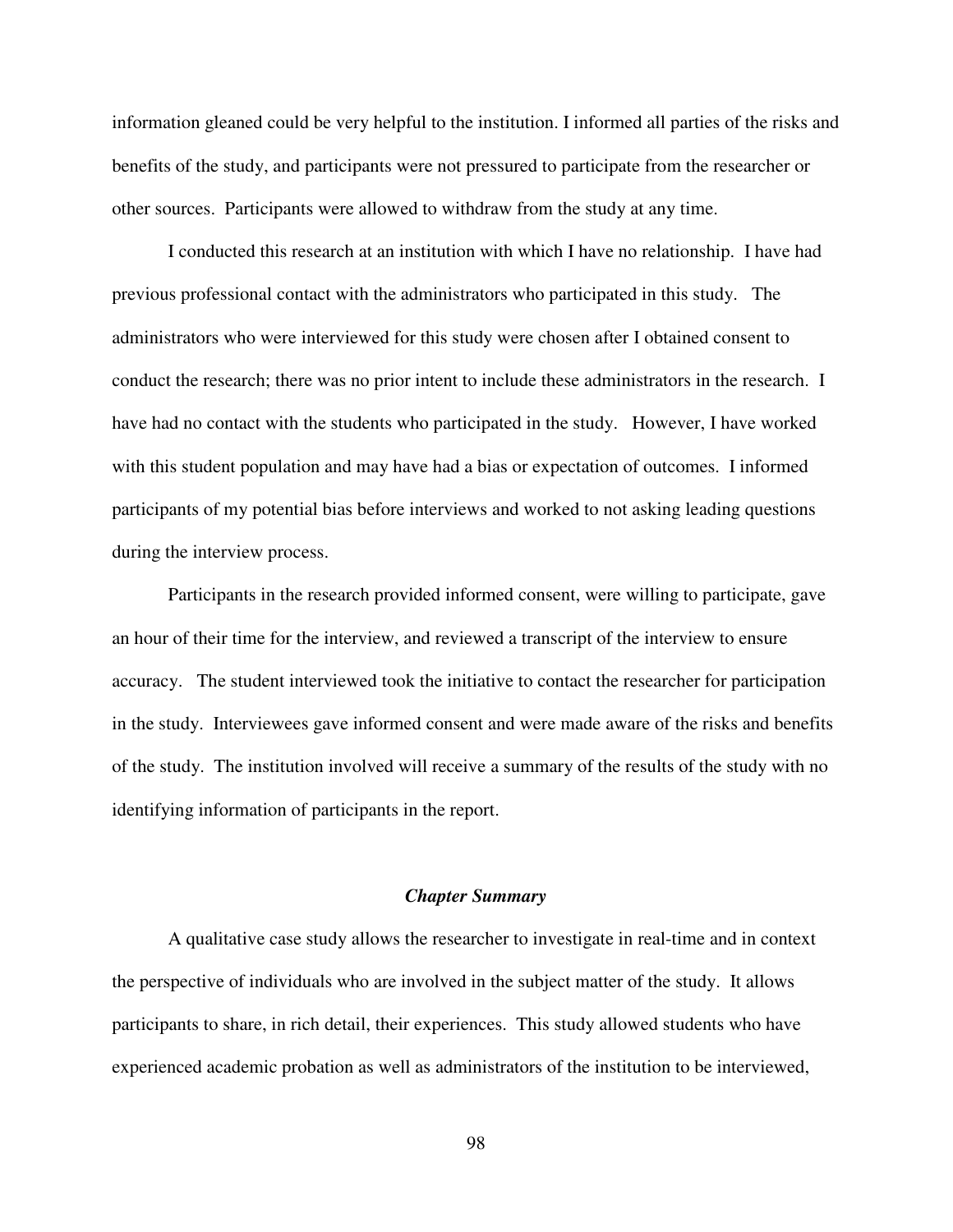information gleaned could be very helpful to the institution. I informed all parties of the risks and benefits of the study, and participants were not pressured to participate from the researcher or other sources. Participants were allowed to withdraw from the study at any time.

I conducted this research at an institution with which I have no relationship. I have had previous professional contact with the administrators who participated in this study. The administrators who were interviewed for this study were chosen after I obtained consent to conduct the research; there was no prior intent to include these administrators in the research. I have had no contact with the students who participated in the study. However, I have worked with this student population and may have had a bias or expectation of outcomes. I informed participants of my potential bias before interviews and worked to not asking leading questions during the interview process.

Participants in the research provided informed consent, were willing to participate, gave an hour of their time for the interview, and reviewed a transcript of the interview to ensure accuracy. The student interviewed took the initiative to contact the researcher for participation in the study. Interviewees gave informed consent and were made aware of the risks and benefits of the study. The institution involved will receive a summary of the results of the study with no identifying information of participants in the report.

### *Chapter Summary*

A qualitative case study allows the researcher to investigate in real-time and in context the perspective of individuals who are involved in the subject matter of the study. It allows participants to share, in rich detail, their experiences. This study allowed students who have experienced academic probation as well as administrators of the institution to be interviewed,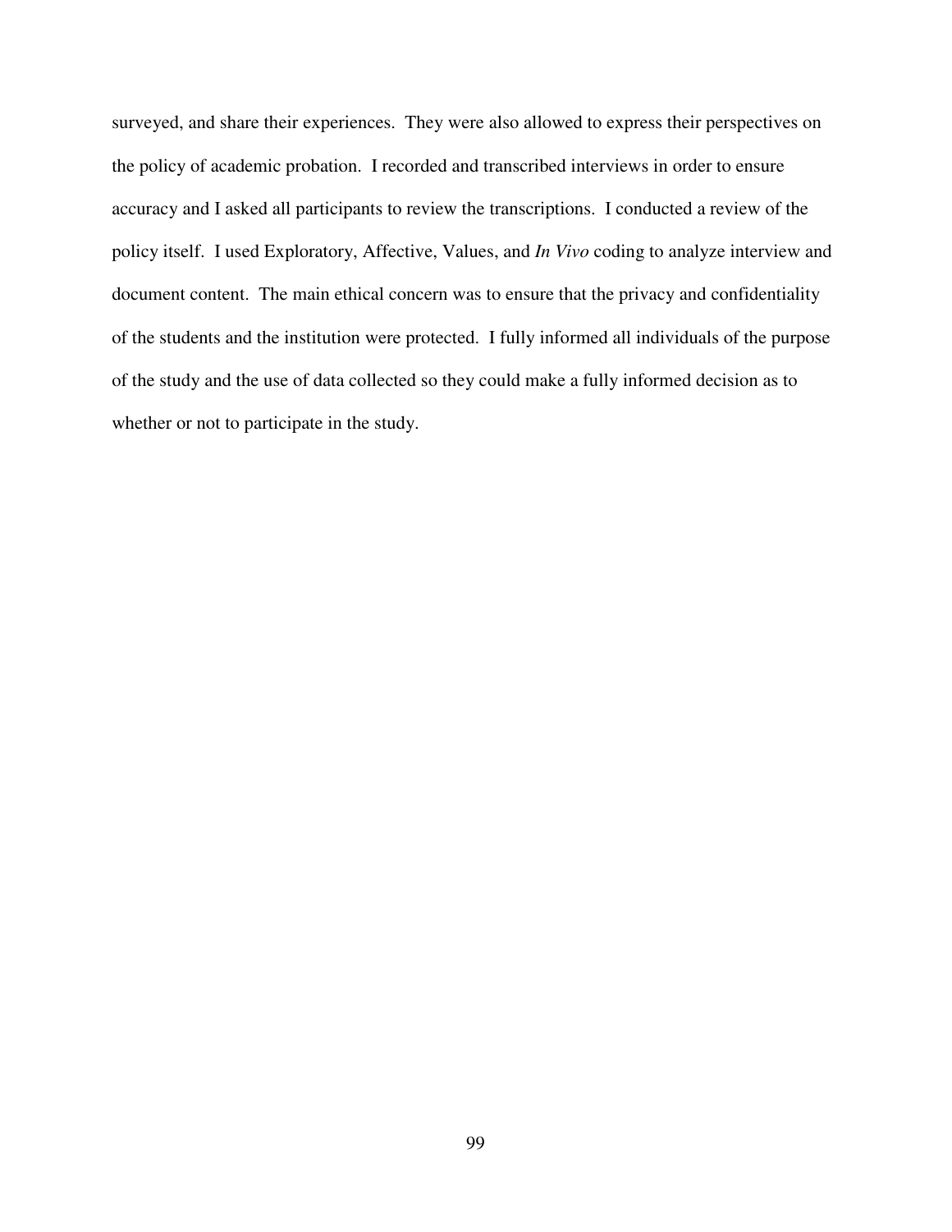surveyed, and share their experiences. They were also allowed to express their perspectives on the policy of academic probation. I recorded and transcribed interviews in order to ensure accuracy and I asked all participants to review the transcriptions. I conducted a review of the policy itself. I used Exploratory, Affective, Values, and *In Vivo* coding to analyze interview and document content. The main ethical concern was to ensure that the privacy and confidentiality of the students and the institution were protected. I fully informed all individuals of the purpose of the study and the use of data collected so they could make a fully informed decision as to whether or not to participate in the study.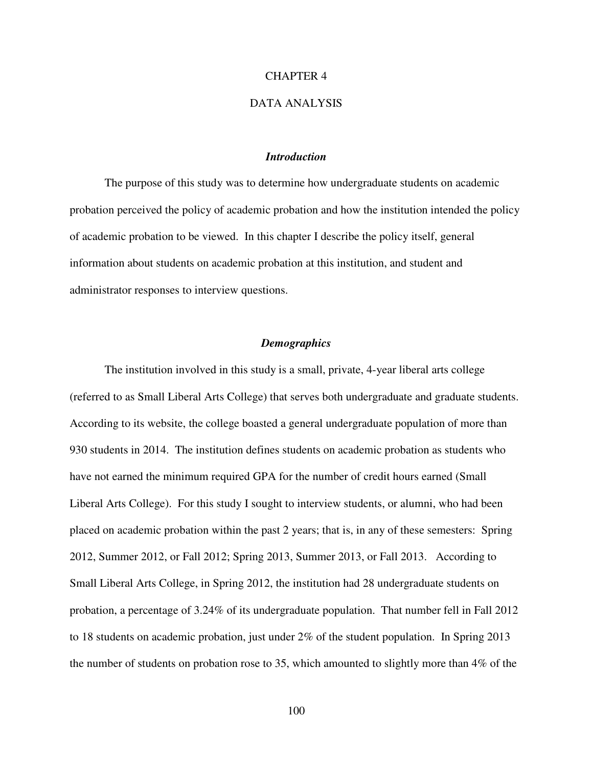# CHAPTER 4

# DATA ANALYSIS

### *Introduction*

The purpose of this study was to determine how undergraduate students on academic probation perceived the policy of academic probation and how the institution intended the policy of academic probation to be viewed. In this chapter I describe the policy itself, general information about students on academic probation at this institution, and student and administrator responses to interview questions.

### *Demographics*

The institution involved in this study is a small, private, 4-year liberal arts college (referred to as Small Liberal Arts College) that serves both undergraduate and graduate students. According to its website, the college boasted a general undergraduate population of more than 930 students in 2014. The institution defines students on academic probation as students who have not earned the minimum required GPA for the number of credit hours earned (Small Liberal Arts College). For this study I sought to interview students, or alumni, who had been placed on academic probation within the past 2 years; that is, in any of these semesters: Spring 2012, Summer 2012, or Fall 2012; Spring 2013, Summer 2013, or Fall 2013. According to Small Liberal Arts College, in Spring 2012, the institution had 28 undergraduate students on probation, a percentage of 3.24% of its undergraduate population. That number fell in Fall 2012 to 18 students on academic probation, just under 2% of the student population. In Spring 2013 the number of students on probation rose to 35, which amounted to slightly more than 4% of the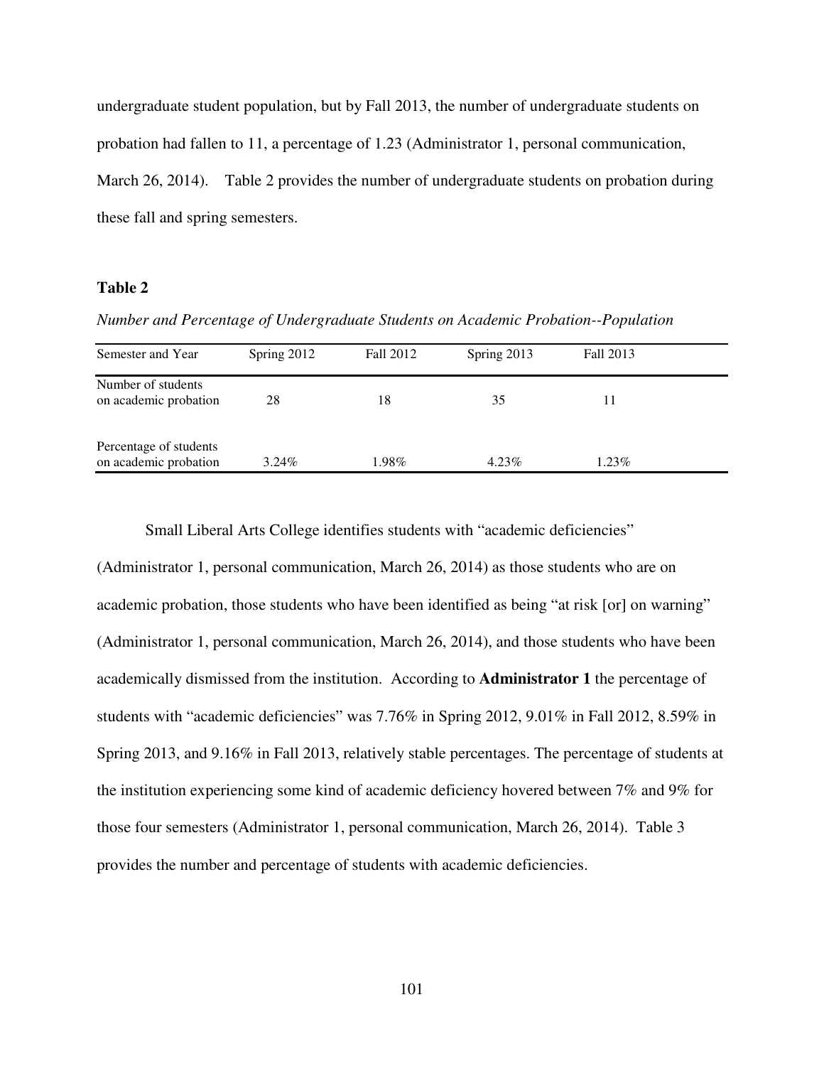undergraduate student population, but by Fall 2013, the number of undergraduate students on probation had fallen to 11, a percentage of 1.23 (Administrator 1, personal communication, March 26, 2014). Table 2 provides the number of undergraduate students on probation during these fall and spring semesters.

**Table 2**

*Number and Percentage of Undergraduate Students on Academic Probation--Population*

| Semester and Year | Spring 2012 | Fall 2012 | Spring 2013 | Fall 2013 |
|---|---|---|---|---|
| Number of students on academic probation | 28 | 18 | 35 | 11 |
| Percentage of students on academic probation | 3.24% | 1.98% | 4.23% | 1.23% |

Small Liberal Arts College identifies students with "academic deficiencies" (Administrator 1, personal communication, March 26, 2014) as those students who are on academic probation, those students who have been identified as being "at risk [or] on warning" (Administrator 1, personal communication, March 26, 2014), and those students who have been academically dismissed from the institution. According to **Administrator 1** the percentage of students with "academic deficiencies" was 7.76% in Spring 2012, 9.01% in Fall 2012, 8.59% in Spring 2013, and 9.16% in Fall 2013, relatively stable percentages. The percentage of students at the institution experiencing some kind of academic deficiency hovered between 7% and 9% for those four semesters (Administrator 1, personal communication, March 26, 2014). Table 3 provides the number and percentage of students with academic deficiencies.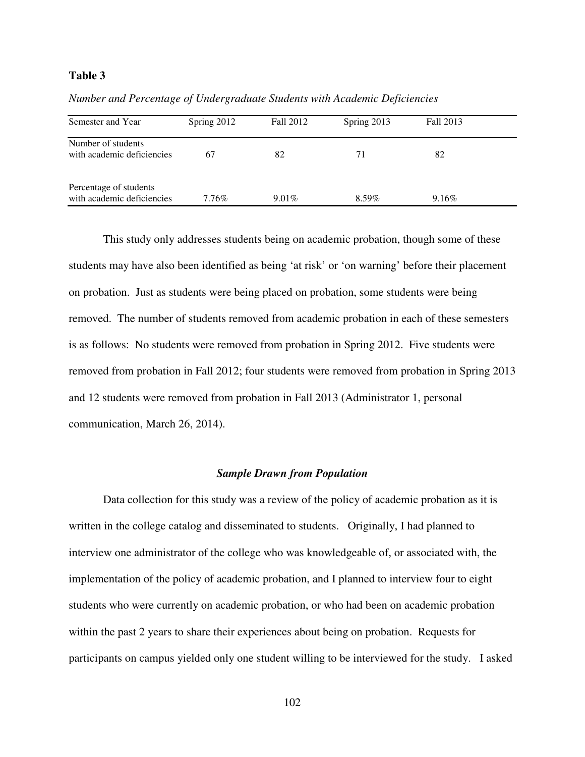**Table 3**

*Number and Percentage of Undergraduate Students with Academic Deficiencies*

| Semester and Year | Spring 2012 | Fall 2012 | Spring 2013 | Fall 2013 |
|---|---|---|---|---|
| Number of students with academic deficiencies | 67 | 82 | 71 | 82 |
| Percentage of students with academic deficiencies | 7.76% | 9.01% | 8.59% | 9.16% |

This study only addresses students being on academic probation, though some of these students may have also been identified as being 'at risk' or 'on warning' before their placement on probation. Just as students were being placed on probation, some students were being removed. The number of students removed from academic probation in each of these semesters is as follows: No students were removed from probation in Spring 2012. Five students were removed from probation in Fall 2012; four students were removed from probation in Spring 2013 and 12 students were removed from probation in Fall 2013 (Administrator 1, personal communication, March 26, 2014).

### *Sample Drawn from Population*

Data collection for this study was a review of the policy of academic probation as it is written in the college catalog and disseminated to students. Originally, I had planned to interview one administrator of the college who was knowledgeable of, or associated with, the implementation of the policy of academic probation, and I planned to interview four to eight students who were currently on academic probation, or who had been on academic probation within the past 2 years to share their experiences about being on probation. Requests for participants on campus yielded only one student willing to be interviewed for the study. I asked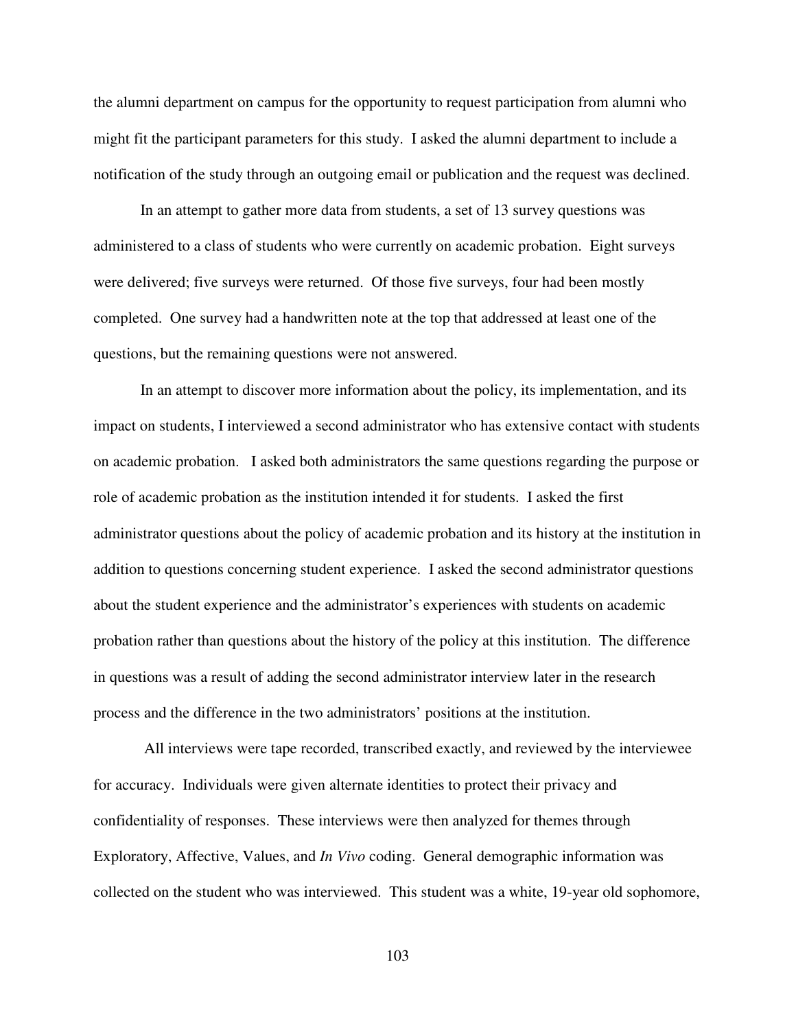the alumni department on campus for the opportunity to request participation from alumni who might fit the participant parameters for this study. I asked the alumni department to include a notification of the study through an outgoing email or publication and the request was declined.

In an attempt to gather more data from students, a set of 13 survey questions was administered to a class of students who were currently on academic probation. Eight surveys were delivered; five surveys were returned. Of those five surveys, four had been mostly completed. One survey had a handwritten note at the top that addressed at least one of the questions, but the remaining questions were not answered.

In an attempt to discover more information about the policy, its implementation, and its impact on students, I interviewed a second administrator who has extensive contact with students on academic probation. I asked both administrators the same questions regarding the purpose or role of academic probation as the institution intended it for students. I asked the first administrator questions about the policy of academic probation and its history at the institution in addition to questions concerning student experience. I asked the second administrator questions about the student experience and the administrator's experiences with students on academic probation rather than questions about the history of the policy at this institution. The difference in questions was a result of adding the second administrator interview later in the research process and the difference in the two administrators' positions at the institution.

All interviews were tape recorded, transcribed exactly, and reviewed by the interviewee for accuracy. Individuals were given alternate identities to protect their privacy and confidentiality of responses. These interviews were then analyzed for themes through Exploratory, Affective, Values, and *In Vivo* coding. General demographic information was collected on the student who was interviewed. This student was a white, 19-year old sophomore,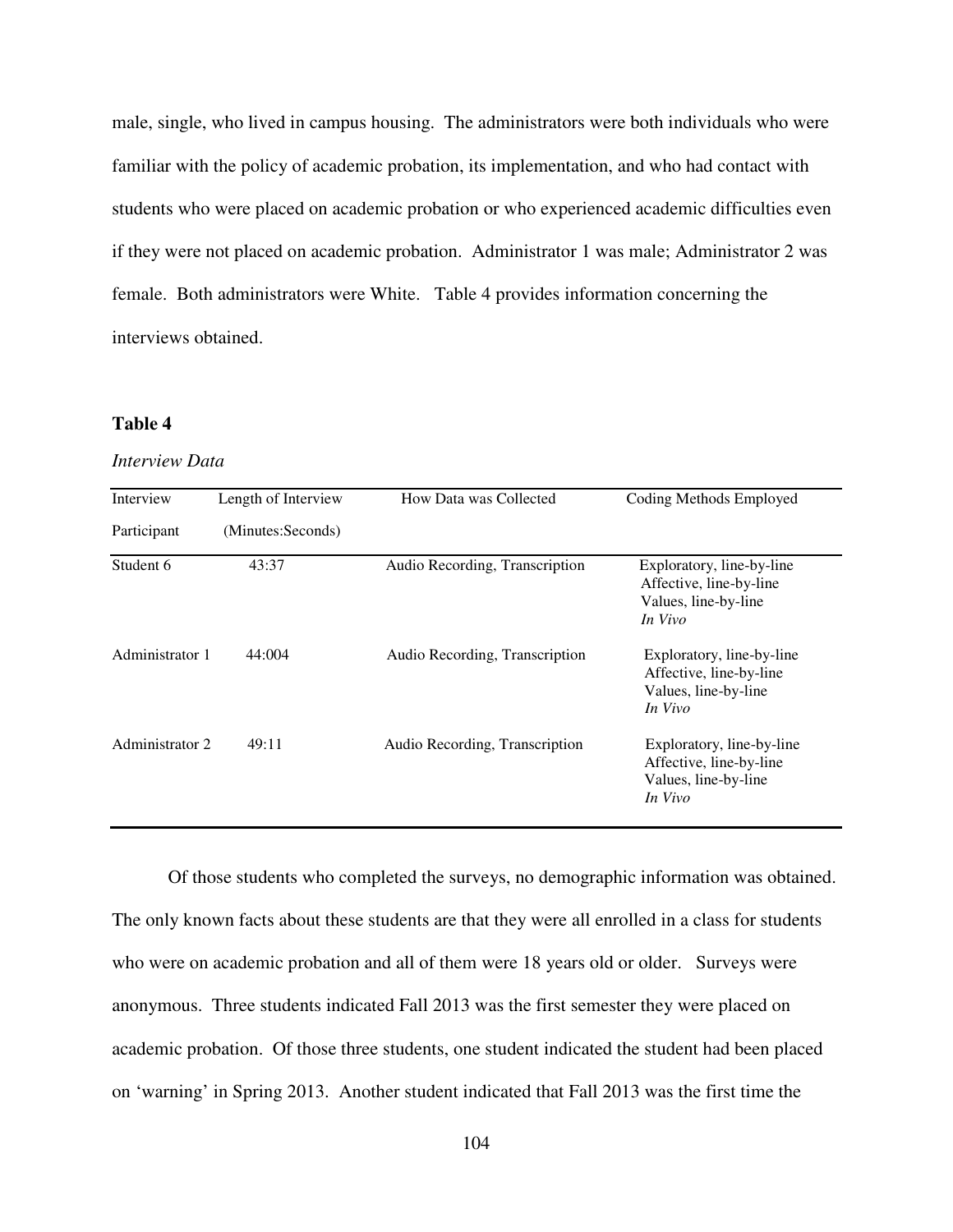male, single, who lived in campus housing. The administrators were both individuals who were familiar with the policy of academic probation, its implementation, and who had contact with students who were placed on academic probation or who experienced academic difficulties even if they were not placed on academic probation. Administrator 1 was male; Administrator 2 was female. Both administrators were White. Table 4 provides information concerning the interviews obtained.

**Table 4**

*Interview Data*

| Interview Participant | Length of Interview (Minutes:Seconds) | How Data was Collected | Coding Methods Employed |
|---|---|---|---|
| Student 6 | 43:37 | Audio Recording, Transcription | Exploratory, line-by-line<br>Affective, line-by-line<br>Values, line-by-line<br>*In Vivo* |
| Administrator 1 | 44:004 | Audio Recording, Transcription | Exploratory, line-by-line<br>Affective, line-by-line<br>Values, line-by-line<br>*In Vivo* |
| Administrator 2 | 49:11 | Audio Recording, Transcription | Exploratory, line-by-line<br>Affective, line-by-line<br>Values, line-by-line<br>*In Vivo* |

Of those students who completed the surveys, no demographic information was obtained. The only known facts about these students are that they were all enrolled in a class for students who were on academic probation and all of them were 18 years old or older. Surveys were anonymous. Three students indicated Fall 2013 was the first semester they were placed on academic probation. Of those three students, one student indicated the student had been placed on 'warning' in Spring 2013. Another student indicated that Fall 2013 was the first time the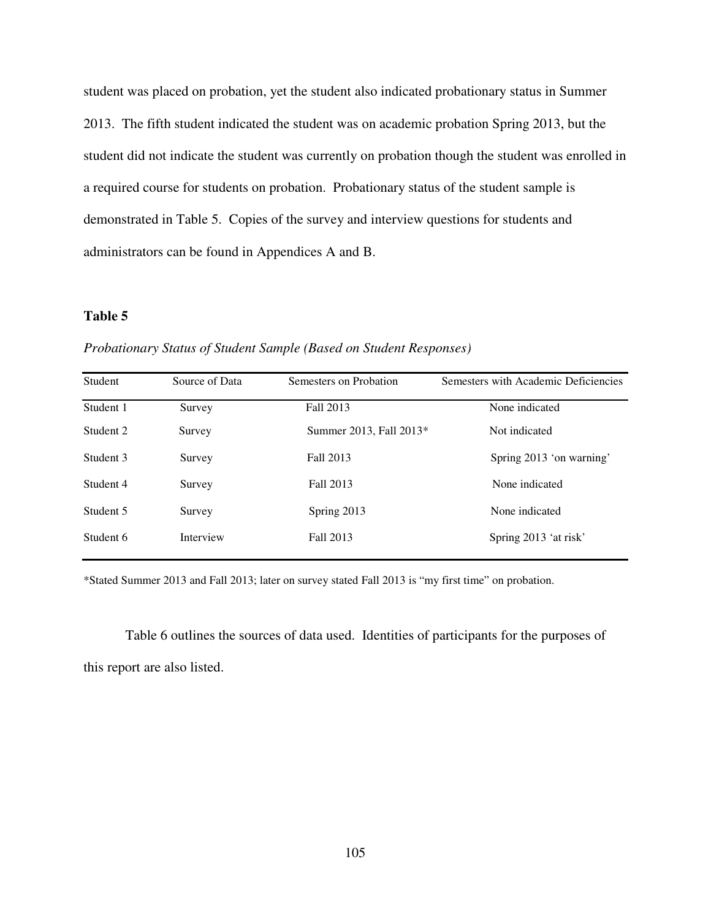student was placed on probation, yet the student also indicated probationary status in Summer 2013. The fifth student indicated the student was on academic probation Spring 2013, but the student did not indicate the student was currently on probation though the student was enrolled in a required course for students on probation. Probationary status of the student sample is demonstrated in Table 5. Copies of the survey and interview questions for students and administrators can be found in Appendices A and B.

**Table 5**

*Probationary Status of Student Sample (Based on Student Responses)*

| Student | Source of Data | Semesters on Probation | Semesters with Academic Deficiencies |
|---|---|---|---|
| Student 1 | Survey | Fall 2013 | None indicated |
| Student 2 | Survey | Summer 2013, Fall 2013* | Not indicated |
| Student 3 | Survey | Fall 2013 | Spring 2013 'on warning' |
| Student 4 | Survey | Fall 2013 | None indicated |
| Student 5 | Survey | Spring 2013 | None indicated |
| Student 6 | Interview | Fall 2013 | Spring 2013 'at risk' |

*Stated Summer 2013 and Fall 2013; later on survey stated Fall 2013 is "my first time" on probation.

Table 6 outlines the sources of data used. Identities of participants for the purposes of this report are also listed.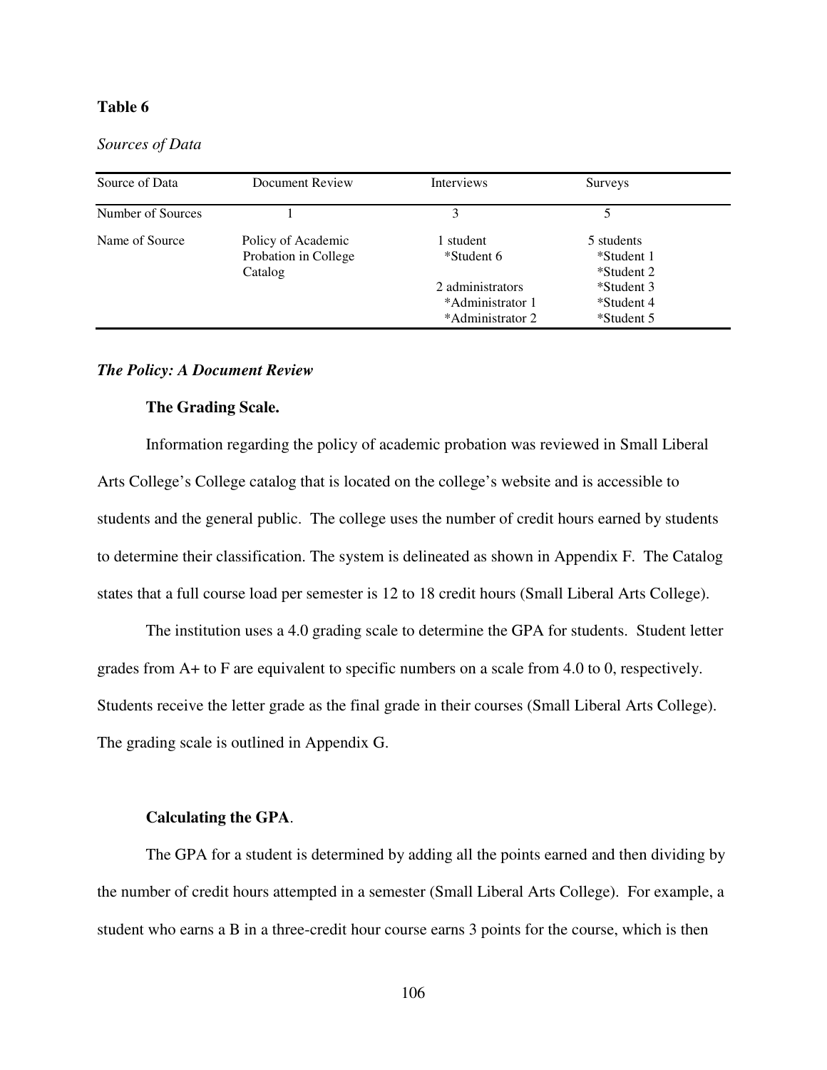**Table 6**

*Sources of Data*

| Source of Data | Document Review | Interviews | Surveys |
|---|---|---|---|
| Number of Sources | 1 | 3 | 5 |
| Name of Source | Policy of Academic Probation in College Catalog | 1 student<br>*Student 6<br><br>2 administrators<br>*Administrator 1<br>*Administrator 2 | 5 students<br>*Student 1<br>*Student 2<br>*Student 3<br>*Student 4<br>*Student 5 |

***The Policy: A Document Review***

**The Grading Scale.**

Information regarding the policy of academic probation was reviewed in Small Liberal Arts College's College catalog that is located on the college's website and is accessible to students and the general public. The college uses the number of credit hours earned by students to determine their classification. The system is delineated as shown in Appendix F. The Catalog states that a full course load per semester is 12 to 18 credit hours (Small Liberal Arts College).

The institution uses a 4.0 grading scale to determine the GPA for students. Student letter grades from A+ to F are equivalent to specific numbers on a scale from 4.0 to 0, respectively. Students receive the letter grade as the final grade in their courses (Small Liberal Arts College). The grading scale is outlined in Appendix G.

**Calculating the GPA**.

The GPA for a student is determined by adding all the points earned and then dividing by the number of credit hours attempted in a semester (Small Liberal Arts College). For example, a student who earns a B in a three-credit hour course earns 3 points for the course, which is then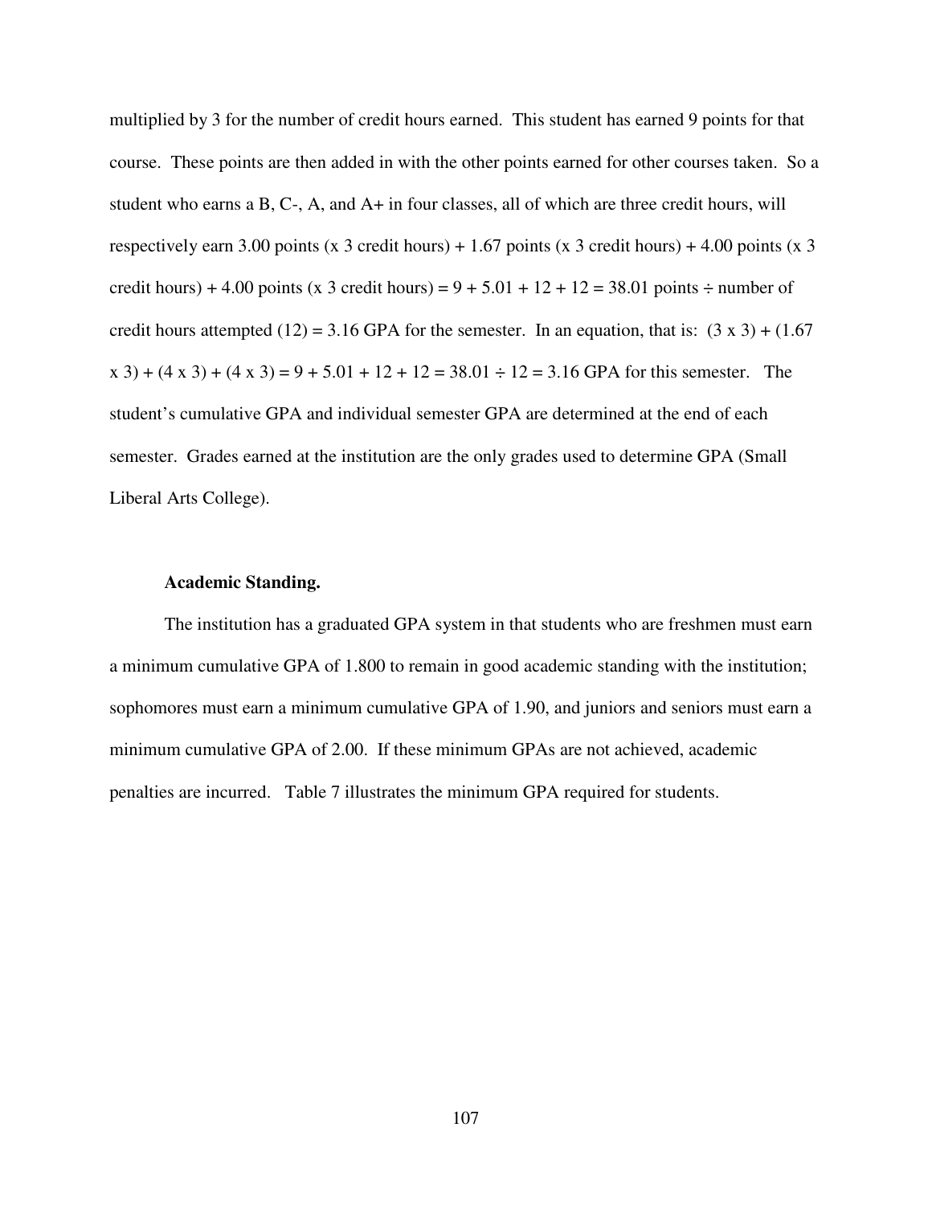multiplied by 3 for the number of credit hours earned. This student has earned 9 points for that course. These points are then added in with the other points earned for other courses taken. So a student who earns a B, C-, A, and A+ in four classes, all of which are three credit hours, will respectively earn 3.00 points (x 3 credit hours) + 1.67 points (x 3 credit hours) + 4.00 points (x 3 credit hours) + 4.00 points (x 3 credit hours) = 9 + 5.01 + 12 + 12 = 38.01 points ÷ number of credit hours attempted (12) = 3.16 GPA for the semester. In an equation, that is: $(3 \times 3) + (1.67 \times 3) + (4 \times 3) + (4 \times 3) = 9 + 5.01 + 12 + 12 = 38.01 \div 12 = 3.16$ GPA for this semester. The student's cumulative GPA and individual semester GPA are determined at the end of each semester. Grades earned at the institution are the only grades used to determine GPA (Small Liberal Arts College).

**Academic Standing.**

The institution has a graduated GPA system in that students who are freshmen must earn a minimum cumulative GPA of 1.800 to remain in good academic standing with the institution; sophomores must earn a minimum cumulative GPA of 1.90, and juniors and seniors must earn a minimum cumulative GPA of 2.00. If these minimum GPAs are not achieved, academic penalties are incurred. Table 7 illustrates the minimum GPA required for students.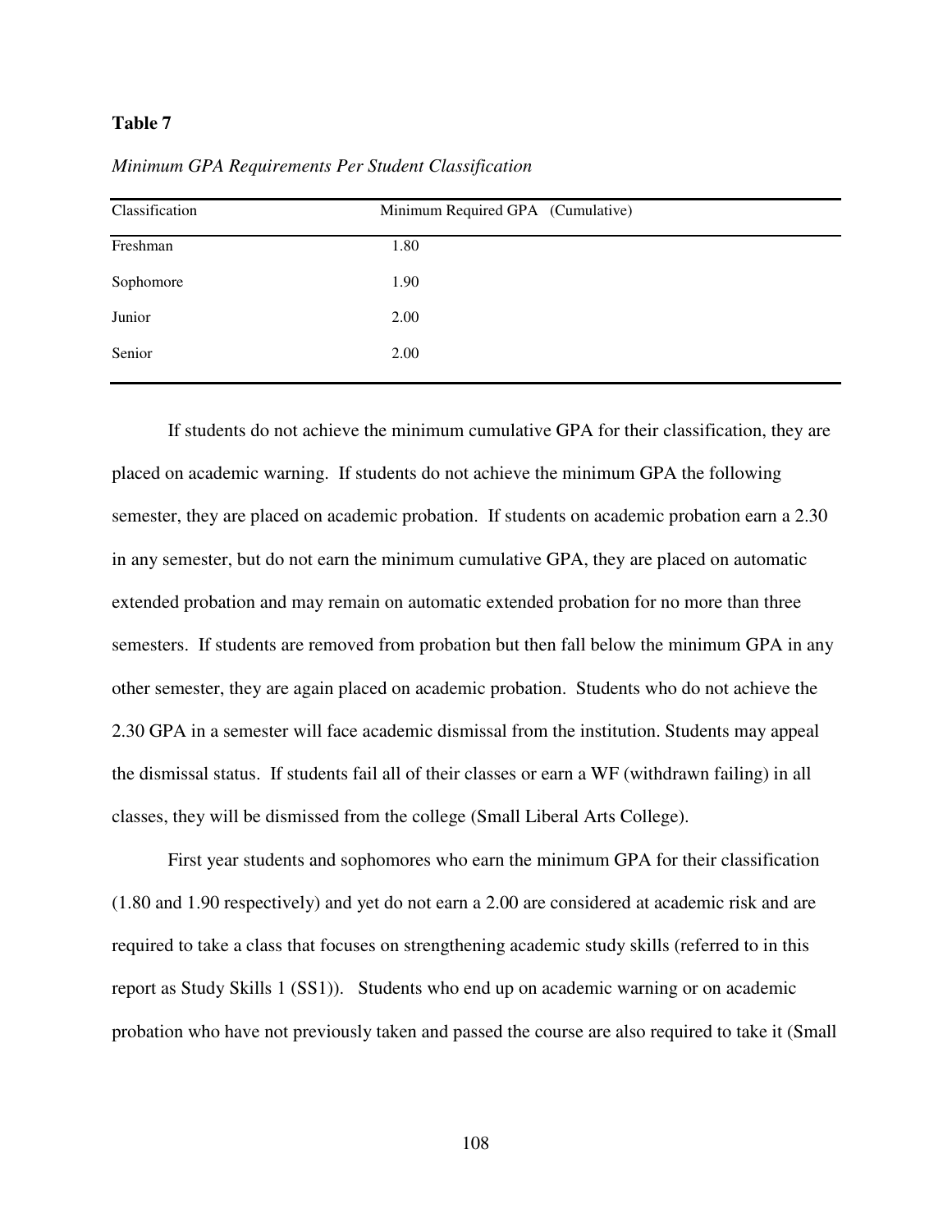**Table 7**

*Minimum GPA Requirements Per Student Classification*

| Classification | Minimum Required GPA (Cumulative) |
|---|---|
| Freshman | 1.80 |
| Sophomore | 1.90 |
| Junior | 2.00 |
| Senior | 2.00 |

If students do not achieve the minimum cumulative GPA for their classification, they are placed on academic warning. If students do not achieve the minimum GPA the following semester, they are placed on academic probation. If students on academic probation earn a 2.30 in any semester, but do not earn the minimum cumulative GPA, they are placed on automatic extended probation and may remain on automatic extended probation for no more than three semesters. If students are removed from probation but then fall below the minimum GPA in any other semester, they are again placed on academic probation. Students who do not achieve the 2.30 GPA in a semester will face academic dismissal from the institution. Students may appeal the dismissal status. If students fail all of their classes or earn a WF (withdrawn failing) in all classes, they will be dismissed from the college (Small Liberal Arts College).

First year students and sophomores who earn the minimum GPA for their classification (1.80 and 1.90 respectively) and yet do not earn a 2.00 are considered at academic risk and are required to take a class that focuses on strengthening academic study skills (referred to in this report as Study Skills 1 (SS1)). Students who end up on academic warning or on academic probation who have not previously taken and passed the course are also required to take it (Small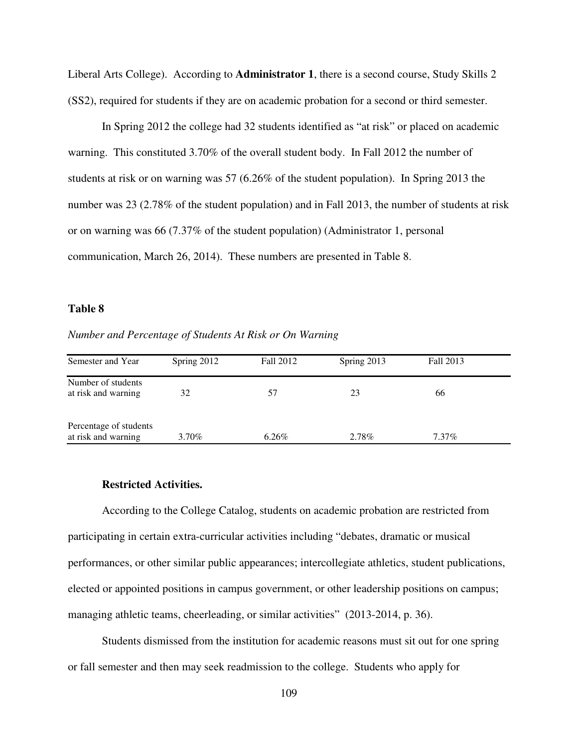Liberal Arts College). According to **Administrator 1**, there is a second course, Study Skills 2 (SS2), required for students if they are on academic probation for a second or third semester.

In Spring 2012 the college had 32 students identified as "at risk" or placed on academic warning. This constituted 3.70% of the overall student body. In Fall 2012 the number of students at risk or on warning was 57 (6.26% of the student population). In Spring 2013 the number was 23 (2.78% of the student population) and in Fall 2013, the number of students at risk or on warning was 66 (7.37% of the student population) (Administrator 1, personal communication, March 26, 2014). These numbers are presented in Table 8.

**Table 8**

*Number and Percentage of Students At Risk or On Warning*

| Semester and Year | Spring 2012 | Fall 2012 | Spring 2013 | Fall 2013 |
|---|---|---|---|---|
| Number of students at risk and warning | 32 | 57 | 23 | 66 |
| Percentage of students at risk and warning | 3.70% | 6.26% | 2.78% | 7.37% |

**Restricted Activities.**

According to the College Catalog, students on academic probation are restricted from participating in certain extra-curricular activities including "debates, dramatic or musical performances, or other similar public appearances; intercollegiate athletics, student publications, elected or appointed positions in campus government, or other leadership positions on campus; managing athletic teams, cheerleading, or similar activities" (2013-2014, p. 36).

Students dismissed from the institution for academic reasons must sit out for one spring or fall semester and then may seek readmission to the college. Students who apply for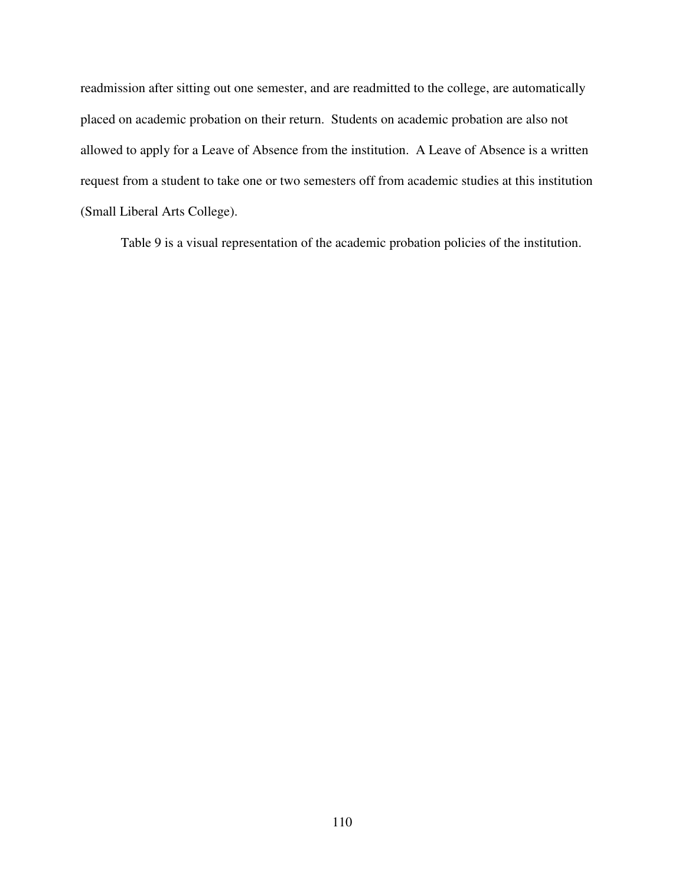readmission after sitting out one semester, and are readmitted to the college, are automatically placed on academic probation on their return. Students on academic probation are also not allowed to apply for a Leave of Absence from the institution. A Leave of Absence is a written request from a student to take one or two semesters off from academic studies at this institution (Small Liberal Arts College).

Table 9 is a visual representation of the academic probation policies of the institution.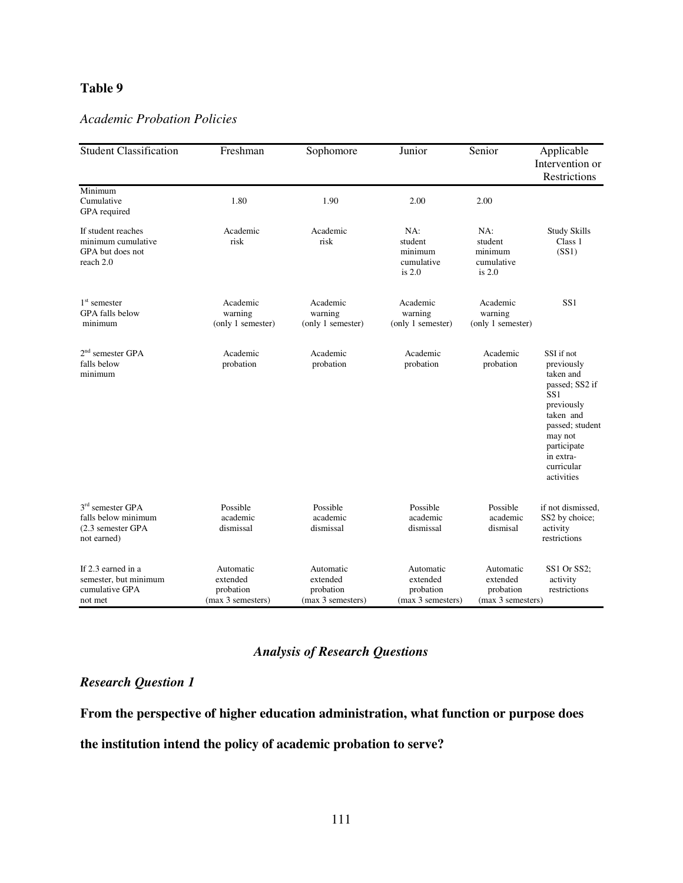**Table 9**

*Academic Probation Policies*

| Student Classification | Freshman | Sophomore | Junior | Senior | Applicable Intervention or Restrictions |
|---|---|---|---|---|---|
| Minimum Cumulative GPA required | 1.80 | 1.90 | 2.00 | 2.00 | |
| If student reaches minimum cumulative GPA but does not reach 2.0 | Academic risk | Academic risk | NA: student minimum cumulative is 2.0 | NA: student minimum cumulative is 2.0 | Study Skills Class 1 (SS1) |
| 1st semester GPA falls below minimum | Academic warning (only 1 semester) | Academic warning (only 1 semester) | Academic warning (only 1 semester) | Academic warning (only 1 semester) | SS1 |
| 2nd semester GPA falls below minimum | Academic probation | Academic probation | Academic probation | Academic probation | SSI if not previously taken and passed; SS2 if SS1 previously taken and passed; student may not participate in extra-curricular activities |
| 3rd semester GPA falls below minimum (2.3 semester GPA not earned) | Possible academic dismissal | Possible academic dismissal | Possible academic dismissal | Possible academic dismisal | if not dismissed, SS2 by choice; activity restrictions |
| If 2.3 earned in a semester, but minimum cumulative GPA not met | Automatic extended probation (max 3 semesters) | Automatic extended probation (max 3 semesters) | Automatic extended probation (max 3 semesters) | Automatic extended probation (max 3 semesters) | SS1 Or SS2; activity restrictions |

## *Analysis of Research Questions*

### *Research Question 1*

**From the perspective of higher education administration, what function or purpose does the institution intend the policy of academic probation to serve?**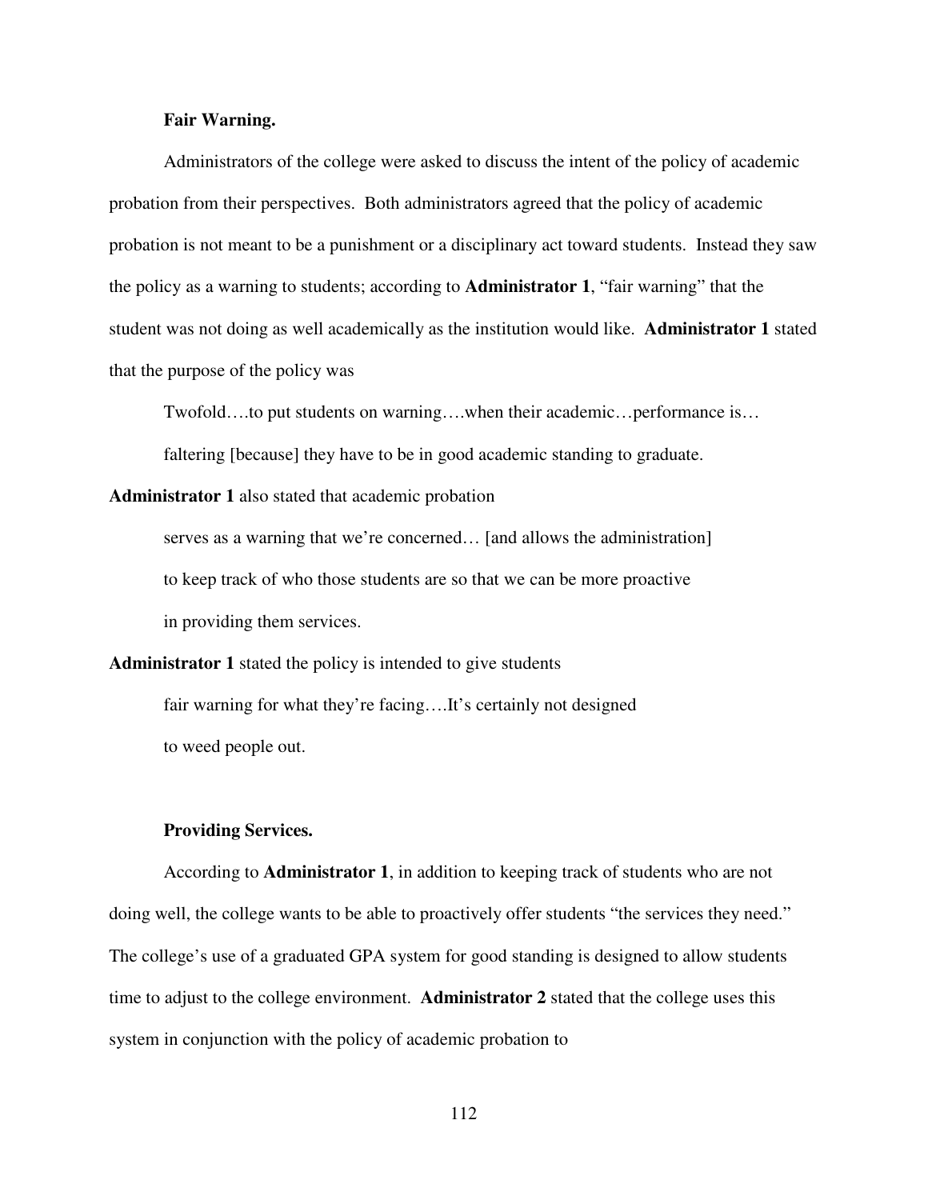**Fair Warning.**

Administrators of the college were asked to discuss the intent of the policy of academic probation from their perspectives. Both administrators agreed that the policy of academic probation is not meant to be a punishment or a disciplinary act toward students. Instead they saw the policy as a warning to students; according to **Administrator 1**, "fair warning" that the student was not doing as well academically as the institution would like. **Administrator 1** stated that the purpose of the policy was

> Twofold….to put students on warning….when their academic…performance is… faltering [because] they have to be in good academic standing to graduate.

**Administrator 1** also stated that academic probation

> serves as a warning that we're concerned… [and allows the administration] to keep track of who those students are so that we can be more proactive in providing them services.

**Administrator 1** stated the policy is intended to give students

> fair warning for what they're facing….It's certainly not designed to weed people out.

**Providing Services.**

According to **Administrator 1**, in addition to keeping track of students who are not doing well, the college wants to be able to proactively offer students "the services they need." The college's use of a graduated GPA system for good standing is designed to allow students time to adjust to the college environment. **Administrator 2** stated that the college uses this system in conjunction with the policy of academic probation to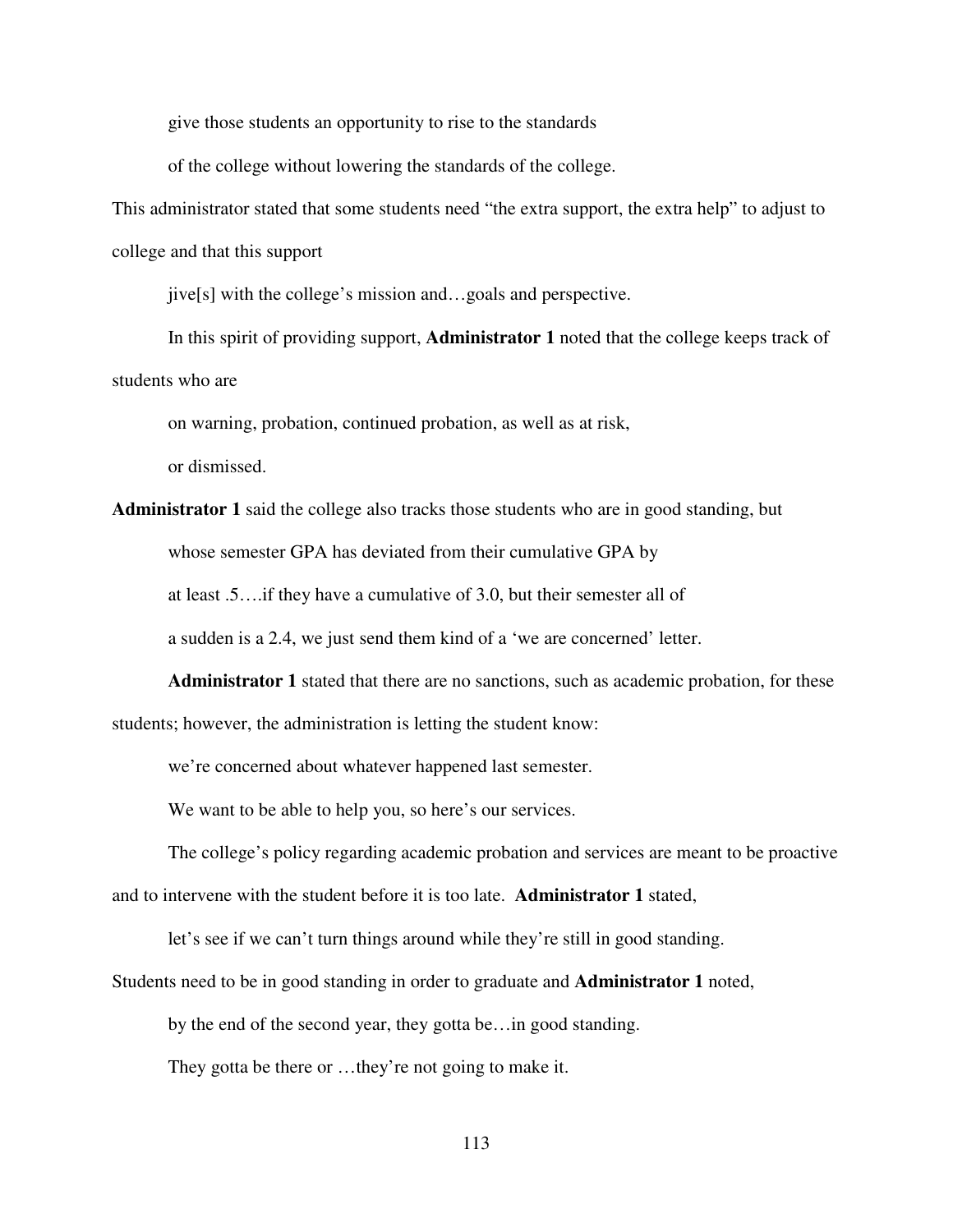> give those students an opportunity to rise to the standards
>
> of the college without lowering the standards of the college.

This administrator stated that some students need "the extra support, the extra help" to adjust to college and that this support

> jive[s] with the college's mission and…goals and perspective.

In this spirit of providing support, **Administrator 1** noted that the college keeps track of students who are

> on warning, probation, continued probation, as well as at risk,
>
> or dismissed.

**Administrator 1** said the college also tracks those students who are in good standing, but

> whose semester GPA has deviated from their cumulative GPA by
>
> at least .5….if they have a cumulative of 3.0, but their semester all of
>
> a sudden is a 2.4, we just send them kind of a 'we are concerned' letter.

**Administrator 1** stated that there are no sanctions, such as academic probation, for these students; however, the administration is letting the student know:

> we're concerned about whatever happened last semester.
>
> We want to be able to help you, so here's our services.

The college's policy regarding academic probation and services are meant to be proactive and to intervene with the student before it is too late. **Administrator 1** stated,

> let's see if we can't turn things around while they're still in good standing.

Students need to be in good standing in order to graduate and **Administrator 1** noted,

> by the end of the second year, they gotta be…in good standing.
>
> They gotta be there or …they're not going to make it.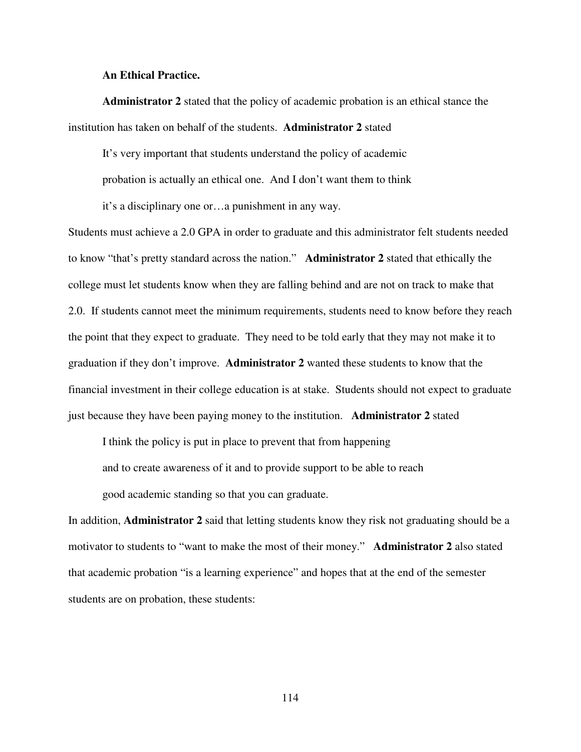**An Ethical Practice.**

**Administrator 2** stated that the policy of academic probation is an ethical stance the institution has taken on behalf of the students. **Administrator 2** stated

> It's very important that students understand the policy of academic probation is actually an ethical one. And I don't want them to think it's a disciplinary one or…a punishment in any way.

Students must achieve a 2.0 GPA in order to graduate and this administrator felt students needed to know "that's pretty standard across the nation." **Administrator 2** stated that ethically the college must let students know when they are falling behind and are not on track to make that 2.0. If students cannot meet the minimum requirements, students need to know before they reach the point that they expect to graduate. They need to be told early that they may not make it to graduation if they don't improve. **Administrator 2** wanted these students to know that the financial investment in their college education is at stake. Students should not expect to graduate just because they have been paying money to the institution. **Administrator 2** stated

> I think the policy is put in place to prevent that from happening and to create awareness of it and to provide support to be able to reach good academic standing so that you can graduate.

In addition, **Administrator 2** said that letting students know they risk not graduating should be a motivator to students to "want to make the most of their money." **Administrator 2** also stated that academic probation "is a learning experience" and hopes that at the end of the semester students are on probation, these students: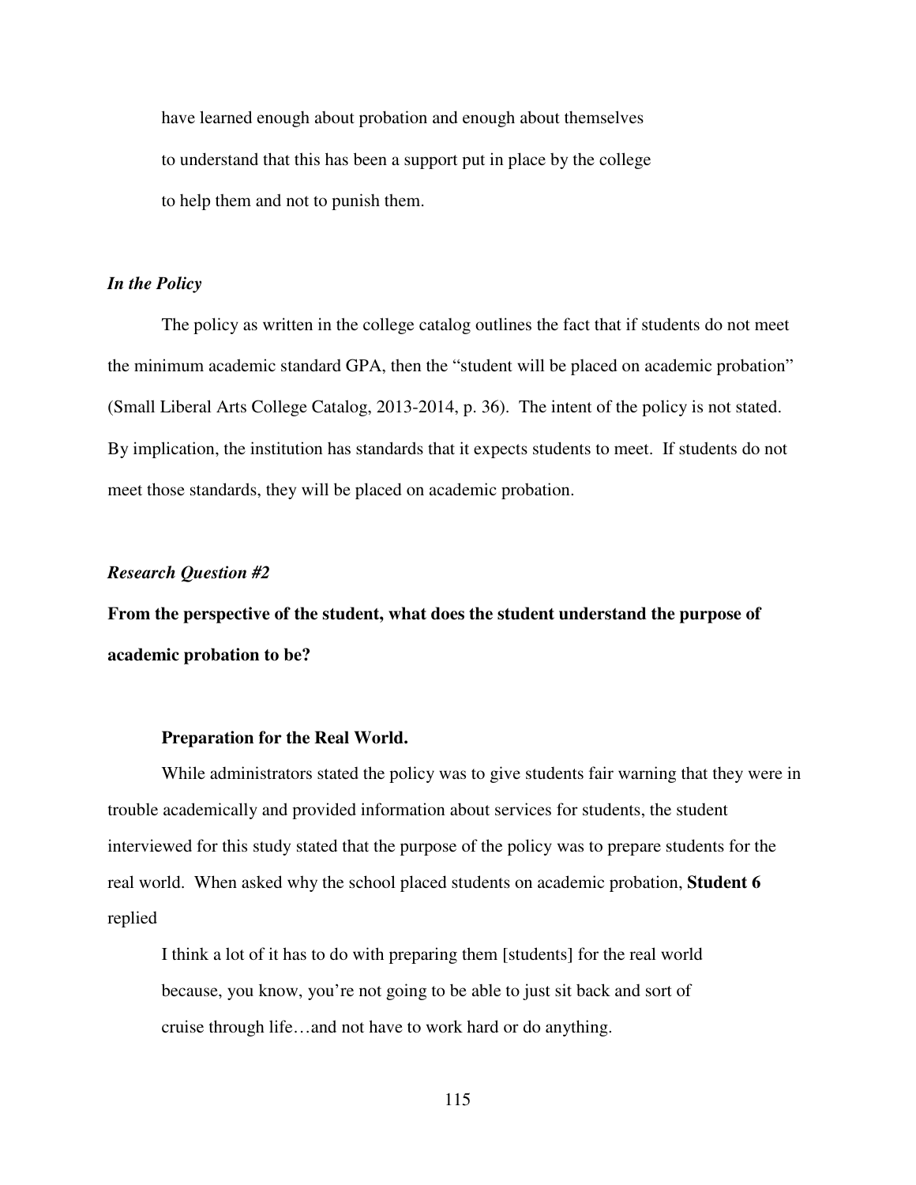> have learned enough about probation and enough about themselves to understand that this has been a support put in place by the college to help them and not to punish them.

### *In the Policy*

The policy as written in the college catalog outlines the fact that if students do not meet the minimum academic standard GPA, then the "student will be placed on academic probation" (Small Liberal Arts College Catalog, 2013-2014, p. 36). The intent of the policy is not stated. By implication, the institution has standards that it expects students to meet. If students do not meet those standards, they will be placed on academic probation.

### *Research Question #2*

**From the perspective of the student, what does the student understand the purpose of academic probation to be?**

#### Preparation for the Real World.

While administrators stated the policy was to give students fair warning that they were in trouble academically and provided information about services for students, the student interviewed for this study stated that the purpose of the policy was to prepare students for the real world. When asked why the school placed students on academic probation, **Student 6** replied

> I think a lot of it has to do with preparing them [students] for the real world because, you know, you're not going to be able to just sit back and sort of cruise through life…and not have to work hard or do anything.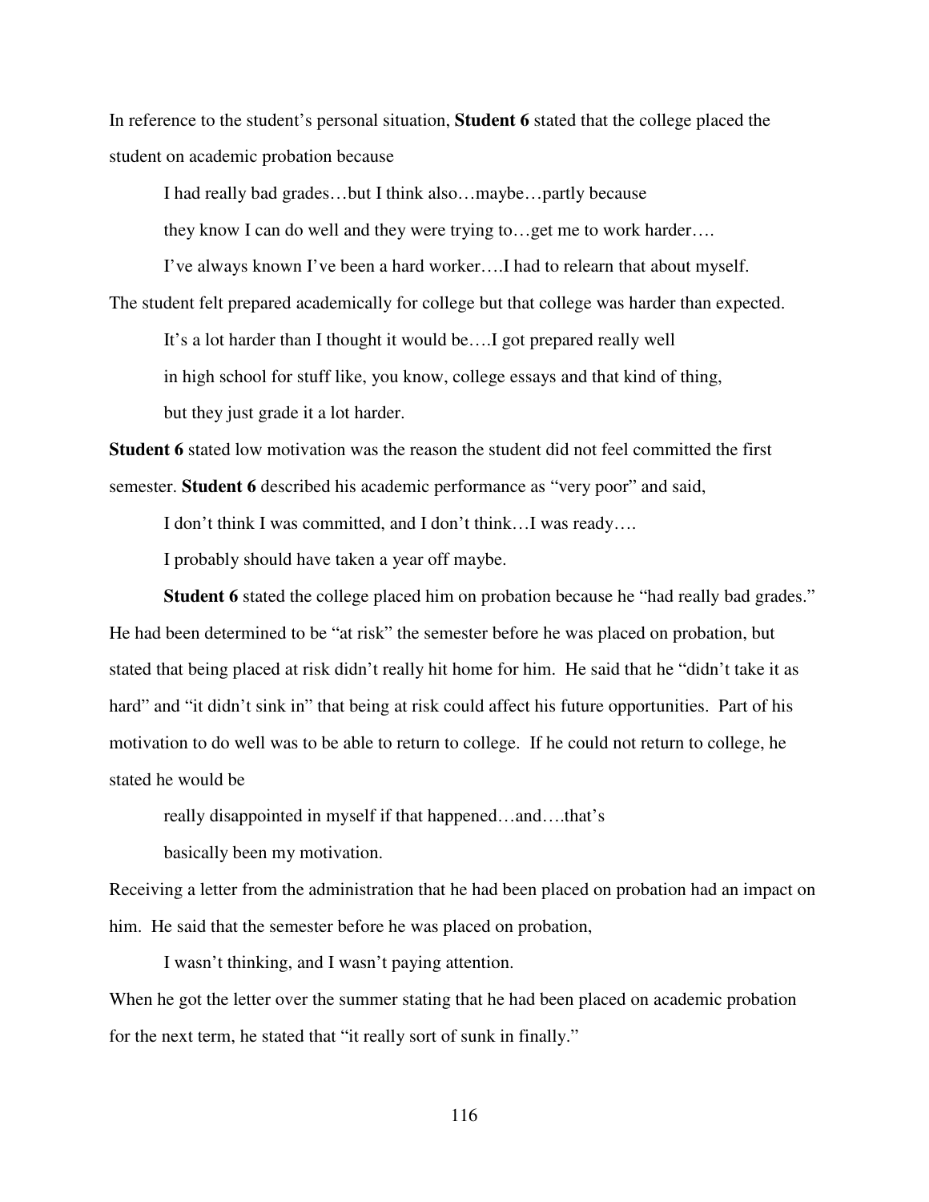In reference to the student's personal situation, **Student 6** stated that the college placed the student on academic probation because

> I had really bad grades…but I think also…maybe…partly because
> they know I can do well and they were trying to…get me to work harder….
> I've always known I've been a hard worker….I had to relearn that about myself.

The student felt prepared academically for college but that college was harder than expected.

> It's a lot harder than I thought it would be….I got prepared really well
> in high school for stuff like, you know, college essays and that kind of thing,
> but they just grade it a lot harder.

**Student 6** stated low motivation was the reason the student did not feel committed the first semester. **Student 6** described his academic performance as "very poor" and said,

> I don't think I was committed, and I don't think…I was ready….
> I probably should have taken a year off maybe.

**Student 6** stated the college placed him on probation because he "had really bad grades." He had been determined to be "at risk" the semester before he was placed on probation, but stated that being placed at risk didn't really hit home for him. He said that he "didn't take it as hard" and "it didn't sink in" that being at risk could affect his future opportunities. Part of his motivation to do well was to be able to return to college. If he could not return to college, he stated he would be

> really disappointed in myself if that happened…and….that's
> basically been my motivation.

Receiving a letter from the administration that he had been placed on probation had an impact on him. He said that the semester before he was placed on probation,

> I wasn't thinking, and I wasn't paying attention.

When he got the letter over the summer stating that he had been placed on academic probation for the next term, he stated that "it really sort of sunk in finally."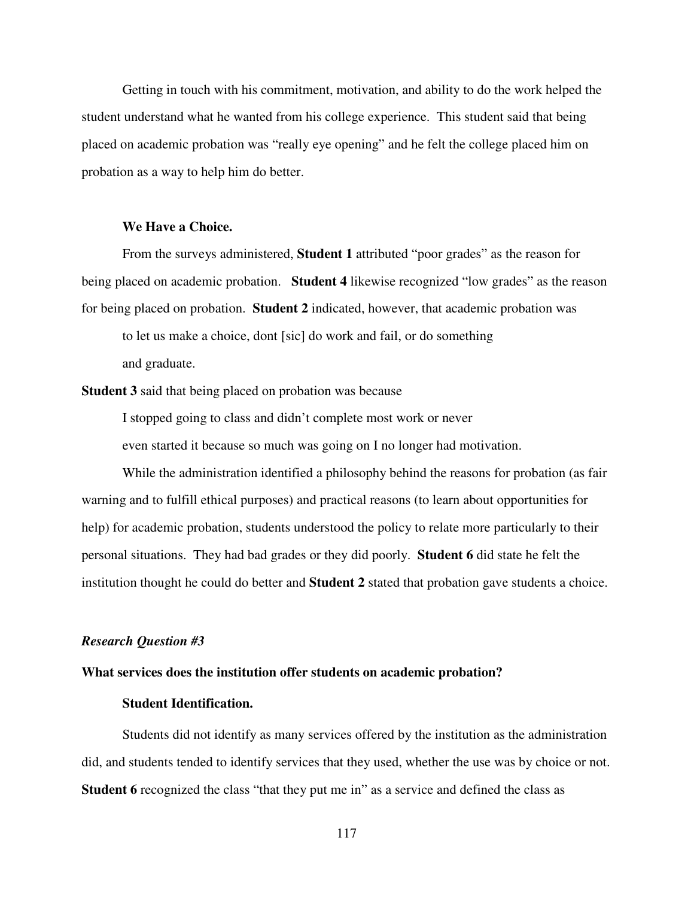Getting in touch with his commitment, motivation, and ability to do the work helped the student understand what he wanted from his college experience. This student said that being placed on academic probation was "really eye opening" and he felt the college placed him on probation as a way to help him do better.

**We Have a Choice.**

From the surveys administered, **Student 1** attributed "poor grades" as the reason for being placed on academic probation. **Student 4** likewise recognized "low grades" as the reason for being placed on probation. **Student 2** indicated, however, that academic probation was

> to let us make a choice, dont [sic] do work and fail, or do something and graduate.

**Student 3** said that being placed on probation was because

> I stopped going to class and didn't complete most work or never even started it because so much was going on I no longer had motivation.

While the administration identified a philosophy behind the reasons for probation (as fair warning and to fulfill ethical purposes) and practical reasons (to learn about opportunities for help) for academic probation, students understood the policy to relate more particularly to their personal situations. They had bad grades or they did poorly. **Student 6** did state he felt the institution thought he could do better and **Student 2** stated that probation gave students a choice.

***Research Question #3***

**What services does the institution offer students on academic probation?**

**Student Identification.**

Students did not identify as many services offered by the institution as the administration did, and students tended to identify services that they used, whether the use was by choice or not. **Student 6** recognized the class "that they put me in" as a service and defined the class as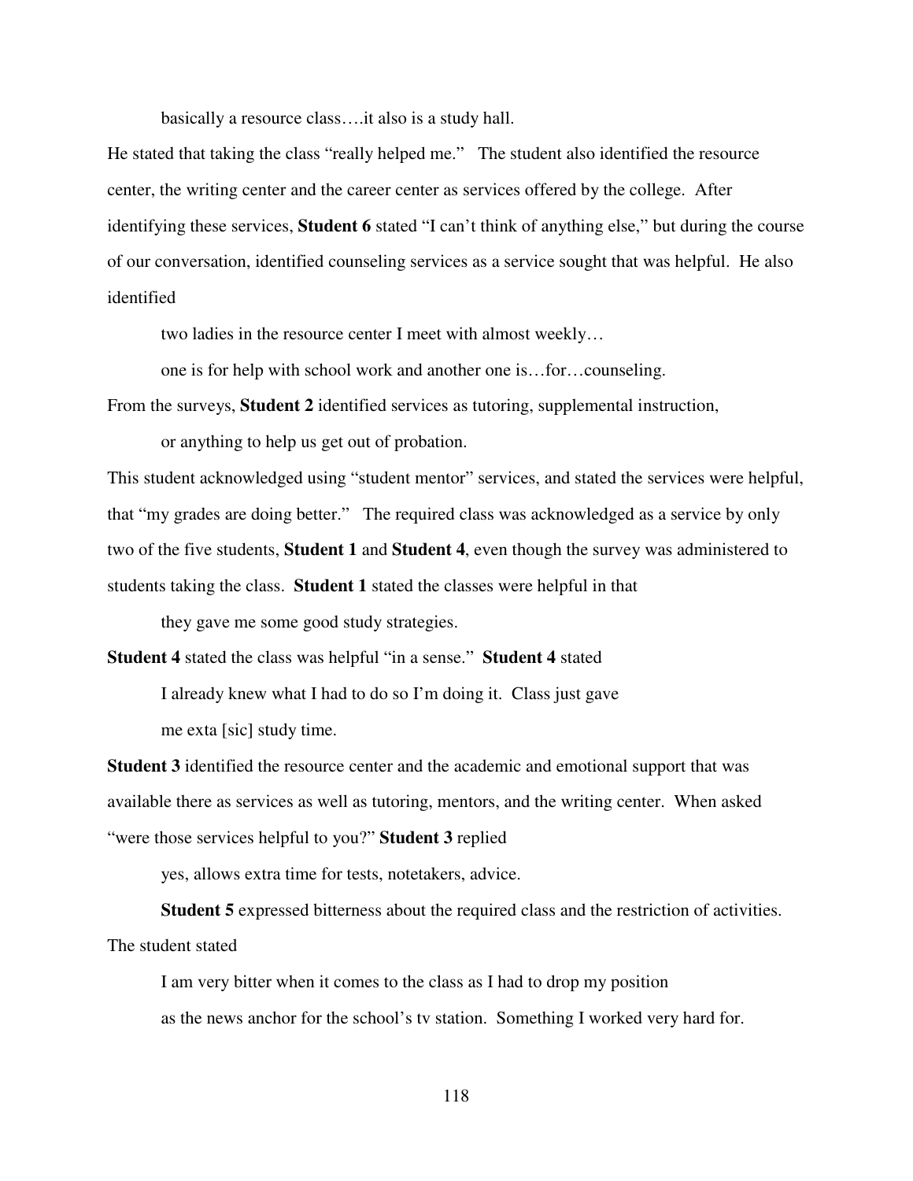> basically a resource class….it also is a study hall.

He stated that taking the class "really helped me." The student also identified the resource center, the writing center and the career center as services offered by the college. After identifying these services, **Student 6** stated "I can't think of anything else," but during the course of our conversation, identified counseling services as a service sought that was helpful. He also identified

> two ladies in the resource center I meet with almost weekly…
>
> one is for help with school work and another one is…for…counseling.

From the surveys, **Student 2** identified services as tutoring, supplemental instruction,

> or anything to help us get out of probation.

This student acknowledged using "student mentor" services, and stated the services were helpful, that "my grades are doing better." The required class was acknowledged as a service by only two of the five students, **Student 1** and **Student 4**, even though the survey was administered to students taking the class. **Student 1** stated the classes were helpful in that

> they gave me some good study strategies.

**Student 4** stated the class was helpful "in a sense." **Student 4** stated

> I already knew what I had to do so I'm doing it. Class just gave
> me exta [sic] study time.

**Student 3** identified the resource center and the academic and emotional support that was available there as services as well as tutoring, mentors, and the writing center. When asked "were those services helpful to you?" **Student 3** replied

> yes, allows extra time for tests, notetakers, advice.

**Student 5** expressed bitterness about the required class and the restriction of activities. The student stated

> I am very bitter when it comes to the class as I had to drop my position
> as the news anchor for the school's tv station. Something I worked very hard for.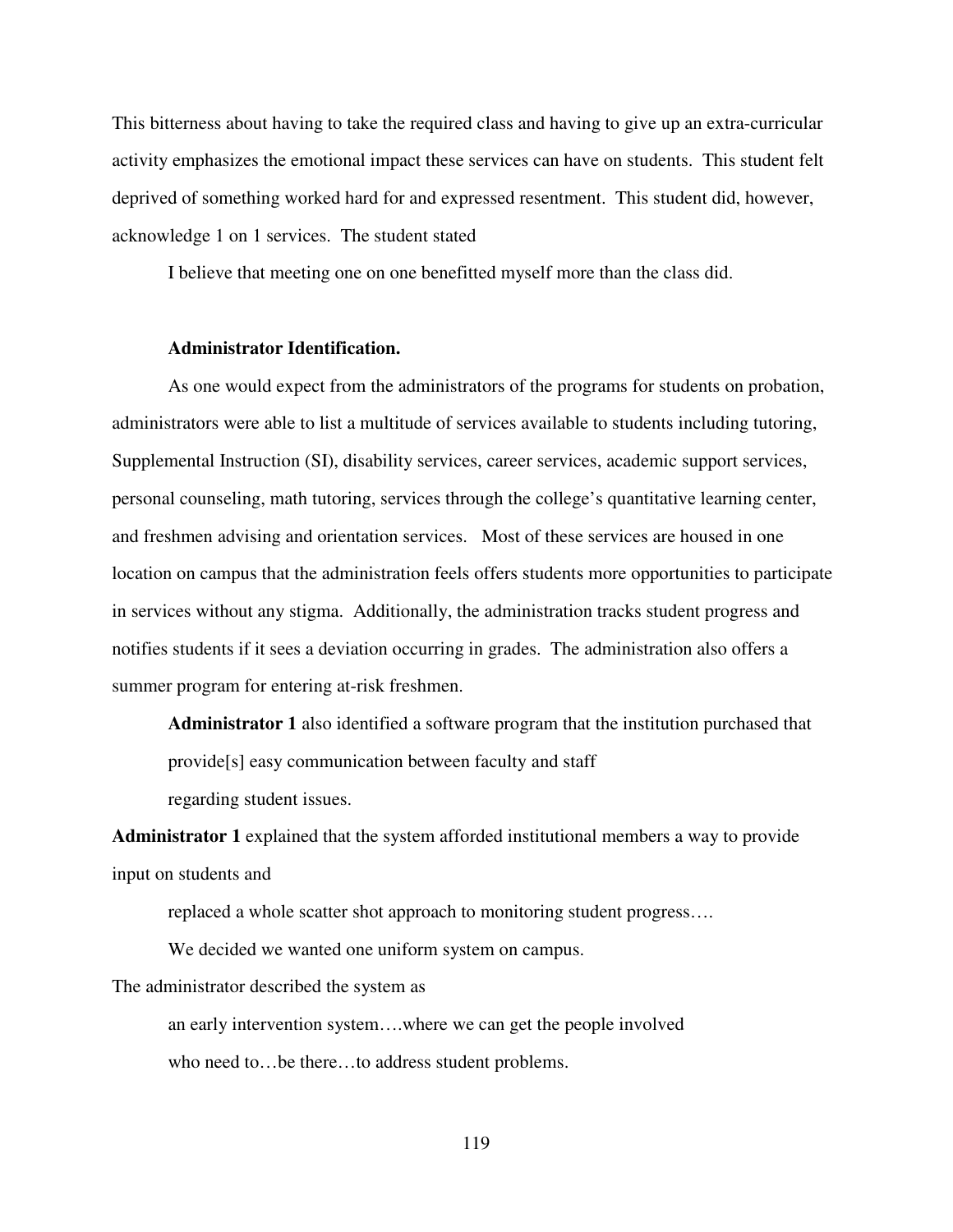This bitterness about having to take the required class and having to give up an extra-curricular activity emphasizes the emotional impact these services can have on students. This student felt deprived of something worked hard for and expressed resentment. This student did, however, acknowledge 1 on 1 services. The student stated

> I believe that meeting one on one benefitted myself more than the class did.

**Administrator Identification.**

As one would expect from the administrators of the programs for students on probation, administrators were able to list a multitude of services available to students including tutoring, Supplemental Instruction (SI), disability services, career services, academic support services, personal counseling, math tutoring, services through the college's quantitative learning center, and freshmen advising and orientation services. Most of these services are housed in one location on campus that the administration feels offers students more opportunities to participate in services without any stigma. Additionally, the administration tracks student progress and notifies students if it sees a deviation occurring in grades. The administration also offers a summer program for entering at-risk freshmen.

> **Administrator 1** also identified a software program that the institution purchased that provide[s] easy communication between faculty and staff
> regarding student issues.

**Administrator 1** explained that the system afforded institutional members a way to provide input on students and

> replaced a whole scatter shot approach to monitoring student progress….
> We decided we wanted one uniform system on campus.

The administrator described the system as

> an early intervention system….where we can get the people involved
> who need to…be there…to address student problems.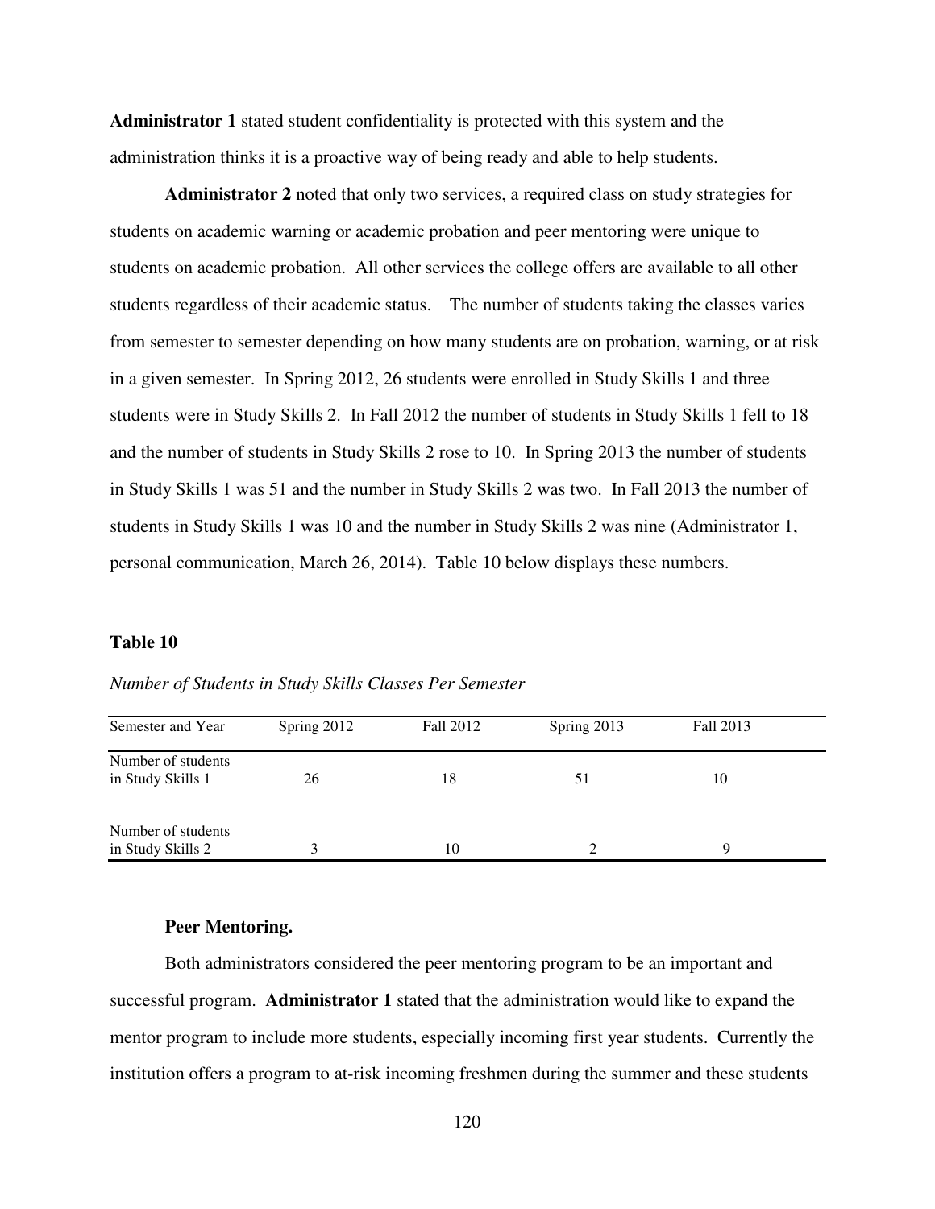**Administrator 1** stated student confidentiality is protected with this system and the administration thinks it is a proactive way of being ready and able to help students.

**Administrator 2** noted that only two services, a required class on study strategies for students on academic warning or academic probation and peer mentoring were unique to students on academic probation. All other services the college offers are available to all other students regardless of their academic status. The number of students taking the classes varies from semester to semester depending on how many students are on probation, warning, or at risk in a given semester. In Spring 2012, 26 students were enrolled in Study Skills 1 and three students were in Study Skills 2. In Fall 2012 the number of students in Study Skills 1 fell to 18 and the number of students in Study Skills 2 rose to 10. In Spring 2013 the number of students in Study Skills 1 was 51 and the number in Study Skills 2 was two. In Fall 2013 the number of students in Study Skills 1 was 10 and the number in Study Skills 2 was nine (Administrator 1, personal communication, March 26, 2014). Table 10 below displays these numbers.

**Table 10**

*Number of Students in Study Skills Classes Per Semester*

| Semester and Year | Spring 2012 | Fall 2012 | Spring 2013 | Fall 2013 |
|---|---|---|---|---|
| Number of students in Study Skills 1 | 26 | 18 | 51 | 10 |
| Number of students in Study Skills 2 | 3 | 10 | 2 | 9 |

**Peer Mentoring.**

Both administrators considered the peer mentoring program to be an important and successful program. **Administrator 1** stated that the administration would like to expand the mentor program to include more students, especially incoming first year students. Currently the institution offers a program to at-risk incoming freshmen during the summer and these students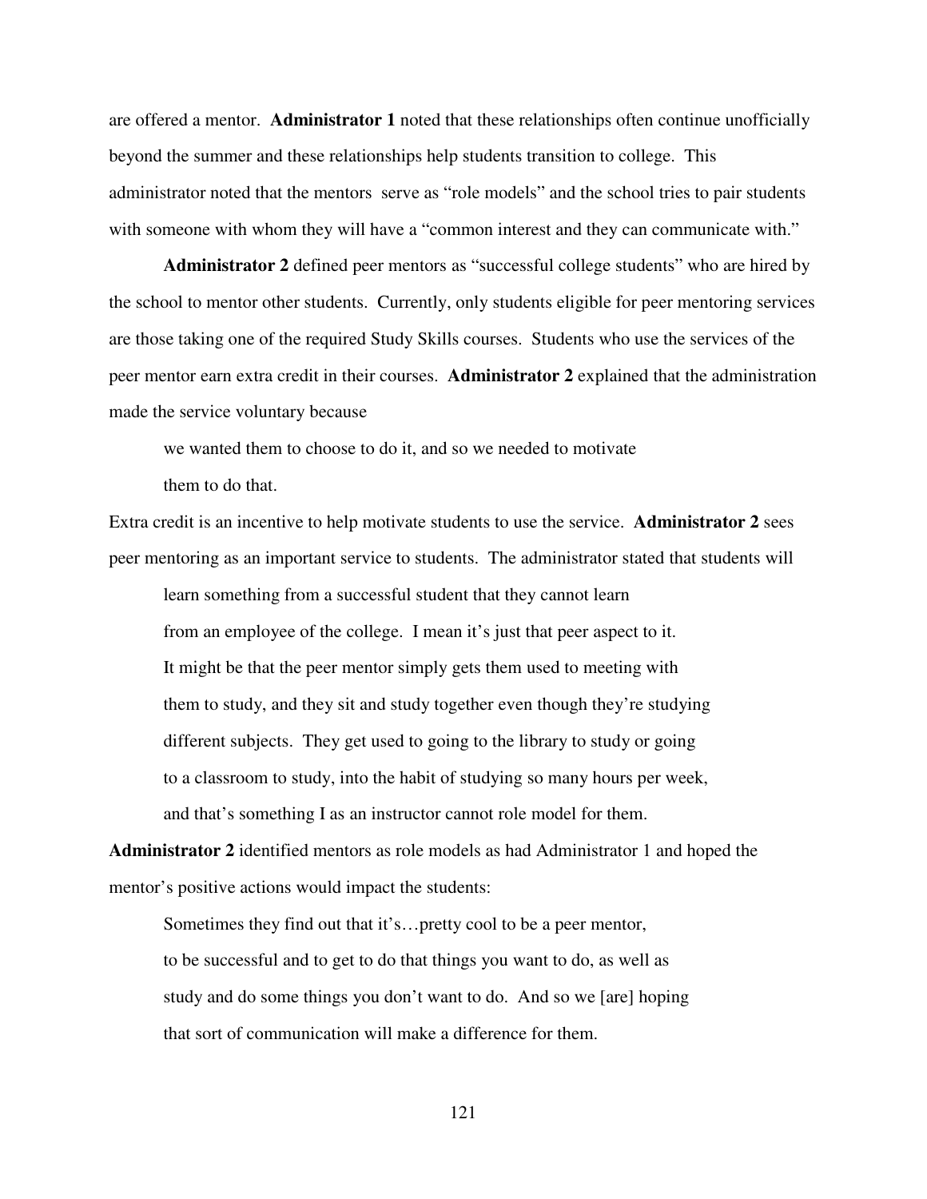are offered a mentor. **Administrator 1** noted that these relationships often continue unofficially beyond the summer and these relationships help students transition to college. This administrator noted that the mentors serve as "role models" and the school tries to pair students with someone with whom they will have a "common interest and they can communicate with."

**Administrator 2** defined peer mentors as "successful college students" who are hired by the school to mentor other students. Currently, only students eligible for peer mentoring services are those taking one of the required Study Skills courses. Students who use the services of the peer mentor earn extra credit in their courses. **Administrator 2** explained that the administration made the service voluntary because

> we wanted them to choose to do it, and so we needed to motivate them to do that.

Extra credit is an incentive to help motivate students to use the service. **Administrator 2** sees peer mentoring as an important service to students. The administrator stated that students will

> learn something from a successful student that they cannot learn from an employee of the college. I mean it's just that peer aspect to it. It might be that the peer mentor simply gets them used to meeting with them to study, and they sit and study together even though they're studying different subjects. They get used to going to the library to study or going to a classroom to study, into the habit of studying so many hours per week, and that's something I as an instructor cannot role model for them.

**Administrator 2** identified mentors as role models as had Administrator 1 and hoped the mentor's positive actions would impact the students:

> Sometimes they find out that it's…pretty cool to be a peer mentor, to be successful and to get to do that things you want to do, as well as study and do some things you don't want to do. And so we [are] hoping that sort of communication will make a difference for them.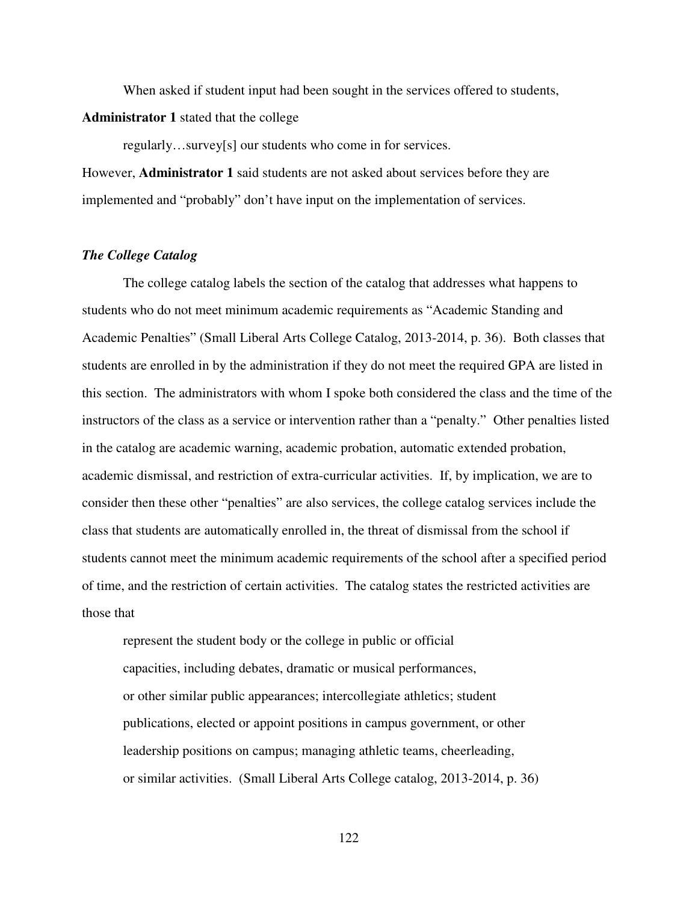When asked if student input had been sought in the services offered to students, **Administrator 1** stated that the college

> regularly…survey[s] our students who come in for services.

However, **Administrator 1** said students are not asked about services before they are implemented and "probably" don't have input on the implementation of services.

### *The College Catalog*

The college catalog labels the section of the catalog that addresses what happens to students who do not meet minimum academic requirements as "Academic Standing and Academic Penalties" (Small Liberal Arts College Catalog, 2013-2014, p. 36). Both classes that students are enrolled in by the administration if they do not meet the required GPA are listed in this section. The administrators with whom I spoke both considered the class and the time of the instructors of the class as a service or intervention rather than a "penalty." Other penalties listed in the catalog are academic warning, academic probation, automatic extended probation, academic dismissal, and restriction of extra-curricular activities. If, by implication, we are to consider then these other "penalties" are also services, the college catalog services include the class that students are automatically enrolled in, the threat of dismissal from the school if students cannot meet the minimum academic requirements of the school after a specified period of time, and the restriction of certain activities. The catalog states the restricted activities are those that

> represent the student body or the college in public or official capacities, including debates, dramatic or musical performances, or other similar public appearances; intercollegiate athletics; student publications, elected or appoint positions in campus government, or other leadership positions on campus; managing athletic teams, cheerleading, or similar activities. (Small Liberal Arts College catalog, 2013-2014, p. 36)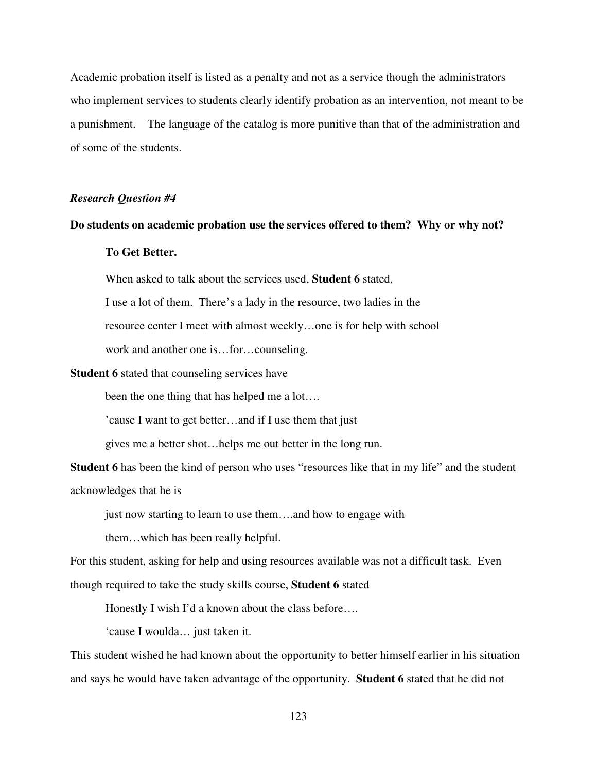Academic probation itself is listed as a penalty and not as a service though the administrators who implement services to students clearly identify probation as an intervention, not meant to be a punishment. The language of the catalog is more punitive than that of the administration and of some of the students.

***Research Question #4***

**Do students on academic probation use the services offered to them? Why or why not?**

**To Get Better.**

When asked to talk about the services used, **Student 6** stated,

> I use a lot of them. There's a lady in the resource, two ladies in the resource center I meet with almost weekly…one is for help with school work and another one is…for…counseling.

**Student 6** stated that counseling services have

> been the one thing that has helped me a lot….
> 'cause I want to get better…and if I use them that just gives me a better shot…helps me out better in the long run.

**Student 6** has been the kind of person who uses "resources like that in my life" and the student acknowledges that he is

> just now starting to learn to use them….and how to engage with them…which has been really helpful.

For this student, asking for help and using resources available was not a difficult task. Even though required to take the study skills course, **Student 6** stated

> Honestly I wish I'd a known about the class before….
> 'cause I woulda… just taken it.

This student wished he had known about the opportunity to better himself earlier in his situation and says he would have taken advantage of the opportunity. **Student 6** stated that he did not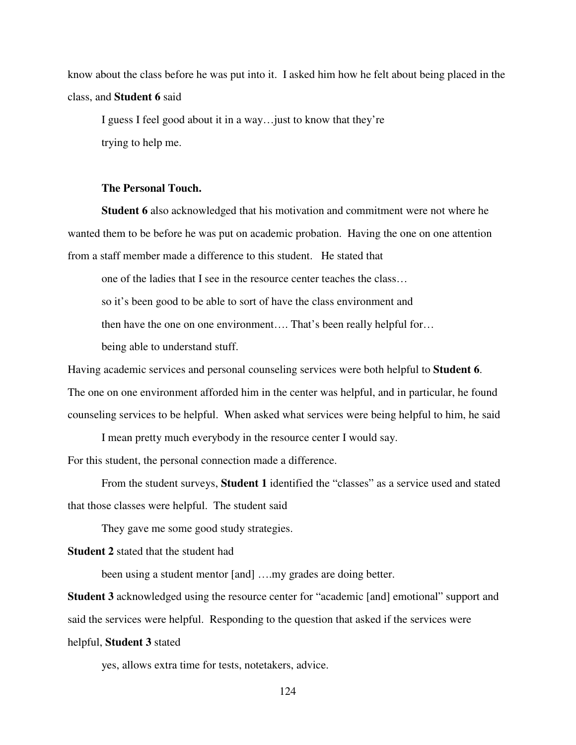know about the class before he was put into it. I asked him how he felt about being placed in the class, and **Student 6** said

> I guess I feel good about it in a way…just to know that they're
> trying to help me.

### The Personal Touch.

**Student 6** also acknowledged that his motivation and commitment were not where he wanted them to be before he was put on academic probation. Having the one on one attention from a staff member made a difference to this student. He stated that

> one of the ladies that I see in the resource center teaches the class…
> so it's been good to be able to sort of have the class environment and
> then have the one on one environment…. That's been really helpful for…
> being able to understand stuff.

Having academic services and personal counseling services were both helpful to **Student 6**. The one on one environment afforded him in the center was helpful, and in particular, he found counseling services to be helpful. When asked what services were being helpful to him, he said

> I mean pretty much everybody in the resource center I would say.

For this student, the personal connection made a difference.

From the student surveys, **Student 1** identified the "classes" as a service used and stated that those classes were helpful. The student said

> They gave me some good study strategies.

**Student 2** stated that the student had

> been using a student mentor [and] ….my grades are doing better.

**Student 3** acknowledged using the resource center for "academic [and] emotional" support and said the services were helpful. Responding to the question that asked if the services were helpful, **Student 3** stated

> yes, allows extra time for tests, notetakers, advice.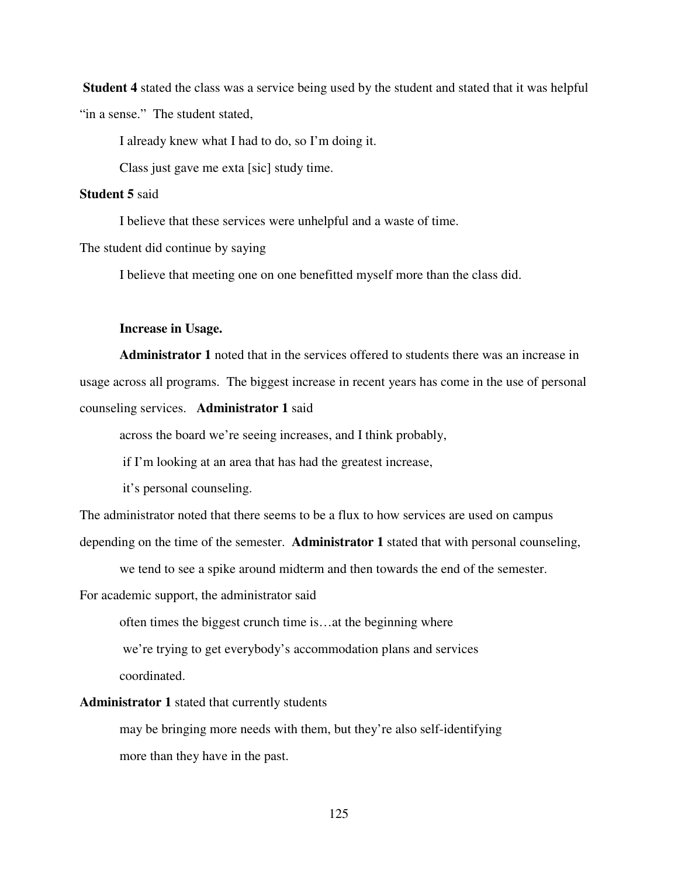**Student 4** stated the class was a service being used by the student and stated that it was helpful "in a sense." The student stated,

> I already knew what I had to do, so I'm doing it.
>
> Class just gave me exta [sic] study time.

**Student 5** said

> I believe that these services were unhelpful and a waste of time.

The student did continue by saying

> I believe that meeting one on one benefitted myself more than the class did.

**Increase in Usage.**

**Administrator 1** noted that in the services offered to students there was an increase in usage across all programs. The biggest increase in recent years has come in the use of personal counseling services. **Administrator 1** said

> across the board we're seeing increases, and I think probably,
>
> if I'm looking at an area that has had the greatest increase,
>
> it's personal counseling.

The administrator noted that there seems to be a flux to how services are used on campus depending on the time of the semester. **Administrator 1** stated that with personal counseling,

> we tend to see a spike around midterm and then towards the end of the semester.

For academic support, the administrator said

> often times the biggest crunch time is…at the beginning where
>
> we're trying to get everybody's accommodation plans and services
>
> coordinated.

**Administrator 1** stated that currently students

> may be bringing more needs with them, but they're also self-identifying
>
> more than they have in the past.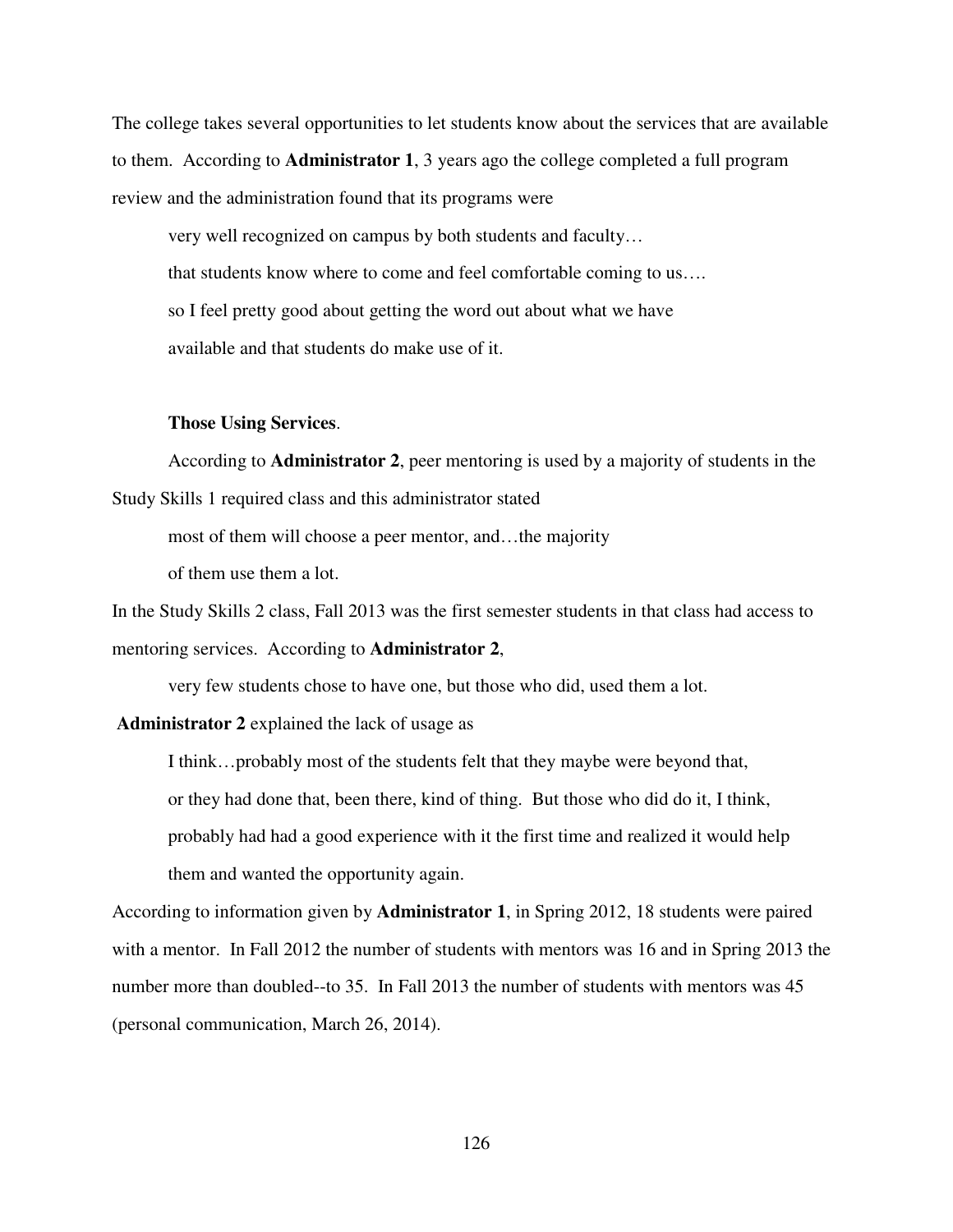The college takes several opportunities to let students know about the services that are available to them. According to **Administrator 1**, 3 years ago the college completed a full program review and the administration found that its programs were

> very well recognized on campus by both students and faculty…
> that students know where to come and feel comfortable coming to us….
> so I feel pretty good about getting the word out about what we have
> available and that students do make use of it.

**Those Using Services**.

According to **Administrator 2**, peer mentoring is used by a majority of students in the Study Skills 1 required class and this administrator stated

> most of them will choose a peer mentor, and…the majority
> of them use them a lot.

In the Study Skills 2 class, Fall 2013 was the first semester students in that class had access to mentoring services. According to **Administrator 2**,

> very few students chose to have one, but those who did, used them a lot.

**Administrator 2** explained the lack of usage as

> I think…probably most of the students felt that they maybe were beyond that,
> or they had done that, been there, kind of thing. But those who did do it, I think,
> probably had had a good experience with it the first time and realized it would help
> them and wanted the opportunity again.

According to information given by **Administrator 1**, in Spring 2012, 18 students were paired with a mentor. In Fall 2012 the number of students with mentors was 16 and in Spring 2013 the number more than doubled--to 35. In Fall 2013 the number of students with mentors was 45 (personal communication, March 26, 2014).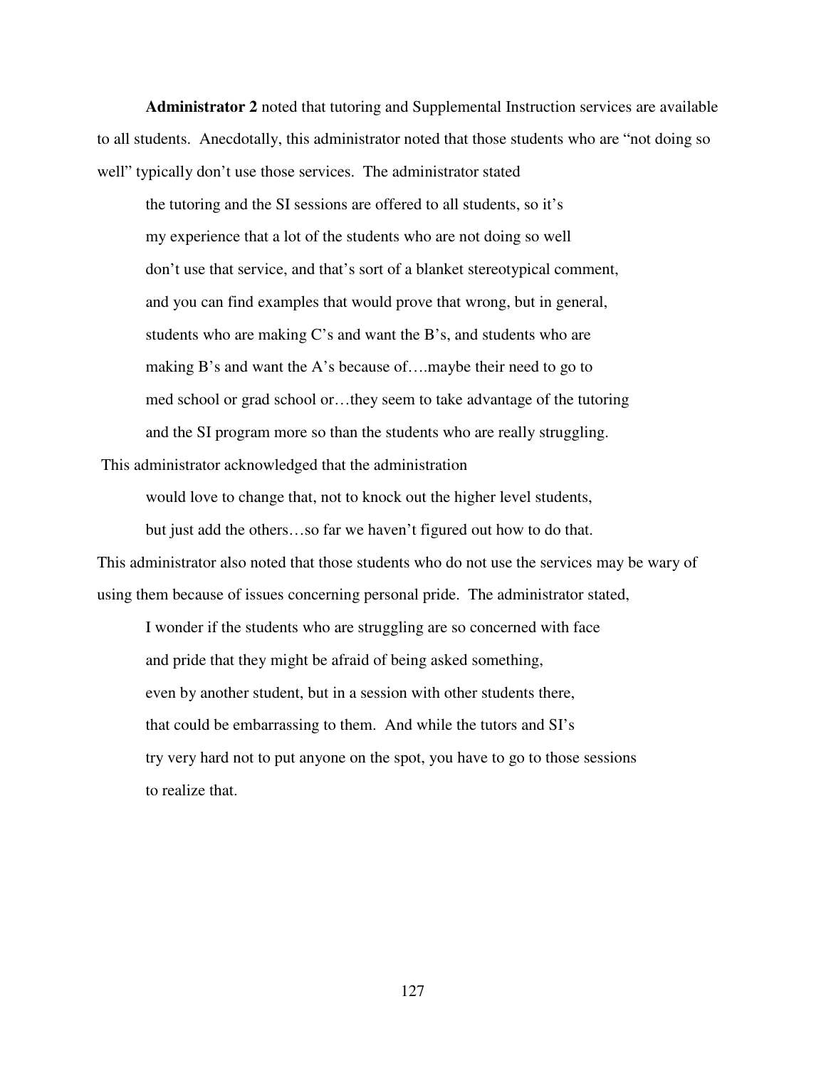**Administrator 2** noted that tutoring and Supplemental Instruction services are available to all students. Anecdotally, this administrator noted that those students who are "not doing so well" typically don't use those services. The administrator stated

> the tutoring and the SI sessions are offered to all students, so it's my experience that a lot of the students who are not doing so well don't use that service, and that's sort of a blanket stereotypical comment, and you can find examples that would prove that wrong, but in general, students who are making C's and want the B's, and students who are making B's and want the A's because of….maybe their need to go to med school or grad school or…they seem to take advantage of the tutoring and the SI program more so than the students who are really struggling.

This administrator acknowledged that the administration

> would love to change that, not to knock out the higher level students, but just add the others…so far we haven't figured out how to do that.

This administrator also noted that those students who do not use the services may be wary of using them because of issues concerning personal pride. The administrator stated,

> I wonder if the students who are struggling are so concerned with face and pride that they might be afraid of being asked something, even by another student, but in a session with other students there, that could be embarrassing to them. And while the tutors and SI's try very hard not to put anyone on the spot, you have to go to those sessions to realize that.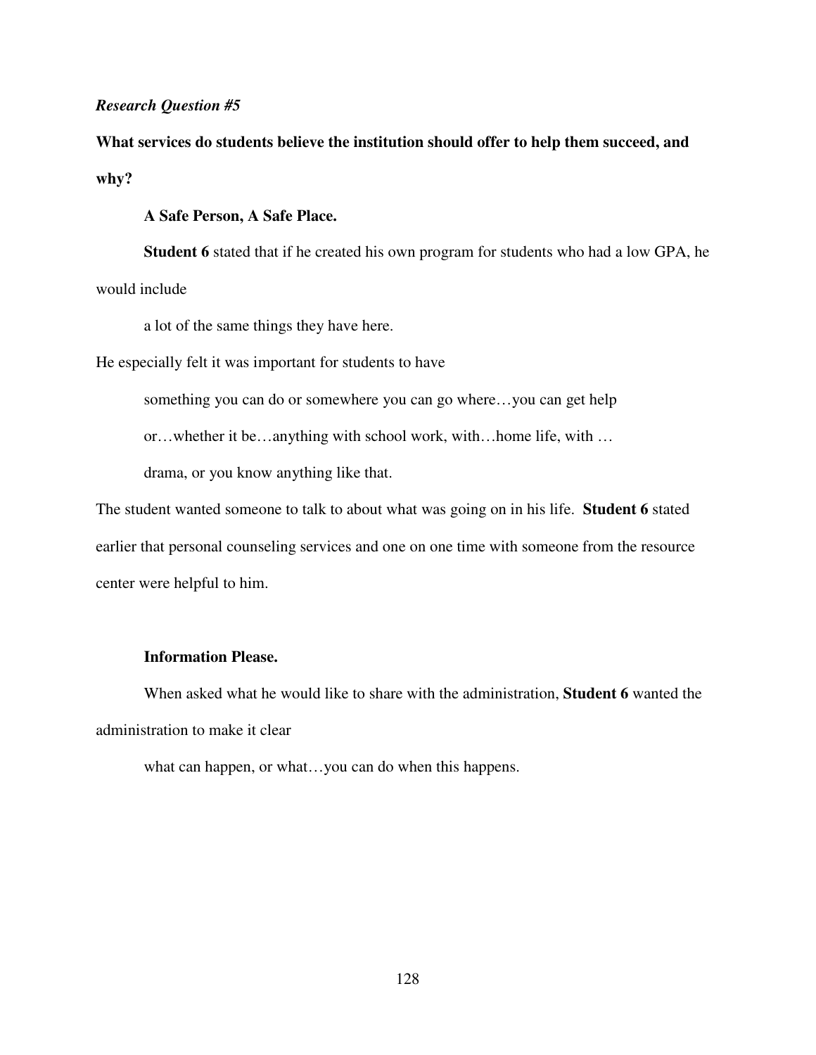*Research Question #5*

**What services do students believe the institution should offer to help them succeed, and why?**

**A Safe Person, A Safe Place.**

**Student 6** stated that if he created his own program for students who had a low GPA, he would include

> a lot of the same things they have here.

He especially felt it was important for students to have

> something you can do or somewhere you can go where…you can get help or…whether it be…anything with school work, with…home life, with … drama, or you know anything like that.

The student wanted someone to talk to about what was going on in his life. **Student 6** stated earlier that personal counseling services and one on one time with someone from the resource center were helpful to him.

**Information Please.**

When asked what he would like to share with the administration, **Student 6** wanted the administration to make it clear

> what can happen, or what…you can do when this happens.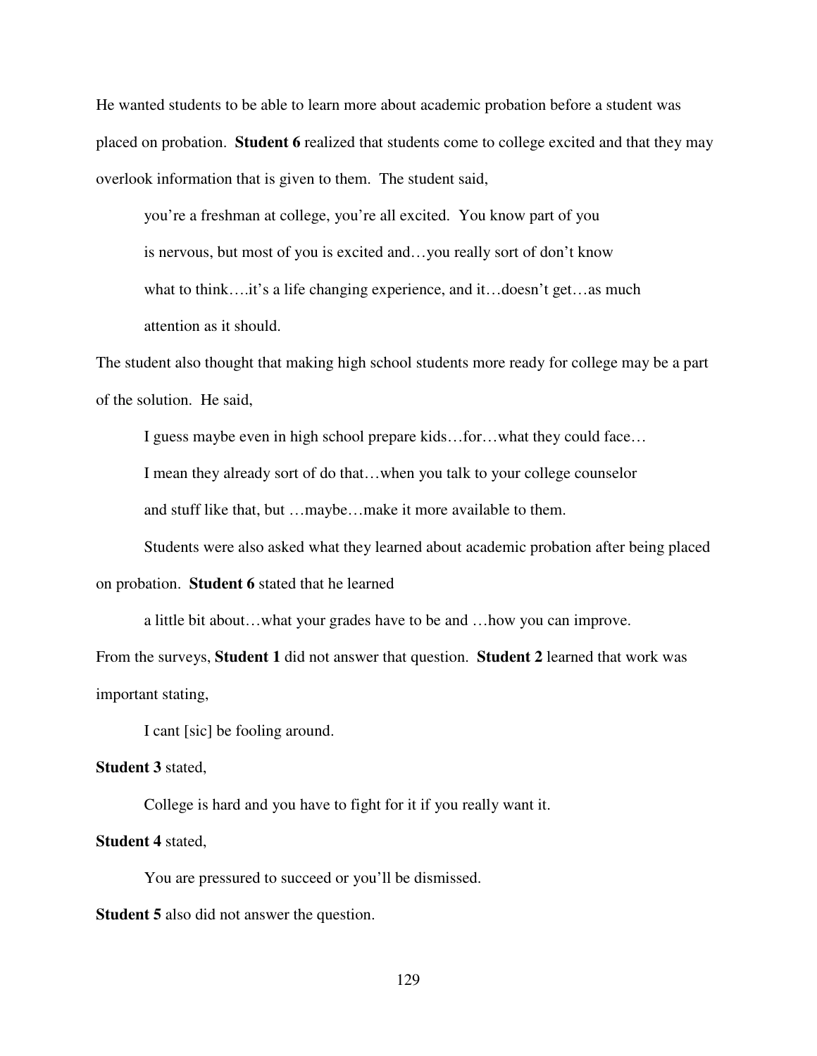He wanted students to be able to learn more about academic probation before a student was placed on probation. **Student 6** realized that students come to college excited and that they may overlook information that is given to them. The student said,

> you're a freshman at college, you're all excited. You know part of you is nervous, but most of you is excited and…you really sort of don't know what to think….it's a life changing experience, and it…doesn't get…as much attention as it should.

The student also thought that making high school students more ready for college may be a part of the solution. He said,

> I guess maybe even in high school prepare kids…for…what they could face… I mean they already sort of do that…when you talk to your college counselor and stuff like that, but …maybe…make it more available to them.

Students were also asked what they learned about academic probation after being placed on probation. **Student 6** stated that he learned

> a little bit about…what your grades have to be and …how you can improve.

From the surveys, **Student 1** did not answer that question. **Student 2** learned that work was important stating,

> I cant [sic] be fooling around.

**Student 3** stated,

> College is hard and you have to fight for it if you really want it.

**Student 4** stated,

> You are pressured to succeed or you'll be dismissed.

**Student 5** also did not answer the question.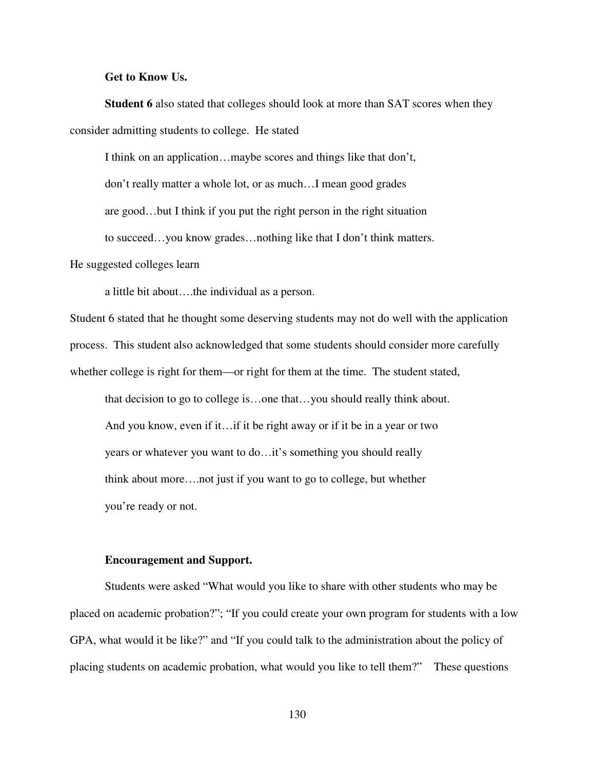**Get to Know Us.**

**Student 6** also stated that colleges should look at more than SAT scores when they consider admitting students to college. He stated

> I think on an application…maybe scores and things like that don't,
> don't really matter a whole lot, or as much…I mean good grades
> are good…but I think if you put the right person in the right situation
> to succeed…you know grades…nothing like that I don't think matters.

He suggested colleges learn

> a little bit about….the individual as a person.

Student 6 stated that he thought some deserving students may not do well with the application process. This student also acknowledged that some students should consider more carefully whether college is right for them—or right for them at the time. The student stated,

> that decision to go to college is…one that…you should really think about.
> And you know, even if it…if it be right away or if it be in a year or two
> years or whatever you want to do…it's something you should really
> think about more….not just if you want to go to college, but whether
> you're ready or not.

**Encouragement and Support.**

Students were asked "What would you like to share with other students who may be placed on academic probation?"; "If you could create your own program for students with a low GPA, what would it be like?" and "If you could talk to the administration about the policy of placing students on academic probation, what would you like to tell them?" These questions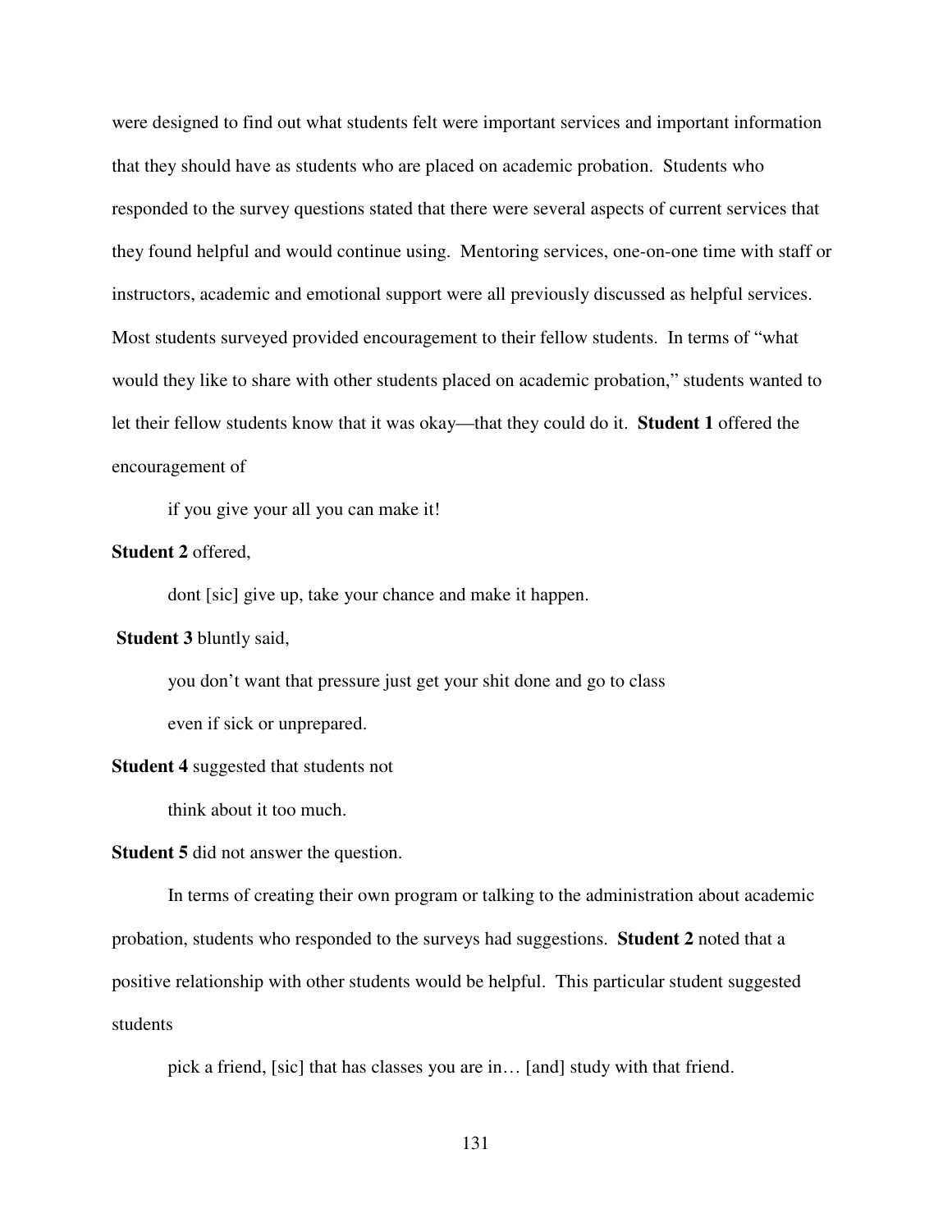were designed to find out what students felt were important services and important information that they should have as students who are placed on academic probation. Students who responded to the survey questions stated that there were several aspects of current services that they found helpful and would continue using. Mentoring services, one-on-one time with staff or instructors, academic and emotional support were all previously discussed as helpful services. Most students surveyed provided encouragement to their fellow students. In terms of "what would they like to share with other students placed on academic probation," students wanted to let their fellow students know that it was okay—that they could do it. **Student 1** offered the encouragement of

> if you give your all you can make it!

**Student 2** offered,

> dont [sic] give up, take your chance and make it happen.

**Student 3** bluntly said,

> you don't want that pressure just get your shit done and go to class
> even if sick or unprepared.

**Student 4** suggested that students not

> think about it too much.

**Student 5** did not answer the question.

In terms of creating their own program or talking to the administration about academic probation, students who responded to the surveys had suggestions. **Student 2** noted that a positive relationship with other students would be helpful. This particular student suggested students

> pick a friend, [sic] that has classes you are in… [and] study with that friend.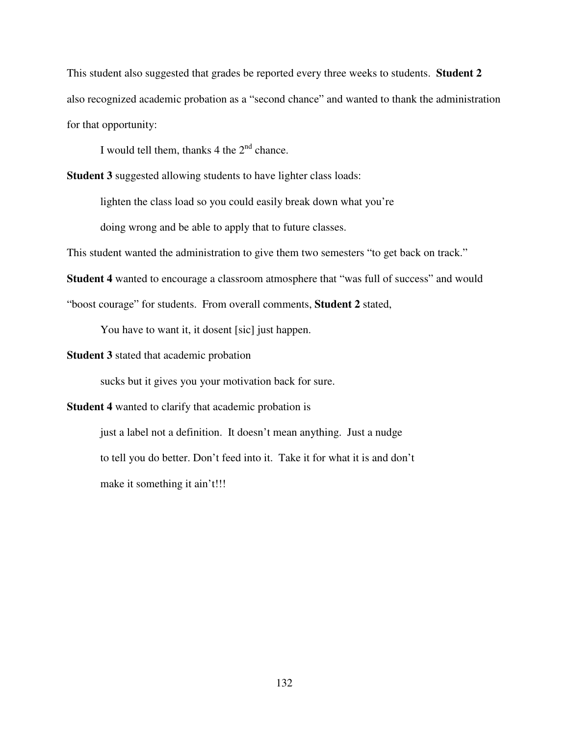This student also suggested that grades be reported every three weeks to students. **Student 2** also recognized academic probation as a "second chance" and wanted to thank the administration for that opportunity:

> I would tell them, thanks 4 the 2nd chance.

**Student 3** suggested allowing students to have lighter class loads:

> lighten the class load so you could easily break down what you're doing wrong and be able to apply that to future classes.

This student wanted the administration to give them two semesters "to get back on track." **Student 4** wanted to encourage a classroom atmosphere that "was full of success" and would "boost courage" for students. From overall comments, **Student 2** stated,

> You have to want it, it dosent [sic] just happen.

**Student 3** stated that academic probation

> sucks but it gives you your motivation back for sure.

**Student 4** wanted to clarify that academic probation is

> just a label not a definition. It doesn't mean anything. Just a nudge to tell you do better. Don't feed into it. Take it for what it is and don't make it something it ain't!!!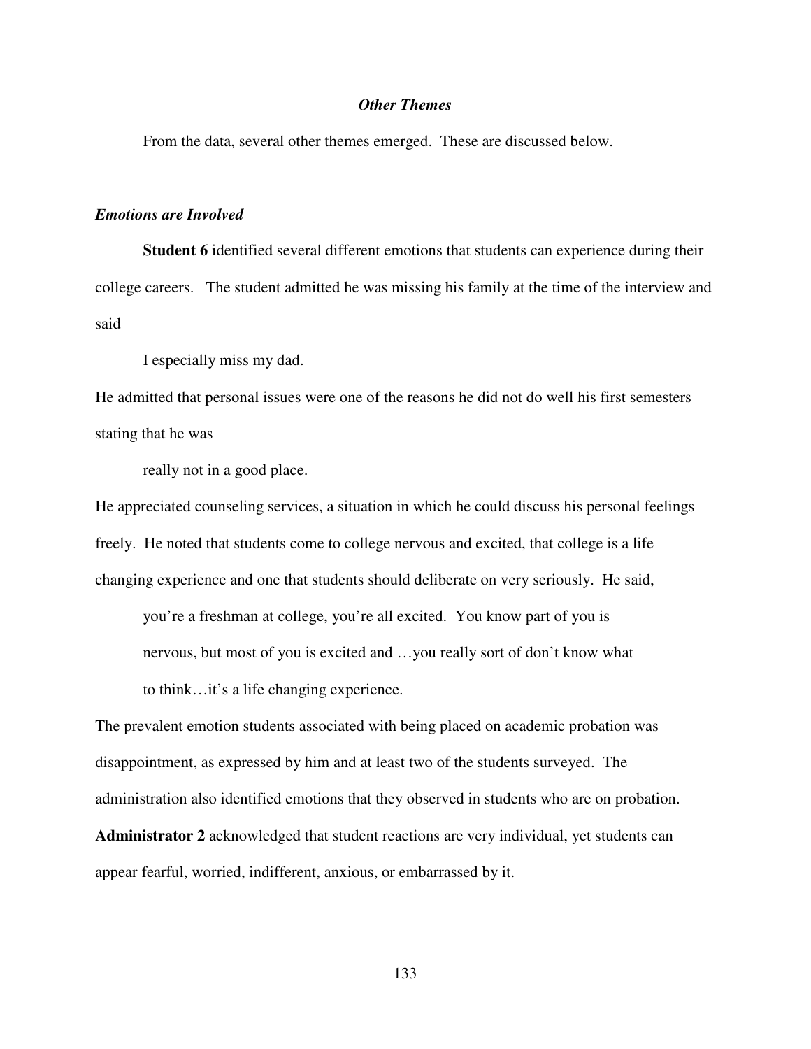### ***Other Themes***

From the data, several other themes emerged. These are discussed below.

#### ***Emotions are Involved***

**Student 6** identified several different emotions that students can experience during their college careers. The student admitted he was missing his family at the time of the interview and said

> I especially miss my dad.

He admitted that personal issues were one of the reasons he did not do well his first semesters stating that he was

> really not in a good place.

He appreciated counseling services, a situation in which he could discuss his personal feelings freely. He noted that students come to college nervous and excited, that college is a life changing experience and one that students should deliberate on very seriously. He said,

> you're a freshman at college, you're all excited. You know part of you is nervous, but most of you is excited and …you really sort of don't know what to think…it's a life changing experience.

The prevalent emotion students associated with being placed on academic probation was disappointment, as expressed by him and at least two of the students surveyed. The administration also identified emotions that they observed in students who are on probation. **Administrator 2** acknowledged that student reactions are very individual, yet students can appear fearful, worried, indifferent, anxious, or embarrassed by it.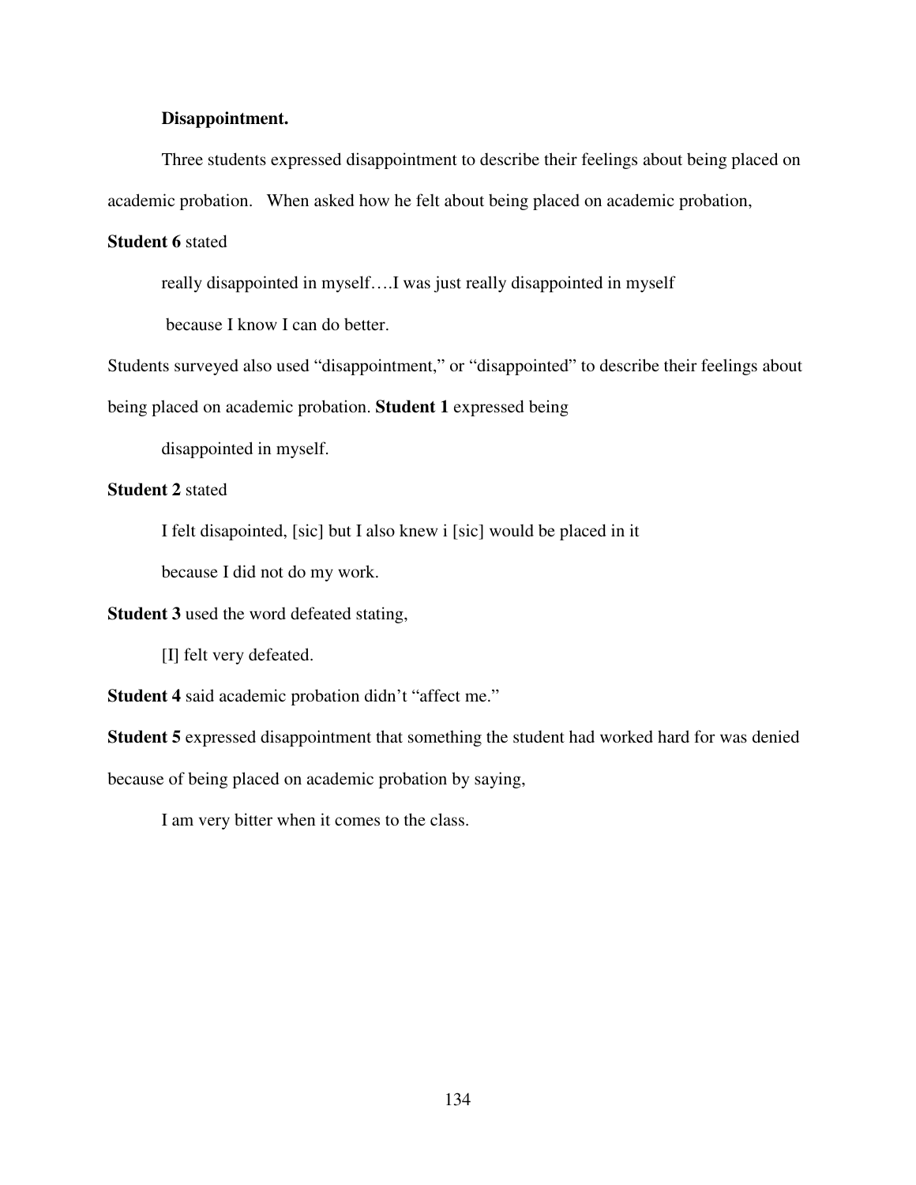**Disappointment.**

Three students expressed disappointment to describe their feelings about being placed on academic probation. When asked how he felt about being placed on academic probation, **Student 6** stated

> really disappointed in myself….I was just really disappointed in myself because I know I can do better.

Students surveyed also used "disappointment," or "disappointed" to describe their feelings about being placed on academic probation. **Student 1** expressed being

> disappointed in myself.

**Student 2** stated

> I felt disapointed, [sic] but I also knew i [sic] would be placed in it because I did not do my work.

**Student 3** used the word defeated stating,

> [I] felt very defeated.

**Student 4** said academic probation didn't "affect me."

**Student 5** expressed disappointment that something the student had worked hard for was denied because of being placed on academic probation by saying,

> I am very bitter when it comes to the class.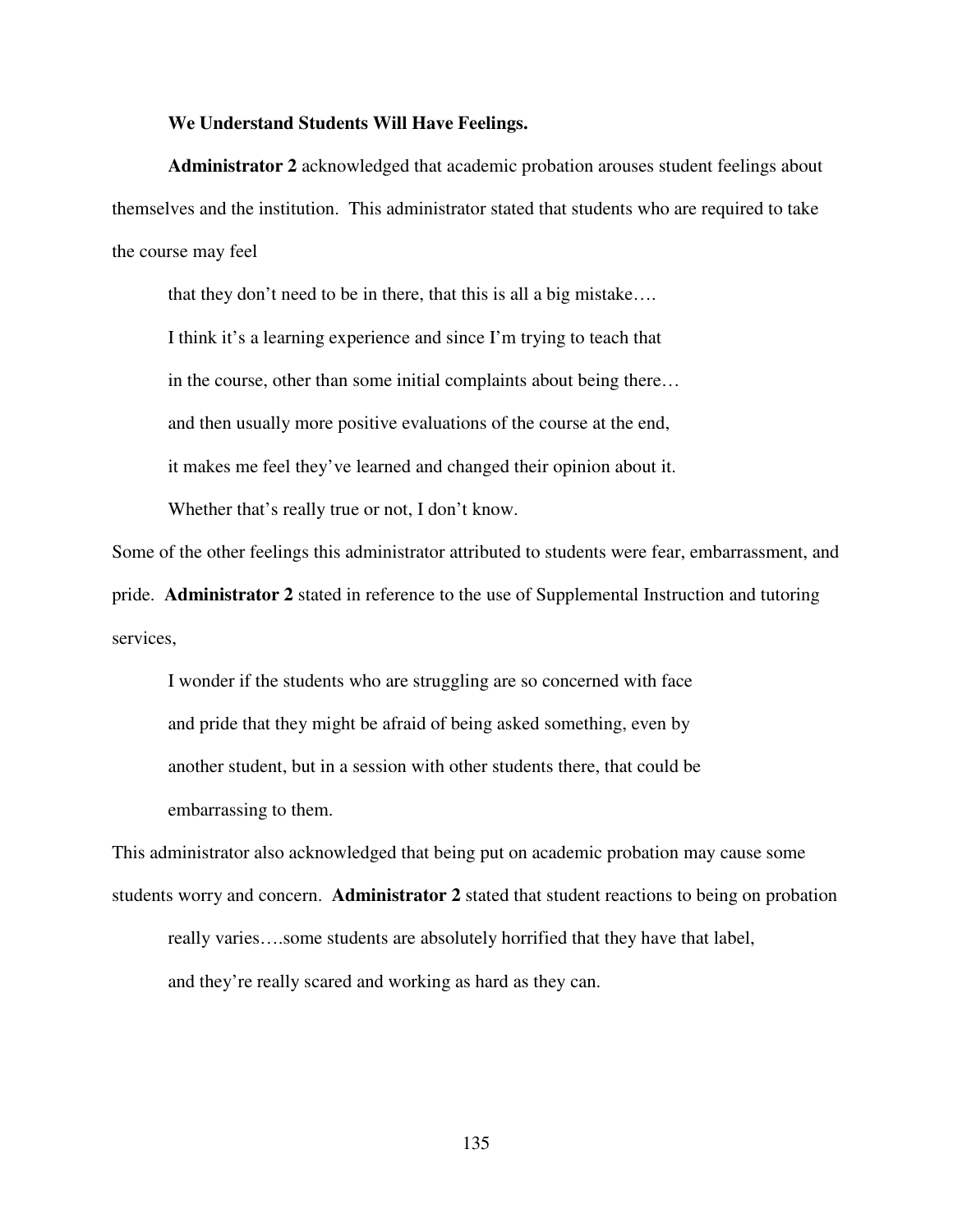**We Understand Students Will Have Feelings.**

**Administrator 2** acknowledged that academic probation arouses student feelings about themselves and the institution. This administrator stated that students who are required to take the course may feel

> that they don't need to be in there, that this is all a big mistake….
> I think it's a learning experience and since I'm trying to teach that
> in the course, other than some initial complaints about being there…
> and then usually more positive evaluations of the course at the end,
> it makes me feel they've learned and changed their opinion about it.
> Whether that's really true or not, I don't know.

Some of the other feelings this administrator attributed to students were fear, embarrassment, and pride. **Administrator 2** stated in reference to the use of Supplemental Instruction and tutoring services,

> I wonder if the students who are struggling are so concerned with face
> and pride that they might be afraid of being asked something, even by
> another student, but in a session with other students there, that could be
> embarrassing to them.

This administrator also acknowledged that being put on academic probation may cause some students worry and concern. **Administrator 2** stated that student reactions to being on probation

> really varies….some students are absolutely horrified that they have that label,
> and they're really scared and working as hard as they can.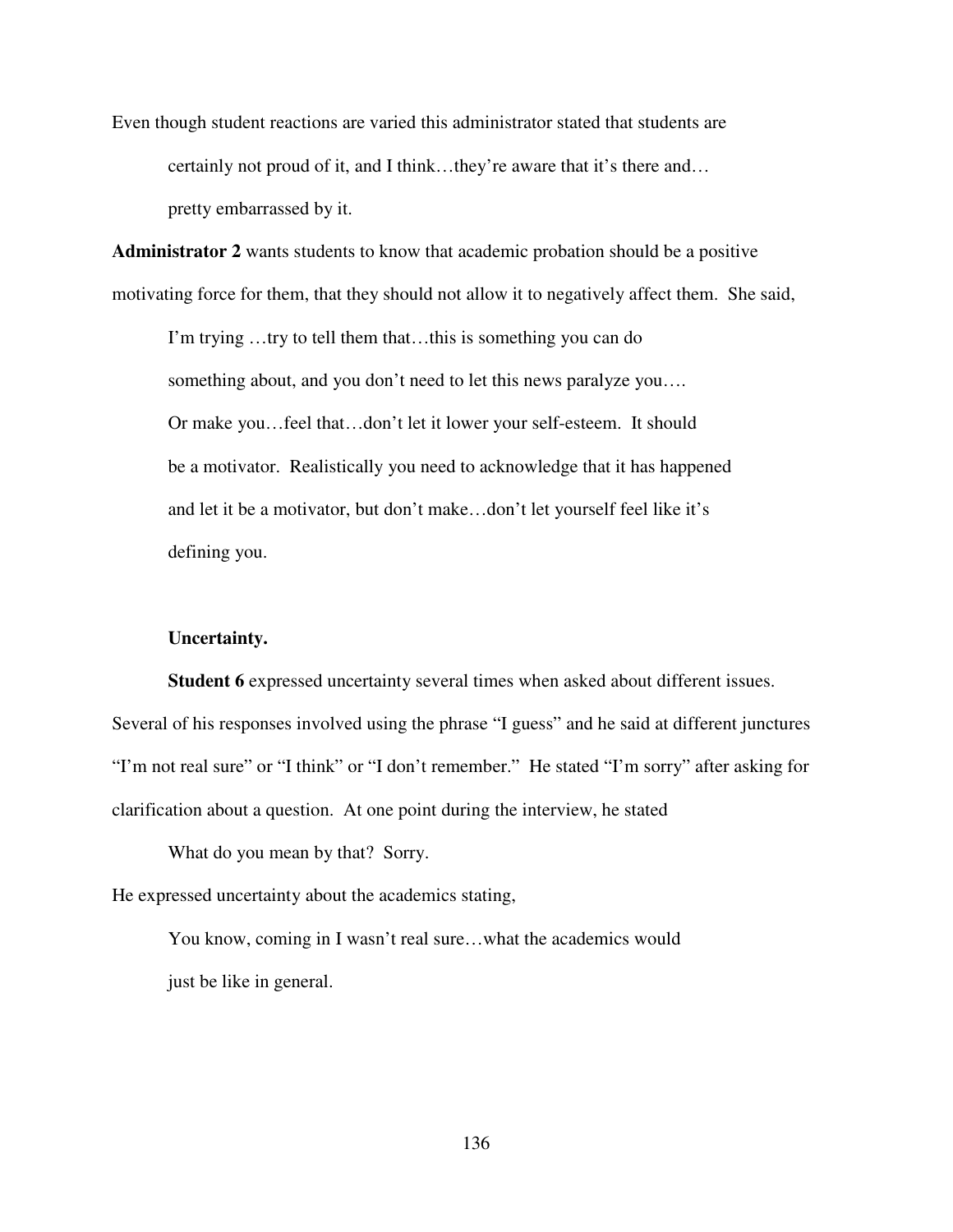Even though student reactions are varied this administrator stated that students are

> certainly not proud of it, and I think…they're aware that it's there and… pretty embarrassed by it.

**Administrator 2** wants students to know that academic probation should be a positive motivating force for them, that they should not allow it to negatively affect them. She said,

> I'm trying …try to tell them that…this is something you can do something about, and you don't need to let this news paralyze you…. Or make you…feel that…don't let it lower your self-esteem. It should be a motivator. Realistically you need to acknowledge that it has happened and let it be a motivator, but don't make…don't let yourself feel like it's defining you.

**Uncertainty.**

**Student 6** expressed uncertainty several times when asked about different issues. Several of his responses involved using the phrase "I guess" and he said at different junctures "I'm not real sure" or "I think" or "I don't remember." He stated "I'm sorry" after asking for clarification about a question. At one point during the interview, he stated

> What do you mean by that? Sorry.

He expressed uncertainty about the academics stating,

> You know, coming in I wasn't real sure…what the academics would just be like in general.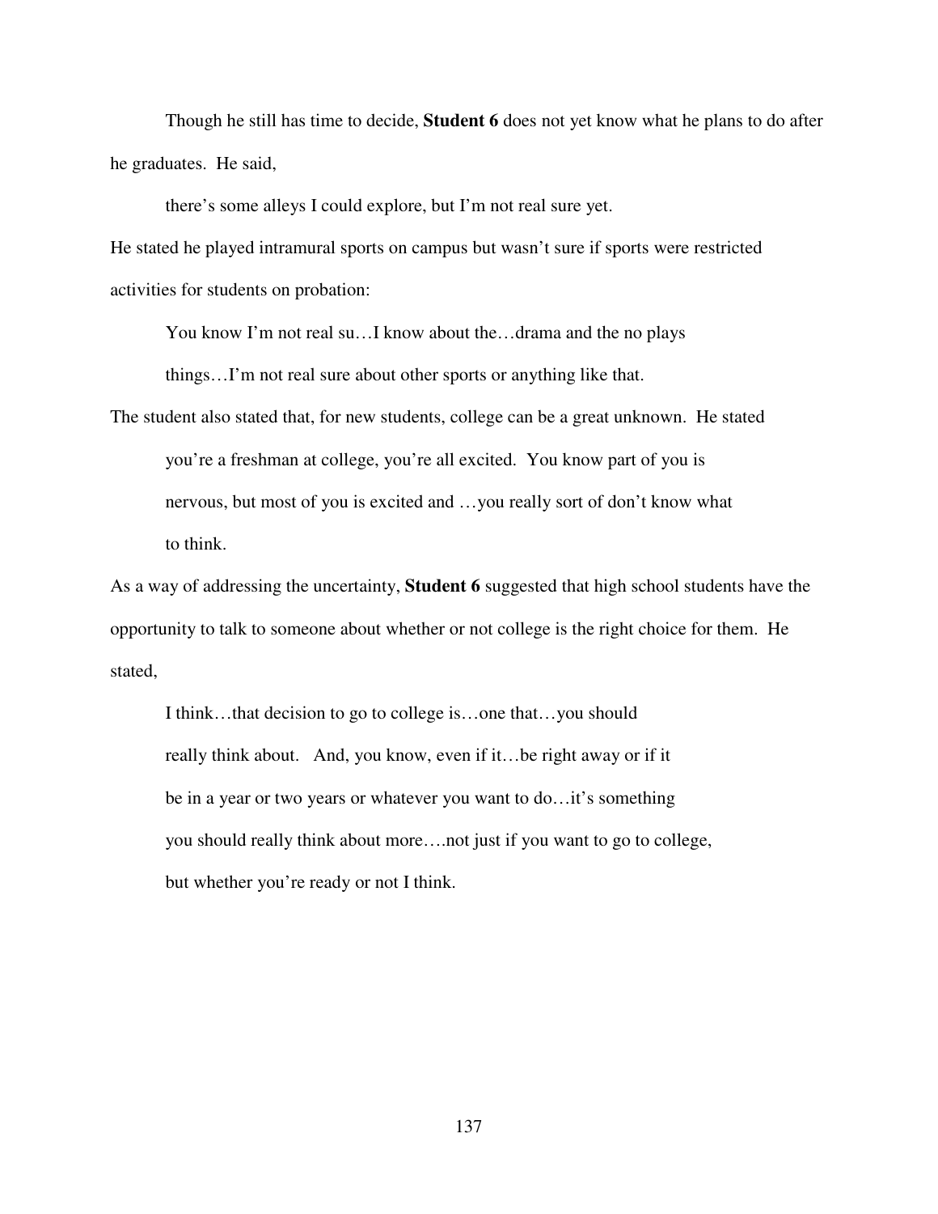Though he still has time to decide, **Student 6** does not yet know what he plans to do after he graduates. He said,

> there's some alleys I could explore, but I'm not real sure yet.

He stated he played intramural sports on campus but wasn't sure if sports were restricted activities for students on probation:

> You know I'm not real su…I know about the…drama and the no plays things…I'm not real sure about other sports or anything like that.

The student also stated that, for new students, college can be a great unknown. He stated

> you're a freshman at college, you're all excited. You know part of you is nervous, but most of you is excited and …you really sort of don't know what to think.

As a way of addressing the uncertainty, **Student 6** suggested that high school students have the opportunity to talk to someone about whether or not college is the right choice for them. He stated,

> I think…that decision to go to college is…one that…you should really think about. And, you know, even if it…be right away or if it be in a year or two years or whatever you want to do…it's something you should really think about more….not just if you want to go to college, but whether you're ready or not I think.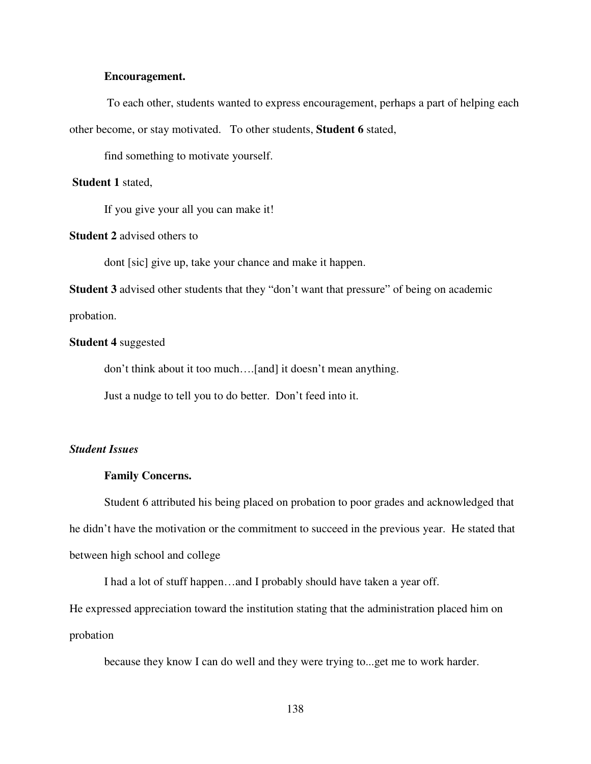**Encouragement.**

To each other, students wanted to express encouragement, perhaps a part of helping each other become, or stay motivated. To other students, **Student 6** stated,

> find something to motivate yourself.

**Student 1** stated,

> If you give your all you can make it!

**Student 2** advised others to

> dont [sic] give up, take your chance and make it happen.

**Student 3** advised other students that they "don't want that pressure" of being on academic probation.

**Student 4** suggested

> don't think about it too much….[and] it doesn't mean anything.
>
> Just a nudge to tell you to do better. Don't feed into it.

### *Student Issues*

**Family Concerns.**

Student 6 attributed his being placed on probation to poor grades and acknowledged that he didn't have the motivation or the commitment to succeed in the previous year. He stated that between high school and college

> I had a lot of stuff happen…and I probably should have taken a year off.

He expressed appreciation toward the institution stating that the administration placed him on probation

> because they know I can do well and they were trying to...get me to work harder.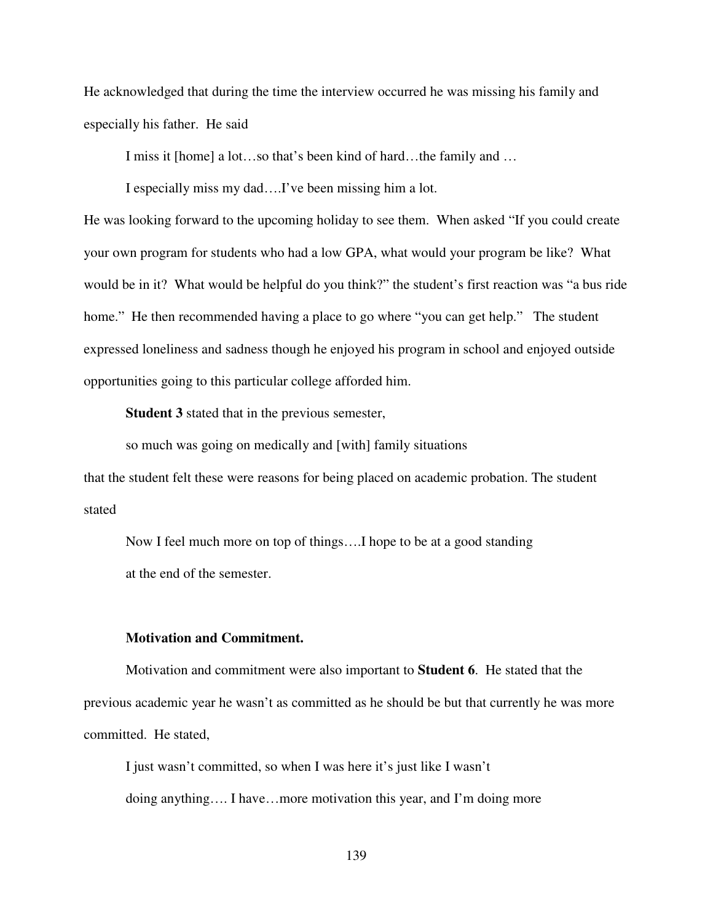He acknowledged that during the time the interview occurred he was missing his family and especially his father. He said

> I miss it [home] a lot…so that's been kind of hard…the family and …
>
> I especially miss my dad….I've been missing him a lot.

He was looking forward to the upcoming holiday to see them. When asked "If you could create your own program for students who had a low GPA, what would your program be like? What would be in it? What would be helpful do you think?" the student's first reaction was "a bus ride home." He then recommended having a place to go where "you can get help." The student expressed loneliness and sadness though he enjoyed his program in school and enjoyed outside opportunities going to this particular college afforded him.

**Student 3** stated that in the previous semester,

> so much was going on medically and [with] family situations

that the student felt these were reasons for being placed on academic probation. The student stated

> Now I feel much more on top of things….I hope to be at a good standing
> at the end of the semester.

**Motivation and Commitment.**

Motivation and commitment were also important to **Student 6**. He stated that the previous academic year he wasn't as committed as he should be but that currently he was more committed. He stated,

> I just wasn't committed, so when I was here it's just like I wasn't
> doing anything…. I have…more motivation this year, and I'm doing more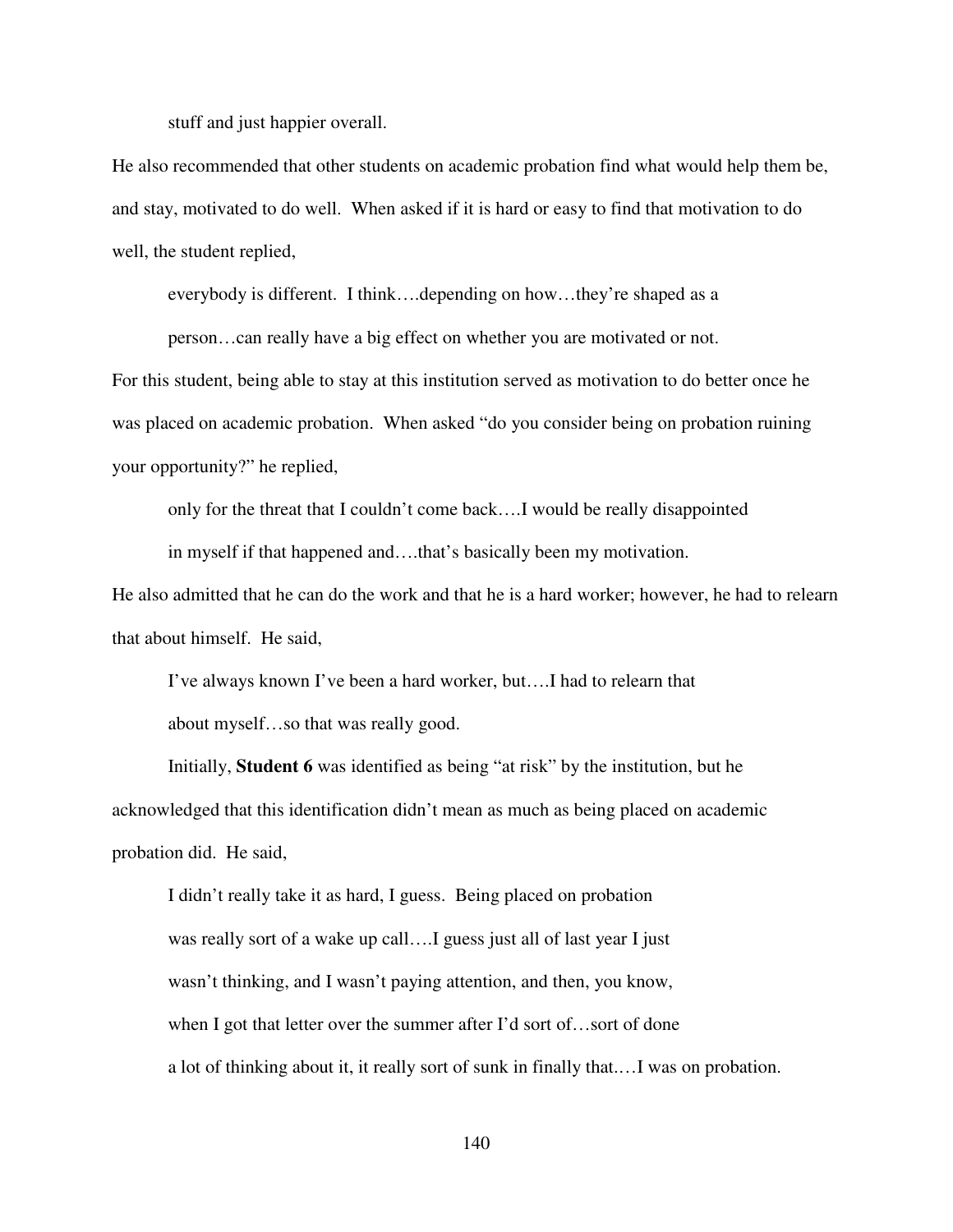> stuff and just happier overall.

He also recommended that other students on academic probation find what would help them be, and stay, motivated to do well. When asked if it is hard or easy to find that motivation to do well, the student replied,

> everybody is different. I think….depending on how…they're shaped as a person…can really have a big effect on whether you are motivated or not.

For this student, being able to stay at this institution served as motivation to do better once he was placed on academic probation. When asked "do you consider being on probation ruining your opportunity?" he replied,

> only for the threat that I couldn't come back….I would be really disappointed in myself if that happened and….that's basically been my motivation.

He also admitted that he can do the work and that he is a hard worker; however, he had to relearn that about himself. He said,

> I've always known I've been a hard worker, but….I had to relearn that about myself…so that was really good.

Initially, **Student 6** was identified as being "at risk" by the institution, but he acknowledged that this identification didn't mean as much as being placed on academic probation did. He said,

> I didn't really take it as hard, I guess. Being placed on probation was really sort of a wake up call….I guess just all of last year I just wasn't thinking, and I wasn't paying attention, and then, you know, when I got that letter over the summer after I'd sort of…sort of done a lot of thinking about it, it really sort of sunk in finally that.…I was on probation.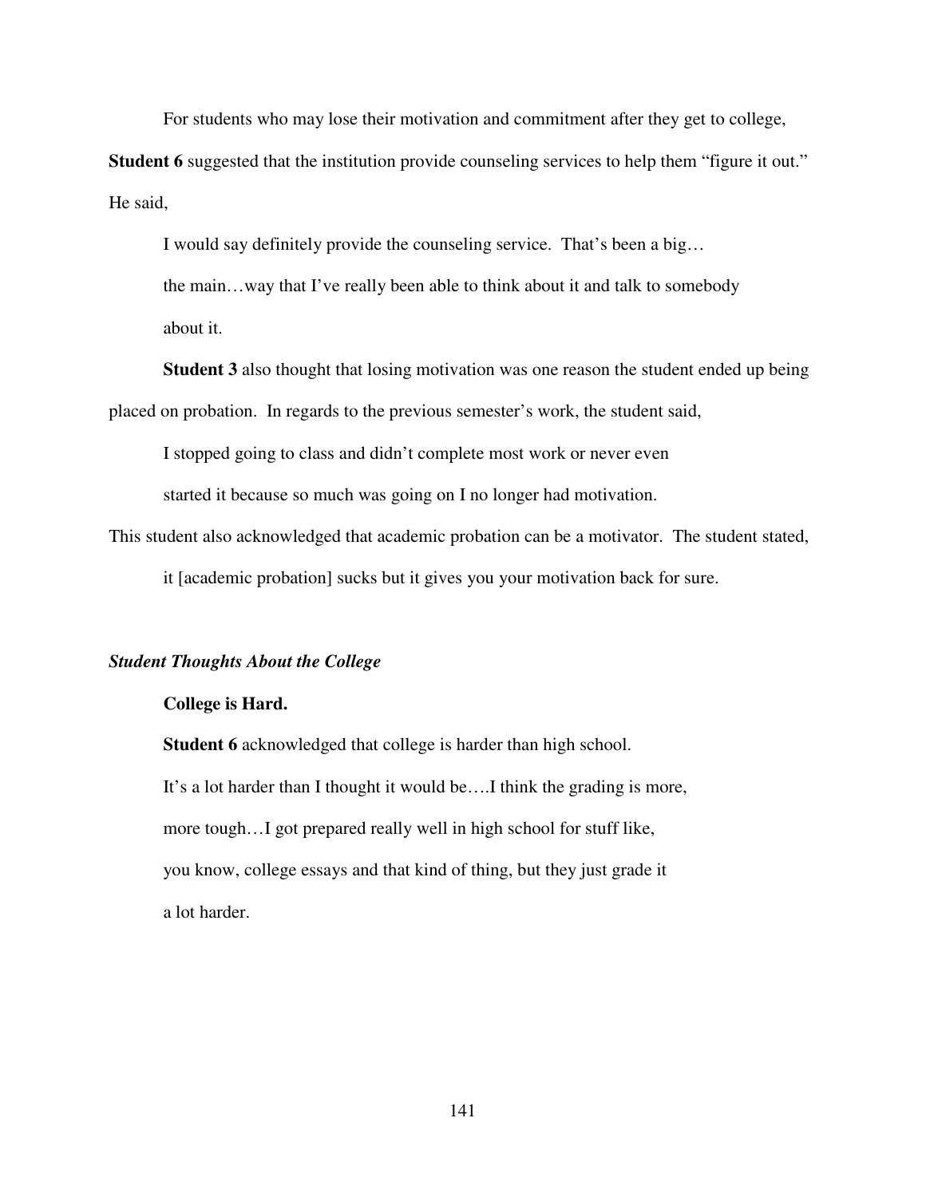For students who may lose their motivation and commitment after they get to college, **Student 6** suggested that the institution provide counseling services to help them "figure it out." He said,

> I would say definitely provide the counseling service. That's been a big… the main…way that I've really been able to think about it and talk to somebody about it.

**Student 3** also thought that losing motivation was one reason the student ended up being placed on probation. In regards to the previous semester's work, the student said,

> I stopped going to class and didn't complete most work or never even started it because so much was going on I no longer had motivation.

This student also acknowledged that academic probation can be a motivator. The student stated,

> it [academic probation] sucks but it gives you your motivation back for sure.

### *Student Thoughts About the College*

#### College is Hard.

**Student 6** acknowledged that college is harder than high school.

> It's a lot harder than I thought it would be….I think the grading is more, more tough…I got prepared really well in high school for stuff like, you know, college essays and that kind of thing, but they just grade it a lot harder.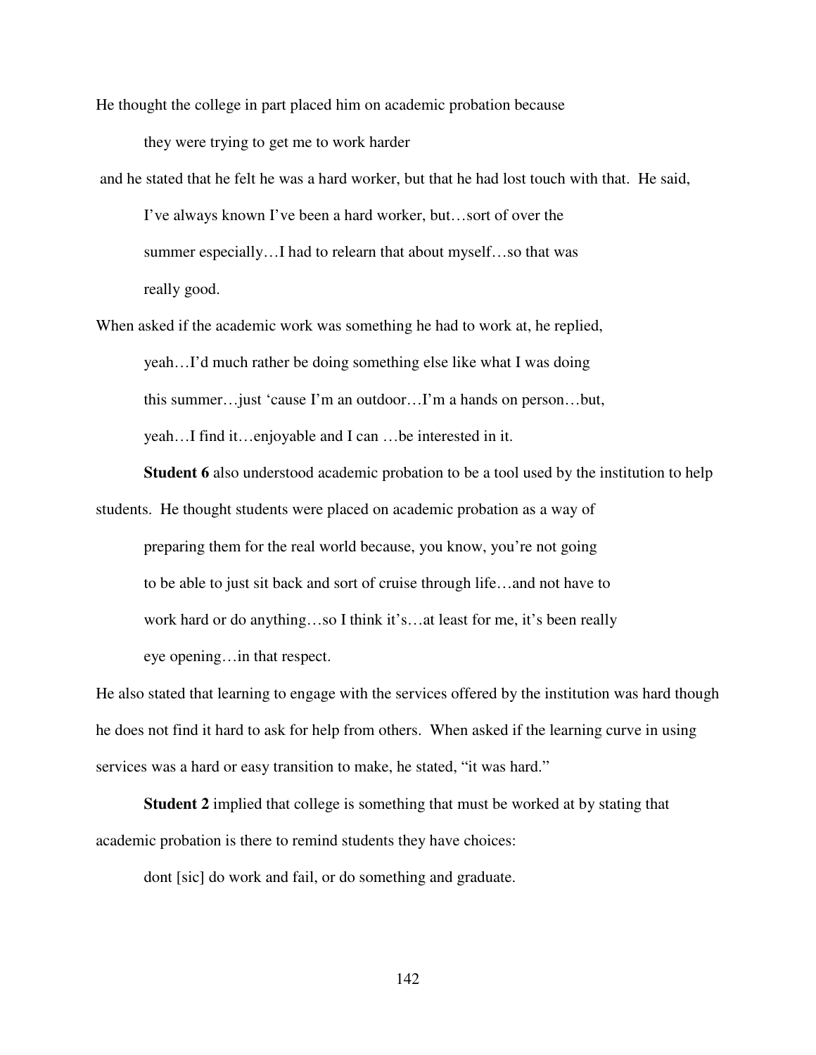He thought the college in part placed him on academic probation because

> they were trying to get me to work harder

and he stated that he felt he was a hard worker, but that he had lost touch with that. He said,

> I've always known I've been a hard worker, but…sort of over the summer especially…I had to relearn that about myself…so that was really good.

When asked if the academic work was something he had to work at, he replied,

> yeah…I'd much rather be doing something else like what I was doing this summer…just 'cause I'm an outdoor…I'm a hands on person…but, yeah…I find it…enjoyable and I can …be interested in it.

**Student 6** also understood academic probation to be a tool used by the institution to help students. He thought students were placed on academic probation as a way of

> preparing them for the real world because, you know, you're not going to be able to just sit back and sort of cruise through life…and not have to work hard or do anything…so I think it's…at least for me, it's been really eye opening…in that respect.

He also stated that learning to engage with the services offered by the institution was hard though he does not find it hard to ask for help from others. When asked if the learning curve in using services was a hard or easy transition to make, he stated, "it was hard."

**Student 2** implied that college is something that must be worked at by stating that academic probation is there to remind students they have choices:

> dont [sic] do work and fail, or do something and graduate.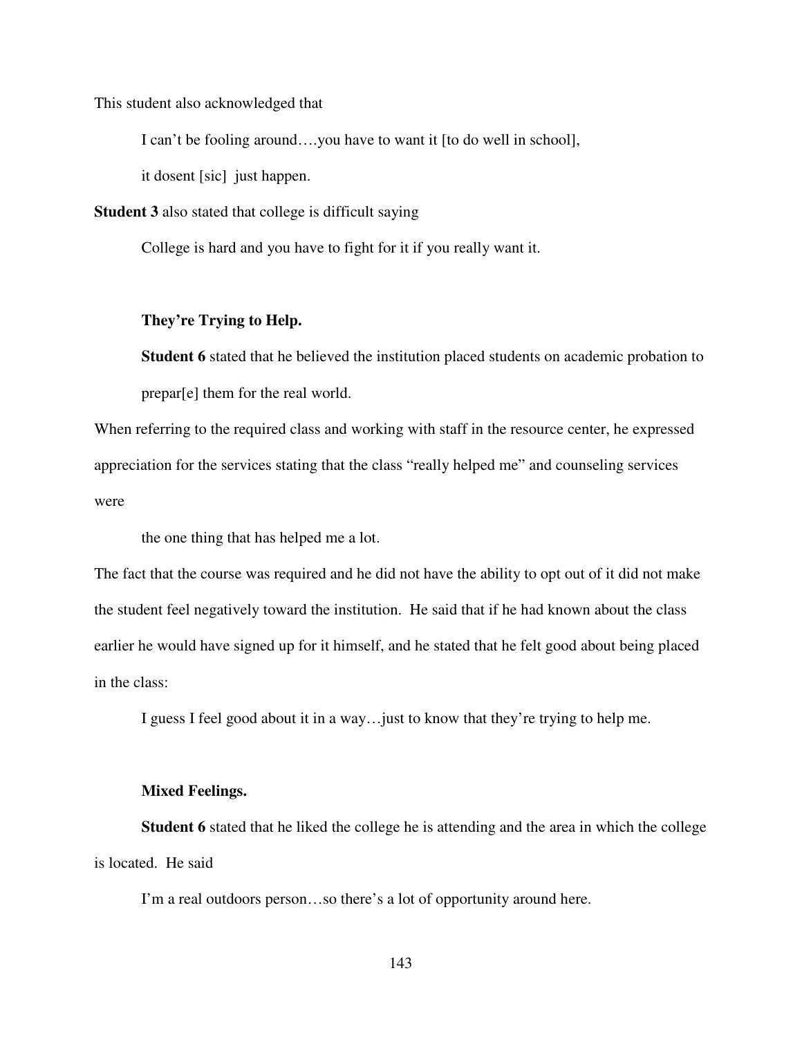This student also acknowledged that

> I can't be fooling around….you have to want it [to do well in school], it dosent [sic] just happen.

**Student 3** also stated that college is difficult saying

> College is hard and you have to fight for it if you really want it.

**They're Trying to Help.**

**Student 6** stated that he believed the institution placed students on academic probation to prepar[e] them for the real world.

When referring to the required class and working with staff in the resource center, he expressed appreciation for the services stating that the class "really helped me" and counseling services were

> the one thing that has helped me a lot.

The fact that the course was required and he did not have the ability to opt out of it did not make the student feel negatively toward the institution. He said that if he had known about the class earlier he would have signed up for it himself, and he stated that he felt good about being placed in the class:

> I guess I feel good about it in a way…just to know that they're trying to help me.

**Mixed Feelings.**

**Student 6** stated that he liked the college he is attending and the area in which the college is located. He said

> I'm a real outdoors person…so there's a lot of opportunity around here.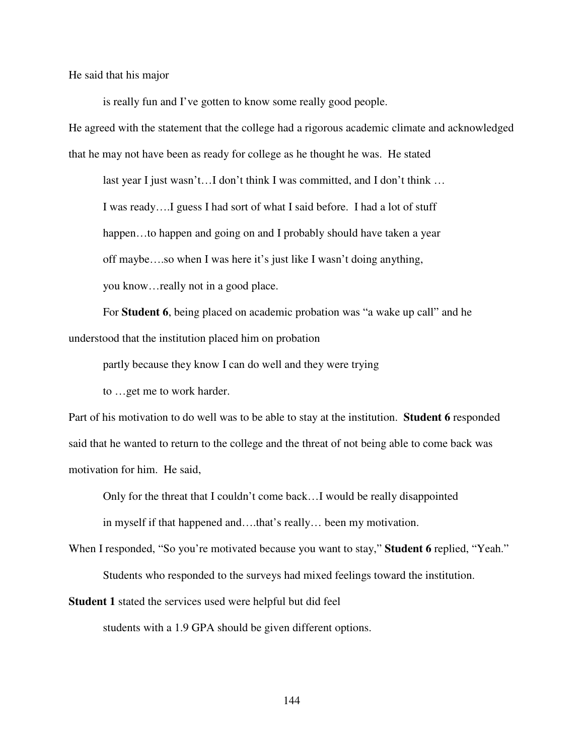He said that his major

> is really fun and I've gotten to know some really good people.

He agreed with the statement that the college had a rigorous academic climate and acknowledged that he may not have been as ready for college as he thought he was. He stated

> last year I just wasn't…I don't think I was committed, and I don't think … I was ready….I guess I had sort of what I said before. I had a lot of stuff happen…to happen and going on and I probably should have taken a year off maybe….so when I was here it's just like I wasn't doing anything, you know…really not in a good place.

For **Student 6**, being placed on academic probation was "a wake up call" and he understood that the institution placed him on probation

> partly because they know I can do well and they were trying to …get me to work harder.

Part of his motivation to do well was to be able to stay at the institution. **Student 6** responded said that he wanted to return to the college and the threat of not being able to come back was motivation for him. He said,

> Only for the threat that I couldn't come back…I would be really disappointed in myself if that happened and….that's really… been my motivation.

When I responded, "So you're motivated because you want to stay," **Student 6** replied, "Yeah."

Students who responded to the surveys had mixed feelings toward the institution. **Student 1** stated the services used were helpful but did feel

> students with a 1.9 GPA should be given different options.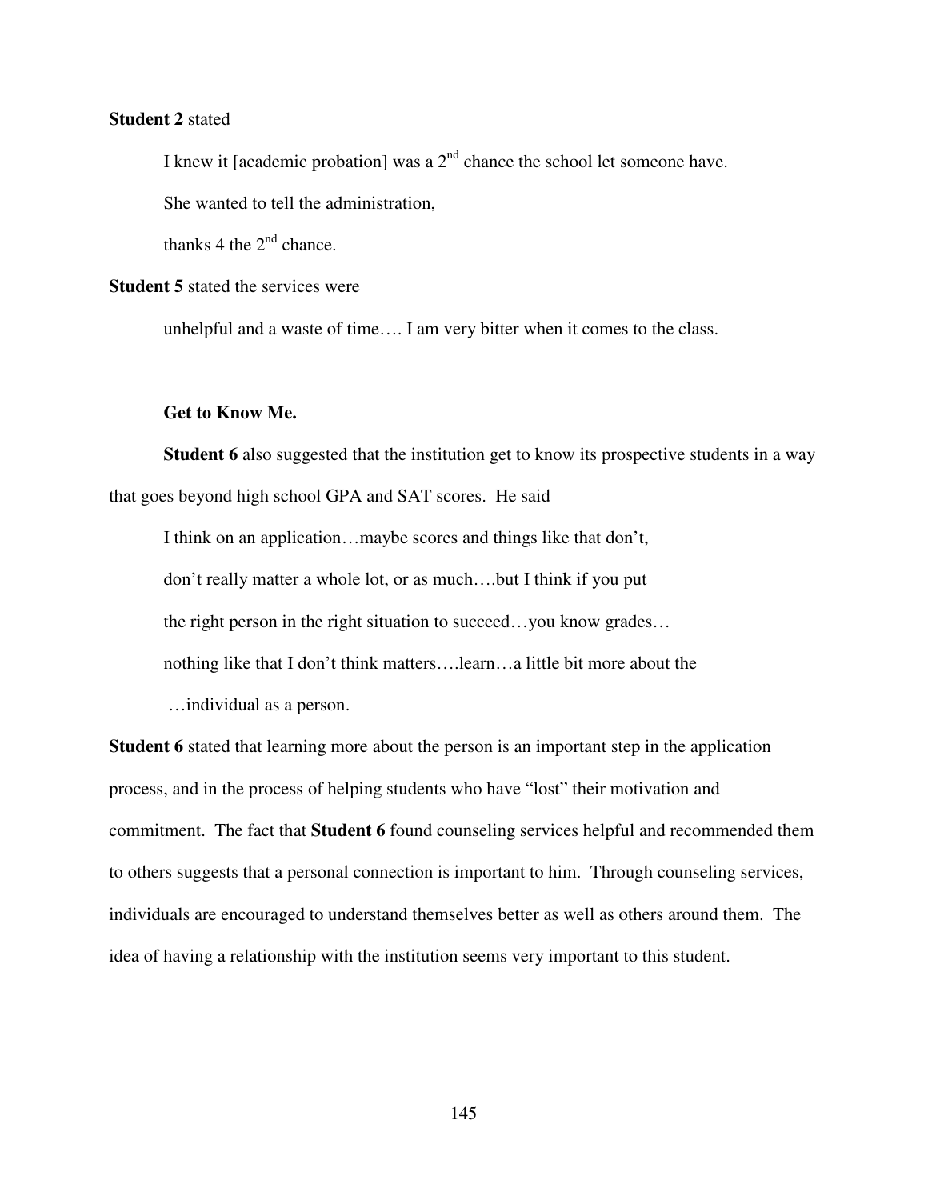**Student 2** stated

> I knew it [academic probation] was a 2nd chance the school let someone have.
>
> She wanted to tell the administration,
>
> thanks 4 the 2nd chance.

**Student 5** stated the services were

> unhelpful and a waste of time…. I am very bitter when it comes to the class.

**Get to Know Me.**

**Student 6** also suggested that the institution get to know its prospective students in a way that goes beyond high school GPA and SAT scores. He said

> I think on an application…maybe scores and things like that don't,
>
> don't really matter a whole lot, or as much….but I think if you put
>
> the right person in the right situation to succeed…you know grades…
>
> nothing like that I don't think matters….learn…a little bit more about the
>
> …individual as a person.

**Student 6** stated that learning more about the person is an important step in the application process, and in the process of helping students who have "lost" their motivation and commitment. The fact that **Student 6** found counseling services helpful and recommended them to others suggests that a personal connection is important to him. Through counseling services, individuals are encouraged to understand themselves better as well as others around them. The idea of having a relationship with the institution seems very important to this student.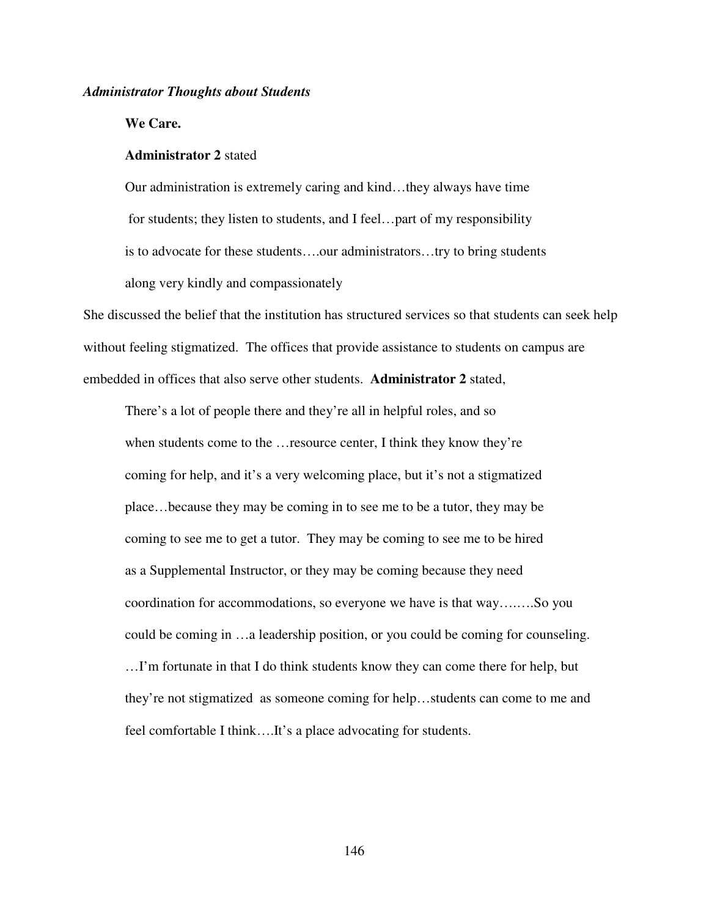*Administrator Thoughts about Students*

**We Care.**

**Administrator 2** stated

> Our administration is extremely caring and kind…they always have time for students; they listen to students, and I feel…part of my responsibility is to advocate for these students….our administrators…try to bring students along very kindly and compassionately

She discussed the belief that the institution has structured services so that students can seek help without feeling stigmatized. The offices that provide assistance to students on campus are embedded in offices that also serve other students. **Administrator 2** stated,

> There's a lot of people there and they're all in helpful roles, and so when students come to the …resource center, I think they know they're coming for help, and it's a very welcoming place, but it's not a stigmatized place…because they may be coming in to see me to be a tutor, they may be coming to see me to get a tutor. They may be coming to see me to be hired as a Supplemental Instructor, or they may be coming because they need coordination for accommodations, so everyone we have is that way….….So you could be coming in …a leadership position, or you could be coming for counseling. …I'm fortunate in that I do think students know they can come there for help, but they're not stigmatized as someone coming for help…students can come to me and feel comfortable I think….It's a place advocating for students.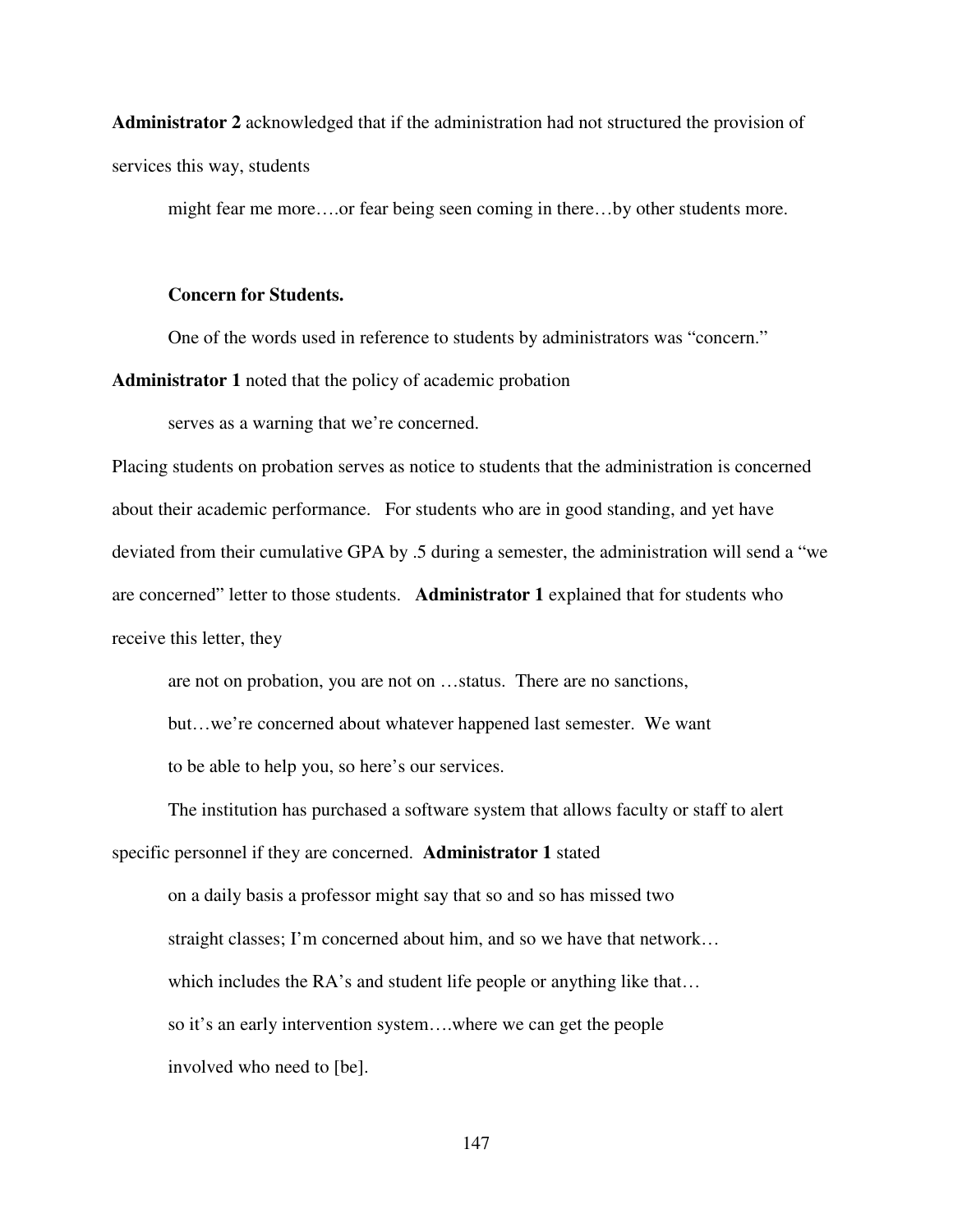**Administrator 2** acknowledged that if the administration had not structured the provision of services this way, students

> might fear me more….or fear being seen coming in there…by other students more.

#### **Concern for Students.**

One of the words used in reference to students by administrators was "concern." **Administrator 1** noted that the policy of academic probation

> serves as a warning that we're concerned.

Placing students on probation serves as notice to students that the administration is concerned about their academic performance. For students who are in good standing, and yet have deviated from their cumulative GPA by .5 during a semester, the administration will send a "we are concerned" letter to those students. **Administrator 1** explained that for students who receive this letter, they

> are not on probation, you are not on …status. There are no sanctions, but…we're concerned about whatever happened last semester. We want to be able to help you, so here's our services.

The institution has purchased a software system that allows faculty or staff to alert specific personnel if they are concerned. **Administrator 1** stated

> on a daily basis a professor might say that so and so has missed two straight classes; I'm concerned about him, and so we have that network… which includes the RA's and student life people or anything like that… so it's an early intervention system….where we can get the people involved who need to [be].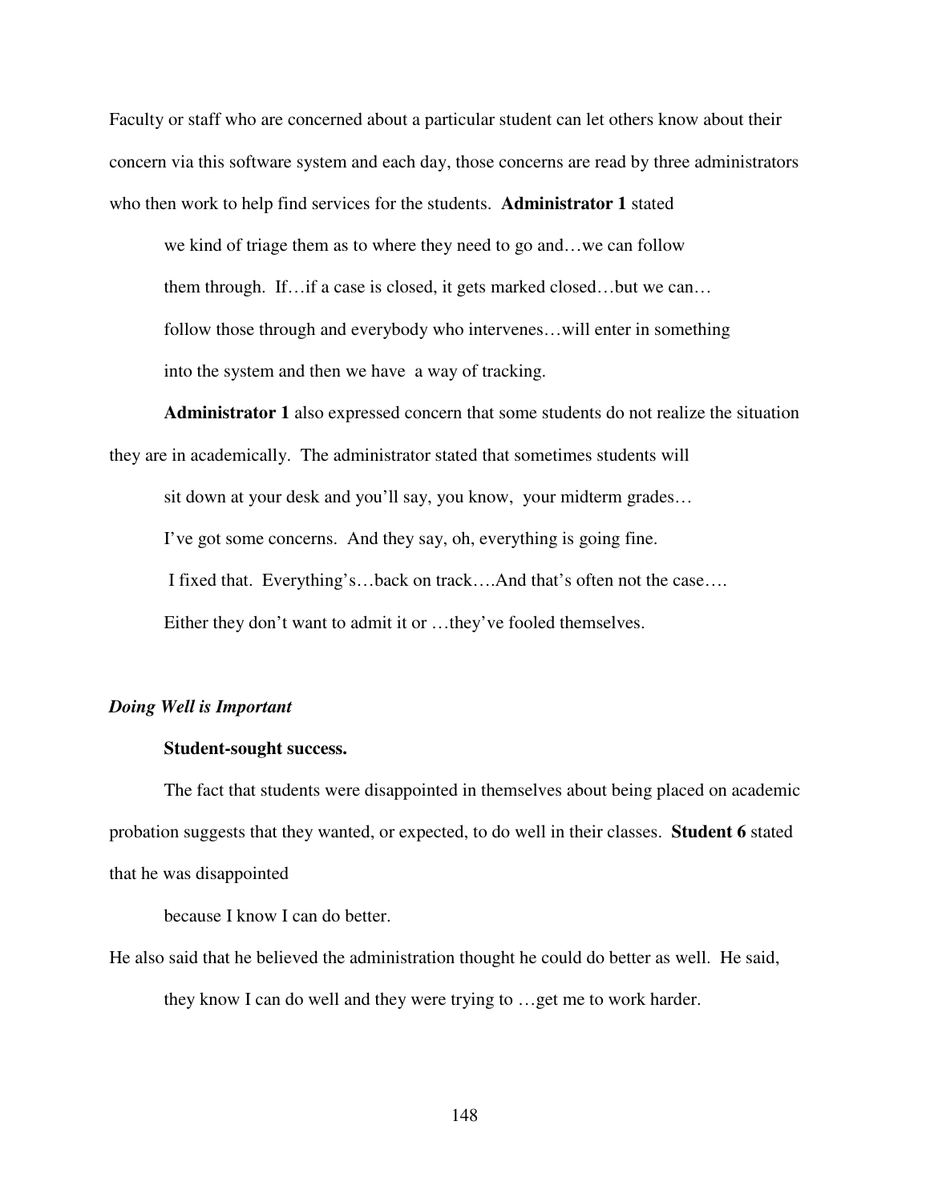Faculty or staff who are concerned about a particular student can let others know about their concern via this software system and each day, those concerns are read by three administrators who then work to help find services for the students. **Administrator 1** stated

> we kind of triage them as to where they need to go and…we can follow them through. If…if a case is closed, it gets marked closed…but we can… follow those through and everybody who intervenes…will enter in something into the system and then we have a way of tracking.

**Administrator 1** also expressed concern that some students do not realize the situation they are in academically. The administrator stated that sometimes students will

> sit down at your desk and you'll say, you know, your midterm grades… I've got some concerns. And they say, oh, everything is going fine. I fixed that. Everything's…back on track….And that's often not the case…. Either they don't want to admit it or …they've fooled themselves.

### *Doing Well is Important*

#### **Student-sought success.**

The fact that students were disappointed in themselves about being placed on academic probation suggests that they wanted, or expected, to do well in their classes. **Student 6** stated that he was disappointed

> because I know I can do better.

He also said that he believed the administration thought he could do better as well. He said,

> they know I can do well and they were trying to …get me to work harder.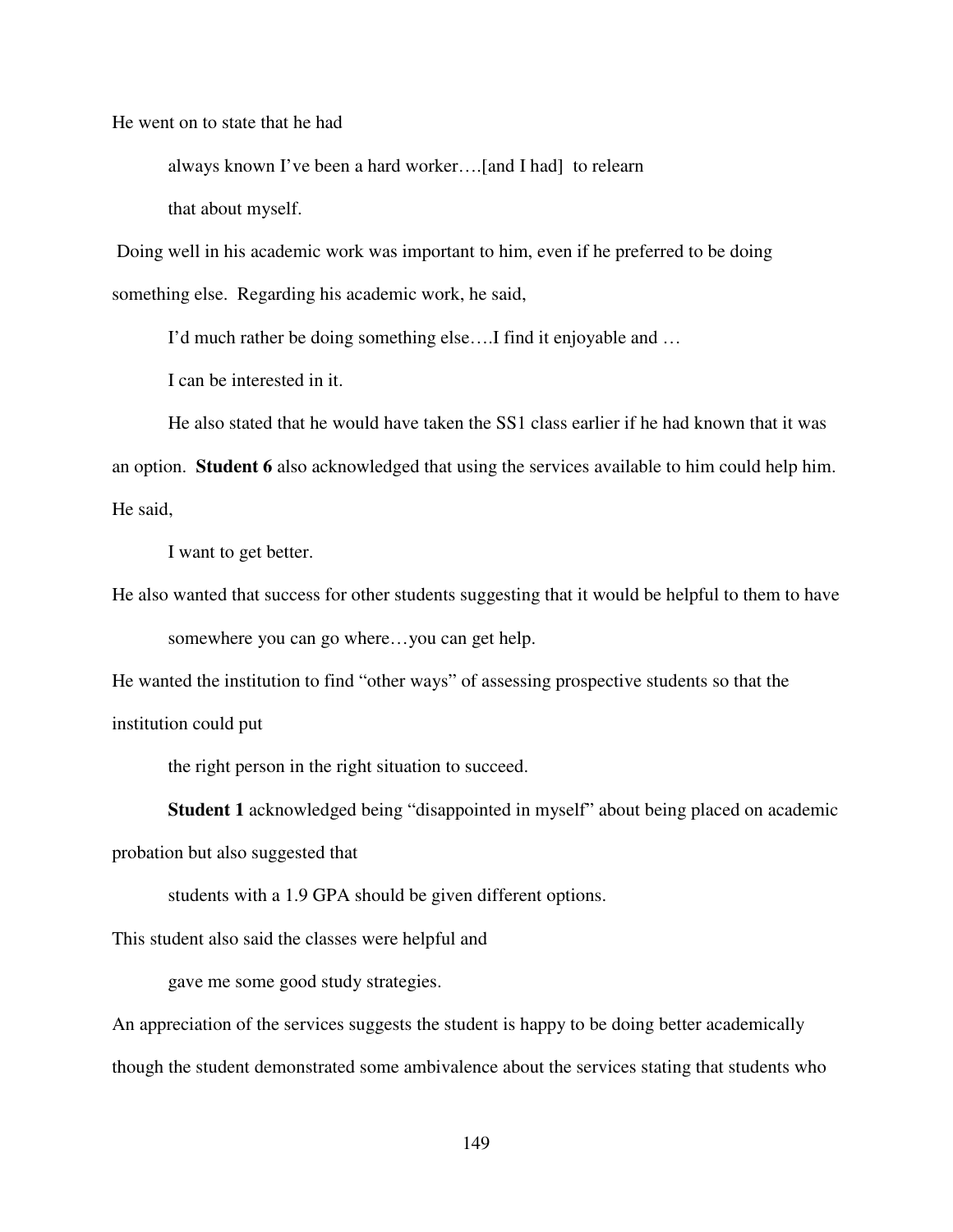He went on to state that he had

> always known I've been a hard worker….[and I had] to relearn that about myself.

Doing well in his academic work was important to him, even if he preferred to be doing something else. Regarding his academic work, he said,

> I'd much rather be doing something else….I find it enjoyable and … I can be interested in it.

He also stated that he would have taken the SS1 class earlier if he had known that it was an option. **Student 6** also acknowledged that using the services available to him could help him. He said,

> I want to get better.

He also wanted that success for other students suggesting that it would be helpful to them to have

> somewhere you can go where…you can get help.

He wanted the institution to find "other ways" of assessing prospective students so that the institution could put

> the right person in the right situation to succeed.

**Student 1** acknowledged being "disappointed in myself" about being placed on academic probation but also suggested that

> students with a 1.9 GPA should be given different options.

This student also said the classes were helpful and

> gave me some good study strategies.

An appreciation of the services suggests the student is happy to be doing better academically though the student demonstrated some ambivalence about the services stating that students who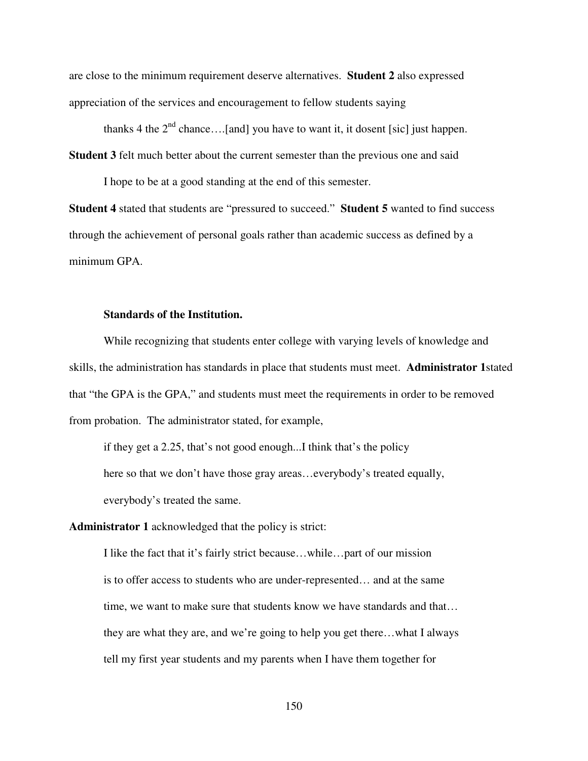are close to the minimum requirement deserve alternatives. **Student 2** also expressed appreciation of the services and encouragement to fellow students saying

> thanks 4 the 2nd chance….[and] you have to want it, it dosent [sic] just happen.

**Student 3** felt much better about the current semester than the previous one and said

> I hope to be at a good standing at the end of this semester.

**Student 4** stated that students are "pressured to succeed." **Student 5** wanted to find success through the achievement of personal goals rather than academic success as defined by a minimum GPA.

### Standards of the Institution.

While recognizing that students enter college with varying levels of knowledge and skills, the administration has standards in place that students must meet. **Administrator 1** stated that "the GPA is the GPA," and students must meet the requirements in order to be removed from probation. The administrator stated, for example,

> if they get a 2.25, that's not good enough...I think that's the policy here so that we don't have those gray areas…everybody's treated equally, everybody's treated the same.

**Administrator 1** acknowledged that the policy is strict:

> I like the fact that it's fairly strict because…while…part of our mission is to offer access to students who are under-represented… and at the same time, we want to make sure that students know we have standards and that… they are what they are, and we're going to help you get there…what I always tell my first year students and my parents when I have them together for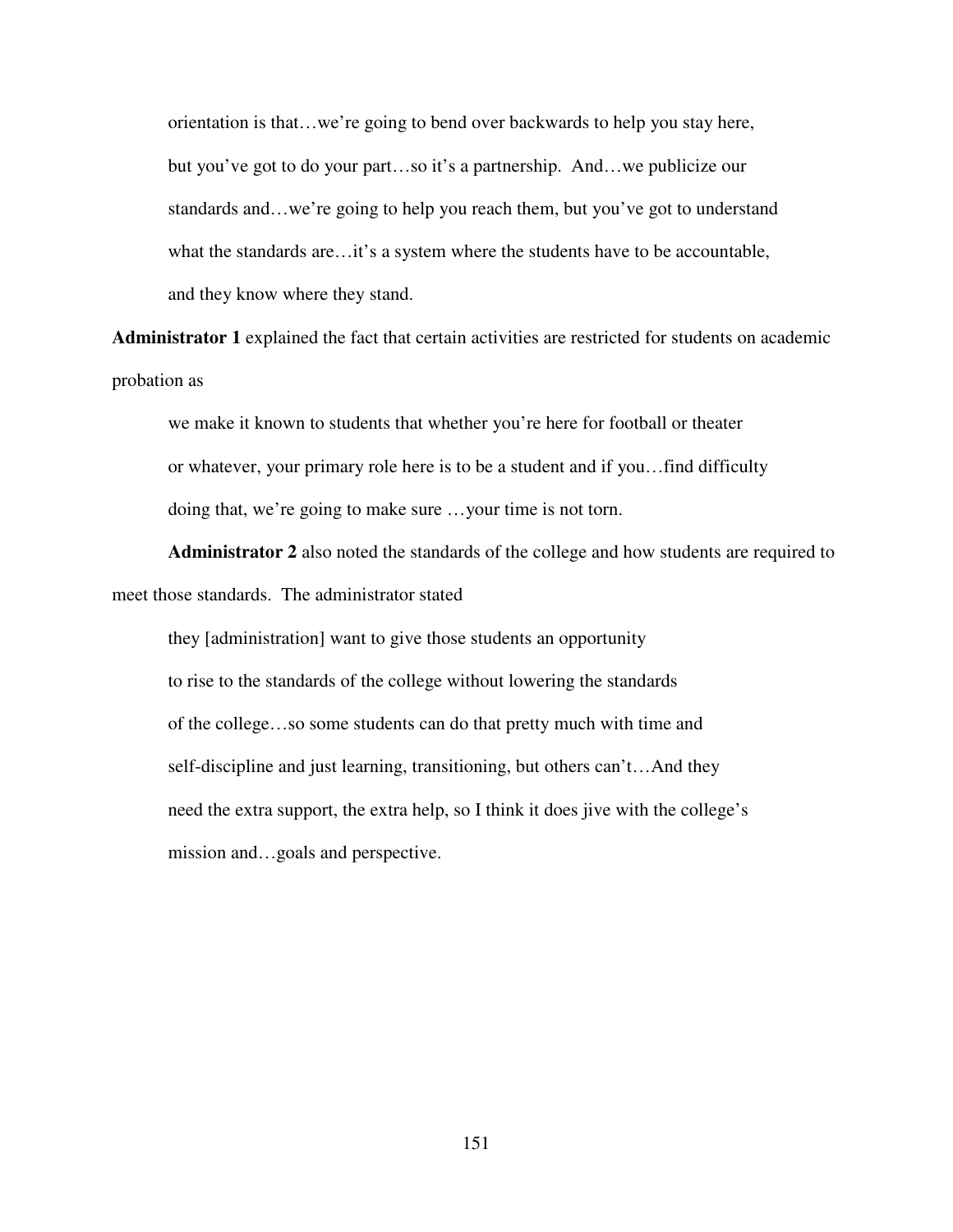> orientation is that…we're going to bend over backwards to help you stay here, but you've got to do your part…so it's a partnership. And…we publicize our standards and…we're going to help you reach them, but you've got to understand what the standards are…it's a system where the students have to be accountable, and they know where they stand.

**Administrator 1** explained the fact that certain activities are restricted for students on academic probation as

> we make it known to students that whether you're here for football or theater or whatever, your primary role here is to be a student and if you…find difficulty doing that, we're going to make sure …your time is not torn.

**Administrator 2** also noted the standards of the college and how students are required to meet those standards. The administrator stated

> they [administration] want to give those students an opportunity to rise to the standards of the college without lowering the standards of the college…so some students can do that pretty much with time and self-discipline and just learning, transitioning, but others can't…And they need the extra support, the extra help, so I think it does jive with the college's mission and…goals and perspective.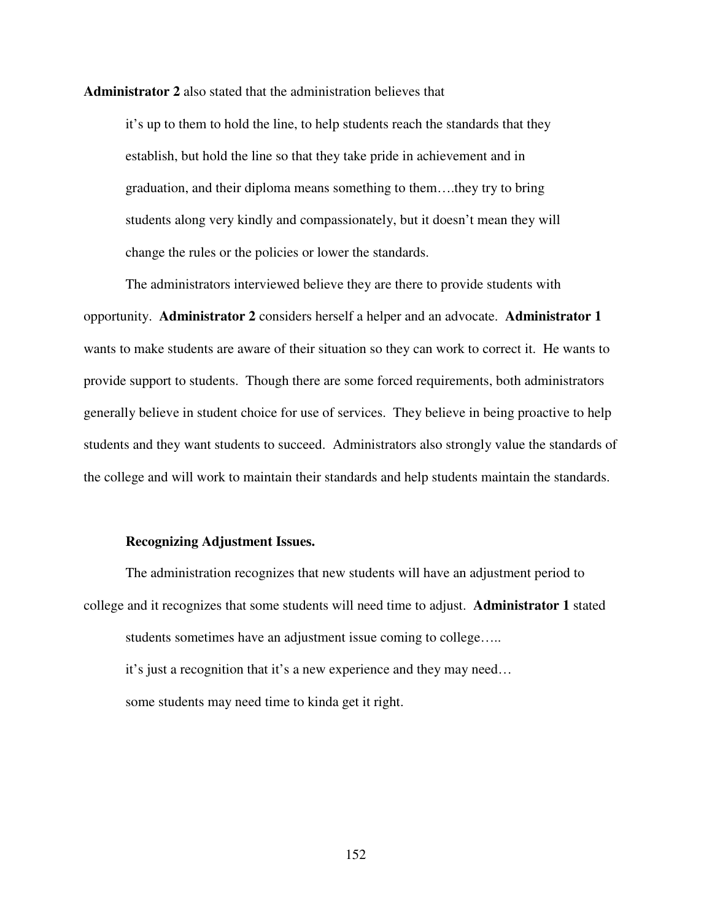**Administrator 2** also stated that the administration believes that

> it's up to them to hold the line, to help students reach the standards that they establish, but hold the line so that they take pride in achievement and in graduation, and their diploma means something to them….they try to bring students along very kindly and compassionately, but it doesn't mean they will change the rules or the policies or lower the standards.

The administrators interviewed believe they are there to provide students with opportunity. **Administrator 2** considers herself a helper and an advocate. **Administrator 1** wants to make students are aware of their situation so they can work to correct it. He wants to provide support to students. Though there are some forced requirements, both administrators generally believe in student choice for use of services. They believe in being proactive to help students and they want students to succeed. Administrators also strongly value the standards of the college and will work to maintain their standards and help students maintain the standards.

**Recognizing Adjustment Issues.**

The administration recognizes that new students will have an adjustment period to college and it recognizes that some students will need time to adjust. **Administrator 1** stated

> students sometimes have an adjustment issue coming to college…..
> it's just a recognition that it's a new experience and they may need…
> some students may need time to kinda get it right.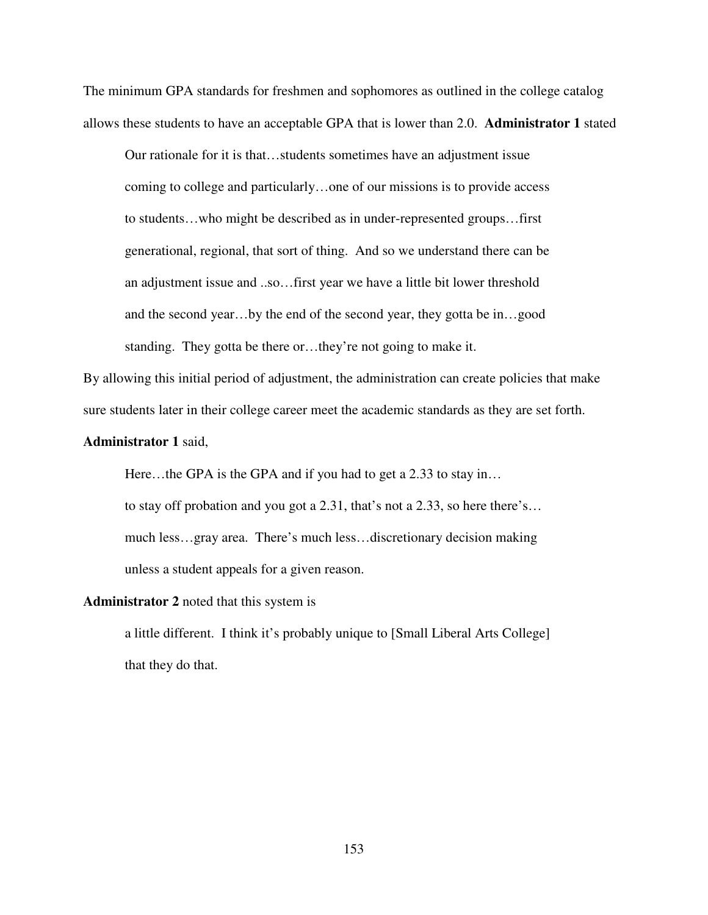The minimum GPA standards for freshmen and sophomores as outlined in the college catalog allows these students to have an acceptable GPA that is lower than 2.0. **Administrator 1** stated

> Our rationale for it is that…students sometimes have an adjustment issue coming to college and particularly…one of our missions is to provide access to students…who might be described as in under-represented groups…first generational, regional, that sort of thing. And so we understand there can be an adjustment issue and ..so…first year we have a little bit lower threshold and the second year…by the end of the second year, they gotta be in…good standing. They gotta be there or…they're not going to make it.

By allowing this initial period of adjustment, the administration can create policies that make sure students later in their college career meet the academic standards as they are set forth.

**Administrator 1** said,

> Here…the GPA is the GPA and if you had to get a 2.33 to stay in… to stay off probation and you got a 2.31, that's not a 2.33, so here there's… much less…gray area. There's much less…discretionary decision making unless a student appeals for a given reason.

**Administrator 2** noted that this system is

> a little different. I think it's probably unique to [Small Liberal Arts College] that they do that.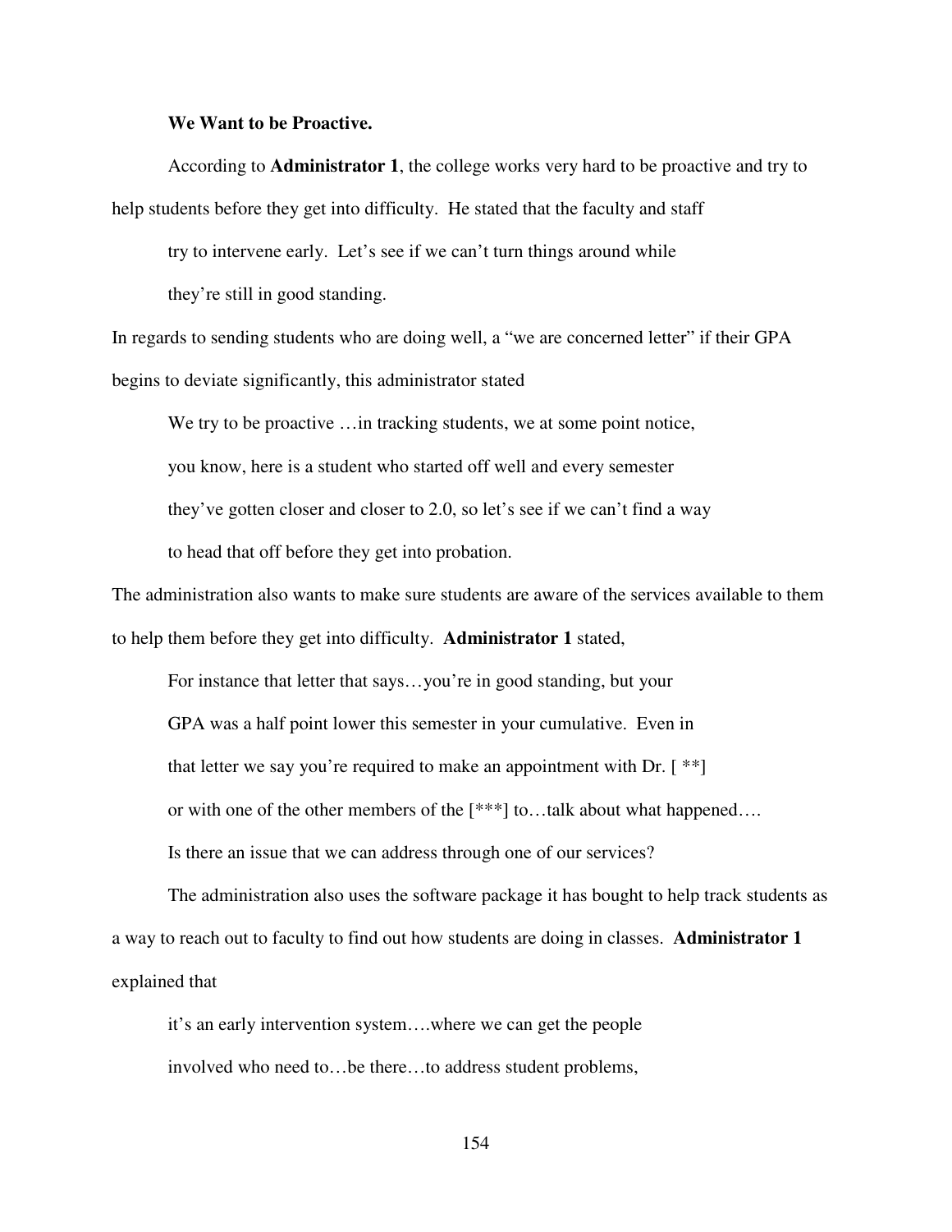**We Want to be Proactive.**

According to **Administrator 1**, the college works very hard to be proactive and try to help students before they get into difficulty. He stated that the faculty and staff

> try to intervene early. Let's see if we can't turn things around while they're still in good standing.

In regards to sending students who are doing well, a "we are concerned letter" if their GPA begins to deviate significantly, this administrator stated

> We try to be proactive …in tracking students, we at some point notice, you know, here is a student who started off well and every semester they've gotten closer and closer to 2.0, so let's see if we can't find a way to head that off before they get into probation.

The administration also wants to make sure students are aware of the services available to them to help them before they get into difficulty. **Administrator 1** stated,

> For instance that letter that says…you're in good standing, but your GPA was a half point lower this semester in your cumulative. Even in that letter we say you're required to make an appointment with Dr. [ **] or with one of the other members of the [***] to…talk about what happened…. Is there an issue that we can address through one of our services?

The administration also uses the software package it has bought to help track students as a way to reach out to faculty to find out how students are doing in classes. **Administrator 1** explained that

> it's an early intervention system….where we can get the people involved who need to…be there…to address student problems,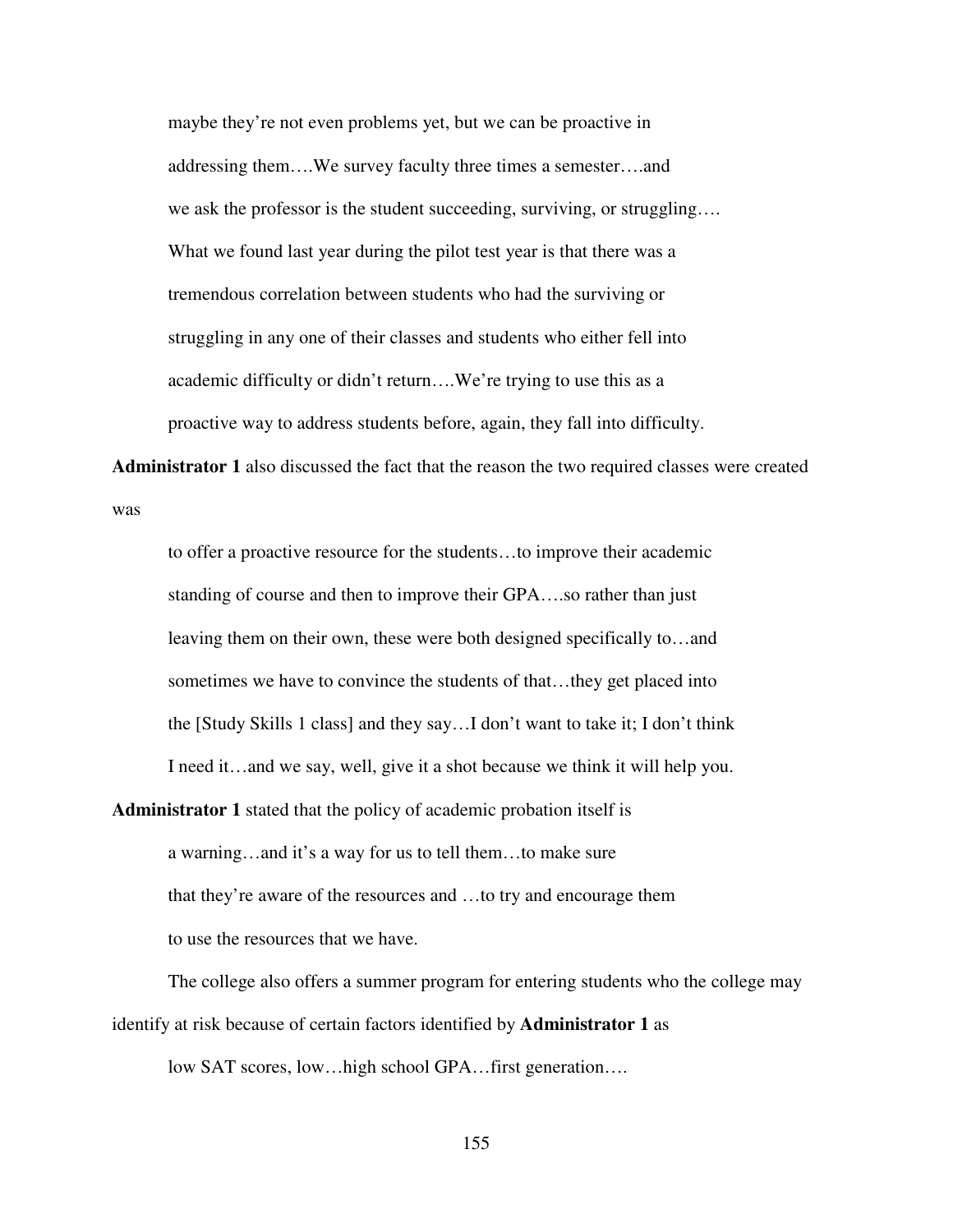> maybe they're not even problems yet, but we can be proactive in addressing them….We survey faculty three times a semester….and we ask the professor is the student succeeding, surviving, or struggling…. What we found last year during the pilot test year is that there was a tremendous correlation between students who had the surviving or struggling in any one of their classes and students who either fell into academic difficulty or didn't return….We're trying to use this as a proactive way to address students before, again, they fall into difficulty.

**Administrator 1** also discussed the fact that the reason the two required classes were created was

> to offer a proactive resource for the students…to improve their academic standing of course and then to improve their GPA….so rather than just leaving them on their own, these were both designed specifically to…and sometimes we have to convince the students of that…they get placed into the [Study Skills 1 class] and they say…I don't want to take it; I don't think I need it…and we say, well, give it a shot because we think it will help you.

**Administrator 1** stated that the policy of academic probation itself is

> a warning…and it's a way for us to tell them…to make sure that they're aware of the resources and …to try and encourage them to use the resources that we have.

The college also offers a summer program for entering students who the college may identify at risk because of certain factors identified by **Administrator 1** as

> low SAT scores, low…high school GPA…first generation….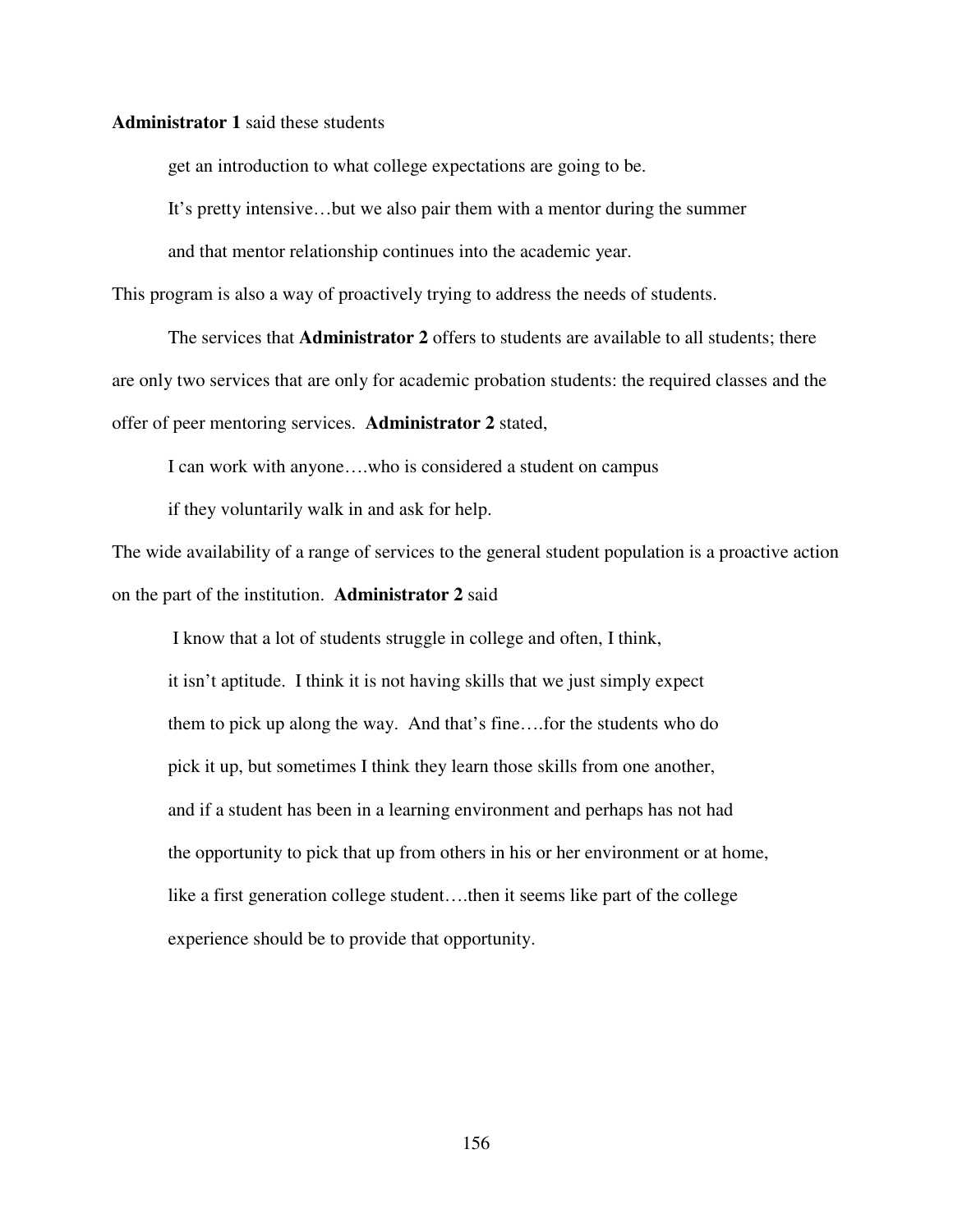**Administrator 1** said these students

> get an introduction to what college expectations are going to be.
> It's pretty intensive…but we also pair them with a mentor during the summer
> and that mentor relationship continues into the academic year.

This program is also a way of proactively trying to address the needs of students.

The services that **Administrator 2** offers to students are available to all students; there are only two services that are only for academic probation students: the required classes and the offer of peer mentoring services. **Administrator 2** stated,

> I can work with anyone….who is considered a student on campus
> if they voluntarily walk in and ask for help.

The wide availability of a range of services to the general student population is a proactive action on the part of the institution. **Administrator 2** said

> I know that a lot of students struggle in college and often, I think,
> it isn't aptitude. I think it is not having skills that we just simply expect
> them to pick up along the way. And that's fine….for the students who do
> pick it up, but sometimes I think they learn those skills from one another,
> and if a student has been in a learning environment and perhaps has not had
> the opportunity to pick that up from others in his or her environment or at home,
> like a first generation college student….then it seems like part of the college
> experience should be to provide that opportunity.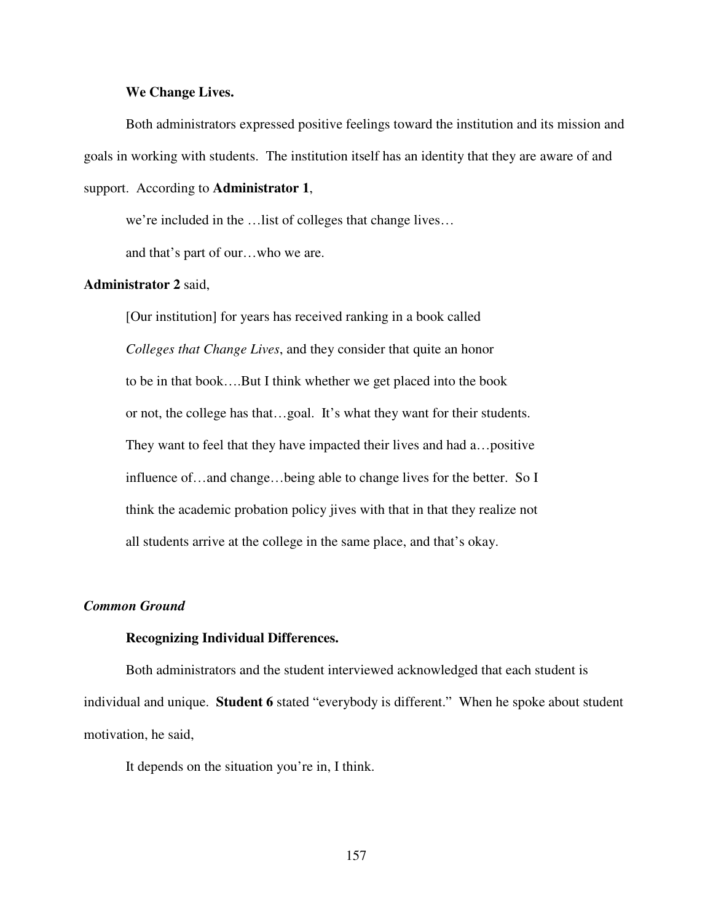**We Change Lives.**

Both administrators expressed positive feelings toward the institution and its mission and goals in working with students. The institution itself has an identity that they are aware of and support. According to **Administrator 1**,

> we're included in the …list of colleges that change lives…
>
> and that's part of our…who we are.

**Administrator 2** said,

> [Our institution] for years has received ranking in a book called
>
> *Colleges that Change Lives*, and they consider that quite an honor
>
> to be in that book….But I think whether we get placed into the book
>
> or not, the college has that…goal. It's what they want for their students.
>
> They want to feel that they have impacted their lives and had a…positive
>
> influence of…and change…being able to change lives for the better. So I
>
> think the academic probation policy jives with that in that they realize not
>
> all students arrive at the college in the same place, and that's okay.

### *Common Ground*

**Recognizing Individual Differences.**

Both administrators and the student interviewed acknowledged that each student is individual and unique. **Student 6** stated "everybody is different." When he spoke about student motivation, he said,

> It depends on the situation you're in, I think.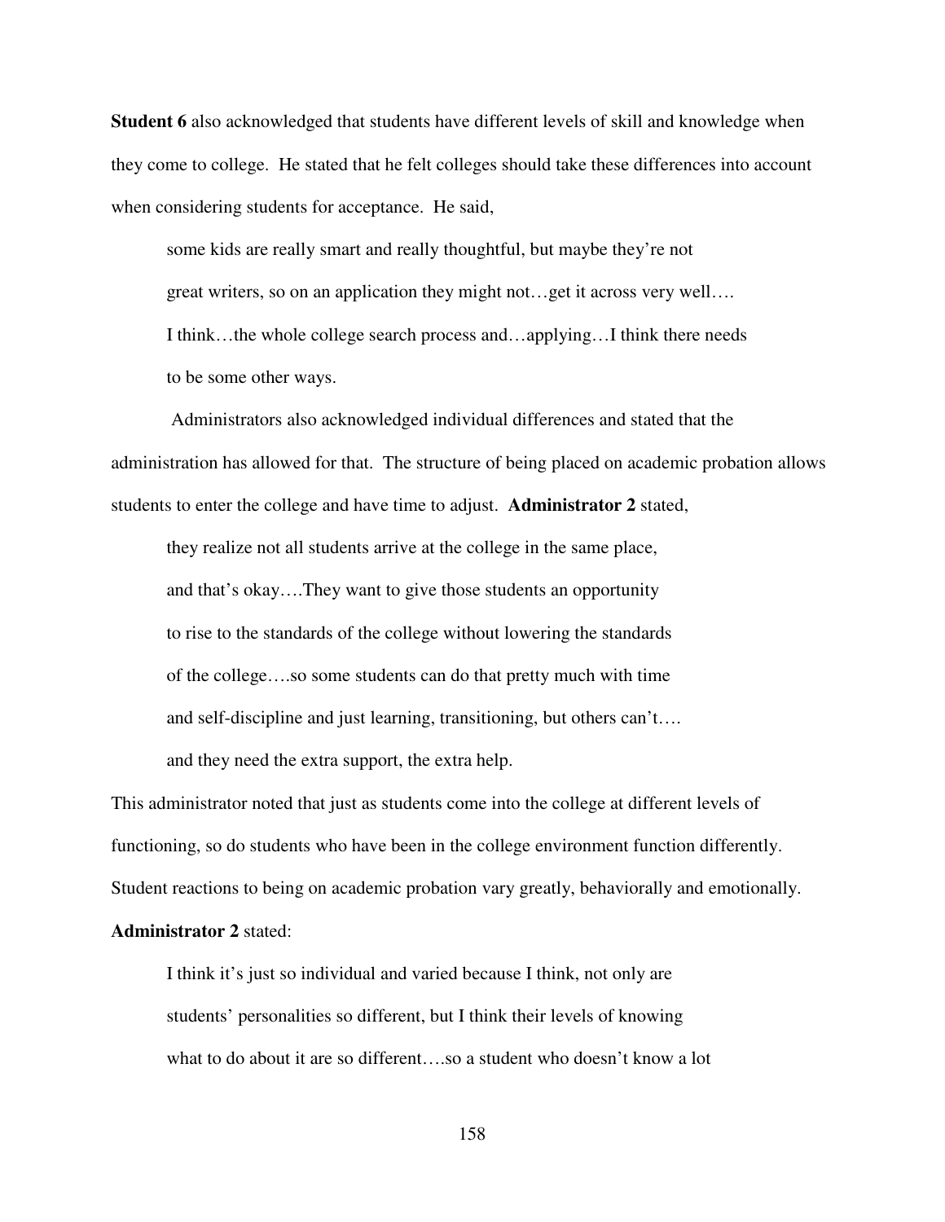**Student 6** also acknowledged that students have different levels of skill and knowledge when they come to college. He stated that he felt colleges should take these differences into account when considering students for acceptance. He said,

> some kids are really smart and really thoughtful, but maybe they're not great writers, so on an application they might not…get it across very well…. I think…the whole college search process and…applying…I think there needs to be some other ways.

Administrators also acknowledged individual differences and stated that the administration has allowed for that. The structure of being placed on academic probation allows students to enter the college and have time to adjust. **Administrator 2** stated,

> they realize not all students arrive at the college in the same place, and that's okay….They want to give those students an opportunity to rise to the standards of the college without lowering the standards of the college….so some students can do that pretty much with time and self-discipline and just learning, transitioning, but others can't…. and they need the extra support, the extra help.

This administrator noted that just as students come into the college at different levels of functioning, so do students who have been in the college environment function differently. Student reactions to being on academic probation vary greatly, behaviorally and emotionally. **Administrator 2** stated:

> I think it's just so individual and varied because I think, not only are students' personalities so different, but I think their levels of knowing what to do about it are so different….so a student who doesn't know a lot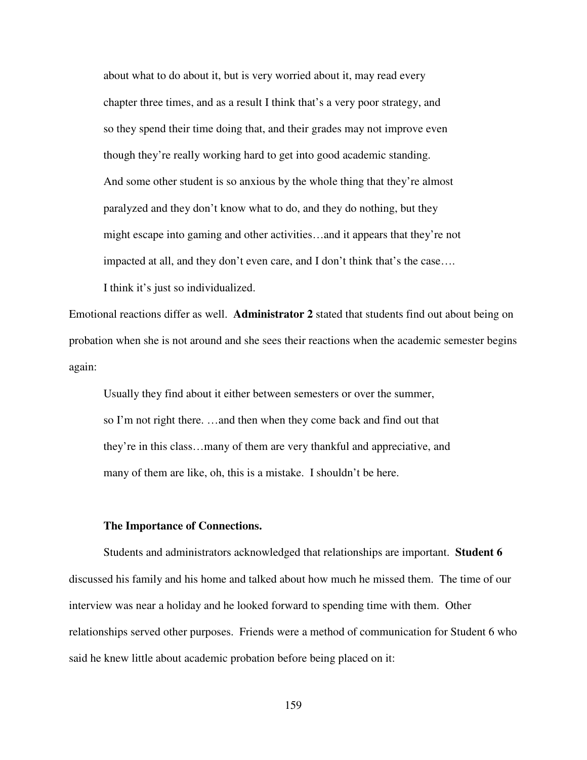> about what to do about it, but is very worried about it, may read every chapter three times, and as a result I think that's a very poor strategy, and so they spend their time doing that, and their grades may not improve even though they're really working hard to get into good academic standing. And some other student is so anxious by the whole thing that they're almost paralyzed and they don't know what to do, and they do nothing, but they might escape into gaming and other activities…and it appears that they're not impacted at all, and they don't even care, and I don't think that's the case…. I think it's just so individualized.

Emotional reactions differ as well. **Administrator 2** stated that students find out about being on probation when she is not around and she sees their reactions when the academic semester begins again:

> Usually they find about it either between semesters or over the summer, so I'm not right there. …and then when they come back and find out that they're in this class…many of them are very thankful and appreciative, and many of them are like, oh, this is a mistake. I shouldn't be here.

**The Importance of Connections.**

Students and administrators acknowledged that relationships are important. **Student 6** discussed his family and his home and talked about how much he missed them. The time of our interview was near a holiday and he looked forward to spending time with them. Other relationships served other purposes. Friends were a method of communication for Student 6 who said he knew little about academic probation before being placed on it: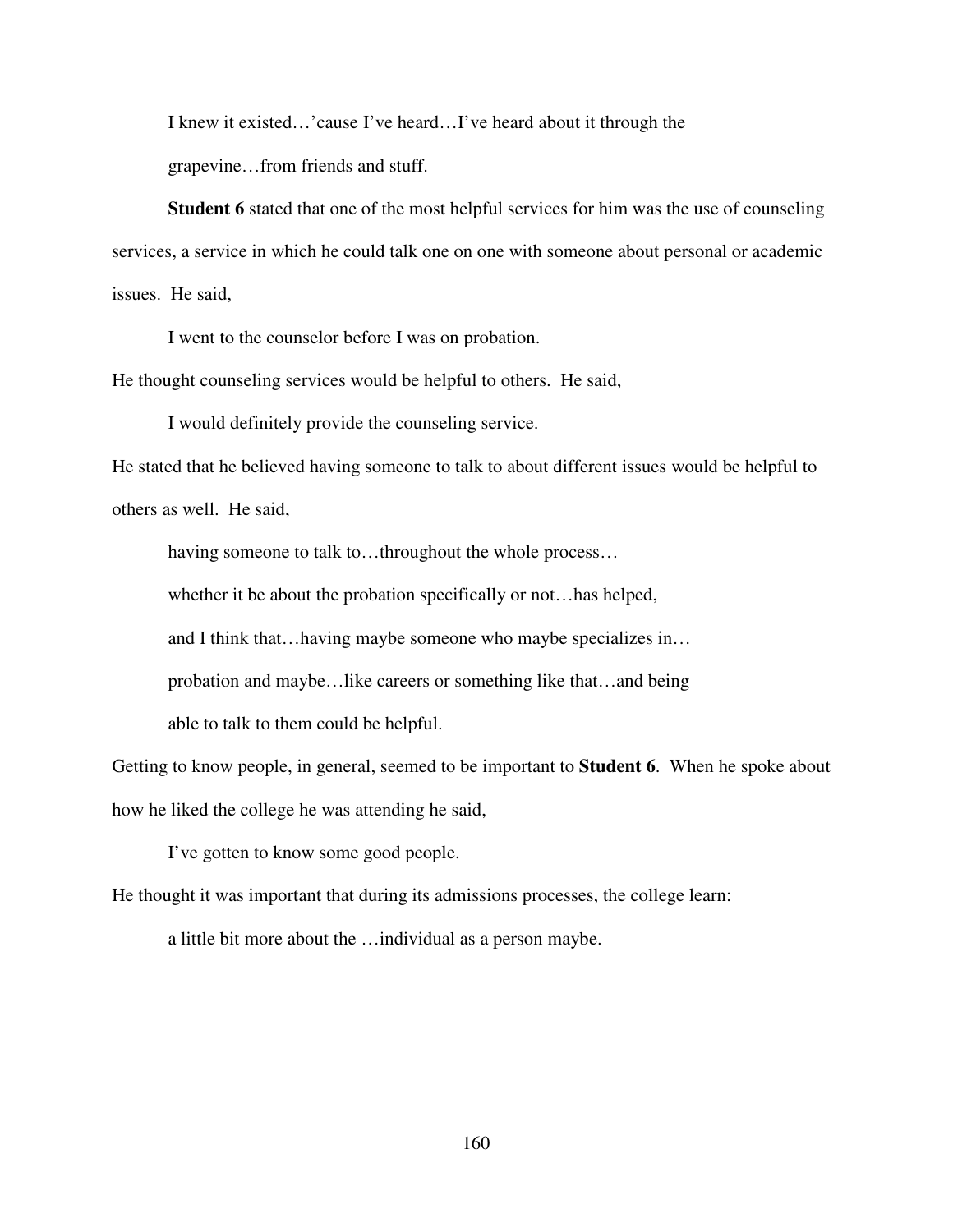> I knew it existed…'cause I've heard…I've heard about it through the grapevine…from friends and stuff.

**Student 6** stated that one of the most helpful services for him was the use of counseling services, a service in which he could talk one on one with someone about personal or academic issues. He said,

> I went to the counselor before I was on probation.

He thought counseling services would be helpful to others. He said,

> I would definitely provide the counseling service.

He stated that he believed having someone to talk to about different issues would be helpful to others as well. He said,

> having someone to talk to…throughout the whole process…
> whether it be about the probation specifically or not…has helped,
> and I think that…having maybe someone who maybe specializes in…
> probation and maybe…like careers or something like that…and being
> able to talk to them could be helpful.

Getting to know people, in general, seemed to be important to **Student 6**. When he spoke about how he liked the college he was attending he said,

> I've gotten to know some good people.

He thought it was important that during its admissions processes, the college learn:

> a little bit more about the …individual as a person maybe.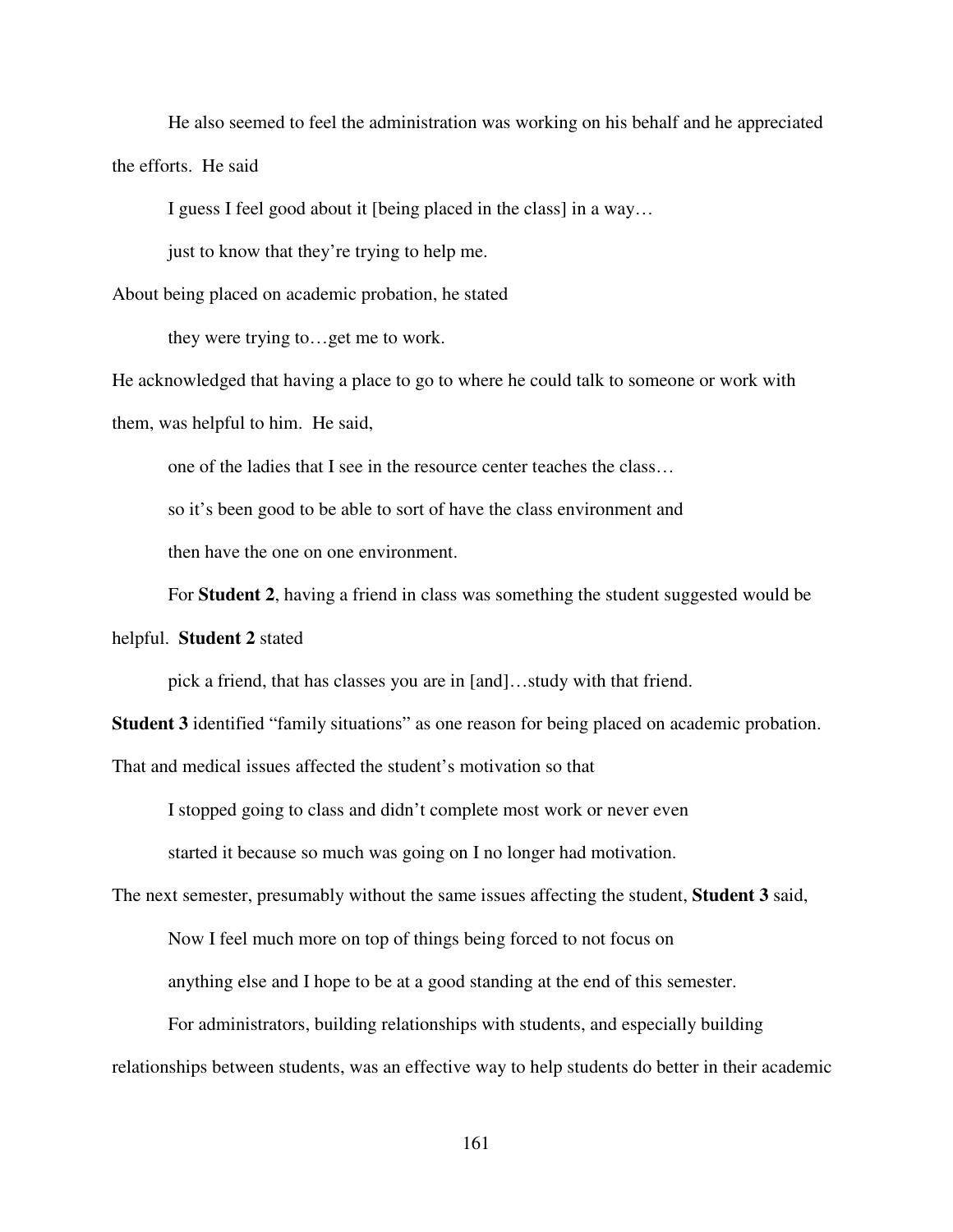He also seemed to feel the administration was working on his behalf and he appreciated the efforts. He said

> I guess I feel good about it [being placed in the class] in a way… just to know that they're trying to help me.

About being placed on academic probation, he stated

> they were trying to…get me to work.

He acknowledged that having a place to go to where he could talk to someone or work with them, was helpful to him. He said,

> one of the ladies that I see in the resource center teaches the class… so it's been good to be able to sort of have the class environment and then have the one on one environment.

For **Student 2**, having a friend in class was something the student suggested would be helpful. **Student 2** stated

> pick a friend, that has classes you are in [and]…study with that friend.

**Student 3** identified "family situations" as one reason for being placed on academic probation. That and medical issues affected the student's motivation so that

> I stopped going to class and didn't complete most work or never even started it because so much was going on I no longer had motivation.

The next semester, presumably without the same issues affecting the student, **Student 3** said,

> Now I feel much more on top of things being forced to not focus on anything else and I hope to be at a good standing at the end of this semester.

For administrators, building relationships with students, and especially building relationships between students, was an effective way to help students do better in their academic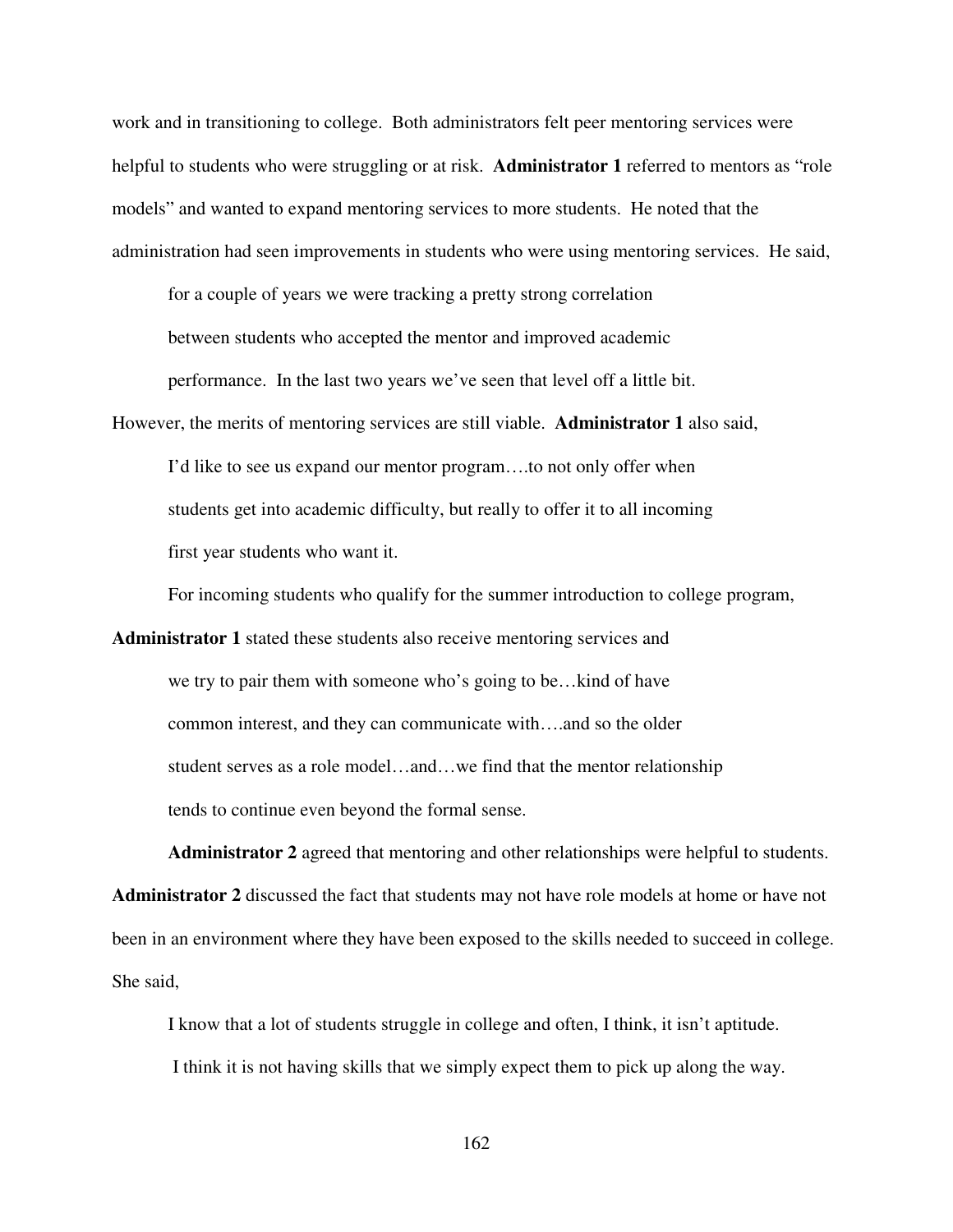work and in transitioning to college. Both administrators felt peer mentoring services were helpful to students who were struggling or at risk. **Administrator 1** referred to mentors as "role models" and wanted to expand mentoring services to more students. He noted that the administration had seen improvements in students who were using mentoring services. He said,

> for a couple of years we were tracking a pretty strong correlation between students who accepted the mentor and improved academic performance. In the last two years we've seen that level off a little bit.

However, the merits of mentoring services are still viable. **Administrator 1** also said,

> I'd like to see us expand our mentor program….to not only offer when students get into academic difficulty, but really to offer it to all incoming first year students who want it.

For incoming students who qualify for the summer introduction to college program, **Administrator 1** stated these students also receive mentoring services and

> we try to pair them with someone who's going to be…kind of have common interest, and they can communicate with….and so the older student serves as a role model…and…we find that the mentor relationship tends to continue even beyond the formal sense.

**Administrator 2** agreed that mentoring and other relationships were helpful to students. **Administrator 2** discussed the fact that students may not have role models at home or have not been in an environment where they have been exposed to the skills needed to succeed in college. She said,

> I know that a lot of students struggle in college and often, I think, it isn't aptitude. I think it is not having skills that we simply expect them to pick up along the way.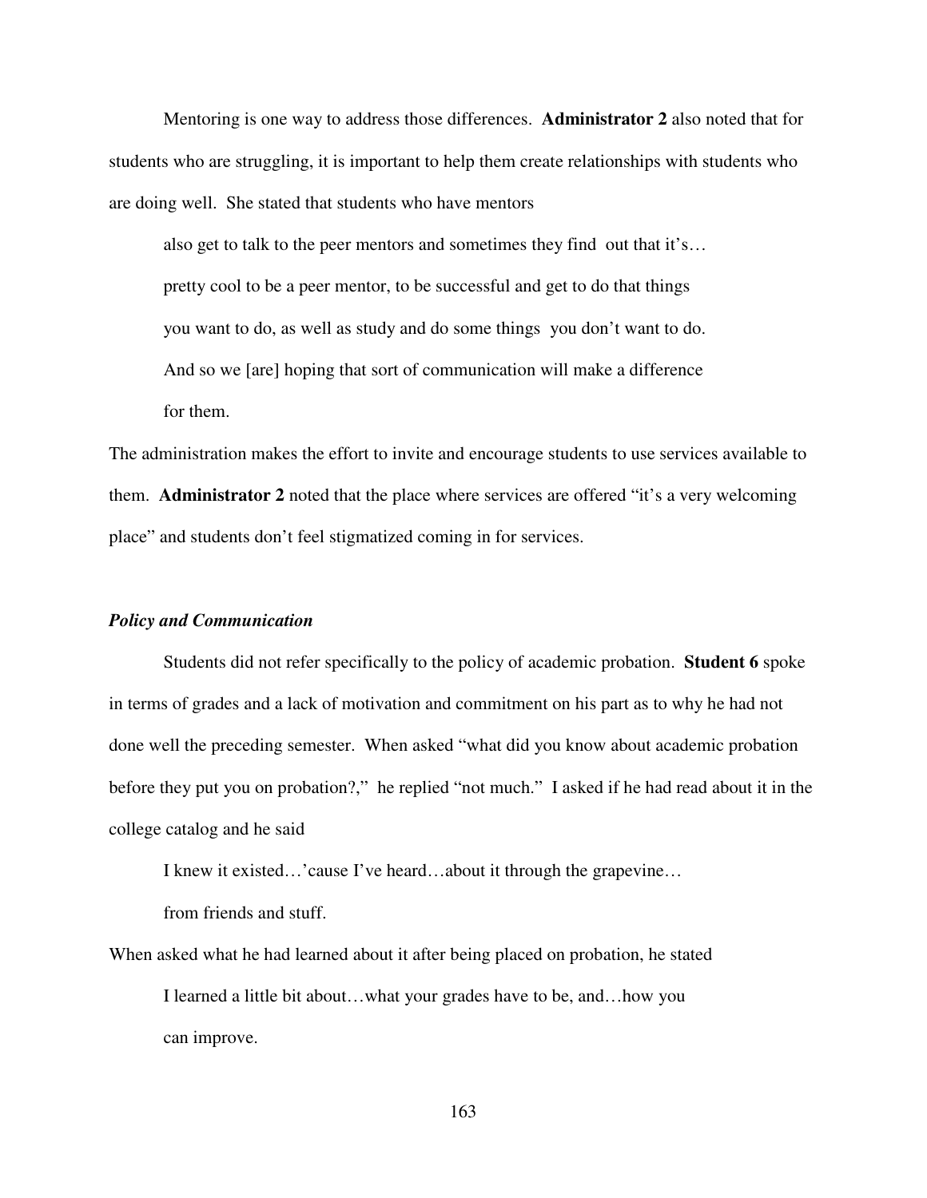Mentoring is one way to address those differences. **Administrator 2** also noted that for students who are struggling, it is important to help them create relationships with students who are doing well. She stated that students who have mentors

> also get to talk to the peer mentors and sometimes they find out that it's… pretty cool to be a peer mentor, to be successful and get to do that things you want to do, as well as study and do some things you don't want to do. And so we [are] hoping that sort of communication will make a difference for them.

The administration makes the effort to invite and encourage students to use services available to them. **Administrator 2** noted that the place where services are offered "it's a very welcoming place" and students don't feel stigmatized coming in for services.

### *Policy and Communication*

Students did not refer specifically to the policy of academic probation. **Student 6** spoke in terms of grades and a lack of motivation and commitment on his part as to why he had not done well the preceding semester. When asked "what did you know about academic probation before they put you on probation?," he replied "not much." I asked if he had read about it in the college catalog and he said

> I knew it existed…'cause I've heard…about it through the grapevine… from friends and stuff.

When asked what he had learned about it after being placed on probation, he stated

> I learned a little bit about…what your grades have to be, and…how you can improve.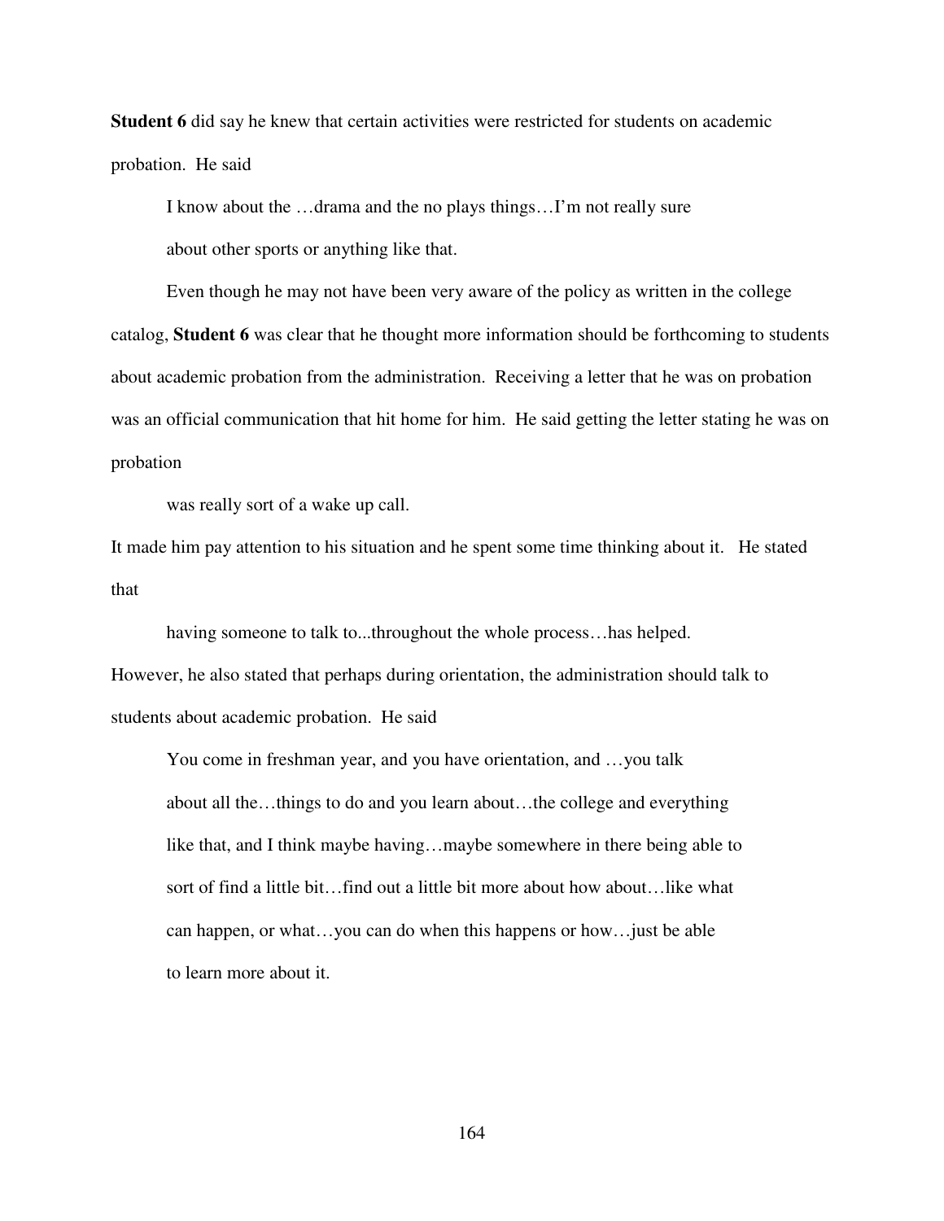**Student 6** did say he knew that certain activities were restricted for students on academic probation. He said

> I know about the …drama and the no plays things…I'm not really sure about other sports or anything like that.

Even though he may not have been very aware of the policy as written in the college catalog, **Student 6** was clear that he thought more information should be forthcoming to students about academic probation from the administration. Receiving a letter that he was on probation was an official communication that hit home for him. He said getting the letter stating he was on probation

> was really sort of a wake up call.

It made him pay attention to his situation and he spent some time thinking about it. He stated that

> having someone to talk to...throughout the whole process…has helped.

However, he also stated that perhaps during orientation, the administration should talk to students about academic probation. He said

> You come in freshman year, and you have orientation, and …you talk about all the…things to do and you learn about…the college and everything like that, and I think maybe having…maybe somewhere in there being able to sort of find a little bit…find out a little bit more about how about…like what can happen, or what…you can do when this happens or how…just be able to learn more about it.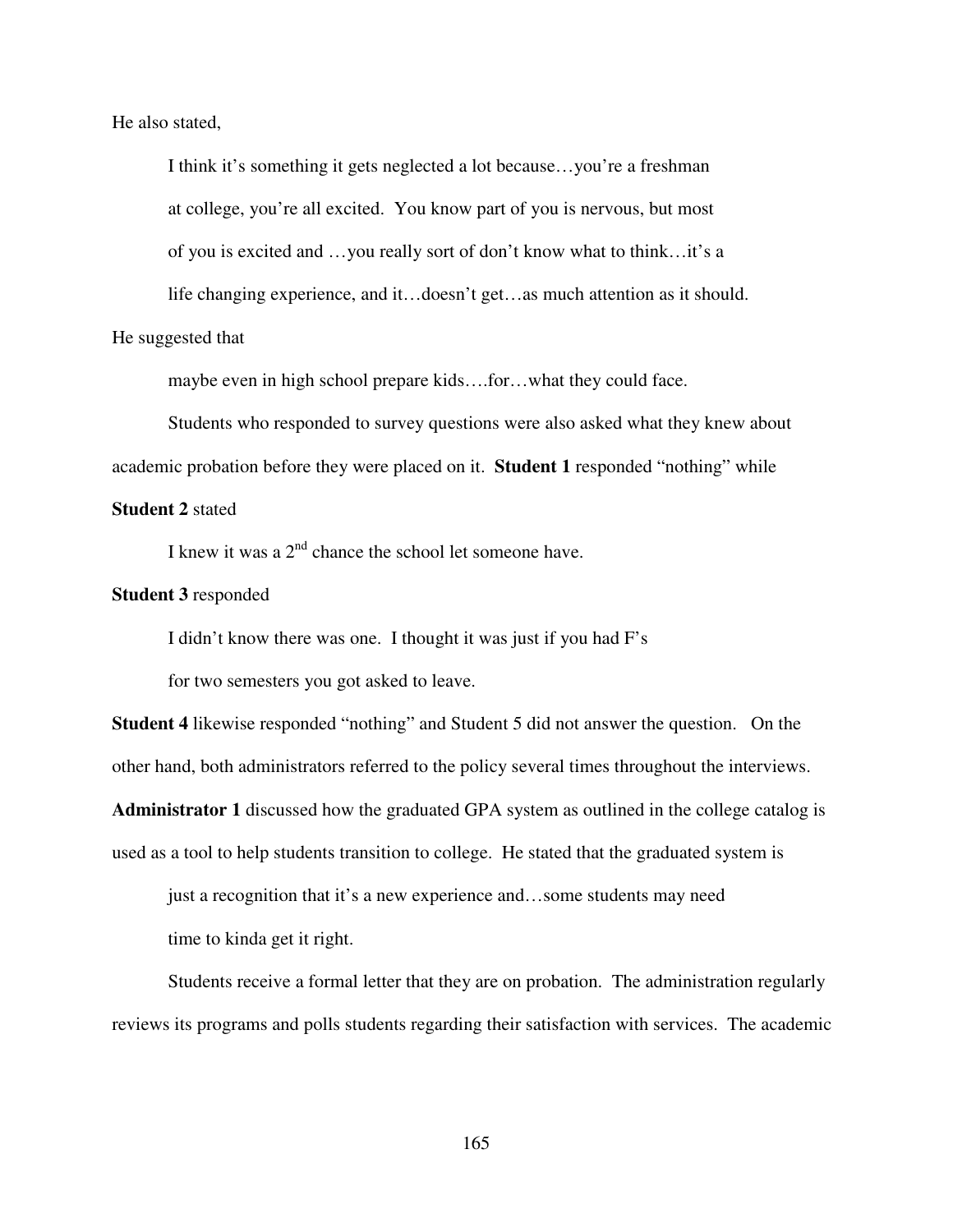He also stated,

> I think it's something it gets neglected a lot because…you're a freshman at college, you're all excited. You know part of you is nervous, but most of you is excited and …you really sort of don't know what to think…it's a life changing experience, and it…doesn't get…as much attention as it should.

He suggested that

> maybe even in high school prepare kids….for…what they could face.

Students who responded to survey questions were also asked what they knew about academic probation before they were placed on it. **Student 1** responded "nothing" while **Student 2** stated

> I knew it was a 2nd chance the school let someone have.

**Student 3** responded

> I didn't know there was one. I thought it was just if you had F's for two semesters you got asked to leave.

**Student 4** likewise responded "nothing" and Student 5 did not answer the question. On the other hand, both administrators referred to the policy several times throughout the interviews. **Administrator 1** discussed how the graduated GPA system as outlined in the college catalog is used as a tool to help students transition to college. He stated that the graduated system is

> just a recognition that it's a new experience and…some students may need time to kinda get it right.

Students receive a formal letter that they are on probation. The administration regularly reviews its programs and polls students regarding their satisfaction with services. The academic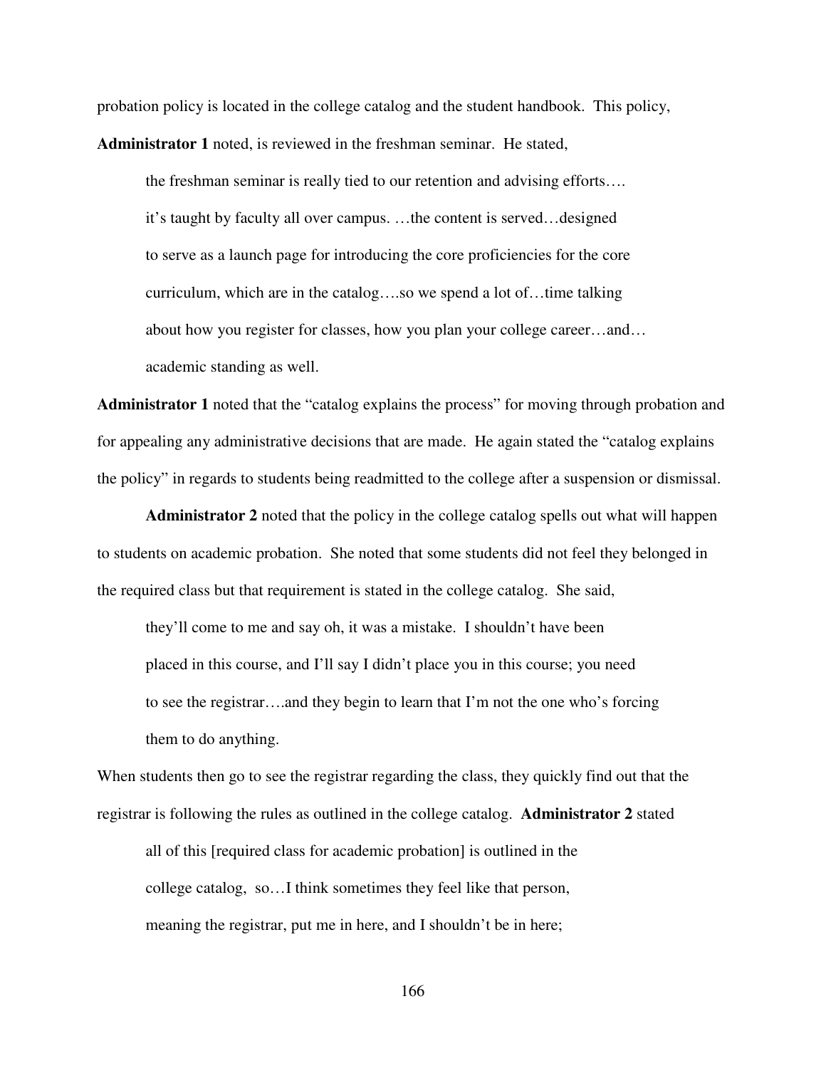probation policy is located in the college catalog and the student handbook. This policy, **Administrator 1** noted, is reviewed in the freshman seminar. He stated,

> the freshman seminar is really tied to our retention and advising efforts…. it's taught by faculty all over campus. …the content is served…designed to serve as a launch page for introducing the core proficiencies for the core curriculum, which are in the catalog….so we spend a lot of…time talking about how you register for classes, how you plan your college career…and… academic standing as well.

**Administrator 1** noted that the "catalog explains the process" for moving through probation and for appealing any administrative decisions that are made. He again stated the "catalog explains the policy" in regards to students being readmitted to the college after a suspension or dismissal.

**Administrator 2** noted that the policy in the college catalog spells out what will happen to students on academic probation. She noted that some students did not feel they belonged in the required class but that requirement is stated in the college catalog. She said,

> they'll come to me and say oh, it was a mistake. I shouldn't have been placed in this course, and I'll say I didn't place you in this course; you need to see the registrar….and they begin to learn that I'm not the one who's forcing them to do anything.

When students then go to see the registrar regarding the class, they quickly find out that the registrar is following the rules as outlined in the college catalog. **Administrator 2** stated

> all of this [required class for academic probation] is outlined in the college catalog, so…I think sometimes they feel like that person, meaning the registrar, put me in here, and I shouldn't be in here;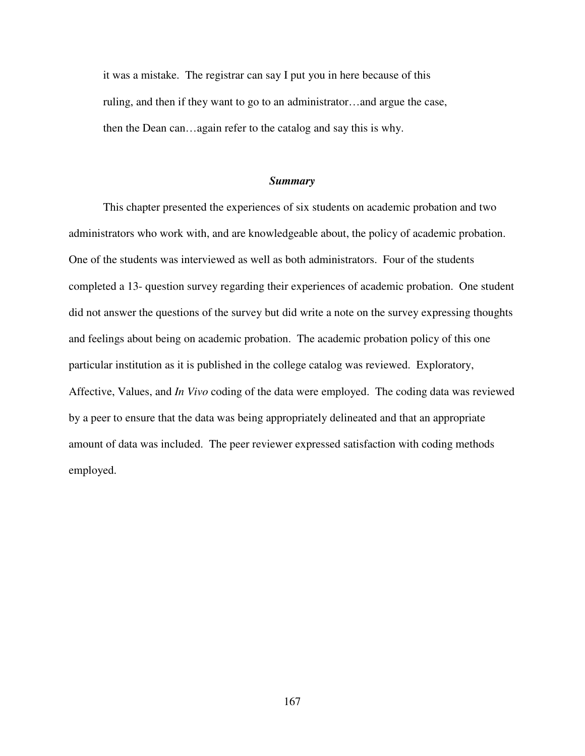> it was a mistake. The registrar can say I put you in here because of this ruling, and then if they want to go to an administrator…and argue the case, then the Dean can…again refer to the catalog and say this is why.

## ***Summary***

This chapter presented the experiences of six students on academic probation and two administrators who work with, and are knowledgeable about, the policy of academic probation. One of the students was interviewed as well as both administrators. Four of the students completed a 13- question survey regarding their experiences of academic probation. One student did not answer the questions of the survey but did write a note on the survey expressing thoughts and feelings about being on academic probation. The academic probation policy of this one particular institution as it is published in the college catalog was reviewed. Exploratory, Affective, Values, and *In Vivo* coding of the data were employed. The coding data was reviewed by a peer to ensure that the data was being appropriately delineated and that an appropriate amount of data was included. The peer reviewer expressed satisfaction with coding methods employed.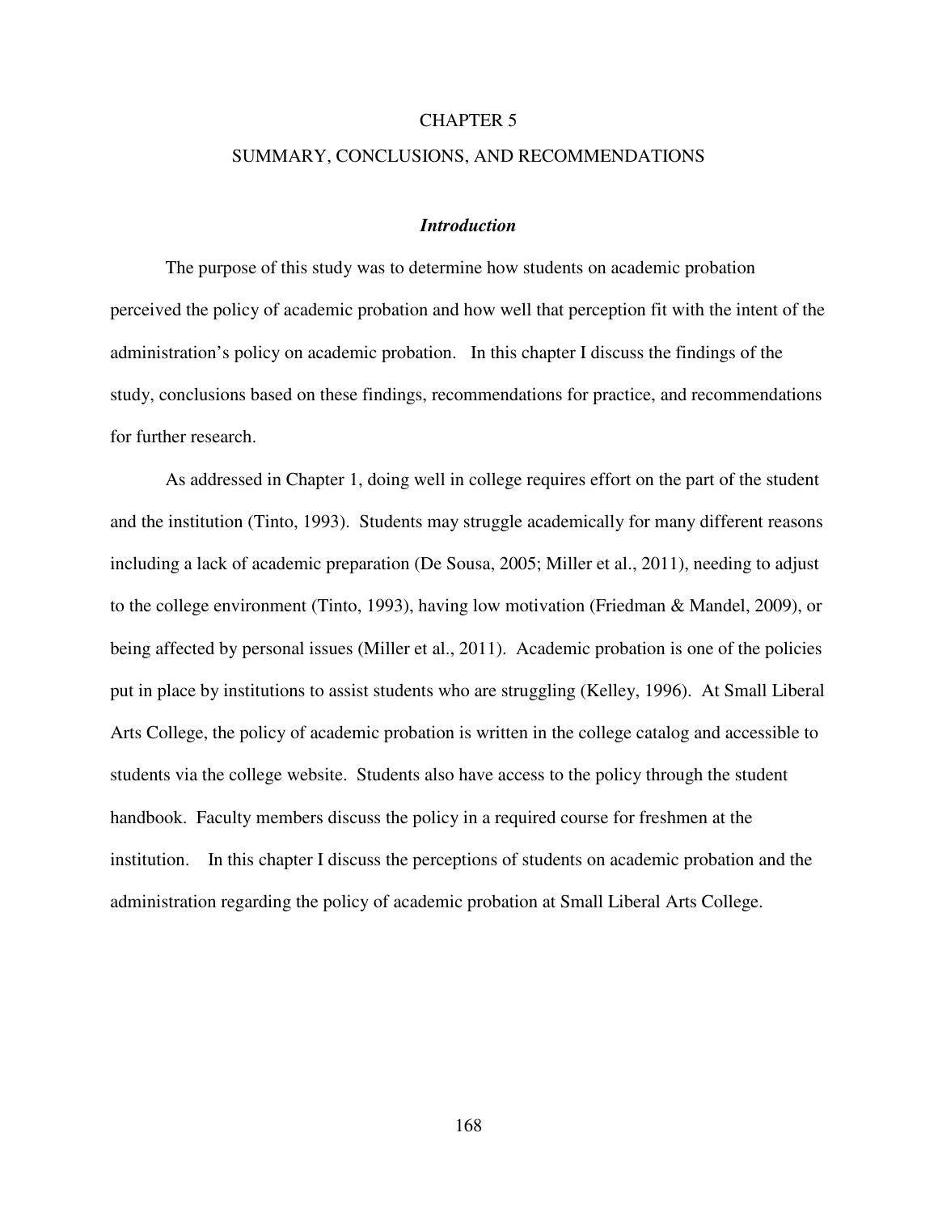# CHAPTER 5

# SUMMARY, CONCLUSIONS, AND RECOMMENDATIONS

## *Introduction*

The purpose of this study was to determine how students on academic probation perceived the policy of academic probation and how well that perception fit with the intent of the administration's policy on academic probation. In this chapter I discuss the findings of the study, conclusions based on these findings, recommendations for practice, and recommendations for further research.

As addressed in Chapter 1, doing well in college requires effort on the part of the student and the institution (Tinto, 1993). Students may struggle academically for many different reasons including a lack of academic preparation (De Sousa, 2005; Miller et al., 2011), needing to adjust to the college environment (Tinto, 1993), having low motivation (Friedman & Mandel, 2009), or being affected by personal issues (Miller et al., 2011). Academic probation is one of the policies put in place by institutions to assist students who are struggling (Kelley, 1996). At Small Liberal Arts College, the policy of academic probation is written in the college catalog and accessible to students via the college website. Students also have access to the policy through the student handbook. Faculty members discuss the policy in a required course for freshmen at the institution. In this chapter I discuss the perceptions of students on academic probation and the administration regarding the policy of academic probation at Small Liberal Arts College.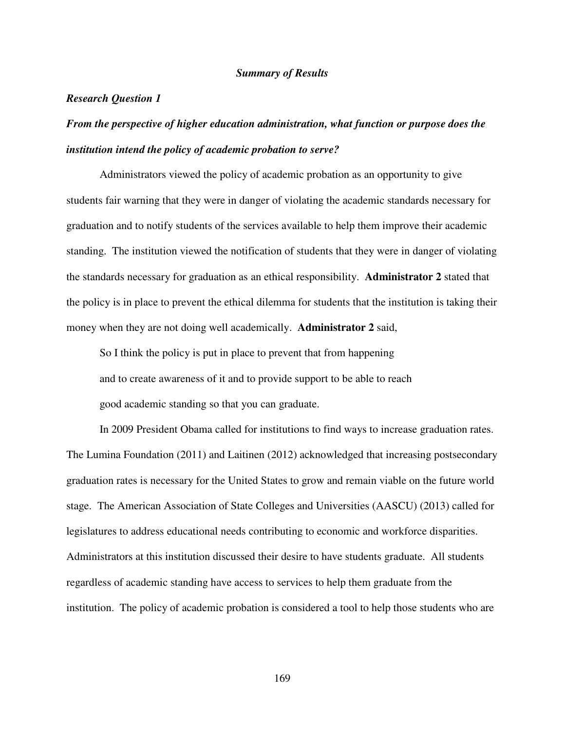### *Summary of Results*

#### *Research Question 1*

#### *From the perspective of higher education administration, what function or purpose does the institution intend the policy of academic probation to serve?*

Administrators viewed the policy of academic probation as an opportunity to give students fair warning that they were in danger of violating the academic standards necessary for graduation and to notify students of the services available to help them improve their academic standing. The institution viewed the notification of students that they were in danger of violating the standards necessary for graduation as an ethical responsibility. **Administrator 2** stated that the policy is in place to prevent the ethical dilemma for students that the institution is taking their money when they are not doing well academically. **Administrator 2** said,

> So I think the policy is put in place to prevent that from happening and to create awareness of it and to provide support to be able to reach good academic standing so that you can graduate.

In 2009 President Obama called for institutions to find ways to increase graduation rates. The Lumina Foundation (2011) and Laitinen (2012) acknowledged that increasing postsecondary graduation rates is necessary for the United States to grow and remain viable on the future world stage. The American Association of State Colleges and Universities (AASCU) (2013) called for legislatures to address educational needs contributing to economic and workforce disparities. Administrators at this institution discussed their desire to have students graduate. All students regardless of academic standing have access to services to help them graduate from the institution. The policy of academic probation is considered a tool to help those students who are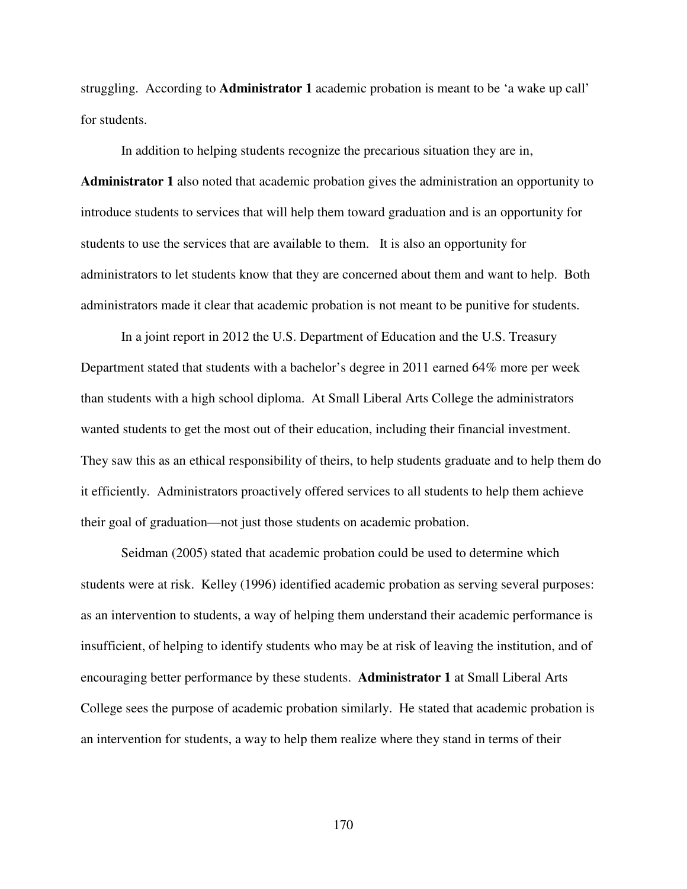struggling. According to **Administrator 1** academic probation is meant to be 'a wake up call' for students.

In addition to helping students recognize the precarious situation they are in, **Administrator 1** also noted that academic probation gives the administration an opportunity to introduce students to services that will help them toward graduation and is an opportunity for students to use the services that are available to them. It is also an opportunity for administrators to let students know that they are concerned about them and want to help. Both administrators made it clear that academic probation is not meant to be punitive for students.

In a joint report in 2012 the U.S. Department of Education and the U.S. Treasury Department stated that students with a bachelor's degree in 2011 earned 64% more per week than students with a high school diploma. At Small Liberal Arts College the administrators wanted students to get the most out of their education, including their financial investment. They saw this as an ethical responsibility of theirs, to help students graduate and to help them do it efficiently. Administrators proactively offered services to all students to help them achieve their goal of graduation—not just those students on academic probation.

Seidman (2005) stated that academic probation could be used to determine which students were at risk. Kelley (1996) identified academic probation as serving several purposes: as an intervention to students, a way of helping them understand their academic performance is insufficient, of helping to identify students who may be at risk of leaving the institution, and of encouraging better performance by these students. **Administrator 1** at Small Liberal Arts College sees the purpose of academic probation similarly. He stated that academic probation is an intervention for students, a way to help them realize where they stand in terms of their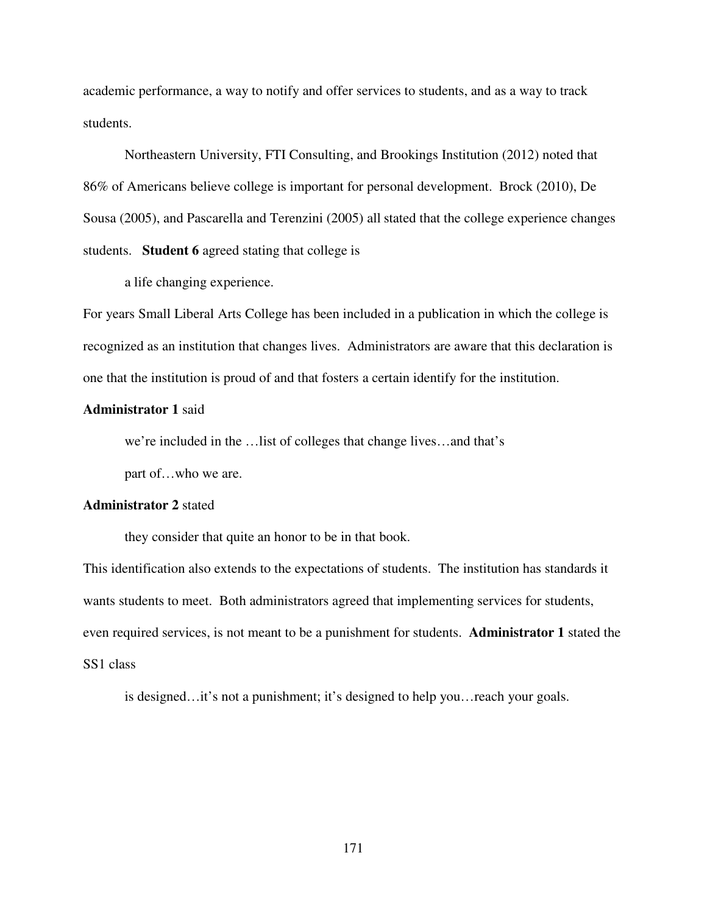academic performance, a way to notify and offer services to students, and as a way to track students.

Northeastern University, FTI Consulting, and Brookings Institution (2012) noted that 86% of Americans believe college is important for personal development. Brock (2010), De Sousa (2005), and Pascarella and Terenzini (2005) all stated that the college experience changes students. **Student 6** agreed stating that college is

> a life changing experience.

For years Small Liberal Arts College has been included in a publication in which the college is recognized as an institution that changes lives. Administrators are aware that this declaration is one that the institution is proud of and that fosters a certain identify for the institution.

**Administrator 1** said

> we're included in the …list of colleges that change lives…and that's part of…who we are.

**Administrator 2** stated

> they consider that quite an honor to be in that book.

This identification also extends to the expectations of students. The institution has standards it wants students to meet. Both administrators agreed that implementing services for students, even required services, is not meant to be a punishment for students. **Administrator 1** stated the SS1 class

> is designed…it's not a punishment; it's designed to help you…reach your goals.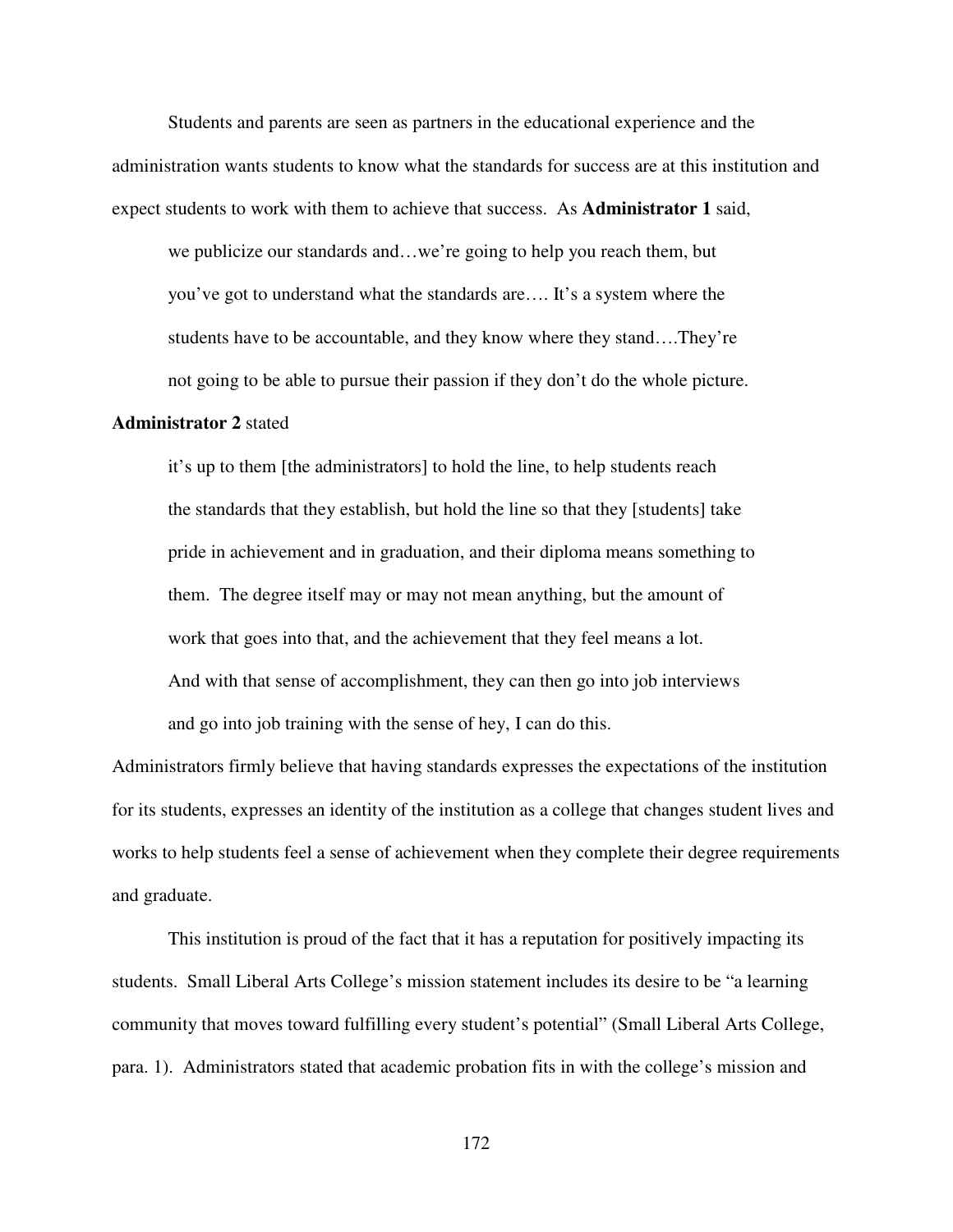Students and parents are seen as partners in the educational experience and the administration wants students to know what the standards for success are at this institution and expect students to work with them to achieve that success. As **Administrator 1** said,

> we publicize our standards and…we're going to help you reach them, but you've got to understand what the standards are…. It's a system where the students have to be accountable, and they know where they stand….They're not going to be able to pursue their passion if they don't do the whole picture.

**Administrator 2** stated

> it's up to them [the administrators] to hold the line, to help students reach the standards that they establish, but hold the line so that they [students] take pride in achievement and in graduation, and their diploma means something to them. The degree itself may or may not mean anything, but the amount of work that goes into that, and the achievement that they feel means a lot. And with that sense of accomplishment, they can then go into job interviews and go into job training with the sense of hey, I can do this.

Administrators firmly believe that having standards expresses the expectations of the institution for its students, expresses an identity of the institution as a college that changes student lives and works to help students feel a sense of achievement when they complete their degree requirements and graduate.

This institution is proud of the fact that it has a reputation for positively impacting its students. Small Liberal Arts College's mission statement includes its desire to be "a learning community that moves toward fulfilling every student's potential" (Small Liberal Arts College, para. 1). Administrators stated that academic probation fits in with the college's mission and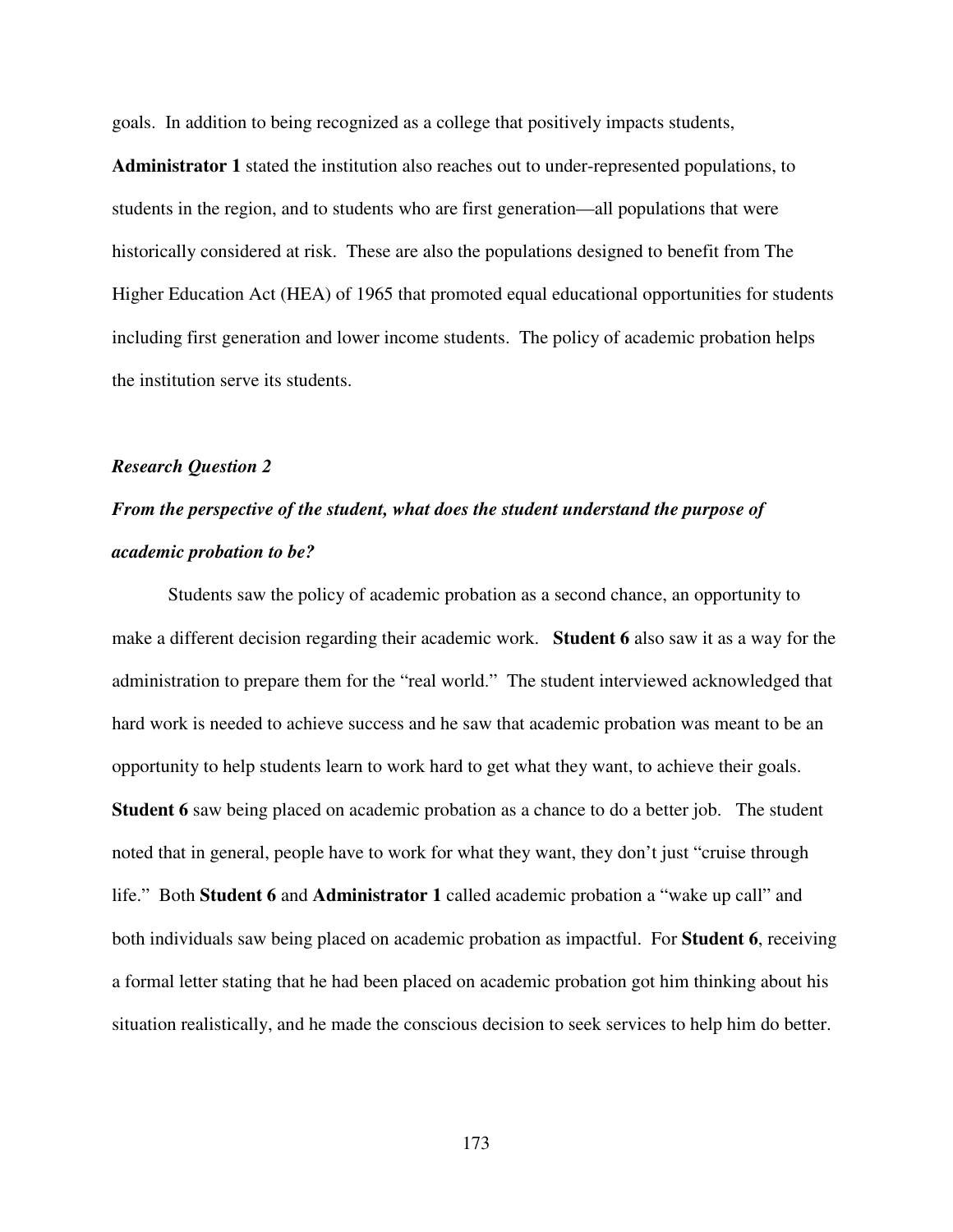goals. In addition to being recognized as a college that positively impacts students, **Administrator 1** stated the institution also reaches out to under-represented populations, to students in the region, and to students who are first generation—all populations that were historically considered at risk. These are also the populations designed to benefit from The Higher Education Act (HEA) of 1965 that promoted equal educational opportunities for students including first generation and lower income students. The policy of academic probation helps the institution serve its students.

### *Research Question 2*

### *From the perspective of the student, what does the student understand the purpose of academic probation to be?*

Students saw the policy of academic probation as a second chance, an opportunity to make a different decision regarding their academic work. **Student 6** also saw it as a way for the administration to prepare them for the "real world." The student interviewed acknowledged that hard work is needed to achieve success and he saw that academic probation was meant to be an opportunity to help students learn to work hard to get what they want, to achieve their goals. **Student 6** saw being placed on academic probation as a chance to do a better job. The student noted that in general, people have to work for what they want, they don't just "cruise through life." Both **Student 6** and **Administrator 1** called academic probation a "wake up call" and both individuals saw being placed on academic probation as impactful. For **Student 6**, receiving a formal letter stating that he had been placed on academic probation got him thinking about his situation realistically, and he made the conscious decision to seek services to help him do better.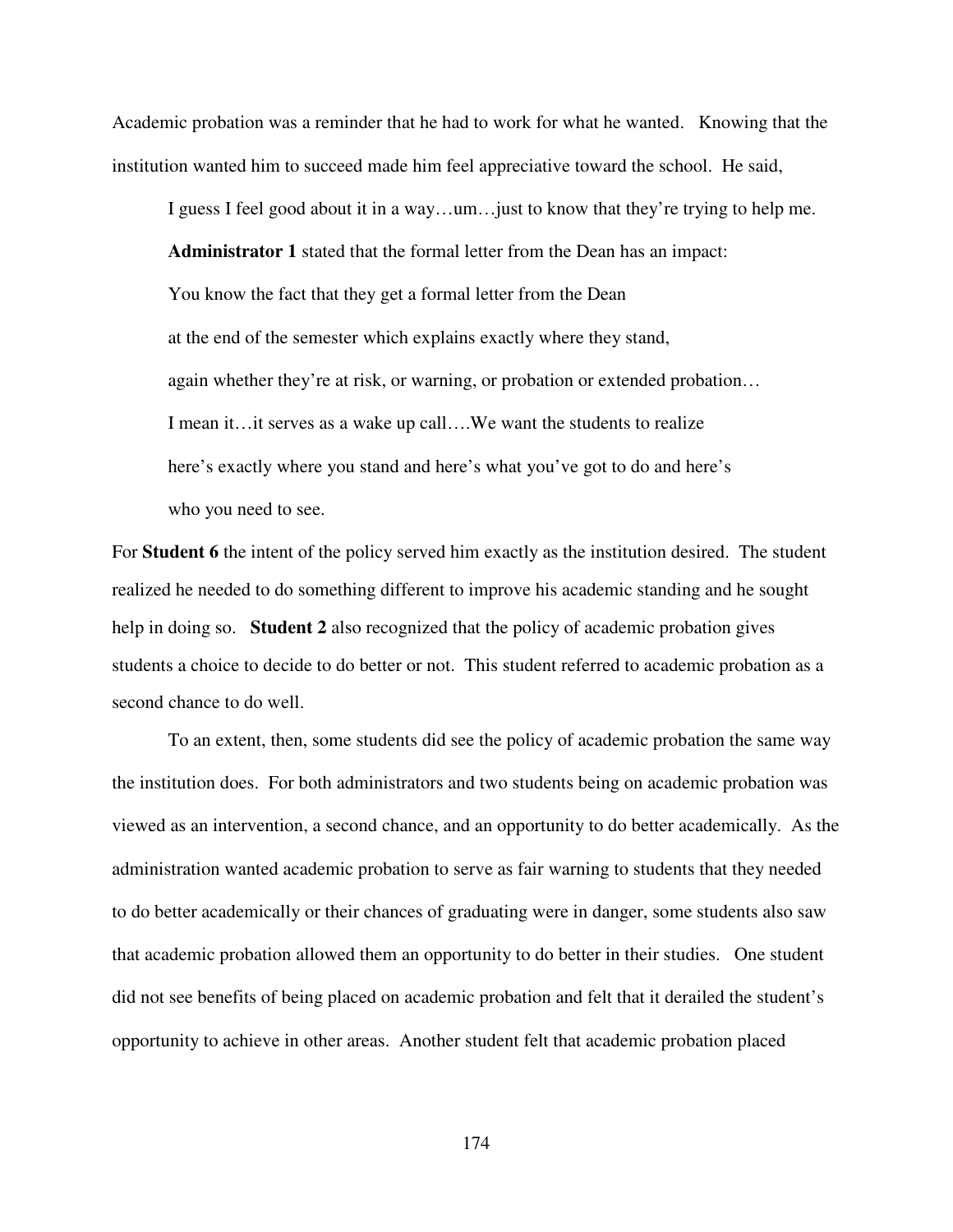Academic probation was a reminder that he had to work for what he wanted. Knowing that the institution wanted him to succeed made him feel appreciative toward the school. He said,

> I guess I feel good about it in a way…um…just to know that they're trying to help me.

**Administrator 1** stated that the formal letter from the Dean has an impact:

> You know the fact that they get a formal letter from the Dean
> at the end of the semester which explains exactly where they stand,
> again whether they're at risk, or warning, or probation or extended probation…
> I mean it…it serves as a wake up call….We want the students to realize
> here's exactly where you stand and here's what you've got to do and here's
> who you need to see.

For **Student 6** the intent of the policy served him exactly as the institution desired. The student realized he needed to do something different to improve his academic standing and he sought help in doing so. **Student 2** also recognized that the policy of academic probation gives students a choice to decide to do better or not. This student referred to academic probation as a second chance to do well.

To an extent, then, some students did see the policy of academic probation the same way the institution does. For both administrators and two students being on academic probation was viewed as an intervention, a second chance, and an opportunity to do better academically. As the administration wanted academic probation to serve as fair warning to students that they needed to do better academically or their chances of graduating were in danger, some students also saw that academic probation allowed them an opportunity to do better in their studies. One student did not see benefits of being placed on academic probation and felt that it derailed the student's opportunity to achieve in other areas. Another student felt that academic probation placed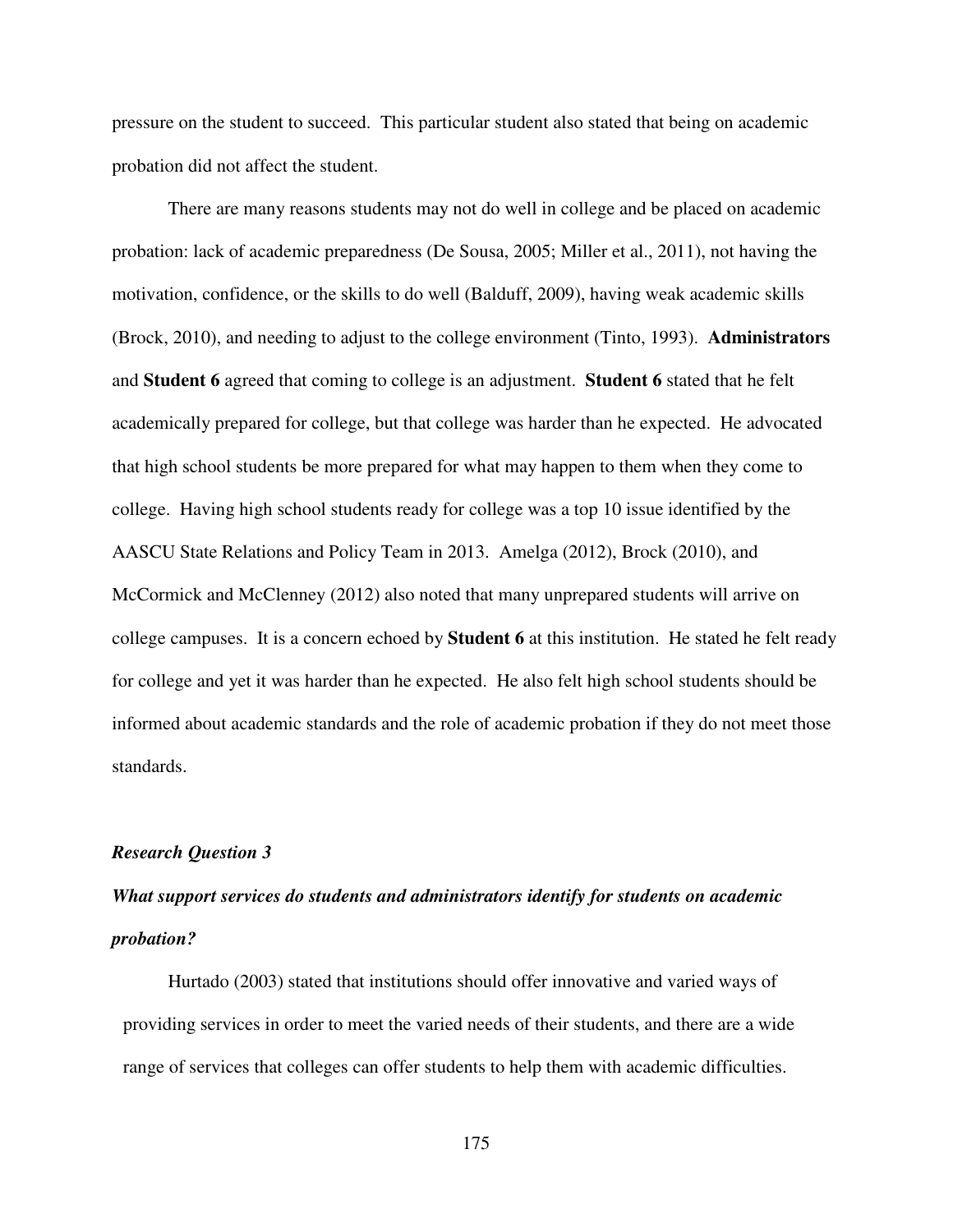pressure on the student to succeed. This particular student also stated that being on academic probation did not affect the student.

There are many reasons students may not do well in college and be placed on academic probation: lack of academic preparedness (De Sousa, 2005; Miller et al., 2011), not having the motivation, confidence, or the skills to do well (Balduff, 2009), having weak academic skills (Brock, 2010), and needing to adjust to the college environment (Tinto, 1993). **Administrators** and **Student 6** agreed that coming to college is an adjustment. **Student 6** stated that he felt academically prepared for college, but that college was harder than he expected. He advocated that high school students be more prepared for what may happen to them when they come to college. Having high school students ready for college was a top 10 issue identified by the AASCU State Relations and Policy Team in 2013. Amelga (2012), Brock (2010), and McCormick and McClenney (2012) also noted that many unprepared students will arrive on college campuses. It is a concern echoed by **Student 6** at this institution. He stated he felt ready for college and yet it was harder than he expected. He also felt high school students should be informed about academic standards and the role of academic probation if they do not meet those standards.

***Research Question 3***

***What support services do students and administrators identify for students on academic probation?***

Hurtado (2003) stated that institutions should offer innovative and varied ways of providing services in order to meet the varied needs of their students, and there are a wide range of services that colleges can offer students to help them with academic difficulties.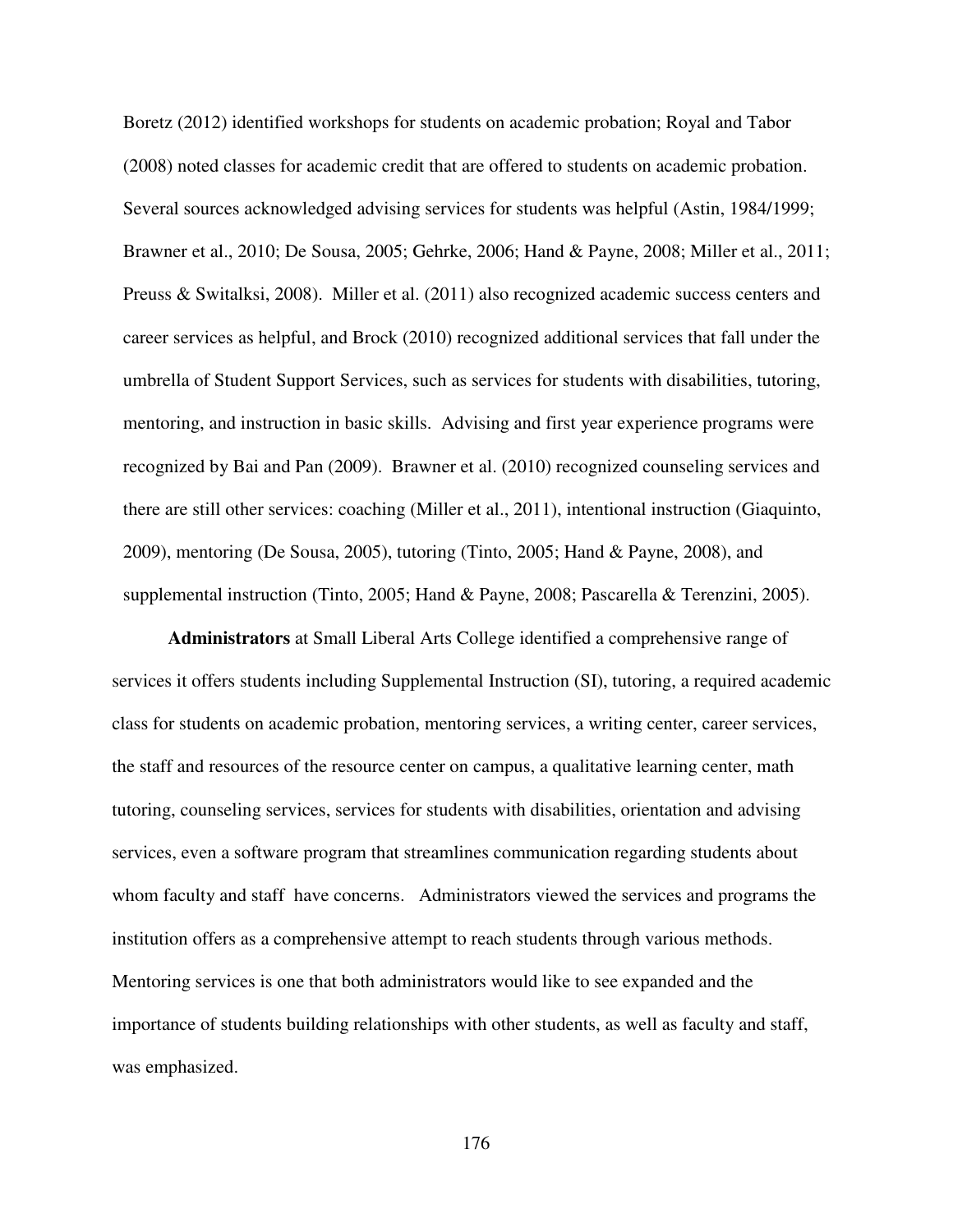Boretz (2012) identified workshops for students on academic probation; Royal and Tabor (2008) noted classes for academic credit that are offered to students on academic probation. Several sources acknowledged advising services for students was helpful (Astin, 1984/1999; Brawner et al., 2010; De Sousa, 2005; Gehrke, 2006; Hand & Payne, 2008; Miller et al., 2011; Preuss & Switalksi, 2008). Miller et al. (2011) also recognized academic success centers and career services as helpful, and Brock (2010) recognized additional services that fall under the umbrella of Student Support Services, such as services for students with disabilities, tutoring, mentoring, and instruction in basic skills. Advising and first year experience programs were recognized by Bai and Pan (2009). Brawner et al. (2010) recognized counseling services and there are still other services: coaching (Miller et al., 2011), intentional instruction (Giaquinto, 2009), mentoring (De Sousa, 2005), tutoring (Tinto, 2005; Hand & Payne, 2008), and supplemental instruction (Tinto, 2005; Hand & Payne, 2008; Pascarella & Terenzini, 2005).

**Administrators** at Small Liberal Arts College identified a comprehensive range of services it offers students including Supplemental Instruction (SI), tutoring, a required academic class for students on academic probation, mentoring services, a writing center, career services, the staff and resources of the resource center on campus, a qualitative learning center, math tutoring, counseling services, services for students with disabilities, orientation and advising services, even a software program that streamlines communication regarding students about whom faculty and staff have concerns. Administrators viewed the services and programs the institution offers as a comprehensive attempt to reach students through various methods. Mentoring services is one that both administrators would like to see expanded and the importance of students building relationships with other students, as well as faculty and staff, was emphasized.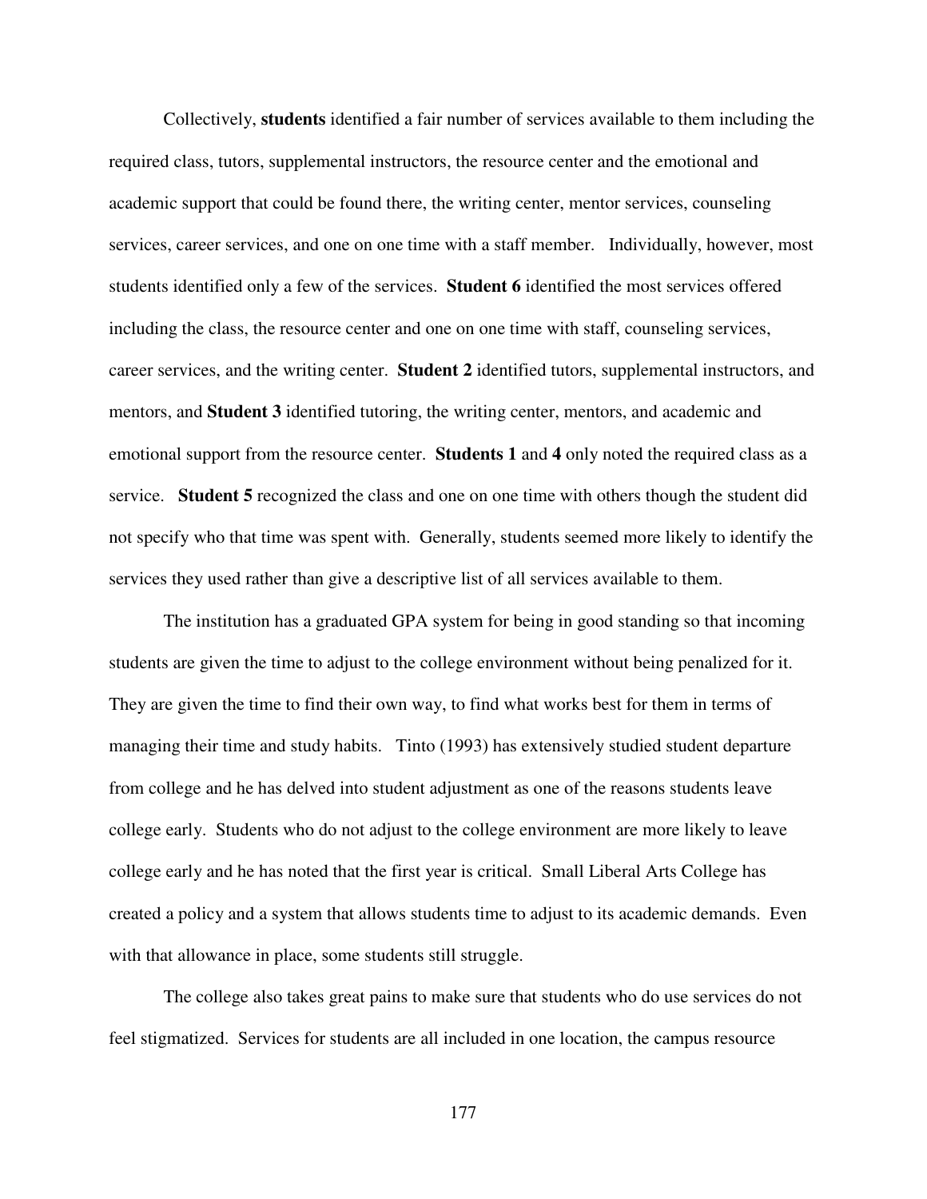Collectively, **students** identified a fair number of services available to them including the required class, tutors, supplemental instructors, the resource center and the emotional and academic support that could be found there, the writing center, mentor services, counseling services, career services, and one on one time with a staff member. Individually, however, most students identified only a few of the services. **Student 6** identified the most services offered including the class, the resource center and one on one time with staff, counseling services, career services, and the writing center. **Student 2** identified tutors, supplemental instructors, and mentors, and **Student 3** identified tutoring, the writing center, mentors, and academic and emotional support from the resource center. **Students 1** and **4** only noted the required class as a service. **Student 5** recognized the class and one on one time with others though the student did not specify who that time was spent with. Generally, students seemed more likely to identify the services they used rather than give a descriptive list of all services available to them.

The institution has a graduated GPA system for being in good standing so that incoming students are given the time to adjust to the college environment without being penalized for it. They are given the time to find their own way, to find what works best for them in terms of managing their time and study habits. Tinto (1993) has extensively studied student departure from college and he has delved into student adjustment as one of the reasons students leave college early. Students who do not adjust to the college environment are more likely to leave college early and he has noted that the first year is critical. Small Liberal Arts College has created a policy and a system that allows students time to adjust to its academic demands. Even with that allowance in place, some students still struggle.

The college also takes great pains to make sure that students who do use services do not feel stigmatized. Services for students are all included in one location, the campus resource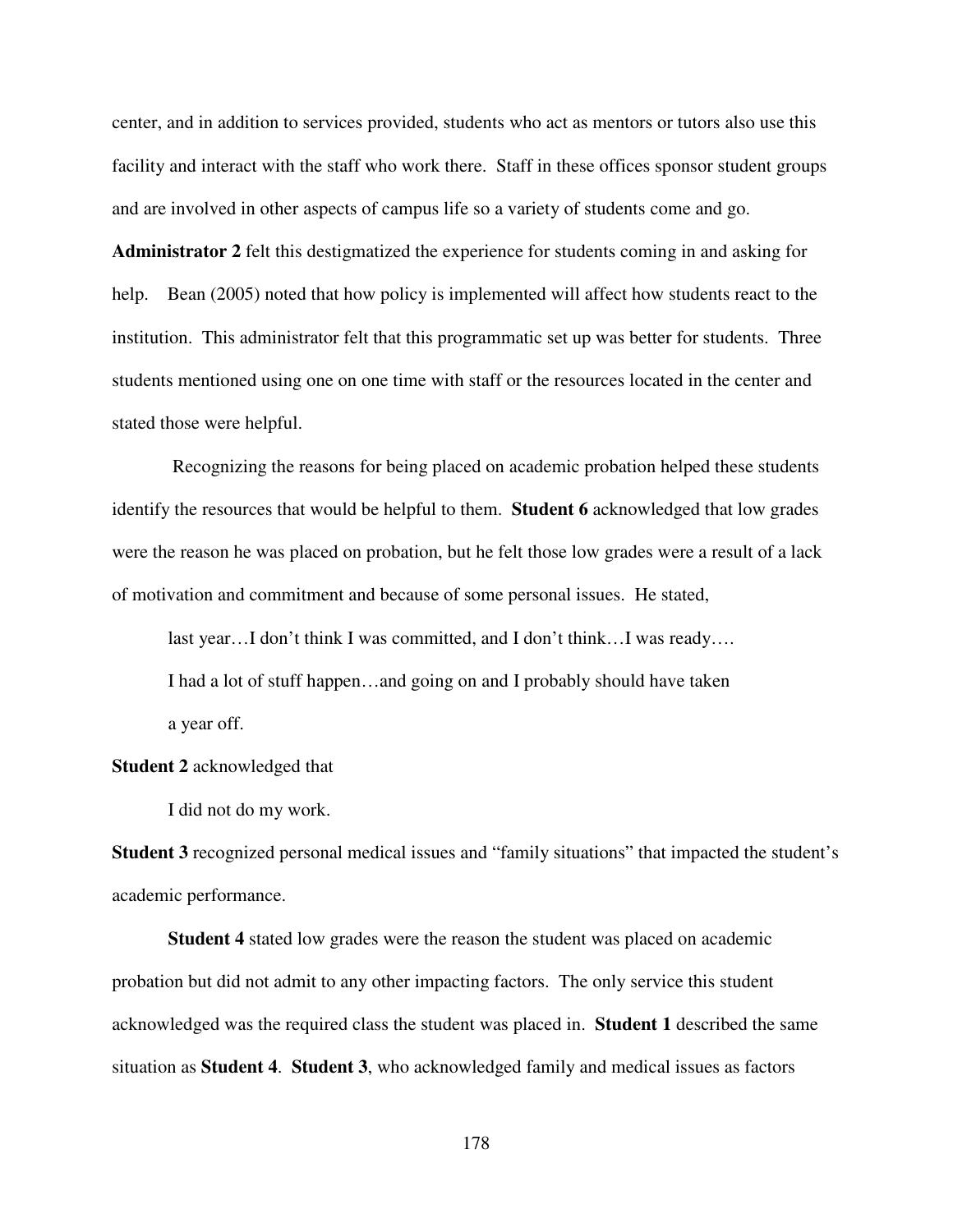center, and in addition to services provided, students who act as mentors or tutors also use this facility and interact with the staff who work there. Staff in these offices sponsor student groups and are involved in other aspects of campus life so a variety of students come and go. **Administrator 2** felt this destigmatized the experience for students coming in and asking for help. Bean (2005) noted that how policy is implemented will affect how students react to the institution. This administrator felt that this programmatic set up was better for students. Three students mentioned using one on one time with staff or the resources located in the center and stated those were helpful.

Recognizing the reasons for being placed on academic probation helped these students identify the resources that would be helpful to them. **Student 6** acknowledged that low grades were the reason he was placed on probation, but he felt those low grades were a result of a lack of motivation and commitment and because of some personal issues. He stated,

> last year…I don't think I was committed, and I don't think…I was ready….
> I had a lot of stuff happen…and going on and I probably should have taken
> a year off.

**Student 2** acknowledged that

> I did not do my work.

**Student 3** recognized personal medical issues and "family situations" that impacted the student's academic performance.

**Student 4** stated low grades were the reason the student was placed on academic probation but did not admit to any other impacting factors. The only service this student acknowledged was the required class the student was placed in. **Student 1** described the same situation as **Student 4**. **Student 3**, who acknowledged family and medical issues as factors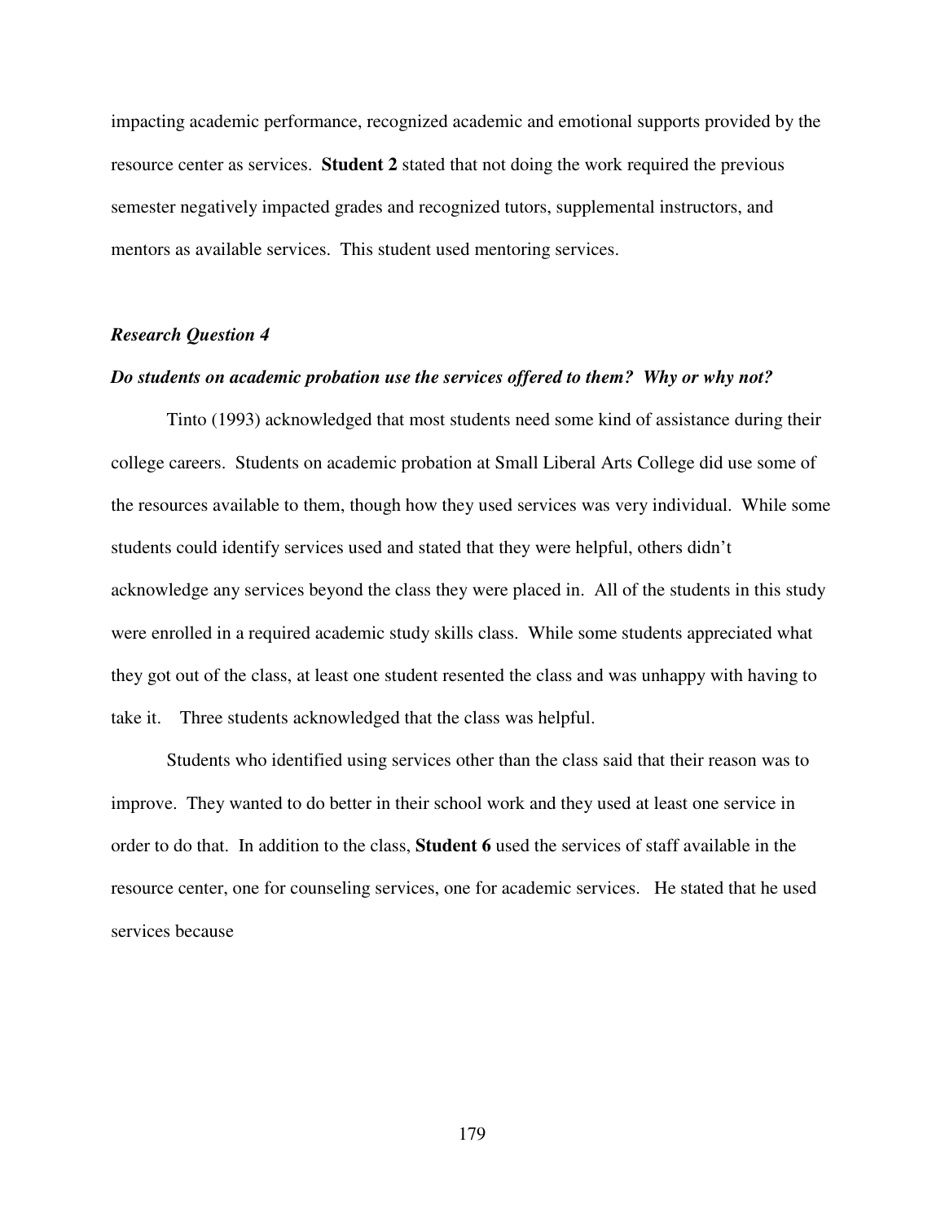impacting academic performance, recognized academic and emotional supports provided by the resource center as services. **Student 2** stated that not doing the work required the previous semester negatively impacted grades and recognized tutors, supplemental instructors, and mentors as available services. This student used mentoring services.

### *Research Question 4*

***Do students on academic probation use the services offered to them? Why or why not?***

Tinto (1993) acknowledged that most students need some kind of assistance during their college careers. Students on academic probation at Small Liberal Arts College did use some of the resources available to them, though how they used services was very individual. While some students could identify services used and stated that they were helpful, others didn't acknowledge any services beyond the class they were placed in. All of the students in this study were enrolled in a required academic study skills class. While some students appreciated what they got out of the class, at least one student resented the class and was unhappy with having to take it. Three students acknowledged that the class was helpful.

Students who identified using services other than the class said that their reason was to improve. They wanted to do better in their school work and they used at least one service in order to do that. In addition to the class, **Student 6** used the services of staff available in the resource center, one for counseling services, one for academic services. He stated that he used services because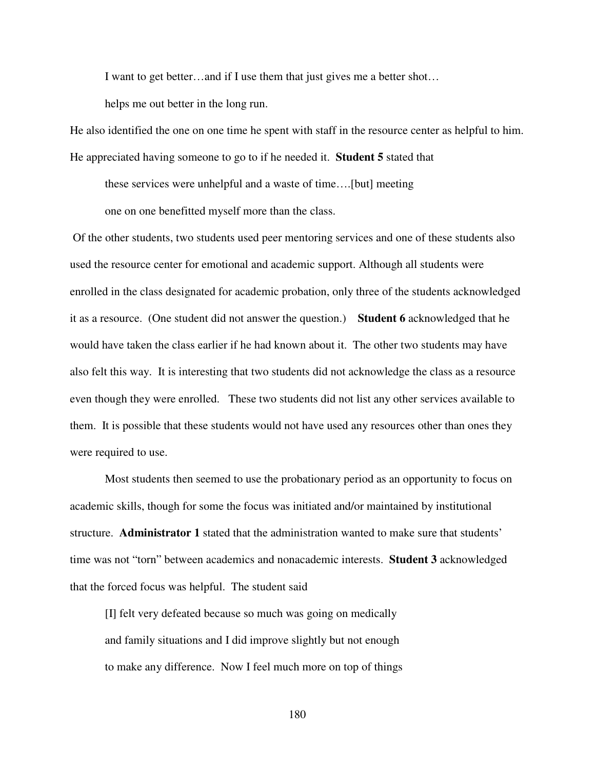> I want to get better…and if I use them that just gives me a better shot…
> helps me out better in the long run.

He also identified the one on one time he spent with staff in the resource center as helpful to him. He appreciated having someone to go to if he needed it. **Student 5** stated that

> these services were unhelpful and a waste of time….[but] meeting
> one on one benefitted myself more than the class.

Of the other students, two students used peer mentoring services and one of these students also used the resource center for emotional and academic support. Although all students were enrolled in the class designated for academic probation, only three of the students acknowledged it as a resource. (One student did not answer the question.) **Student 6** acknowledged that he would have taken the class earlier if he had known about it. The other two students may have also felt this way. It is interesting that two students did not acknowledge the class as a resource even though they were enrolled. These two students did not list any other services available to them. It is possible that these students would not have used any resources other than ones they were required to use.

Most students then seemed to use the probationary period as an opportunity to focus on academic skills, though for some the focus was initiated and/or maintained by institutional structure. **Administrator 1** stated that the administration wanted to make sure that students' time was not "torn" between academics and nonacademic interests. **Student 3** acknowledged that the forced focus was helpful. The student said

> [I] felt very defeated because so much was going on medically
> and family situations and I did improve slightly but not enough
> to make any difference. Now I feel much more on top of things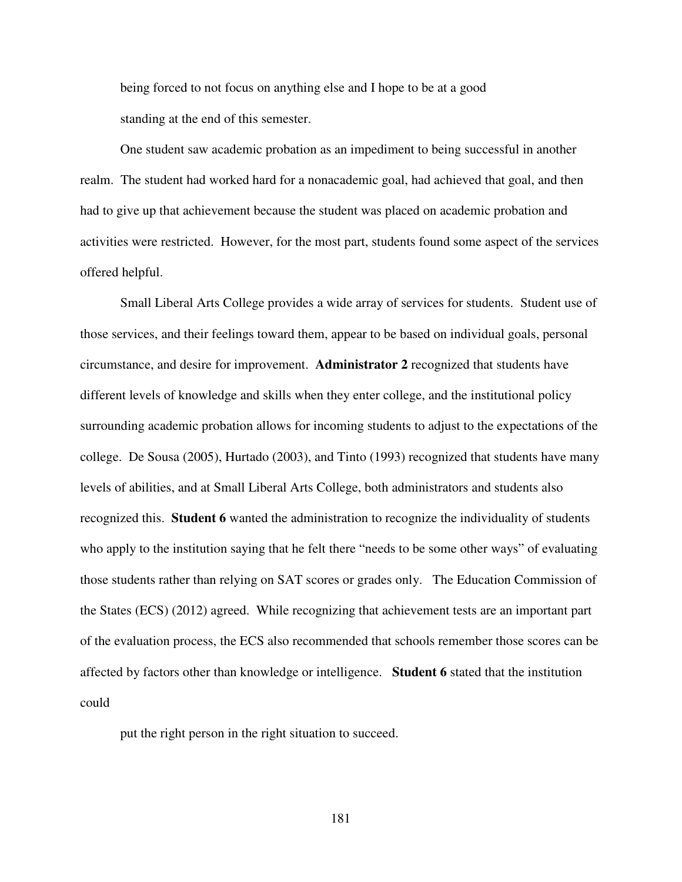being forced to not focus on anything else and I hope to be at a good standing at the end of this semester.

One student saw academic probation as an impediment to being successful in another realm. The student had worked hard for a nonacademic goal, had achieved that goal, and then had to give up that achievement because the student was placed on academic probation and activities were restricted. However, for the most part, students found some aspect of the services offered helpful.

Small Liberal Arts College provides a wide array of services for students. Student use of those services, and their feelings toward them, appear to be based on individual goals, personal circumstance, and desire for improvement. **Administrator 2** recognized that students have different levels of knowledge and skills when they enter college, and the institutional policy surrounding academic probation allows for incoming students to adjust to the expectations of the college. De Sousa (2005), Hurtado (2003), and Tinto (1993) recognized that students have many levels of abilities, and at Small Liberal Arts College, both administrators and students also recognized this. **Student 6** wanted the administration to recognize the individuality of students who apply to the institution saying that he felt there "needs to be some other ways" of evaluating those students rather than relying on SAT scores or grades only. The Education Commission of the States (ECS) (2012) agreed. While recognizing that achievement tests are an important part of the evaluation process, the ECS also recommended that schools remember those scores can be affected by factors other than knowledge or intelligence. **Student 6** stated that the institution could

put the right person in the right situation to succeed.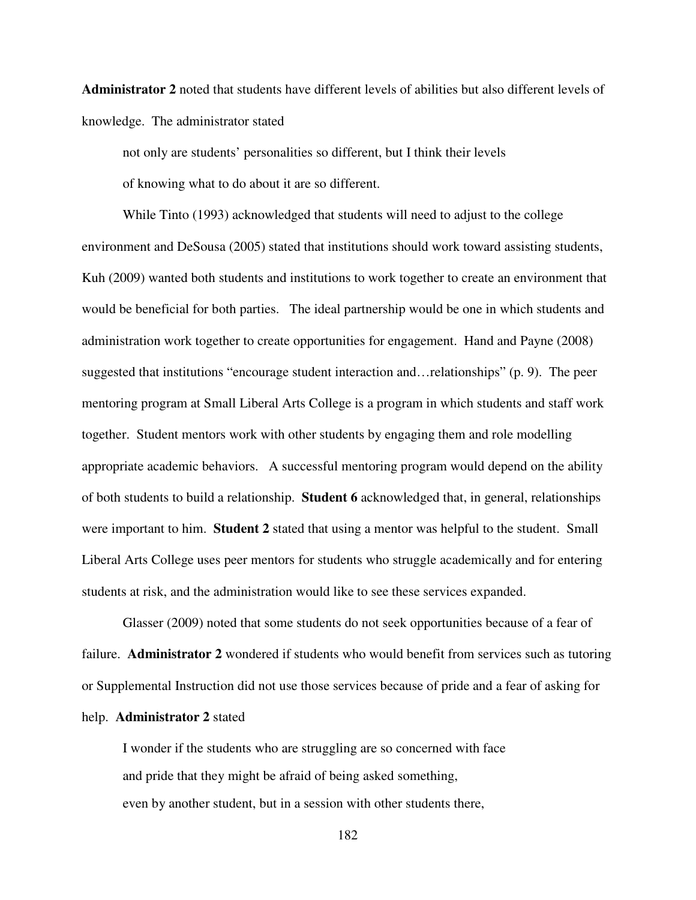**Administrator 2** noted that students have different levels of abilities but also different levels of knowledge. The administrator stated

> not only are students' personalities so different, but I think their levels of knowing what to do about it are so different.

While Tinto (1993) acknowledged that students will need to adjust to the college environment and DeSousa (2005) stated that institutions should work toward assisting students, Kuh (2009) wanted both students and institutions to work together to create an environment that would be beneficial for both parties. The ideal partnership would be one in which students and administration work together to create opportunities for engagement. Hand and Payne (2008) suggested that institutions "encourage student interaction and…relationships" (p. 9). The peer mentoring program at Small Liberal Arts College is a program in which students and staff work together. Student mentors work with other students by engaging them and role modelling appropriate academic behaviors. A successful mentoring program would depend on the ability of both students to build a relationship. **Student 6** acknowledged that, in general, relationships were important to him. **Student 2** stated that using a mentor was helpful to the student. Small Liberal Arts College uses peer mentors for students who struggle academically and for entering students at risk, and the administration would like to see these services expanded.

Glasser (2009) noted that some students do not seek opportunities because of a fear of failure. **Administrator 2** wondered if students who would benefit from services such as tutoring or Supplemental Instruction did not use those services because of pride and a fear of asking for help. **Administrator 2** stated

> I wonder if the students who are struggling are so concerned with face
> and pride that they might be afraid of being asked something,
> even by another student, but in a session with other students there,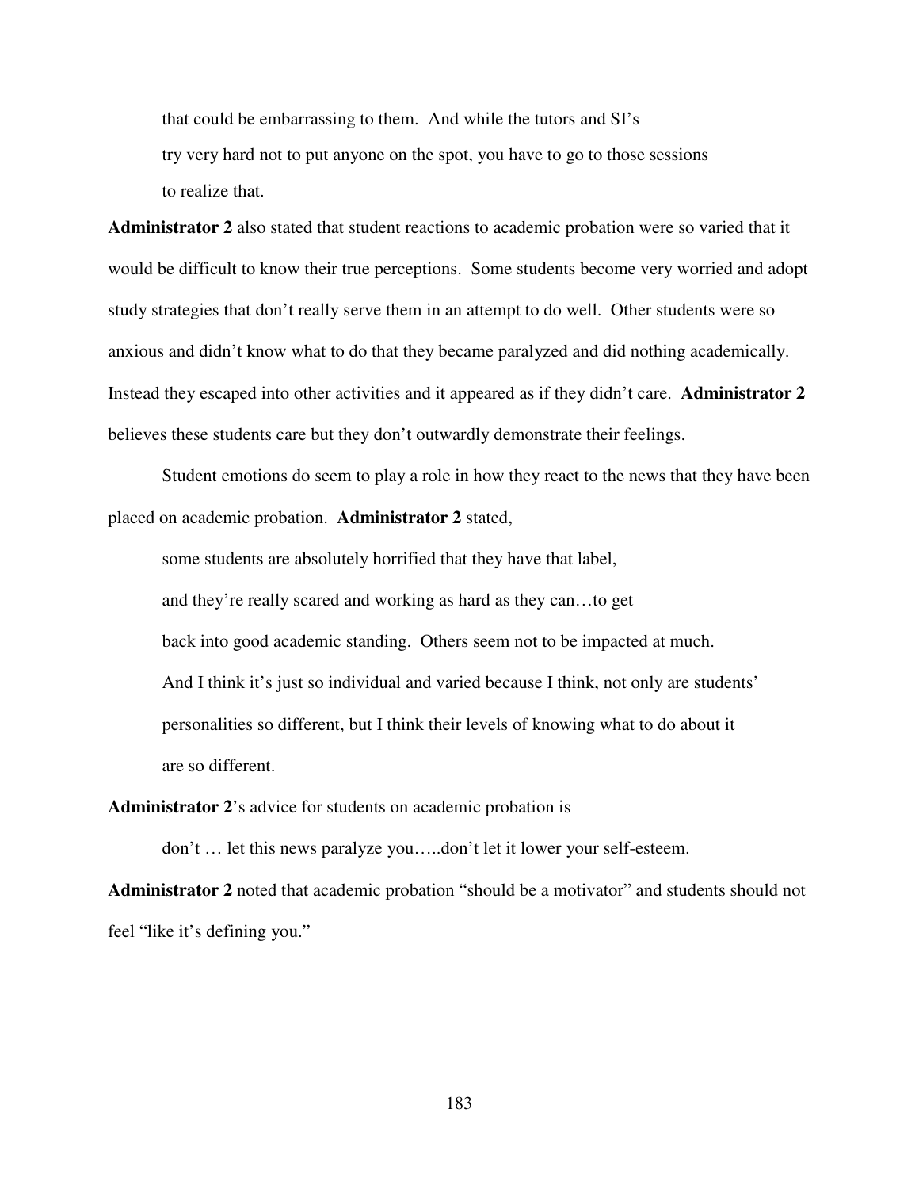> that could be embarrassing to them. And while the tutors and SI's try very hard not to put anyone on the spot, you have to go to those sessions to realize that.

**Administrator 2** also stated that student reactions to academic probation were so varied that it would be difficult to know their true perceptions. Some students become very worried and adopt study strategies that don't really serve them in an attempt to do well. Other students were so anxious and didn't know what to do that they became paralyzed and did nothing academically. Instead they escaped into other activities and it appeared as if they didn't care. **Administrator 2** believes these students care but they don't outwardly demonstrate their feelings.

Student emotions do seem to play a role in how they react to the news that they have been placed on academic probation. **Administrator 2** stated,

> some students are absolutely horrified that they have that label, and they're really scared and working as hard as they can…to get back into good academic standing. Others seem not to be impacted at much. And I think it's just so individual and varied because I think, not only are students' personalities so different, but I think their levels of knowing what to do about it are so different.

**Administrator 2**'s advice for students on academic probation is

> don't … let this news paralyze you…..don't let it lower your self-esteem.

**Administrator 2** noted that academic probation "should be a motivator" and students should not feel "like it's defining you."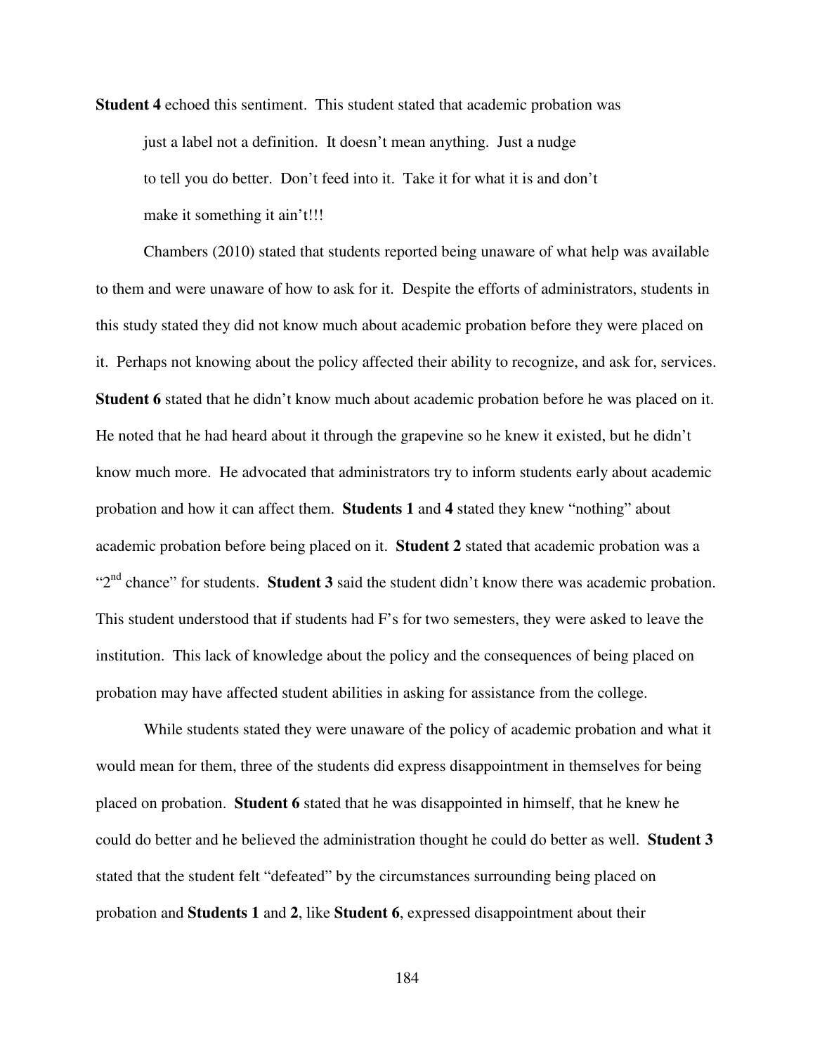**Student 4** echoed this sentiment. This student stated that academic probation was

> just a label not a definition. It doesn't mean anything. Just a nudge to tell you do better. Don't feed into it. Take it for what it is and don't make it something it ain't!!!

Chambers (2010) stated that students reported being unaware of what help was available to them and were unaware of how to ask for it. Despite the efforts of administrators, students in this study stated they did not know much about academic probation before they were placed on it. Perhaps not knowing about the policy affected their ability to recognize, and ask for, services. **Student 6** stated that he didn't know much about academic probation before he was placed on it. He noted that he had heard about it through the grapevine so he knew it existed, but he didn't know much more. He advocated that administrators try to inform students early about academic probation and how it can affect them. **Students 1** and **4** stated they knew "nothing" about academic probation before being placed on it. **Student 2** stated that academic probation was a "2nd chance" for students. **Student 3** said the student didn't know there was academic probation. This student understood that if students had F's for two semesters, they were asked to leave the institution. This lack of knowledge about the policy and the consequences of being placed on probation may have affected student abilities in asking for assistance from the college.

While students stated they were unaware of the policy of academic probation and what it would mean for them, three of the students did express disappointment in themselves for being placed on probation. **Student 6** stated that he was disappointed in himself, that he knew he could do better and he believed the administration thought he could do better as well. **Student 3** stated that the student felt "defeated" by the circumstances surrounding being placed on probation and **Students 1** and **2**, like **Student 6**, expressed disappointment about their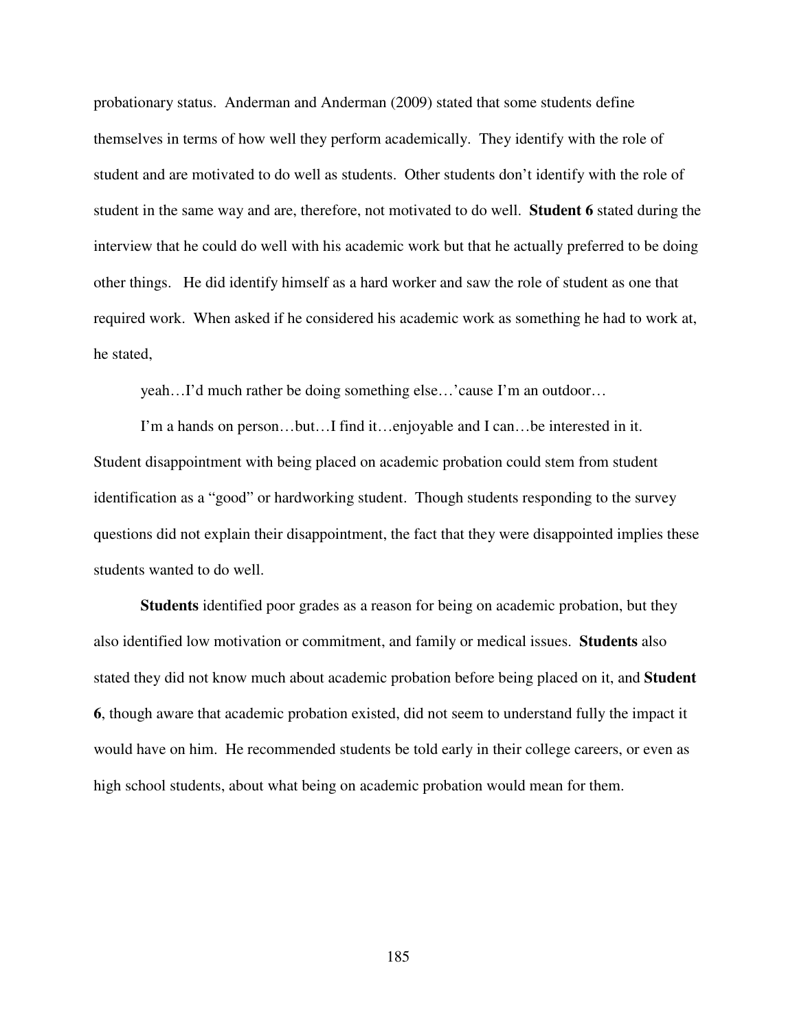probationary status. Anderman and Anderman (2009) stated that some students define themselves in terms of how well they perform academically. They identify with the role of student and are motivated to do well as students. Other students don't identify with the role of student in the same way and are, therefore, not motivated to do well. **Student 6** stated during the interview that he could do well with his academic work but that he actually preferred to be doing other things. He did identify himself as a hard worker and saw the role of student as one that required work. When asked if he considered his academic work as something he had to work at, he stated,

> yeah…I'd much rather be doing something else…'cause I'm an outdoor…
>
> I'm a hands on person…but…I find it…enjoyable and I can…be interested in it.

Student disappointment with being placed on academic probation could stem from student identification as a "good" or hardworking student. Though students responding to the survey questions did not explain their disappointment, the fact that they were disappointed implies these students wanted to do well.

**Students** identified poor grades as a reason for being on academic probation, but they also identified low motivation or commitment, and family or medical issues. **Students** also stated they did not know much about academic probation before being placed on it, and **Student 6**, though aware that academic probation existed, did not seem to understand fully the impact it would have on him. He recommended students be told early in their college careers, or even as high school students, about what being on academic probation would mean for them.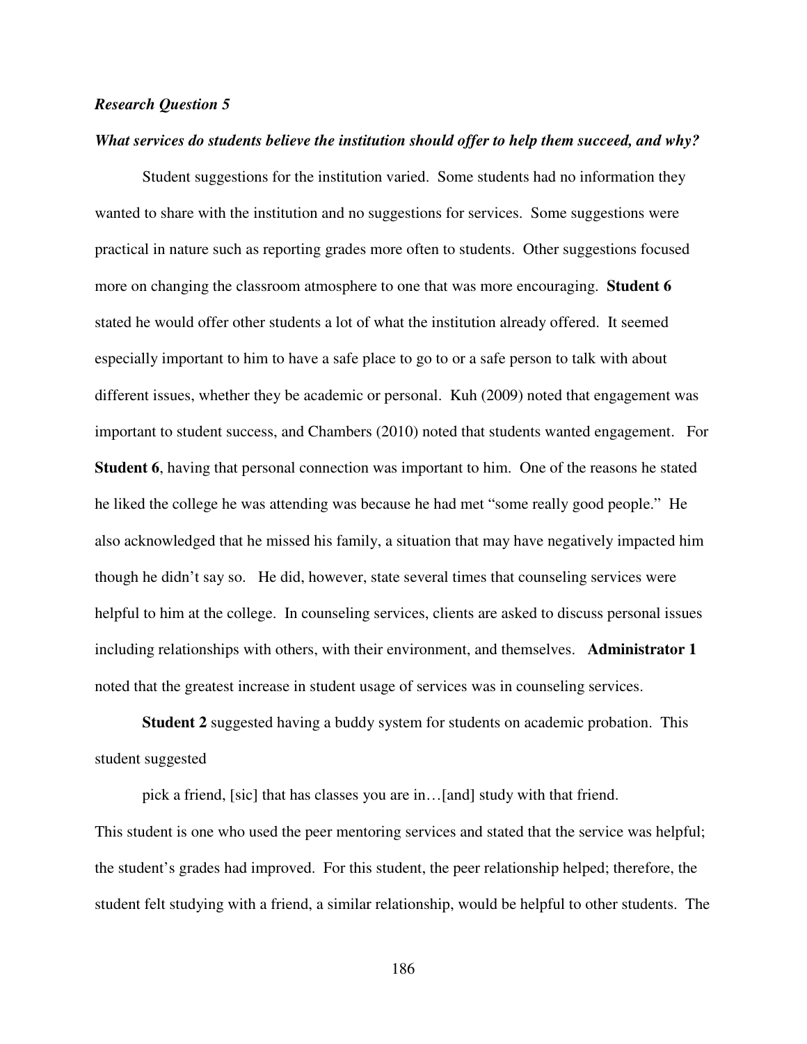***Research Question 5***

***What services do students believe the institution should offer to help them succeed, and why?***

Student suggestions for the institution varied. Some students had no information they wanted to share with the institution and no suggestions for services. Some suggestions were practical in nature such as reporting grades more often to students. Other suggestions focused more on changing the classroom atmosphere to one that was more encouraging. **Student 6** stated he would offer other students a lot of what the institution already offered. It seemed especially important to him to have a safe place to go to or a safe person to talk with about different issues, whether they be academic or personal. Kuh (2009) noted that engagement was important to student success, and Chambers (2010) noted that students wanted engagement. For **Student 6**, having that personal connection was important to him. One of the reasons he stated he liked the college he was attending was because he had met "some really good people." He also acknowledged that he missed his family, a situation that may have negatively impacted him though he didn't say so. He did, however, state several times that counseling services were helpful to him at the college. In counseling services, clients are asked to discuss personal issues including relationships with others, with their environment, and themselves. **Administrator 1** noted that the greatest increase in student usage of services was in counseling services.

**Student 2** suggested having a buddy system for students on academic probation. This student suggested

> pick a friend, [sic] that has classes you are in…[and] study with that friend.

This student is one who used the peer mentoring services and stated that the service was helpful; the student's grades had improved. For this student, the peer relationship helped; therefore, the student felt studying with a friend, a similar relationship, would be helpful to other students. The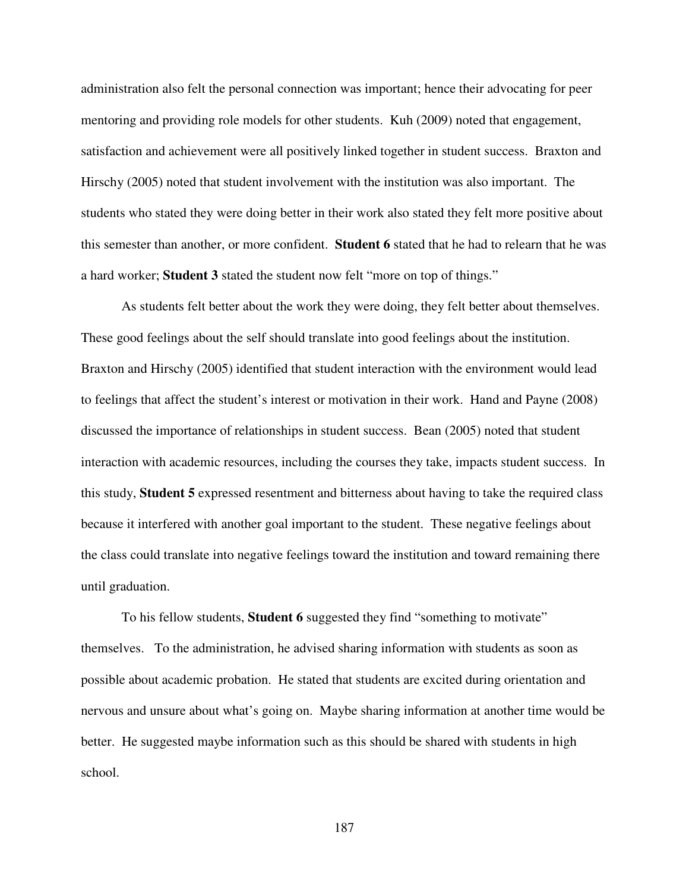administration also felt the personal connection was important; hence their advocating for peer mentoring and providing role models for other students. Kuh (2009) noted that engagement, satisfaction and achievement were all positively linked together in student success. Braxton and Hirschy (2005) noted that student involvement with the institution was also important. The students who stated they were doing better in their work also stated they felt more positive about this semester than another, or more confident. **Student 6** stated that he had to relearn that he was a hard worker; **Student 3** stated the student now felt "more on top of things."

As students felt better about the work they were doing, they felt better about themselves. These good feelings about the self should translate into good feelings about the institution. Braxton and Hirschy (2005) identified that student interaction with the environment would lead to feelings that affect the student's interest or motivation in their work. Hand and Payne (2008) discussed the importance of relationships in student success. Bean (2005) noted that student interaction with academic resources, including the courses they take, impacts student success. In this study, **Student 5** expressed resentment and bitterness about having to take the required class because it interfered with another goal important to the student. These negative feelings about the class could translate into negative feelings toward the institution and toward remaining there until graduation.

To his fellow students, **Student 6** suggested they find "something to motivate" themselves. To the administration, he advised sharing information with students as soon as possible about academic probation. He stated that students are excited during orientation and nervous and unsure about what's going on. Maybe sharing information at another time would be better. He suggested maybe information such as this should be shared with students in high school.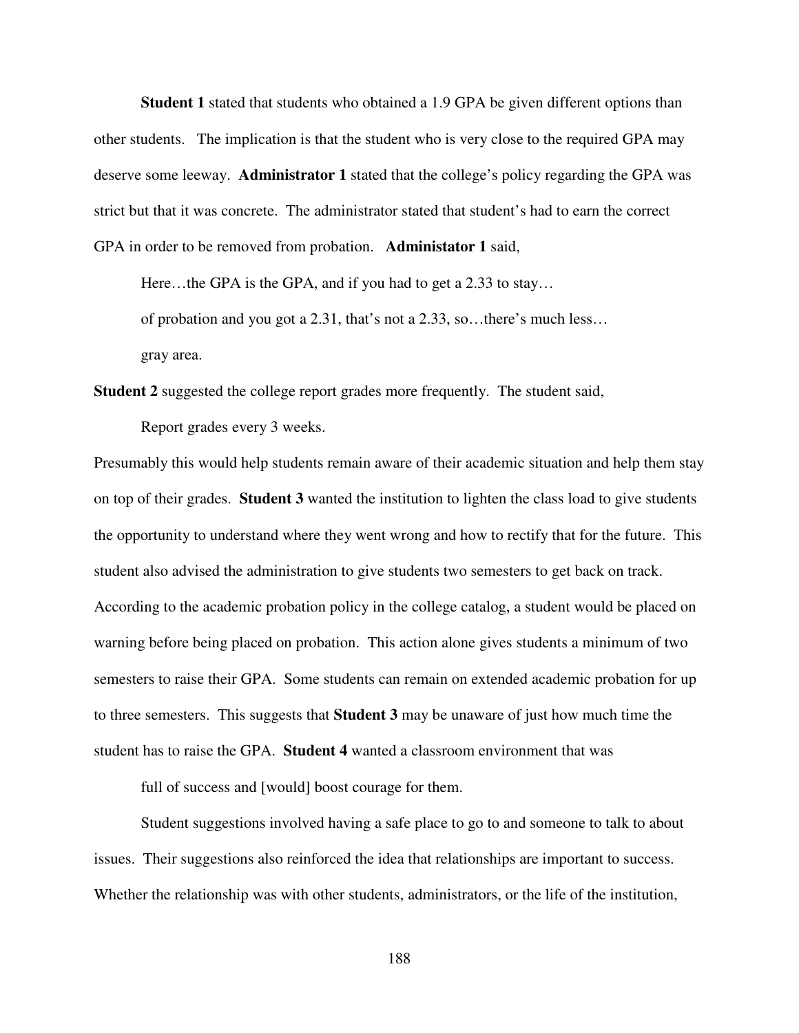**Student 1** stated that students who obtained a 1.9 GPA be given different options than other students. The implication is that the student who is very close to the required GPA may deserve some leeway. **Administrator 1** stated that the college's policy regarding the GPA was strict but that it was concrete. The administrator stated that student's had to earn the correct GPA in order to be removed from probation. **Administator 1** said,

> Here…the GPA is the GPA, and if you had to get a 2.33 to stay…
> of probation and you got a 2.31, that's not a 2.33, so…there's much less…
> gray area.

**Student 2** suggested the college report grades more frequently. The student said,

> Report grades every 3 weeks.

Presumably this would help students remain aware of their academic situation and help them stay on top of their grades. **Student 3** wanted the institution to lighten the class load to give students the opportunity to understand where they went wrong and how to rectify that for the future. This student also advised the administration to give students two semesters to get back on track. According to the academic probation policy in the college catalog, a student would be placed on warning before being placed on probation. This action alone gives students a minimum of two semesters to raise their GPA. Some students can remain on extended academic probation for up to three semesters. This suggests that **Student 3** may be unaware of just how much time the student has to raise the GPA. **Student 4** wanted a classroom environment that was

> full of success and [would] boost courage for them.

Student suggestions involved having a safe place to go to and someone to talk to about issues. Their suggestions also reinforced the idea that relationships are important to success. Whether the relationship was with other students, administrators, or the life of the institution,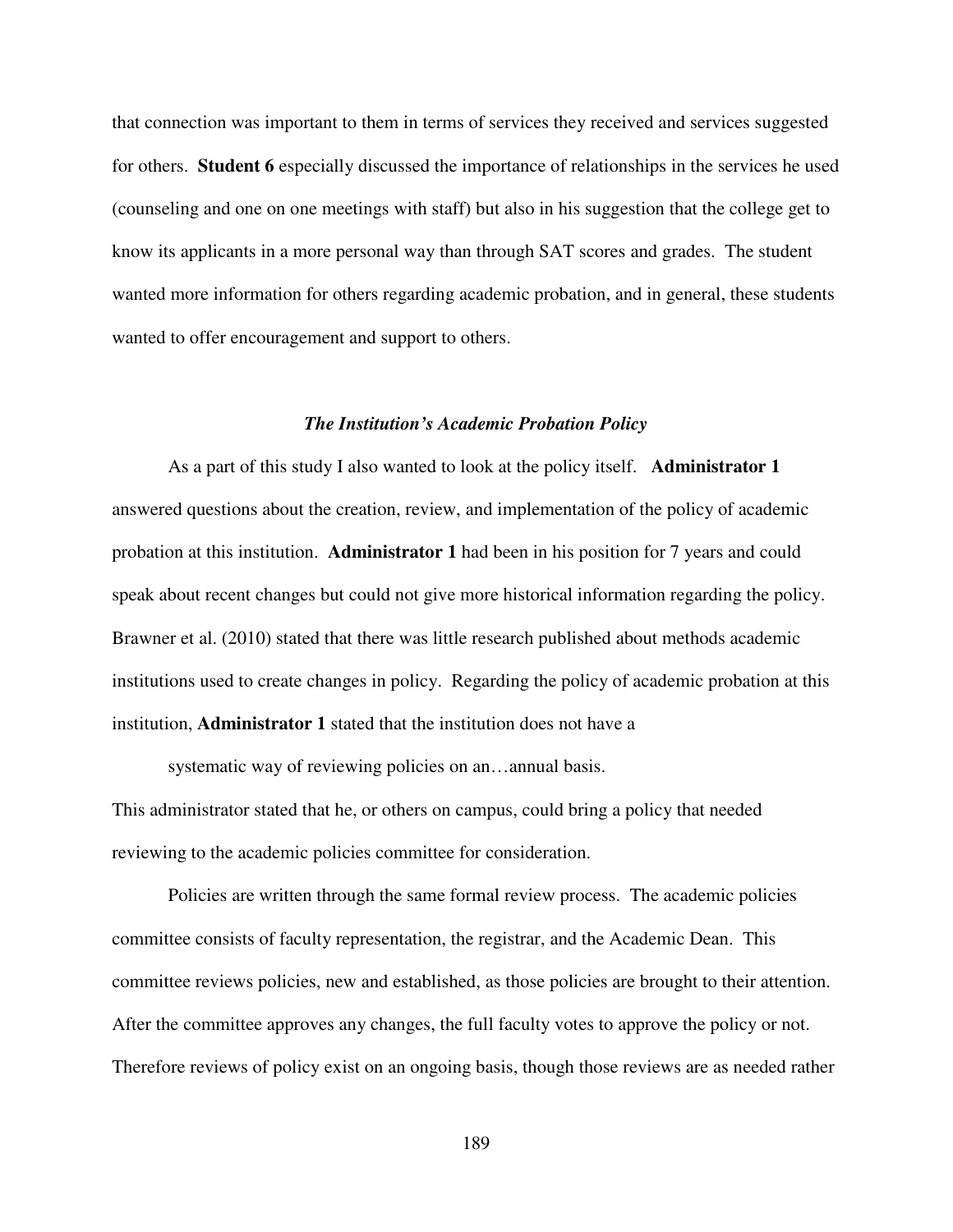that connection was important to them in terms of services they received and services suggested for others. **Student 6** especially discussed the importance of relationships in the services he used (counseling and one on one meetings with staff) but also in his suggestion that the college get to know its applicants in a more personal way than through SAT scores and grades. The student wanted more information for others regarding academic probation, and in general, these students wanted to offer encouragement and support to others.

### *The Institution's Academic Probation Policy*

As a part of this study I also wanted to look at the policy itself. **Administrator 1** answered questions about the creation, review, and implementation of the policy of academic probation at this institution. **Administrator 1** had been in his position for 7 years and could speak about recent changes but could not give more historical information regarding the policy. Brawner et al. (2010) stated that there was little research published about methods academic institutions used to create changes in policy. Regarding the policy of academic probation at this institution, **Administrator 1** stated that the institution does not have a

> systematic way of reviewing policies on an…annual basis.

This administrator stated that he, or others on campus, could bring a policy that needed reviewing to the academic policies committee for consideration.

Policies are written through the same formal review process. The academic policies committee consists of faculty representation, the registrar, and the Academic Dean. This committee reviews policies, new and established, as those policies are brought to their attention. After the committee approves any changes, the full faculty votes to approve the policy or not. Therefore reviews of policy exist on an ongoing basis, though those reviews are as needed rather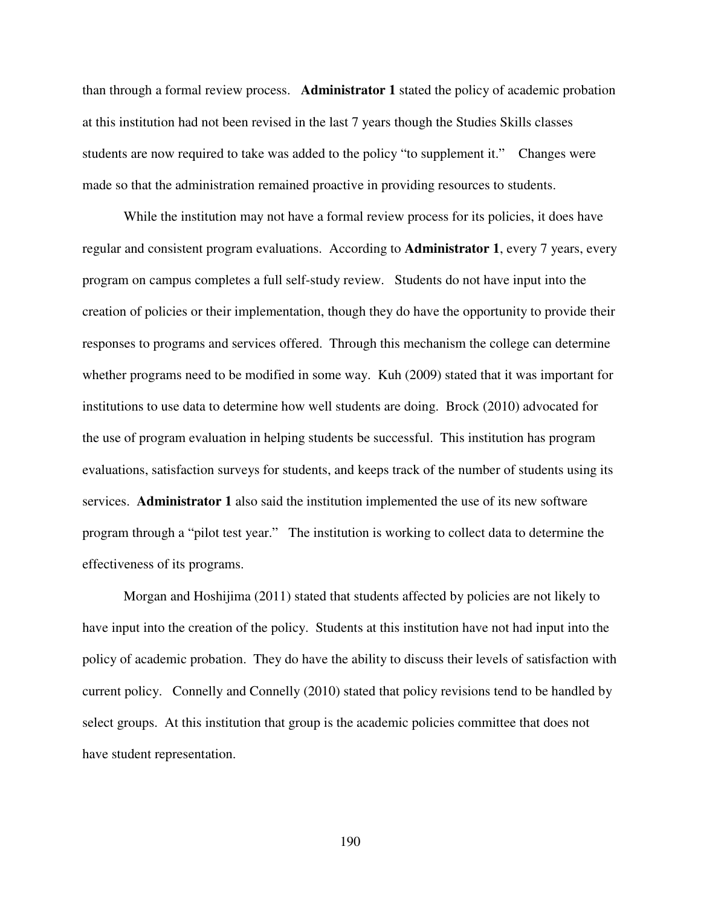than through a formal review process. **Administrator 1** stated the policy of academic probation at this institution had not been revised in the last 7 years though the Studies Skills classes students are now required to take was added to the policy "to supplement it." Changes were made so that the administration remained proactive in providing resources to students.

While the institution may not have a formal review process for its policies, it does have regular and consistent program evaluations. According to **Administrator 1**, every 7 years, every program on campus completes a full self-study review. Students do not have input into the creation of policies or their implementation, though they do have the opportunity to provide their responses to programs and services offered. Through this mechanism the college can determine whether programs need to be modified in some way. Kuh (2009) stated that it was important for institutions to use data to determine how well students are doing. Brock (2010) advocated for the use of program evaluation in helping students be successful. This institution has program evaluations, satisfaction surveys for students, and keeps track of the number of students using its services. **Administrator 1** also said the institution implemented the use of its new software program through a "pilot test year." The institution is working to collect data to determine the effectiveness of its programs.

Morgan and Hoshijima (2011) stated that students affected by policies are not likely to have input into the creation of the policy. Students at this institution have not had input into the policy of academic probation. They do have the ability to discuss their levels of satisfaction with current policy. Connelly and Connelly (2010) stated that policy revisions tend to be handled by select groups. At this institution that group is the academic policies committee that does not have student representation.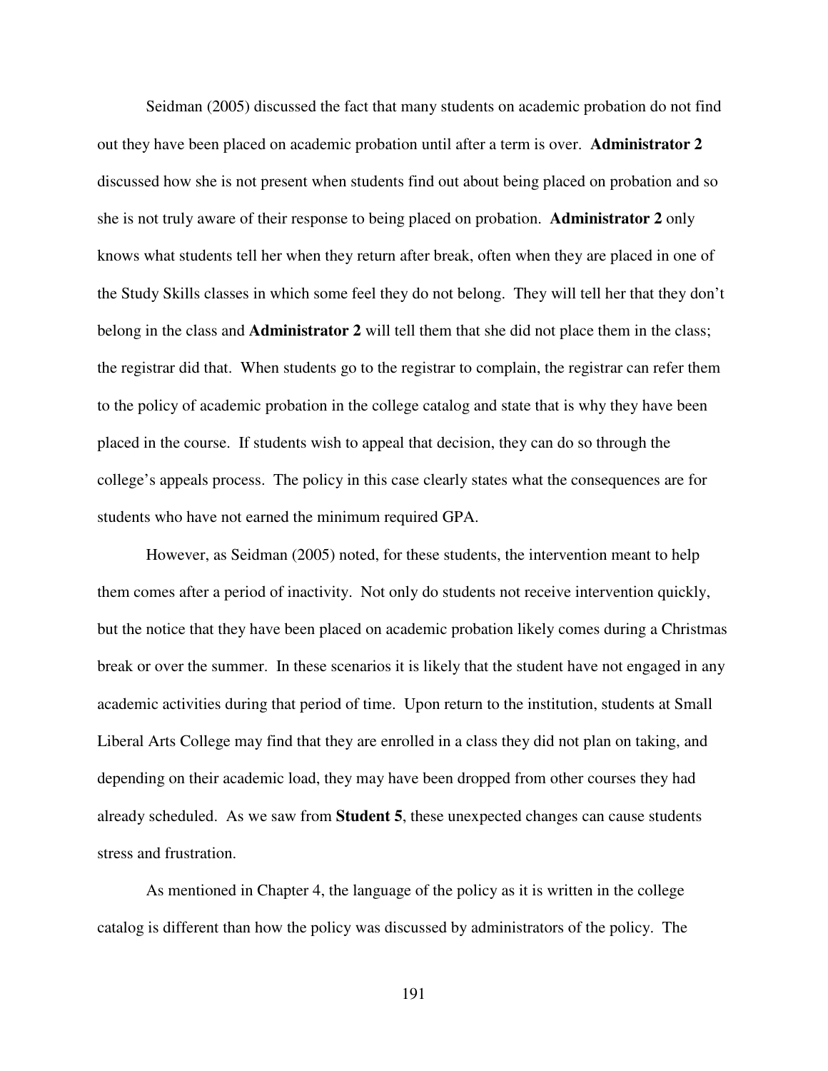Seidman (2005) discussed the fact that many students on academic probation do not find out they have been placed on academic probation until after a term is over. **Administrator 2** discussed how she is not present when students find out about being placed on probation and so she is not truly aware of their response to being placed on probation. **Administrator 2** only knows what students tell her when they return after break, often when they are placed in one of the Study Skills classes in which some feel they do not belong. They will tell her that they don't belong in the class and **Administrator 2** will tell them that she did not place them in the class; the registrar did that. When students go to the registrar to complain, the registrar can refer them to the policy of academic probation in the college catalog and state that is why they have been placed in the course. If students wish to appeal that decision, they can do so through the college's appeals process. The policy in this case clearly states what the consequences are for students who have not earned the minimum required GPA.

However, as Seidman (2005) noted, for these students, the intervention meant to help them comes after a period of inactivity. Not only do students not receive intervention quickly, but the notice that they have been placed on academic probation likely comes during a Christmas break or over the summer. In these scenarios it is likely that the student have not engaged in any academic activities during that period of time. Upon return to the institution, students at Small Liberal Arts College may find that they are enrolled in a class they did not plan on taking, and depending on their academic load, they may have been dropped from other courses they had already scheduled. As we saw from **Student 5**, these unexpected changes can cause students stress and frustration.

As mentioned in Chapter 4, the language of the policy as it is written in the college catalog is different than how the policy was discussed by administrators of the policy. The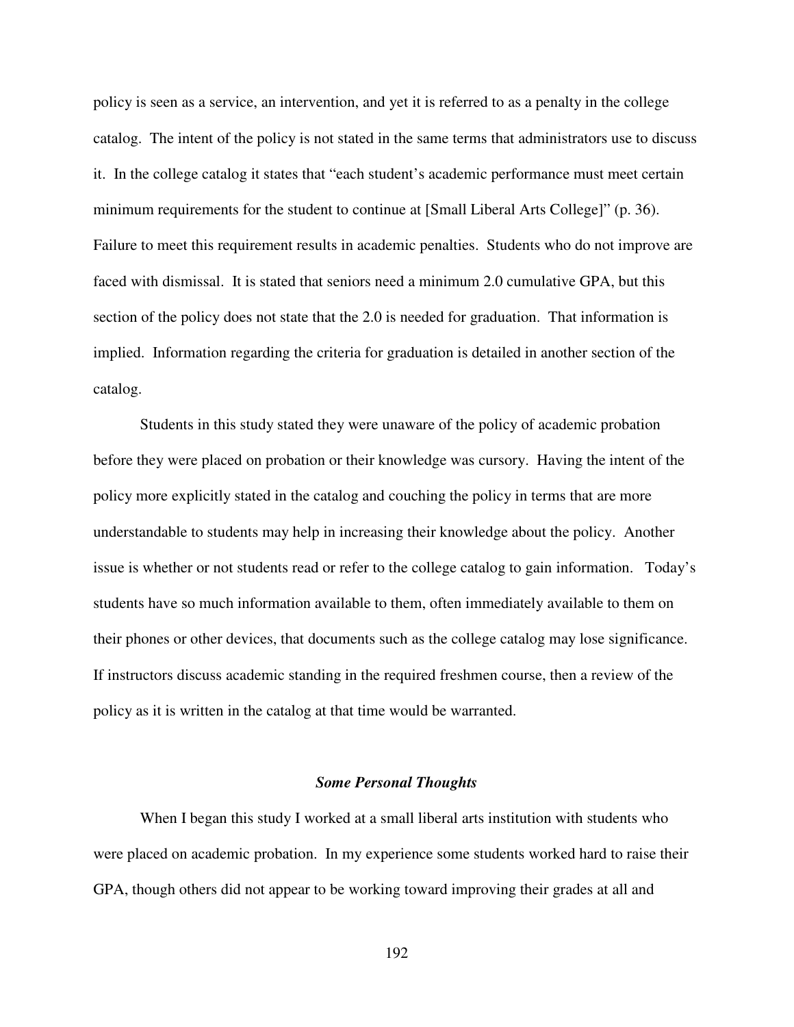policy is seen as a service, an intervention, and yet it is referred to as a penalty in the college catalog. The intent of the policy is not stated in the same terms that administrators use to discuss it. In the college catalog it states that "each student's academic performance must meet certain minimum requirements for the student to continue at [Small Liberal Arts College]" (p. 36). Failure to meet this requirement results in academic penalties. Students who do not improve are faced with dismissal. It is stated that seniors need a minimum 2.0 cumulative GPA, but this section of the policy does not state that the 2.0 is needed for graduation. That information is implied. Information regarding the criteria for graduation is detailed in another section of the catalog.

Students in this study stated they were unaware of the policy of academic probation before they were placed on probation or their knowledge was cursory. Having the intent of the policy more explicitly stated in the catalog and couching the policy in terms that are more understandable to students may help in increasing their knowledge about the policy. Another issue is whether or not students read or refer to the college catalog to gain information. Today's students have so much information available to them, often immediately available to them on their phones or other devices, that documents such as the college catalog may lose significance. If instructors discuss academic standing in the required freshmen course, then a review of the policy as it is written in the catalog at that time would be warranted.

### *Some Personal Thoughts*

When I began this study I worked at a small liberal arts institution with students who were placed on academic probation. In my experience some students worked hard to raise their GPA, though others did not appear to be working toward improving their grades at all and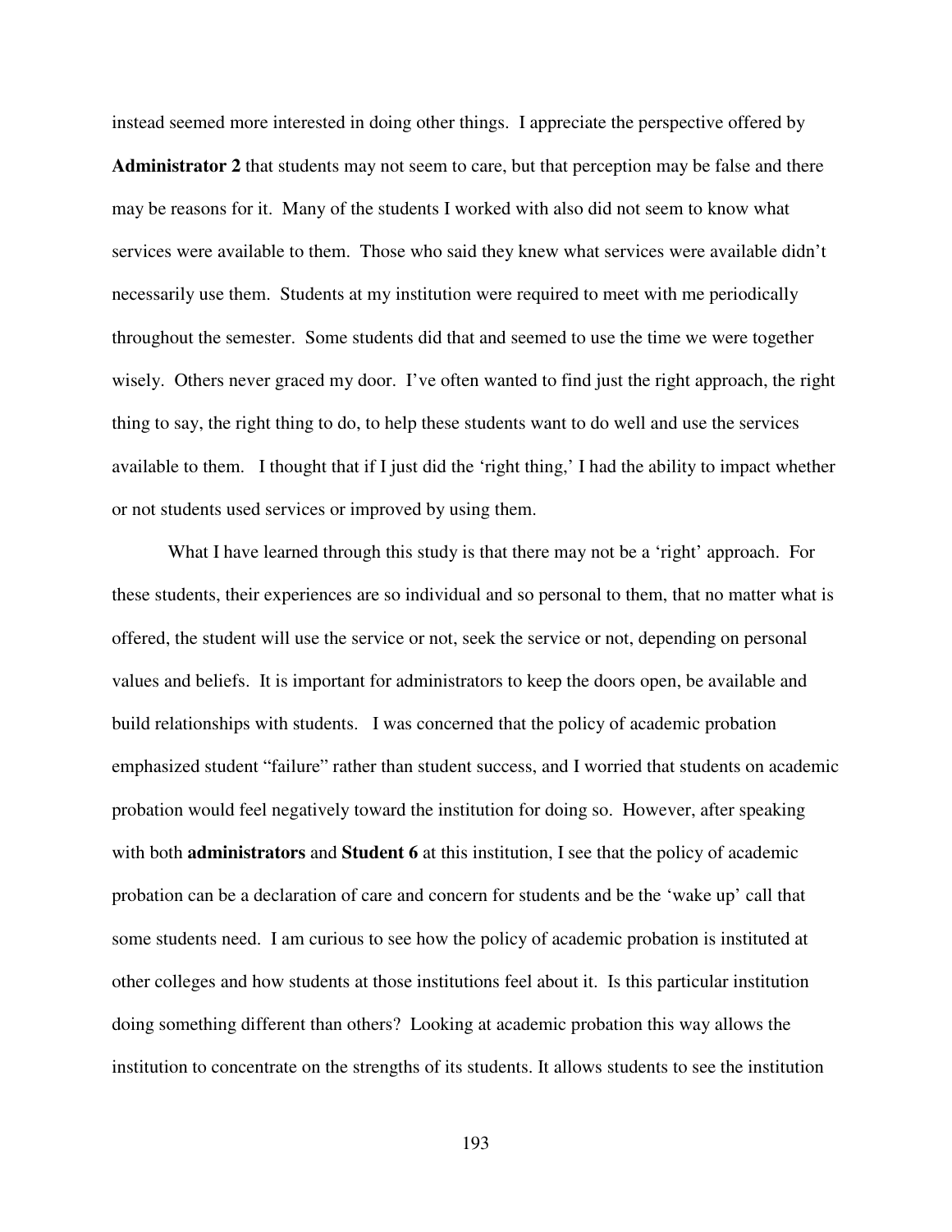instead seemed more interested in doing other things. I appreciate the perspective offered by **Administrator 2** that students may not seem to care, but that perception may be false and there may be reasons for it. Many of the students I worked with also did not seem to know what services were available to them. Those who said they knew what services were available didn't necessarily use them. Students at my institution were required to meet with me periodically throughout the semester. Some students did that and seemed to use the time we were together wisely. Others never graced my door. I've often wanted to find just the right approach, the right thing to say, the right thing to do, to help these students want to do well and use the services available to them. I thought that if I just did the 'right thing,' I had the ability to impact whether or not students used services or improved by using them.

What I have learned through this study is that there may not be a 'right' approach. For these students, their experiences are so individual and so personal to them, that no matter what is offered, the student will use the service or not, seek the service or not, depending on personal values and beliefs. It is important for administrators to keep the doors open, be available and build relationships with students. I was concerned that the policy of academic probation emphasized student "failure" rather than student success, and I worried that students on academic probation would feel negatively toward the institution for doing so. However, after speaking with both **administrators** and **Student 6** at this institution, I see that the policy of academic probation can be a declaration of care and concern for students and be the 'wake up' call that some students need. I am curious to see how the policy of academic probation is instituted at other colleges and how students at those institutions feel about it. Is this particular institution doing something different than others? Looking at academic probation this way allows the institution to concentrate on the strengths of its students. It allows students to see the institution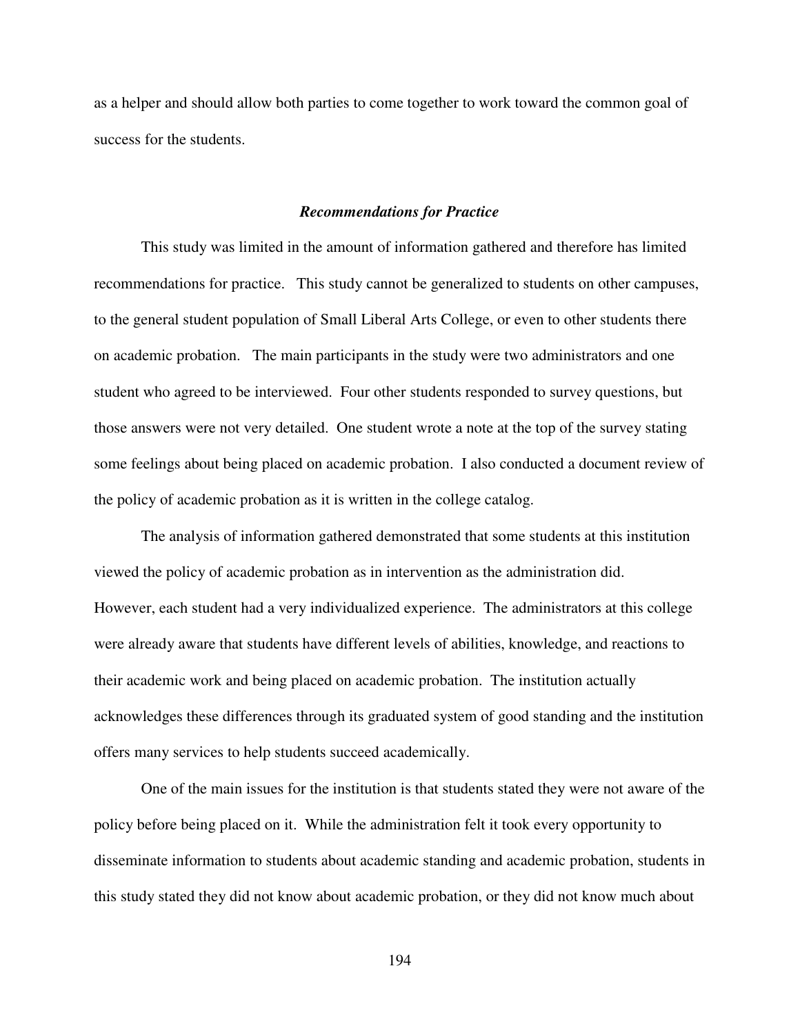as a helper and should allow both parties to come together to work toward the common goal of success for the students.

### ***Recommendations for Practice***

This study was limited in the amount of information gathered and therefore has limited recommendations for practice. This study cannot be generalized to students on other campuses, to the general student population of Small Liberal Arts College, or even to other students there on academic probation. The main participants in the study were two administrators and one student who agreed to be interviewed. Four other students responded to survey questions, but those answers were not very detailed. One student wrote a note at the top of the survey stating some feelings about being placed on academic probation. I also conducted a document review of the policy of academic probation as it is written in the college catalog.

The analysis of information gathered demonstrated that some students at this institution viewed the policy of academic probation as in intervention as the administration did. However, each student had a very individualized experience. The administrators at this college were already aware that students have different levels of abilities, knowledge, and reactions to their academic work and being placed on academic probation. The institution actually acknowledges these differences through its graduated system of good standing and the institution offers many services to help students succeed academically.

One of the main issues for the institution is that students stated they were not aware of the policy before being placed on it. While the administration felt it took every opportunity to disseminate information to students about academic standing and academic probation, students in this study stated they did not know about academic probation, or they did not know much about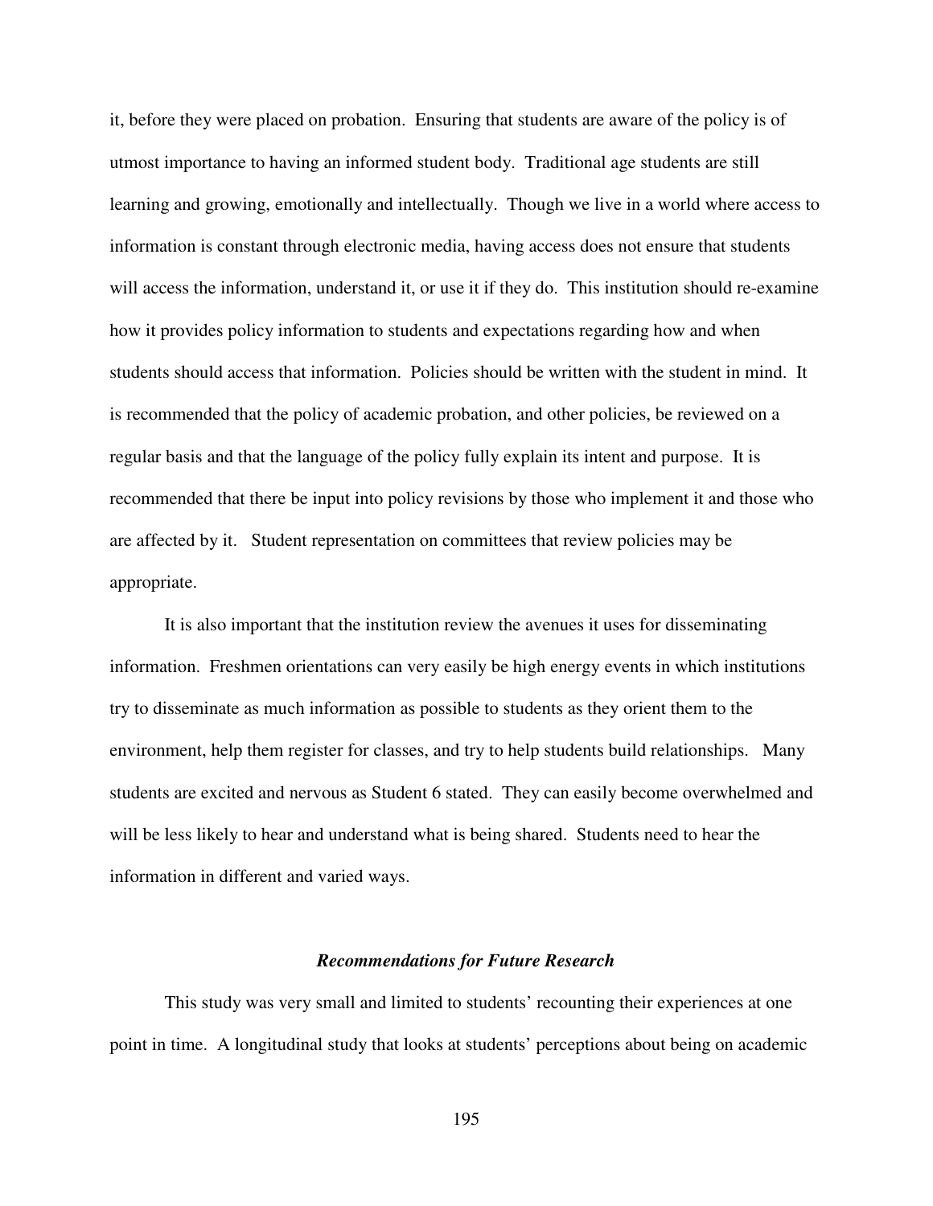it, before they were placed on probation. Ensuring that students are aware of the policy is of utmost importance to having an informed student body. Traditional age students are still learning and growing, emotionally and intellectually. Though we live in a world where access to information is constant through electronic media, having access does not ensure that students will access the information, understand it, or use it if they do. This institution should re-examine how it provides policy information to students and expectations regarding how and when students should access that information. Policies should be written with the student in mind. It is recommended that the policy of academic probation, and other policies, be reviewed on a regular basis and that the language of the policy fully explain its intent and purpose. It is recommended that there be input into policy revisions by those who implement it and those who are affected by it. Student representation on committees that review policies may be appropriate.

It is also important that the institution review the avenues it uses for disseminating information. Freshmen orientations can very easily be high energy events in which institutions try to disseminate as much information as possible to students as they orient them to the environment, help them register for classes, and try to help students build relationships. Many students are excited and nervous as Student 6 stated. They can easily become overwhelmed and will be less likely to hear and understand what is being shared. Students need to hear the information in different and varied ways.

### *Recommendations for Future Research*

This study was very small and limited to students' recounting their experiences at one point in time. A longitudinal study that looks at students' perceptions about being on academic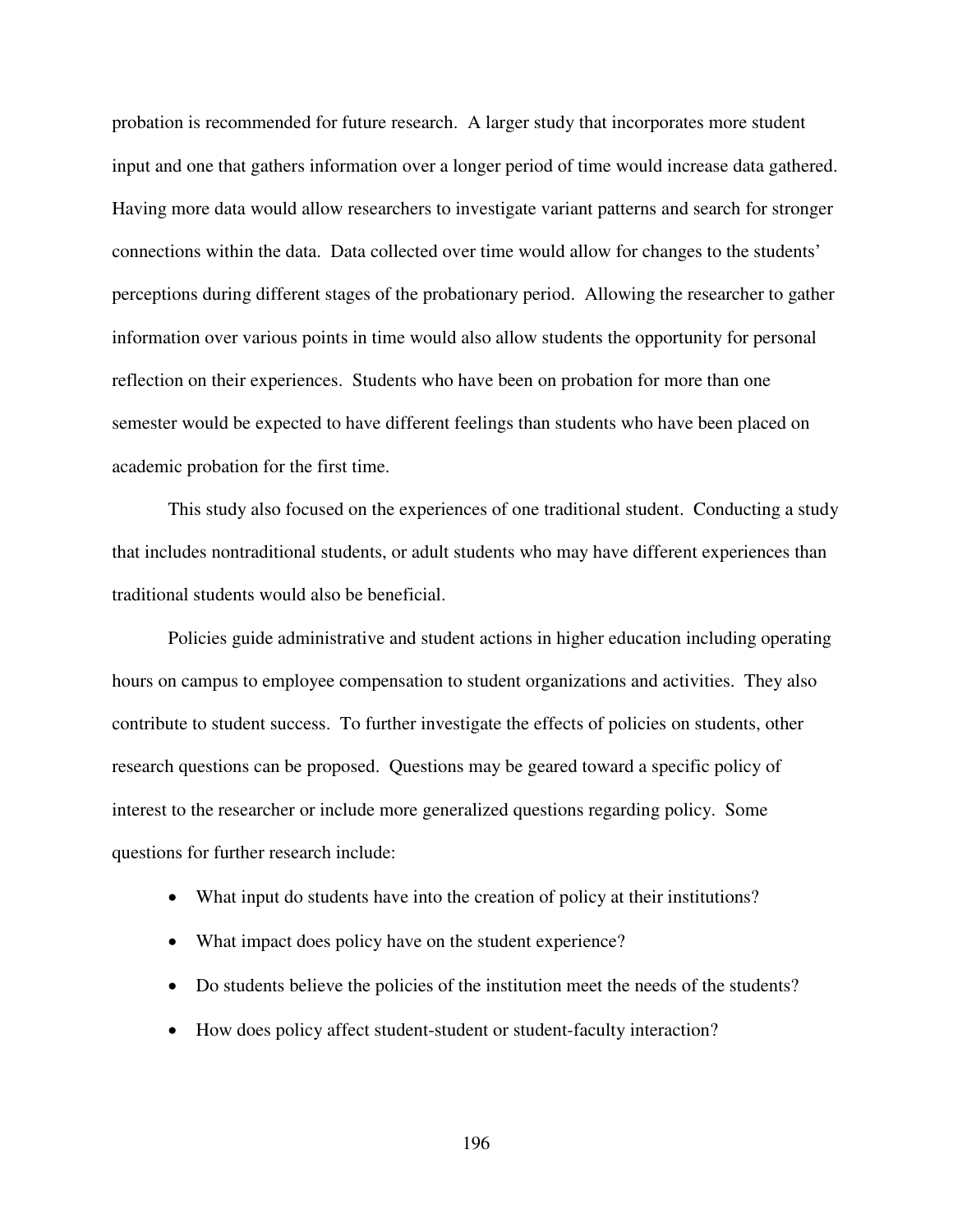probation is recommended for future research. A larger study that incorporates more student input and one that gathers information over a longer period of time would increase data gathered. Having more data would allow researchers to investigate variant patterns and search for stronger connections within the data. Data collected over time would allow for changes to the students' perceptions during different stages of the probationary period. Allowing the researcher to gather information over various points in time would also allow students the opportunity for personal reflection on their experiences. Students who have been on probation for more than one semester would be expected to have different feelings than students who have been placed on academic probation for the first time.

This study also focused on the experiences of one traditional student. Conducting a study that includes nontraditional students, or adult students who may have different experiences than traditional students would also be beneficial.

Policies guide administrative and student actions in higher education including operating hours on campus to employee compensation to student organizations and activities. They also contribute to student success. To further investigate the effects of policies on students, other research questions can be proposed. Questions may be geared toward a specific policy of interest to the researcher or include more generalized questions regarding policy. Some questions for further research include:

- What input do students have into the creation of policy at their institutions?
- What impact does policy have on the student experience?
- Do students believe the policies of the institution meet the needs of the students?
- How does policy affect student-student or student-faculty interaction?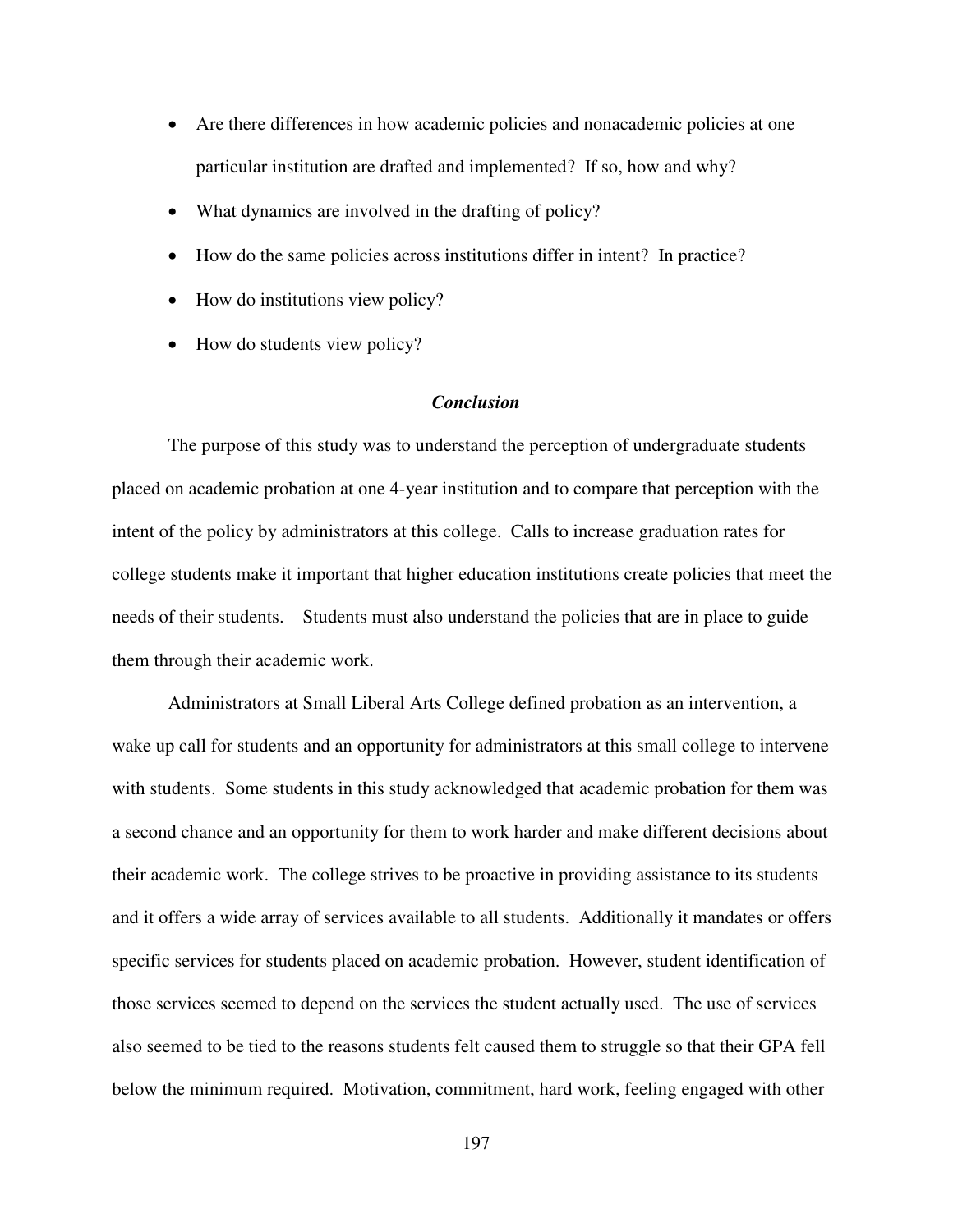- Are there differences in how academic policies and nonacademic policies at one particular institution are drafted and implemented? If so, how and why?
- What dynamics are involved in the drafting of policy?
- How do the same policies across institutions differ in intent? In practice?
- How do institutions view policy?
- How do students view policy?

### *Conclusion*

The purpose of this study was to understand the perception of undergraduate students placed on academic probation at one 4-year institution and to compare that perception with the intent of the policy by administrators at this college. Calls to increase graduation rates for college students make it important that higher education institutions create policies that meet the needs of their students. Students must also understand the policies that are in place to guide them through their academic work.

Administrators at Small Liberal Arts College defined probation as an intervention, a wake up call for students and an opportunity for administrators at this small college to intervene with students. Some students in this study acknowledged that academic probation for them was a second chance and an opportunity for them to work harder and make different decisions about their academic work. The college strives to be proactive in providing assistance to its students and it offers a wide array of services available to all students. Additionally it mandates or offers specific services for students placed on academic probation. However, student identification of those services seemed to depend on the services the student actually used. The use of services also seemed to be tied to the reasons students felt caused them to struggle so that their GPA fell below the minimum required. Motivation, commitment, hard work, feeling engaged with other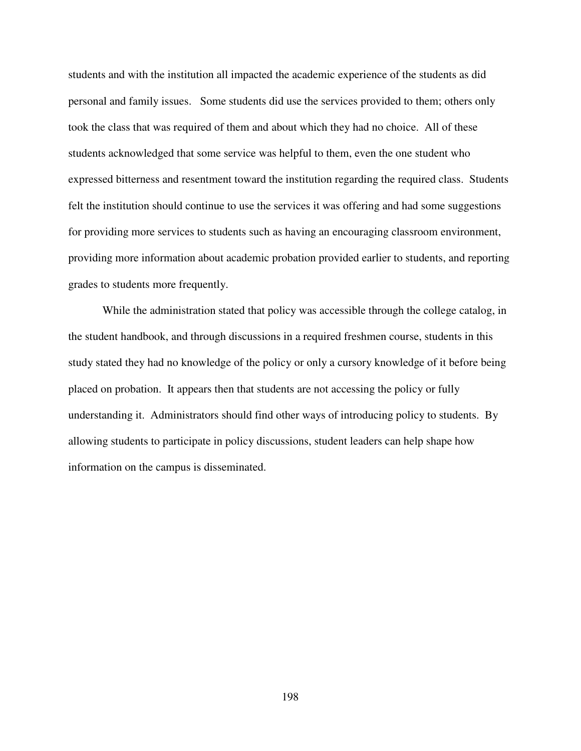students and with the institution all impacted the academic experience of the students as did personal and family issues. Some students did use the services provided to them; others only took the class that was required of them and about which they had no choice. All of these students acknowledged that some service was helpful to them, even the one student who expressed bitterness and resentment toward the institution regarding the required class. Students felt the institution should continue to use the services it was offering and had some suggestions for providing more services to students such as having an encouraging classroom environment, providing more information about academic probation provided earlier to students, and reporting grades to students more frequently.

While the administration stated that policy was accessible through the college catalog, in the student handbook, and through discussions in a required freshmen course, students in this study stated they had no knowledge of the policy or only a cursory knowledge of it before being placed on probation. It appears then that students are not accessing the policy or fully understanding it. Administrators should find other ways of introducing policy to students. By allowing students to participate in policy discussions, student leaders can help shape how information on the campus is disseminated.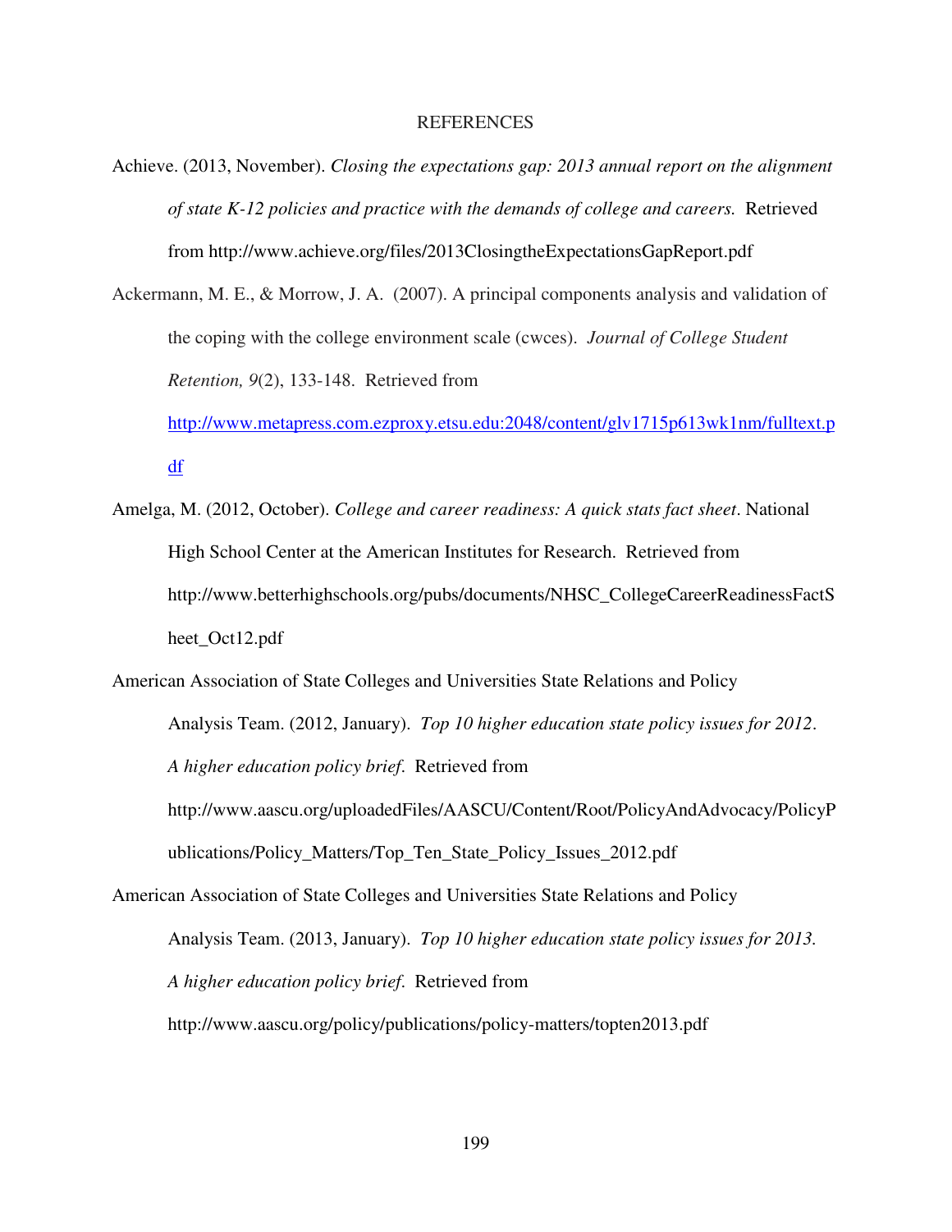# REFERENCES

Achieve. (2013, November). *Closing the expectations gap: 2013 annual report on the alignment of state K-12 policies and practice with the demands of college and careers.* Retrieved from http://www.achieve.org/files/2013ClosingtheExpectationsGapReport.pdf

Ackermann, M. E., & Morrow, J. A. (2007). A principal components analysis and validation of the coping with the college environment scale (cwces). *Journal of College Student Retention, 9*(2), 133-148. Retrieved from http://www.metapress.com.ezproxy.etsu.edu:2048/content/glv1715p613wk1nm/fulltext.pdf

Amelga, M. (2012, October). *College and career readiness: A quick stats fact sheet*. National High School Center at the American Institutes for Research. Retrieved from http://www.betterhighschools.org/pubs/documents/NHSC_CollegeCareerReadinessFactSheet_Oct12.pdf

American Association of State Colleges and Universities State Relations and Policy Analysis Team. (2012, January). *Top 10 higher education state policy issues for 2012*. *A higher education policy brief*. Retrieved from http://www.aascu.org/uploadedFiles/AASCU/Content/Root/PolicyAndAdvocacy/PolicyPublications/Policy_Matters/Top_Ten_State_Policy_Issues_2012.pdf

American Association of State Colleges and Universities State Relations and Policy Analysis Team. (2013, January). *Top 10 higher education state policy issues for 2013. A higher education policy brief.* Retrieved from http://www.aascu.org/policy/publications/policy-matters/topten2013.pdf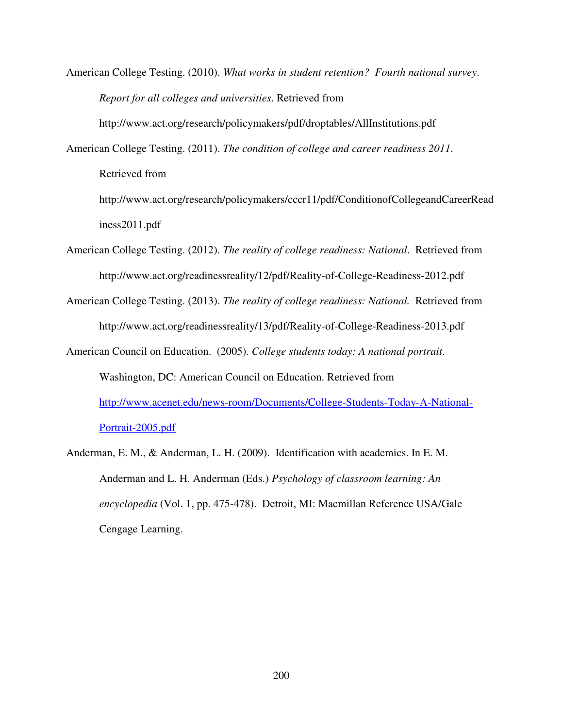American College Testing. (2010). *What works in student retention? Fourth national survey. Report for all colleges and universities*. Retrieved from http://www.act.org/research/policymakers/pdf/droptables/AllInstitutions.pdf

American College Testing. (2011). *The condition of college and career readiness 2011*. Retrieved from http://www.act.org/research/policymakers/cccr11/pdf/ConditionofCollegeandCareerReadiness2011.pdf

American College Testing. (2012). *The reality of college readiness: National*. Retrieved from http://www.act.org/readinessreality/12/pdf/Reality-of-College-Readiness-2012.pdf

American College Testing. (2013). *The reality of college readiness: National.* Retrieved from http://www.act.org/readinessreality/13/pdf/Reality-of-College-Readiness-2013.pdf

American Council on Education. (2005). *College students today: A national portrait*. Washington, DC: American Council on Education. Retrieved from [http://www.acenet.edu/news-room/Documents/College-Students-Today-A-National-Portrait-2005.pdf](http://www.acenet.edu/news-room/Documents/College-Students-Today-A-National-Portrait-2005.pdf)

Anderman, E. M., & Anderman, L. H. (2009). Identification with academics. In E. M. Anderman and L. H. Anderman (Eds.) *Psychology of classroom learning: An encyclopedia* (Vol. 1, pp. 475-478). Detroit, MI: Macmillan Reference USA/Gale Cengage Learning.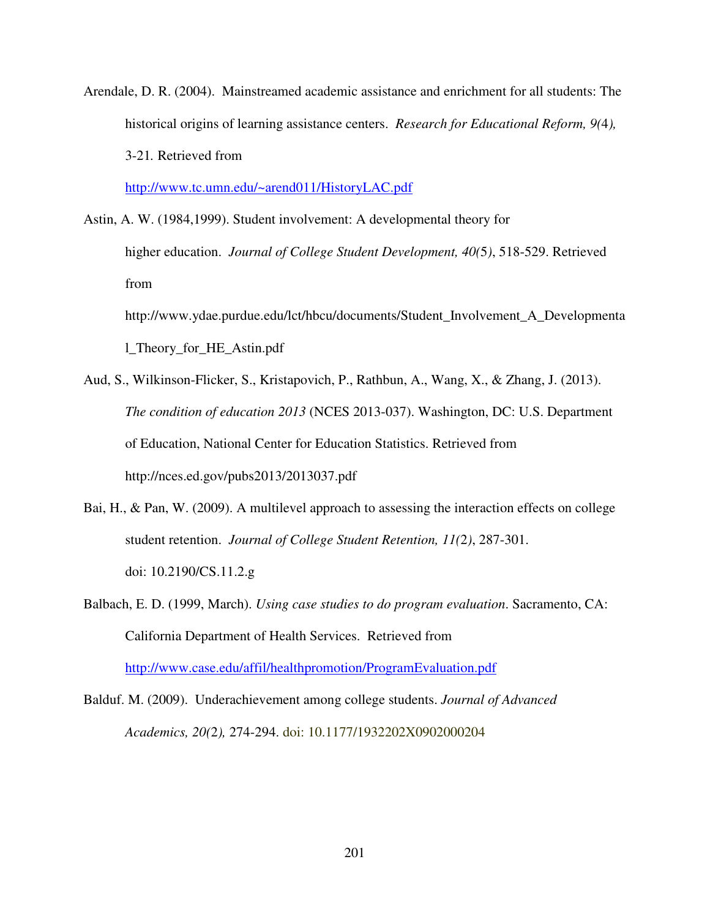Arendale, D. R. (2004). Mainstreamed academic assistance and enrichment for all students: The historical origins of learning assistance centers. *Research for Educational Reform, 9(*4*),* 3-21. Retrieved from http://www.tc.umn.edu/~arend011/HistoryLAC.pdf

Astin, A. W. (1984,1999). Student involvement: A developmental theory for higher education. *Journal of College Student Development, 40(*5*)*, 518-529. Retrieved from http://www.ydae.purdue.edu/lct/hbcu/documents/Student_Involvement_A_Developmental_Theory_for_HE_Astin.pdf

Aud, S., Wilkinson-Flicker, S., Kristapovich, P., Rathbun, A., Wang, X., & Zhang, J. (2013). *The condition of education 2013* (NCES 2013-037). Washington, DC: U.S. Department of Education, National Center for Education Statistics. Retrieved from http://nces.ed.gov/pubs2013/2013037.pdf

Bai, H., & Pan, W. (2009). A multilevel approach to assessing the interaction effects on college student retention. *Journal of College Student Retention, 11(*2*)*, 287-301. doi: 10.2190/CS.11.2.g

Balbach, E. D. (1999, March). *Using case studies to do program evaluation*. Sacramento, CA: California Department of Health Services. Retrieved from http://www.case.edu/affil/healthpromotion/ProgramEvaluation.pdf

Balduf. M. (2009). Underachievement among college students. *Journal of Advanced Academics, 20(*2*),* 274-294. doi: 10.1177/1932202X0902000204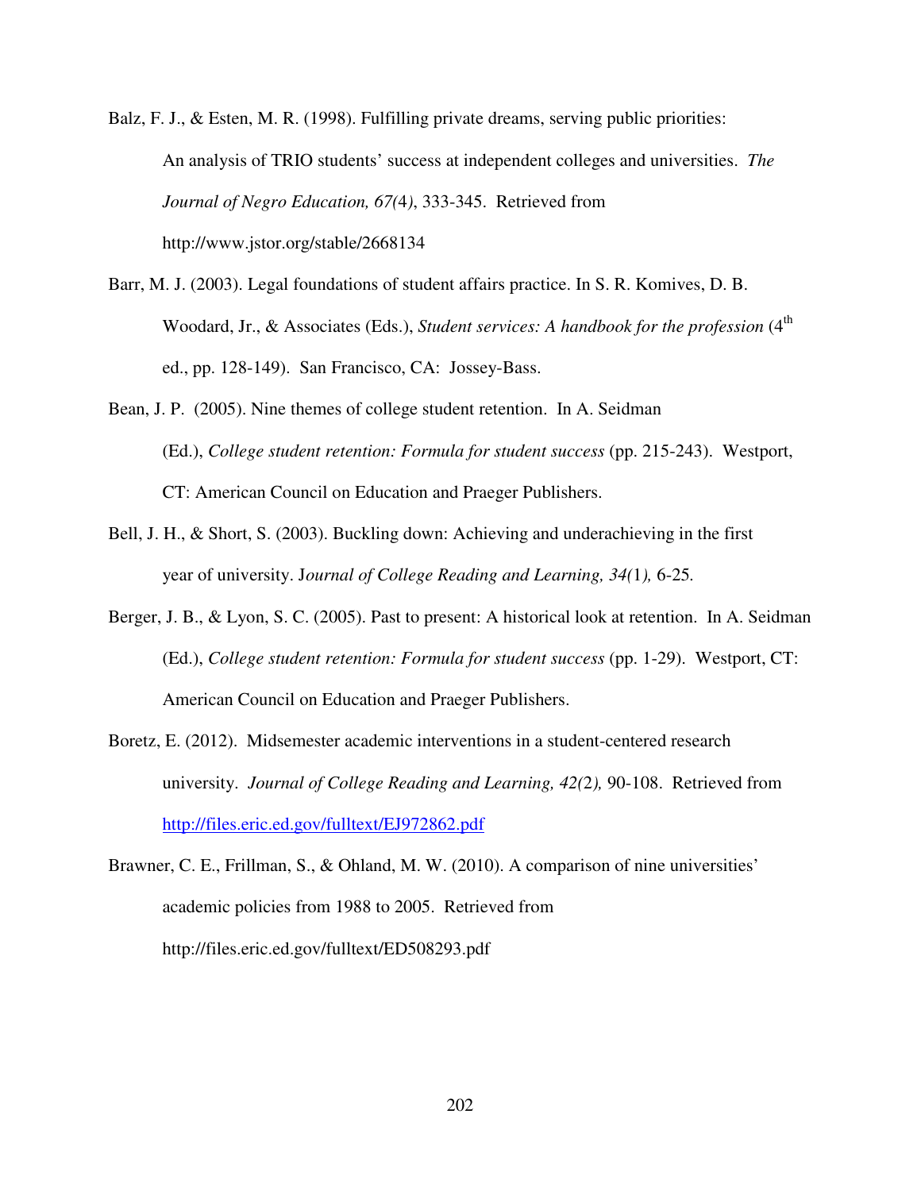Balz, F. J., & Esten, M. R. (1998). Fulfilling private dreams, serving public priorities: An analysis of TRIO students' success at independent colleges and universities. *The Journal of Negro Education, 67*(4), 333-345. Retrieved from http://www.jstor.org/stable/2668134

Barr, M. J. (2003). Legal foundations of student affairs practice. In S. R. Komives, D. B. Woodard, Jr., & Associates (Eds.), *Student services: A handbook for the profession* (4th ed., pp. 128-149). San Francisco, CA: Jossey-Bass.

Bean, J. P. (2005). Nine themes of college student retention. In A. Seidman (Ed.), *College student retention: Formula for student success* (pp. 215-243). Westport, CT: American Council on Education and Praeger Publishers.

Bell, J. H., & Short, S. (2003). Buckling down: Achieving and underachieving in the first year of university. *Journal of College Reading and Learning, 34*(1), 6-25.

Berger, J. B., & Lyon, S. C. (2005). Past to present: A historical look at retention. In A. Seidman (Ed.), *College student retention: Formula for student success* (pp. 1-29). Westport, CT: American Council on Education and Praeger Publishers.

Boretz, E. (2012). Midsemester academic interventions in a student-centered research university. *Journal of College Reading and Learning, 42*(2), 90-108. Retrieved from http://files.eric.ed.gov/fulltext/EJ972862.pdf

Brawner, C. E., Frillman, S., & Ohland, M. W. (2010). A comparison of nine universities' academic policies from 1988 to 2005. Retrieved from http://files.eric.ed.gov/fulltext/ED508293.pdf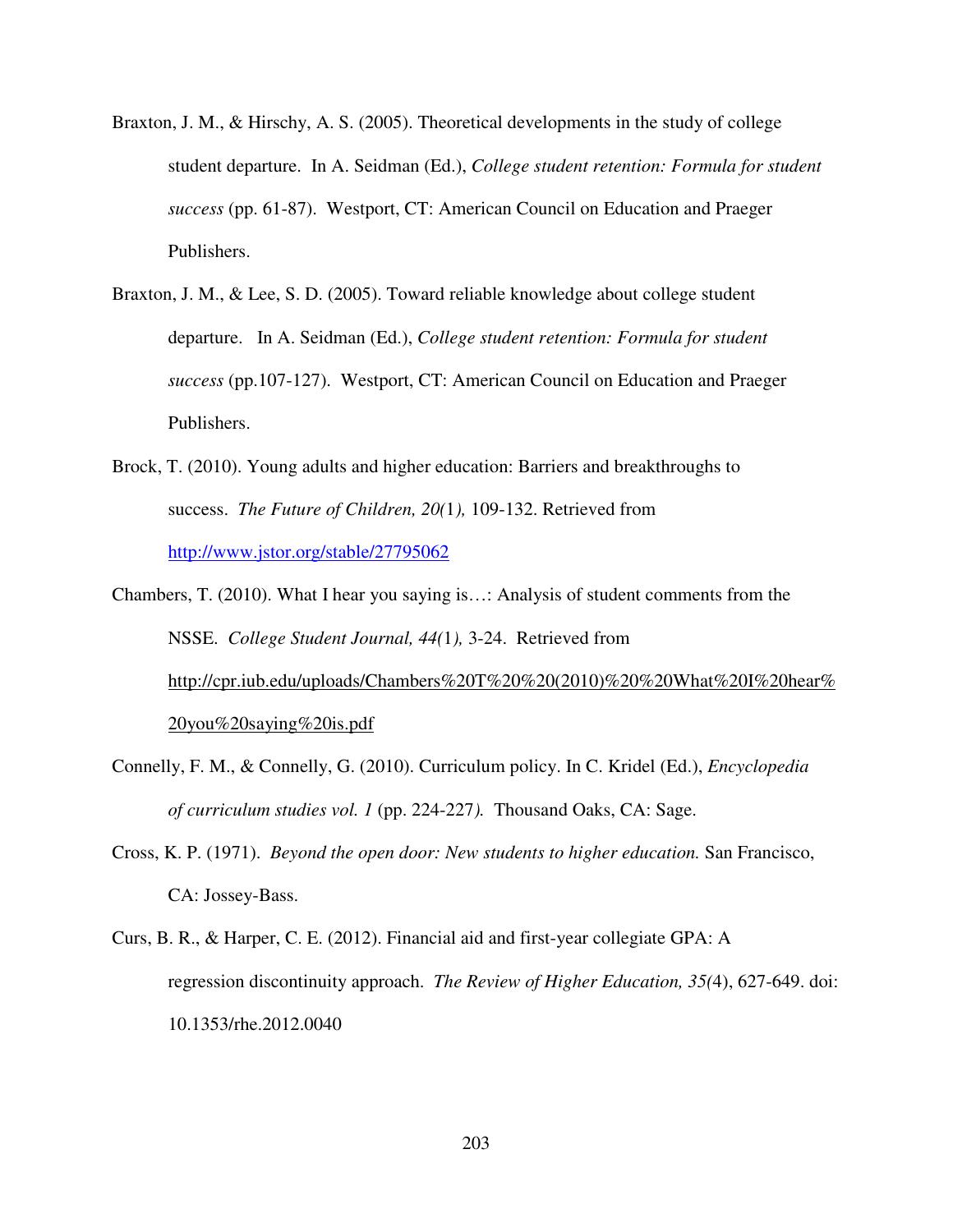Braxton, J. M., & Hirschy, A. S. (2005). Theoretical developments in the study of college student departure. In A. Seidman (Ed.), *College student retention: Formula for student success* (pp. 61-87). Westport, CT: American Council on Education and Praeger Publishers.

Braxton, J. M., & Lee, S. D. (2005). Toward reliable knowledge about college student departure. In A. Seidman (Ed.), *College student retention: Formula for student success* (pp.107-127). Westport, CT: American Council on Education and Praeger Publishers.

Brock, T. (2010). Young adults and higher education: Barriers and breakthroughs to success. *The Future of Children, 20(*1*),* 109-132. Retrieved from http://www.jstor.org/stable/27795062

Chambers, T. (2010). What I hear you saying is…: Analysis of student comments from the NSSE. *College Student Journal, 44(*1*),* 3-24. Retrieved from http://cpr.iub.edu/uploads/Chambers%20T%20%20(2010)%20%20What%20I%20hear%20you%20saying%20is.pdf

Connelly, F. M., & Connelly, G. (2010). Curriculum policy. In C. Kridel (Ed.), *Encyclopedia of curriculum studies vol. 1* (pp. 224-227*).* Thousand Oaks, CA: Sage.

Cross, K. P. (1971). *Beyond the open door: New students to higher education.* San Francisco, CA: Jossey-Bass.

Curs, B. R., & Harper, C. E. (2012). Financial aid and first-year collegiate GPA: A regression discontinuity approach. *The Review of Higher Education, 35(*4), 627-649. doi: 10.1353/rhe.2012.0040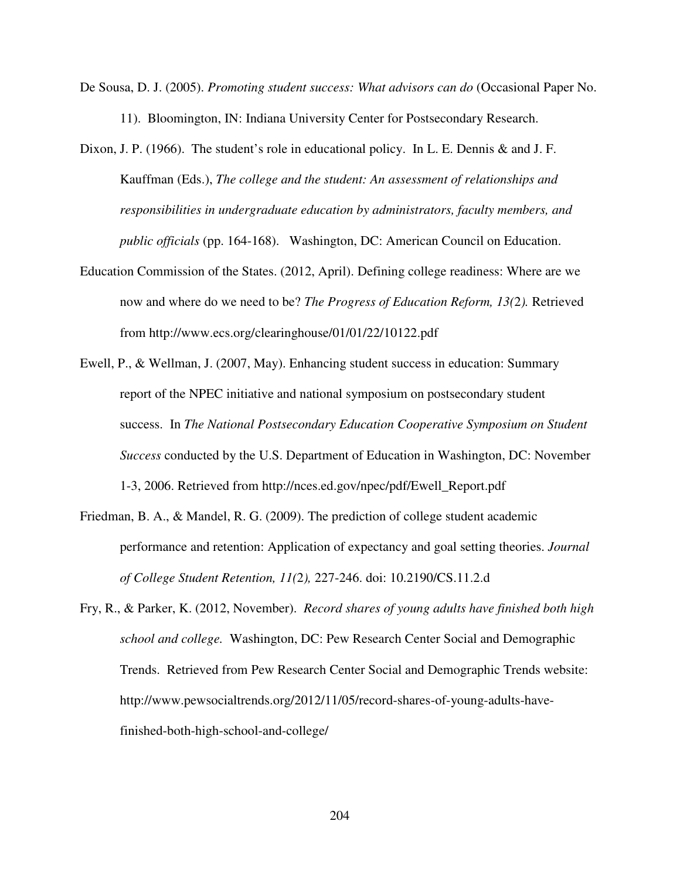De Sousa, D. J. (2005). *Promoting student success: What advisors can do* (Occasional Paper No. 11). Bloomington, IN: Indiana University Center for Postsecondary Research.

Dixon, J. P. (1966). The student's role in educational policy. In L. E. Dennis & and J. F. Kauffman (Eds.), *The college and the student: An assessment of relationships and responsibilities in undergraduate education by administrators, faculty members, and public officials* (pp. 164-168). Washington, DC: American Council on Education.

Education Commission of the States. (2012, April). Defining college readiness: Where are we now and where do we need to be? *The Progress of Education Reform, 13(*2*).* Retrieved from http://www.ecs.org/clearinghouse/01/01/22/10122.pdf

Ewell, P., & Wellman, J. (2007, May). Enhancing student success in education: Summary report of the NPEC initiative and national symposium on postsecondary student success. In *The National Postsecondary Education Cooperative Symposium on Student Success* conducted by the U.S. Department of Education in Washington, DC: November 1-3, 2006. Retrieved from http://nces.ed.gov/npec/pdf/Ewell_Report.pdf

Friedman, B. A., & Mandel, R. G. (2009). The prediction of college student academic performance and retention: Application of expectancy and goal setting theories. *Journal of College Student Retention, 11(*2*),* 227-246. doi: 10.2190/CS.11.2.d

Fry, R., & Parker, K. (2012, November). *Record shares of young adults have finished both high school and college.* Washington, DC: Pew Research Center Social and Demographic Trends. Retrieved from Pew Research Center Social and Demographic Trends website: http://www.pewsocialtrends.org/2012/11/05/record-shares-of-young-adults-have-finished-both-high-school-and-college/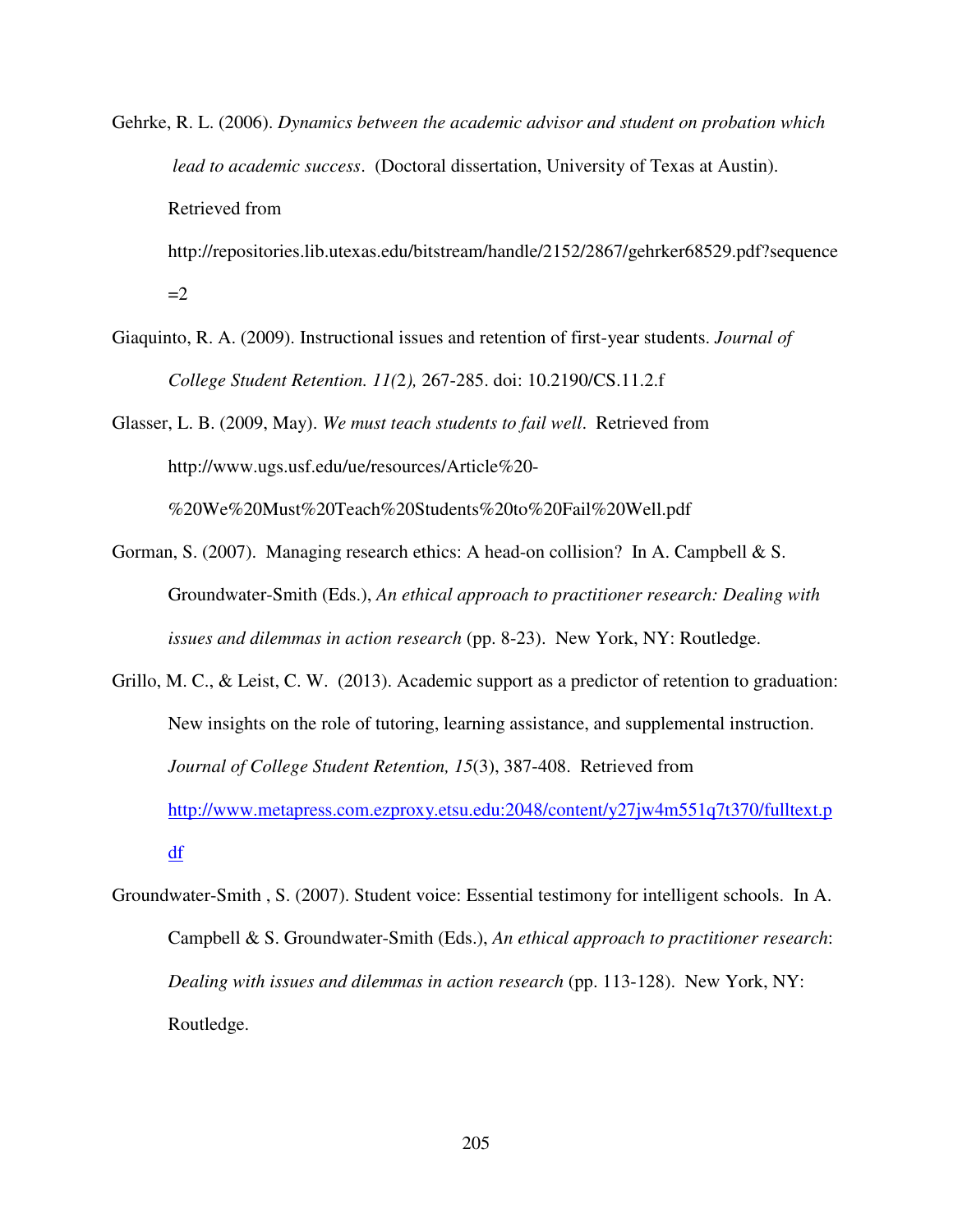Gehrke, R. L. (2006). *Dynamics between the academic advisor and student on probation which lead to academic success*. (Doctoral dissertation, University of Texas at Austin). Retrieved from http://repositories.lib.utexas.edu/bitstream/handle/2152/2867/gehrker68529.pdf?sequence=2

Giaquinto, R. A. (2009). Instructional issues and retention of first-year students. *Journal of College Student Retention. 11(2),* 267-285. doi: 10.2190/CS.11.2.f

Glasser, L. B. (2009, May). *We must teach students to fail well*. Retrieved from http://www.ugs.usf.edu/ue/resources/Article%20-%20We%20Must%20Teach%20Students%20to%20Fail%20Well.pdf

Gorman, S. (2007). Managing research ethics: A head-on collision? In A. Campbell & S. Groundwater-Smith (Eds.), *An ethical approach to practitioner research: Dealing with issues and dilemmas in action research* (pp. 8-23). New York, NY: Routledge.

Grillo, M. C., & Leist, C. W. (2013). Academic support as a predictor of retention to graduation: New insights on the role of tutoring, learning assistance, and supplemental instruction. *Journal of College Student Retention, 15*(3), 387-408. Retrieved from http://www.metapress.com.ezproxy.etsu.edu:2048/content/y27jw4m551q7t370/fulltext.pdf

Groundwater-Smith , S. (2007). Student voice: Essential testimony for intelligent schools. In A. Campbell & S. Groundwater-Smith (Eds.), *An ethical approach to practitioner research*: *Dealing with issues and dilemmas in action research* (pp. 113-128). New York, NY: Routledge.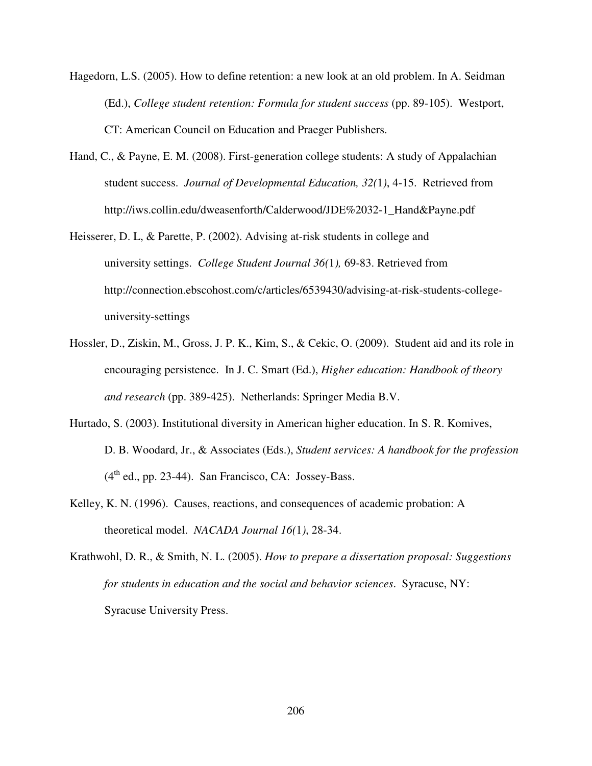Hagedorn, L.S. (2005). How to define retention: a new look at an old problem. In A. Seidman (Ed.), *College student retention: Formula for student success* (pp. 89-105). Westport, CT: American Council on Education and Praeger Publishers.

Hand, C., & Payne, E. M. (2008). First-generation college students: A study of Appalachian student success. *Journal of Developmental Education, 32(*1*)*, 4-15. Retrieved from http://iws.collin.edu/dweasenforth/Calderwood/JDE%2032-1_Hand&Payne.pdf

Heisserer, D. L, & Parette, P. (2002). Advising at-risk students in college and university settings. *College Student Journal 36(*1*),* 69-83. Retrieved from http://connection.ebscohost.com/c/articles/6539430/advising-at-risk-students-college-university-settings

Hossler, D., Ziskin, M., Gross, J. P. K., Kim, S., & Cekic, O. (2009). Student aid and its role in encouraging persistence. In J. C. Smart (Ed.), *Higher education: Handbook of theory and research* (pp. 389-425). Netherlands: Springer Media B.V.

Hurtado, S. (2003). Institutional diversity in American higher education. In S. R. Komives, D. B. Woodard, Jr., & Associates (Eds.), *Student services: A handbook for the profession* (4th ed., pp. 23-44). San Francisco, CA: Jossey-Bass.

Kelley, K. N. (1996). Causes, reactions, and consequences of academic probation: A theoretical model. *NACADA Journal 16(*1*)*, 28-34.

Krathwohl, D. R., & Smith, N. L. (2005). *How to prepare a dissertation proposal: Suggestions for students in education and the social and behavior sciences*. Syracuse, NY: Syracuse University Press.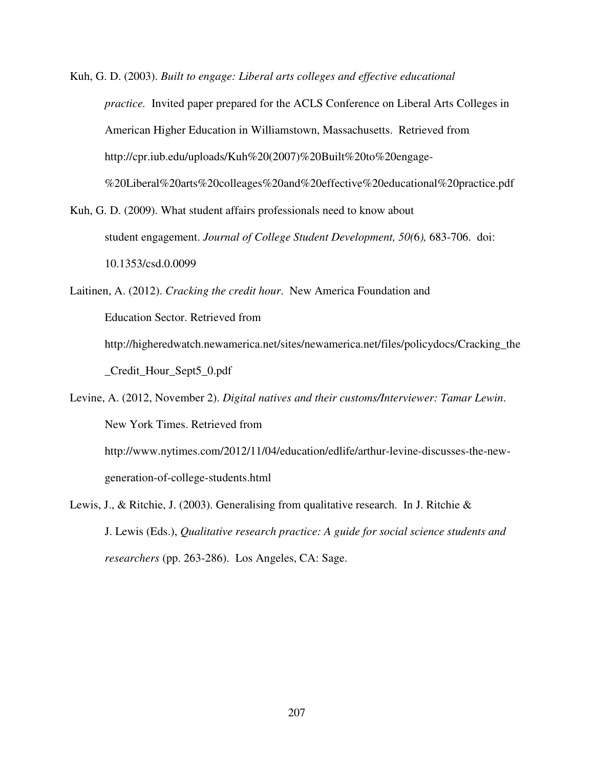Kuh, G. D. (2003). *Built to engage: Liberal arts colleges and effective educational practice.* Invited paper prepared for the ACLS Conference on Liberal Arts Colleges in American Higher Education in Williamstown, Massachusetts. Retrieved from http://cpr.iub.edu/uploads/Kuh%20(2007)%20Built%20to%20engage-%20Liberal%20arts%20colleages%20and%20effective%20educational%20practice.pdf

Kuh, G. D. (2009). What student affairs professionals need to know about student engagement. *Journal of College Student Development, 50*(6), 683-706. doi: 10.1353/csd.0.0099

Laitinen, A. (2012). *Cracking the credit hour.* New America Foundation and Education Sector. Retrieved from http://higheredwatch.newamerica.net/sites/newamerica.net/files/policydocs/Cracking_the_Credit_Hour_Sept5_0.pdf

Levine, A. (2012, November 2). *Digital natives and their customs/Interviewer: Tamar Lewin.* New York Times. Retrieved from http://www.nytimes.com/2012/11/04/education/edlife/arthur-levine-discusses-the-new-generation-of-college-students.html

Lewis, J., & Ritchie, J. (2003). Generalising from qualitative research. In J. Ritchie & J. Lewis (Eds.), *Qualitative research practice: A guide for social science students and researchers* (pp. 263-286). Los Angeles, CA: Sage.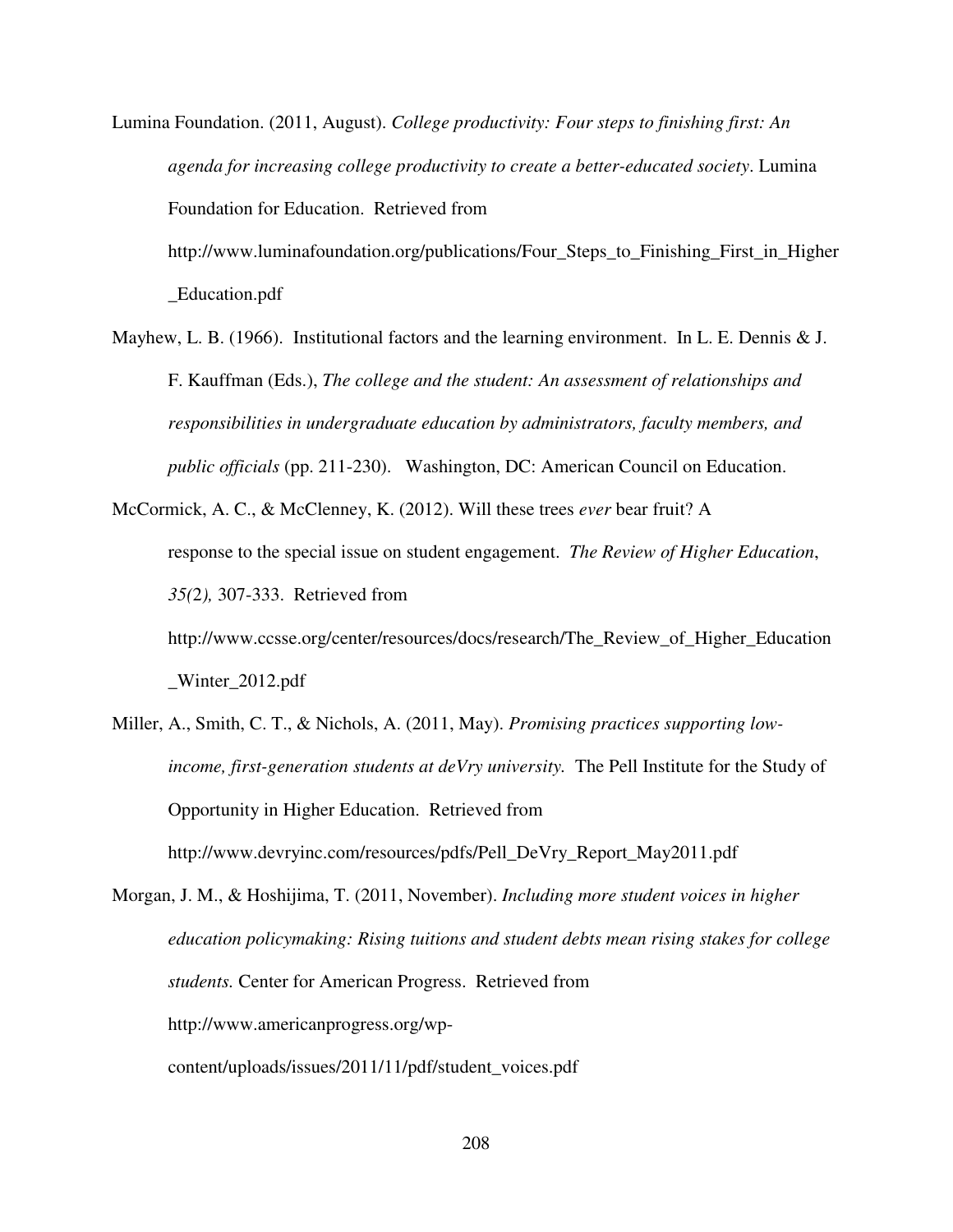Lumina Foundation. (2011, August). *College productivity: Four steps to finishing first: An agenda for increasing college productivity to create a better-educated society*. Lumina Foundation for Education. Retrieved from http://www.luminafoundation.org/publications/Four_Steps_to_Finishing_First_in_Higher_Education.pdf

Mayhew, L. B. (1966). Institutional factors and the learning environment. In L. E. Dennis & J. F. Kauffman (Eds.), *The college and the student: An assessment of relationships and responsibilities in undergraduate education by administrators, faculty members, and public officials* (pp. 211-230). Washington, DC: American Council on Education.

McCormick, A. C., & McClenney, K. (2012). Will these trees *ever* bear fruit? A response to the special issue on student engagement. *The Review of Higher Education*, *35(*2*),* 307-333. Retrieved from http://www.ccsse.org/center/resources/docs/research/The_Review_of_Higher_Education_Winter_2012.pdf

Miller, A., Smith, C. T., & Nichols, A. (2011, May). *Promising practices supporting low-income, first-generation students at deVry university.* The Pell Institute for the Study of Opportunity in Higher Education. Retrieved from http://www.devryinc.com/resources/pdfs/Pell_DeVry_Report_May2011.pdf

Morgan, J. M., & Hoshijima, T. (2011, November). *Including more student voices in higher education policymaking: Rising tuitions and student debts mean rising stakes for college students.* Center for American Progress. Retrieved from http://www.americanprogress.org/wp-content/uploads/issues/2011/11/pdf/student_voices.pdf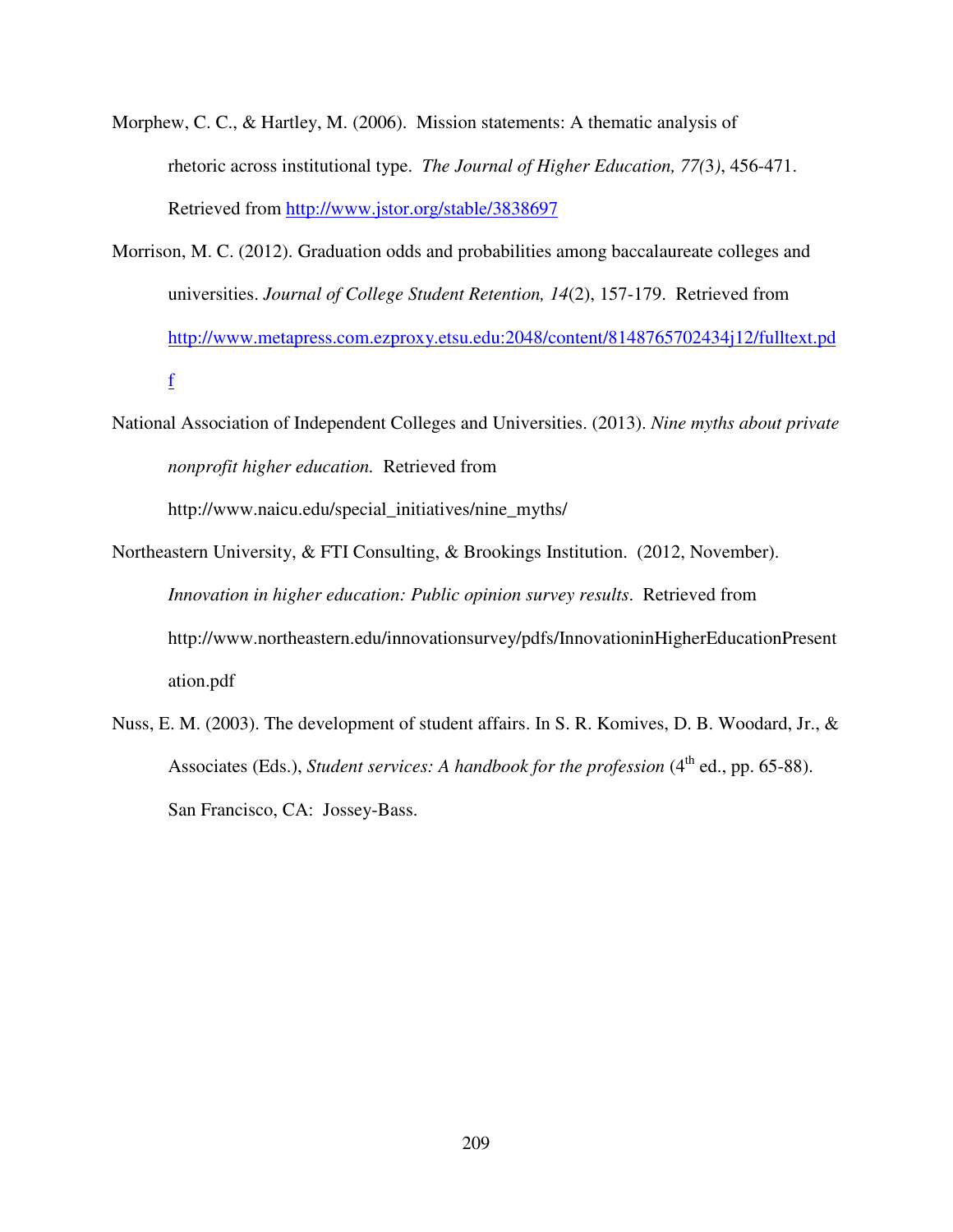Morphew, C. C., & Hartley, M. (2006). Mission statements: A thematic analysis of rhetoric across institutional type. *The Journal of Higher Education, 77(*3*)*, 456-471. Retrieved from http://www.jstor.org/stable/3838697

Morrison, M. C. (2012). Graduation odds and probabilities among baccalaureate colleges and universities. *Journal of College Student Retention, 14*(2), 157-179. Retrieved from http://www.metapress.com.ezproxy.etsu.edu:2048/content/8148765702434j12/fulltext.pdf

National Association of Independent Colleges and Universities. (2013). *Nine myths about private nonprofit higher education.* Retrieved from http://www.naicu.edu/special_initiatives/nine_myths/

Northeastern University, & FTI Consulting, & Brookings Institution. (2012, November). *Innovation in higher education: Public opinion survey results*. Retrieved from http://www.northeastern.edu/innovationsurvey/pdfs/InnovationinHigherEducationPresentation.pdf

Nuss, E. M. (2003). The development of student affairs. In S. R. Komives, D. B. Woodard, Jr., & Associates (Eds.), *Student services: A handbook for the profession* (4th ed., pp. 65-88). San Francisco, CA: Jossey-Bass.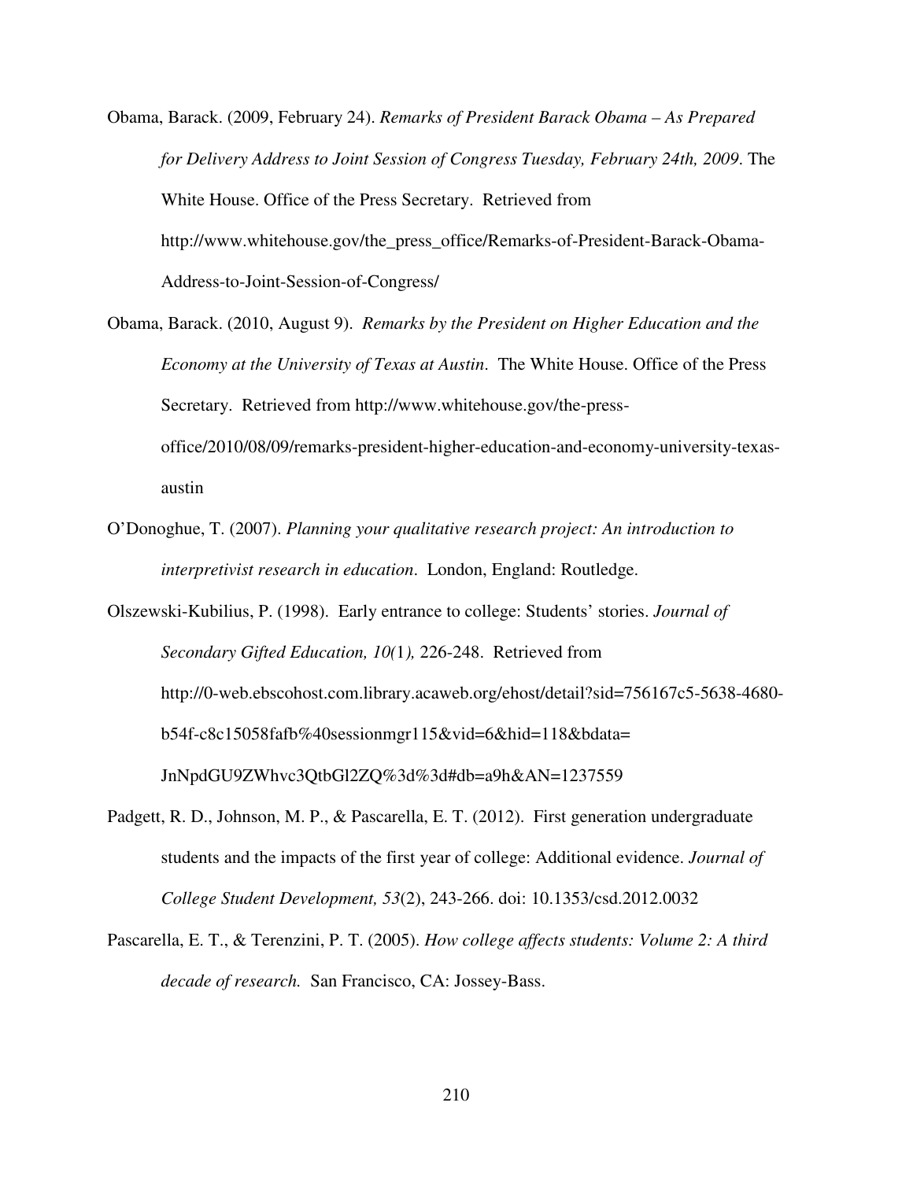Obama, Barack. (2009, February 24). *Remarks of President Barack Obama – As Prepared for Delivery Address to Joint Session of Congress Tuesday, February 24th, 2009*. The White House. Office of the Press Secretary. Retrieved from http://www.whitehouse.gov/the_press_office/Remarks-of-President-Barack-Obama-Address-to-Joint-Session-of-Congress/

Obama, Barack. (2010, August 9). *Remarks by the President on Higher Education and the Economy at the University of Texas at Austin*. The White House. Office of the Press Secretary. Retrieved from http://www.whitehouse.gov/the-press-office/2010/08/09/remarks-president-higher-education-and-economy-university-texas-austin

O'Donoghue, T. (2007). *Planning your qualitative research project: An introduction to interpretivist research in education*. London, England: Routledge.

Olszewski-Kubilius, P. (1998). Early entrance to college: Students' stories. *Journal of Secondary Gifted Education, 10(*1*),* 226-248. Retrieved from http://0-web.ebscohost.com.library.acaweb.org/ehost/detail?sid=756167c5-5638-4680-b54f-c8c15058fafb%40sessionmgr115&vid=6&hid=118&bdata=JnNpdGU9ZWhvc3QtbGl2ZQ%3d%3d#db=a9h&AN=1237559

Padgett, R. D., Johnson, M. P., & Pascarella, E. T. (2012). First generation undergraduate students and the impacts of the first year of college: Additional evidence. *Journal of College Student Development, 53*(2), 243-266. doi: 10.1353/csd.2012.0032

Pascarella, E. T., & Terenzini, P. T. (2005). *How college affects students: Volume 2: A third decade of research.* San Francisco, CA: Jossey-Bass.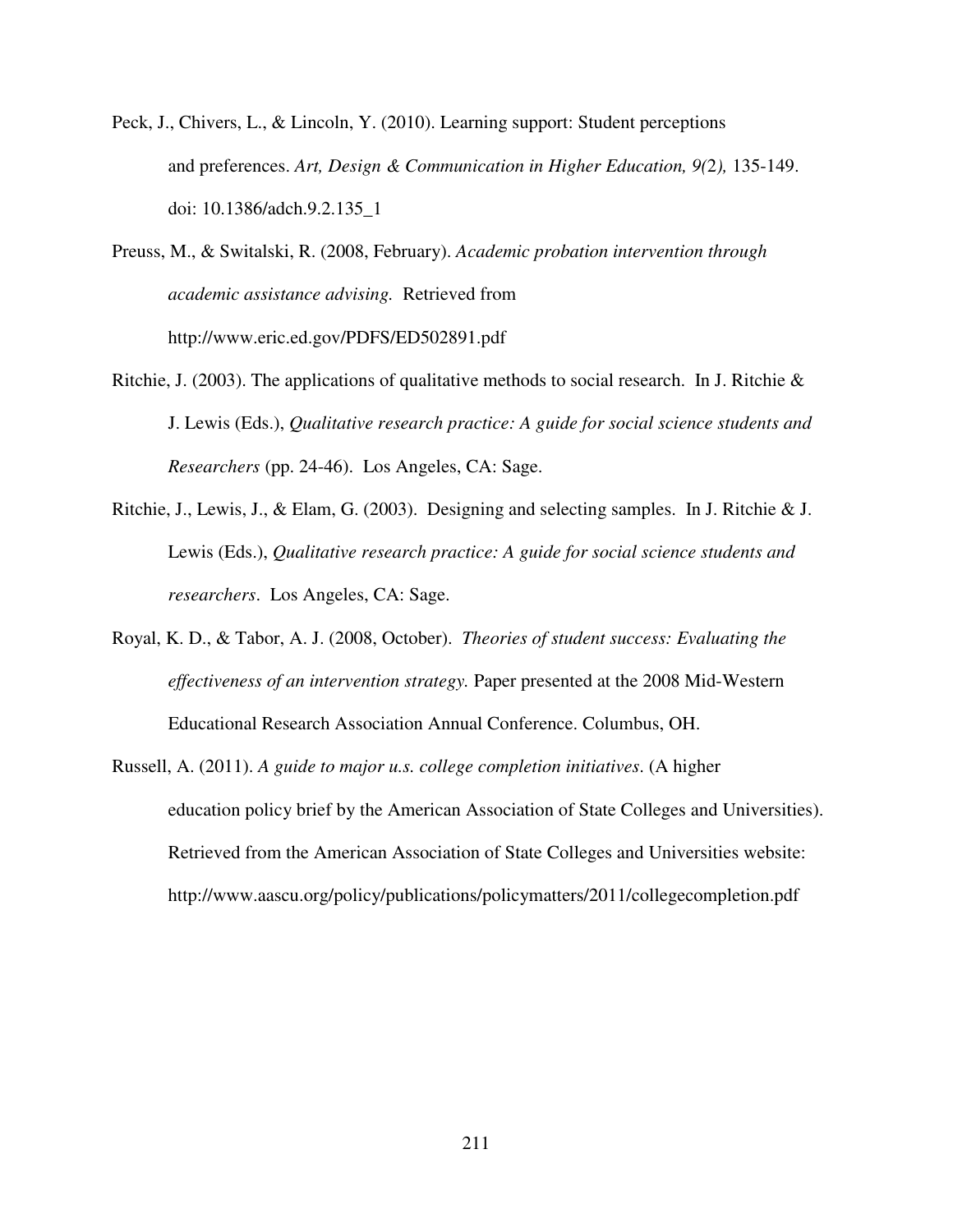Peck, J., Chivers, L., & Lincoln, Y. (2010). Learning support: Student perceptions and preferences. *Art, Design & Communication in Higher Education, 9(2),* 135-149. doi: 10.1386/adch.9.2.135_1

Preuss, M., & Switalski, R. (2008, February). *Academic probation intervention through academic assistance advising.* Retrieved from http://www.eric.ed.gov/PDFS/ED502891.pdf

Ritchie, J. (2003). The applications of qualitative methods to social research. In J. Ritchie & J. Lewis (Eds.), *Qualitative research practice: A guide for social science students and Researchers* (pp. 24-46). Los Angeles, CA: Sage.

Ritchie, J., Lewis, J., & Elam, G. (2003). Designing and selecting samples. In J. Ritchie & J. Lewis (Eds.), *Qualitative research practice: A guide for social science students and researchers*. Los Angeles, CA: Sage.

Royal, K. D., & Tabor, A. J. (2008, October). *Theories of student success: Evaluating the effectiveness of an intervention strategy.* Paper presented at the 2008 Mid-Western Educational Research Association Annual Conference. Columbus, OH.

Russell, A. (2011). *A guide to major u.s. college completion initiatives*. (A higher education policy brief by the American Association of State Colleges and Universities). Retrieved from the American Association of State Colleges and Universities website: http://www.aascu.org/policy/publications/policymatters/2011/collegecompletion.pdf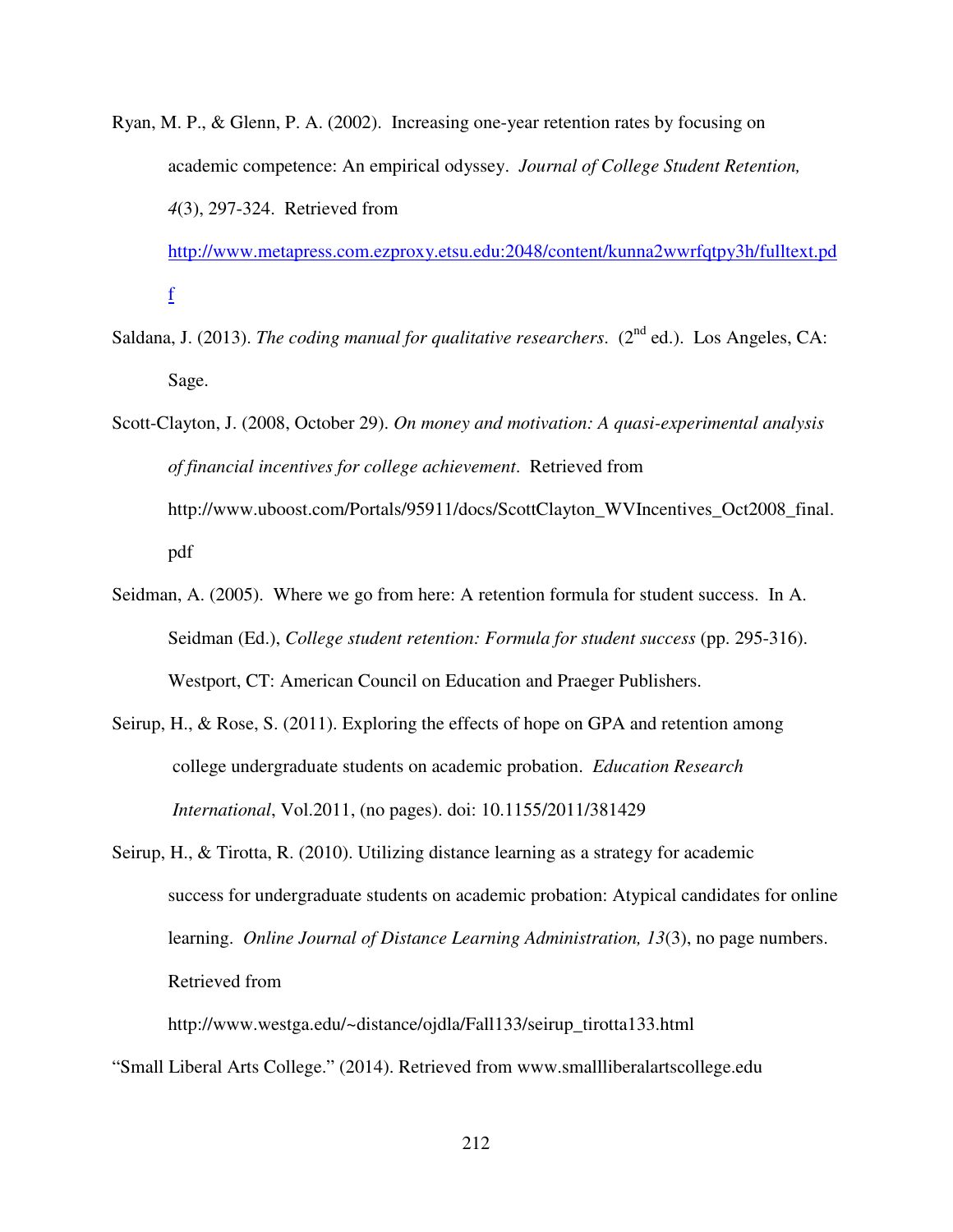Ryan, M. P., & Glenn, P. A. (2002). Increasing one-year retention rates by focusing on academic competence: An empirical odyssey. *Journal of College Student Retention, 4*(3), 297-324. Retrieved from http://www.metapress.com.ezproxy.etsu.edu:2048/content/kunna2wwrfqtpy3h/fulltext.pdf

Saldana, J. (2013). *The coding manual for qualitative researchers*. (2nd ed.). Los Angeles, CA: Sage.

Scott-Clayton, J. (2008, October 29). *On money and motivation: A quasi-experimental analysis of financial incentives for college achievement*. Retrieved from http://www.uboost.com/Portals/95911/docs/ScottClayton_WVIncentives_Oct2008_final.pdf

Seidman, A. (2005). Where we go from here: A retention formula for student success. In A. Seidman (Ed.), *College student retention: Formula for student success* (pp. 295-316). Westport, CT: American Council on Education and Praeger Publishers.

Seirup, H., & Rose, S. (2011). Exploring the effects of hope on GPA and retention among college undergraduate students on academic probation. *Education Research International*, Vol.2011, (no pages). doi: 10.1155/2011/381429

Seirup, H., & Tirotta, R. (2010). Utilizing distance learning as a strategy for academic success for undergraduate students on academic probation: Atypical candidates for online learning. *Online Journal of Distance Learning Administration, 13*(3), no page numbers. Retrieved from http://www.westga.edu/~distance/ojdla/Fall133/seirup_tirotta133.html

"Small Liberal Arts College." (2014). Retrieved from www.smallliberalartscollege.edu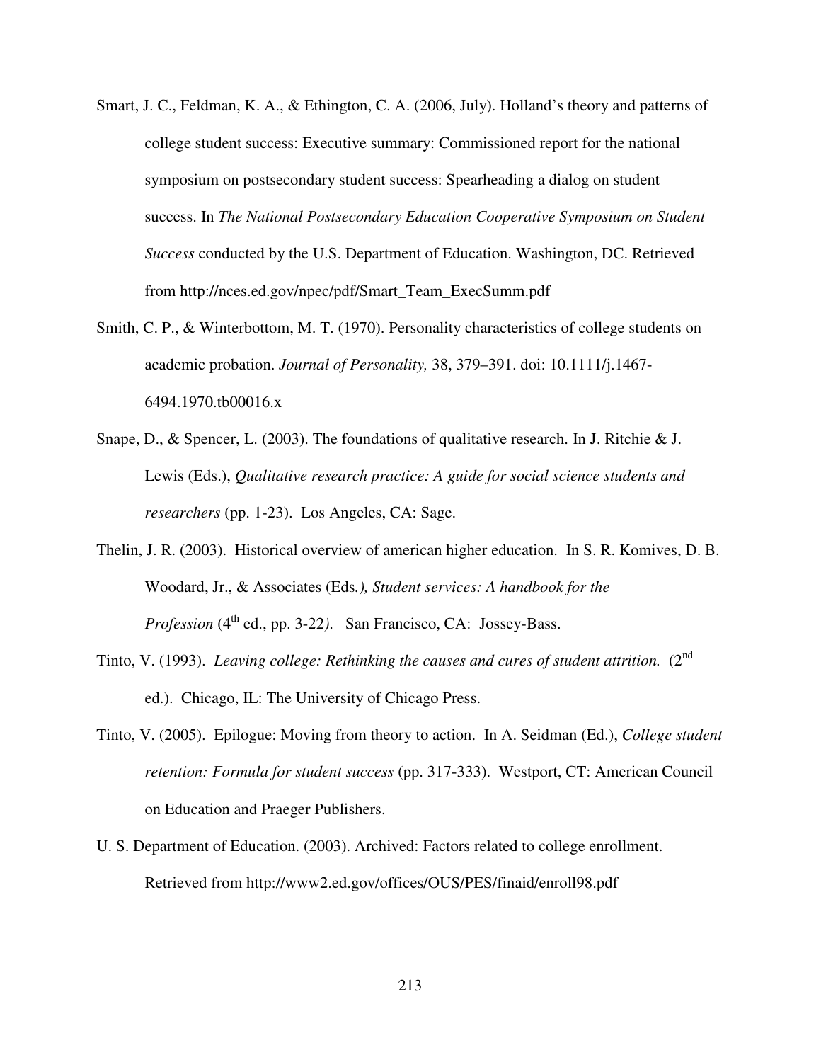Smart, J. C., Feldman, K. A., & Ethington, C. A. (2006, July). Holland's theory and patterns of college student success: Executive summary: Commissioned report for the national symposium on postsecondary student success: Spearheading a dialog on student success. In *The National Postsecondary Education Cooperative Symposium on Student Success* conducted by the U.S. Department of Education. Washington, DC. Retrieved from http://nces.ed.gov/npec/pdf/Smart_Team_ExecSumm.pdf

Smith, C. P., & Winterbottom, M. T. (1970). Personality characteristics of college students on academic probation. *Journal of Personality,* 38, 379–391. doi: 10.1111/j.1467-6494.1970.tb00016.x

Snape, D., & Spencer, L. (2003). The foundations of qualitative research. In J. Ritchie & J. Lewis (Eds.), *Qualitative research practice: A guide for social science students and researchers* (pp. 1-23). Los Angeles, CA: Sage.

Thelin, J. R. (2003). Historical overview of american higher education. In S. R. Komives, D. B. Woodard, Jr., & Associates (Eds*.), Student services: A handbook for the Profession* (4th ed., pp. 3-22*)*. San Francisco, CA: Jossey-Bass.

Tinto, V. (1993). *Leaving college: Rethinking the causes and cures of student attrition.* (2nd ed.). Chicago, IL: The University of Chicago Press.

Tinto, V. (2005). Epilogue: Moving from theory to action. In A. Seidman (Ed.), *College student retention: Formula for student success* (pp. 317-333). Westport, CT: American Council on Education and Praeger Publishers.

U. S. Department of Education. (2003). Archived: Factors related to college enrollment. Retrieved from http://www2.ed.gov/offices/OUS/PES/finaid/enroll98.pdf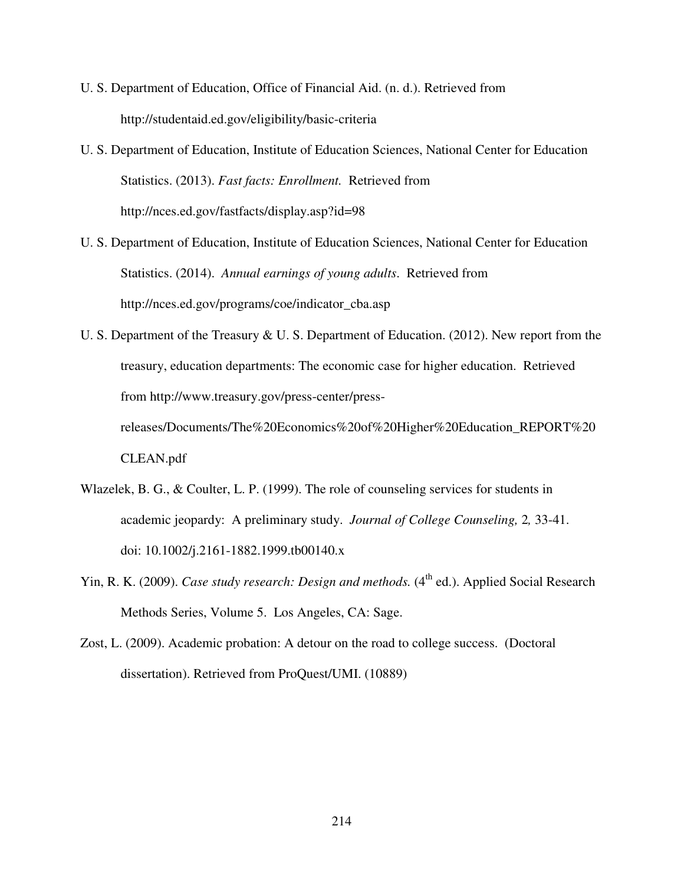U. S. Department of Education, Office of Financial Aid. (n. d.). Retrieved from http://studentaid.ed.gov/eligibility/basic-criteria

U. S. Department of Education, Institute of Education Sciences, National Center for Education Statistics. (2013). *Fast facts: Enrollment.* Retrieved from http://nces.ed.gov/fastfacts/display.asp?id=98

U. S. Department of Education, Institute of Education Sciences, National Center for Education Statistics. (2014). *Annual earnings of young adults*. Retrieved from http://nces.ed.gov/programs/coe/indicator_cba.asp

U. S. Department of the Treasury & U. S. Department of Education. (2012). New report from the treasury, education departments: The economic case for higher education. Retrieved from http://www.treasury.gov/press-center/press-releases/Documents/The%20Economics%20of%20Higher%20Education_REPORT%20CLEAN.pdf

Wlazelek, B. G., & Coulter, L. P. (1999). The role of counseling services for students in academic jeopardy: A preliminary study. *Journal of College Counseling,* 2*,* 33-41. doi: 10.1002/j.2161-1882.1999.tb00140.x

Yin, R. K. (2009). *Case study research: Design and methods.* (4th ed.). Applied Social Research Methods Series, Volume 5. Los Angeles, CA: Sage.

Zost, L. (2009). Academic probation: A detour on the road to college success. (Doctoral dissertation). Retrieved from ProQuest/UMI. (10889)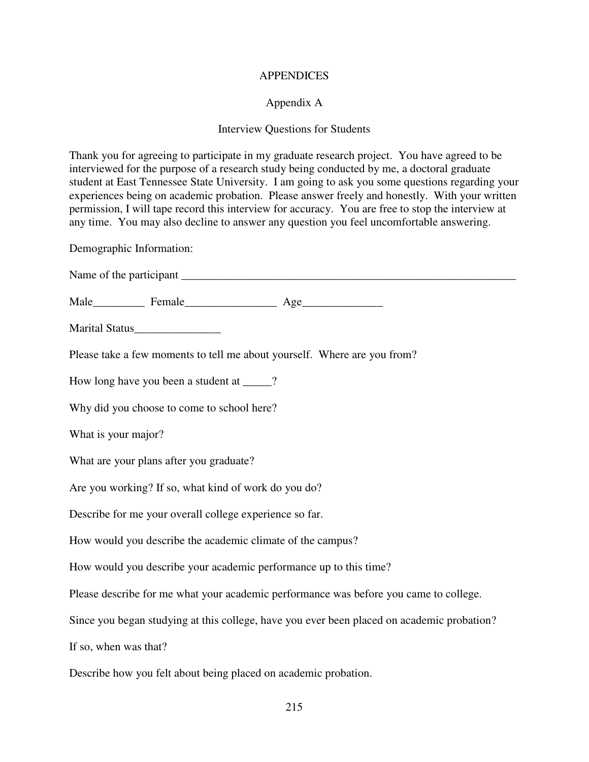# APPENDICES

## Appendix A

### Interview Questions for Students

Thank you for agreeing to participate in my graduate research project. You have agreed to be interviewed for the purpose of a research study being conducted by me, a doctoral graduate student at East Tennessee State University. I am going to ask you some questions regarding your experiences being on academic probation. Please answer freely and honestly. With your written permission, I will tape record this interview for accuracy. You are free to stop the interview at any time. You may also decline to answer any question you feel uncomfortable answering.

Demographic Information:

Name of the participant ______________________________________________________________

Male_________ Female________________ Age______________

Marital Status_______________

Please take a few moments to tell me about yourself. Where are you from?

How long have you been a student at _____?

Why did you choose to come to school here?

What is your major?

What are your plans after you graduate?

Are you working? If so, what kind of work do you do?

Describe for me your overall college experience so far.

How would you describe the academic climate of the campus?

How would you describe your academic performance up to this time?

Please describe for me what your academic performance was before you came to college.

Since you began studying at this college, have you ever been placed on academic probation?

If so, when was that?

Describe how you felt about being placed on academic probation.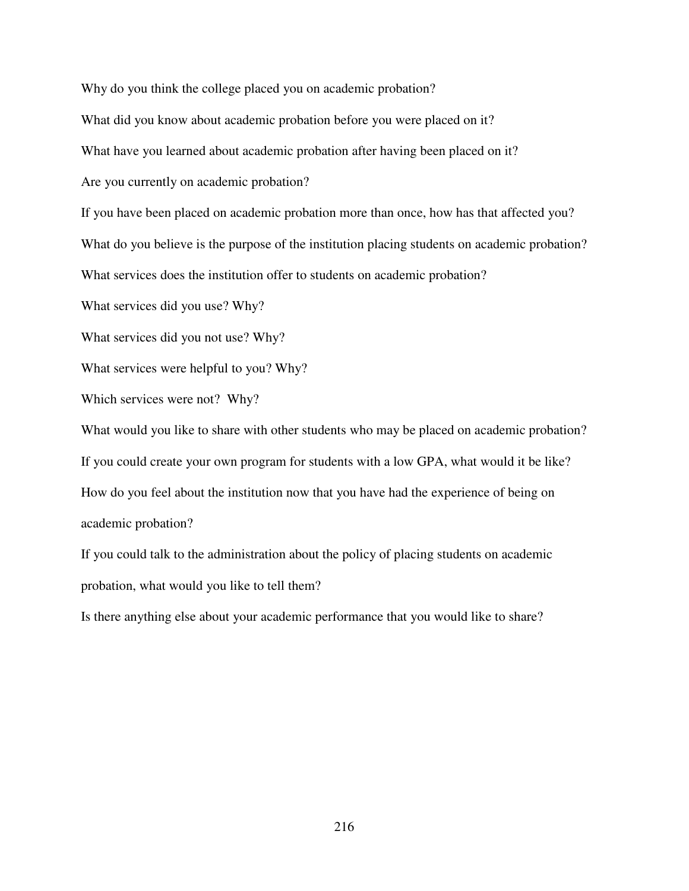Why do you think the college placed you on academic probation?

What did you know about academic probation before you were placed on it?

What have you learned about academic probation after having been placed on it?

Are you currently on academic probation?

If you have been placed on academic probation more than once, how has that affected you?

What do you believe is the purpose of the institution placing students on academic probation?

What services does the institution offer to students on academic probation?

What services did you use? Why?

What services did you not use? Why?

What services were helpful to you? Why?

Which services were not? Why?

What would you like to share with other students who may be placed on academic probation?

If you could create your own program for students with a low GPA, what would it be like?

How do you feel about the institution now that you have had the experience of being on academic probation?

If you could talk to the administration about the policy of placing students on academic probation, what would you like to tell them?

Is there anything else about your academic performance that you would like to share?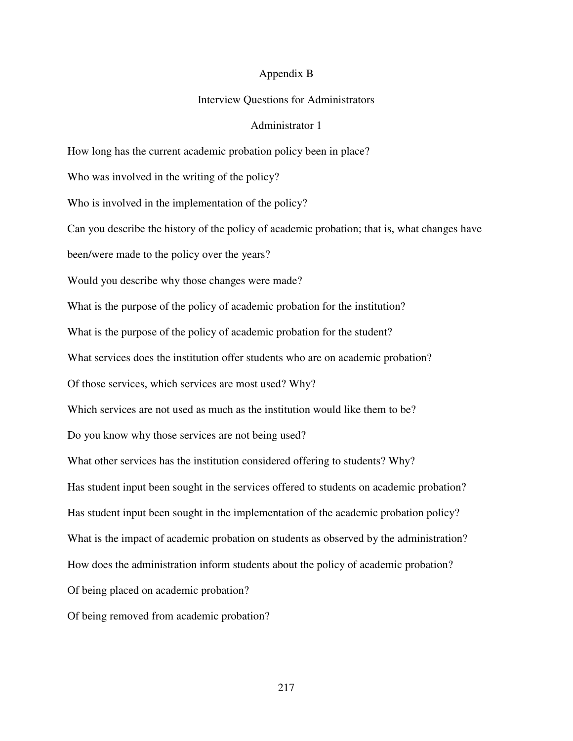# Appendix B

## Interview Questions for Administrators

### Administrator 1

How long has the current academic probation policy been in place?

Who was involved in the writing of the policy?

Who is involved in the implementation of the policy?

Can you describe the history of the policy of academic probation; that is, what changes have been/were made to the policy over the years?

Would you describe why those changes were made?

What is the purpose of the policy of academic probation for the institution?

What is the purpose of the policy of academic probation for the student?

What services does the institution offer students who are on academic probation?

Of those services, which services are most used? Why?

Which services are not used as much as the institution would like them to be?

Do you know why those services are not being used?

What other services has the institution considered offering to students? Why?

Has student input been sought in the services offered to students on academic probation?

Has student input been sought in the implementation of the academic probation policy?

What is the impact of academic probation on students as observed by the administration?

How does the administration inform students about the policy of academic probation?

Of being placed on academic probation?

Of being removed from academic probation?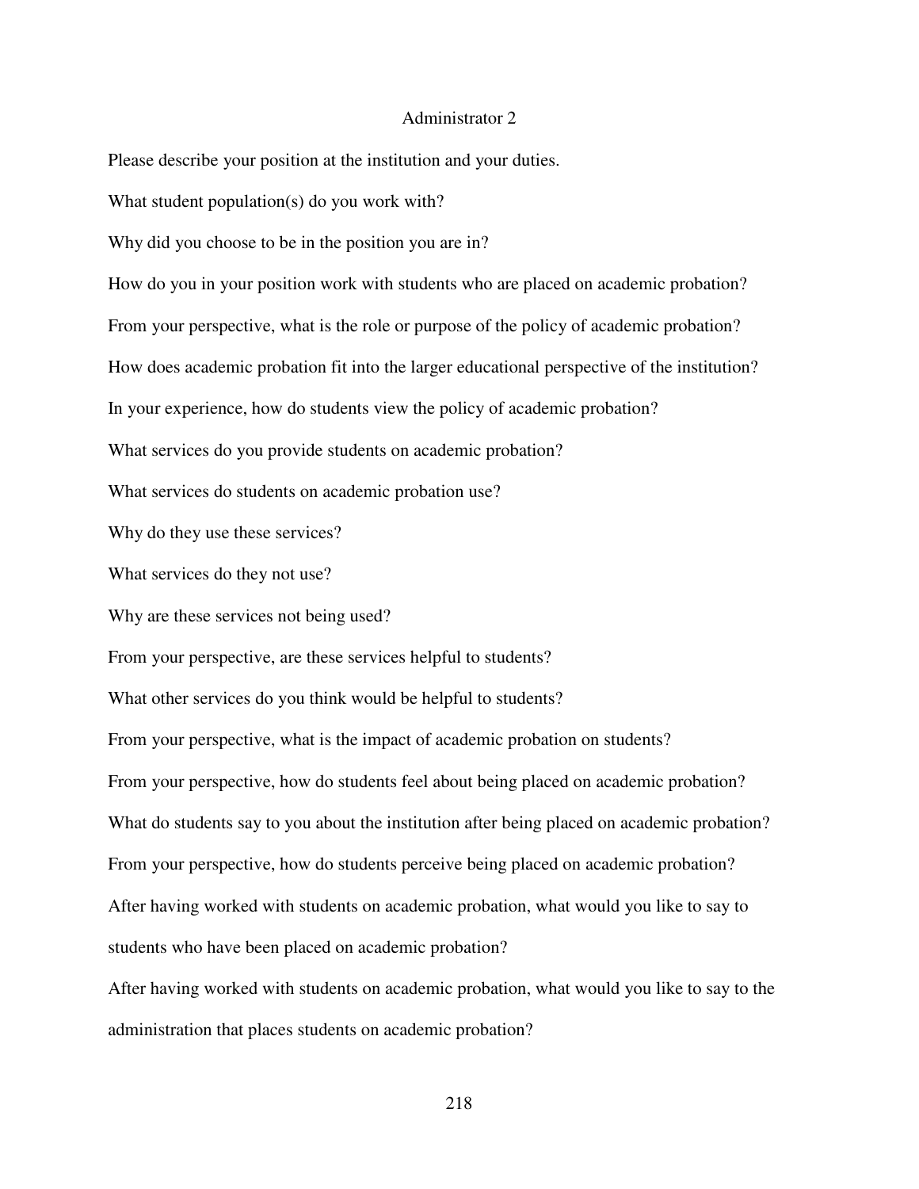## Administrator 2

Please describe your position at the institution and your duties.

What student population(s) do you work with?

Why did you choose to be in the position you are in?

How do you in your position work with students who are placed on academic probation?

From your perspective, what is the role or purpose of the policy of academic probation?

How does academic probation fit into the larger educational perspective of the institution?

In your experience, how do students view the policy of academic probation?

What services do you provide students on academic probation?

What services do students on academic probation use?

Why do they use these services?

What services do they not use?

Why are these services not being used?

From your perspective, are these services helpful to students?

What other services do you think would be helpful to students?

From your perspective, what is the impact of academic probation on students?

From your perspective, how do students feel about being placed on academic probation?

What do students say to you about the institution after being placed on academic probation?

From your perspective, how do students perceive being placed on academic probation?

After having worked with students on academic probation, what would you like to say to students who have been placed on academic probation?

After having worked with students on academic probation, what would you like to say to the administration that places students on academic probation?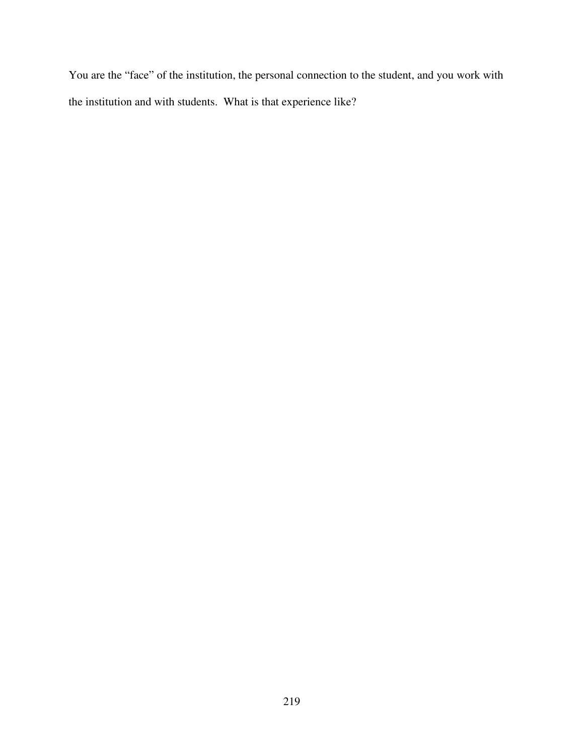You are the “face” of the institution, the personal connection to the student, and you work with the institution and with students. What is that experience like?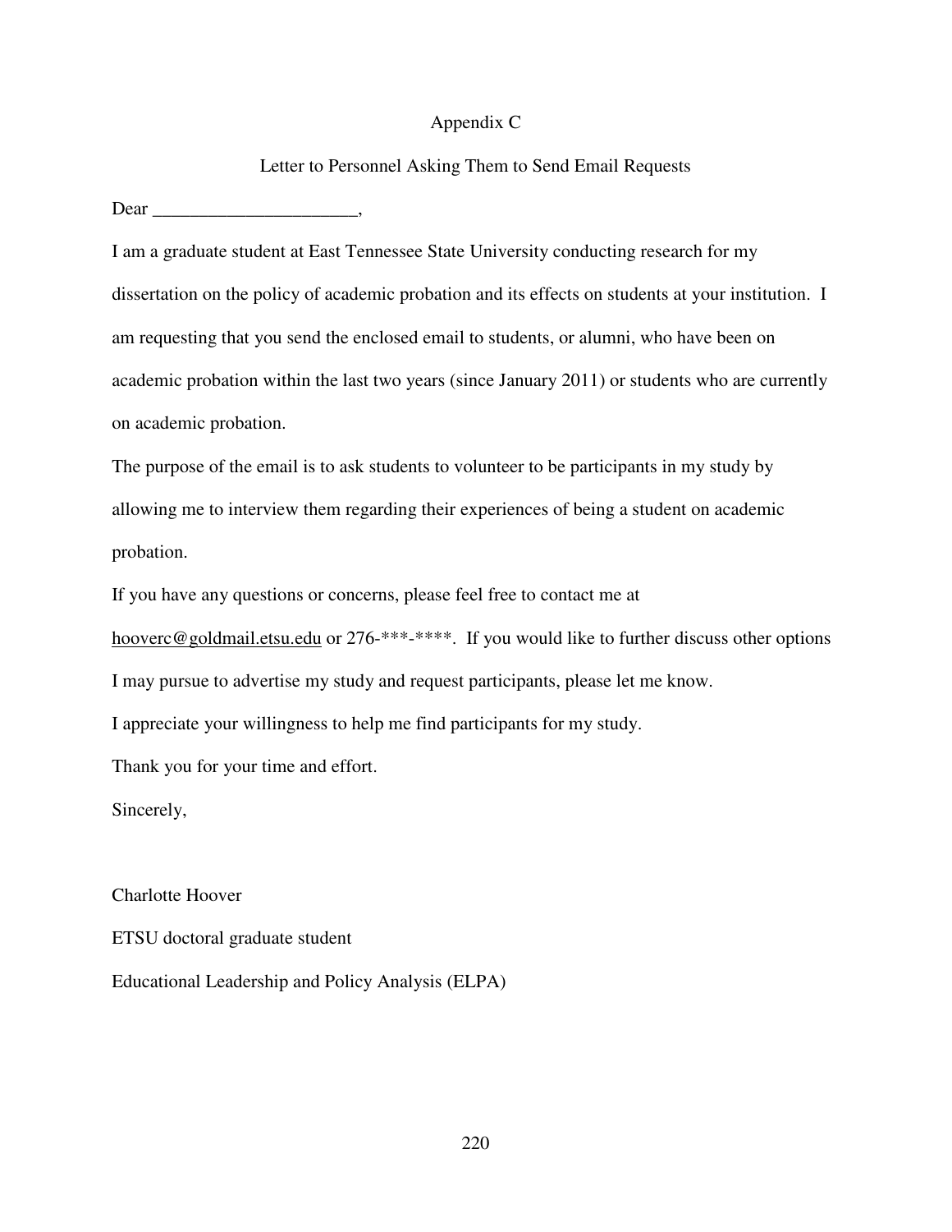# Appendix C

## Letter to Personnel Asking Them to Send Email Requests

Dear ______________________,

I am a graduate student at East Tennessee State University conducting research for my dissertation on the policy of academic probation and its effects on students at your institution. I am requesting that you send the enclosed email to students, or alumni, who have been on academic probation within the last two years (since January 2011) or students who are currently on academic probation.

The purpose of the email is to ask students to volunteer to be participants in my study by allowing me to interview them regarding their experiences of being a student on academic probation.

If you have any questions or concerns, please feel free to contact me at hooverc@goldmail.etsu.edu or 276-***-****. If you would like to further discuss other options I may pursue to advertise my study and request participants, please let me know.

I appreciate your willingness to help me find participants for my study.

Thank you for your time and effort.

Sincerely,

Charlotte Hoover

ETSU doctoral graduate student

Educational Leadership and Policy Analysis (ELPA)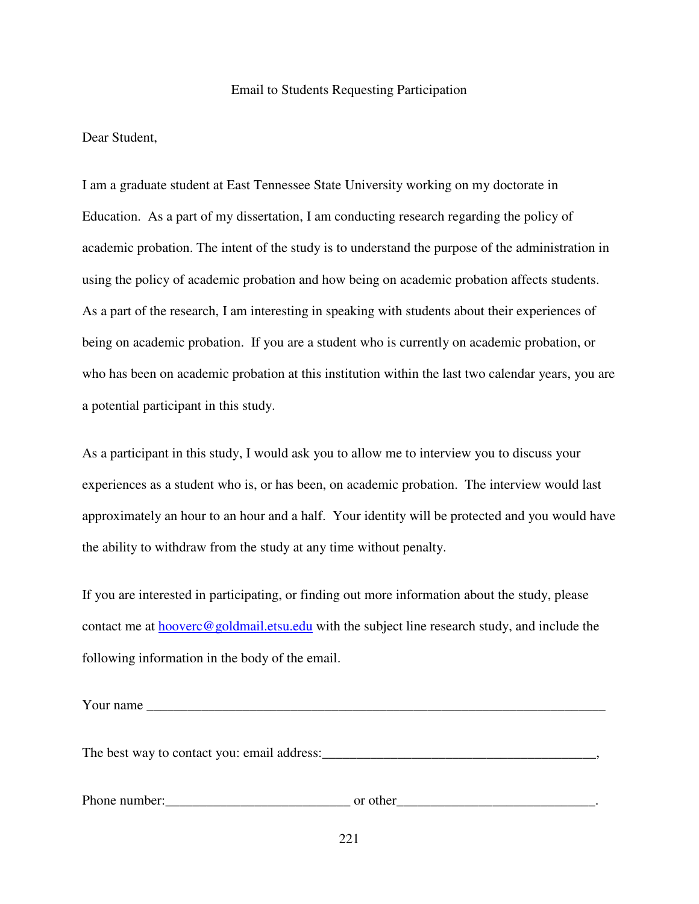# Email to Students Requesting Participation

Dear Student,

I am a graduate student at East Tennessee State University working on my doctorate in Education. As a part of my dissertation, I am conducting research regarding the policy of academic probation. The intent of the study is to understand the purpose of the administration in using the policy of academic probation and how being on academic probation affects students. As a part of the research, I am interesting in speaking with students about their experiences of being on academic probation. If you are a student who is currently on academic probation, or who has been on academic probation at this institution within the last two calendar years, you are a potential participant in this study.

As a participant in this study, I would ask you to allow me to interview you to discuss your experiences as a student who is, or has been, on academic probation. The interview would last approximately an hour to an hour and a half. Your identity will be protected and you would have the ability to withdraw from the study at any time without penalty.

If you are interested in participating, or finding out more information about the study, please contact me at hooverc@goldmail.etsu.edu with the subject line research study, and include the following information in the body of the email.

Your name ______________________________________________________________________

The best way to contact you: email address:________________________________________,

Phone number:___________________________ or other_____________________________.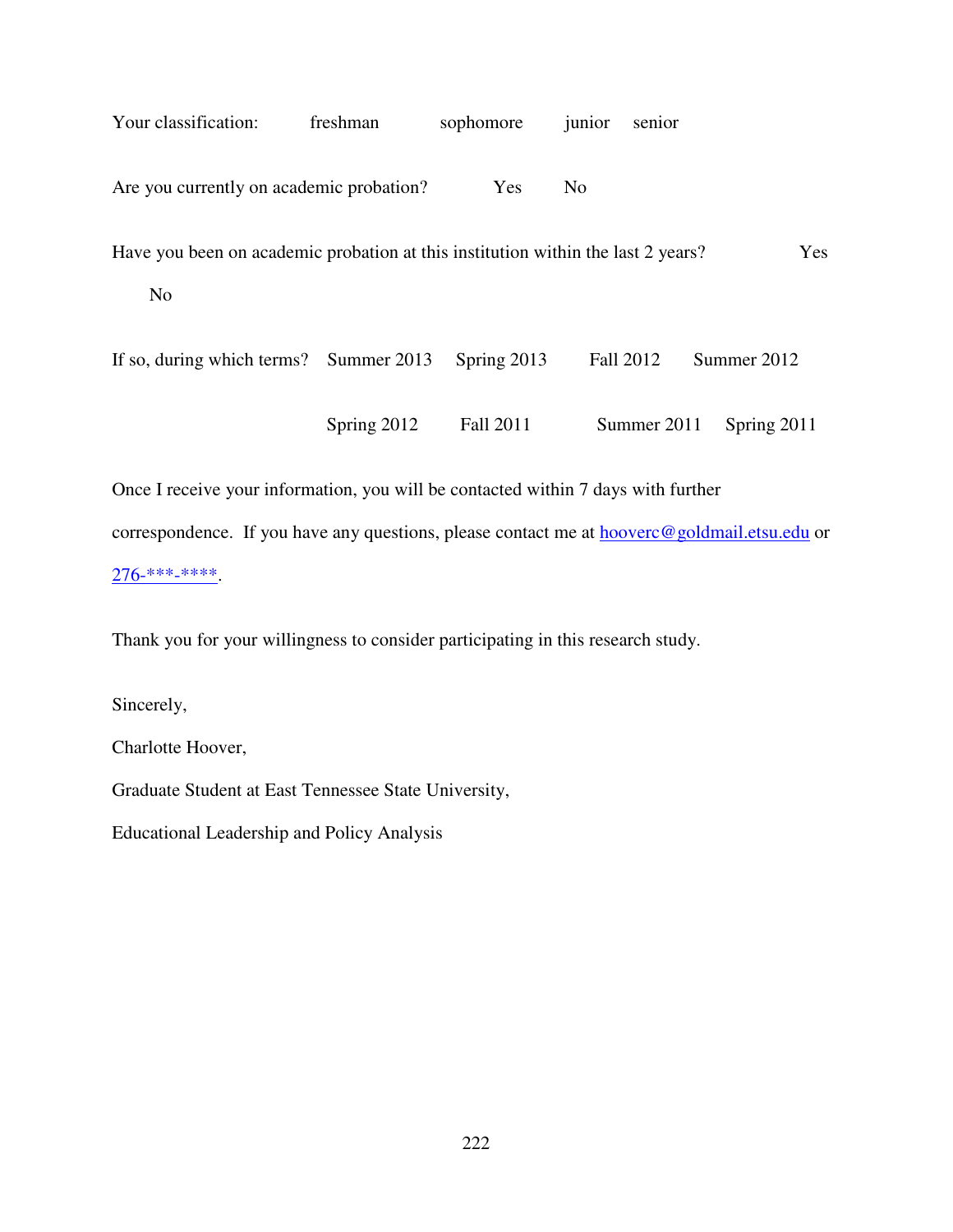Your classification: freshman sophomore junior senior

Are you currently on academic probation? Yes No

Have you been on academic probation at this institution within the last 2 years? Yes No

If so, during which terms? Summer 2013 Spring 2013 Fall 2012 Summer 2012 Spring 2012 Fall 2011 Summer 2011 Spring 2011

Once I receive your information, you will be contacted within 7 days with further correspondence. If you have any questions, please contact me at hooverc@goldmail.etsu.edu or 276-***-****.

Thank you for your willingness to consider participating in this research study.

Sincerely,

Charlotte Hoover,

Graduate Student at East Tennessee State University,

Educational Leadership and Policy Analysis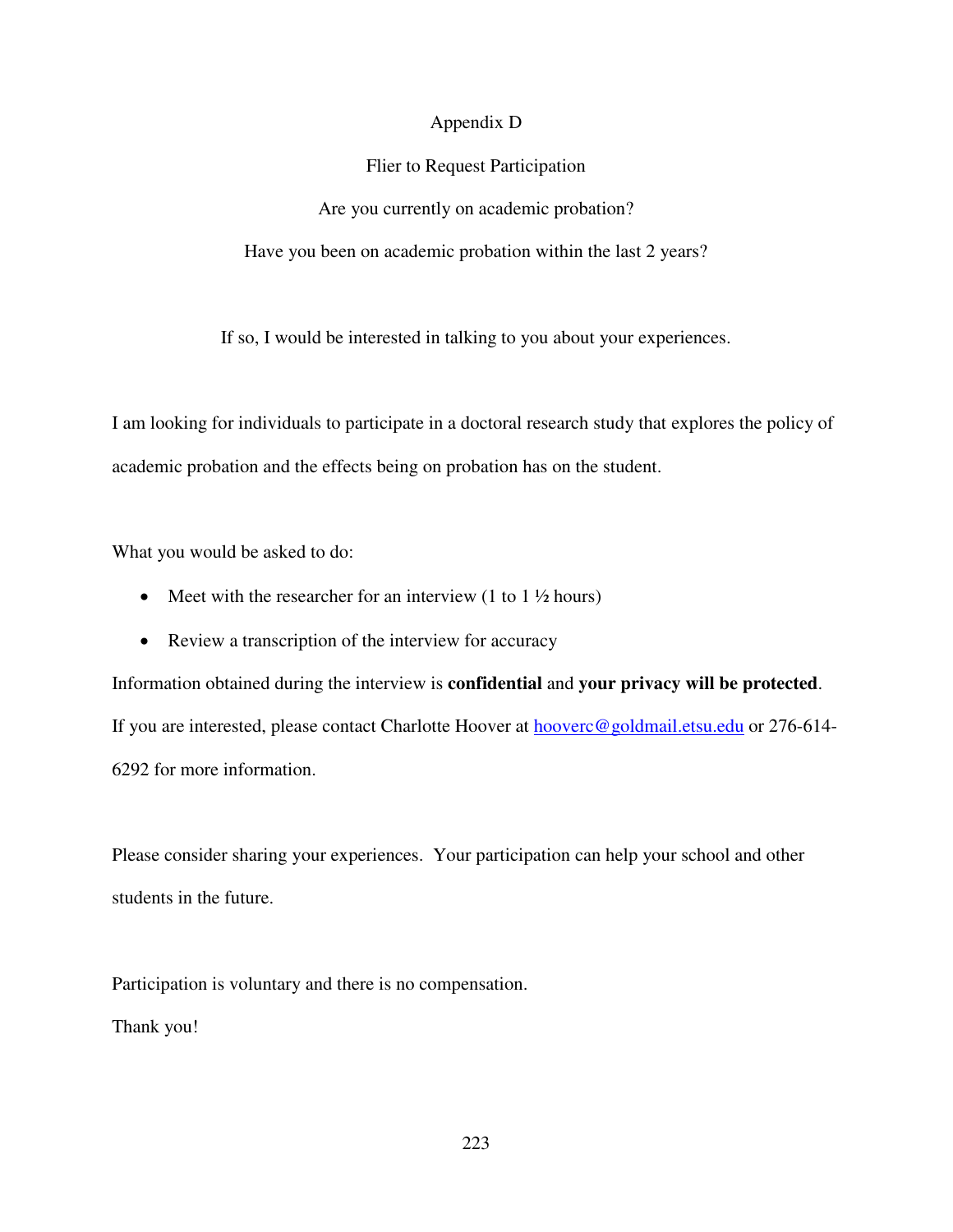# Appendix D

## Flier to Request Participation

Are you currently on academic probation?

Have you been on academic probation within the last 2 years?

If so, I would be interested in talking to you about your experiences.

I am looking for individuals to participate in a doctoral research study that explores the policy of academic probation and the effects being on probation has on the student.

What you would be asked to do:

- Meet with the researcher for an interview (1 to 1 ½ hours)
- Review a transcription of the interview for accuracy

Information obtained during the interview is **confidential** and **your privacy will be protected**.

If you are interested, please contact Charlotte Hoover at hooverc@goldmail.etsu.edu or 276-614-6292 for more information.

Please consider sharing your experiences. Your participation can help your school and other students in the future.

Participation is voluntary and there is no compensation.

Thank you!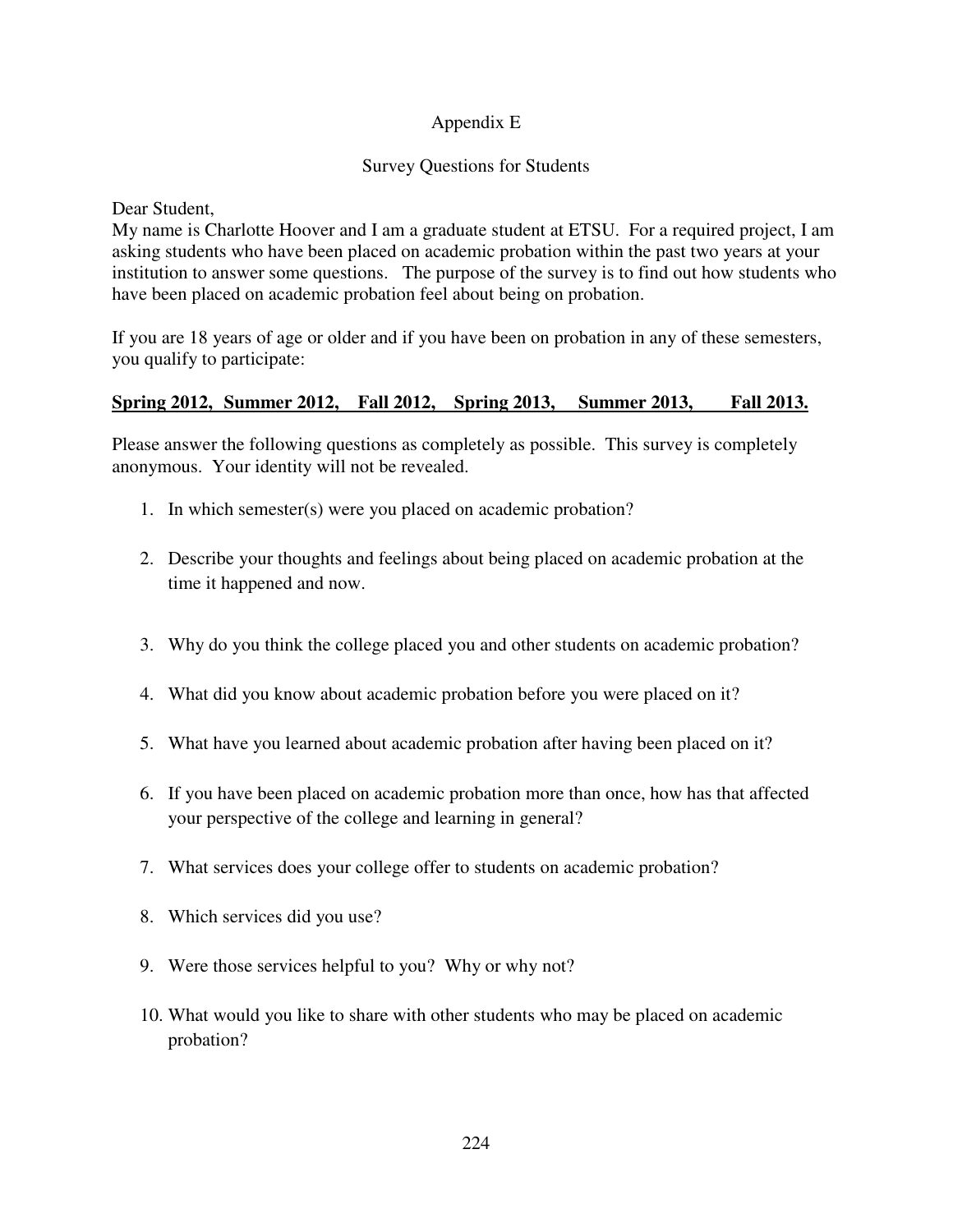# Appendix E

## Survey Questions for Students

Dear Student,
My name is Charlotte Hoover and I am a graduate student at ETSU. For a required project, I am asking students who have been placed on academic probation within the past two years at your institution to answer some questions. The purpose of the survey is to find out how students who have been placed on academic probation feel about being on probation.

If you are 18 years of age or older and if you have been on probation in any of these semesters, you qualify to participate:

**Spring 2012, Summer 2012, Fall 2012, Spring 2013, Summer 2013, Fall 2013.**

Please answer the following questions as completely as possible. This survey is completely anonymous. Your identity will not be revealed.

1. In which semester(s) were you placed on academic probation?
2. Describe your thoughts and feelings about being placed on academic probation at the time it happened and now.
3. Why do you think the college placed you and other students on academic probation?
4. What did you know about academic probation before you were placed on it?
5. What have you learned about academic probation after having been placed on it?
6. If you have been placed on academic probation more than once, how has that affected your perspective of the college and learning in general?
7. What services does your college offer to students on academic probation?
8. Which services did you use?
9. Were those services helpful to you? Why or why not?
10. What would you like to share with other students who may be placed on academic probation?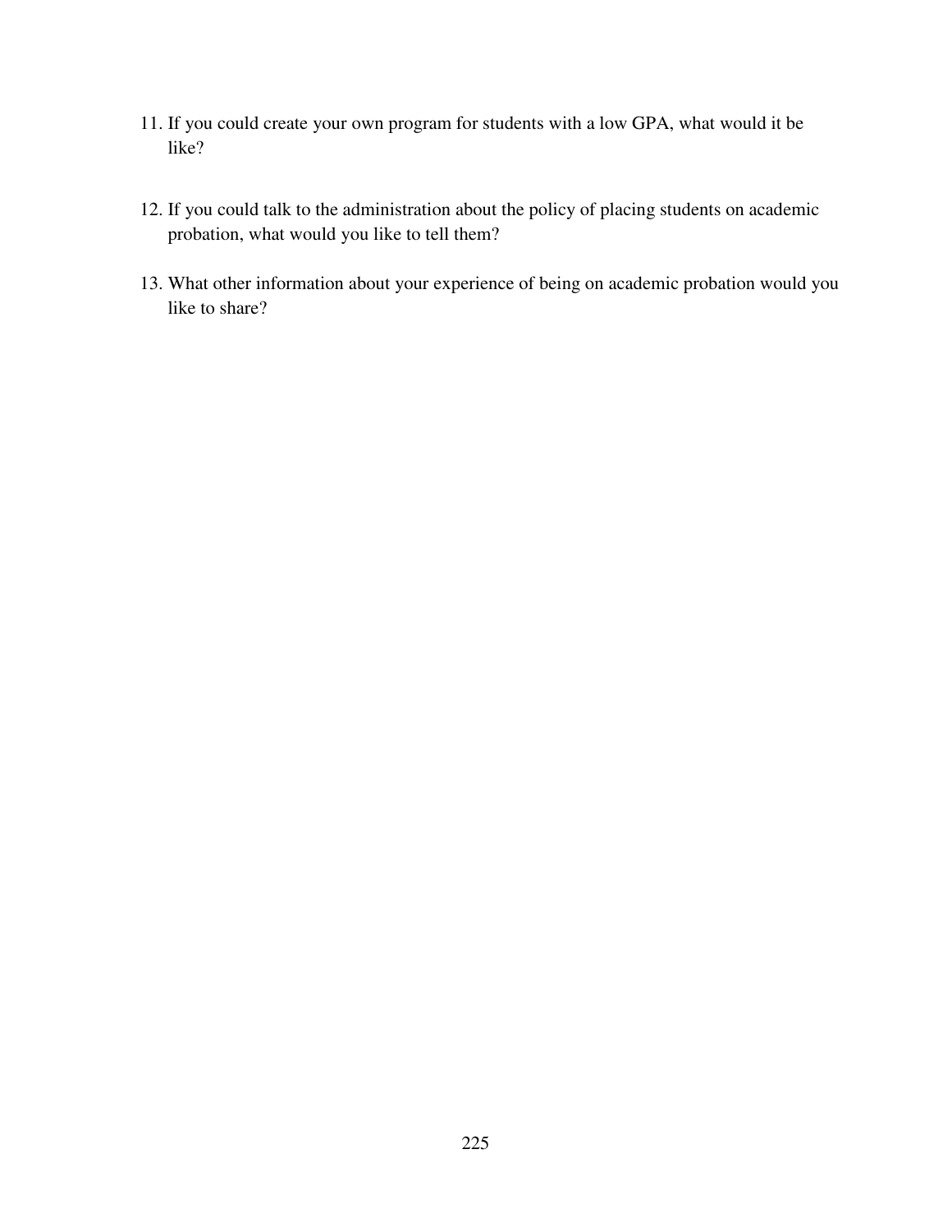11. If you could create your own program for students with a low GPA, what would it be like?

12. If you could talk to the administration about the policy of placing students on academic probation, what would you like to tell them?

13. What other information about your experience of being on academic probation would you like to share?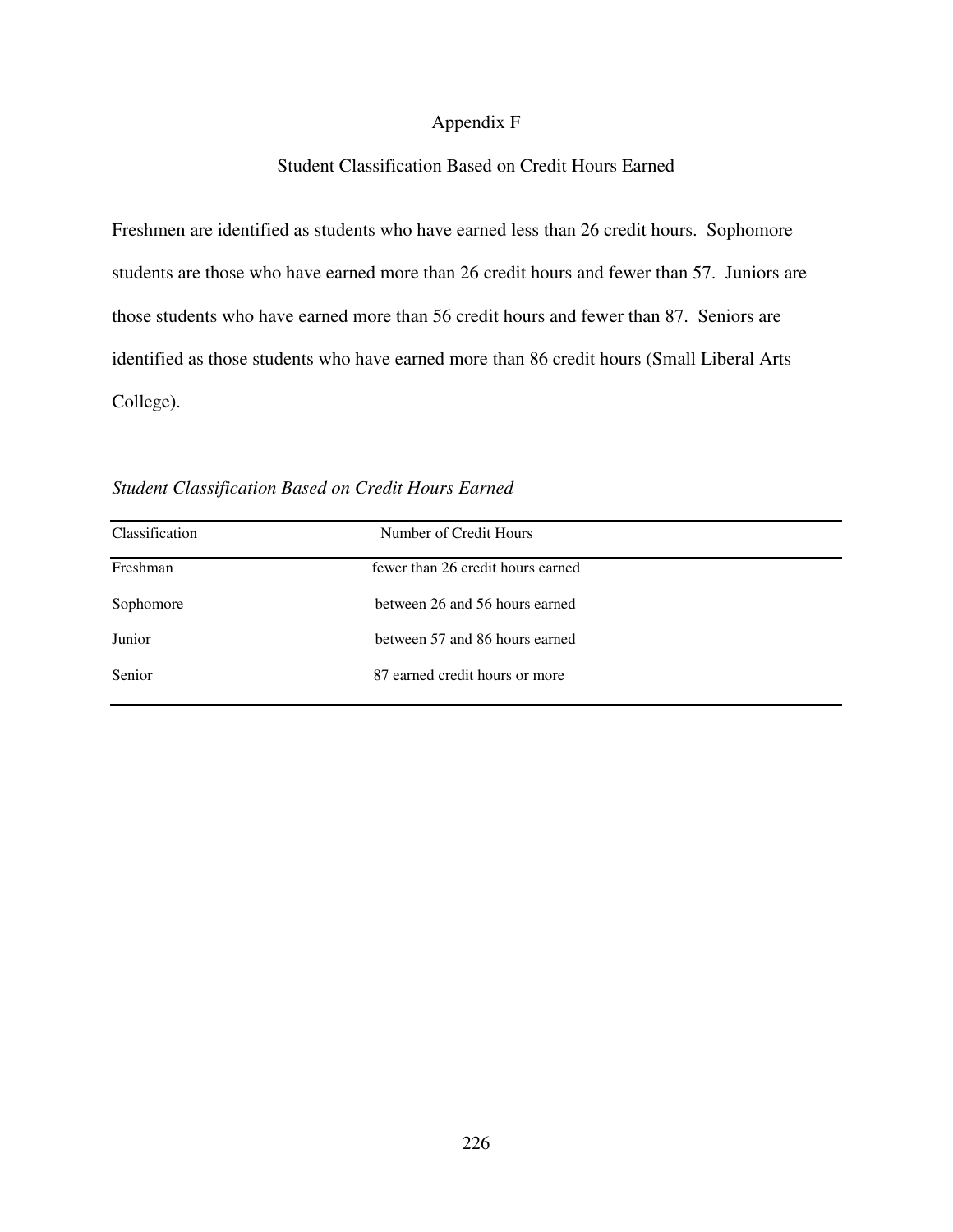# Appendix F

## Student Classification Based on Credit Hours Earned

Freshmen are identified as students who have earned less than 26 credit hours. Sophomore students are those who have earned more than 26 credit hours and fewer than 57. Juniors are those students who have earned more than 56 credit hours and fewer than 87. Seniors are identified as those students who have earned more than 86 credit hours (Small Liberal Arts College).

*Student Classification Based on Credit Hours Earned*

| Classification | Number of Credit Hours |
|---|---|
| Freshman | fewer than 26 credit hours earned |
| Sophomore | between 26 and 56 hours earned |
| Junior | between 57 and 86 hours earned |
| Senior | 87 earned credit hours or more |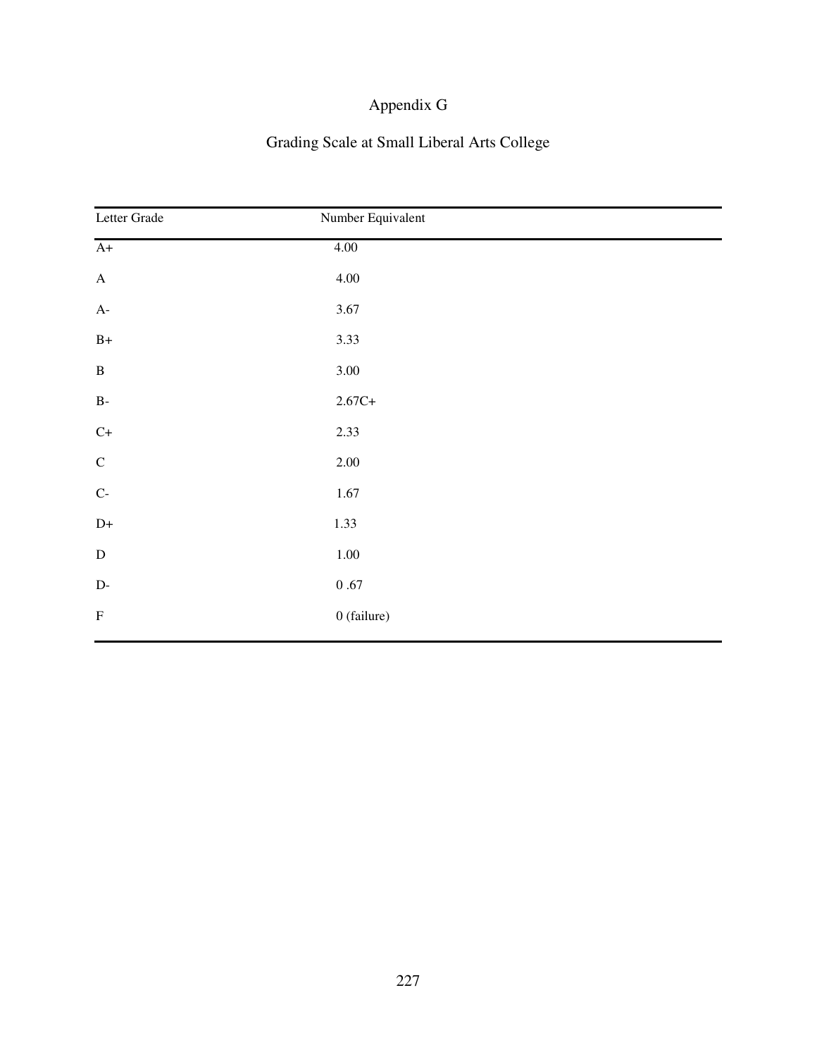# Appendix G

## Grading Scale at Small Liberal Arts College

| Letter Grade | Number Equivalent |
|---|---|
| A+ | 4.00 |
| A | 4.00 |
| A- | 3.67 |
| B+ | 3.33 |
| B | 3.00 |
| B- | 2.67C+ |
| C+ | 2.33 |
| C | 2.00 |
| C- | 1.67 |
| D+ | 1.33 |
| D | 1.00 |
| D- | 0 .67 |
| F | 0 (failure) |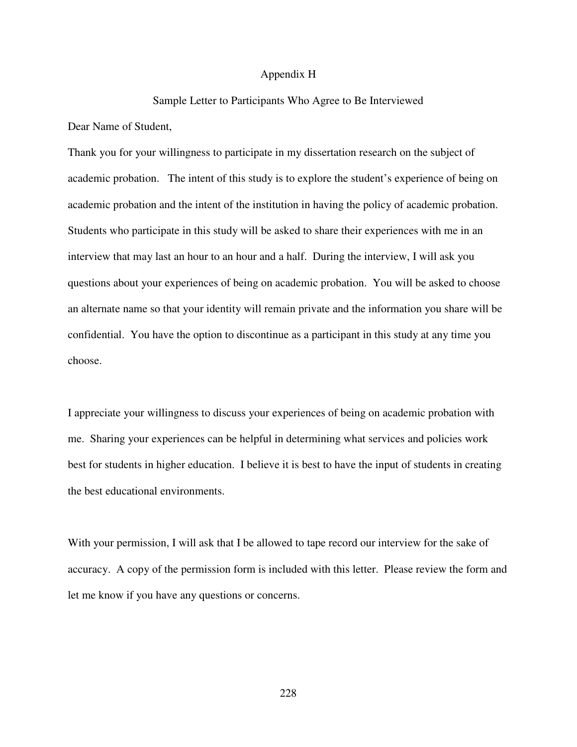# Appendix H

## Sample Letter to Participants Who Agree to Be Interviewed

Dear Name of Student,

Thank you for your willingness to participate in my dissertation research on the subject of academic probation. The intent of this study is to explore the student's experience of being on academic probation and the intent of the institution in having the policy of academic probation. Students who participate in this study will be asked to share their experiences with me in an interview that may last an hour to an hour and a half. During the interview, I will ask you questions about your experiences of being on academic probation. You will be asked to choose an alternate name so that your identity will remain private and the information you share will be confidential. You have the option to discontinue as a participant in this study at any time you choose.

I appreciate your willingness to discuss your experiences of being on academic probation with me. Sharing your experiences can be helpful in determining what services and policies work best for students in higher education. I believe it is best to have the input of students in creating the best educational environments.

With your permission, I will ask that I be allowed to tape record our interview for the sake of accuracy. A copy of the permission form is included with this letter. Please review the form and let me know if you have any questions or concerns.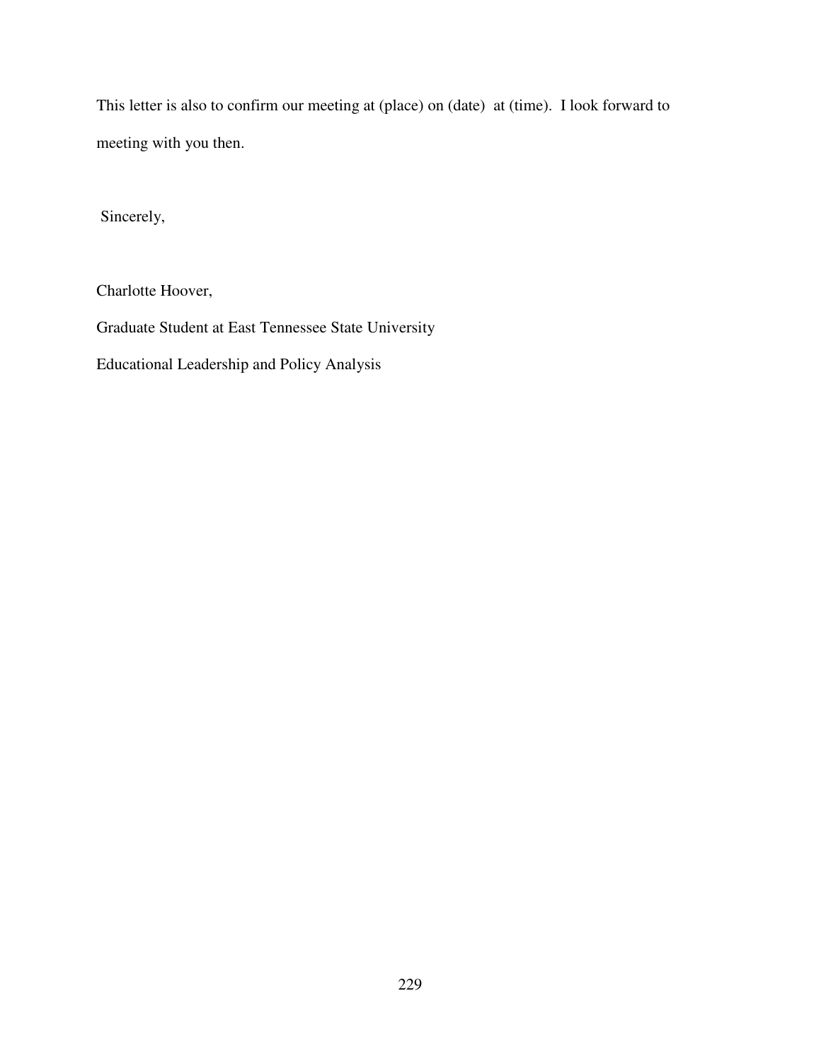This letter is also to confirm our meeting at (place) on (date) at (time). I look forward to meeting with you then.

Sincerely,

Charlotte Hoover,

Graduate Student at East Tennessee State University

Educational Leadership and Policy Analysis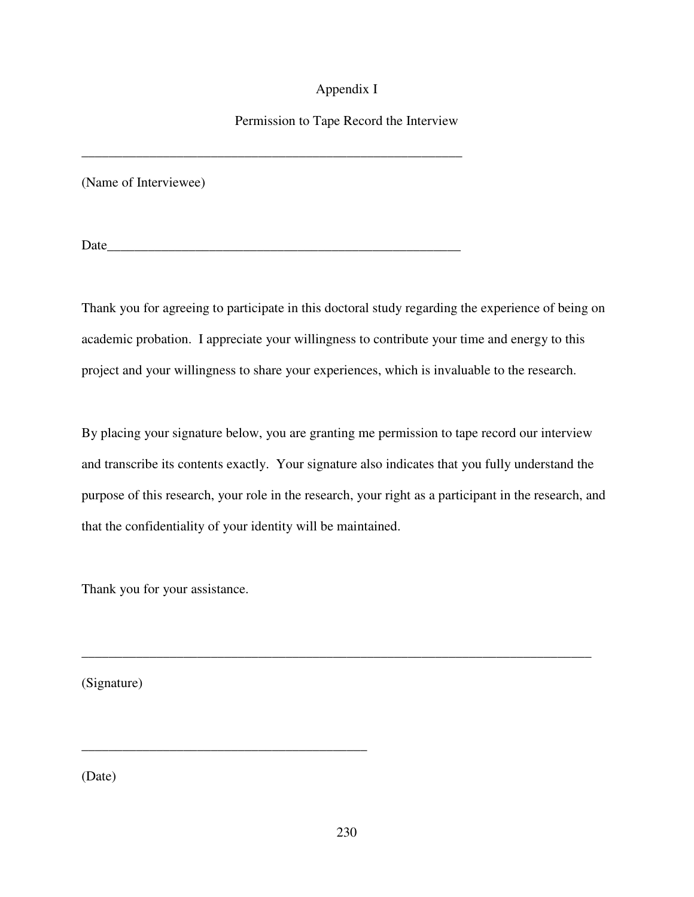# Appendix I

## Permission to Tape Record the Interview

\_\_\_\_\_\_\_\_\_\_\_\_\_\_\_\_\_\_\_\_\_\_\_\_\_\_\_\_\_\_\_\_\_\_\_\_\_\_\_\_\_\_\_\_\_\_\_\_\_\_\_\_\_\_\_\_

(Name of Interviewee)

Date\_\_\_\_\_\_\_\_\_\_\_\_\_\_\_\_\_\_\_\_\_\_\_\_\_\_\_\_\_\_\_\_\_\_\_\_\_\_\_\_\_\_\_\_\_\_\_\_\_\_\_\_

Thank you for agreeing to participate in this doctoral study regarding the experience of being on academic probation. I appreciate your willingness to contribute your time and energy to this project and your willingness to share your experiences, which is invaluable to the research.

By placing your signature below, you are granting me permission to tape record our interview and transcribe its contents exactly. Your signature also indicates that you fully understand the purpose of this research, your role in the research, your right as a participant in the research, and that the confidentiality of your identity will be maintained.

Thank you for your assistance.

\_\_\_\_\_\_\_\_\_\_\_\_\_\_\_\_\_\_\_\_\_\_\_\_\_\_\_\_\_\_\_\_\_\_\_\_\_\_\_\_\_\_\_\_\_\_\_\_\_\_\_\_\_\_\_\_\_\_\_\_\_\_\_\_\_\_\_\_\_\_\_\_\_\_

(Signature)

\_\_\_\_\_\_\_\_\_\_\_\_\_\_\_\_\_\_\_\_\_\_\_\_\_\_\_\_\_\_\_\_\_\_\_\_\_\_\_\_\_\_

(Date)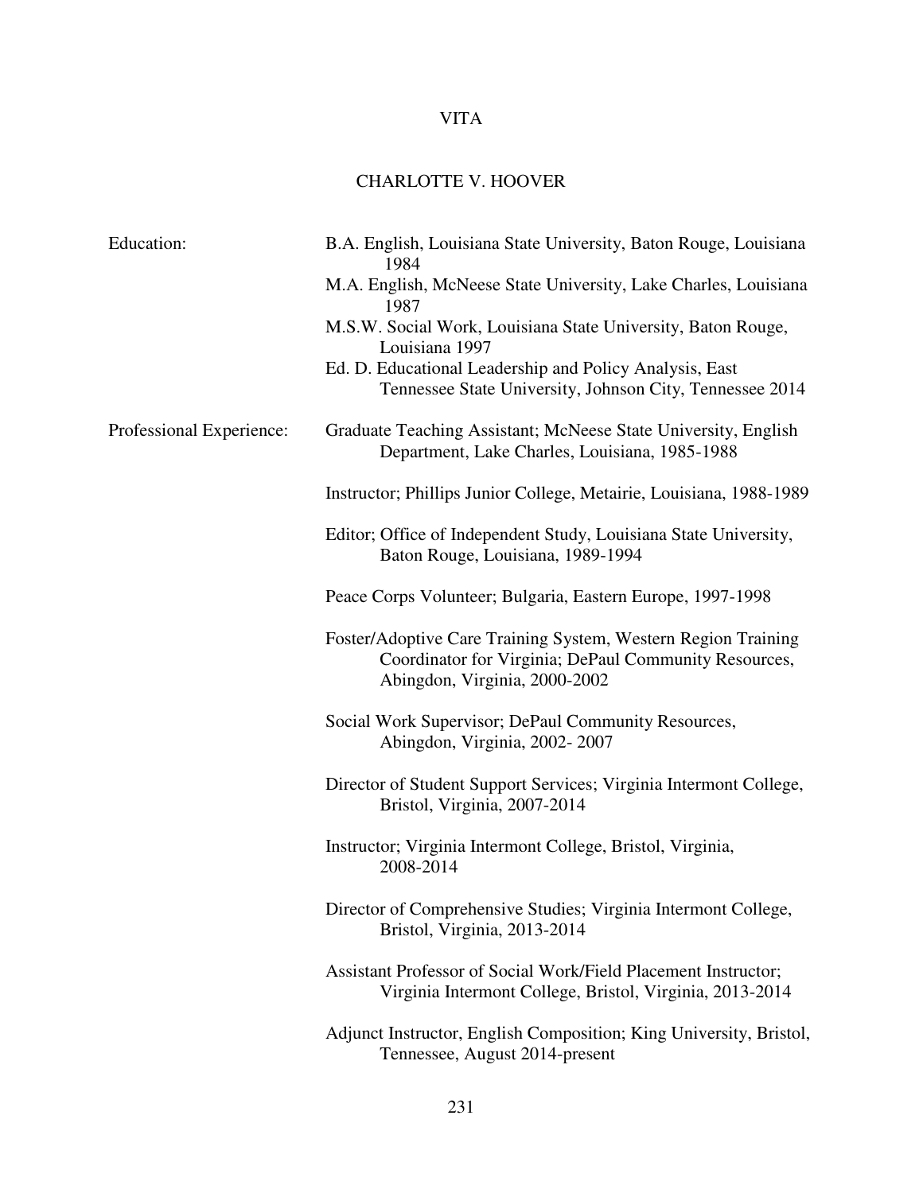# VITA

## CHARLOTTE V. HOOVER

| | |
|---|---|
| Education: | B.A. English, Louisiana State University, Baton Rouge, Louisiana 1984 |
| | M.A. English, McNeese State University, Lake Charles, Louisiana 1987 |
| | M.S.W. Social Work, Louisiana State University, Baton Rouge, Louisiana 1997 |
| | Ed. D. Educational Leadership and Policy Analysis, East Tennessee State University, Johnson City, Tennessee 2014 |
| Professional Experience: | Graduate Teaching Assistant; McNeese State University, English Department, Lake Charles, Louisiana, 1985-1988 |
| | Instructor; Phillips Junior College, Metairie, Louisiana, 1988-1989 |
| | Editor; Office of Independent Study, Louisiana State University, Baton Rouge, Louisiana, 1989-1994 |
| | Peace Corps Volunteer; Bulgaria, Eastern Europe, 1997-1998 |
| | Foster/Adoptive Care Training System, Western Region Training Coordinator for Virginia; DePaul Community Resources, Abingdon, Virginia, 2000-2002 |
| | Social Work Supervisor; DePaul Community Resources, Abingdon, Virginia, 2002- 2007 |
| | Director of Student Support Services; Virginia Intermont College, Bristol, Virginia, 2007-2014 |
| | Instructor; Virginia Intermont College, Bristol, Virginia, 2008-2014 |
| | Director of Comprehensive Studies; Virginia Intermont College, Bristol, Virginia, 2013-2014 |
| | Assistant Professor of Social Work/Field Placement Instructor; Virginia Intermont College, Bristol, Virginia, 2013-2014 |
| | Adjunct Instructor, English Composition; King University, Bristol, Tennessee, August 2014-present |